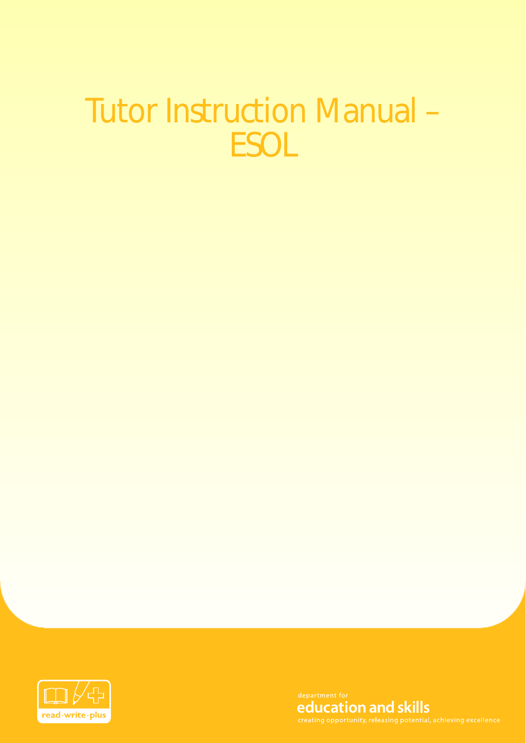# Tutor Instruction Manual – ESOL

read·write·plus

department for
**education and skills**
creating opportunity, releasing potential, achieving excellence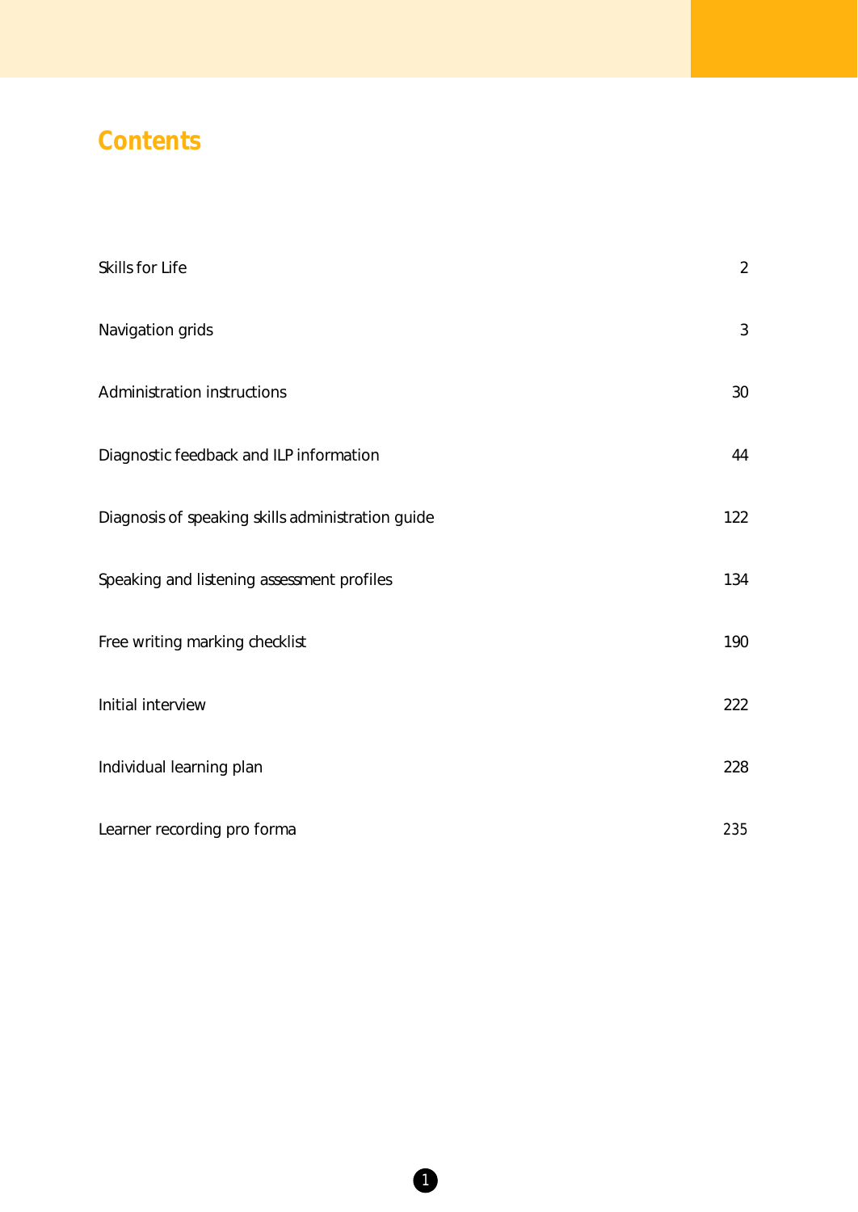# Contents

| | |
|---|---|
| Skills for Life | 2 |
| Navigation grids | 3 |
| Administration instructions | 30 |
| Diagnostic feedback and ILP information | 44 |
| Diagnosis of speaking skills administration guide | 122 |
| Speaking and listening assessment profiles | 134 |
| Free writing marking checklist | 190 |
| Initial interview | 222 |
| Individual learning plan | 228 |
| Learner recording pro forma | 235 |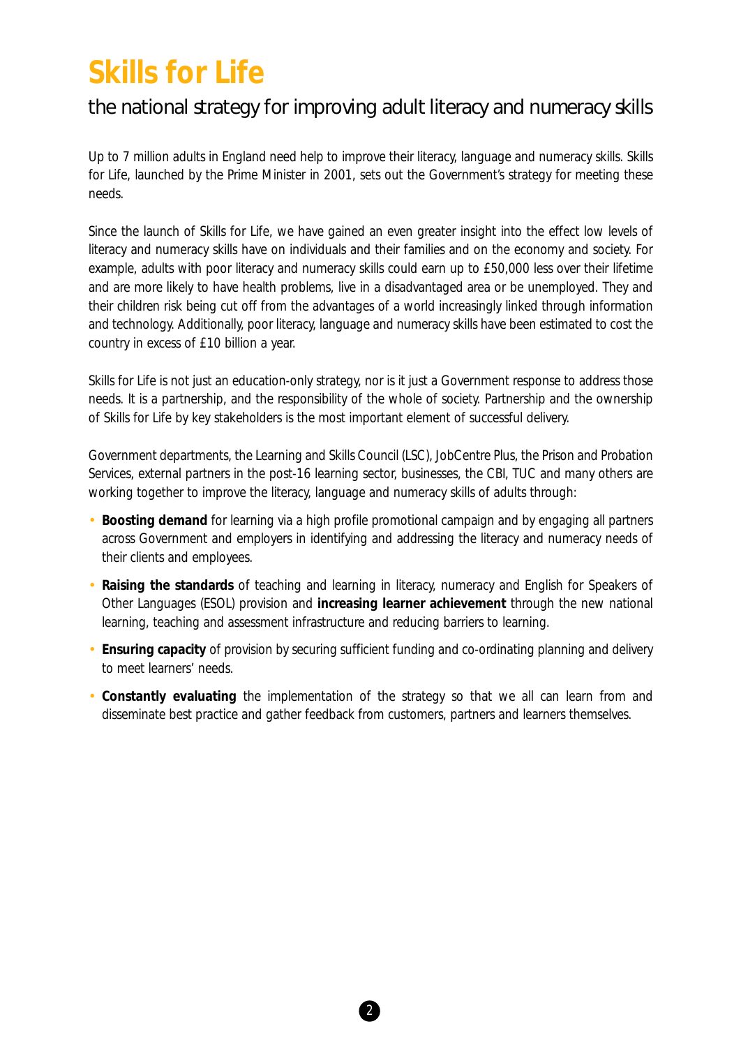# Skills for Life

## the national strategy for improving adult literacy and numeracy skills

Up to 7 million adults in England need help to improve their literacy, language and numeracy skills. Skills for Life, launched by the Prime Minister in 2001, sets out the Government's strategy for meeting these needs.

Since the launch of Skills for Life, we have gained an even greater insight into the effect low levels of literacy and numeracy skills have on individuals and their families and on the economy and society. For example, adults with poor literacy and numeracy skills could earn up to £50,000 less over their lifetime and are more likely to have health problems, live in a disadvantaged area or be unemployed. They and their children risk being cut off from the advantages of a world increasingly linked through information and technology. Additionally, poor literacy, language and numeracy skills have been estimated to cost the country in excess of £10 billion a year.

Skills for Life is not just an education-only strategy, nor is it just a Government response to address those needs. It is a partnership, and the responsibility of the whole of society. Partnership and the ownership of Skills for Life by key stakeholders is the most important element of successful delivery.

Government departments, the Learning and Skills Council (LSC), JobCentre Plus, the Prison and Probation Services, external partners in the post-16 learning sector, businesses, the CBI, TUC and many others are working together to improve the literacy, language and numeracy skills of adults through:

- **Boosting demand** for learning via a high profile promotional campaign and by engaging all partners across Government and employers in identifying and addressing the literacy and numeracy needs of their clients and employees.
- **Raising the standards** of teaching and learning in literacy, numeracy and English for Speakers of Other Languages (ESOL) provision and **increasing learner achievement** through the new national learning, teaching and assessment infrastructure and reducing barriers to learning.
- **Ensuring capacity** of provision by securing sufficient funding and co-ordinating planning and delivery to meet learners' needs.
- **Constantly evaluating** the implementation of the strategy so that we all can learn from and disseminate best practice and gather feedback from customers, partners and learners themselves.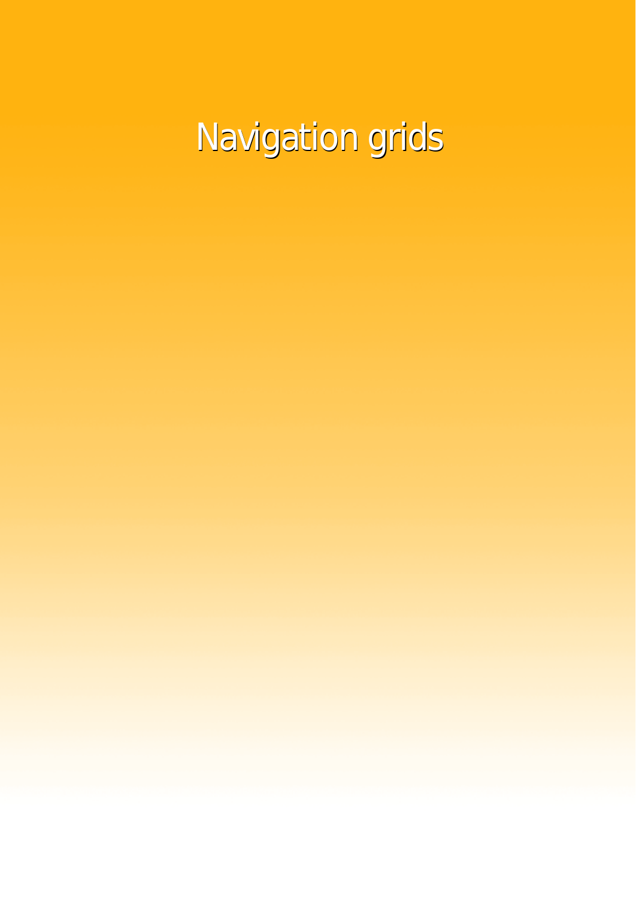# Navigation grids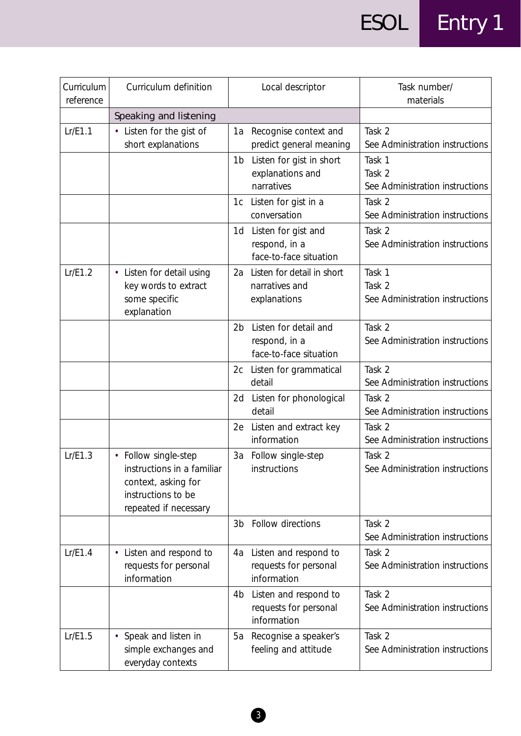| Curriculum reference | Curriculum definition | Local descriptor | Task number/ materials |
|---|---|---|---|
| | Speaking and listening | | |
| Lr/E1.1 | • Listen for the gist of short explanations | 1a Recognise context and predict general meaning | Task 2<br>See Administration instructions |
| | | 1b Listen for gist in short explanations and narratives | Task 1<br>Task 2<br>See Administration instructions |
| | | 1c Listen for gist in a conversation | Task 2<br>See Administration instructions |
| | | 1d Listen for gist and respond, in a face-to-face situation | Task 2<br>See Administration instructions |
| Lr/E1.2 | • Listen for detail using key words to extract some specific explanation | 2a Listen for detail in short narratives and explanations | Task 1<br>Task 2<br>See Administration instructions |
| | | 2b Listen for detail and respond, in a face-to-face situation | Task 2<br>See Administration instructions |
| | | 2c Listen for grammatical detail | Task 2<br>See Administration instructions |
| | | 2d Listen for phonological detail | Task 2<br>See Administration instructions |
| | | 2e Listen and extract key information | Task 2<br>See Administration instructions |
| Lr/E1.3 | • Follow single-step instructions in a familiar context, asking for instructions to be repeated if necessary | 3a Follow single-step instructions | Task 2<br>See Administration instructions |
| | | 3b Follow directions | Task 2<br>See Administration instructions |
| Lr/E1.4 | • Listen and respond to requests for personal information | 4a Listen and respond to requests for personal information | Task 2<br>See Administration instructions |
| | | 4b Listen and respond to requests for personal information | Task 2<br>See Administration instructions |
| Lr/E1.5 | • Speak and listen in simple exchanges and everyday contexts | 5a Recognise a speaker's feeling and attitude | Task 2<br>See Administration instructions |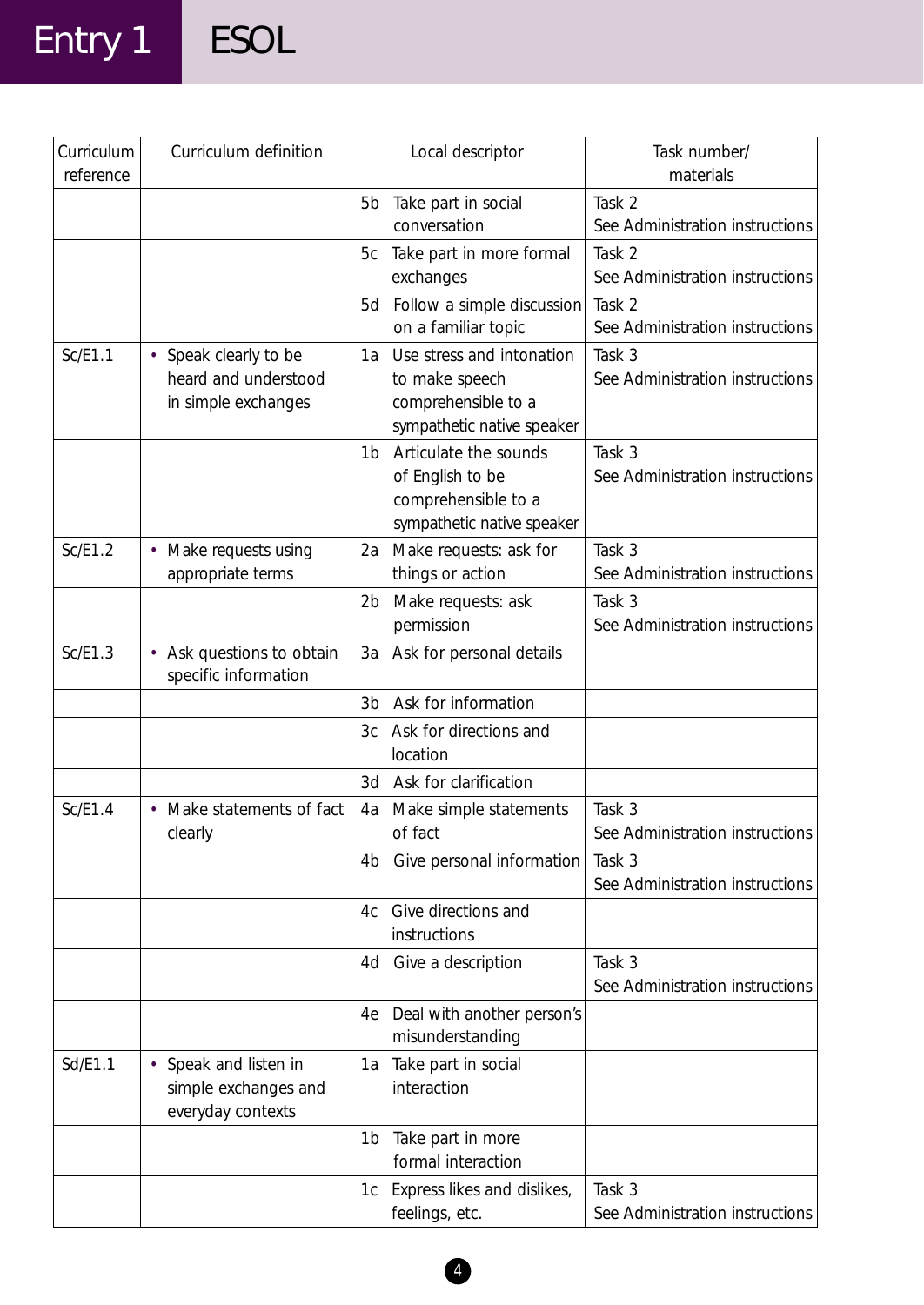# Entry 1 ESOL

| Curriculum reference | Curriculum definition | Local descriptor | Task number/ materials |
|---|---|---|---|
| | | 5b Take part in social conversation | Task 2 See Administration instructions |
| | | 5c Take part in more formal exchanges | Task 2 See Administration instructions |
| | | 5d Follow a simple discussion on a familiar topic | Task 2 See Administration instructions |
| Sc/E1.1 | • Speak clearly to be heard and understood in simple exchanges | 1a Use stress and intonation to make speech comprehensible to a sympathetic native speaker | Task 3 See Administration instructions |
| | | 1b Articulate the sounds of English to be comprehensible to a sympathetic native speaker | Task 3 See Administration instructions |
| Sc/E1.2 | • Make requests using appropriate terms | 2a Make requests: ask for things or action | Task 3 See Administration instructions |
| | | 2b Make requests: ask permission | Task 3 See Administration instructions |
| Sc/E1.3 | • Ask questions to obtain specific information | 3a Ask for personal details | |
| | | 3b Ask for information | |
| | | 3c Ask for directions and location | |
| | | 3d Ask for clarification | |
| Sc/E1.4 | • Make statements of fact clearly | 4a Make simple statements of fact | Task 3 See Administration instructions |
| | | 4b Give personal information | Task 3 See Administration instructions |
| | | 4c Give directions and instructions | |
| | | 4d Give a description | Task 3 See Administration instructions |
| | | 4e Deal with another person's misunderstanding | |
| Sd/E1.1 | • Speak and listen in simple exchanges and everyday contexts | 1a Take part in social interaction | |
| | | 1b Take part in more formal interaction | |
| | | 1c Express likes and dislikes, feelings, etc. | Task 3 See Administration instructions |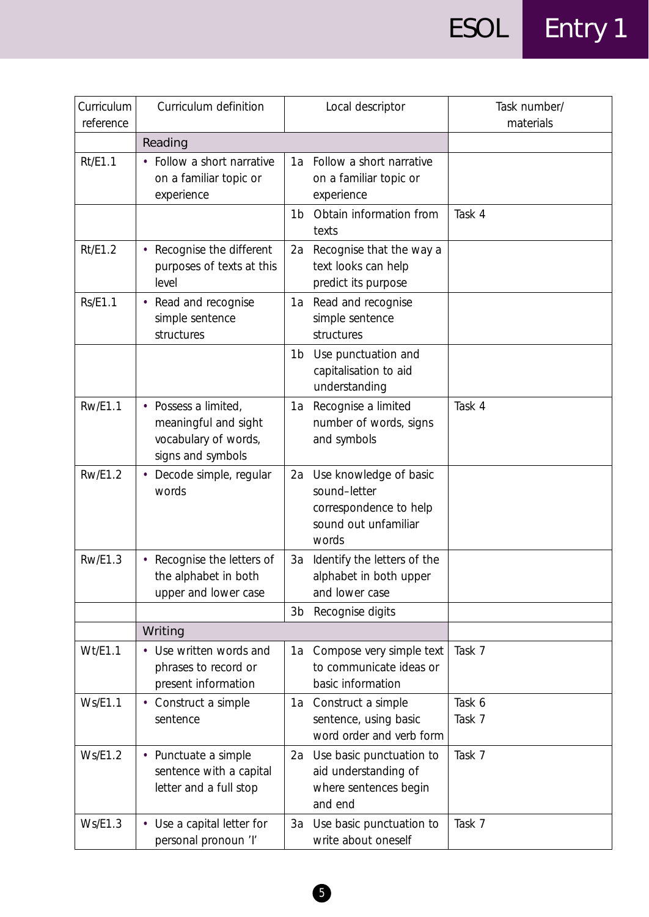| Curriculum reference | Curriculum definition | Local descriptor | Task number/ materials |
|---|---|---|---|
| | **Reading** | | |
| Rt/E1.1 | • Follow a short narrative on a familiar topic or experience | 1a Follow a short narrative on a familiar topic or experience | |
| | | 1b Obtain information from texts | Task 4 |
| Rt/E1.2 | • Recognise the different purposes of texts at this level | 2a Recognise that the way a text looks can help predict its purpose | |
| Rs/E1.1 | • Read and recognise simple sentence structures | 1a Read and recognise simple sentence structures | |
| | | 1b Use punctuation and capitalisation to aid understanding | |
| Rw/E1.1 | • Possess a limited, meaningful and sight vocabulary of words, signs and symbols | 1a Recognise a limited number of words, signs and symbols | Task 4 |
| Rw/E1.2 | • Decode simple, regular words | 2a Use knowledge of basic sound–letter correspondence to help sound out unfamiliar words | |
| Rw/E1.3 | • Recognise the letters of the alphabet in both upper and lower case | 3a Identify the letters of the alphabet in both upper and lower case | |
| | | 3b Recognise digits | |
| | **Writing** | | |
| Wt/E1.1 | • Use written words and phrases to record or present information | 1a Compose very simple text to communicate ideas or basic information | Task 7 |
| Ws/E1.1 | • Construct a simple sentence | 1a Construct a simple sentence, using basic word order and verb form | Task 6<br>Task 7 |
| Ws/E1.2 | • Punctuate a simple sentence with a capital letter and a full stop | 2a Use basic punctuation to aid understanding of where sentences begin and end | Task 7 |
| Ws/E1.3 | • Use a capital letter for personal pronoun 'I' | 3a Use basic punctuation to write about oneself | Task 7 |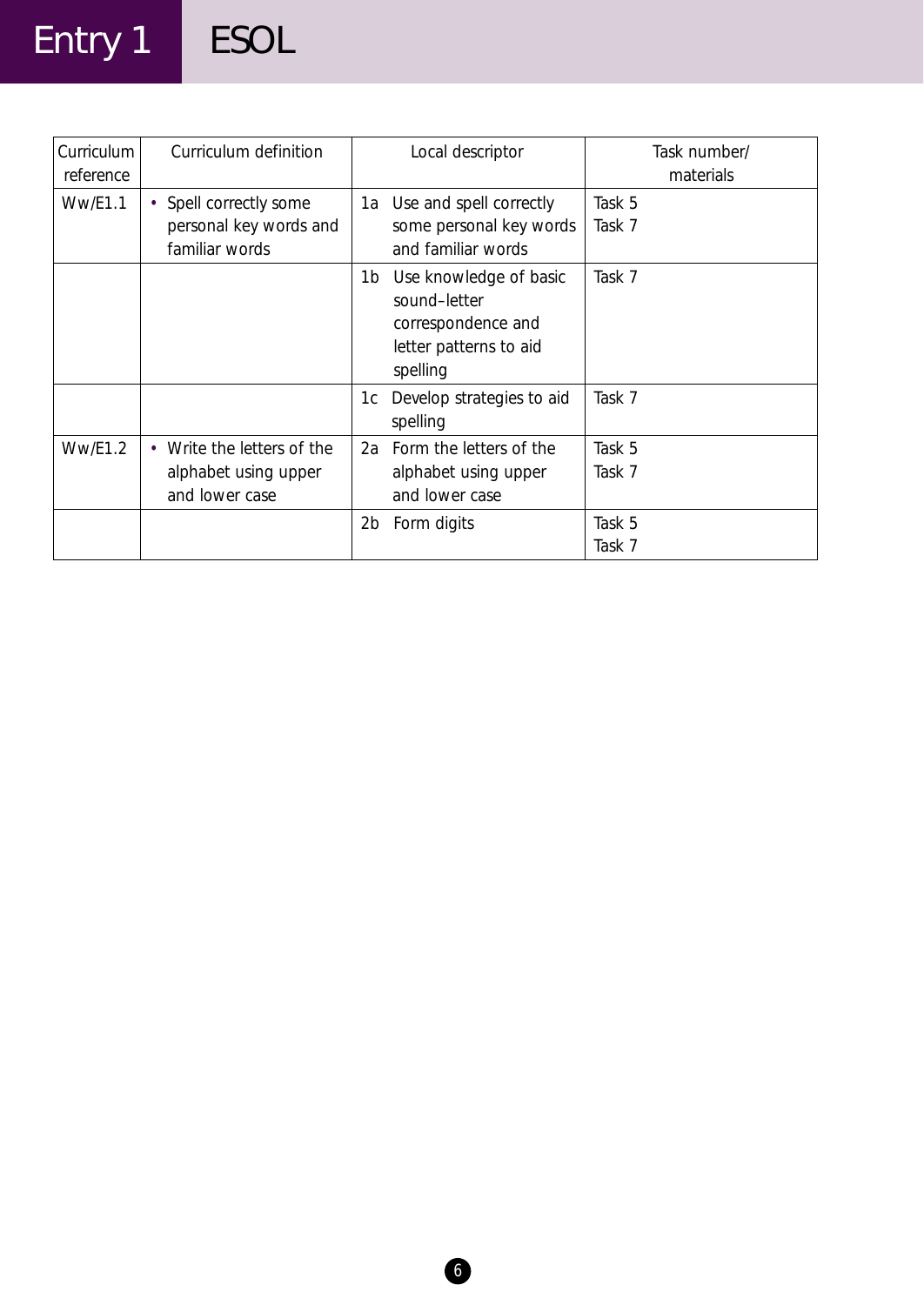# Entry 1 ESOL

| Curriculum reference | Curriculum definition | Local descriptor | Task number/ materials |
|---|---|---|---|
| Ww/E1.1 | • Spell correctly some personal key words and familiar words | 1a Use and spell correctly some personal key words and familiar words | Task 5<br>Task 7 |
| | | 1b Use knowledge of basic sound–letter correspondence and letter patterns to aid spelling | Task 7 |
| | | 1c Develop strategies to aid spelling | Task 7 |
| Ww/E1.2 | • Write the letters of the alphabet using upper and lower case | 2a Form the letters of the alphabet using upper and lower case | Task 5<br>Task 7 |
| | | 2b Form digits | Task 5<br>Task 7 |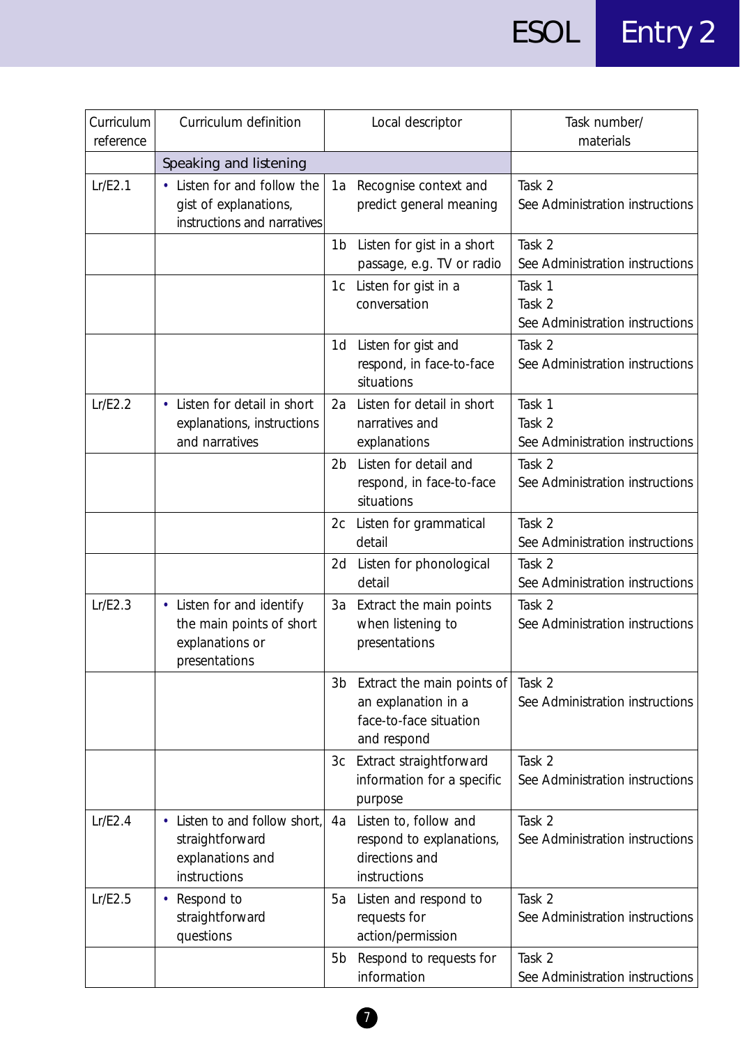| Curriculum reference | Curriculum definition | Local descriptor | Task number/ materials |
|---|---|---|---|
| | Speaking and listening | | |
| Lr/E2.1 | • Listen for and follow the gist of explanations, instructions and narratives | 1a Recognise context and predict general meaning | Task 2 See Administration instructions |
| | | 1b Listen for gist in a short passage, e.g. TV or radio | Task 2 See Administration instructions |
| | | 1c Listen for gist in a conversation | Task 1 Task 2 See Administration instructions |
| | | 1d Listen for gist and respond, in face-to-face situations | Task 2 See Administration instructions |
| Lr/E2.2 | • Listen for detail in short explanations, instructions and narratives | 2a Listen for detail in short narratives and explanations | Task 1 Task 2 See Administration instructions |
| | | 2b Listen for detail and respond, in face-to-face situations | Task 2 See Administration instructions |
| | | 2c Listen for grammatical detail | Task 2 See Administration instructions |
| | | 2d Listen for phonological detail | Task 2 See Administration instructions |
| Lr/E2.3 | • Listen for and identify the main points of short explanations or presentations | 3a Extract the main points when listening to presentations | Task 2 See Administration instructions |
| | | 3b Extract the main points of an explanation in a face-to-face situation and respond | Task 2 See Administration instructions |
| | | 3c Extract straightforward information for a specific purpose | Task 2 See Administration instructions |
| Lr/E2.4 | • Listen to and follow short, straightforward explanations and instructions | 4a Listen to, follow and respond to explanations, directions and instructions | Task 2 See Administration instructions |
| Lr/E2.5 | • Respond to straightforward questions | 5a Listen and respond to requests for action/permission | Task 2 See Administration instructions |
| | | 5b Respond to requests for information | Task 2 See Administration instructions |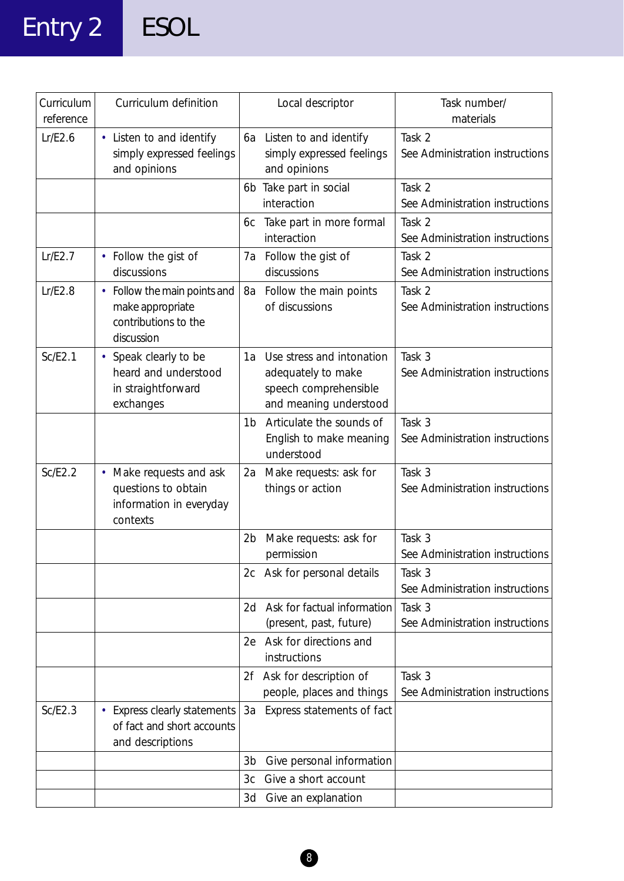# Entry 2 ESOL

| Curriculum reference | Curriculum definition | Local descriptor | Task number/ materials |
|---|---|---|---|
| Lr/E2.6 | • Listen to and identify simply expressed feelings and opinions | 6a Listen to and identify simply expressed feelings and opinions | Task 2 See Administration instructions |
| | | 6b Take part in social interaction | Task 2 See Administration instructions |
| | | 6c Take part in more formal interaction | Task 2 See Administration instructions |
| Lr/E2.7 | • Follow the gist of discussions | 7a Follow the gist of discussions | Task 2 See Administration instructions |
| Lr/E2.8 | • Follow the main points and make appropriate contributions to the discussion | 8a Follow the main points of discussions | Task 2 See Administration instructions |
| Sc/E2.1 | • Speak clearly to be heard and understood in straightforward exchanges | 1a Use stress and intonation adequately to make speech comprehensible and meaning understood | Task 3 See Administration instructions |
| | | 1b Articulate the sounds of English to make meaning understood | Task 3 See Administration instructions |
| Sc/E2.2 | • Make requests and ask questions to obtain information in everyday contexts | 2a Make requests: ask for things or action | Task 3 See Administration instructions |
| | | 2b Make requests: ask for permission | Task 3 See Administration instructions |
| | | 2c Ask for personal details | Task 3 See Administration instructions |
| | | 2d Ask for factual information (present, past, future) | Task 3 See Administration instructions |
| | | 2e Ask for directions and instructions | |
| | | 2f Ask for description of people, places and things | Task 3 See Administration instructions |
| Sc/E2.3 | • Express clearly statements of fact and short accounts and descriptions | 3a Express statements of fact | |
| | | 3b Give personal information | |
| | | 3c Give a short account | |
| | | 3d Give an explanation | |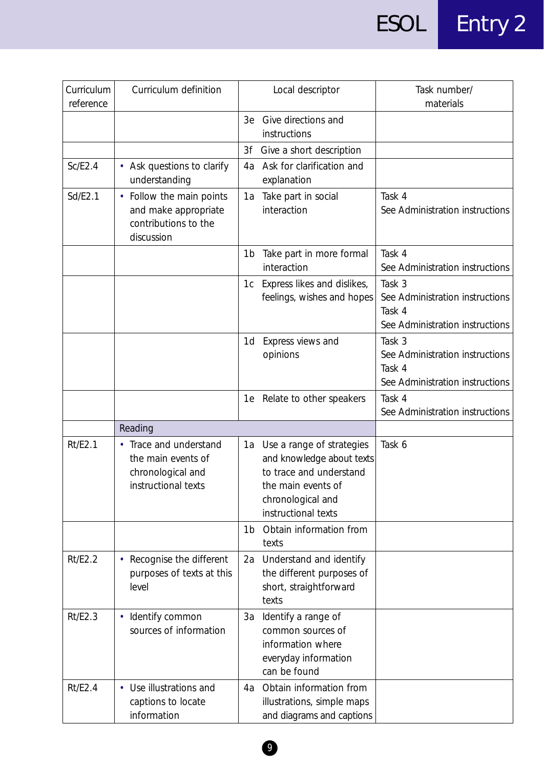| Curriculum reference | Curriculum definition | Local descriptor | Task number/ materials |
|---|---|---|---|
| | | 3e Give directions and instructions | |
| | | 3f Give a short description | |
| Sc/E2.4 | • Ask questions to clarify understanding | 4a Ask for clarification and explanation | |
| Sd/E2.1 | • Follow the main points and make appropriate contributions to the discussion | 1a Take part in social interaction | Task 4<br>See Administration instructions |
| | | 1b Take part in more formal interaction | Task 4<br>See Administration instructions |
| | | 1c Express likes and dislikes, feelings, wishes and hopes | Task 3<br>See Administration instructions<br>Task 4<br>See Administration instructions |
| | | 1d Express views and opinions | Task 3<br>See Administration instructions<br>Task 4<br>See Administration instructions |
| | | 1e Relate to other speakers | Task 4<br>See Administration instructions |
| | Reading | | |
| Rt/E2.1 | • Trace and understand the main events of chronological and instructional texts | 1a Use a range of strategies and knowledge about texts to trace and understand the main events of chronological and instructional texts | Task 6 |
| | | 1b Obtain information from texts | |
| Rt/E2.2 | • Recognise the different purposes of texts at this level | 2a Understand and identify the different purposes of short, straightforward texts | |
| Rt/E2.3 | • Identify common sources of information | 3a Identify a range of common sources of information where everyday information can be found | |
| Rt/E2.4 | • Use illustrations and captions to locate information | 4a Obtain information from illustrations, simple maps and diagrams and captions | |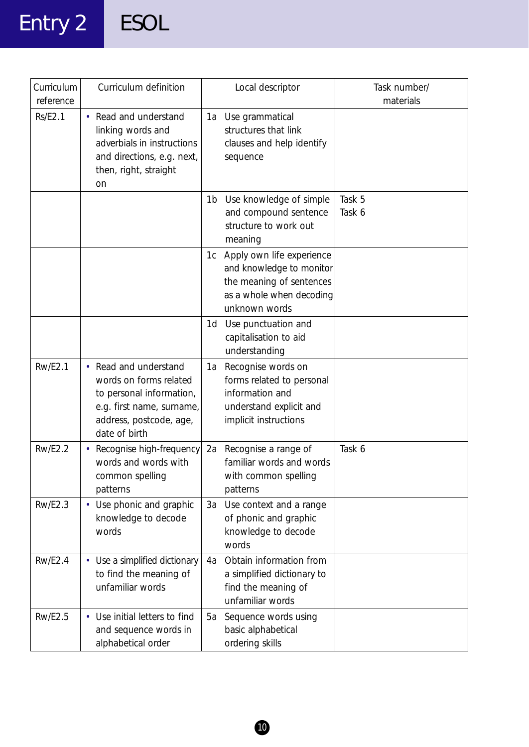# Entry 2 ESOL

| Curriculum reference | Curriculum definition | Local descriptor | Task number/ materials |
|---|---|---|---|
| Rs/E2.1 | • Read and understand linking words and adverbials in instructions and directions, e.g. next, then, right, straight on | 1a Use grammatical structures that link clauses and help identify sequence | |
| | | 1b Use knowledge of simple and compound sentence structure to work out meaning | Task 5<br>Task 6 |
| | | 1c Apply own life experience and knowledge to monitor the meaning of sentences as a whole when decoding unknown words | |
| | | 1d Use punctuation and capitalisation to aid understanding | |
| Rw/E2.1 | • Read and understand words on forms related to personal information, e.g. first name, surname, address, postcode, age, date of birth | 1a Recognise words on forms related to personal information and understand explicit and implicit instructions | |
| Rw/E2.2 | • Recognise high-frequency words and words with common spelling patterns | 2a Recognise a range of familiar words and words with common spelling patterns | Task 6 |
| Rw/E2.3 | • Use phonic and graphic knowledge to decode words | 3a Use context and a range of phonic and graphic knowledge to decode words | |
| Rw/E2.4 | • Use a simplified dictionary to find the meaning of unfamiliar words | 4a Obtain information from a simplified dictionary to find the meaning of unfamiliar words | |
| Rw/E2.5 | • Use initial letters to find and sequence words in alphabetical order | 5a Sequence words using basic alphabetical ordering skills | |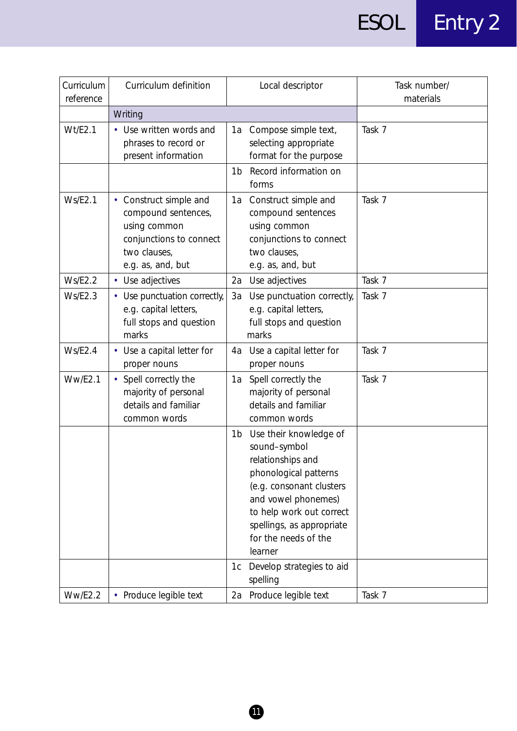| Curriculum reference | Curriculum definition | Local descriptor | Task number/ materials |
|---|---|---|---|
| | Writing | | |
| Wt/E2.1 | • Use written words and phrases to record or present information | 1a Compose simple text, selecting appropriate format for the purpose | Task 7 |
| | | 1b Record information on forms | |
| Ws/E2.1 | • Construct simple and compound sentences, using common conjunctions to connect two clauses, e.g. as, and, but | 1a Construct simple and compound sentences using common conjunctions to connect two clauses, e.g. as, and, but | Task 7 |
| Ws/E2.2 | • Use adjectives | 2a Use adjectives | Task 7 |
| Ws/E2.3 | • Use punctuation correctly, e.g. capital letters, full stops and question marks | 3a Use punctuation correctly, e.g. capital letters, full stops and question marks | Task 7 |
| Ws/E2.4 | • Use a capital letter for proper nouns | 4a Use a capital letter for proper nouns | Task 7 |
| Ww/E2.1 | • Spell correctly the majority of personal details and familiar common words | 1a Spell correctly the majority of personal details and familiar common words | Task 7 |
| | | 1b Use their knowledge of sound–symbol relationships and phonological patterns (e.g. consonant clusters and vowel phonemes) to help work out correct spellings, as appropriate for the needs of the learner | |
| | | 1c Develop strategies to aid spelling | |
| Ww/E2.2 | • Produce legible text | 2a Produce legible text | Task 7 |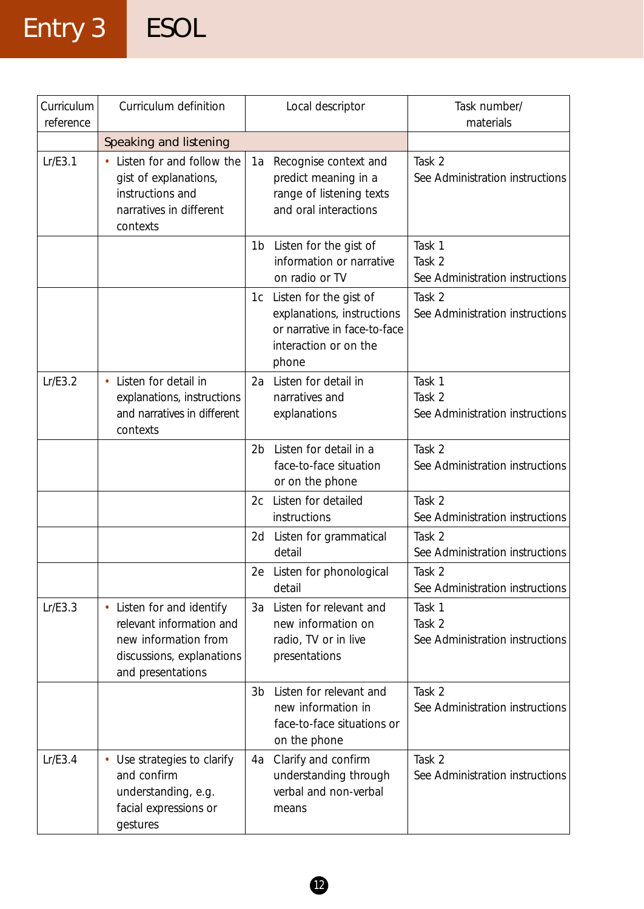# Entry 3 ESOL

| Curriculum reference | Curriculum definition | Local descriptor | Task number/ materials |
|---|---|---|---|
| | Speaking and listening | | |
| Lr/E3.1 | • Listen for and follow the gist of explanations, instructions and narratives in different contexts | 1a Recognise context and predict meaning in a range of listening texts and oral interactions | Task 2<br>See Administration instructions |
| | | 1b Listen for the gist of information or narrative on radio or TV | Task 1<br>Task 2<br>See Administration instructions |
| | | 1c Listen for the gist of explanations, instructions or narrative in face-to-face interaction or on the phone | Task 2<br>See Administration instructions |
| Lr/E3.2 | • Listen for detail in explanations, instructions and narratives in different contexts | 2a Listen for detail in narratives and explanations | Task 1<br>Task 2<br>See Administration instructions |
| | | 2b Listen for detail in a face-to-face situation or on the phone | Task 2<br>See Administration instructions |
| | | 2c Listen for detailed instructions | Task 2<br>See Administration instructions |
| | | 2d Listen for grammatical detail | Task 2<br>See Administration instructions |
| | | 2e Listen for phonological detail | Task 2<br>See Administration instructions |
| Lr/E3.3 | • Listen for and identify relevant information and new information from discussions, explanations and presentations | 3a Listen for relevant and new information on radio, TV or in live presentations | Task 1<br>Task 2<br>See Administration instructions |
| | | 3b Listen for relevant and new information in face-to-face situations or on the phone | Task 2<br>See Administration instructions |
| Lr/E3.4 | • Use strategies to clarify and confirm understanding, e.g. facial expressions or gestures | 4a Clarify and confirm understanding through verbal and non-verbal means | Task 2<br>See Administration instructions |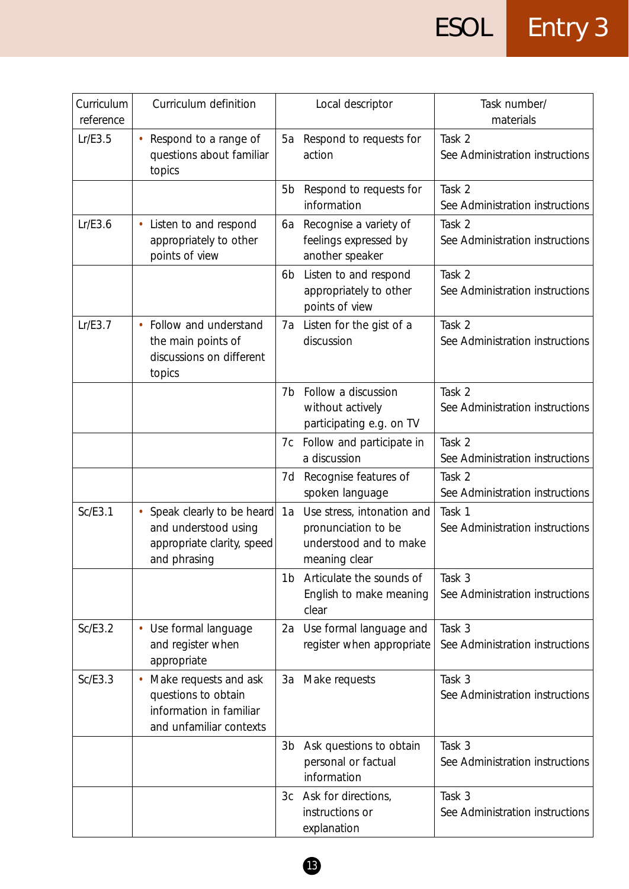| Curriculum reference | Curriculum definition | Local descriptor | Task number/ materials |
|---|---|---|---|
| Lr/E3.5 | • Respond to a range of questions about familiar topics | 5a Respond to requests for action | Task 2 See Administration instructions |
| | | 5b Respond to requests for information | Task 2 See Administration instructions |
| Lr/E3.6 | • Listen to and respond appropriately to other points of view | 6a Recognise a variety of feelings expressed by another speaker | Task 2 See Administration instructions |
| | | 6b Listen to and respond appropriately to other points of view | Task 2 See Administration instructions |
| Lr/E3.7 | • Follow and understand the main points of discussions on different topics | 7a Listen for the gist of a discussion | Task 2 See Administration instructions |
| | | 7b Follow a discussion without actively participating e.g. on TV | Task 2 See Administration instructions |
| | | 7c Follow and participate in a discussion | Task 2 See Administration instructions |
| | | 7d Recognise features of spoken language | Task 2 See Administration instructions |
| Sc/E3.1 | • Speak clearly to be heard and understood using appropriate clarity, speed and phrasing | 1a Use stress, intonation and pronunciation to be understood and to make meaning clear | Task 1 See Administration instructions |
| | | 1b Articulate the sounds of English to make meaning clear | Task 3 See Administration instructions |
| Sc/E3.2 | • Use formal language and register when appropriate | 2a Use formal language and register when appropriate | Task 3 See Administration instructions |
| Sc/E3.3 | • Make requests and ask questions to obtain information in familiar and unfamiliar contexts | 3a Make requests | Task 3 See Administration instructions |
| | | 3b Ask questions to obtain personal or factual information | Task 3 See Administration instructions |
| | | 3c Ask for directions, instructions or explanation | Task 3 See Administration instructions |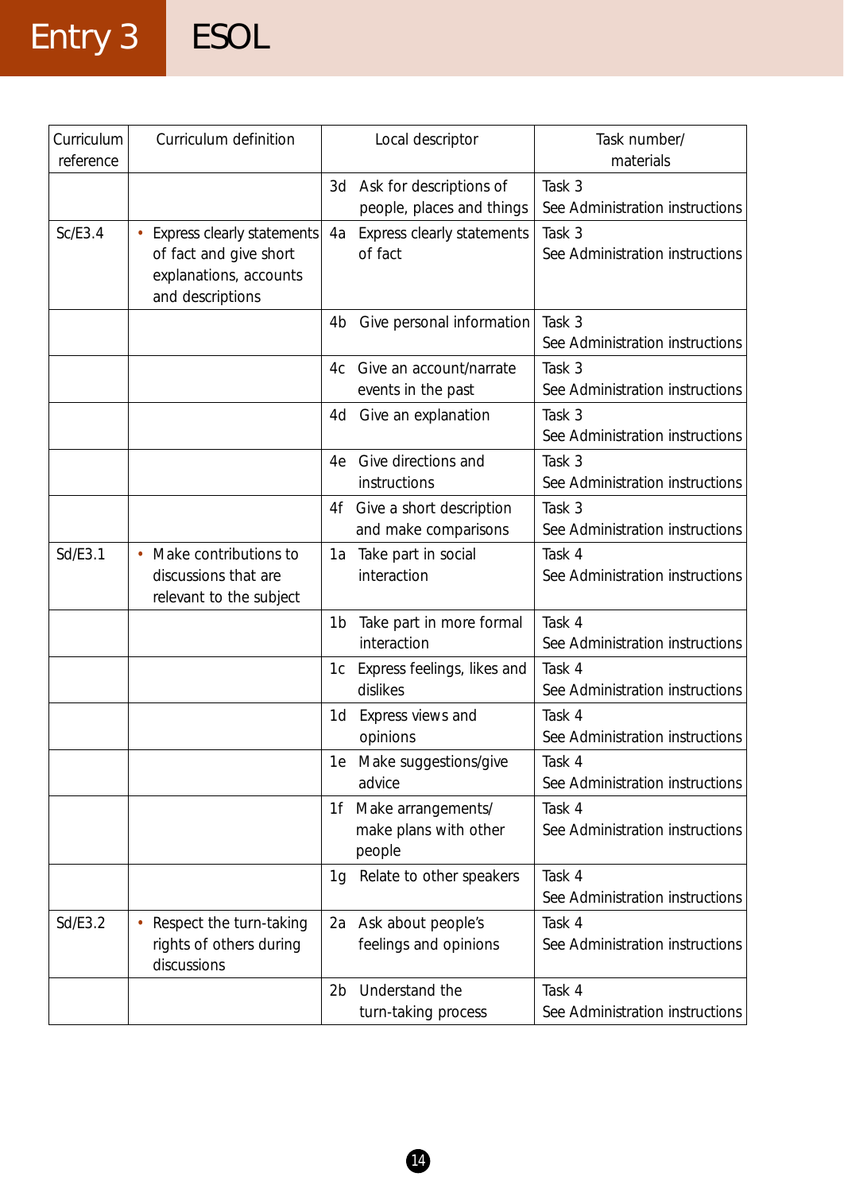# Entry 3 ESOL

| Curriculum reference | Curriculum definition | Local descriptor | Task number/ materials |
|---|---|---|---|
| | | 3d Ask for descriptions of people, places and things | Task 3 See Administration instructions |
| Sc/E3.4 | • Express clearly statements of fact and give short explanations, accounts and descriptions | 4a Express clearly statements of fact | Task 3 See Administration instructions |
| | | 4b Give personal information | Task 3 See Administration instructions |
| | | 4c Give an account/narrate events in the past | Task 3 See Administration instructions |
| | | 4d Give an explanation | Task 3 See Administration instructions |
| | | 4e Give directions and instructions | Task 3 See Administration instructions |
| | | 4f Give a short description and make comparisons | Task 3 See Administration instructions |
| Sd/E3.1 | • Make contributions to discussions that are relevant to the subject | 1a Take part in social interaction | Task 4 See Administration instructions |
| | | 1b Take part in more formal interaction | Task 4 See Administration instructions |
| | | 1c Express feelings, likes and dislikes | Task 4 See Administration instructions |
| | | 1d Express views and opinions | Task 4 See Administration instructions |
| | | 1e Make suggestions/give advice | Task 4 See Administration instructions |
| | | 1f Make arrangements/ make plans with other people | Task 4 See Administration instructions |
| | | 1g Relate to other speakers | Task 4 See Administration instructions |
| Sd/E3.2 | • Respect the turn-taking rights of others during discussions | 2a Ask about people's feelings and opinions | Task 4 See Administration instructions |
| | | 2b Understand the turn-taking process | Task 4 See Administration instructions |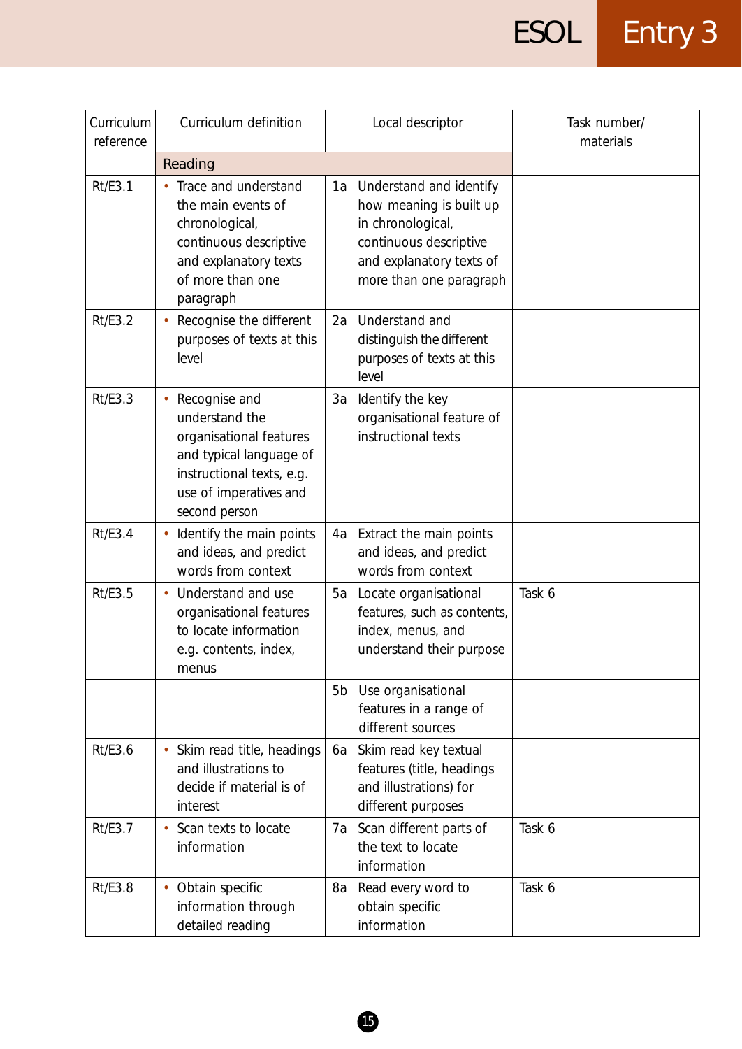| Curriculum reference | Curriculum definition | Local descriptor | Task number/ materials |
|---|---|---|---|
| | Reading | | |
| Rt/E3.1 | • Trace and understand the main events of chronological, continuous descriptive and explanatory texts of more than one paragraph | 1a Understand and identify how meaning is built up in chronological, continuous descriptive and explanatory texts of more than one paragraph | |
| Rt/E3.2 | • Recognise the different purposes of texts at this level | 2a Understand and distinguish the different purposes of texts at this level | |
| Rt/E3.3 | • Recognise and understand the organisational features and typical language of instructional texts, e.g. use of imperatives and second person | 3a Identify the key organisational feature of instructional texts | |
| Rt/E3.4 | • Identify the main points and ideas, and predict words from context | 4a Extract the main points and ideas, and predict words from context | |
| Rt/E3.5 | • Understand and use organisational features to locate information e.g. contents, index, menus | 5a Locate organisational features, such as contents, index, menus, and understand their purpose | Task 6 |
| | | 5b Use organisational features in a range of different sources | |
| Rt/E3.6 | • Skim read title, headings and illustrations to decide if material is of interest | 6a Skim read key textual features (title, headings and illustrations) for different purposes | |
| Rt/E3.7 | • Scan texts to locate information | 7a Scan different parts of the text to locate information | Task 6 |
| Rt/E3.8 | • Obtain specific information through detailed reading | 8a Read every word to obtain specific information | Task 6 |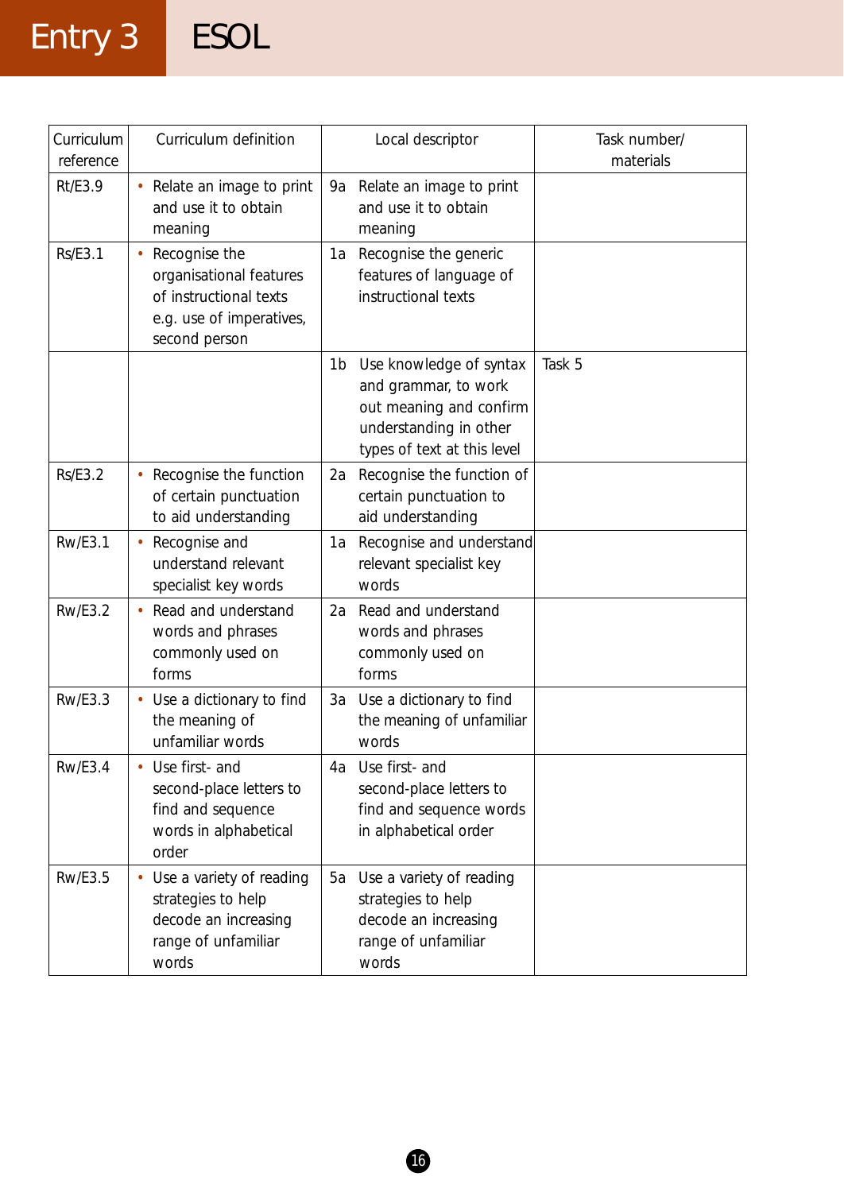# Entry 3 ESOL

| Curriculum reference | Curriculum definition | Local descriptor | Task number/ materials |
|---|---|---|---|
| Rt/E3.9 | • Relate an image to print and use it to obtain meaning | 9a Relate an image to print and use it to obtain meaning | |
| Rs/E3.1 | • Recognise the organisational features of instructional texts e.g. use of imperatives, second person | 1a Recognise the generic features of language of instructional texts | |
| | | 1b Use knowledge of syntax and grammar, to work out meaning and confirm understanding in other types of text at this level | Task 5 |
| Rs/E3.2 | • Recognise the function of certain punctuation to aid understanding | 2a Recognise the function of certain punctuation to aid understanding | |
| Rw/E3.1 | • Recognise and understand relevant specialist key words | 1a Recognise and understand relevant specialist key words | |
| Rw/E3.2 | • Read and understand words and phrases commonly used on forms | 2a Read and understand words and phrases commonly used on forms | |
| Rw/E3.3 | • Use a dictionary to find the meaning of unfamiliar words | 3a Use a dictionary to find the meaning of unfamiliar words | |
| Rw/E3.4 | • Use first- and second-place letters to find and sequence words in alphabetical order | 4a Use first- and second-place letters to find and sequence words in alphabetical order | |
| Rw/E3.5 | • Use a variety of reading strategies to help decode an increasing range of unfamiliar words | 5a Use a variety of reading strategies to help decode an increasing range of unfamiliar words | |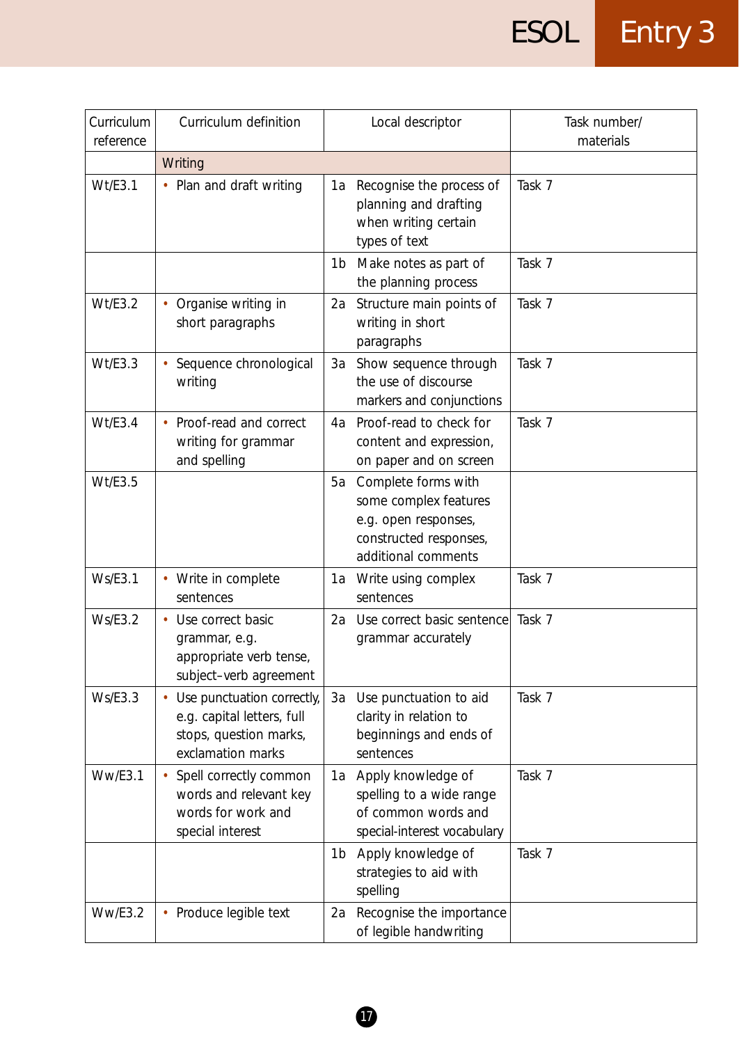| Curriculum reference | Curriculum definition | Local descriptor | Task number/ materials |
|---|---|---|---|
| | Writing | | |
| Wt/E3.1 | • Plan and draft writing | 1a Recognise the process of planning and drafting when writing certain types of text | Task 7 |
| | | 1b Make notes as part of the planning process | Task 7 |
| Wt/E3.2 | • Organise writing in short paragraphs | 2a Structure main points of writing in short paragraphs | Task 7 |
| Wt/E3.3 | • Sequence chronological writing | 3a Show sequence through the use of discourse markers and conjunctions | Task 7 |
| Wt/E3.4 | • Proof-read and correct writing for grammar and spelling | 4a Proof-read to check for content and expression, on paper and on screen | Task 7 |
| Wt/E3.5 | | 5a Complete forms with some complex features e.g. open responses, constructed responses, additional comments | |
| Ws/E3.1 | • Write in complete sentences | 1a Write using complex sentences | Task 7 |
| Ws/E3.2 | • Use correct basic grammar, e.g. appropriate verb tense, subject–verb agreement | 2a Use correct basic sentence grammar accurately | Task 7 |
| Ws/E3.3 | • Use punctuation correctly, e.g. capital letters, full stops, question marks, exclamation marks | 3a Use punctuation to aid clarity in relation to beginnings and ends of sentences | Task 7 |
| Ww/E3.1 | • Spell correctly common words and relevant key words for work and special interest | 1a Apply knowledge of spelling to a wide range of common words and special-interest vocabulary | Task 7 |
| | | 1b Apply knowledge of strategies to aid with spelling | Task 7 |
| Ww/E3.2 | • Produce legible text | 2a Recognise the importance of legible handwriting | |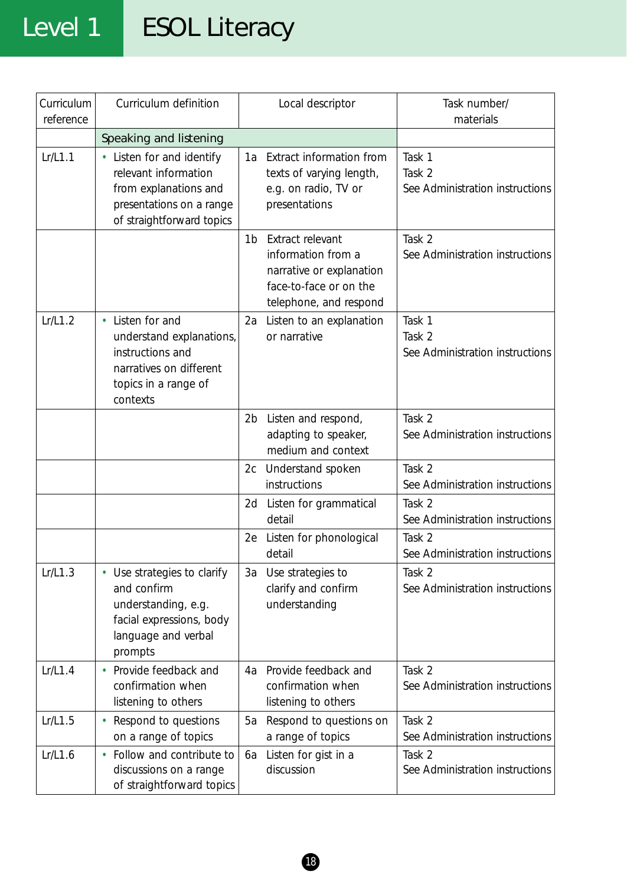# Level 1 ESOL Literacy

| Curriculum reference | Curriculum definition | Local descriptor | Task number/ materials |
|---|---|---|---|
| | Speaking and listening | | |
| Lr/L1.1 | • Listen for and identify relevant information from explanations and presentations on a range of straightforward topics | 1a Extract information from texts of varying length, e.g. on radio, TV or presentations | Task 1<br>Task 2<br>See Administration instructions |
| | | 1b Extract relevant information from a narrative or explanation face-to-face or on the telephone, and respond | Task 2<br>See Administration instructions |
| Lr/L1.2 | • Listen for and understand explanations, instructions and narratives on different topics in a range of contexts | 2a Listen to an explanation or narrative | Task 1<br>Task 2<br>See Administration instructions |
| | | 2b Listen and respond, adapting to speaker, medium and context | Task 2<br>See Administration instructions |
| | | 2c Understand spoken instructions | Task 2<br>See Administration instructions |
| | | 2d Listen for grammatical detail | Task 2<br>See Administration instructions |
| | | 2e Listen for phonological detail | Task 2<br>See Administration instructions |
| Lr/L1.3 | • Use strategies to clarify and confirm understanding, e.g. facial expressions, body language and verbal prompts | 3a Use strategies to clarify and confirm understanding | Task 2<br>See Administration instructions |
| Lr/L1.4 | • Provide feedback and confirmation when listening to others | 4a Provide feedback and confirmation when listening to others | Task 2<br>See Administration instructions |
| Lr/L1.5 | • Respond to questions on a range of topics | 5a Respond to questions on a range of topics | Task 2<br>See Administration instructions |
| Lr/L1.6 | • Follow and contribute to discussions on a range of straightforward topics | 6a Listen for gist in a discussion | Task 2<br>See Administration instructions |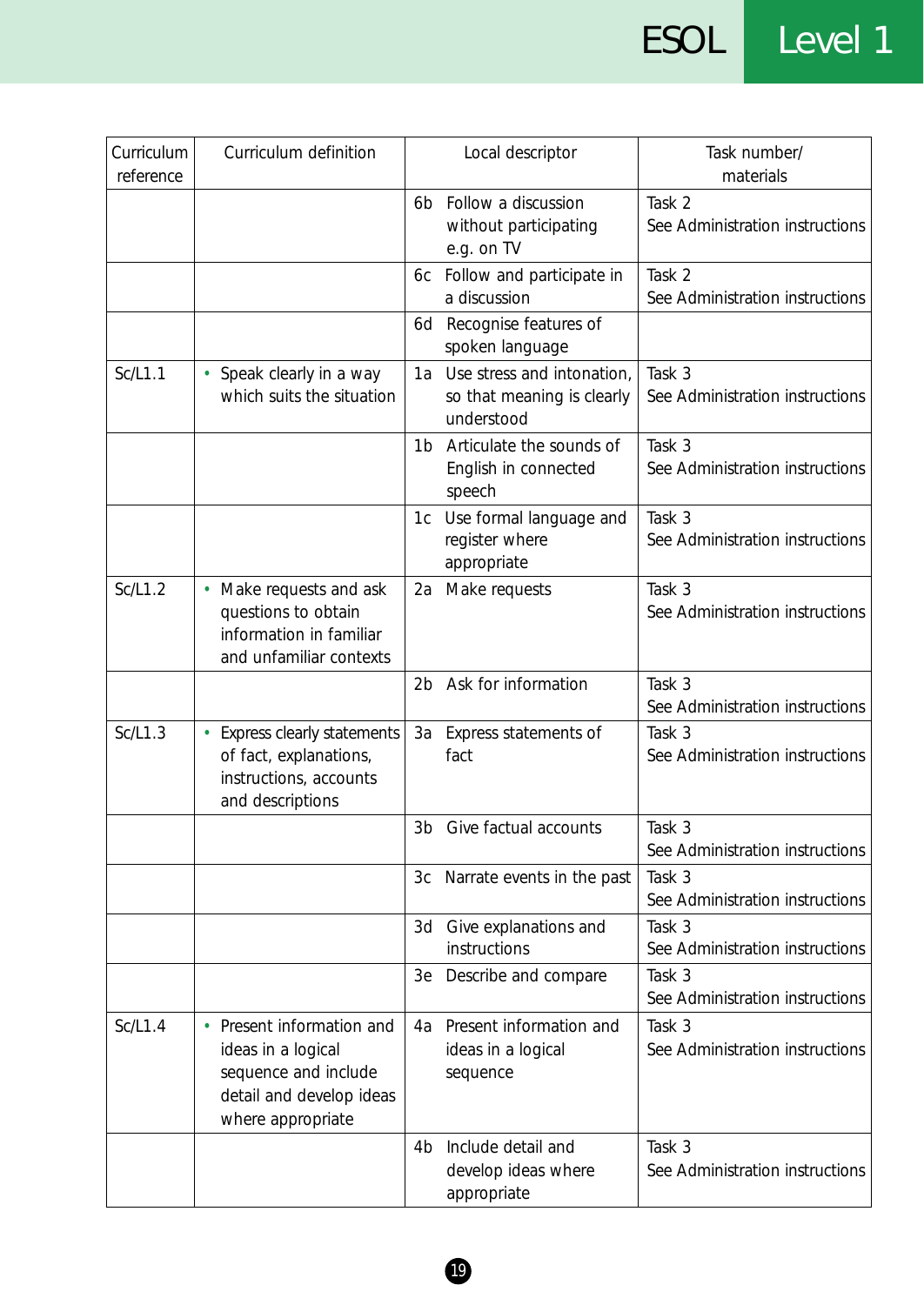| Curriculum reference | Curriculum definition | Local descriptor | Task number/ materials |
|---|---|---|---|
| | | 6b Follow a discussion without participating e.g. on TV | Task 2 See Administration instructions |
| | | 6c Follow and participate in a discussion | Task 2 See Administration instructions |
| | | 6d Recognise features of spoken language | |
| Sc/L1.1 | • Speak clearly in a way which suits the situation | 1a Use stress and intonation, so that meaning is clearly understood | Task 3 See Administration instructions |
| | | 1b Articulate the sounds of English in connected speech | Task 3 See Administration instructions |
| | | 1c Use formal language and register where appropriate | Task 3 See Administration instructions |
| Sc/L1.2 | • Make requests and ask questions to obtain information in familiar and unfamiliar contexts | 2a Make requests | Task 3 See Administration instructions |
| | | 2b Ask for information | Task 3 See Administration instructions |
| Sc/L1.3 | • Express clearly statements of fact, explanations, instructions, accounts and descriptions | 3a Express statements of fact | Task 3 See Administration instructions |
| | | 3b Give factual accounts | Task 3 See Administration instructions |
| | | 3c Narrate events in the past | Task 3 See Administration instructions |
| | | 3d Give explanations and instructions | Task 3 See Administration instructions |
| | | 3e Describe and compare | Task 3 See Administration instructions |
| Sc/L1.4 | • Present information and ideas in a logical sequence and include detail and develop ideas where appropriate | 4a Present information and ideas in a logical sequence | Task 3 See Administration instructions |
| | | 4b Include detail and develop ideas where appropriate | Task 3 See Administration instructions |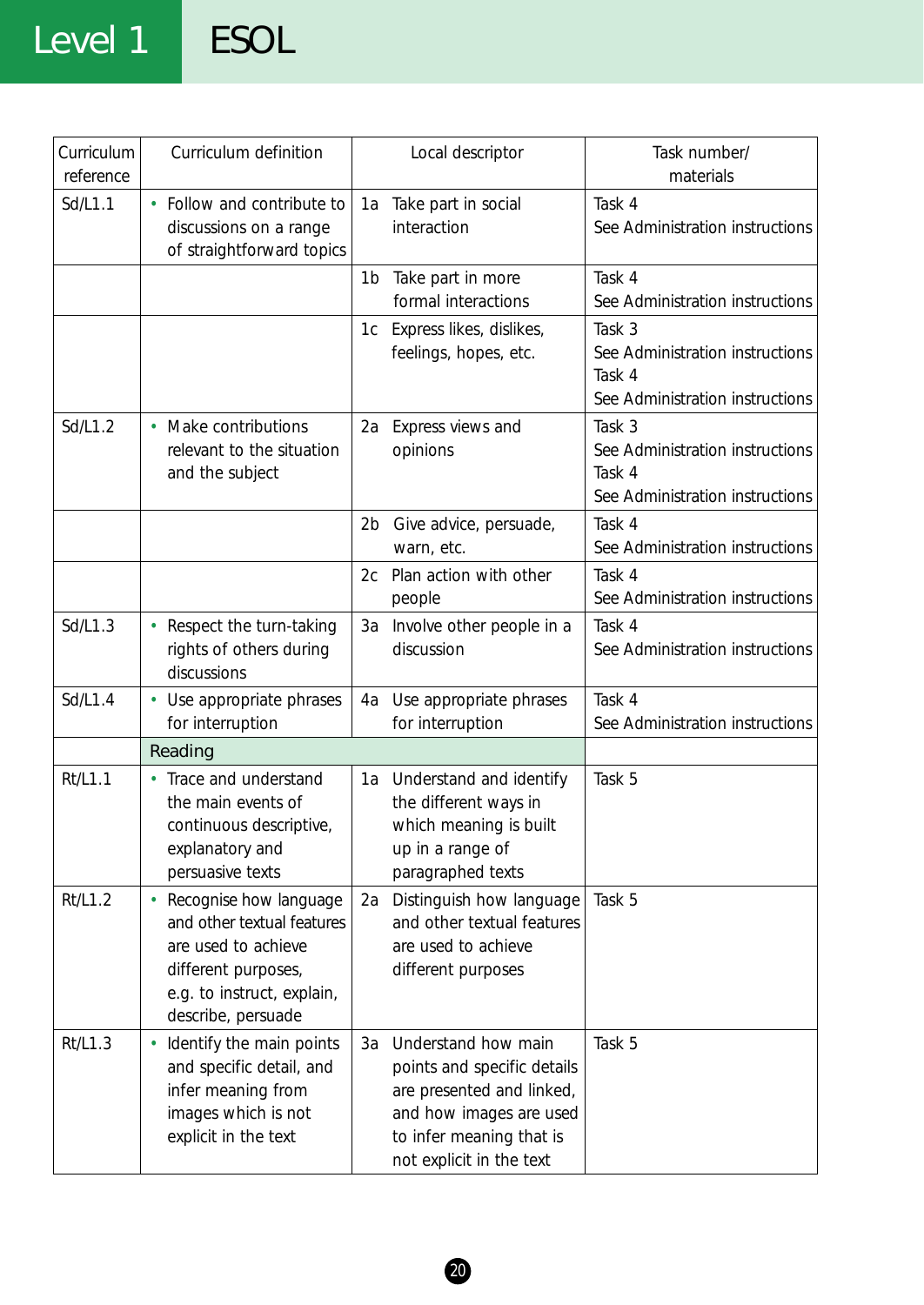# Level 1 ESOL

| Curriculum reference | Curriculum definition | Local descriptor | Task number/ materials |
|---|---|---|---|
| Sd/L1.1 | • Follow and contribute to discussions on a range of straightforward topics | 1a Take part in social interaction | Task 4<br>See Administration instructions |
| | | 1b Take part in more formal interactions | Task 4<br>See Administration instructions |
| | | 1c Express likes, dislikes, feelings, hopes, etc. | Task 3<br>See Administration instructions<br>Task 4<br>See Administration instructions |
| Sd/L1.2 | • Make contributions relevant to the situation and the subject | 2a Express views and opinions | Task 3<br>See Administration instructions<br>Task 4<br>See Administration instructions |
| | | 2b Give advice, persuade, warn, etc. | Task 4<br>See Administration instructions |
| | | 2c Plan action with other people | Task 4<br>See Administration instructions |
| Sd/L1.3 | • Respect the turn-taking rights of others during discussions | 3a Involve other people in a discussion | Task 4<br>See Administration instructions |
| Sd/L1.4 | • Use appropriate phrases for interruption | 4a Use appropriate phrases for interruption | Task 4<br>See Administration instructions |
| | **Reading** | | |
| Rt/L1.1 | • Trace and understand the main events of continuous descriptive, explanatory and persuasive texts | 1a Understand and identify the different ways in which meaning is built up in a range of paragraphed texts | Task 5 |
| Rt/L1.2 | • Recognise how language and other textual features are used to achieve different purposes, e.g. to instruct, explain, describe, persuade | 2a Distinguish how language and other textual features are used to achieve different purposes | Task 5 |
| Rt/L1.3 | • Identify the main points and specific detail, and infer meaning from images which is not explicit in the text | 3a Understand how main points and specific details are presented and linked, and how images are used to infer meaning that is not explicit in the text | Task 5 |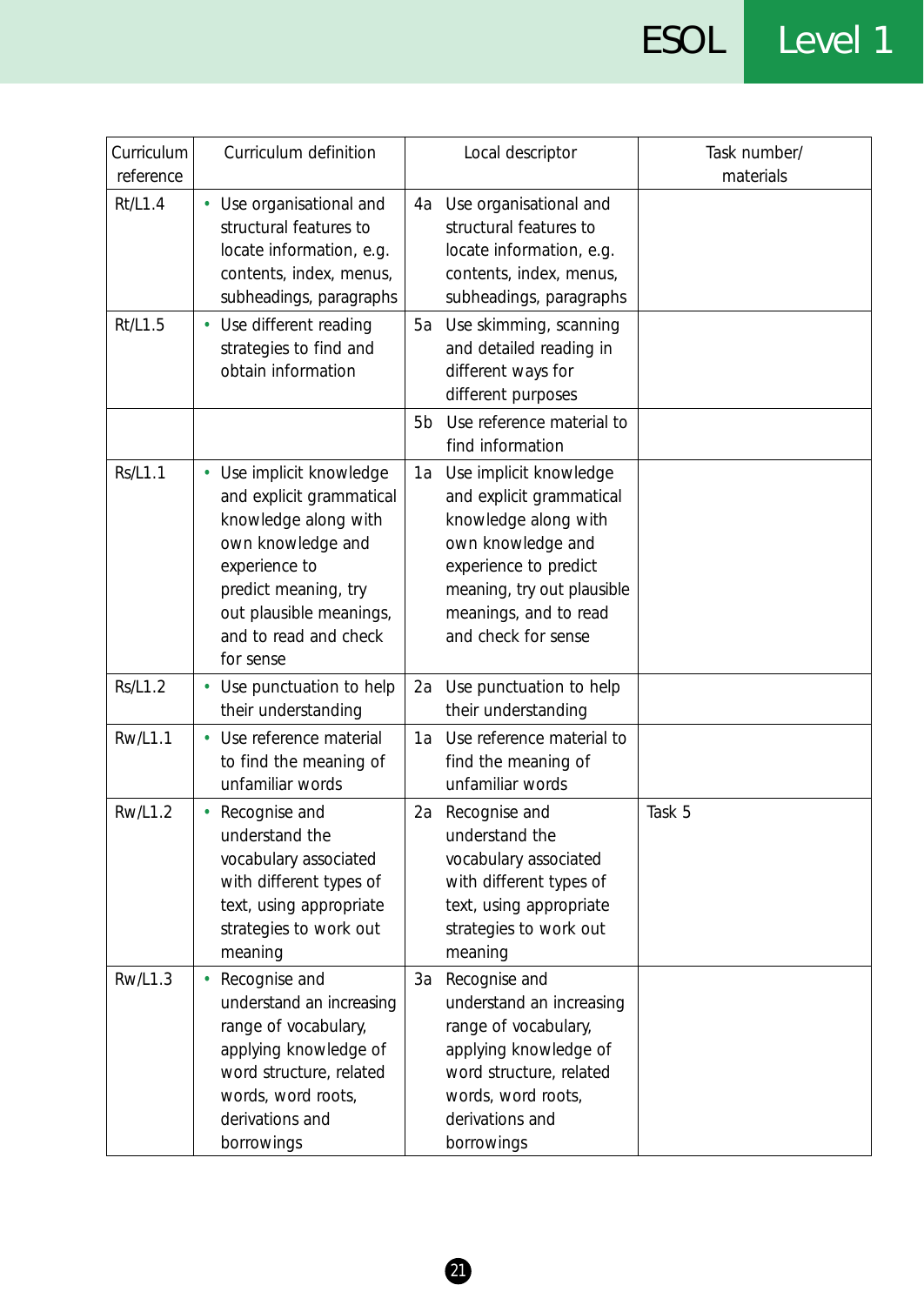| Curriculum reference | Curriculum definition | Local descriptor | Task number/ materials |
|---|---|---|---|
| Rt/L1.4 | • Use organisational and structural features to locate information, e.g. contents, index, menus, subheadings, paragraphs | 4a Use organisational and structural features to locate information, e.g. contents, index, menus, subheadings, paragraphs | |
| Rt/L1.5 | • Use different reading strategies to find and obtain information | 5a Use skimming, scanning and detailed reading in different ways for different purposes | |
| | | 5b Use reference material to find information | |
| Rs/L1.1 | • Use implicit knowledge and explicit grammatical knowledge along with own knowledge and experience to predict meaning, try out plausible meanings, and to read and check for sense | 1a Use implicit knowledge and explicit grammatical knowledge along with own knowledge and experience to predict meaning, try out plausible meanings, and to read and check for sense | |
| Rs/L1.2 | • Use punctuation to help their understanding | 2a Use punctuation to help their understanding | |
| Rw/L1.1 | • Use reference material to find the meaning of unfamiliar words | 1a Use reference material to find the meaning of unfamiliar words | |
| Rw/L1.2 | • Recognise and understand the vocabulary associated with different types of text, using appropriate strategies to work out meaning | 2a Recognise and understand the vocabulary associated with different types of text, using appropriate strategies to work out meaning | Task 5 |
| Rw/L1.3 | • Recognise and understand an increasing range of vocabulary, applying knowledge of word structure, related words, word roots, derivations and borrowings | 3a Recognise and understand an increasing range of vocabulary, applying knowledge of word structure, related words, word roots, derivations and borrowings | |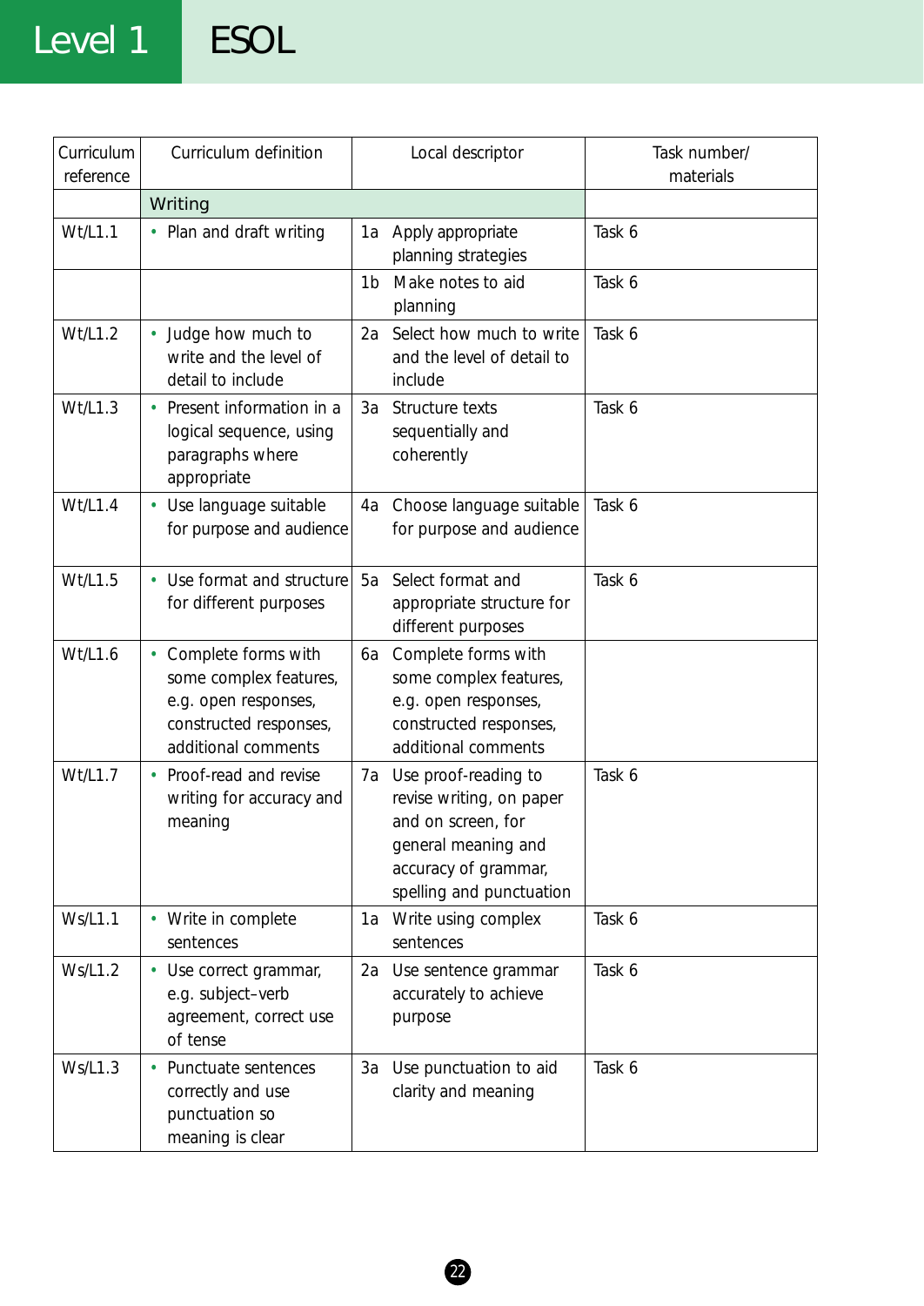| Curriculum reference | Curriculum definition | Local descriptor | Task number/ materials |
|---|---|---|---|
| | **Writing** | | |
| Wt/L1.1 | • Plan and draft writing | 1a Apply appropriate planning strategies | Task 6 |
| | | 1b Make notes to aid planning | Task 6 |
| Wt/L1.2 | • Judge how much to write and the level of detail to include | 2a Select how much to write and the level of detail to include | Task 6 |
| Wt/L1.3 | • Present information in a logical sequence, using paragraphs where appropriate | 3a Structure texts sequentially and coherently | Task 6 |
| Wt/L1.4 | • Use language suitable for purpose and audience | 4a Choose language suitable for purpose and audience | Task 6 |
| Wt/L1.5 | • Use format and structure for different purposes | 5a Select format and appropriate structure for different purposes | Task 6 |
| Wt/L1.6 | • Complete forms with some complex features, e.g. open responses, constructed responses, additional comments | 6a Complete forms with some complex features, e.g. open responses, constructed responses, additional comments | |
| Wt/L1.7 | • Proof-read and revise writing for accuracy and meaning | 7a Use proof-reading to revise writing, on paper and on screen, for general meaning and accuracy of grammar, spelling and punctuation | Task 6 |
| Ws/L1.1 | • Write in complete sentences | 1a Write using complex sentences | Task 6 |
| Ws/L1.2 | • Use correct grammar, e.g. subject–verb agreement, correct use of tense | 2a Use sentence grammar accurately to achieve purpose | Task 6 |
| Ws/L1.3 | • Punctuate sentences correctly and use punctuation so meaning is clear | 3a Use punctuation to aid clarity and meaning | Task 6 |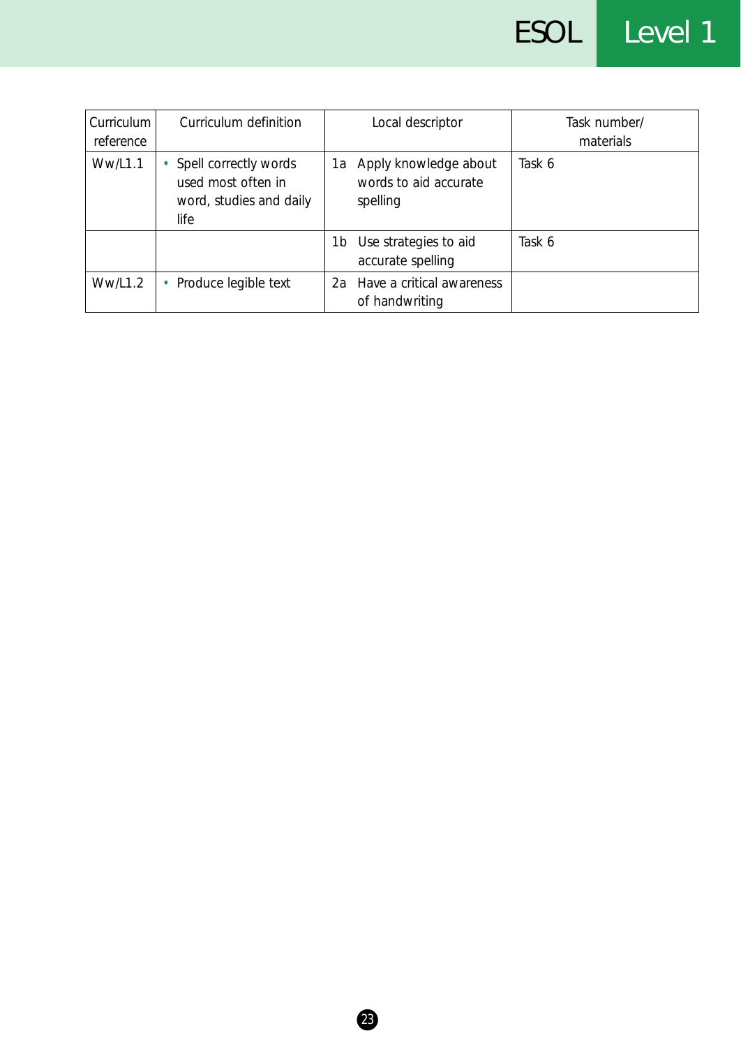| Curriculum reference | Curriculum definition | Local descriptor | Task number/ materials |
|---|---|---|---|
| Ww/L1.1 | • Spell correctly words used most often in word, studies and daily life | 1a Apply knowledge about words to aid accurate spelling | Task 6 |
| | | 1b Use strategies to aid accurate spelling | Task 6 |
| Ww/L1.2 | • Produce legible text | 2a Have a critical awareness of handwriting | |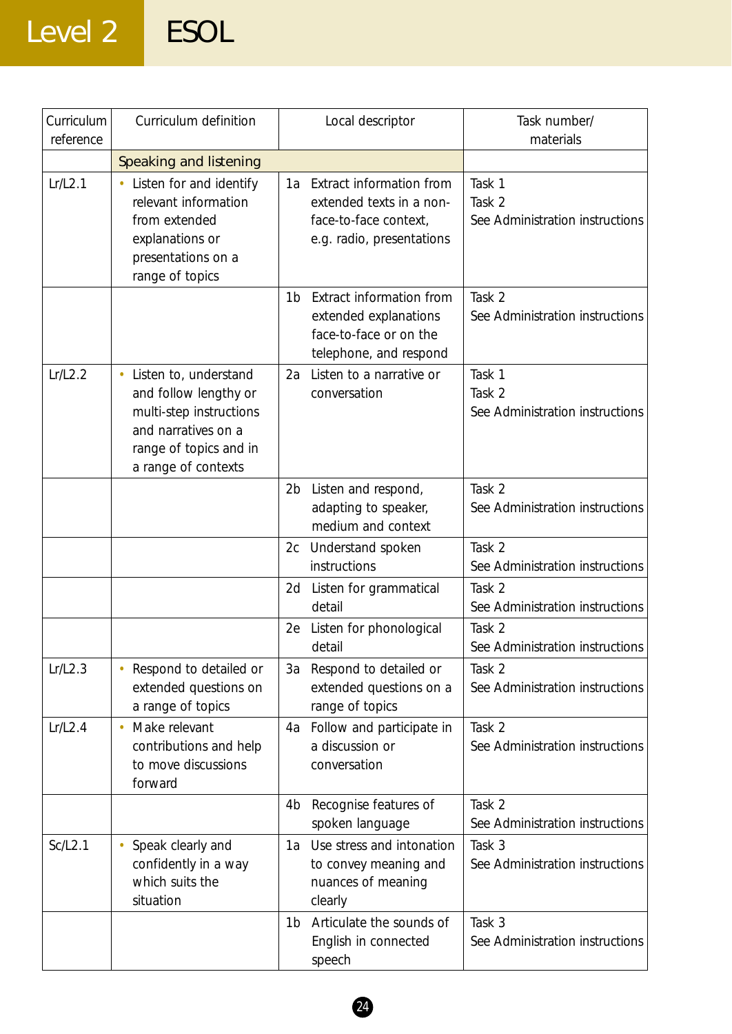# Level 2 ESOL

| Curriculum reference | Curriculum definition | Local descriptor | Task number/ materials |
|---|---|---|---|
| | Speaking and listening | | |
| Lr/L2.1 | • Listen for and identify relevant information from extended explanations or presentations on a range of topics | 1a Extract information from extended texts in a non-face-to-face context, e.g. radio, presentations | Task 1<br>Task 2<br>See Administration instructions |
| | | 1b Extract information from extended explanations face-to-face or on the telephone, and respond | Task 2<br>See Administration instructions |
| Lr/L2.2 | • Listen to, understand and follow lengthy or multi-step instructions and narratives on a range of topics and in a range of contexts | 2a Listen to a narrative or conversation | Task 1<br>Task 2<br>See Administration instructions |
| | | 2b Listen and respond, adapting to speaker, medium and context | Task 2<br>See Administration instructions |
| | | 2c Understand spoken instructions | Task 2<br>See Administration instructions |
| | | 2d Listen for grammatical detail | Task 2<br>See Administration instructions |
| | | 2e Listen for phonological detail | Task 2<br>See Administration instructions |
| Lr/L2.3 | • Respond to detailed or extended questions on a range of topics | 3a Respond to detailed or extended questions on a range of topics | Task 2<br>See Administration instructions |
| Lr/L2.4 | • Make relevant contributions and help to move discussions forward | 4a Follow and participate in a discussion or conversation | Task 2<br>See Administration instructions |
| | | 4b Recognise features of spoken language | Task 2<br>See Administration instructions |
| Sc/L2.1 | • Speak clearly and confidently in a way which suits the situation | 1a Use stress and intonation to convey meaning and nuances of meaning clearly | Task 3<br>See Administration instructions |
| | | 1b Articulate the sounds of English in connected speech | Task 3<br>See Administration instructions |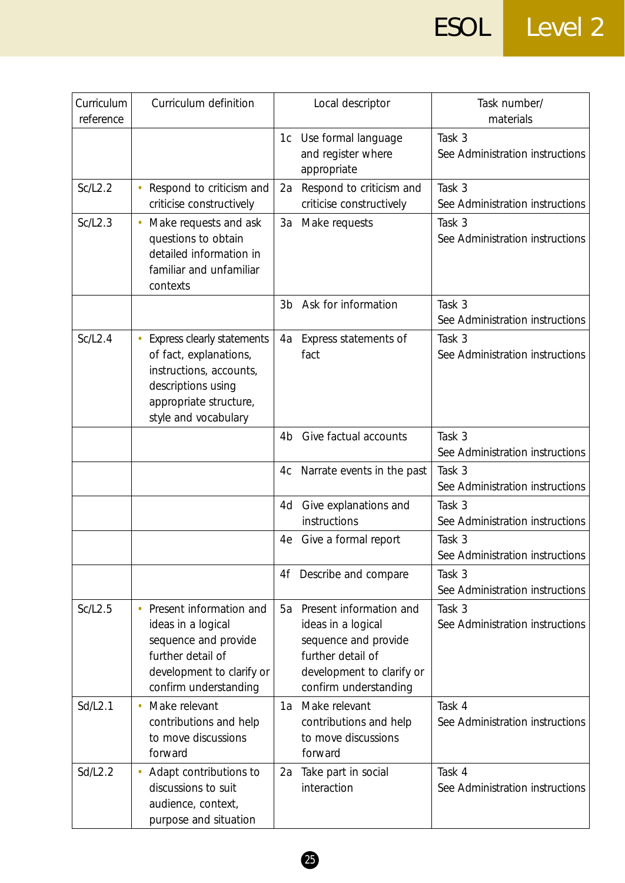| Curriculum reference | Curriculum definition | Local descriptor | Task number/ materials |
|---|---|---|---|
| | | 1c Use formal language and register where appropriate | Task 3 See Administration instructions |
| Sc/L2.2 | • Respond to criticism and criticise constructively | 2a Respond to criticism and criticise constructively | Task 3 See Administration instructions |
| Sc/L2.3 | • Make requests and ask questions to obtain detailed information in familiar and unfamiliar contexts | 3a Make requests | Task 3 See Administration instructions |
| | | 3b Ask for information | Task 3 See Administration instructions |
| Sc/L2.4 | • Express clearly statements of fact, explanations, instructions, accounts, descriptions using appropriate structure, style and vocabulary | 4a Express statements of fact | Task 3 See Administration instructions |
| | | 4b Give factual accounts | Task 3 See Administration instructions |
| | | 4c Narrate events in the past | Task 3 See Administration instructions |
| | | 4d Give explanations and instructions | Task 3 See Administration instructions |
| | | 4e Give a formal report | Task 3 See Administration instructions |
| | | 4f Describe and compare | Task 3 See Administration instructions |
| Sc/L2.5 | • Present information and ideas in a logical sequence and provide further detail of development to clarify or confirm understanding | 5a Present information and ideas in a logical sequence and provide further detail of development to clarify or confirm understanding | Task 3 See Administration instructions |
| Sd/L2.1 | • Make relevant contributions and help to move discussions forward | 1a Make relevant contributions and help to move discussions forward | Task 4 See Administration instructions |
| Sd/L2.2 | • Adapt contributions to discussions to suit audience, context, purpose and situation | 2a Take part in social interaction | Task 4 See Administration instructions |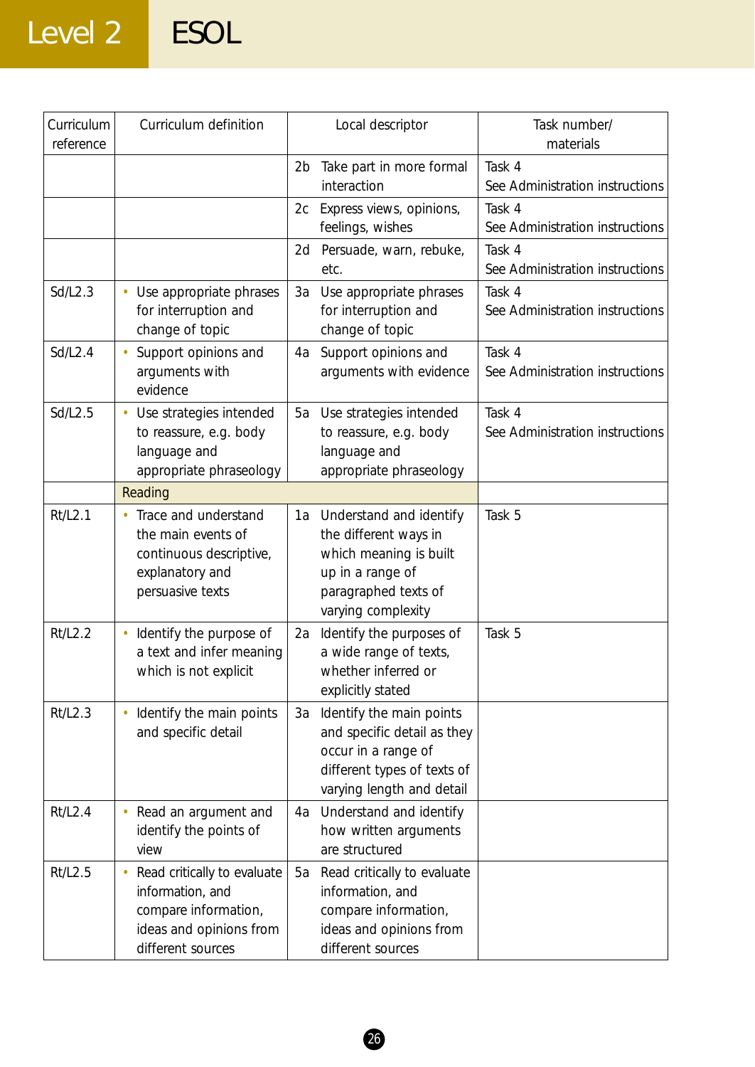| Curriculum reference | Curriculum definition | Local descriptor | Task number/ materials |
|---|---|---|---|
| | | 2b Take part in more formal interaction | Task 4 See Administration instructions |
| | | 2c Express views, opinions, feelings, wishes | Task 4 See Administration instructions |
| | | 2d Persuade, warn, rebuke, etc. | Task 4 See Administration instructions |
| Sd/L2.3 | • Use appropriate phrases for interruption and change of topic | 3a Use appropriate phrases for interruption and change of topic | Task 4 See Administration instructions |
| Sd/L2.4 | • Support opinions and arguments with evidence | 4a Support opinions and arguments with evidence | Task 4 See Administration instructions |
| Sd/L2.5 | • Use strategies intended to reassure, e.g. body language and appropriate phraseology | 5a Use strategies intended to reassure, e.g. body language and appropriate phraseology | Task 4 See Administration instructions |
| | Reading | | |
| Rt/L2.1 | • Trace and understand the main events of continuous descriptive, explanatory and persuasive texts | 1a Understand and identify the different ways in which meaning is built up in a range of paragraphed texts of varying complexity | Task 5 |
| Rt/L2.2 | • Identify the purpose of a text and infer meaning which is not explicit | 2a Identify the purposes of a wide range of texts, whether inferred or explicitly stated | Task 5 |
| Rt/L2.3 | • Identify the main points and specific detail | 3a Identify the main points and specific detail as they occur in a range of different types of texts of varying length and detail | |
| Rt/L2.4 | • Read an argument and identify the points of view | 4a Understand and identify how written arguments are structured | |
| Rt/L2.5 | • Read critically to evaluate information, and compare information, ideas and opinions from different sources | 5a Read critically to evaluate information, and compare information, ideas and opinions from different sources | |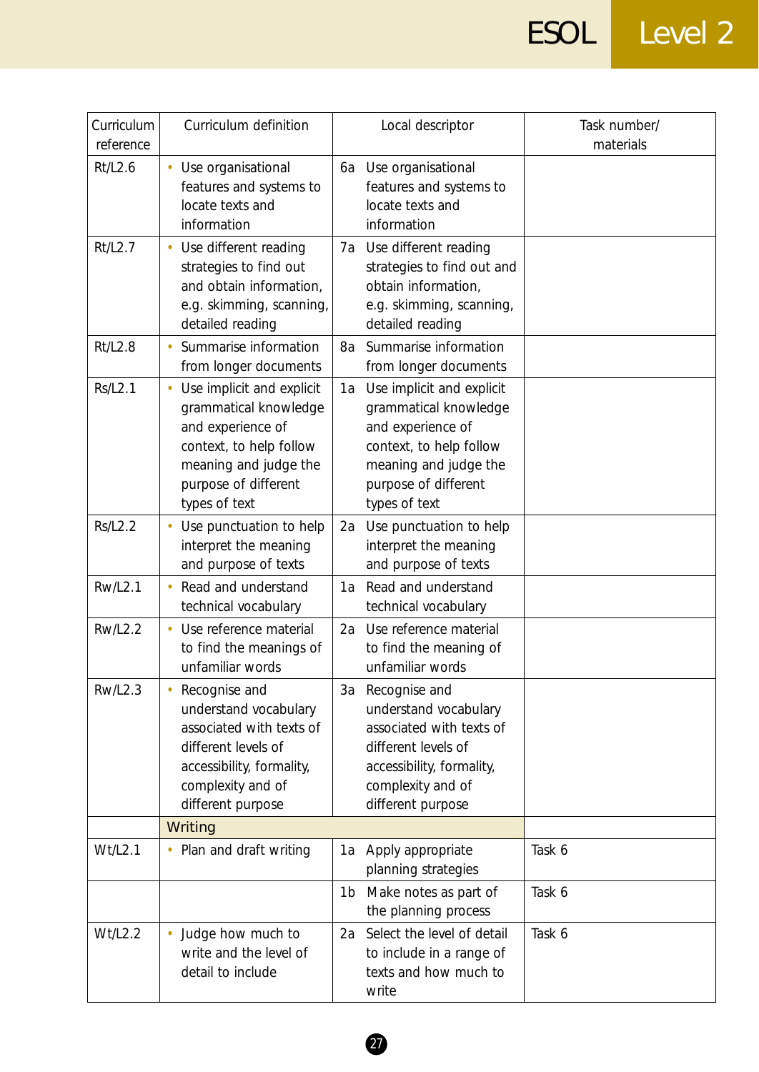| Curriculum reference | Curriculum definition | Local descriptor | Task number/ materials |
|---|---|---|---|
| Rt/L2.6 | • Use organisational features and systems to locate texts and information | 6a Use organisational features and systems to locate texts and information | |
| Rt/L2.7 | • Use different reading strategies to find out and obtain information, e.g. skimming, scanning, detailed reading | 7a Use different reading strategies to find out and obtain information, e.g. skimming, scanning, detailed reading | |
| Rt/L2.8 | • Summarise information from longer documents | 8a Summarise information from longer documents | |
| Rs/L2.1 | • Use implicit and explicit grammatical knowledge and experience of context, to help follow meaning and judge the purpose of different types of text | 1a Use implicit and explicit grammatical knowledge and experience of context, to help follow meaning and judge the purpose of different types of text | |
| Rs/L2.2 | • Use punctuation to help interpret the meaning and purpose of texts | 2a Use punctuation to help interpret the meaning and purpose of texts | |
| Rw/L2.1 | • Read and understand technical vocabulary | 1a Read and understand technical vocabulary | |
| Rw/L2.2 | • Use reference material to find the meanings of unfamiliar words | 2a Use reference material to find the meaning of unfamiliar words | |
| Rw/L2.3 | • Recognise and understand vocabulary associated with texts of different levels of accessibility, formality, complexity and of different purpose | 3a Recognise and understand vocabulary associated with texts of different levels of accessibility, formality, complexity and of different purpose | |
| | Writing | | |
| Wt/L2.1 | • Plan and draft writing | 1a Apply appropriate planning strategies | Task 6 |
| | | 1b Make notes as part of the planning process | Task 6 |
| Wt/L2.2 | • Judge how much to write and the level of detail to include | 2a Select the level of detail to include in a range of texts and how much to write | Task 6 |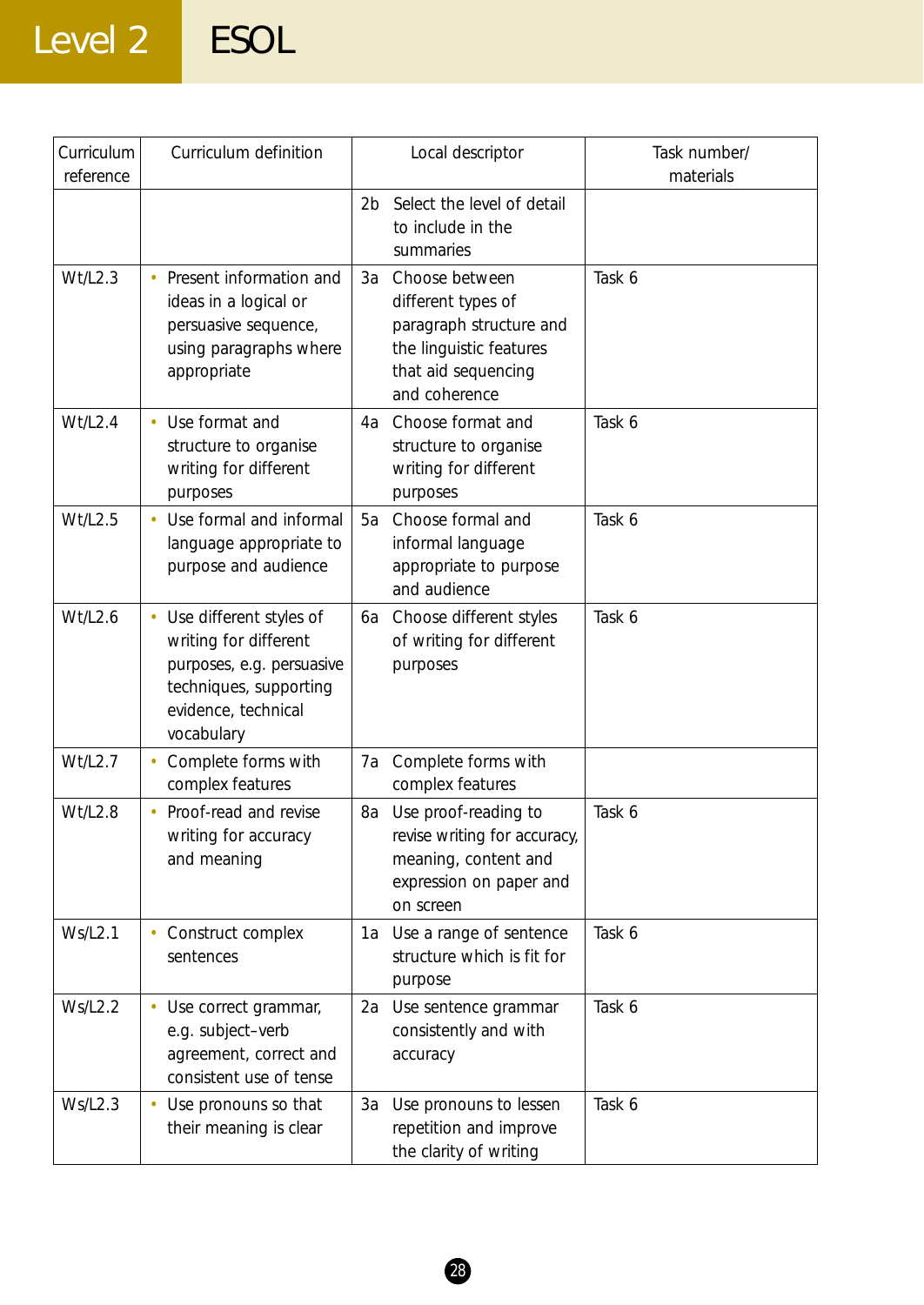| Curriculum reference | Curriculum definition | Local descriptor | Task number/ materials |
|---|---|---|---|
| | | 2b Select the level of detail to include in the summaries | |
| Wt/L2.3 | • Present information and ideas in a logical or persuasive sequence, using paragraphs where appropriate | 3a Choose between different types of paragraph structure and the linguistic features that aid sequencing and coherence | Task 6 |
| Wt/L2.4 | • Use format and structure to organise writing for different purposes | 4a Choose format and structure to organise writing for different purposes | Task 6 |
| Wt/L2.5 | • Use formal and informal language appropriate to purpose and audience | 5a Choose formal and informal language appropriate to purpose and audience | Task 6 |
| Wt/L2.6 | • Use different styles of writing for different purposes, e.g. persuasive techniques, supporting evidence, technical vocabulary | 6a Choose different styles of writing for different purposes | Task 6 |
| Wt/L2.7 | • Complete forms with complex features | 7a Complete forms with complex features | |
| Wt/L2.8 | • Proof-read and revise writing for accuracy and meaning | 8a Use proof-reading to revise writing for accuracy, meaning, content and expression on paper and on screen | Task 6 |
| Ws/L2.1 | • Construct complex sentences | 1a Use a range of sentence structure which is fit for purpose | Task 6 |
| Ws/L2.2 | • Use correct grammar, e.g. subject–verb agreement, correct and consistent use of tense | 2a Use sentence grammar consistently and with accuracy | Task 6 |
| Ws/L2.3 | • Use pronouns so that their meaning is clear | 3a Use pronouns to lessen repetition and improve the clarity of writing | Task 6 |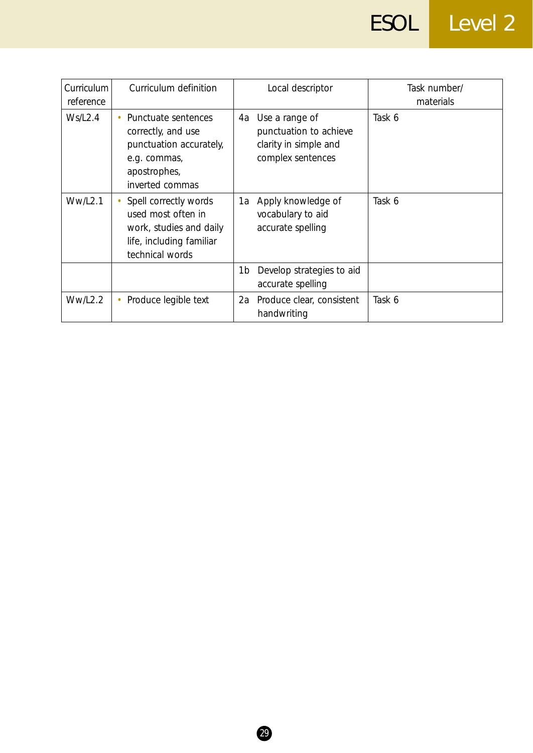| Curriculum reference | Curriculum definition | Local descriptor | Task number/ materials |
|---|---|---|---|
| Ws/L2.4 | • Punctuate sentences correctly, and use punctuation accurately, e.g. commas, apostrophes, inverted commas | 4a Use a range of punctuation to achieve clarity in simple and complex sentences | Task 6 |
| Ww/L2.1 | • Spell correctly words used most often in work, studies and daily life, including familiar technical words | 1a Apply knowledge of vocabulary to aid accurate spelling | Task 6 |
| | | 1b Develop strategies to aid accurate spelling | |
| Ww/L2.2 | • Produce legible text | 2a Produce clear, consistent handwriting | Task 6 |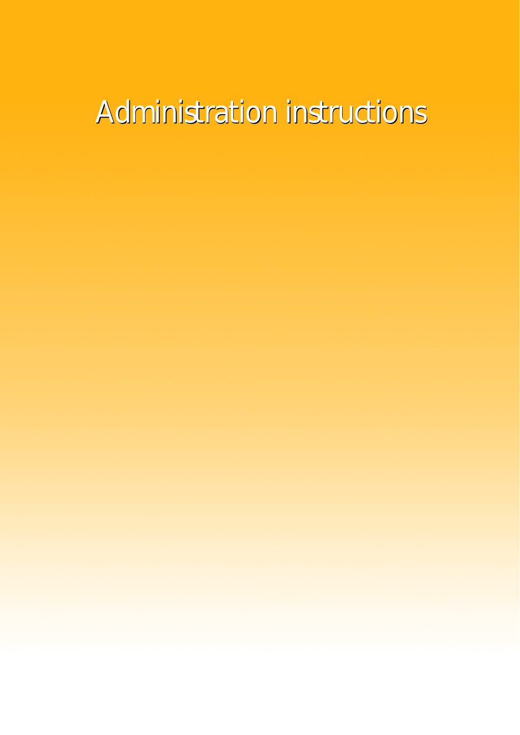# Administration instructions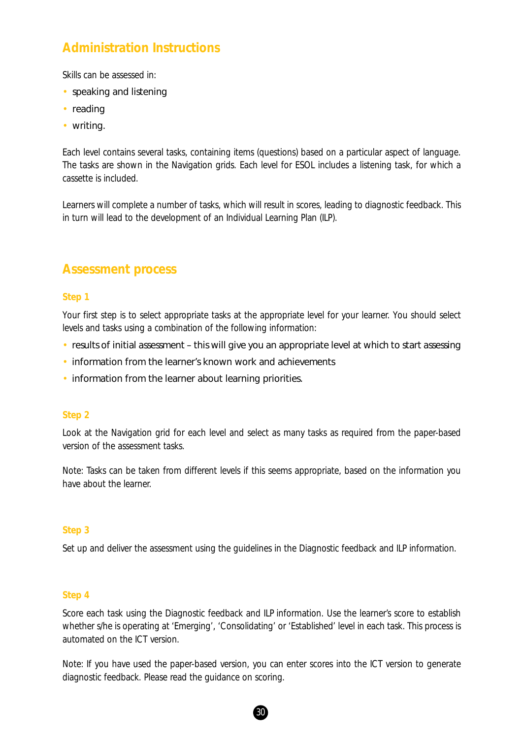## Administration Instructions

Skills can be assessed in:

- speaking and listening
- reading
- writing.

Each level contains several tasks, containing items (questions) based on a particular aspect of language. The tasks are shown in the Navigation grids. Each level for ESOL includes a listening task, for which a cassette is included.

Learners will complete a number of tasks, which will result in scores, leading to diagnostic feedback. This in turn will lead to the development of an Individual Learning Plan (ILP).

## Assessment process

### Step 1

Your first step is to select appropriate tasks at the appropriate level for your learner. You should select levels and tasks using a combination of the following information:

- results of initial assessment – this will give you an appropriate level at which to start assessing
- information from the learner's known work and achievements
- information from the learner about learning priorities.

### Step 2

Look at the Navigation grid for each level and select as many tasks as required from the paper-based version of the assessment tasks.

Note: Tasks can be taken from different levels if this seems appropriate, based on the information you have about the learner.

### Step 3

Set up and deliver the assessment using the guidelines in the Diagnostic feedback and ILP information.

### Step 4

Score each task using the Diagnostic feedback and ILP information. Use the learner's score to establish whether s/he is operating at 'Emerging', 'Consolidating' or 'Established' level in each task. This process is automated on the ICT version.

Note: If you have used the paper-based version, you can enter scores into the ICT version to generate diagnostic feedback. Please read the guidance on scoring.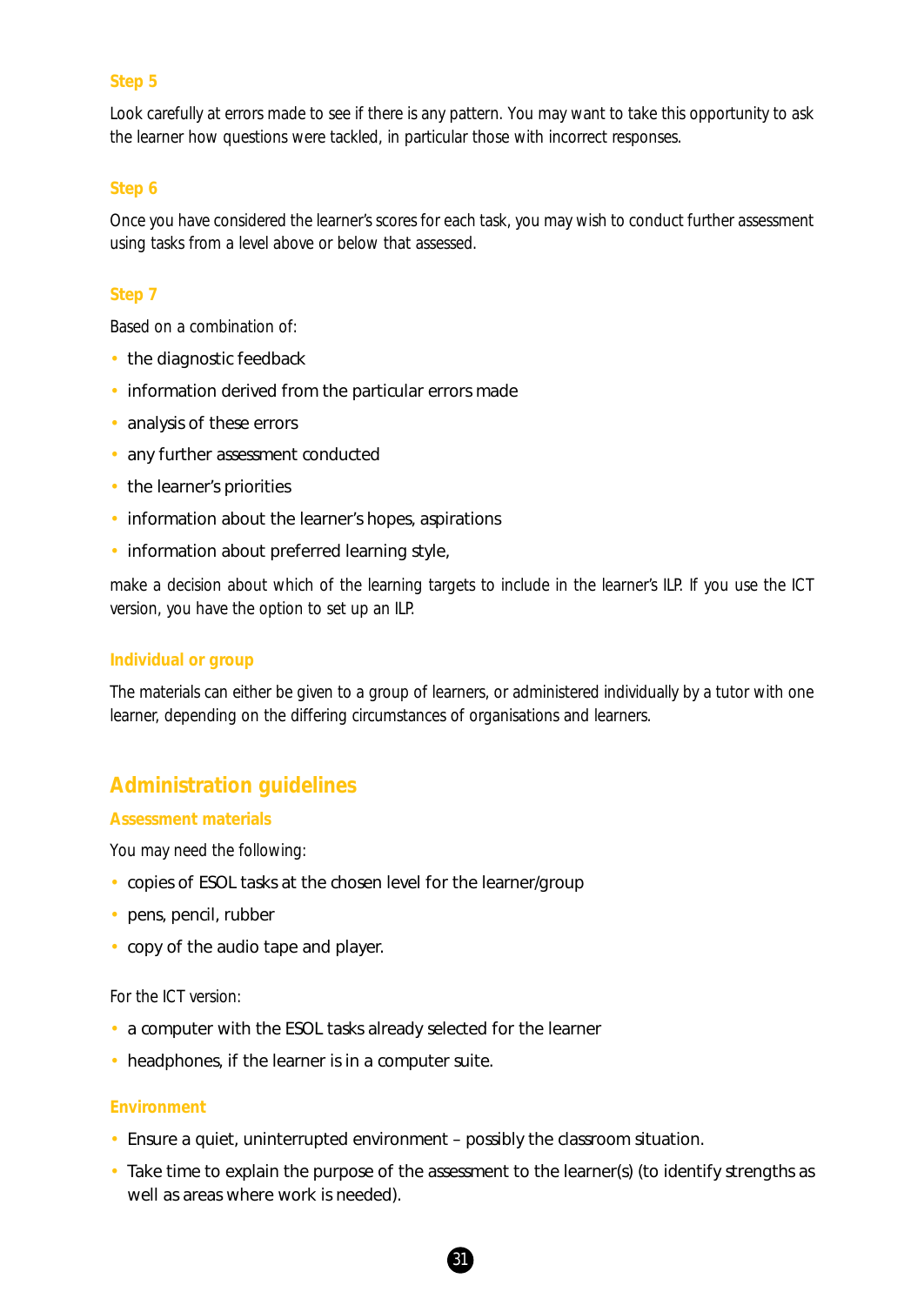### Step 5

Look carefully at errors made to see if there is any pattern. You may want to take this opportunity to ask the learner how questions were tackled, in particular those with incorrect responses.

### Step 6

Once you have considered the learner's scores for each task, you may wish to conduct further assessment using tasks from a level above or below that assessed.

### Step 7

Based on a combination of:

- the diagnostic feedback
- information derived from the particular errors made
- analysis of these errors
- any further assessment conducted
- the learner's priorities
- information about the learner's hopes, aspirations
- information about preferred learning style,

make a decision about which of the learning targets to include in the learner's ILP. If you use the ICT version, you have the option to set up an ILP.

### Individual or group

The materials can either be given to a group of learners, or administered individually by a tutor with one learner, depending on the differing circumstances of organisations and learners.

## Administration guidelines

### Assessment materials

You may need the following:

- copies of ESOL tasks at the chosen level for the learner/group
- pens, pencil, rubber
- copy of the audio tape and player.

For the ICT version:

- a computer with the ESOL tasks already selected for the learner
- headphones, if the learner is in a computer suite.

### Environment

- Ensure a quiet, uninterrupted environment – possibly the classroom situation.
- Take time to explain the purpose of the assessment to the learner(s) (to identify strengths as well as areas where work is needed).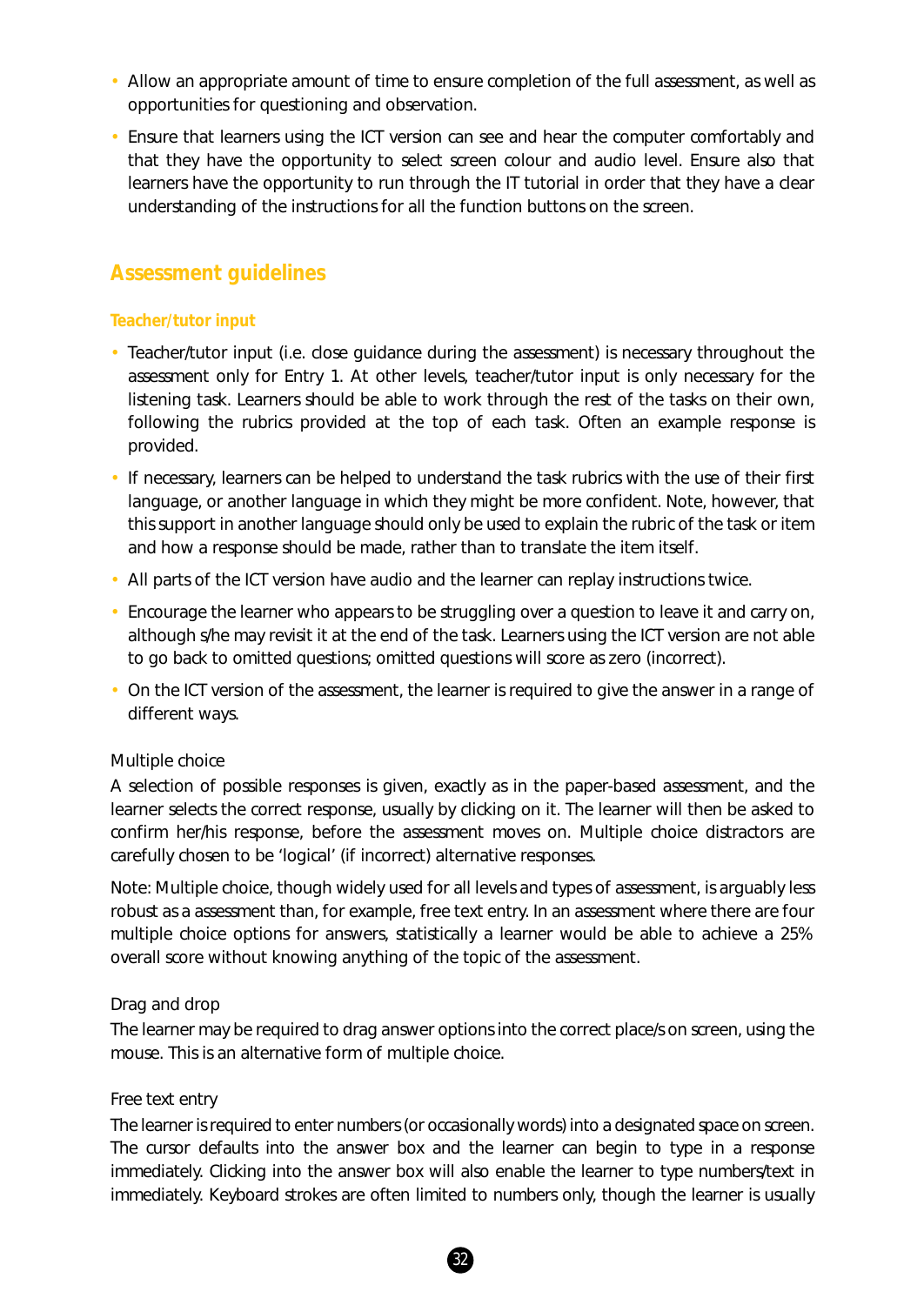- Allow an appropriate amount of time to ensure completion of the full assessment, as well as opportunities for questioning and observation.
- Ensure that learners using the ICT version can see and hear the computer comfortably and that they have the opportunity to select screen colour and audio level. Ensure also that learners have the opportunity to run through the IT tutorial in order that they have a clear understanding of the instructions for all the function buttons on the screen.

## Assessment guidelines

### Teacher/tutor input

- Teacher/tutor input (i.e. close guidance during the assessment) is necessary throughout the assessment only for Entry 1. At other levels, teacher/tutor input is only necessary for the listening task. Learners should be able to work through the rest of the tasks on their own, following the rubrics provided at the top of each task. Often an example response is provided.
- If necessary, learners can be helped to understand the task rubrics with the use of their first language, or another language in which they might be more confident. Note, however, that this support in another language should only be used to explain the rubric of the task or item and how a response should be made, rather than to translate the item itself.
- All parts of the ICT version have audio and the learner can replay instructions twice.
- Encourage the learner who appears to be struggling over a question to leave it and carry on, although s/he may revisit it at the end of the task. Learners using the ICT version are not able to go back to omitted questions; omitted questions will score as zero (incorrect).
- On the ICT version of the assessment, the learner is required to give the answer in a range of different ways.

Multiple choice

A selection of possible responses is given, exactly as in the paper-based assessment, and the learner selects the correct response, usually by clicking on it. The learner will then be asked to confirm her/his response, before the assessment moves on. Multiple choice distractors are carefully chosen to be 'logical' (if incorrect) alternative responses.

Note: Multiple choice, though widely used for all levels and types of assessment, is arguably less robust as a assessment than, for example, free text entry. In an assessment where there are four multiple choice options for answers, statistically a learner would be able to achieve a 25% overall score without knowing anything of the topic of the assessment.

Drag and drop

The learner may be required to drag answer options into the correct place/s on screen, using the mouse. This is an alternative form of multiple choice.

Free text entry

The learner is required to enter numbers (or occasionally words) into a designated space on screen. The cursor defaults into the answer box and the learner can begin to type in a response immediately. Clicking into the answer box will also enable the learner to type numbers/text in immediately. Keyboard strokes are often limited to numbers only, though the learner is usually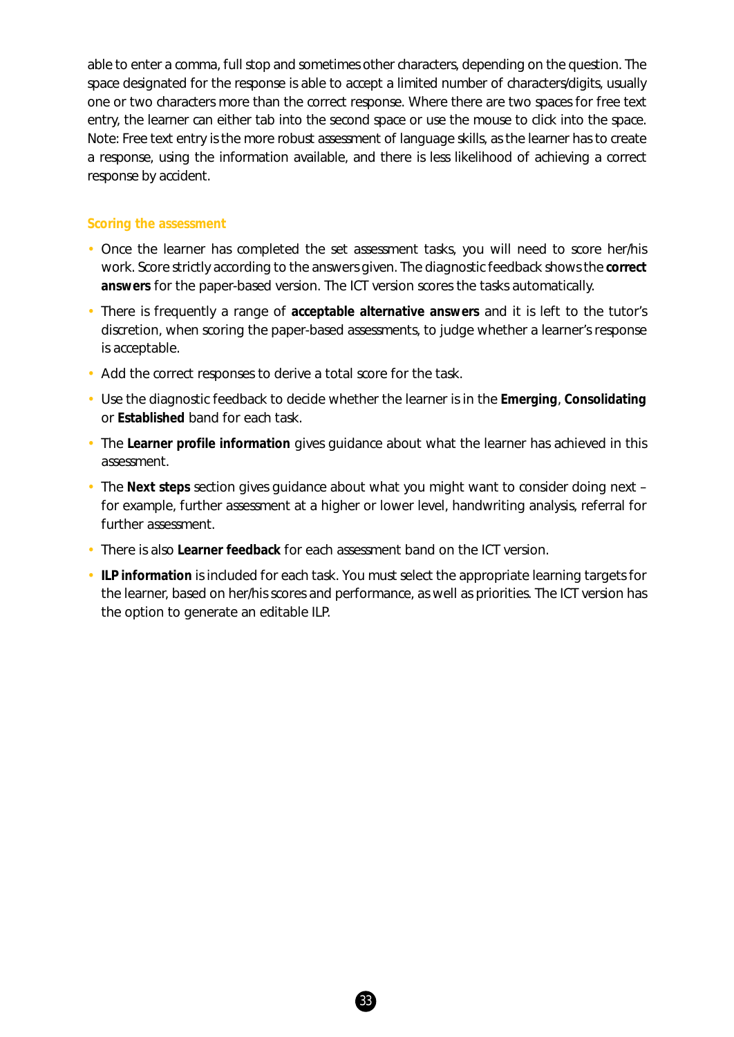able to enter a comma, full stop and sometimes other characters, depending on the question. The space designated for the response is able to accept a limited number of characters/digits, usually one or two characters more than the correct response. Where there are two spaces for free text entry, the learner can either tab into the second space or use the mouse to click into the space. Note: Free text entry is the more robust assessment of language skills, as the learner has to create a response, using the information available, and there is less likelihood of achieving a correct response by accident.

### Scoring the assessment

- Once the learner has completed the set assessment tasks, you will need to score her/his work. Score strictly according to the answers given. The diagnostic feedback shows the **correct answers** for the paper-based version. The ICT version scores the tasks automatically.
- There is frequently a range of **acceptable alternative answers** and it is left to the tutor's discretion, when scoring the paper-based assessments, to judge whether a learner's response is acceptable.
- Add the correct responses to derive a total score for the task.
- Use the diagnostic feedback to decide whether the learner is in the **Emerging**, **Consolidating** or **Established** band for each task.
- The **Learner profile information** gives guidance about what the learner has achieved in this assessment.
- The **Next steps** section gives guidance about what you might want to consider doing next – for example, further assessment at a higher or lower level, handwriting analysis, referral for further assessment.
- There is also **Learner feedback** for each assessment band on the ICT version.
- **ILP information** is included for each task. You must select the appropriate learning targets for the learner, based on her/his scores and performance, as well as priorities. The ICT version has the option to generate an editable ILP.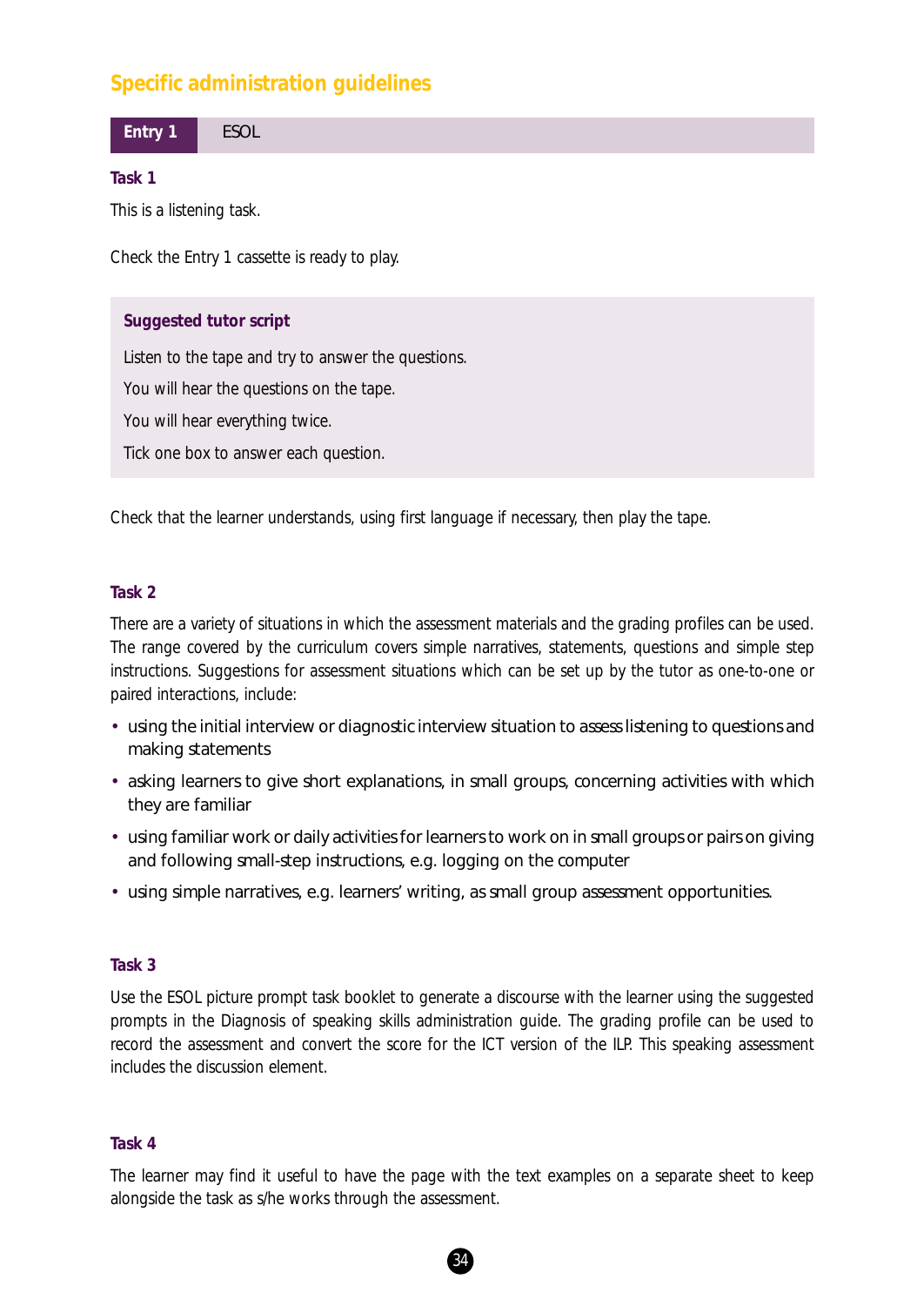## Specific administration guidelines

**Entry 1** ESOL

### Task 1

This is a listening task.

Check the Entry 1 cassette is ready to play.

> **Suggested tutor script**
>
> Listen to the tape and try to answer the questions.
>
> You will hear the questions on the tape.
>
> You will hear everything twice.
>
> Tick one box to answer each question.

Check that the learner understands, using first language if necessary, then play the tape.

### Task 2

There are a variety of situations in which the assessment materials and the grading profiles can be used. The range covered by the curriculum covers simple narratives, statements, questions and simple step instructions. Suggestions for assessment situations which can be set up by the tutor as one-to-one or paired interactions, include:

- using the initial interview or diagnostic interview situation to assess listening to questions and making statements
- asking learners to give short explanations, in small groups, concerning activities with which they are familiar
- using familiar work or daily activities for learners to work on in small groups or pairs on giving and following small-step instructions, e.g. logging on the computer
- using simple narratives, e.g. learners' writing, as small group assessment opportunities.

### Task 3

Use the ESOL picture prompt task booklet to generate a discourse with the learner using the suggested prompts in the Diagnosis of speaking skills administration guide. The grading profile can be used to record the assessment and convert the score for the ICT version of the ILP. This speaking assessment includes the discussion element.

### Task 4

The learner may find it useful to have the page with the text examples on a separate sheet to keep alongside the task as s/he works through the assessment.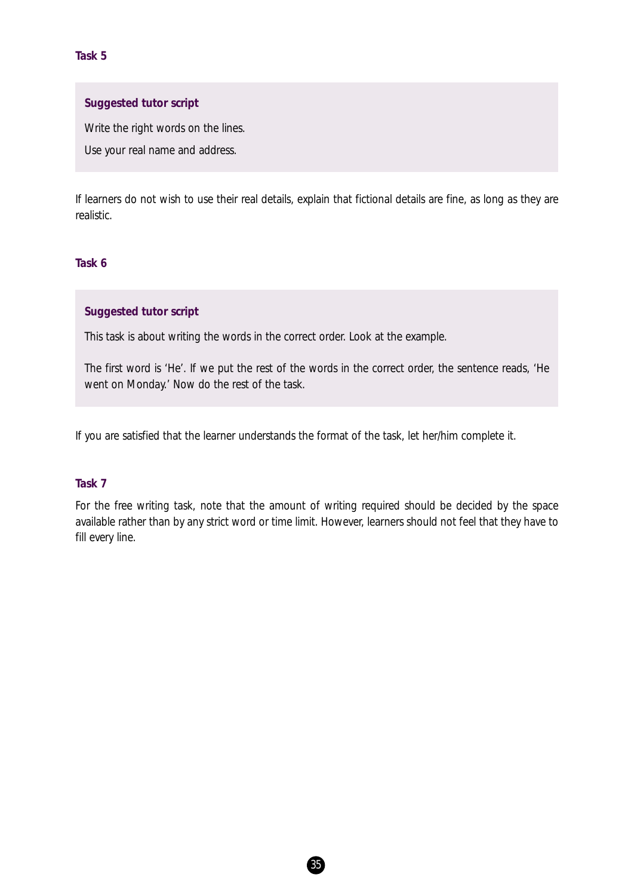### Task 5

**Suggested tutor script**

Write the right words on the lines.

Use your real name and address.

If learners do not wish to use their real details, explain that fictional details are fine, as long as they are realistic.

### Task 6

**Suggested tutor script**

This task is about writing the words in the correct order. Look at the example.

The first word is 'He'. If we put the rest of the words in the correct order, the sentence reads, 'He went on Monday.' Now do the rest of the task.

If you are satisfied that the learner understands the format of the task, let her/him complete it.

### Task 7

For the free writing task, note that the amount of writing required should be decided by the space available rather than by any strict word or time limit. However, learners should not feel that they have to fill every line.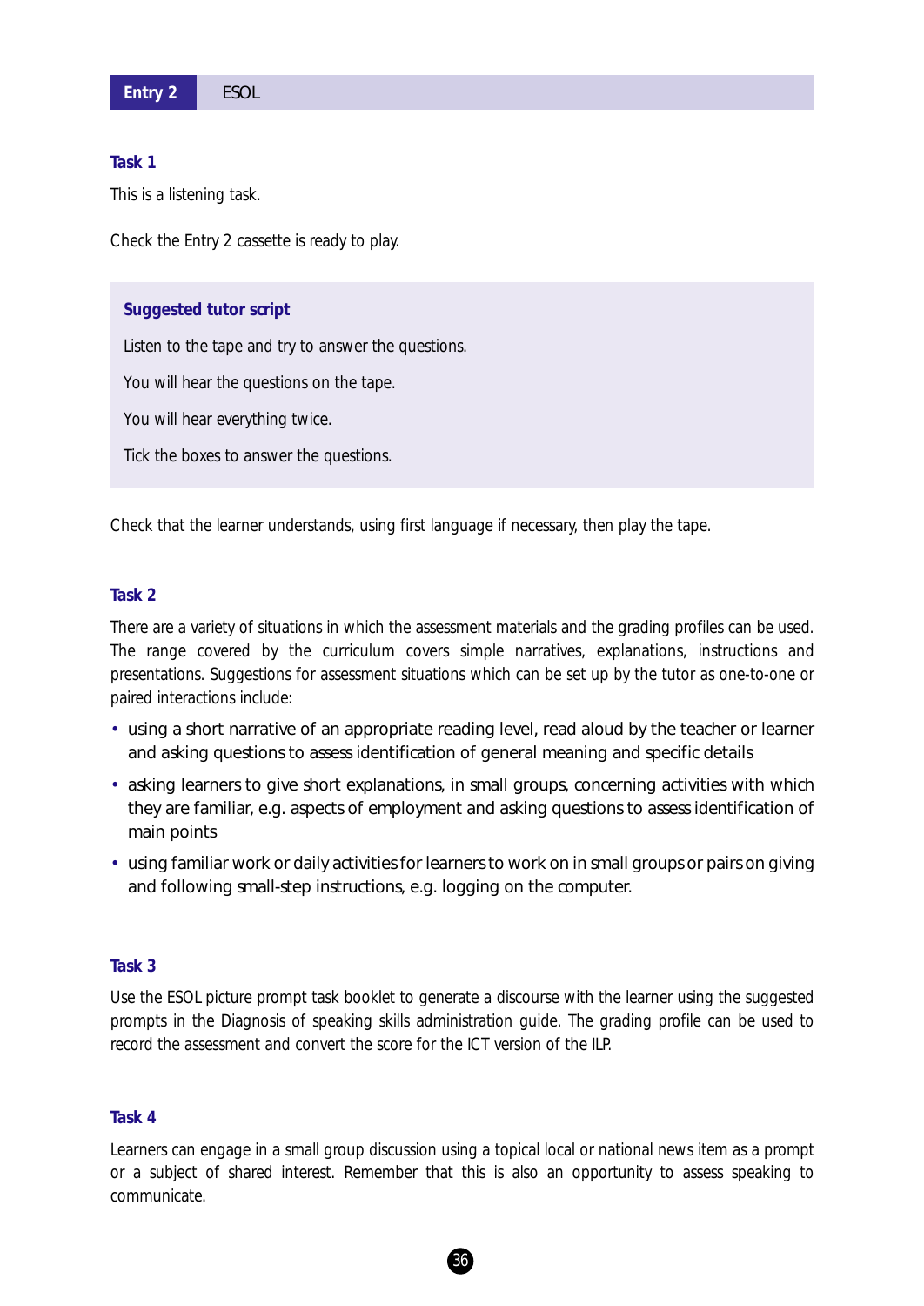**Entry 2** ESOL

### Task 1

This is a listening task.

Check the Entry 2 cassette is ready to play.

> **Suggested tutor script**
>
> Listen to the tape and try to answer the questions.
>
> You will hear the questions on the tape.
>
> You will hear everything twice.
>
> Tick the boxes to answer the questions.

Check that the learner understands, using first language if necessary, then play the tape.

### Task 2

There are a variety of situations in which the assessment materials and the grading profiles can be used. The range covered by the curriculum covers simple narratives, explanations, instructions and presentations. Suggestions for assessment situations which can be set up by the tutor as one-to-one or paired interactions include:

- using a short narrative of an appropriate reading level, read aloud by the teacher or learner and asking questions to assess identification of general meaning and specific details
- asking learners to give short explanations, in small groups, concerning activities with which they are familiar, e.g. aspects of employment and asking questions to assess identification of main points
- using familiar work or daily activities for learners to work on in small groups or pairs on giving and following small-step instructions, e.g. logging on the computer.

### Task 3

Use the ESOL picture prompt task booklet to generate a discourse with the learner using the suggested prompts in the Diagnosis of speaking skills administration guide. The grading profile can be used to record the assessment and convert the score for the ICT version of the ILP.

### Task 4

Learners can engage in a small group discussion using a topical local or national news item as a prompt or a subject of shared interest. Remember that this is also an opportunity to assess speaking to communicate.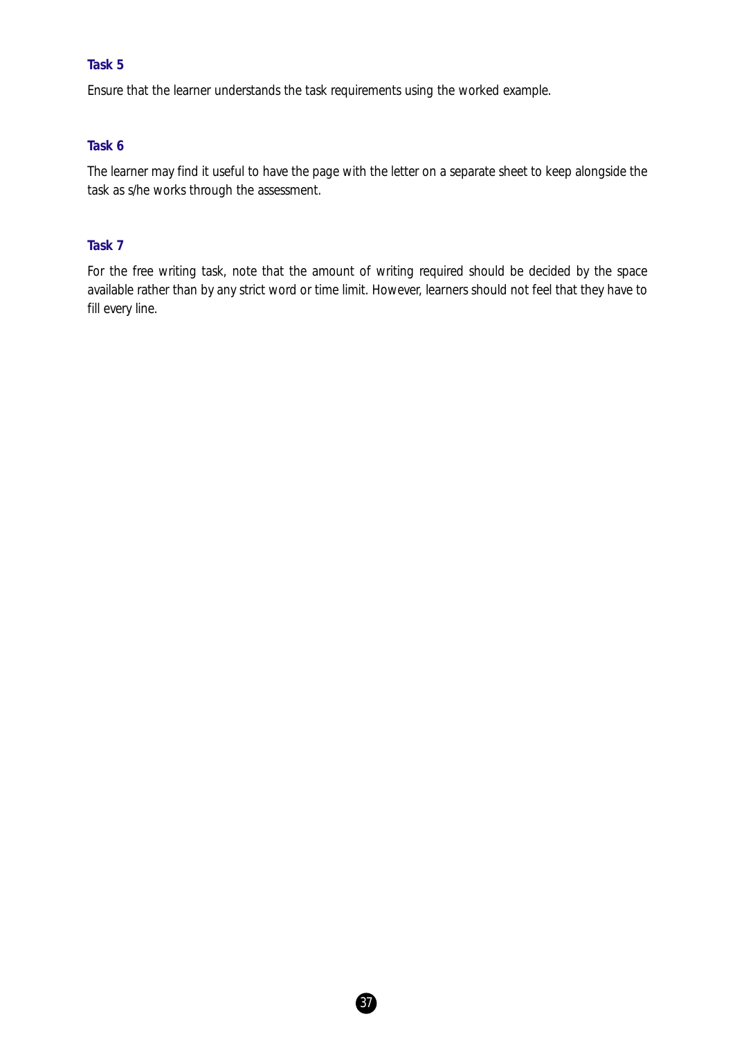### Task 5

Ensure that the learner understands the task requirements using the worked example.

### Task 6

The learner may find it useful to have the page with the letter on a separate sheet to keep alongside the task as s/he works through the assessment.

### Task 7

For the free writing task, note that the amount of writing required should be decided by the space available rather than by any strict word or time limit. However, learners should not feel that they have to fill every line.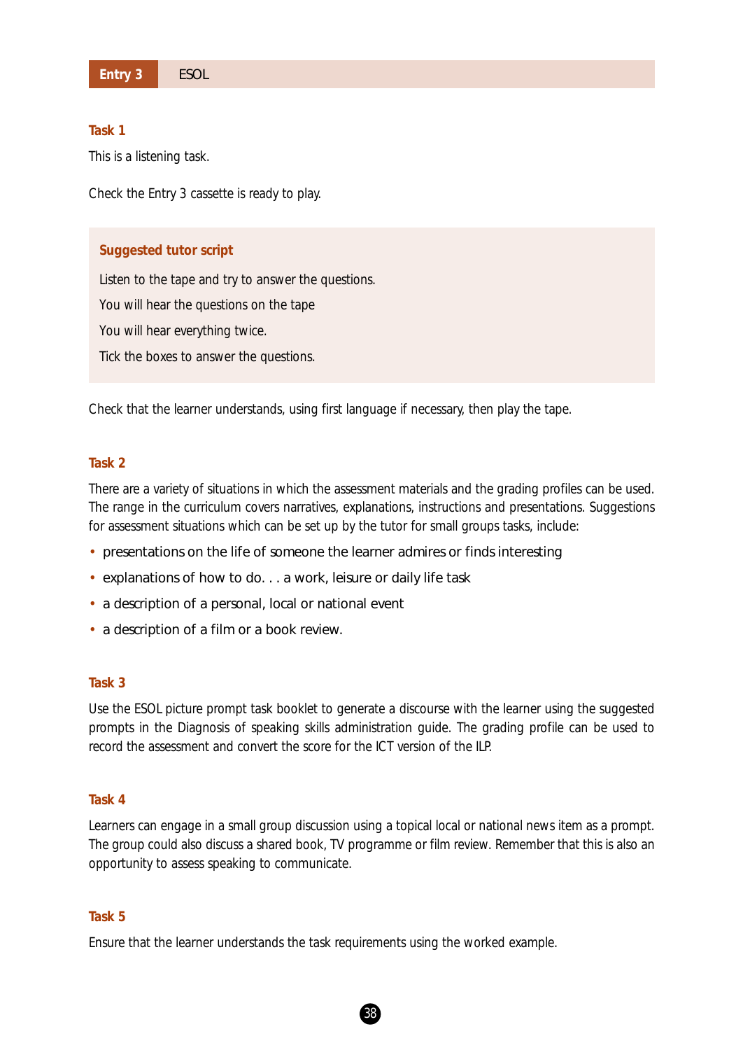**Entry 3** ESOL

### Task 1

This is a listening task.

Check the Entry 3 cassette is ready to play.

> **Suggested tutor script**
>
> Listen to the tape and try to answer the questions.
>
> You will hear the questions on the tape
>
> You will hear everything twice.
>
> Tick the boxes to answer the questions.

Check that the learner understands, using first language if necessary, then play the tape.

### Task 2

There are a variety of situations in which the assessment materials and the grading profiles can be used. The range in the curriculum covers narratives, explanations, instructions and presentations. Suggestions for assessment situations which can be set up by the tutor for small groups tasks, include:

- presentations on the life of someone the learner admires or finds interesting
- explanations of how to do. . . a work, leisure or daily life task
- a description of a personal, local or national event
- a description of a film or a book review.

### Task 3

Use the ESOL picture prompt task booklet to generate a discourse with the learner using the suggested prompts in the Diagnosis of speaking skills administration guide. The grading profile can be used to record the assessment and convert the score for the ICT version of the ILP.

### Task 4

Learners can engage in a small group discussion using a topical local or national news item as a prompt. The group could also discuss a shared book, TV programme or film review. Remember that this is also an opportunity to assess speaking to communicate.

### Task 5

Ensure that the learner understands the task requirements using the worked example.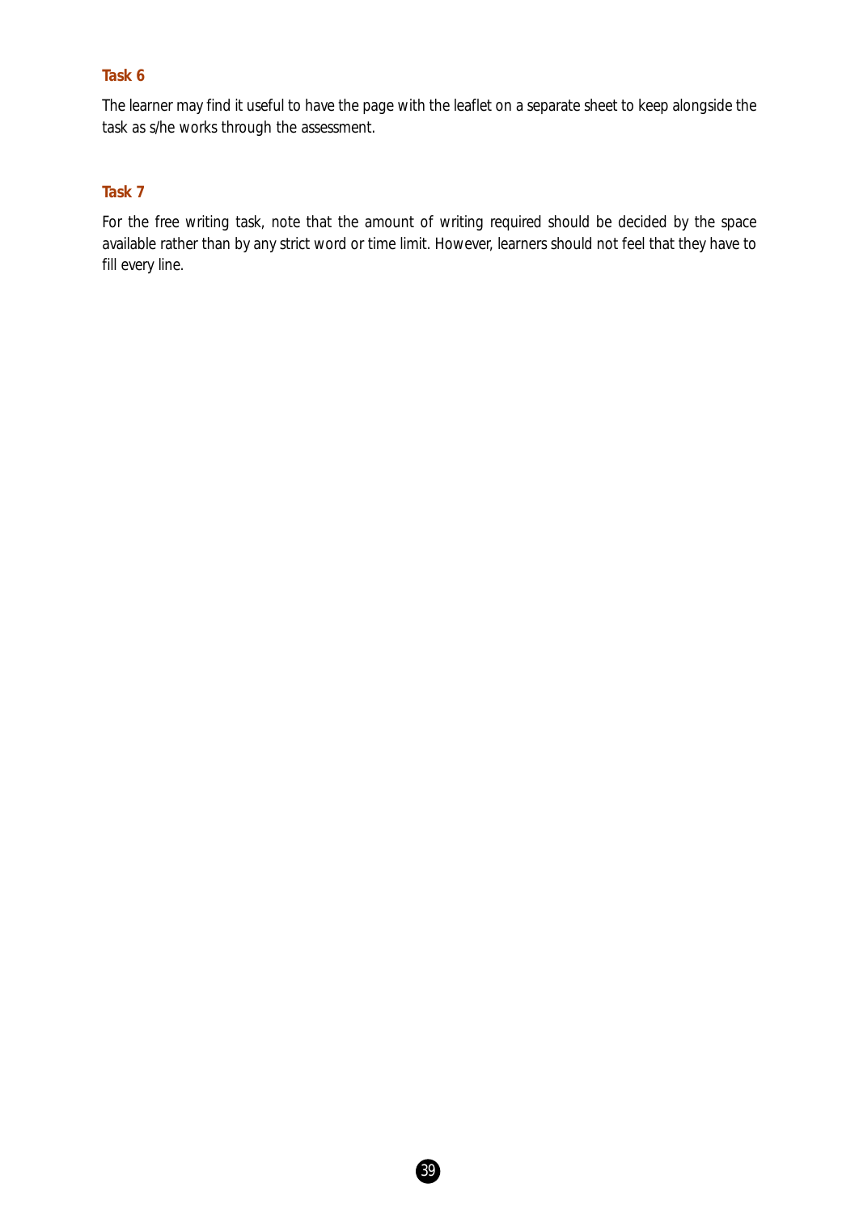### Task 6

The learner may find it useful to have the page with the leaflet on a separate sheet to keep alongside the task as s/he works through the assessment.

### Task 7

For the free writing task, note that the amount of writing required should be decided by the space available rather than by any strict word or time limit. However, learners should not feel that they have to fill every line.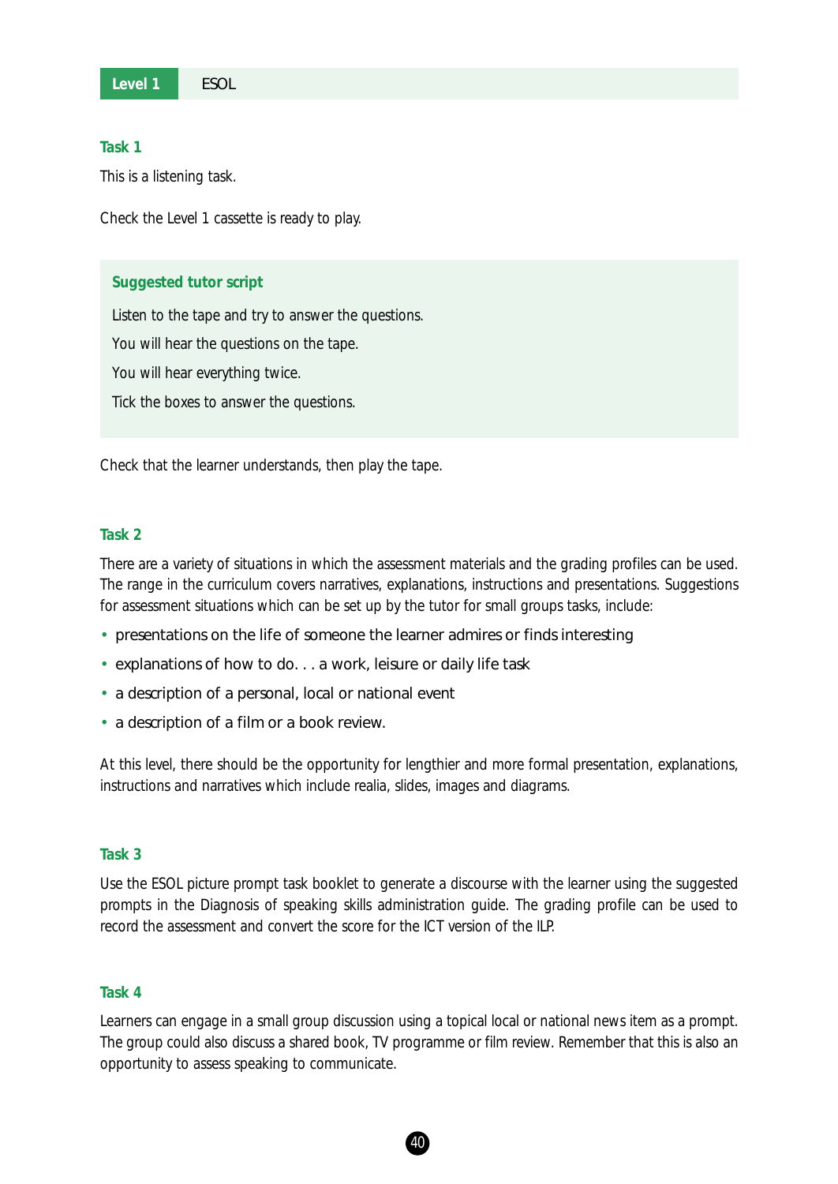**Level 1** ESOL

### Task 1

This is a listening task.

Check the Level 1 cassette is ready to play.

> **Suggested tutor script**
>
> Listen to the tape and try to answer the questions.
>
> You will hear the questions on the tape.
>
> You will hear everything twice.
>
> Tick the boxes to answer the questions.

Check that the learner understands, then play the tape.

### Task 2

There are a variety of situations in which the assessment materials and the grading profiles can be used. The range in the curriculum covers narratives, explanations, instructions and presentations. Suggestions for assessment situations which can be set up by the tutor for small groups tasks, include:

- presentations on the life of someone the learner admires or finds interesting
- explanations of how to do. . . a work, leisure or daily life task
- a description of a personal, local or national event
- a description of a film or a book review.

At this level, there should be the opportunity for lengthier and more formal presentation, explanations, instructions and narratives which include realia, slides, images and diagrams.

### Task 3

Use the ESOL picture prompt task booklet to generate a discourse with the learner using the suggested prompts in the Diagnosis of speaking skills administration guide. The grading profile can be used to record the assessment and convert the score for the ICT version of the ILP.

### Task 4

Learners can engage in a small group discussion using a topical local or national news item as a prompt. The group could also discuss a shared book, TV programme or film review. Remember that this is also an opportunity to assess speaking to communicate.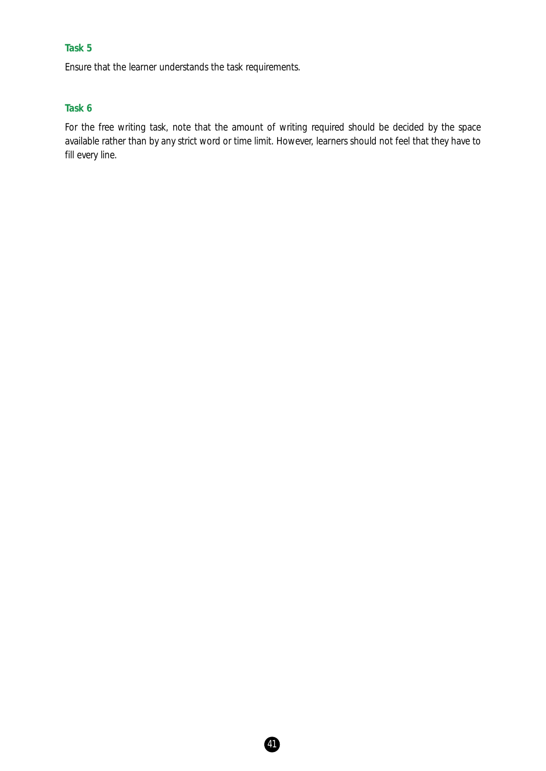### Task 5

Ensure that the learner understands the task requirements.

### Task 6

For the free writing task, note that the amount of writing required should be decided by the space available rather than by any strict word or time limit. However, learners should not feel that they have to fill every line.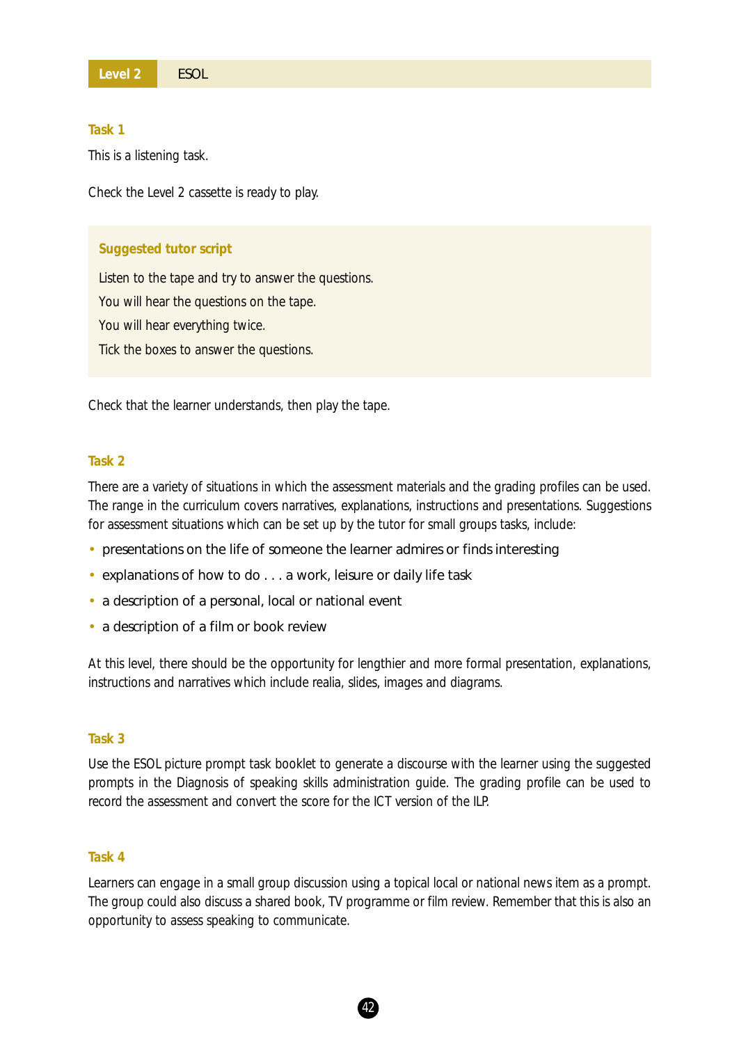**Level 2** ESOL

### Task 1

This is a listening task.

Check the Level 2 cassette is ready to play.

> **Suggested tutor script**
>
> Listen to the tape and try to answer the questions.
>
> You will hear the questions on the tape.
>
> You will hear everything twice.
>
> Tick the boxes to answer the questions.

Check that the learner understands, then play the tape.

### Task 2

There are a variety of situations in which the assessment materials and the grading profiles can be used. The range in the curriculum covers narratives, explanations, instructions and presentations. Suggestions for assessment situations which can be set up by the tutor for small groups tasks, include:

- presentations on the life of someone the learner admires or finds interesting
- explanations of how to do . . . a work, leisure or daily life task
- a description of a personal, local or national event
- a description of a film or book review

At this level, there should be the opportunity for lengthier and more formal presentation, explanations, instructions and narratives which include realia, slides, images and diagrams.

### Task 3

Use the ESOL picture prompt task booklet to generate a discourse with the learner using the suggested prompts in the Diagnosis of speaking skills administration guide. The grading profile can be used to record the assessment and convert the score for the ICT version of the ILP.

### Task 4

Learners can engage in a small group discussion using a topical local or national news item as a prompt. The group could also discuss a shared book, TV programme or film review. Remember that this is also an opportunity to assess speaking to communicate.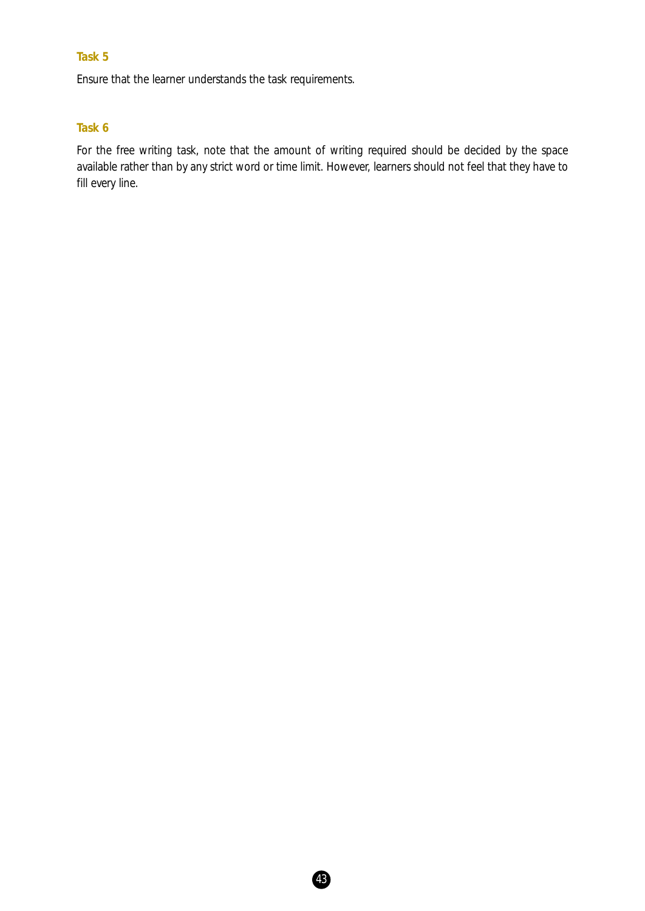### Task 5

Ensure that the learner understands the task requirements.

### Task 6

For the free writing task, note that the amount of writing required should be decided by the space available rather than by any strict word or time limit. However, learners should not feel that they have to fill every line.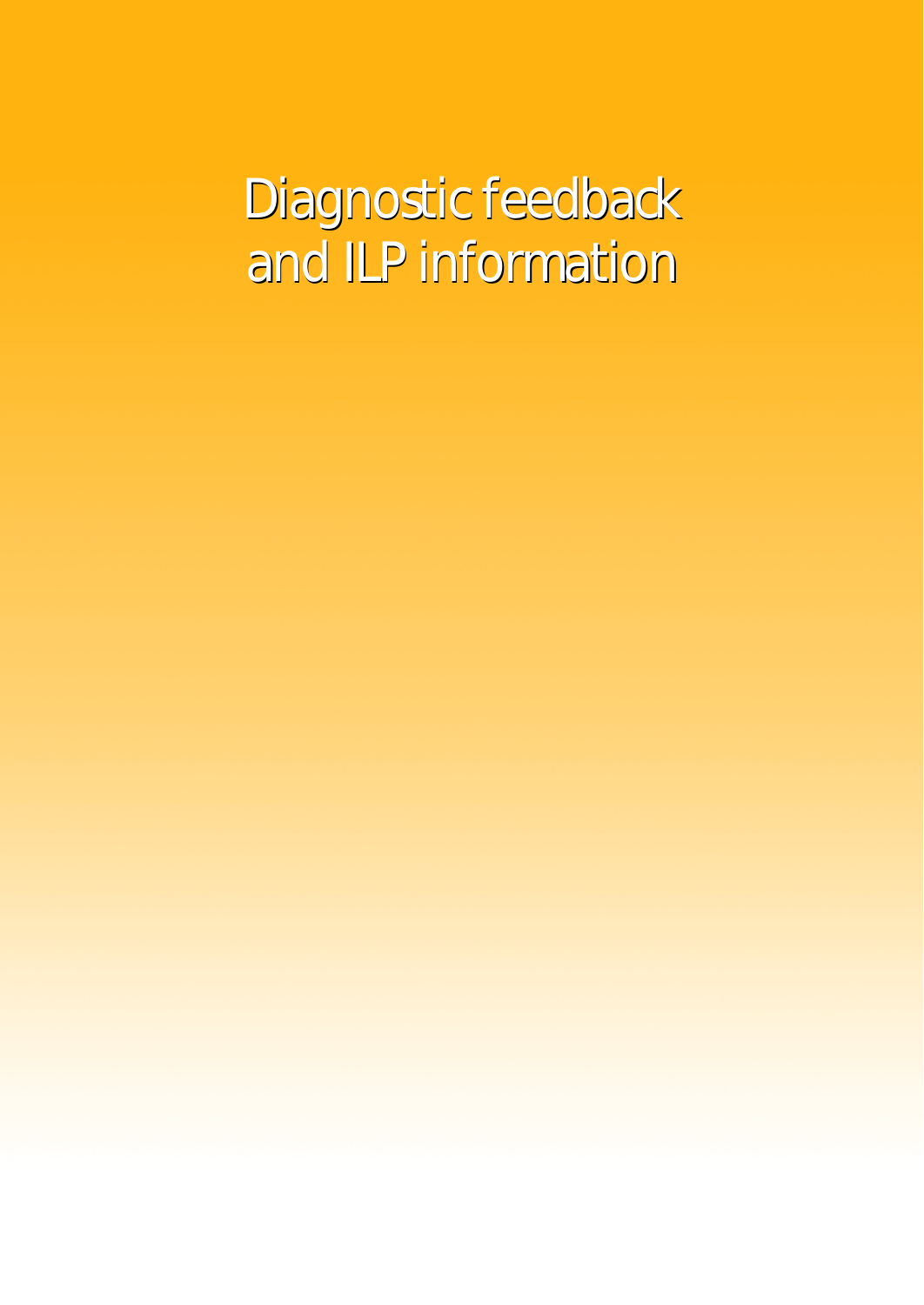# Diagnostic feedback and ILP information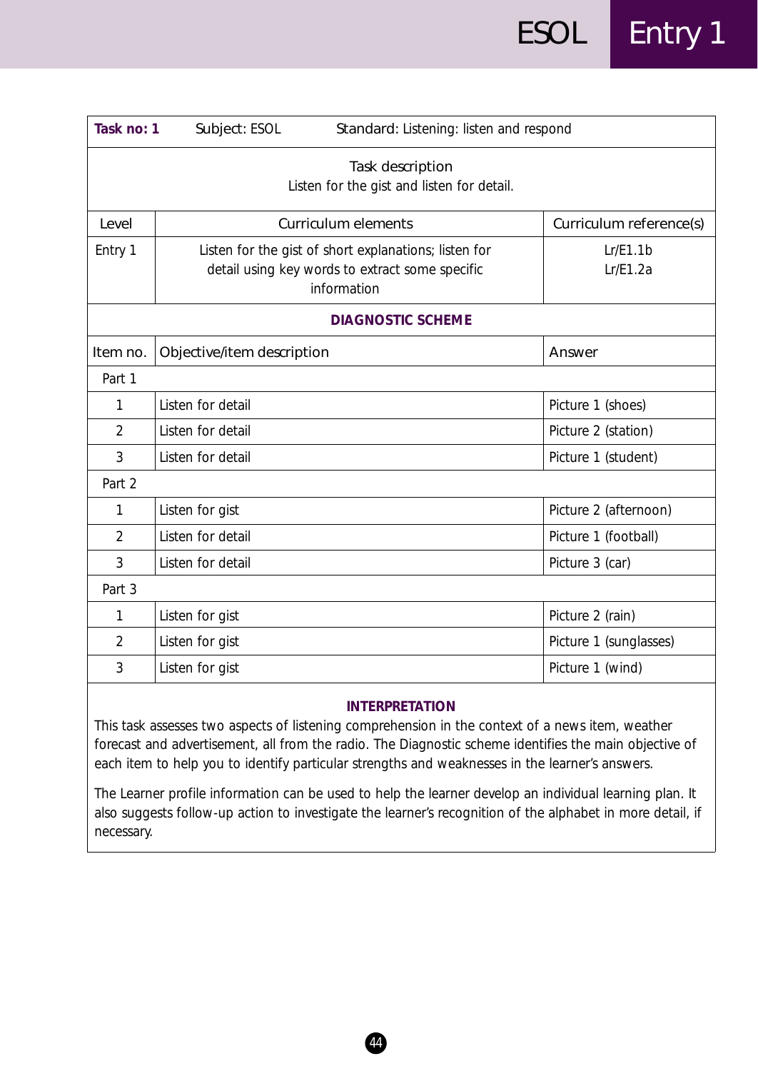| **Task no: 1** | Subject: ESOL | Standard: Listening: listen and respond |
|---|---|---|

**Task description**

Listen for the gist and listen for detail.

| Level | Curriculum elements | Curriculum reference(s) |
|---|---|---|
| Entry 1 | Listen for the gist of short explanations; listen for detail using key words to extract some specific information | Lr/E1.1b<br>Lr/E1.2a |

**DIAGNOSTIC SCHEME**

| Item no. | Objective/item description | Answer |
|---|---|---|
| Part 1 | | |
| 1 | Listen for detail | Picture 1 (shoes) |
| 2 | Listen for detail | Picture 2 (station) |
| 3 | Listen for detail | Picture 1 (student) |
| Part 2 | | |
| 1 | Listen for gist | Picture 2 (afternoon) |
| 2 | Listen for detail | Picture 1 (football) |
| 3 | Listen for detail | Picture 3 (car) |
| Part 3 | | |
| 1 | Listen for gist | Picture 2 (rain) |
| 2 | Listen for gist | Picture 1 (sunglasses) |
| 3 | Listen for gist | Picture 1 (wind) |

**INTERPRETATION**

This task assesses two aspects of listening comprehension in the context of a news item, weather forecast and advertisement, all from the radio. The Diagnostic scheme identifies the main objective of each item to help you to identify particular strengths and weaknesses in the learner's answers.

The Learner profile information can be used to help the learner develop an individual learning plan. It also suggests follow-up action to investigate the learner's recognition of the alphabet in more detail, if necessary.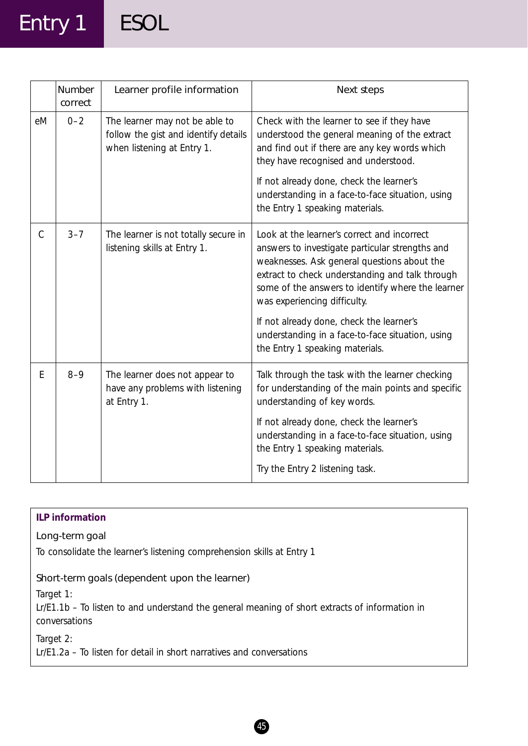| | Number correct | Learner profile information | Next steps |
|---|---|---|---|
| eM | 0–2 | The learner may not be able to follow the gist and identify details when listening at Entry 1. | Check with the learner to see if they have understood the general meaning of the extract and find out if there are any key words which they have recognised and understood.<br><br>If not already done, check the learner's understanding in a face-to-face situation, using the Entry 1 speaking materials. |
| C | 3–7 | The learner is not totally secure in listening skills at Entry 1. | Look at the learner's correct and incorrect answers to investigate particular strengths and weaknesses. Ask general questions about the extract to check understanding and talk through some of the answers to identify where the learner was experiencing difficulty.<br><br>If not already done, check the learner's understanding in a face-to-face situation, using the Entry 1 speaking materials. |
| E | 8–9 | The learner does not appear to have any problems with listening at Entry 1. | Talk through the task with the learner checking for understanding of the main points and specific understanding of key words.<br><br>If not already done, check the learner's understanding in a face-to-face situation, using the Entry 1 speaking materials.<br><br>Try the Entry 2 listening task. |

**ILP information**

Long-term goal

To consolidate the learner's listening comprehension skills at Entry 1

Short-term goals (dependent upon the learner)

Target 1:
Lr/E1.1b – To listen to and understand the general meaning of short extracts of information in conversations

Target 2:
Lr/E1.2a – To listen for detail in short narratives and conversations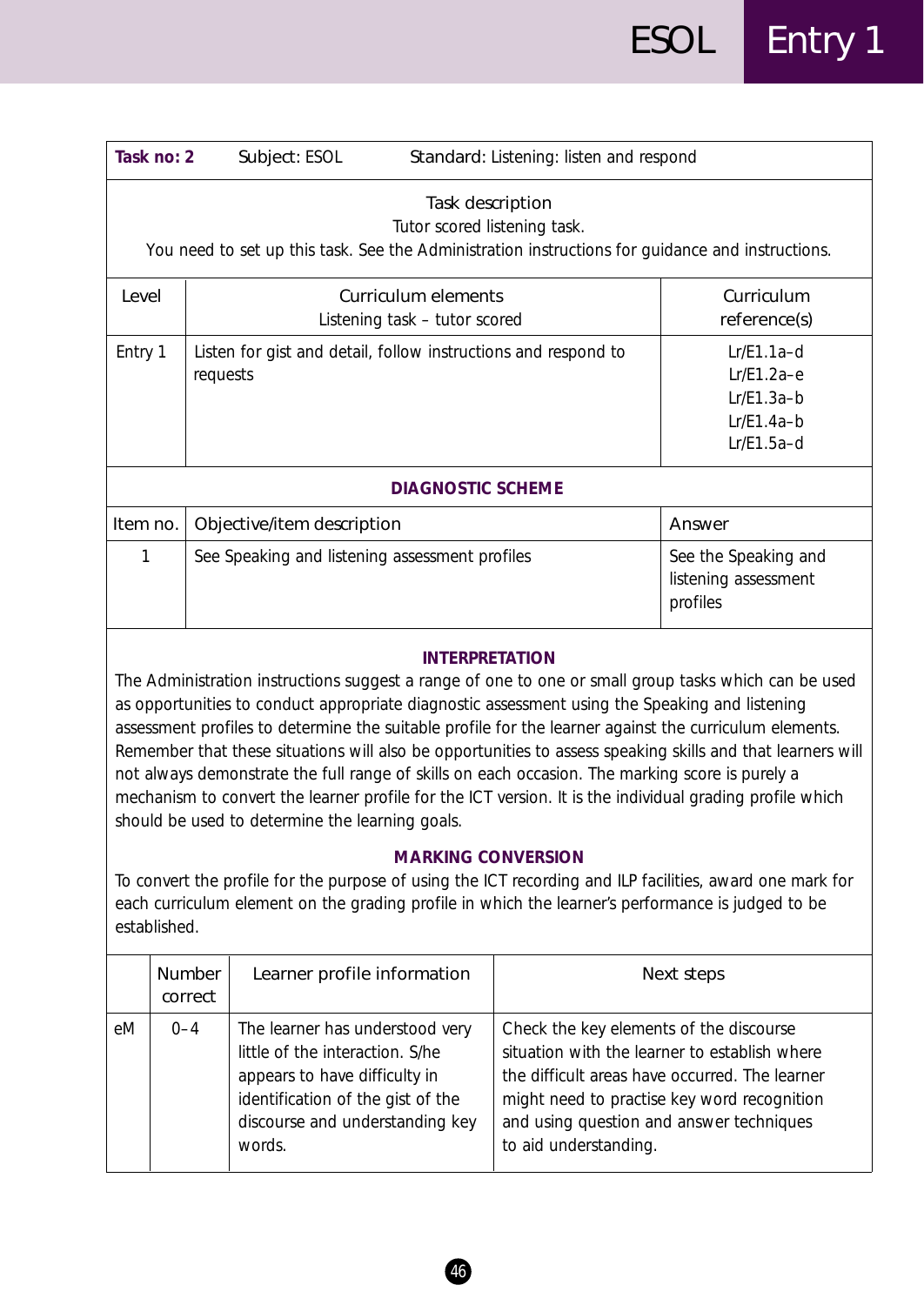| **Task no: 2** | Subject: ESOL | Standard: Listening: listen and respond |
|---|---|---|

**Task description**
Tutor scored listening task.
You need to set up this task. See the Administration instructions for guidance and instructions.

| Level | Curriculum elements<br>Listening task – tutor scored | Curriculum reference(s) |
|---|---|---|
| Entry 1 | Listen for gist and detail, follow instructions and respond to requests | Lr/E1.1a–d<br>Lr/E1.2a–e<br>Lr/E1.3a–b<br>Lr/E1.4a–b<br>Lr/E1.5a–d |

**DIAGNOSTIC SCHEME**

| Item no. | Objective/item description | Answer |
|---|---|---|
| 1 | See Speaking and listening assessment profiles | See the Speaking and listening assessment profiles |

**INTERPRETATION**

The Administration instructions suggest a range of one to one or small group tasks which can be used as opportunities to conduct appropriate diagnostic assessment using the Speaking and listening assessment profiles to determine the suitable profile for the learner against the curriculum elements. Remember that these situations will also be opportunities to assess speaking skills and that learners will not always demonstrate the full range of skills on each occasion. The marking score is purely a mechanism to convert the learner profile for the ICT version. It is the individual grading profile which should be used to determine the learning goals.

**MARKING CONVERSION**

To convert the profile for the purpose of using the ICT recording and ILP facilities, award one mark for each curriculum element on the grading profile in which the learner's performance is judged to be established.

| | Number correct | Learner profile information | Next steps |
|---|---|---|---|
| eM | 0–4 | The learner has understood very little of the interaction. S/he appears to have difficulty in identification of the gist of the discourse and understanding key words. | Check the key elements of the discourse situation with the learner to establish where the difficult areas have occurred. The learner might need to practise key word recognition and using question and answer techniques to aid understanding. |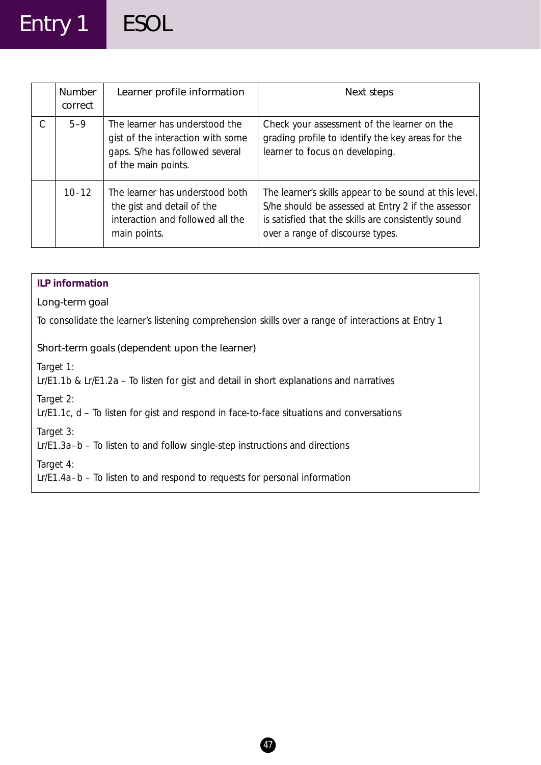| | Number correct | Learner profile information | Next steps |
|---|---|---|---|
| C | 5–9 | The learner has understood the gist of the interaction with some gaps. S/he has followed several of the main points. | Check your assessment of the learner on the grading profile to identify the key areas for the learner to focus on developing. |
| | 10–12 | The learner has understood both the gist and detail of the interaction and followed all the main points. | The learner's skills appear to be sound at this level. S/he should be assessed at Entry 2 if the assessor is satisfied that the skills are consistently sound over a range of discourse types. |

**ILP information**

Long-term goal

To consolidate the learner's listening comprehension skills over a range of interactions at Entry 1

Short-term goals (dependent upon the learner)

Target 1:
Lr/E1.1b & Lr/E1.2a – To listen for gist and detail in short explanations and narratives

Target 2:
Lr/E1.1c, d – To listen for gist and respond in face-to-face situations and conversations

Target 3:
Lr/E1.3a–b – To listen to and follow single-step instructions and directions

Target 4:
Lr/E1.4a–b – To listen to and respond to requests for personal information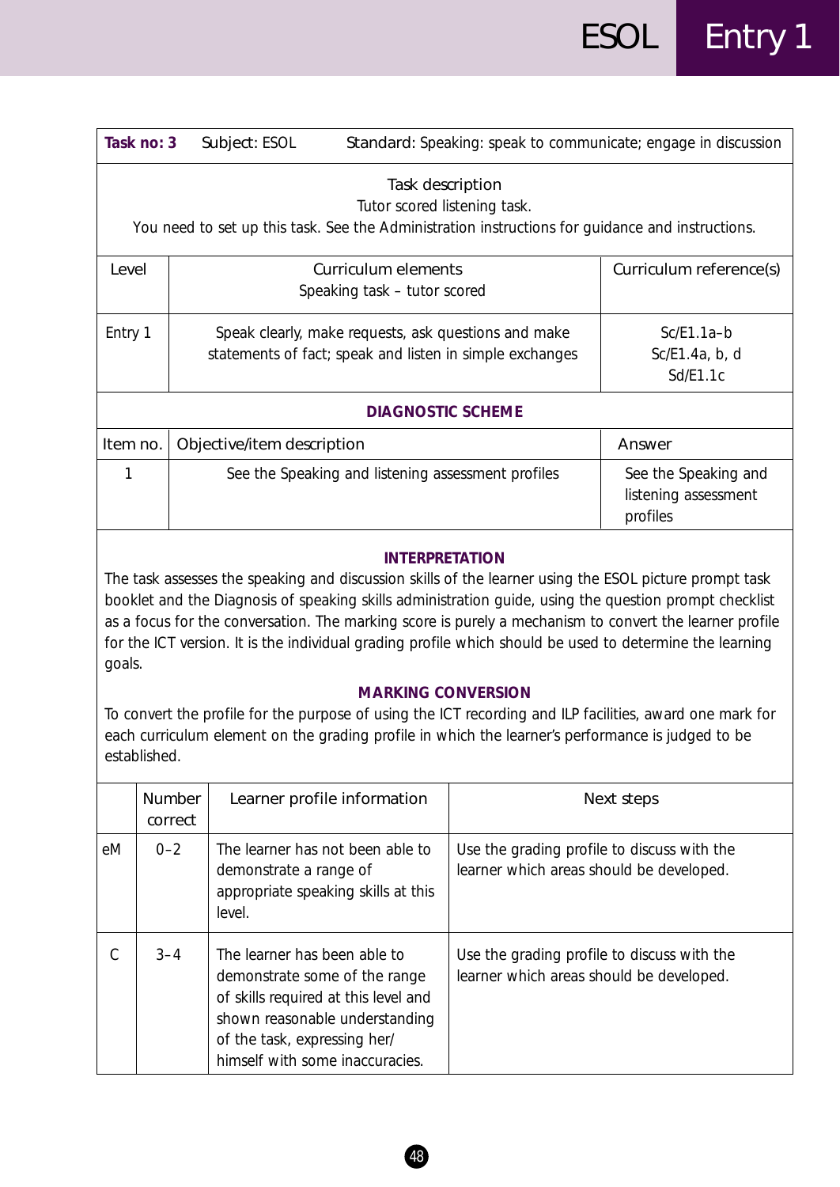| **Task no: 3** | Subject: ESOL | Standard: Speaking: speak to communicate; engage in discussion |
|---|---|---|

**Task description**

Tutor scored listening task.

You need to set up this task. See the Administration instructions for guidance and instructions.

| Level | Curriculum elements<br>Speaking task – tutor scored | Curriculum reference(s) |
|---|---|---|
| Entry 1 | Speak clearly, make requests, ask questions and make statements of fact; speak and listen in simple exchanges | Sc/E1.1a–b<br>Sc/E1.4a, b, d<br>Sd/E1.1c |

**DIAGNOSTIC SCHEME**

| Item no. | Objective/item description | Answer |
|---|---|---|
| 1 | See the Speaking and listening assessment profiles | See the Speaking and listening assessment profiles |

**INTERPRETATION**

The task assesses the speaking and discussion skills of the learner using the ESOL picture prompt task booklet and the Diagnosis of speaking skills administration guide, using the question prompt checklist as a focus for the conversation. The marking score is purely a mechanism to convert the learner profile for the ICT version. It is the individual grading profile which should be used to determine the learning goals.

**MARKING CONVERSION**

To convert the profile for the purpose of using the ICT recording and ILP facilities, award one mark for each curriculum element on the grading profile in which the learner's performance is judged to be established.

| | Number correct | Learner profile information | Next steps |
|---|---|---|---|
| eM | 0–2 | The learner has not been able to demonstrate a range of appropriate speaking skills at this level. | Use the grading profile to discuss with the learner which areas should be developed. |
| C | 3–4 | The learner has been able to demonstrate some of the range of skills required at this level and shown reasonable understanding of the task, expressing her/himself with some inaccuracies. | Use the grading profile to discuss with the learner which areas should be developed. |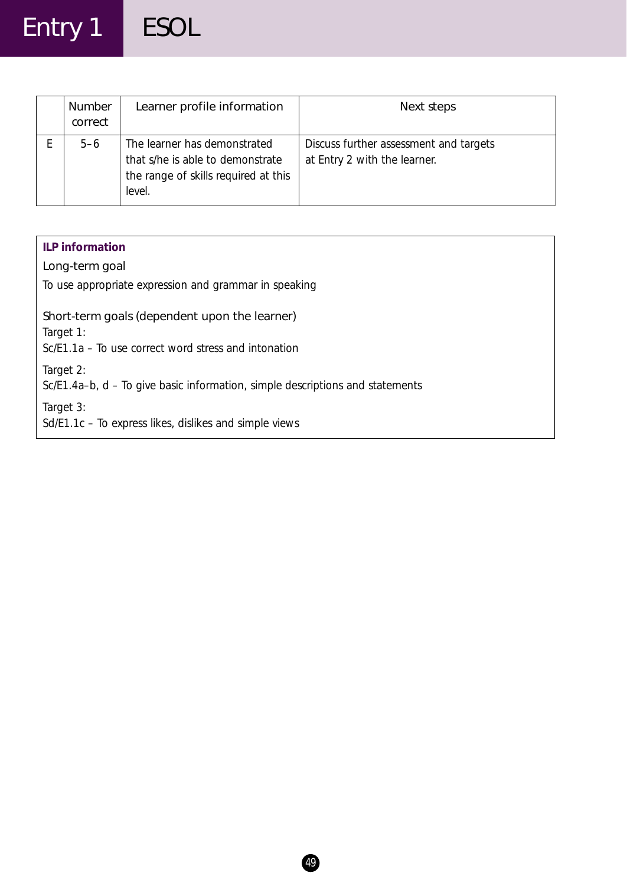| | Number correct | Learner profile information | Next steps |
|---|---|---|---|
| E | 5–6 | The learner has demonstrated that s/he is able to demonstrate the range of skills required at this level. | Discuss further assessment and targets at Entry 2 with the learner. |

**ILP information**

Long-term goal

To use appropriate expression and grammar in speaking

Short-term goals (dependent upon the learner)

Target 1:
Sc/E1.1a – To use correct word stress and intonation

Target 2:
Sc/E1.4a–b, d – To give basic information, simple descriptions and statements

Target 3:
Sd/E1.1c – To express likes, dislikes and simple views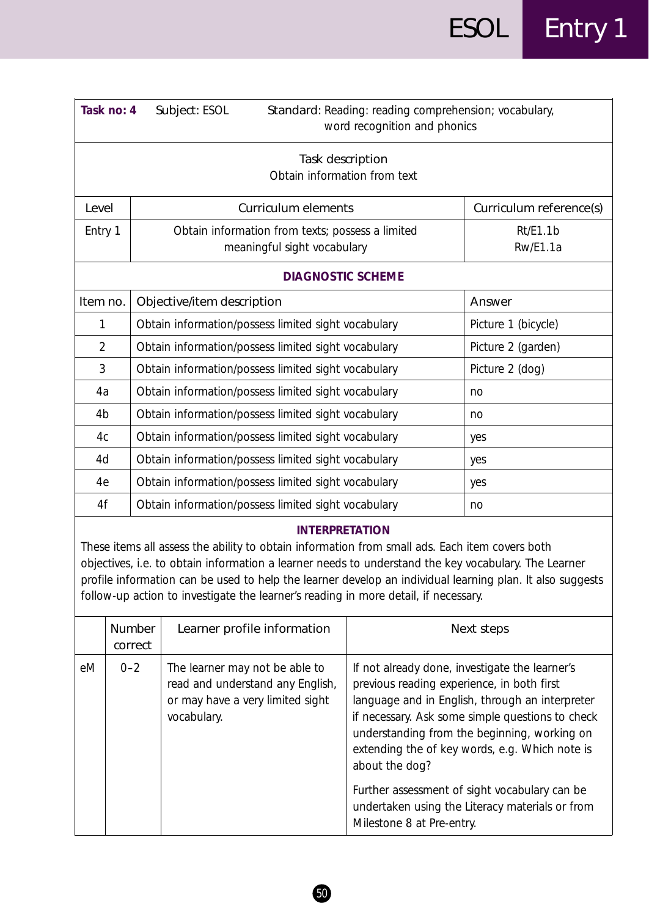| **Task no: 4** | Subject: ESOL | Standard: Reading: reading comprehension; vocabulary, word recognition and phonics |
|---|---|---|

**Task description**

Obtain information from text

| Level | Curriculum elements | Curriculum reference(s) |
|---|---|---|
| Entry 1 | Obtain information from texts; possess a limited meaningful sight vocabulary | Rt/E1.1b<br>Rw/E1.1a |

**DIAGNOSTIC SCHEME**

| Item no. | Objective/item description | Answer |
|---|---|---|
| 1 | Obtain information/possess limited sight vocabulary | Picture 1 (bicycle) |
| 2 | Obtain information/possess limited sight vocabulary | Picture 2 (garden) |
| 3 | Obtain information/possess limited sight vocabulary | Picture 2 (dog) |
| 4a | Obtain information/possess limited sight vocabulary | no |
| 4b | Obtain information/possess limited sight vocabulary | no |
| 4c | Obtain information/possess limited sight vocabulary | yes |
| 4d | Obtain information/possess limited sight vocabulary | yes |
| 4e | Obtain information/possess limited sight vocabulary | yes |
| 4f | Obtain information/possess limited sight vocabulary | no |

**INTERPRETATION**

These items all assess the ability to obtain information from small ads. Each item covers both objectives, i.e. to obtain information a learner needs to understand the key vocabulary. The Learner profile information can be used to help the learner develop an individual learning plan. It also suggests follow-up action to investigate the learner's reading in more detail, if necessary.

| | Number correct | Learner profile information | Next steps |
|---|---|---|---|
| eM | 0–2 | The learner may not be able to read and understand any English, or may have a very limited sight vocabulary. | If not already done, investigate the learner's previous reading experience, in both first language and in English, through an interpreter if necessary. Ask some simple questions to check understanding from the beginning, working on extending the of key words, e.g. Which note is about the dog?<br><br>Further assessment of sight vocabulary can be undertaken using the Literacy materials or from Milestone 8 at Pre-entry. |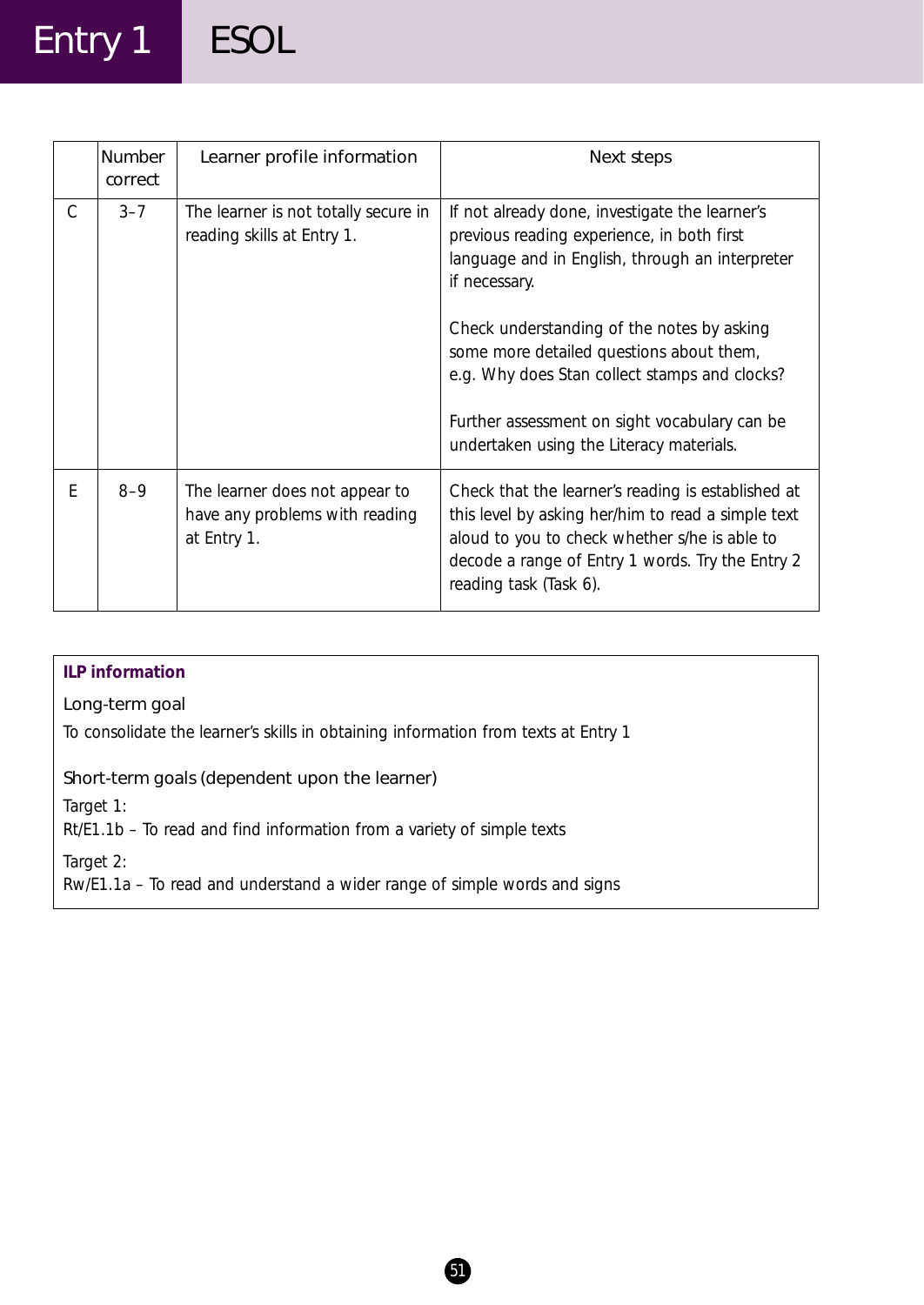| | Number correct | Learner profile information | Next steps |
|---|---|---|---|
| C | 3–7 | The learner is not totally secure in reading skills at Entry 1. | If not already done, investigate the learner's previous reading experience, in both first language and in English, through an interpreter if necessary.<br><br>Check understanding of the notes by asking some more detailed questions about them, e.g. Why does Stan collect stamps and clocks?<br><br>Further assessment on sight vocabulary can be undertaken using the Literacy materials. |
| E | 8–9 | The learner does not appear to have any problems with reading at Entry 1. | Check that the learner's reading is established at this level by asking her/him to read a simple text aloud to you to check whether s/he is able to decode a range of Entry 1 words. Try the Entry 2 reading task (Task 6). |

**ILP information**

Long-term goal

To consolidate the learner's skills in obtaining information from texts at Entry 1

Short-term goals (dependent upon the learner)

Target 1:
Rt/E1.1b – To read and find information from a variety of simple texts

Target 2:
Rw/E1.1a – To read and understand a wider range of simple words and signs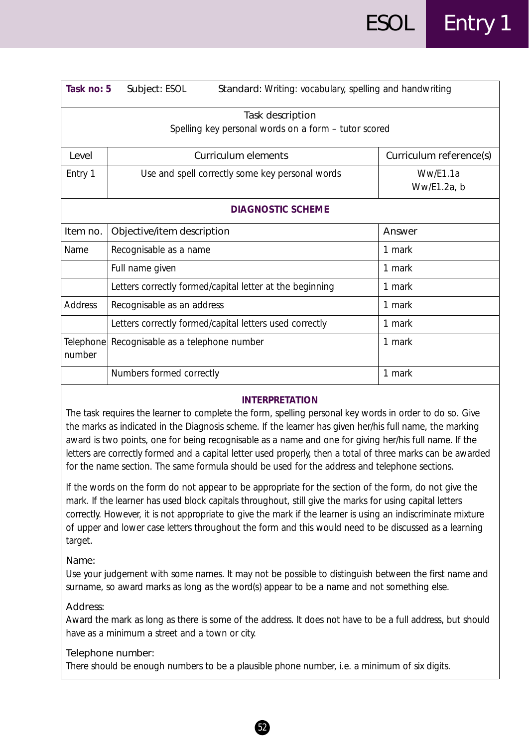| **Task no: 5** | Subject: ESOL | Standard: Writing: vocabulary, spelling and handwriting |
|---|---|---|
| Task description<br>Spelling key personal words on a form – tutor scored | | |
| Level | Curriculum elements | Curriculum reference(s) |
| Entry 1 | Use and spell correctly some key personal words | Ww/E1.1a<br>Ww/E1.2a, b |

**DIAGNOSTIC SCHEME**

| Item no. | Objective/item description | Answer |
|---|---|---|
| Name | Recognisable as a name | 1 mark |
| | Full name given | 1 mark |
| | Letters correctly formed/capital letter at the beginning | 1 mark |
| Address | Recognisable as an address | 1 mark |
| | Letters correctly formed/capital letters used correctly | 1 mark |
| Telephone number | Recognisable as a telephone number | 1 mark |
| | Numbers formed correctly | 1 mark |

**INTERPRETATION**

The task requires the learner to complete the form, spelling personal key words in order to do so. Give the marks as indicated in the Diagnosis scheme. If the learner has given her/his full name, the marking award is two points, one for being recognisable as a name and one for giving her/his full name. If the letters are correctly formed and a capital letter used properly, then a total of three marks can be awarded for the name section. The same formula should be used for the address and telephone sections.

If the words on the form do not appear to be appropriate for the section of the form, do not give the mark. If the learner has used block capitals throughout, still give the marks for using capital letters correctly. However, it is not appropriate to give the mark if the learner is using an indiscriminate mixture of upper and lower case letters throughout the form and this would need to be discussed as a learning target.

Name:
Use your judgement with some names. It may not be possible to distinguish between the first name and surname, so award marks as long as the word(s) appear to be a name and not something else.

Address:
Award the mark as long as there is some of the address. It does not have to be a full address, but should have as a minimum a street and a town or city.

Telephone number:
There should be enough numbers to be a plausible phone number, i.e. a minimum of six digits.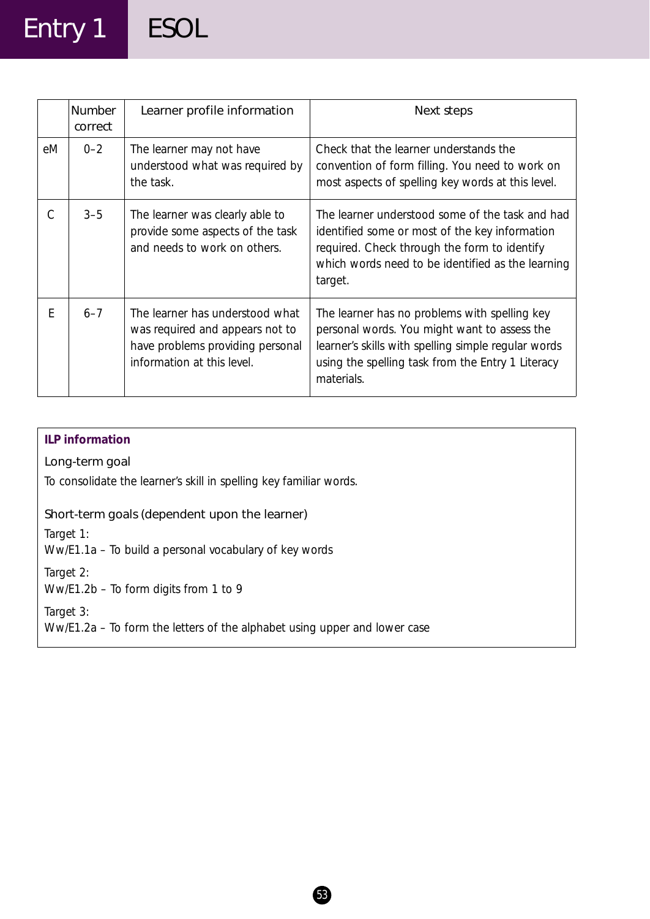|  | Number correct | Learner profile information | Next steps |
|---|---|---|---|
| eM | 0–2 | The learner may not have understood what was required by the task. | Check that the learner understands the convention of form filling. You need to work on most aspects of spelling key words at this level. |
| C | 3–5 | The learner was clearly able to provide some aspects of the task and needs to work on others. | The learner understood some of the task and had identified some or most of the key information required. Check through the form to identify which words need to be identified as the learning target. |
| E | 6–7 | The learner has understood what was required and appears not to have problems providing personal information at this level. | The learner has no problems with spelling key personal words. You might want to assess the learner's skills with spelling simple regular words using the spelling task from the Entry 1 Literacy materials. |

**ILP information**

Long-term goal

To consolidate the learner's skill in spelling key familiar words.

Short-term goals (dependent upon the learner)

Target 1:
Ww/E1.1a – To build a personal vocabulary of key words

Target 2:
Ww/E1.2b – To form digits from 1 to 9

Target 3:
Ww/E1.2a – To form the letters of the alphabet using upper and lower case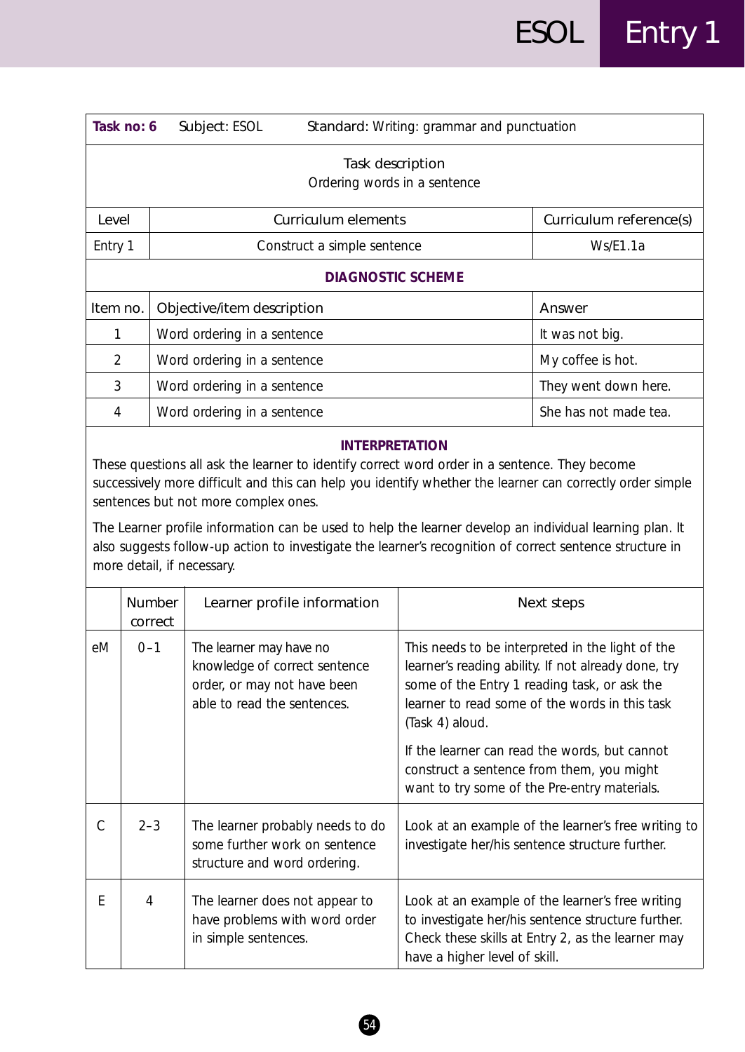| Task no: 6 | Subject: ESOL | Standard: Writing: grammar and punctuation |
|---|---|---|

**Task description**

Ordering words in a sentence

| Level | Curriculum elements | Curriculum reference(s) |
|---|---|---|
| Entry 1 | Construct a simple sentence | Ws/E1.1a |

**DIAGNOSTIC SCHEME**

| Item no. | Objective/item description | Answer |
|---|---|---|
| 1 | Word ordering in a sentence | It was not big. |
| 2 | Word ordering in a sentence | My coffee is hot. |
| 3 | Word ordering in a sentence | They went down here. |
| 4 | Word ordering in a sentence | She has not made tea. |

**INTERPRETATION**

These questions all ask the learner to identify correct word order in a sentence. They become successively more difficult and this can help you identify whether the learner can correctly order simple sentences but not more complex ones.

The Learner profile information can be used to help the learner develop an individual learning plan. It also suggests follow-up action to investigate the learner's recognition of correct sentence structure in more detail, if necessary.

| | Number correct | Learner profile information | Next steps |
|---|---|---|---|
| eM | 0–1 | The learner may have no knowledge of correct sentence order, or may not have been able to read the sentences. | This needs to be interpreted in the light of the learner's reading ability. If not already done, try some of the Entry 1 reading task, or ask the learner to read some of the words in this task (Task 4) aloud.<br><br>If the learner can read the words, but cannot construct a sentence from them, you might want to try some of the Pre-entry materials. |
| C | 2–3 | The learner probably needs to do some further work on sentence structure and word ordering. | Look at an example of the learner's free writing to investigate her/his sentence structure further. |
| E | 4 | The learner does not appear to have problems with word order in simple sentences. | Look at an example of the learner's free writing to investigate her/his sentence structure further. Check these skills at Entry 2, as the learner may have a higher level of skill. |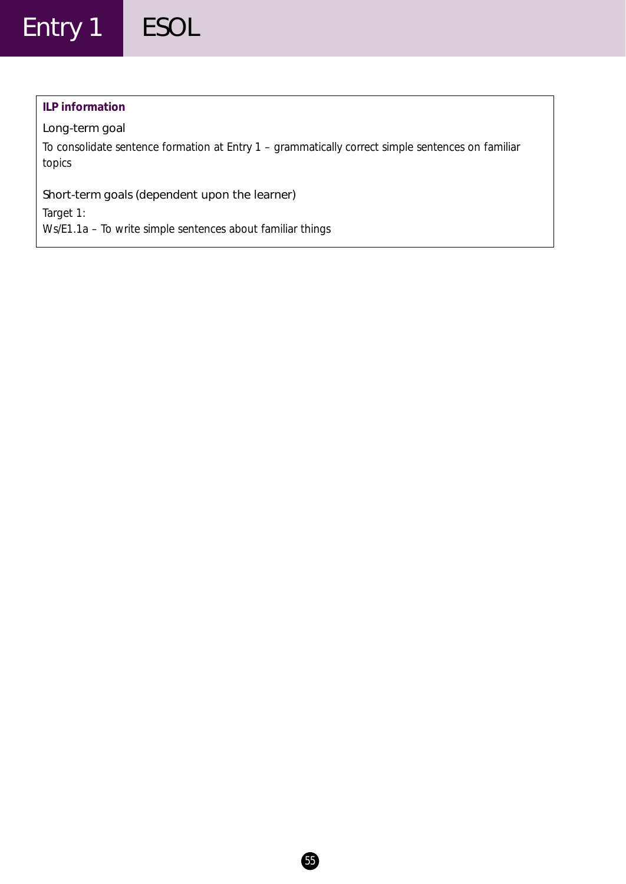**ILP information**

### Long-term goal

To consolidate sentence formation at Entry 1 – grammatically correct simple sentences on familiar topics

### Short-term goals (dependent upon the learner)

Target 1:
Ws/E1.1a – To write simple sentences about familiar things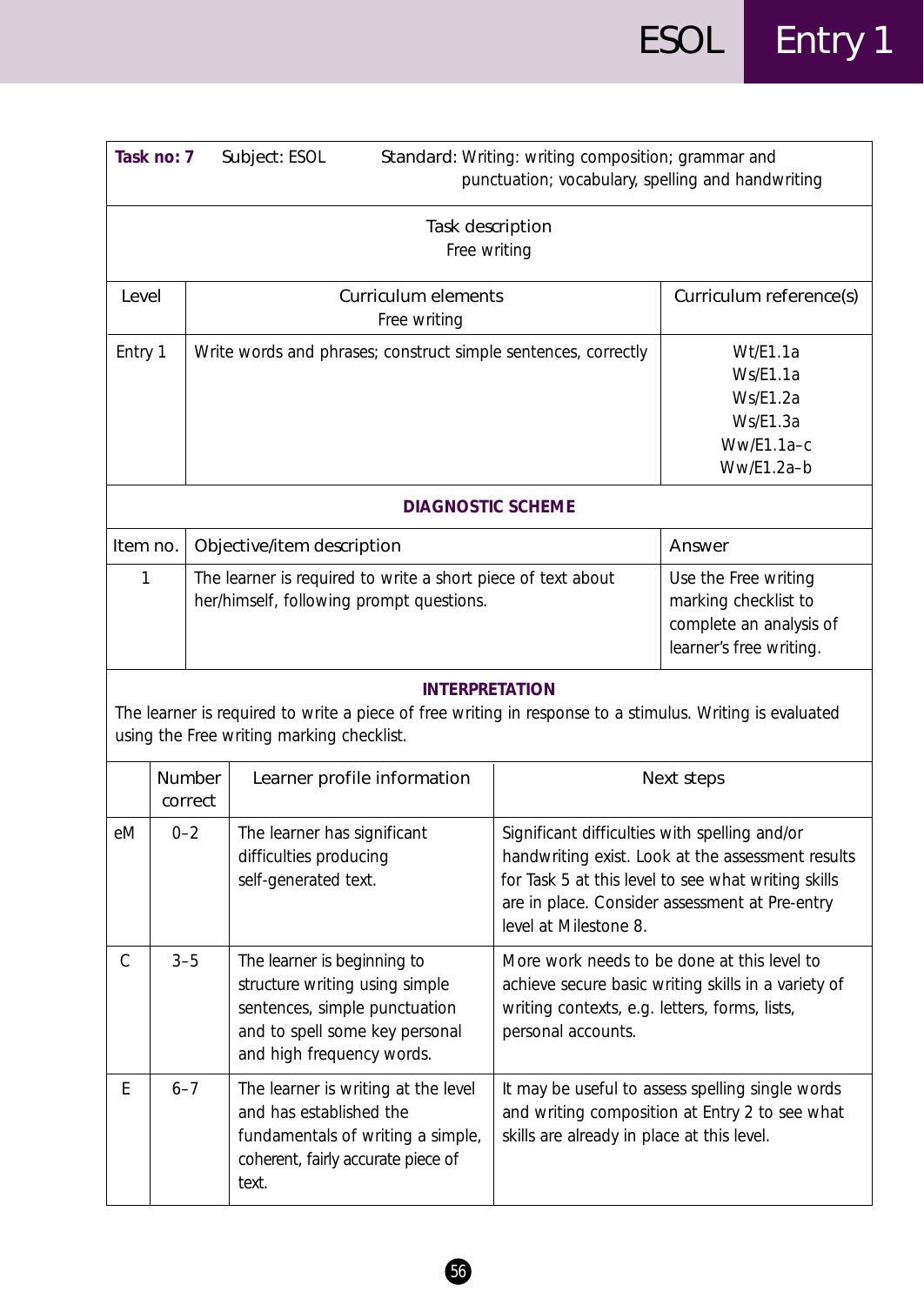| **Task no: 7** | Subject: ESOL | Standard: Writing: writing composition; grammar and punctuation; vocabulary, spelling and handwriting |
|---|---|---|

**Task description**
Free writing

| Level | Curriculum elements<br>Free writing | Curriculum reference(s) |
|---|---|---|
| Entry 1 | Write words and phrases; construct simple sentences, correctly | Wt/E1.1a<br>Ws/E1.1a<br>Ws/E1.2a<br>Ws/E1.3a<br>Ww/E1.1a–c<br>Ww/E1.2a–b |

**DIAGNOSTIC SCHEME**

| Item no. | Objective/item description | Answer |
|---|---|---|
| 1 | The learner is required to write a short piece of text about her/himself, following prompt questions. | Use the Free writing marking checklist to complete an analysis of learner's free writing. |

**INTERPRETATION**

The learner is required to write a piece of free writing in response to a stimulus. Writing is evaluated using the Free writing marking checklist.

| | Number correct | Learner profile information | Next steps |
|---|---|---|---|
| eM | 0–2 | The learner has significant difficulties producing self-generated text. | Significant difficulties with spelling and/or handwriting exist. Look at the assessment results for Task 5 at this level to see what writing skills are in place. Consider assessment at Pre-entry level at Milestone 8. |
| C | 3–5 | The learner is beginning to structure writing using simple sentences, simple punctuation and to spell some key personal and high frequency words. | More work needs to be done at this level to achieve secure basic writing skills in a variety of writing contexts, e.g. letters, forms, lists, personal accounts. |
| E | 6–7 | The learner is writing at the level and has established the fundamentals of writing a simple, coherent, fairly accurate piece of text. | It may be useful to assess spelling single words and writing composition at Entry 2 to see what skills are already in place at this level. |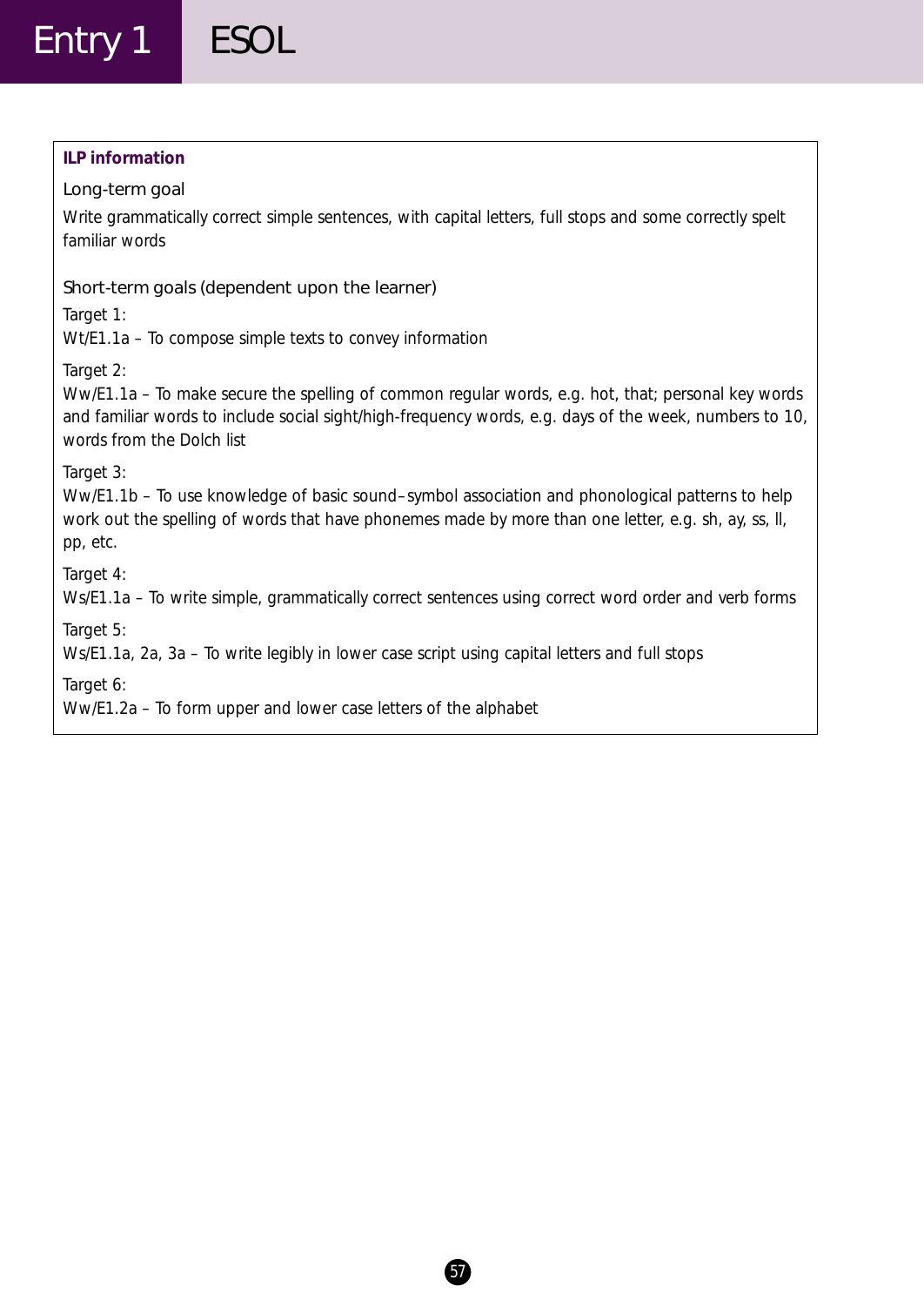**ILP information**

### Long-term goal

Write grammatically correct simple sentences, with capital letters, full stops and some correctly spelt familiar words

### Short-term goals (dependent upon the learner)

Target 1:
Wt/E1.1a – To compose simple texts to convey information

Target 2:
Ww/E1.1a – To make secure the spelling of common regular words, e.g. hot, that; personal key words and familiar words to include social sight/high-frequency words, e.g. days of the week, numbers to 10, words from the Dolch list

Target 3:
Ww/E1.1b – To use knowledge of basic sound–symbol association and phonological patterns to help work out the spelling of words that have phonemes made by more than one letter, e.g. sh, ay, ss, ll, pp, etc.

Target 4:
Ws/E1.1a – To write simple, grammatically correct sentences using correct word order and verb forms

Target 5:
Ws/E1.1a, 2a, 3a – To write legibly in lower case script using capital letters and full stops

Target 6:
Ww/E1.2a – To form upper and lower case letters of the alphabet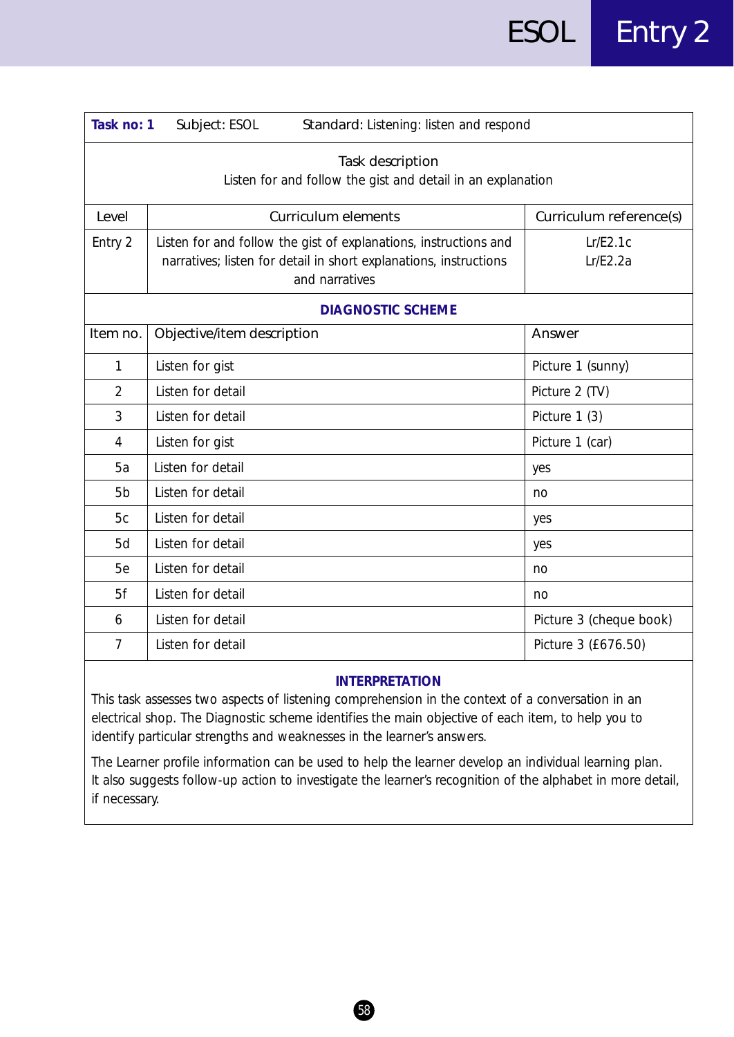| **Task no: 1** Subject: ESOL Standard: Listening: listen and respond | | |
|---|---|---|
| Task description<br>Listen for and follow the gist and detail in an explanation | | |
| Level | Curriculum elements | Curriculum reference(s) |
| Entry 2 | Listen for and follow the gist of explanations, instructions and narratives; listen for detail in short explanations, instructions and narratives | Lr/E2.1c<br>Lr/E2.2a |

**DIAGNOSTIC SCHEME**

| Item no. | Objective/item description | Answer |
|---|---|---|
| 1 | Listen for gist | Picture 1 (sunny) |
| 2 | Listen for detail | Picture 2 (TV) |
| 3 | Listen for detail | Picture 1 (3) |
| 4 | Listen for gist | Picture 1 (car) |
| 5a | Listen for detail | yes |
| 5b | Listen for detail | no |
| 5c | Listen for detail | yes |
| 5d | Listen for detail | yes |
| 5e | Listen for detail | no |
| 5f | Listen for detail | no |
| 6 | Listen for detail | Picture 3 (cheque book) |
| 7 | Listen for detail | Picture 3 (£676.50) |

**INTERPRETATION**

This task assesses two aspects of listening comprehension in the context of a conversation in an electrical shop. The Diagnostic scheme identifies the main objective of each item, to help you to identify particular strengths and weaknesses in the learner's answers.

The Learner profile information can be used to help the learner develop an individual learning plan. It also suggests follow-up action to investigate the learner's recognition of the alphabet in more detail, if necessary.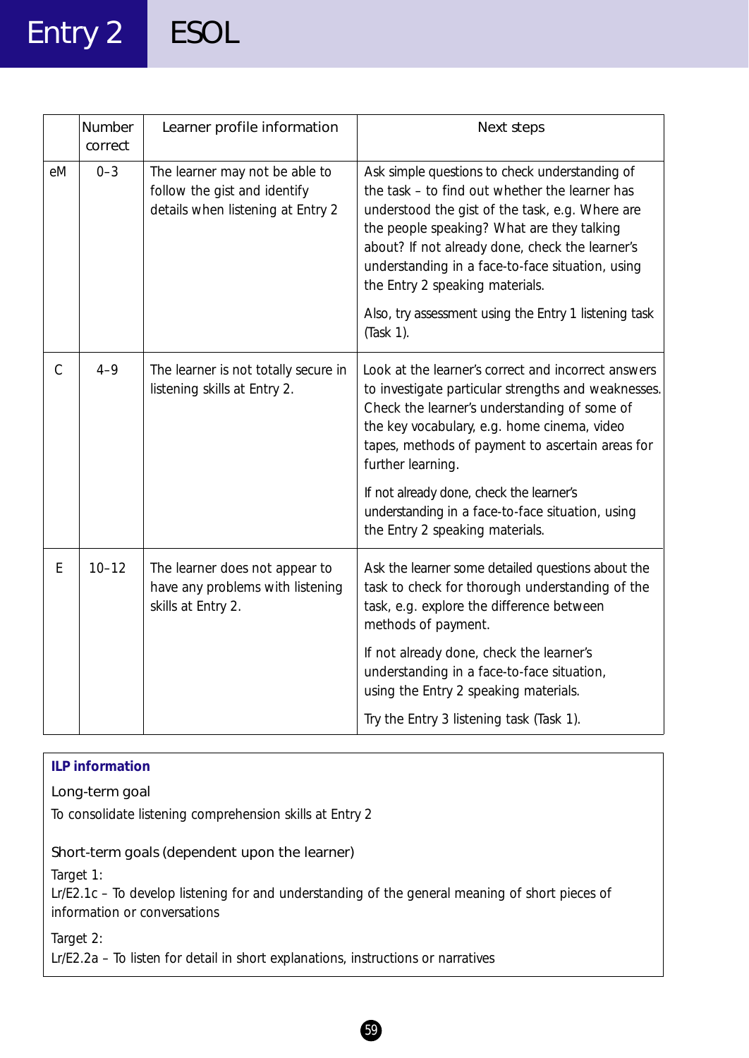| | Number correct | Learner profile information | Next steps |
|---|---|---|---|
| eM | 0–3 | The learner may not be able to follow the gist and identify details when listening at Entry 2 | Ask simple questions to check understanding of the task – to find out whether the learner has understood the gist of the task, e.g. Where are the people speaking? What are they talking about? If not already done, check the learner's understanding in a face-to-face situation, using the Entry 2 speaking materials.<br><br>Also, try assessment using the Entry 1 listening task (Task 1). |
| C | 4–9 | The learner is not totally secure in listening skills at Entry 2. | Look at the learner's correct and incorrect answers to investigate particular strengths and weaknesses. Check the learner's understanding of some of the key vocabulary, e.g. home cinema, video tapes, methods of payment to ascertain areas for further learning.<br><br>If not already done, check the learner's understanding in a face-to-face situation, using the Entry 2 speaking materials. |
| E | 10–12 | The learner does not appear to have any problems with listening skills at Entry 2. | Ask the learner some detailed questions about the task to check for thorough understanding of the task, e.g. explore the difference between methods of payment.<br><br>If not already done, check the learner's understanding in a face-to-face situation, using the Entry 2 speaking materials.<br><br>Try the Entry 3 listening task (Task 1). |

**ILP information**

Long-term goal

To consolidate listening comprehension skills at Entry 2

Short-term goals (dependent upon the learner)

Target 1:
Lr/E2.1c – To develop listening for and understanding of the general meaning of short pieces of information or conversations

Target 2:
Lr/E2.2a – To listen for detail in short explanations, instructions or narratives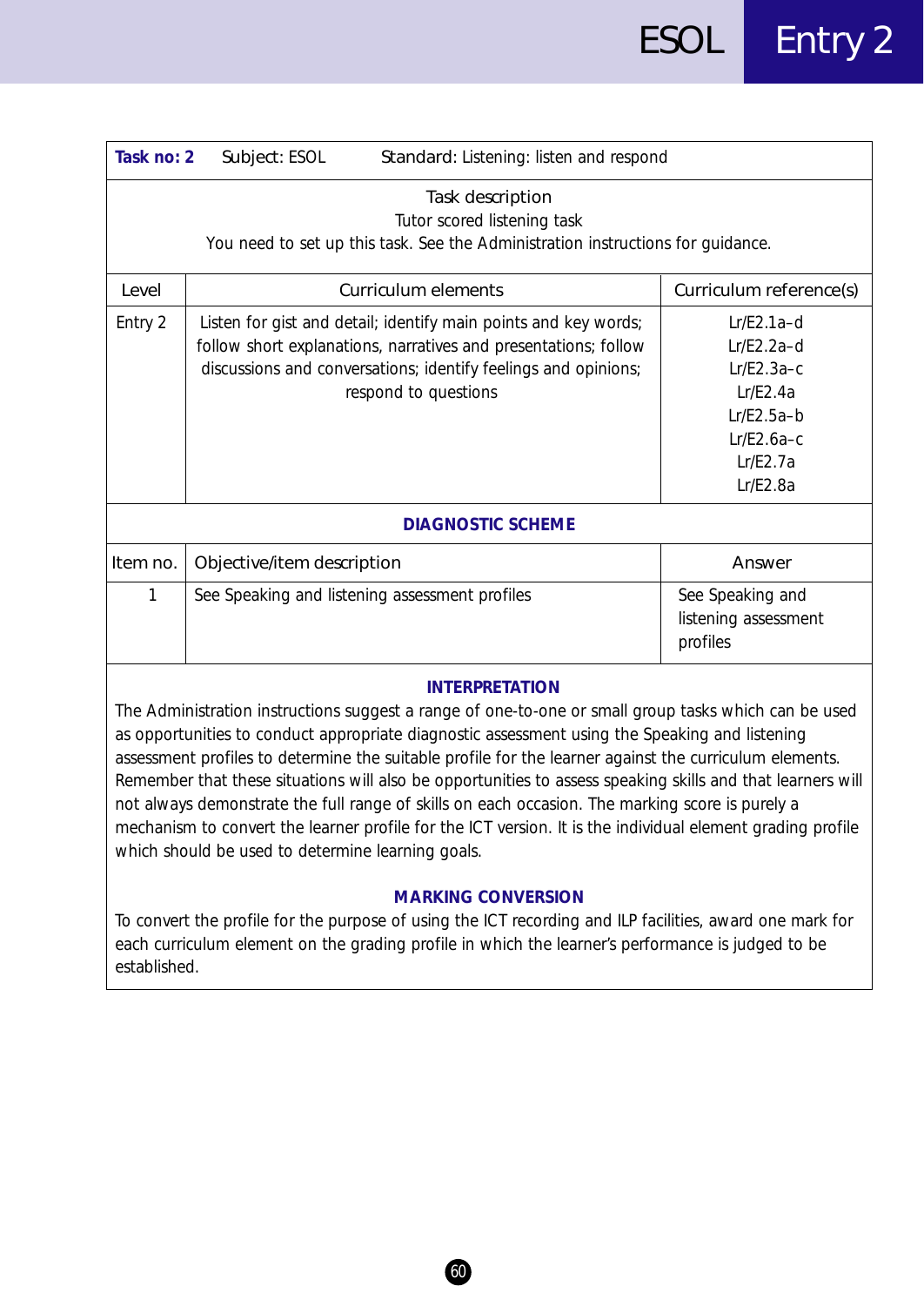| **Task no: 2** Subject: ESOL Standard: Listening: listen and respond | | |
|---|---|---|
| Task description<br>Tutor scored listening task<br>You need to set up this task. See the Administration instructions for guidance. | | |
| Level | Curriculum elements | Curriculum reference(s) |
| Entry 2 | Listen for gist and detail; identify main points and key words; follow short explanations, narratives and presentations; follow discussions and conversations; identify feelings and opinions; respond to questions | Lr/E2.1a–d<br>Lr/E2.2a–d<br>Lr/E2.3a–c<br>Lr/E2.4a<br>Lr/E2.5a–b<br>Lr/E2.6a–c<br>Lr/E2.7a<br>Lr/E2.8a |

**DIAGNOSTIC SCHEME**

| Item no. | Objective/item description | Answer |
|---|---|---|
| 1 | See Speaking and listening assessment profiles | See Speaking and listening assessment profiles |

**INTERPRETATION**

The Administration instructions suggest a range of one-to-one or small group tasks which can be used as opportunities to conduct appropriate diagnostic assessment using the Speaking and listening assessment profiles to determine the suitable profile for the learner against the curriculum elements. Remember that these situations will also be opportunities to assess speaking skills and that learners will not always demonstrate the full range of skills on each occasion. The marking score is purely a mechanism to convert the learner profile for the ICT version. It is the individual element grading profile which should be used to determine learning goals.

**MARKING CONVERSION**

To convert the profile for the purpose of using the ICT recording and ILP facilities, award one mark for each curriculum element on the grading profile in which the learner's performance is judged to be established.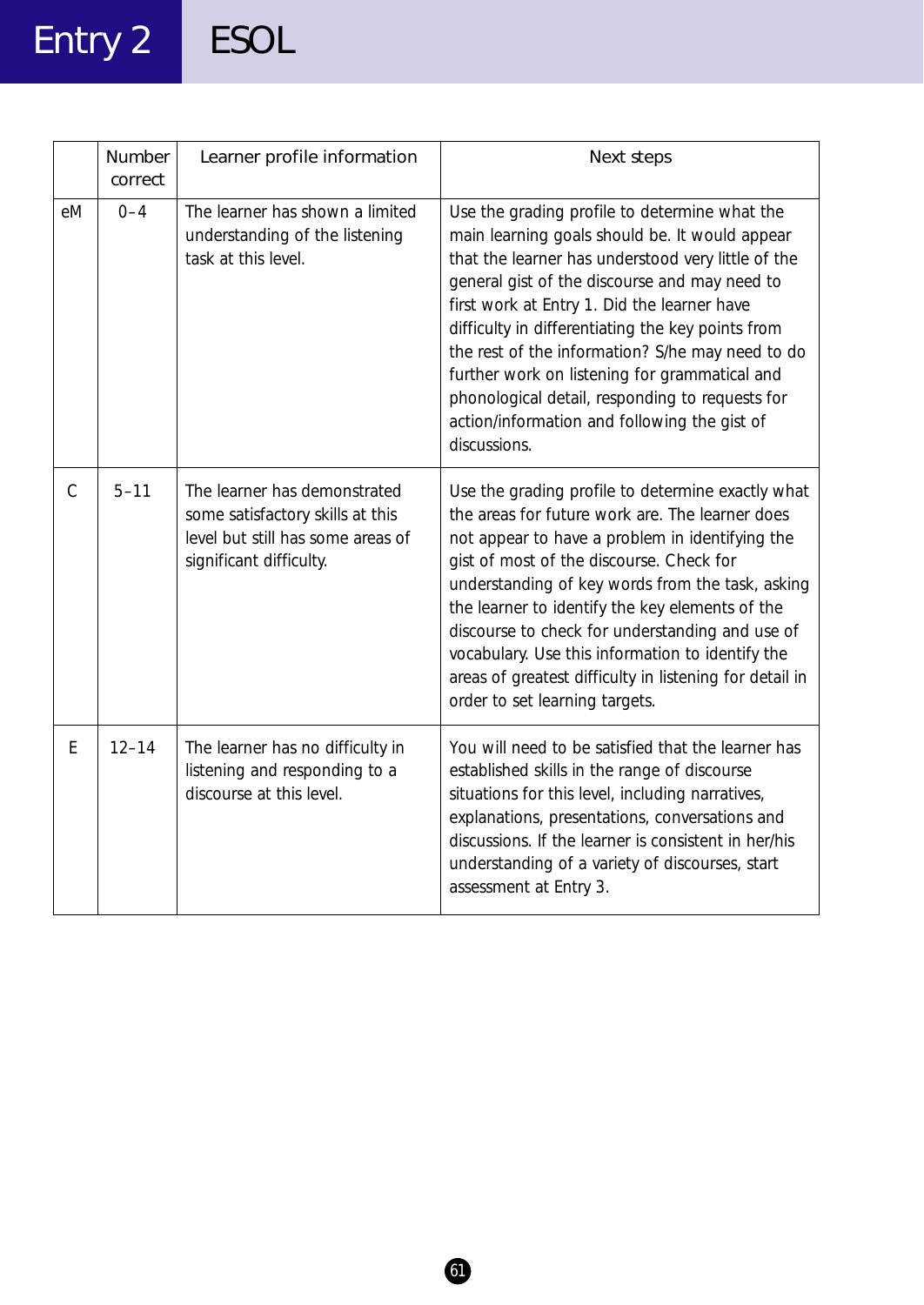|  | Number correct | Learner profile information | Next steps |
|---|---|---|---|
| eM | 0–4 | The learner has shown a limited understanding of the listening task at this level. | Use the grading profile to determine what the main learning goals should be. It would appear that the learner has understood very little of the general gist of the discourse and may need to first work at Entry 1. Did the learner have difficulty in differentiating the key points from the rest of the information? S/he may need to do further work on listening for grammatical and phonological detail, responding to requests for action/information and following the gist of discussions. |
| C | 5–11 | The learner has demonstrated some satisfactory skills at this level but still has some areas of significant difficulty. | Use the grading profile to determine exactly what the areas for future work are. The learner does not appear to have a problem in identifying the gist of most of the discourse. Check for understanding of key words from the task, asking the learner to identify the key elements of the discourse to check for understanding and use of vocabulary. Use this information to identify the areas of greatest difficulty in listening for detail in order to set learning targets. |
| E | 12–14 | The learner has no difficulty in listening and responding to a discourse at this level. | You will need to be satisfied that the learner has established skills in the range of discourse situations for this level, including narratives, explanations, presentations, conversations and discussions. If the learner is consistent in her/his understanding of a variety of discourses, start assessment at Entry 3. |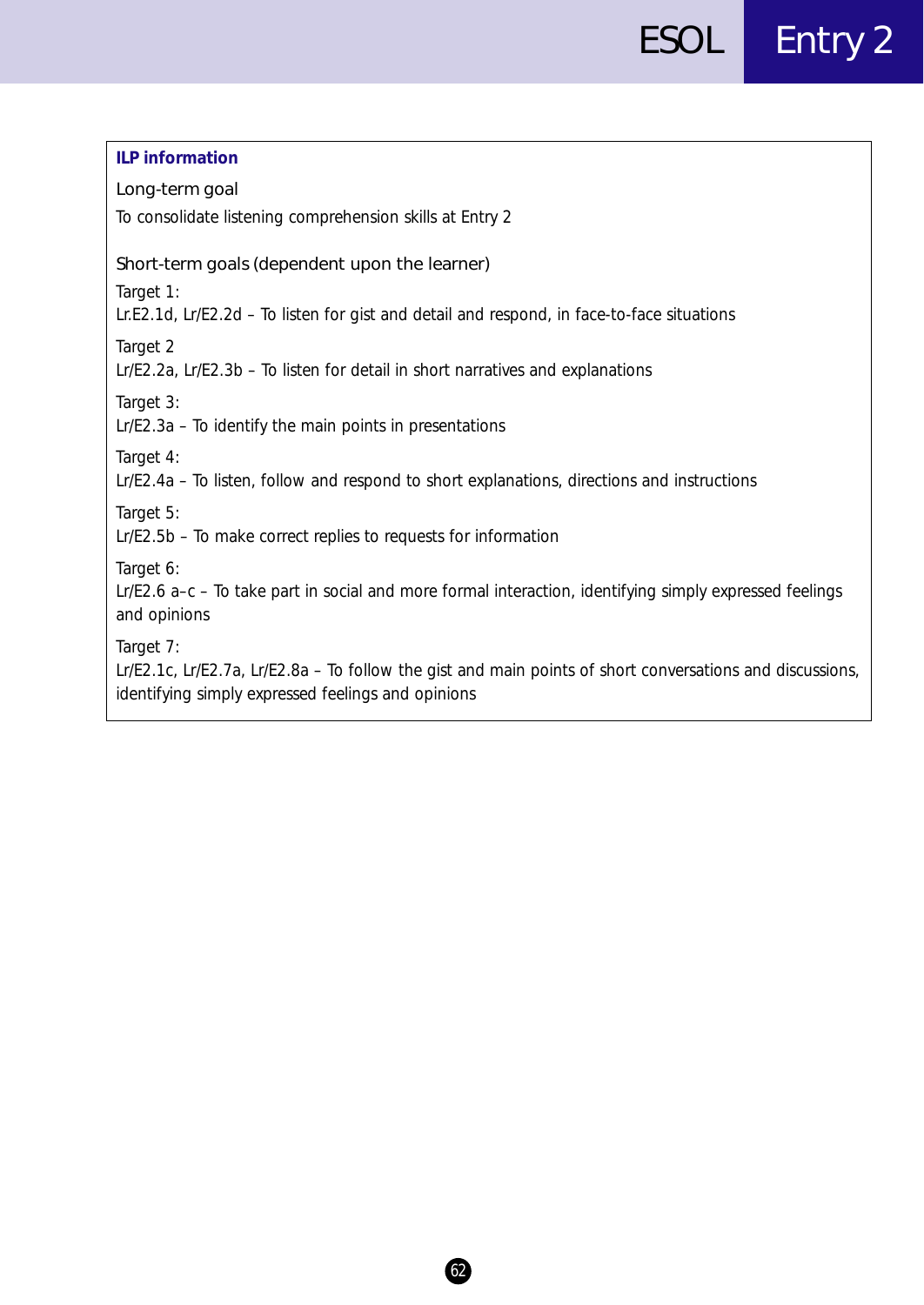**ILP information**

Long-term goal

To consolidate listening comprehension skills at Entry 2

Short-term goals (dependent upon the learner)

Target 1:
Lr.E2.1d, Lr/E2.2d – To listen for gist and detail and respond, in face-to-face situations

Target 2
Lr/E2.2a, Lr/E2.3b – To listen for detail in short narratives and explanations

Target 3:
Lr/E2.3a – To identify the main points in presentations

Target 4:
Lr/E2.4a – To listen, follow and respond to short explanations, directions and instructions

Target 5:
Lr/E2.5b – To make correct replies to requests for information

Target 6:
Lr/E2.6 a–c – To take part in social and more formal interaction, identifying simply expressed feelings and opinions

Target 7:
Lr/E2.1c, Lr/E2.7a, Lr/E2.8a – To follow the gist and main points of short conversations and discussions, identifying simply expressed feelings and opinions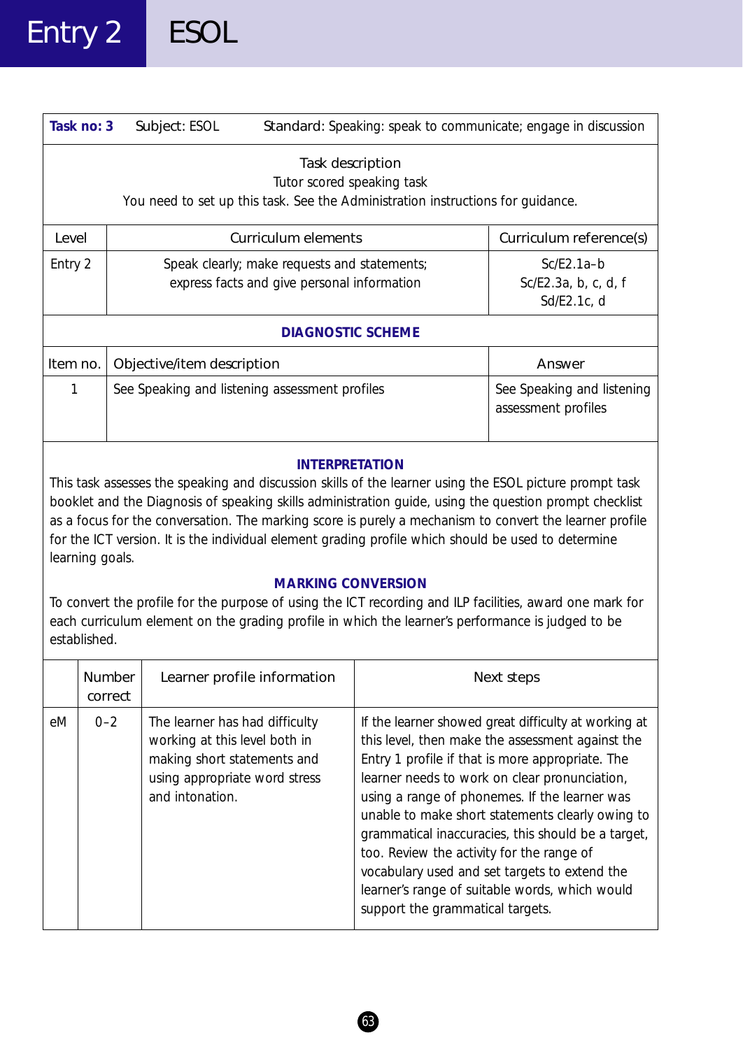# Entry 2 ESOL

| Task no: 3 | Subject: ESOL | Standard: Speaking: speak to communicate; engage in discussion |
|---|---|---|

**Task description**

Tutor scored speaking task

You need to set up this task. See the Administration instructions for guidance.

| Level | Curriculum elements | Curriculum reference(s) |
|---|---|---|
| Entry 2 | Speak clearly; make requests and statements; express facts and give personal information | Sc/E2.1a–b<br>Sc/E2.3a, b, c, d, f<br>Sd/E2.1c, d |

**DIAGNOSTIC SCHEME**

| Item no. | Objective/item description | Answer |
|---|---|---|
| 1 | See Speaking and listening assessment profiles | See Speaking and listening assessment profiles |

**INTERPRETATION**

This task assesses the speaking and discussion skills of the learner using the ESOL picture prompt task booklet and the Diagnosis of speaking skills administration guide, using the question prompt checklist as a focus for the conversation. The marking score is purely a mechanism to convert the learner profile for the ICT version. It is the individual element grading profile which should be used to determine learning goals.

**MARKING CONVERSION**

To convert the profile for the purpose of using the ICT recording and ILP facilities, award one mark for each curriculum element on the grading profile in which the learner's performance is judged to be established.

| | Number correct | Learner profile information | Next steps |
|---|---|---|---|
| eM | 0–2 | The learner has had difficulty working at this level both in making short statements and using appropriate word stress and intonation. | If the learner showed great difficulty at working at this level, then make the assessment against the Entry 1 profile if that is more appropriate. The learner needs to work on clear pronunciation, using a range of phonemes. If the learner was unable to make short statements clearly owing to grammatical inaccuracies, this should be a target, too. Review the activity for the range of vocabulary used and set targets to extend the learner's range of suitable words, which would support the grammatical targets. |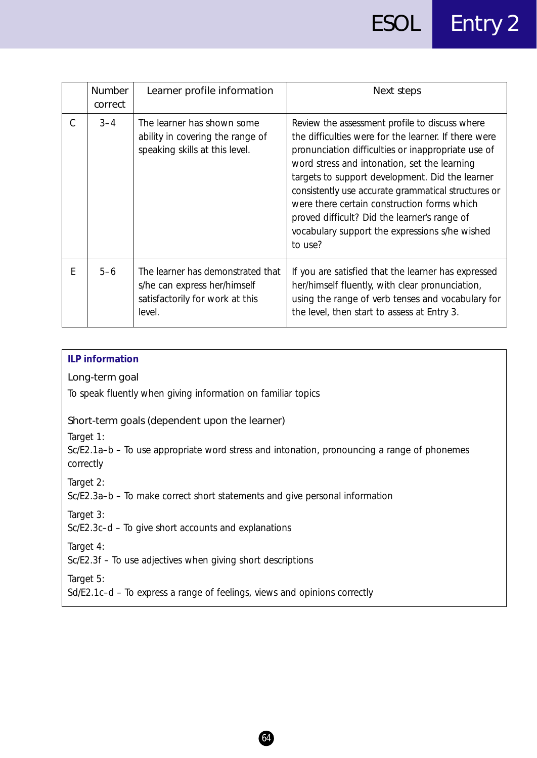| | Number correct | Learner profile information | Next steps |
|---|---|---|---|
| C | 3–4 | The learner has shown some ability in covering the range of speaking skills at this level. | Review the assessment profile to discuss where the difficulties were for the learner. If there were pronunciation difficulties or inappropriate use of word stress and intonation, set the learning targets to support development. Did the learner consistently use accurate grammatical structures or were there certain construction forms which proved difficult? Did the learner's range of vocabulary support the expressions s/he wished to use? |
| E | 5–6 | The learner has demonstrated that s/he can express her/himself satisfactorily for work at this level. | If you are satisfied that the learner has expressed her/himself fluently, with clear pronunciation, using the range of verb tenses and vocabulary for the level, then start to assess at Entry 3. |

**ILP information**

Long-term goal

To speak fluently when giving information on familiar topics

Short-term goals (dependent upon the learner)

Target 1:
Sc/E2.1a–b – To use appropriate word stress and intonation, pronouncing a range of phonemes correctly

Target 2:
Sc/E2.3a–b – To make correct short statements and give personal information

Target 3:
Sc/E2.3c–d – To give short accounts and explanations

Target 4:
Sc/E2.3f – To use adjectives when giving short descriptions

Target 5:
Sd/E2.1c–d – To express a range of feelings, views and opinions correctly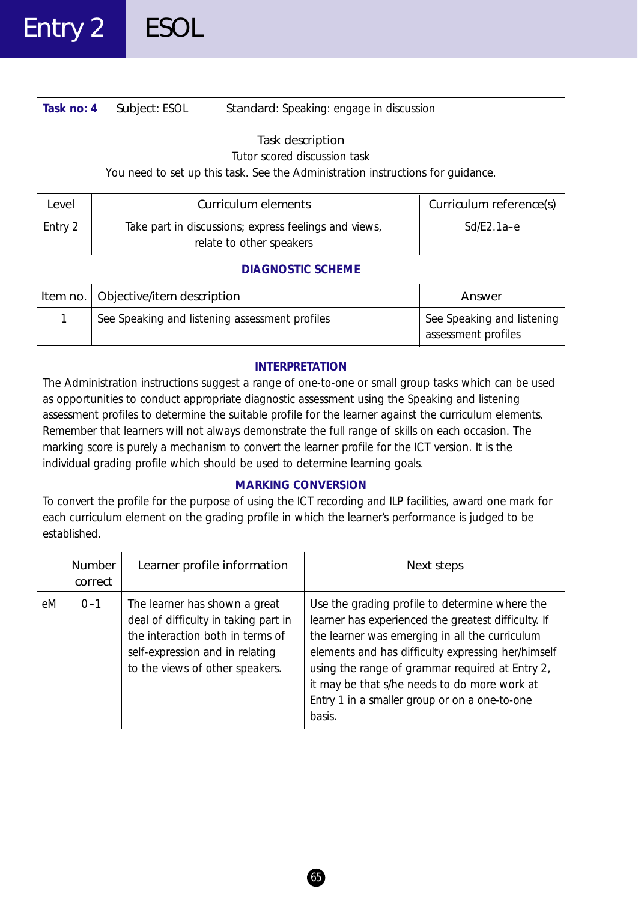# Entry 2 ESOL

| **Task no: 4** | Subject: ESOL | Standard: Speaking: engage in discussion |
|---|---|---|

**Task description**

Tutor scored discussion task

You need to set up this task. See the Administration instructions for guidance.

| Level | Curriculum elements | Curriculum reference(s) |
|---|---|---|
| Entry 2 | Take part in discussions; express feelings and views, relate to other speakers | Sd/E2.1a–e |

**DIAGNOSTIC SCHEME**

| Item no. | Objective/item description | Answer |
|---|---|---|
| 1 | See Speaking and listening assessment profiles | See Speaking and listening assessment profiles |

**INTERPRETATION**

The Administration instructions suggest a range of one-to-one or small group tasks which can be used as opportunities to conduct appropriate diagnostic assessment using the Speaking and listening assessment profiles to determine the suitable profile for the learner against the curriculum elements. Remember that learners will not always demonstrate the full range of skills on each occasion. The marking score is purely a mechanism to convert the learner profile for the ICT version. It is the individual grading profile which should be used to determine learning goals.

**MARKING CONVERSION**

To convert the profile for the purpose of using the ICT recording and ILP facilities, award one mark for each curriculum element on the grading profile in which the learner's performance is judged to be established.

| | Number correct | Learner profile information | Next steps |
|---|---|---|---|
| eM | 0–1 | The learner has shown a great deal of difficulty in taking part in the interaction both in terms of self-expression and in relating to the views of other speakers. | Use the grading profile to determine where the learner has experienced the greatest difficulty. If the learner was emerging in all the curriculum elements and has difficulty expressing her/himself using the range of grammar required at Entry 2, it may be that s/he needs to do more work at Entry 1 in a smaller group or on a one-to-one basis. |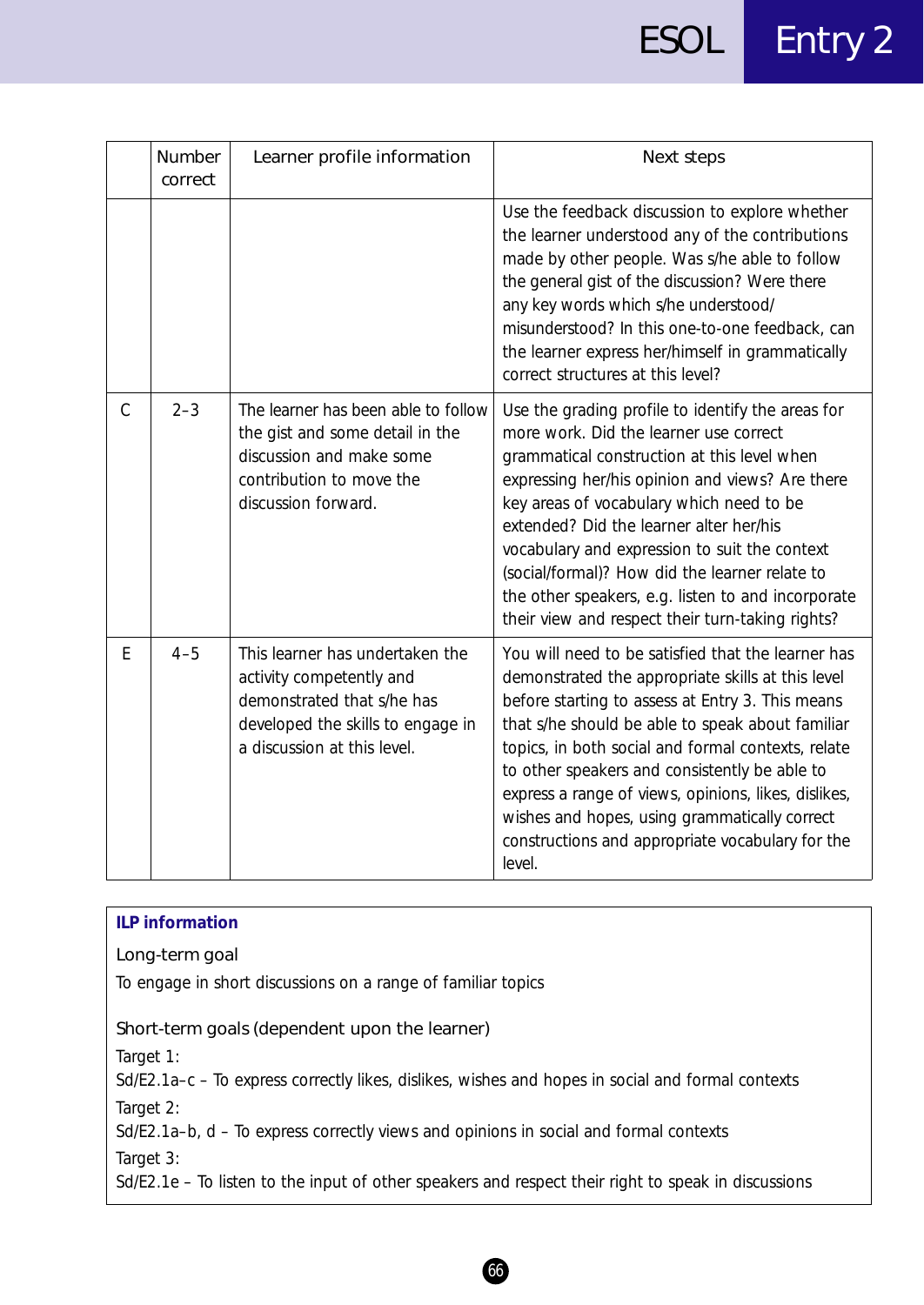| | Number correct | Learner profile information | Next steps |
|---|---|---|---|
| | | | Use the feedback discussion to explore whether the learner understood any of the contributions made by other people. Was s/he able to follow the general gist of the discussion? Were there any key words which s/he understood/ misunderstood? In this one-to-one feedback, can the learner express her/himself in grammatically correct structures at this level? |
| C | 2–3 | The learner has been able to follow the gist and some detail in the discussion and make some contribution to move the discussion forward. | Use the grading profile to identify the areas for more work. Did the learner use correct grammatical construction at this level when expressing her/his opinion and views? Are there key areas of vocabulary which need to be extended? Did the learner alter her/his vocabulary and expression to suit the context (social/formal)? How did the learner relate to the other speakers, e.g. listen to and incorporate their view and respect their turn-taking rights? |
| E | 4–5 | This learner has undertaken the activity competently and demonstrated that s/he has developed the skills to engage in a discussion at this level. | You will need to be satisfied that the learner has demonstrated the appropriate skills at this level before starting to assess at Entry 3. This means that s/he should be able to speak about familiar topics, in both social and formal contexts, relate to other speakers and consistently be able to express a range of views, opinions, likes, dislikes, wishes and hopes, using grammatically correct constructions and appropriate vocabulary for the level. |

**ILP information**

Long-term goal

To engage in short discussions on a range of familiar topics

Short-term goals (dependent upon the learner)

Target 1:
Sd/E2.1a–c – To express correctly likes, dislikes, wishes and hopes in social and formal contexts

Target 2:
Sd/E2.1a–b, d – To express correctly views and opinions in social and formal contexts

Target 3:
Sd/E2.1e – To listen to the input of other speakers and respect their right to speak in discussions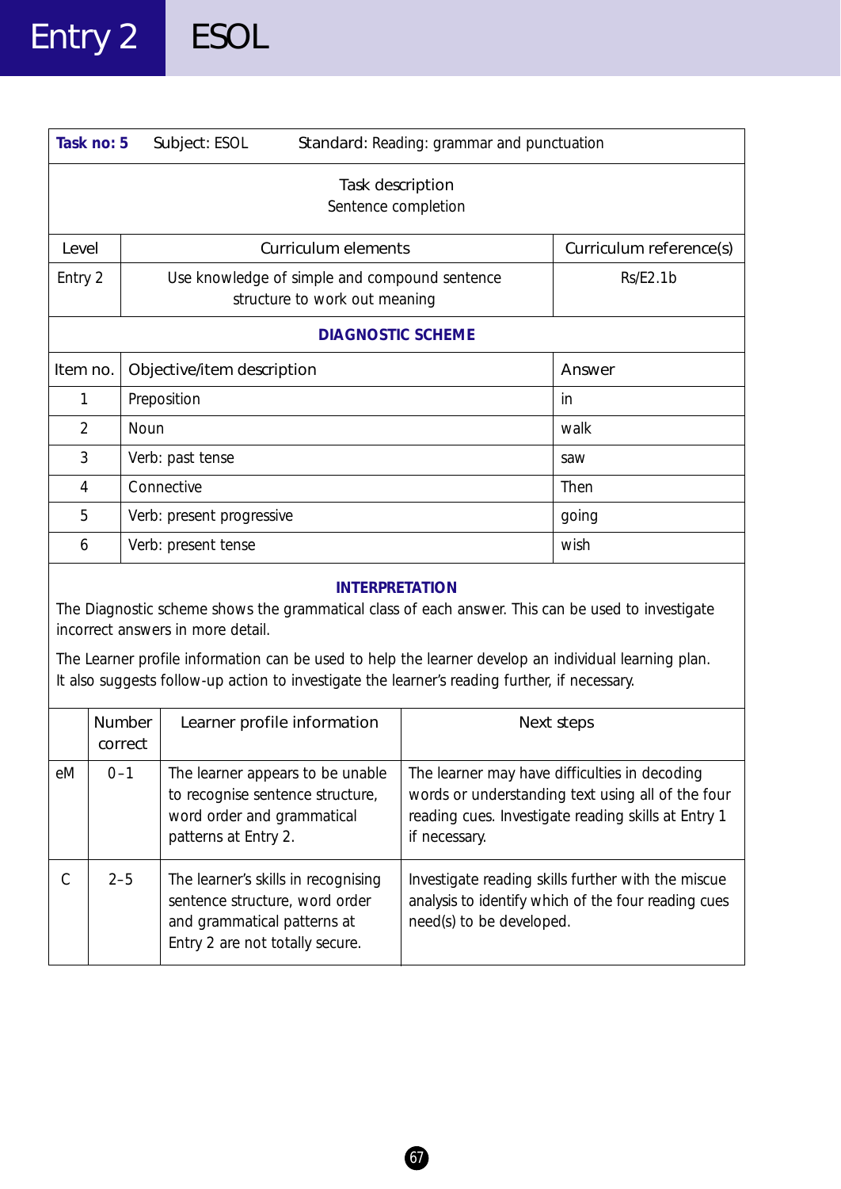# Entry 2 ESOL

| **Task no: 5** | Subject: ESOL | Standard: Reading: grammar and punctuation |
|---|---|---|

**Task description**
Sentence completion

| Level | Curriculum elements | Curriculum reference(s) |
|---|---|---|
| Entry 2 | Use knowledge of simple and compound sentence structure to work out meaning | Rs/E2.1b |

**DIAGNOSTIC SCHEME**

| Item no. | Objective/item description | Answer |
|---|---|---|
| 1 | Preposition | in |
| 2 | Noun | walk |
| 3 | Verb: past tense | saw |
| 4 | Connective | Then |
| 5 | Verb: present progressive | going |
| 6 | Verb: present tense | wish |

**INTERPRETATION**

The Diagnostic scheme shows the grammatical class of each answer. This can be used to investigate incorrect answers in more detail.

The Learner profile information can be used to help the learner develop an individual learning plan. It also suggests follow-up action to investigate the learner's reading further, if necessary.

| | Number correct | Learner profile information | Next steps |
|---|---|---|---|
| eM | 0–1 | The learner appears to be unable to recognise sentence structure, word order and grammatical patterns at Entry 2. | The learner may have difficulties in decoding words or understanding text using all of the four reading cues. Investigate reading skills at Entry 1 if necessary. |
| C | 2–5 | The learner's skills in recognising sentence structure, word order and grammatical patterns at Entry 2 are not totally secure. | Investigate reading skills further with the miscue analysis to identify which of the four reading cues need(s) to be developed. |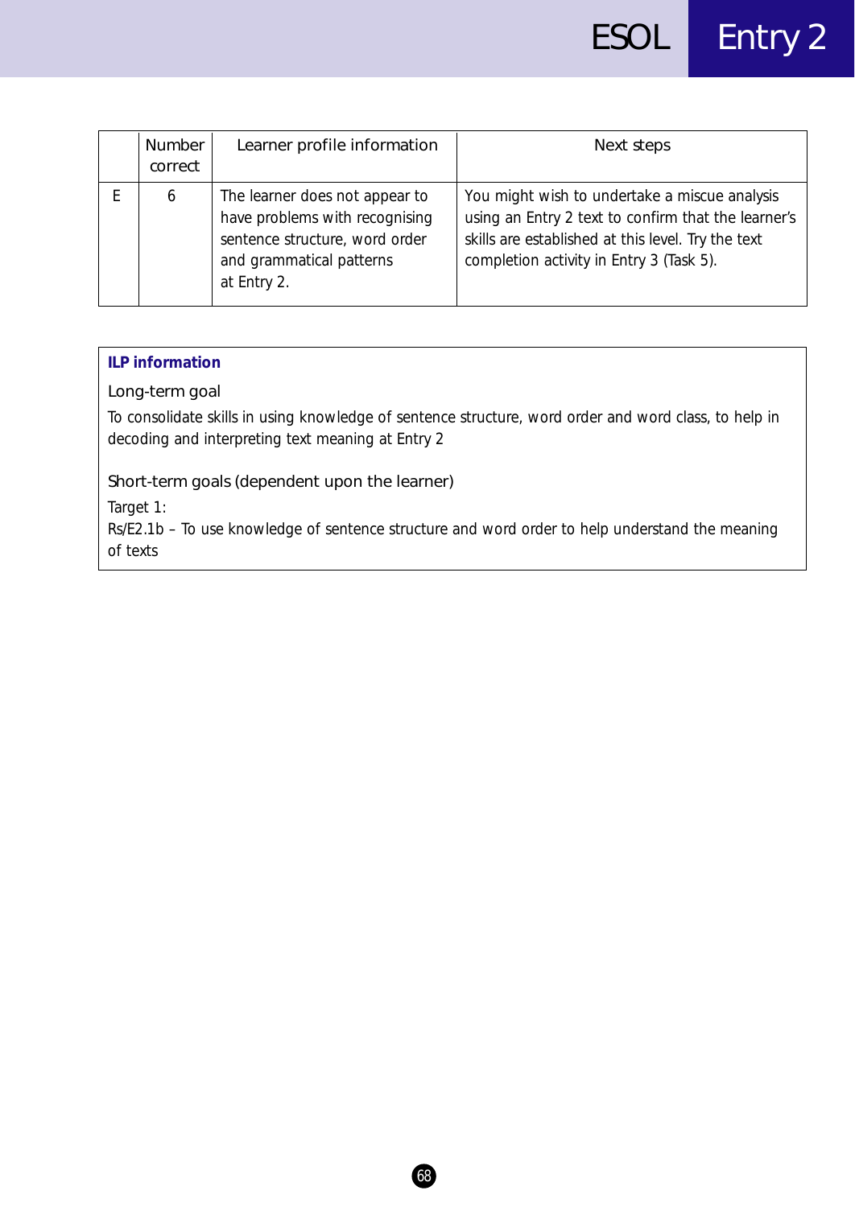|  | Number correct | Learner profile information | Next steps |
|---|---|---|---|
| E | 6 | The learner does not appear to have problems with recognising sentence structure, word order and grammatical patterns at Entry 2. | You might wish to undertake a miscue analysis using an Entry 2 text to confirm that the learner's skills are established at this level. Try the text completion activity in Entry 3 (Task 5). |

**ILP information**

Long-term goal

To consolidate skills in using knowledge of sentence structure, word order and word class, to help in decoding and interpreting text meaning at Entry 2

Short-term goals (dependent upon the learner)

Target 1:
Rs/E2.1b – To use knowledge of sentence structure and word order to help understand the meaning of texts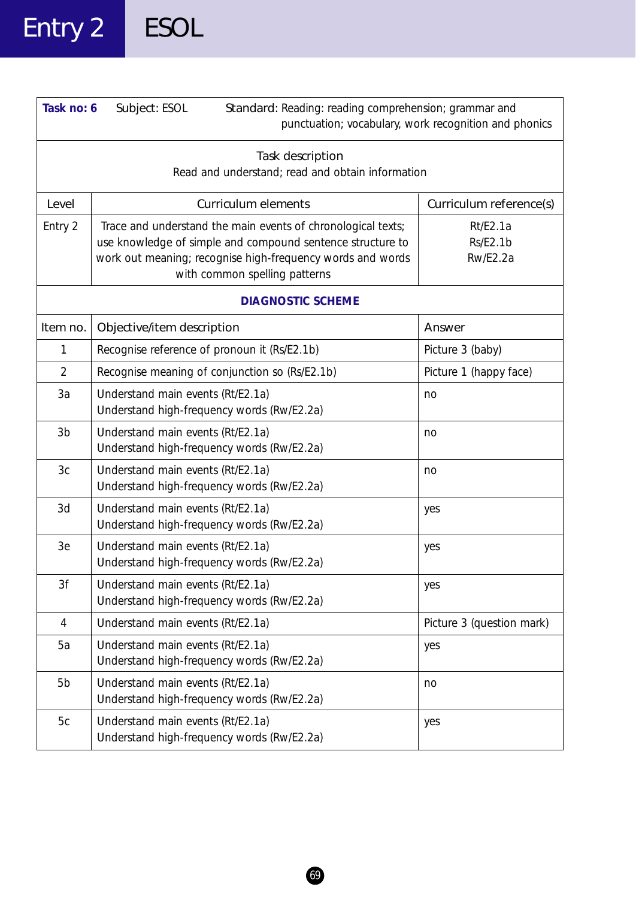# Entry 2 ESOL

| **Task no: 6** | Subject: ESOL | Standard: Reading: reading comprehension; grammar and punctuation; vocabulary, work recognition and phonics |
|---|---|---|
| **Task description** Read and understand; read and obtain information | | |
| Level | Curriculum elements | Curriculum reference(s) |
| Entry 2 | Trace and understand the main events of chronological texts; use knowledge of simple and compound sentence structure to work out meaning; recognise high-frequency words and words with common spelling patterns | Rt/E2.1a<br>Rs/E2.1b<br>Rw/E2.2a |

**DIAGNOSTIC SCHEME**

| Item no. | Objective/item description | Answer |
|---|---|---|
| 1 | Recognise reference of pronoun it (Rs/E2.1b) | Picture 3 (baby) |
| 2 | Recognise meaning of conjunction so (Rs/E2.1b) | Picture 1 (happy face) |
| 3a | Understand main events (Rt/E2.1a)<br>Understand high-frequency words (Rw/E2.2a) | no |
| 3b | Understand main events (Rt/E2.1a)<br>Understand high-frequency words (Rw/E2.2a) | no |
| 3c | Understand main events (Rt/E2.1a)<br>Understand high-frequency words (Rw/E2.2a) | no |
| 3d | Understand main events (Rt/E2.1a)<br>Understand high-frequency words (Rw/E2.2a) | yes |
| 3e | Understand main events (Rt/E2.1a)<br>Understand high-frequency words (Rw/E2.2a) | yes |
| 3f | Understand main events (Rt/E2.1a)<br>Understand high-frequency words (Rw/E2.2a) | yes |
| 4 | Understand main events (Rt/E2.1a) | Picture 3 (question mark) |
| 5a | Understand main events (Rt/E2.1a)<br>Understand high-frequency words (Rw/E2.2a) | yes |
| 5b | Understand main events (Rt/E2.1a)<br>Understand high-frequency words (Rw/E2.2a) | no |
| 5c | Understand main events (Rt/E2.1a)<br>Understand high-frequency words (Rw/E2.2a) | yes |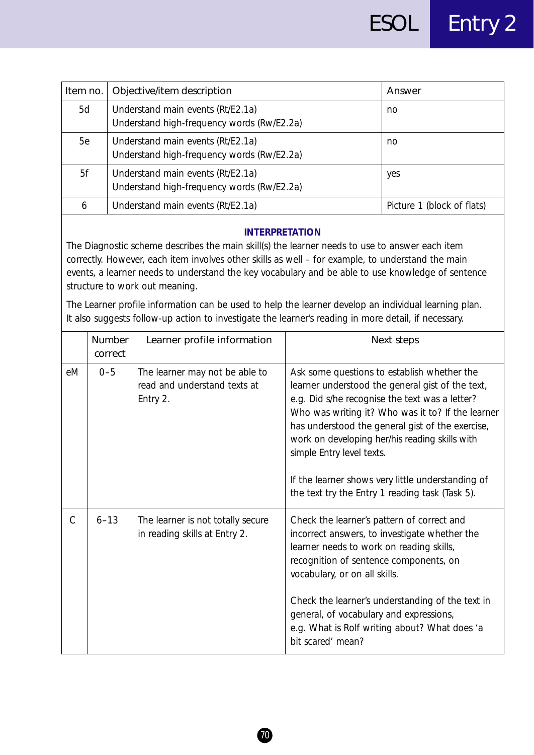| Item no. | Objective/item description | Answer |
|---|---|---|
| 5d | Understand main events (Rt/E2.1a)<br>Understand high-frequency words (Rw/E2.2a) | no |
| 5e | Understand main events (Rt/E2.1a)<br>Understand high-frequency words (Rw/E2.2a) | no |
| 5f | Understand main events (Rt/E2.1a)<br>Understand high-frequency words (Rw/E2.2a) | yes |
| 6 | Understand main events (Rt/E2.1a) | Picture 1 (block of flats) |

**INTERPRETATION**

The Diagnostic scheme describes the main skill(s) the learner needs to use to answer each item correctly. However, each item involves other skills as well – for example, to understand the main events, a learner needs to understand the key vocabulary and be able to use knowledge of sentence structure to work out meaning.

The Learner profile information can be used to help the learner develop an individual learning plan. It also suggests follow-up action to investigate the learner's reading in more detail, if necessary.

| | Number correct | Learner profile information | Next steps |
|---|---|---|---|
| eM | 0–5 | The learner may not be able to read and understand texts at Entry 2. | Ask some questions to establish whether the learner understood the general gist of the text, e.g. Did s/he recognise the text was a letter? Who was writing it? Who was it to? If the learner has understood the general gist of the exercise, work on developing her/his reading skills with simple Entry level texts.<br><br>If the learner shows very little understanding of the text try the Entry 1 reading task (Task 5). |
| C | 6–13 | The learner is not totally secure in reading skills at Entry 2. | Check the learner's pattern of correct and incorrect answers, to investigate whether the learner needs to work on reading skills, recognition of sentence components, on vocabulary, or on all skills.<br><br>Check the learner's understanding of the text in general, of vocabulary and expressions, e.g. What is Rolf writing about? What does 'a bit scared' mean? |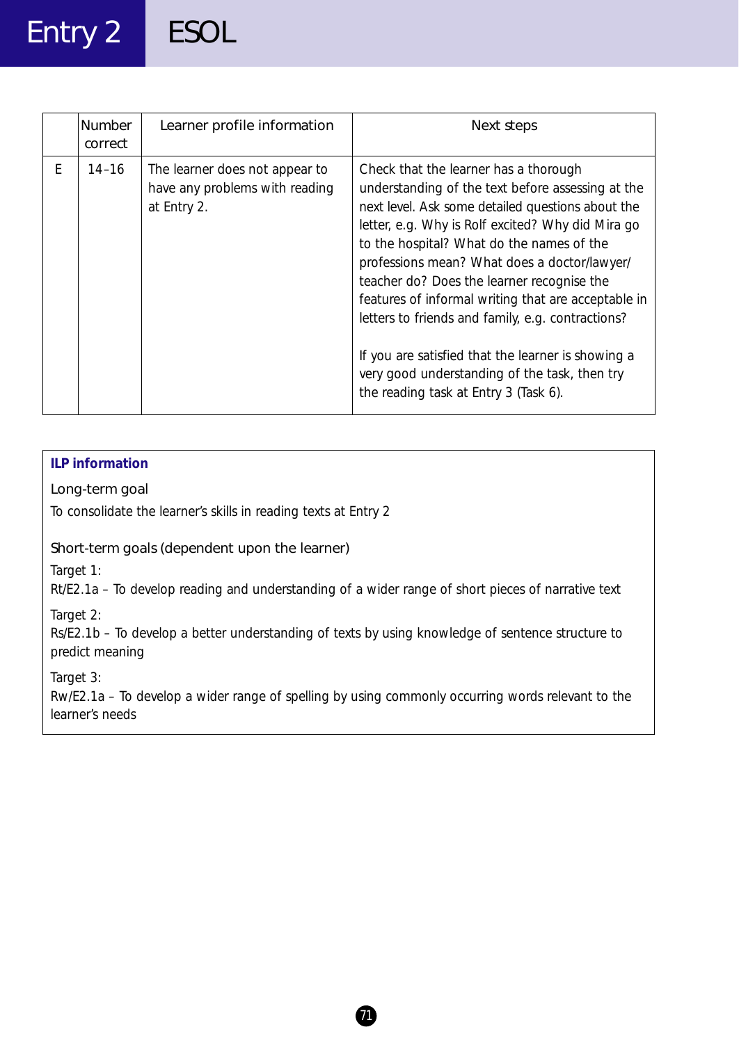| | Number correct | Learner profile information | Next steps |
|---|---|---|---|
| E | 14–16 | The learner does not appear to have any problems with reading at Entry 2. | Check that the learner has a thorough understanding of the text before assessing at the next level. Ask some detailed questions about the letter, e.g. Why is Rolf excited? Why did Mira go to the hospital? What do the names of the professions mean? What does a doctor/lawyer/ teacher do? Does the learner recognise the features of informal writing that are acceptable in letters to friends and family, e.g. contractions?<br><br>If you are satisfied that the learner is showing a very good understanding of the task, then try the reading task at Entry 3 (Task 6). |

**ILP information**

Long-term goal

To consolidate the learner's skills in reading texts at Entry 2

Short-term goals (dependent upon the learner)

Target 1:
Rt/E2.1a – To develop reading and understanding of a wider range of short pieces of narrative text

Target 2:
Rs/E2.1b – To develop a better understanding of texts by using knowledge of sentence structure to predict meaning

Target 3:
Rw/E2.1a – To develop a wider range of spelling by using commonly occurring words relevant to the learner's needs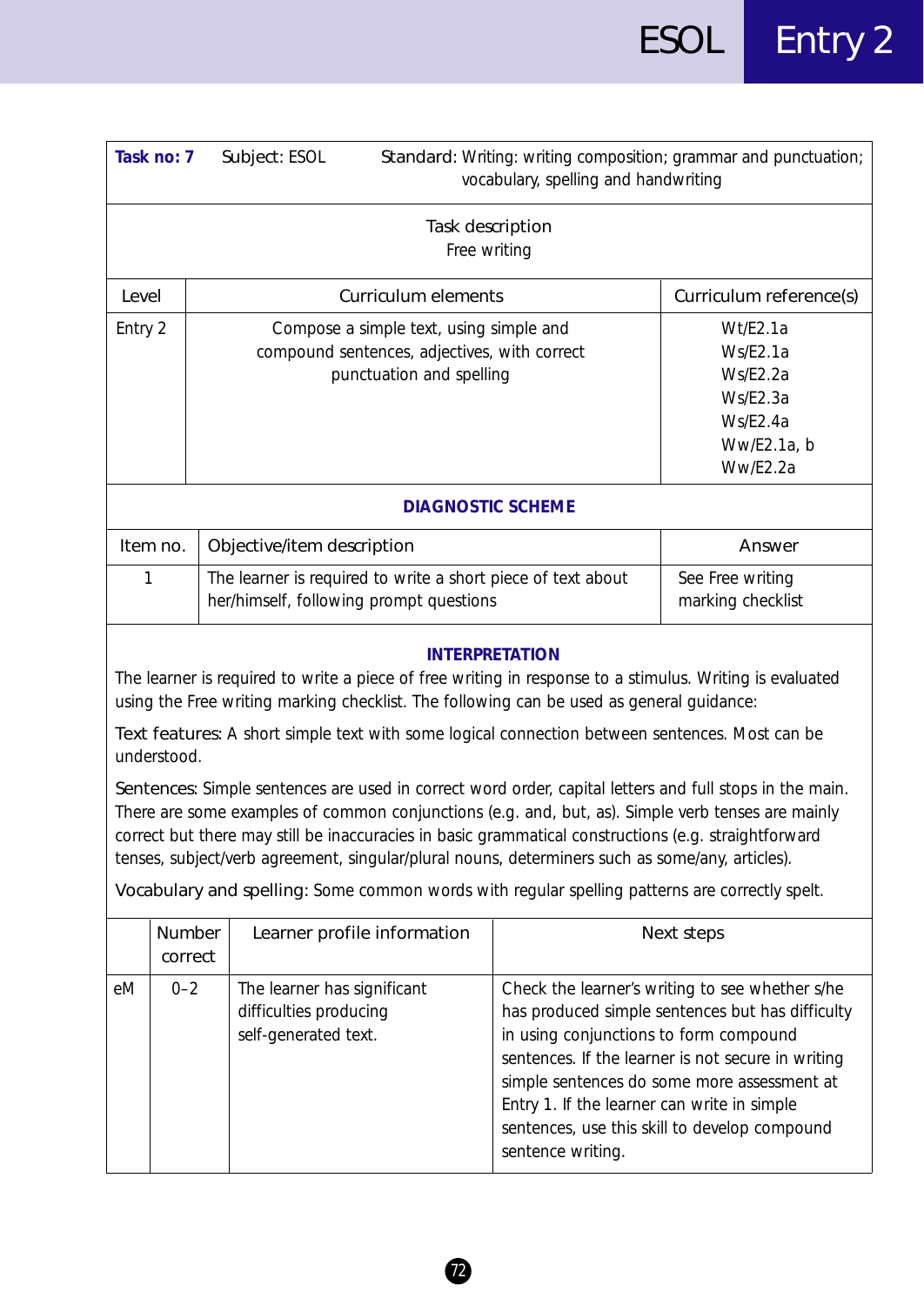| **Task no: 7** | Subject: ESOL | Standard: Writing: writing composition; grammar and punctuation; vocabulary, spelling and handwriting |
|---|---|---|

**Task description**
Free writing

| Level | Curriculum elements | Curriculum reference(s) |
|---|---|---|
| Entry 2 | Compose a simple text, using simple and compound sentences, adjectives, with correct punctuation and spelling | Wt/E2.1a<br>Ws/E2.1a<br>Ws/E2.2a<br>Ws/E2.3a<br>Ws/E2.4a<br>Ww/E2.1a, b<br>Ww/E2.2a |

## DIAGNOSTIC SCHEME

| Item no. | Objective/item description | Answer |
|---|---|---|
| 1 | The learner is required to write a short piece of text about her/himself, following prompt questions | See Free writing marking checklist |

## INTERPRETATION

The learner is required to write a piece of free writing in response to a stimulus. Writing is evaluated using the Free writing marking checklist. The following can be used as general guidance:

Text features: A short simple text with some logical connection between sentences. Most can be understood.

Sentences: Simple sentences are used in correct word order, capital letters and full stops in the main. There are some examples of common conjunctions (e.g. and, but, as). Simple verb tenses are mainly correct but there may still be inaccuracies in basic grammatical constructions (e.g. straightforward tenses, subject/verb agreement, singular/plural nouns, determiners such as some/any, articles).

Vocabulary and spelling: Some common words with regular spelling patterns are correctly spelt.

| | Number correct | Learner profile information | Next steps |
|---|---|---|---|
| eM | 0–2 | The learner has significant difficulties producing self-generated text. | Check the learner's writing to see whether s/he has produced simple sentences but has difficulty in using conjunctions to form compound sentences. If the learner is not secure in writing simple sentences do some more assessment at Entry 1. If the learner can write in simple sentences, use this skill to develop compound sentence writing. |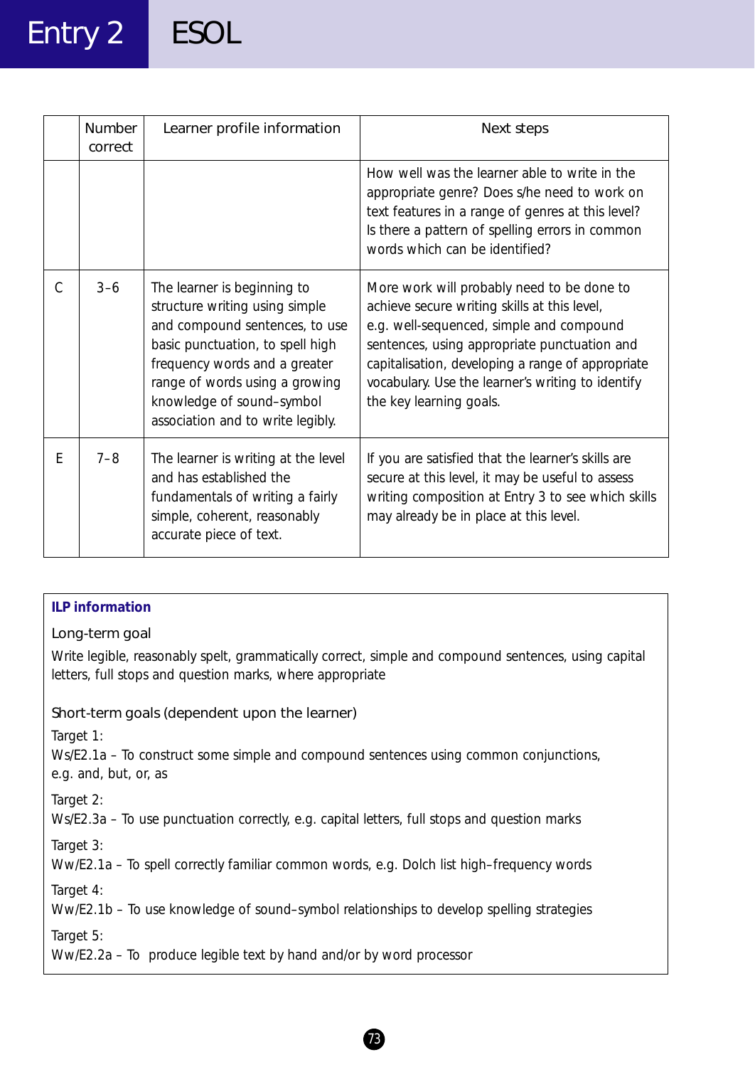| | Number correct | Learner profile information | Next steps |
|---|---|---|---|
| | | | How well was the learner able to write in the appropriate genre? Does s/he need to work on text features in a range of genres at this level? Is there a pattern of spelling errors in common words which can be identified? |
| C | 3–6 | The learner is beginning to structure writing using simple and compound sentences, to use basic punctuation, to spell high frequency words and a greater range of words using a growing knowledge of sound–symbol association and to write legibly. | More work will probably need to be done to achieve secure writing skills at this level, e.g. well-sequenced, simple and compound sentences, using appropriate punctuation and capitalisation, developing a range of appropriate vocabulary. Use the learner's writing to identify the key learning goals. |
| E | 7–8 | The learner is writing at the level and has established the fundamentals of writing a fairly simple, coherent, reasonably accurate piece of text. | If you are satisfied that the learner's skills are secure at this level, it may be useful to assess writing composition at Entry 3 to see which skills may already be in place at this level. |

**ILP information**

### Long-term goal

Write legible, reasonably spelt, grammatically correct, simple and compound sentences, using capital letters, full stops and question marks, where appropriate

### Short-term goals (dependent upon the learner)

Target 1:
Ws/E2.1a – To construct some simple and compound sentences using common conjunctions, e.g. and, but, or, as

Target 2:
Ws/E2.3a – To use punctuation correctly, e.g. capital letters, full stops and question marks

Target 3:
Ww/E2.1a – To spell correctly familiar common words, e.g. Dolch list high–frequency words

Target 4:
Ww/E2.1b – To use knowledge of sound–symbol relationships to develop spelling strategies

Target 5:
Ww/E2.2a – To produce legible text by hand and/or by word processor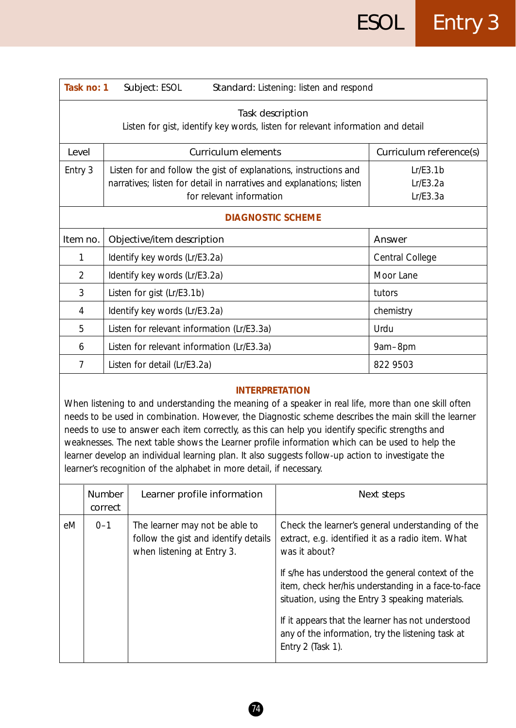| **Task no: 1** | Subject: ESOL | Standard: Listening: listen and respond |
|---|---|---|

**Task description**

Listen for gist, identify key words, listen for relevant information and detail

| Level | Curriculum elements | Curriculum reference(s) |
|---|---|---|
| Entry 3 | Listen for and follow the gist of explanations, instructions and narratives; listen for detail in narratives and explanations; listen for relevant information | Lr/E3.1b<br>Lr/E3.2a<br>Lr/E3.3a |

## DIAGNOSTIC SCHEME

| Item no. | Objective/item description | Answer |
|---|---|---|
| 1 | Identify key words (Lr/E3.2a) | Central College |
| 2 | Identify key words (Lr/E3.2a) | Moor Lane |
| 3 | Listen for gist (Lr/E3.1b) | tutors |
| 4 | Identify key words (Lr/E3.2a) | chemistry |
| 5 | Listen for relevant information (Lr/E3.3a) | Urdu |
| 6 | Listen for relevant information (Lr/E3.3a) | 9am–8pm |
| 7 | Listen for detail (Lr/E3.2a) | 822 9503 |

## INTERPRETATION

When listening to and understanding the meaning of a speaker in real life, more than one skill often needs to be used in combination. However, the Diagnostic scheme describes the main skill the learner needs to use to answer each item correctly, as this can help you identify specific strengths and weaknesses. The next table shows the Learner profile information which can be used to help the learner develop an individual learning plan. It also suggests follow-up action to investigate the learner's recognition of the alphabet in more detail, if necessary.

| | Number correct | Learner profile information | Next steps |
|---|---|---|---|
| eM | 0–1 | The learner may not be able to follow the gist and identify details when listening at Entry 3. | Check the learner's general understanding of the extract, e.g. identified it as a radio item. What was it about?<br><br>If s/he has understood the general context of the item, check her/his understanding in a face-to-face situation, using the Entry 3 speaking materials.<br><br>If it appears that the learner has not understood any of the information, try the listening task at Entry 2 (Task 1). |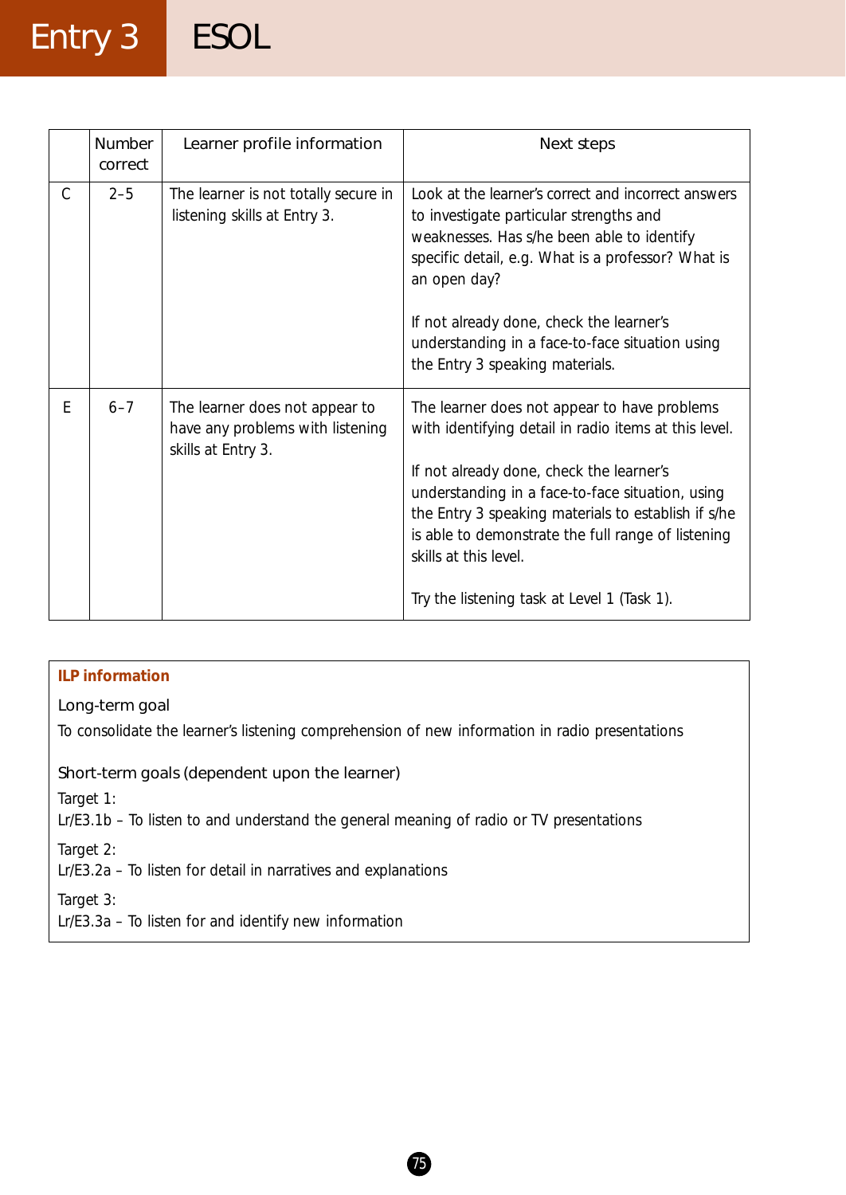|   | Number correct | Learner profile information | Next steps |
|---|---|---|---|
| C | 2–5 | The learner is not totally secure in listening skills at Entry 3. | Look at the learner's correct and incorrect answers to investigate particular strengths and weaknesses. Has s/he been able to identify specific detail, e.g. What is a professor? What is an open day?<br><br>If not already done, check the learner's understanding in a face-to-face situation using the Entry 3 speaking materials. |
| E | 6–7 | The learner does not appear to have any problems with listening skills at Entry 3. | The learner does not appear to have problems with identifying detail in radio items at this level.<br><br>If not already done, check the learner's understanding in a face-to-face situation, using the Entry 3 speaking materials to establish if s/he is able to demonstrate the full range of listening skills at this level.<br><br>Try the listening task at Level 1 (Task 1). |

**ILP information**

Long-term goal

To consolidate the learner's listening comprehension of new information in radio presentations

Short-term goals (dependent upon the learner)

Target 1:
Lr/E3.1b – To listen to and understand the general meaning of radio or TV presentations

Target 2:
Lr/E3.2a – To listen for detail in narratives and explanations

Target 3:
Lr/E3.3a – To listen for and identify new information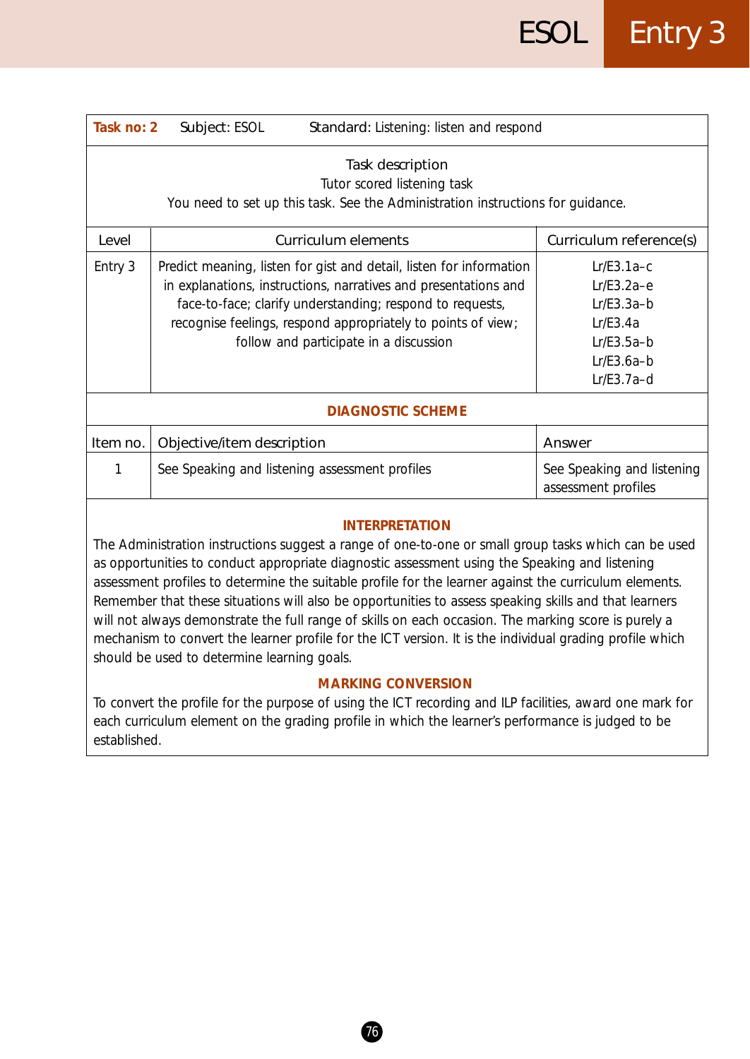| **Task no: 2** | Subject: ESOL | Standard: Listening: listen and respond |
|---|---|---|

**Task description**

Tutor scored listening task

You need to set up this task. See the Administration instructions for guidance.

| Level | Curriculum elements | Curriculum reference(s) |
|---|---|---|
| Entry 3 | Predict meaning, listen for gist and detail, listen for information in explanations, instructions, narratives and presentations and face-to-face; clarify understanding; respond to requests, recognise feelings, respond appropriately to points of view; follow and participate in a discussion | Lr/E3.1a–c<br>Lr/E3.2a–e<br>Lr/E3.3a–b<br>Lr/E3.4a<br>Lr/E3.5a–b<br>Lr/E3.6a–b<br>Lr/E3.7a–d |

**DIAGNOSTIC SCHEME**

| Item no. | Objective/item description | Answer |
|---|---|---|
| 1 | See Speaking and listening assessment profiles | See Speaking and listening assessment profiles |

**INTERPRETATION**

The Administration instructions suggest a range of one-to-one or small group tasks which can be used as opportunities to conduct appropriate diagnostic assessment using the Speaking and listening assessment profiles to determine the suitable profile for the learner against the curriculum elements. Remember that these situations will also be opportunities to assess speaking skills and that learners will not always demonstrate the full range of skills on each occasion. The marking score is purely a mechanism to convert the learner profile for the ICT version. It is the individual grading profile which should be used to determine learning goals.

**MARKING CONVERSION**

To convert the profile for the purpose of using the ICT recording and ILP facilities, award one mark for each curriculum element on the grading profile in which the learner's performance is judged to be established.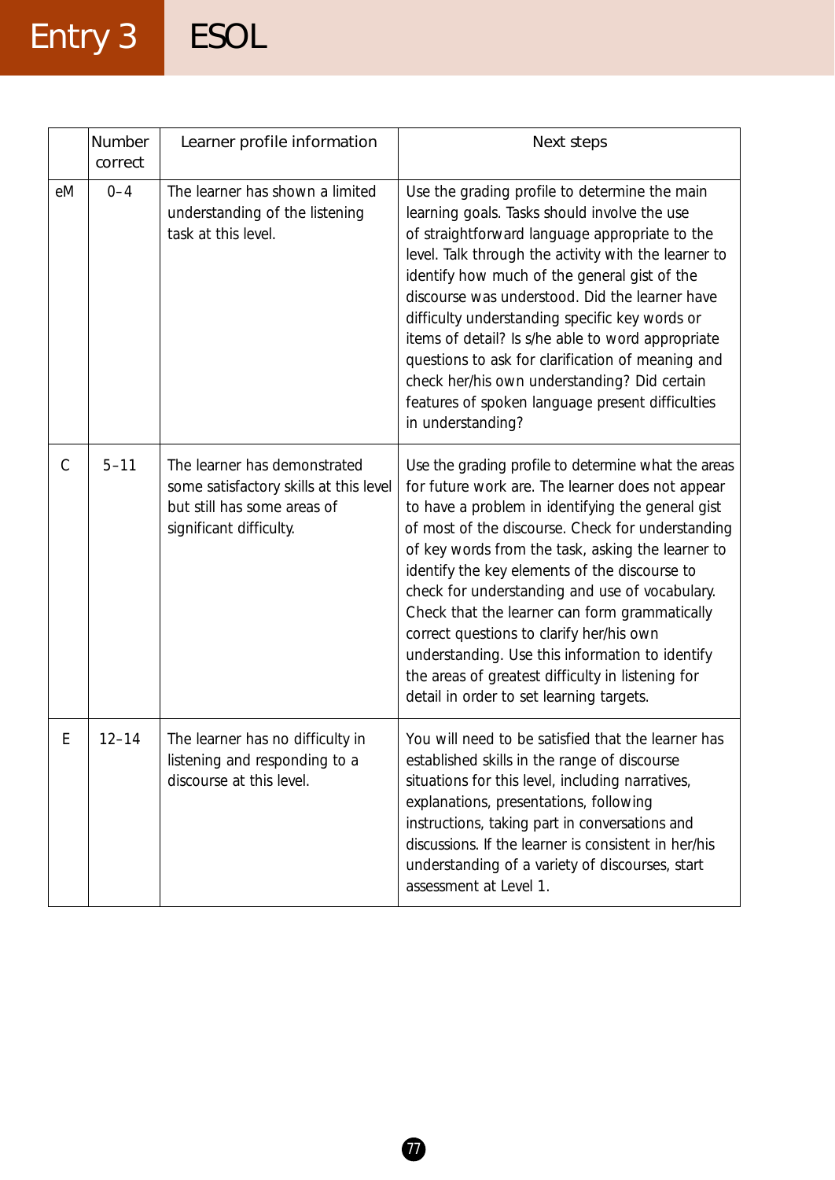| | Number correct | Learner profile information | Next steps |
|---|---|---|---|
| eM | 0–4 | The learner has shown a limited understanding of the listening task at this level. | Use the grading profile to determine the main learning goals. Tasks should involve the use of straightforward language appropriate to the level. Talk through the activity with the learner to identify how much of the general gist of the discourse was understood. Did the learner have difficulty understanding specific key words or items of detail? Is s/he able to word appropriate questions to ask for clarification of meaning and check her/his own understanding? Did certain features of spoken language present difficulties in understanding? |
| C | 5–11 | The learner has demonstrated some satisfactory skills at this level but still has some areas of significant difficulty. | Use the grading profile to determine what the areas for future work are. The learner does not appear to have a problem in identifying the general gist of most of the discourse. Check for understanding of key words from the task, asking the learner to identify the key elements of the discourse to check for understanding and use of vocabulary. Check that the learner can form grammatically correct questions to clarify her/his own understanding. Use this information to identify the areas of greatest difficulty in listening for detail in order to set learning targets. |
| E | 12–14 | The learner has no difficulty in listening and responding to a discourse at this level. | You will need to be satisfied that the learner has established skills in the range of discourse situations for this level, including narratives, explanations, presentations, following instructions, taking part in conversations and discussions. If the learner is consistent in her/his understanding of a variety of discourses, start assessment at Level 1. |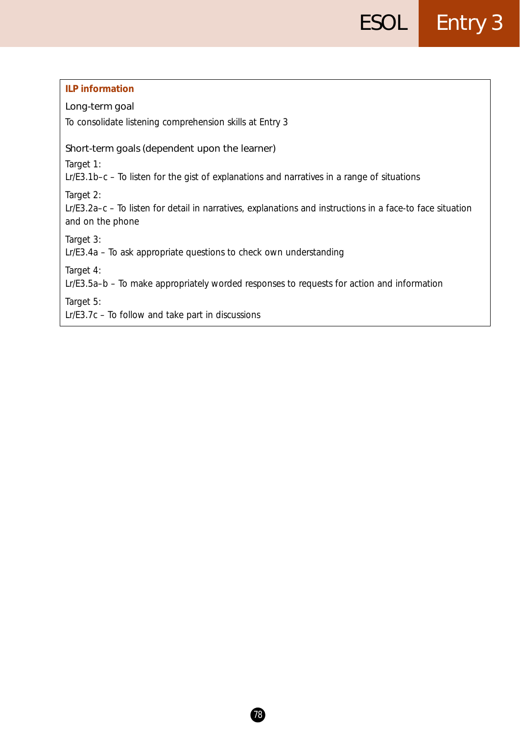**ILP information**

### Long-term goal

To consolidate listening comprehension skills at Entry 3

### Short-term goals (dependent upon the learner)

Target 1:
Lr/E3.1b–c – To listen for the gist of explanations and narratives in a range of situations

Target 2:
Lr/E3.2a–c – To listen for detail in narratives, explanations and instructions in a face-to face situation and on the phone

Target 3:
Lr/E3.4a – To ask appropriate questions to check own understanding

Target 4:
Lr/E3.5a–b – To make appropriately worded responses to requests for action and information

Target 5:
Lr/E3.7c – To follow and take part in discussions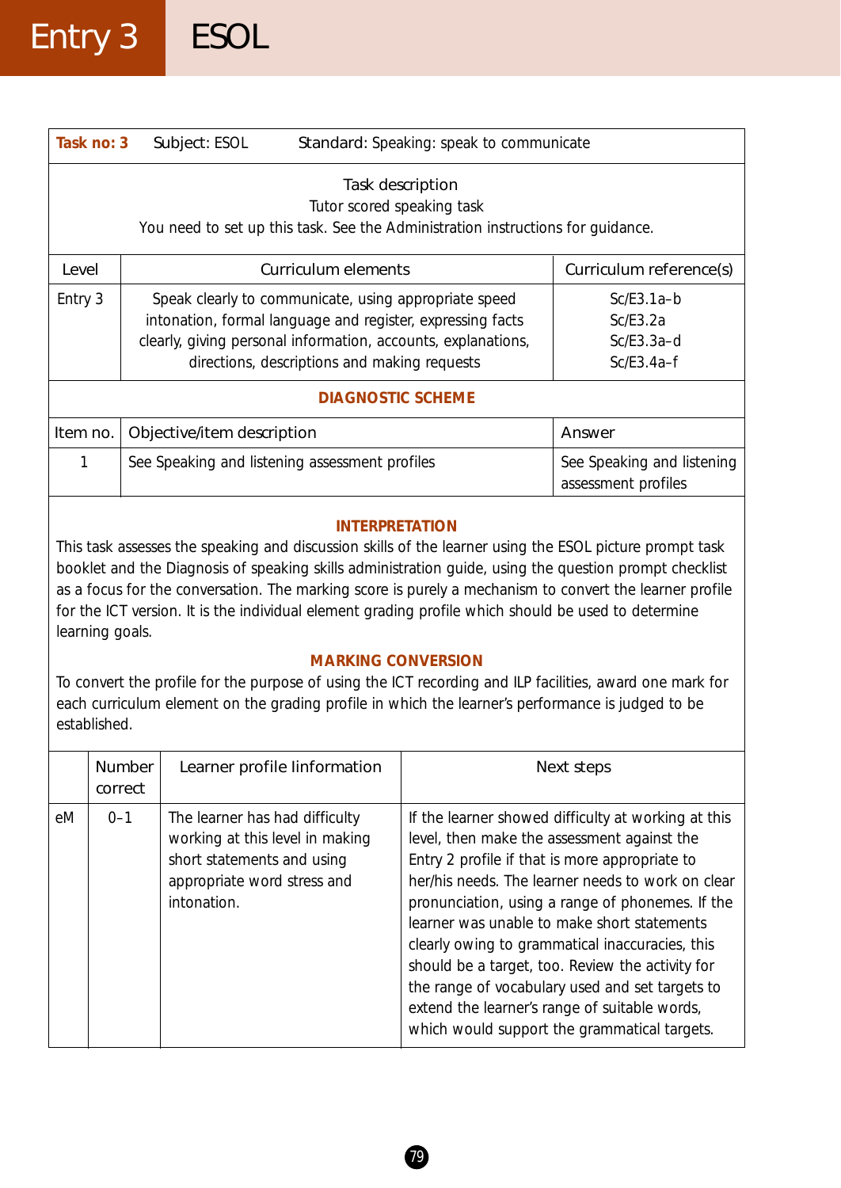# Entry 3 ESOL

| **Task no: 3** | Subject: ESOL | Standard: Speaking: speak to communicate |
|---|---|---|

**Task description**

Tutor scored speaking task

You need to set up this task. See the Administration instructions for guidance.

| Level | Curriculum elements | Curriculum reference(s) |
|---|---|---|
| Entry 3 | Speak clearly to communicate, using appropriate speed intonation, formal language and register, expressing facts clearly, giving personal information, accounts, explanations, directions, descriptions and making requests | Sc/E3.1a–b<br>Sc/E3.2a<br>Sc/E3.3a–d<br>Sc/E3.4a–f |

**DIAGNOSTIC SCHEME**

| Item no. | Objective/item description | Answer |
|---|---|---|
| 1 | See Speaking and listening assessment profiles | See Speaking and listening assessment profiles |

**INTERPRETATION**

This task assesses the speaking and discussion skills of the learner using the ESOL picture prompt task booklet and the Diagnosis of speaking skills administration guide, using the question prompt checklist as a focus for the conversation. The marking score is purely a mechanism to convert the learner profile for the ICT version. It is the individual element grading profile which should be used to determine learning goals.

**MARKING CONVERSION**

To convert the profile for the purpose of using the ICT recording and ILP facilities, award one mark for each curriculum element on the grading profile in which the learner's performance is judged to be established.

| | Number correct | Learner profile Iinformation | Next steps |
|---|---|---|---|
| eM | 0–1 | The learner has had difficulty working at this level in making short statements and using appropriate word stress and intonation. | If the learner showed difficulty at working at this level, then make the assessment against the Entry 2 profile if that is more appropriate to her/his needs. The learner needs to work on clear pronunciation, using a range of phonemes. If the learner was unable to make short statements clearly owing to grammatical inaccuracies, this should be a target, too. Review the activity for the range of vocabulary used and set targets to extend the learner's range of suitable words, which would support the grammatical targets. |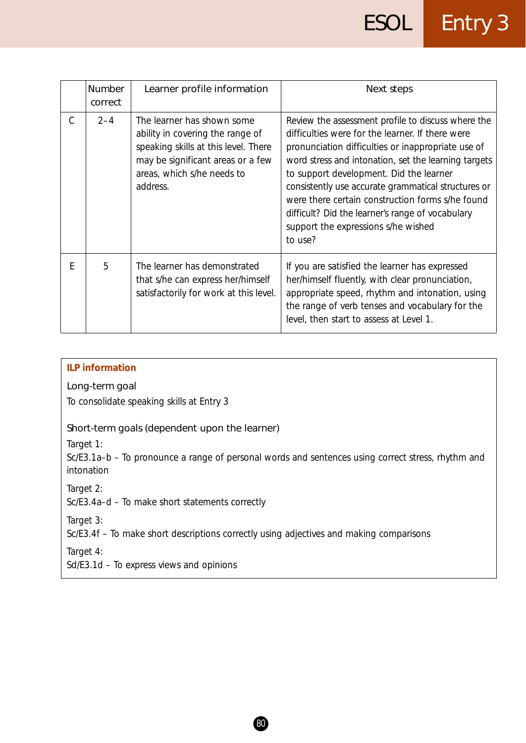| | Number correct | Learner profile information | Next steps |
|---|---|---|---|
| C | 2–4 | The learner has shown some ability in covering the range of speaking skills at this level. There may be significant areas or a few areas, which s/he needs to address. | Review the assessment profile to discuss where the difficulties were for the learner. If there were pronunciation difficulties or inappropriate use of word stress and intonation, set the learning targets to support development. Did the learner consistently use accurate grammatical structures or were there certain construction forms s/he found difficult? Did the learner's range of vocabulary support the expressions s/he wished to use? |
| E | 5 | The learner has demonstrated that s/he can express her/himself satisfactorily for work at this level. | If you are satisfied the learner has expressed her/himself fluently, with clear pronunciation, appropriate speed, rhythm and intonation, using the range of verb tenses and vocabulary for the level, then start to assess at Level 1. |

**ILP information**

Long-term goal

To consolidate speaking skills at Entry 3

Short-term goals (dependent upon the learner)

Target 1:
Sc/E3.1a–b – To pronounce a range of personal words and sentences using correct stress, rhythm and intonation

Target 2:
Sc/E3.4a–d – To make short statements correctly

Target 3:
Sc/E3.4f – To make short descriptions correctly using adjectives and making comparisons

Target 4:
Sd/E3.1d – To express views and opinions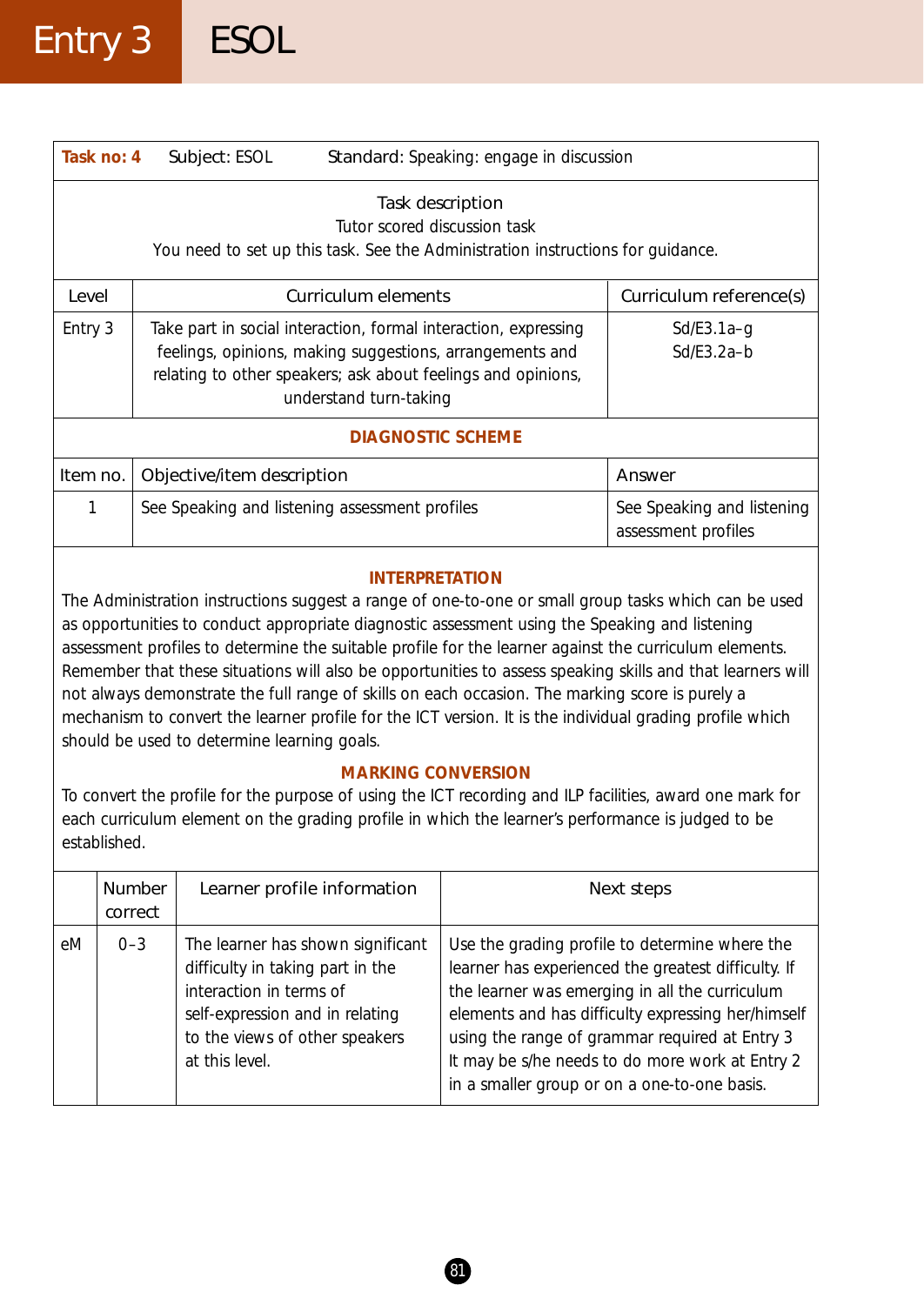# Entry 3 ESOL

| **Task no: 4** | Subject: ESOL | Standard: Speaking: engage in discussion |
|---|---|---|

**Task description**

Tutor scored discussion task

You need to set up this task. See the Administration instructions for guidance.

| Level | Curriculum elements | Curriculum reference(s) |
|---|---|---|
| Entry 3 | Take part in social interaction, formal interaction, expressing feelings, opinions, making suggestions, arrangements and relating to other speakers; ask about feelings and opinions, understand turn-taking | Sd/E3.1a–g<br>Sd/E3.2a–b |

**DIAGNOSTIC SCHEME**

| Item no. | Objective/item description | Answer |
|---|---|---|
| 1 | See Speaking and listening assessment profiles | See Speaking and listening assessment profiles |

**INTERPRETATION**

The Administration instructions suggest a range of one-to-one or small group tasks which can be used as opportunities to conduct appropriate diagnostic assessment using the Speaking and listening assessment profiles to determine the suitable profile for the learner against the curriculum elements. Remember that these situations will also be opportunities to assess speaking skills and that learners will not always demonstrate the full range of skills on each occasion. The marking score is purely a mechanism to convert the learner profile for the ICT version. It is the individual grading profile which should be used to determine learning goals.

**MARKING CONVERSION**

To convert the profile for the purpose of using the ICT recording and ILP facilities, award one mark for each curriculum element on the grading profile in which the learner's performance is judged to be established.

| | Number correct | Learner profile information | Next steps |
|---|---|---|---|
| eM | 0–3 | The learner has shown significant difficulty in taking part in the interaction in terms of self-expression and in relating to the views of other speakers at this level. | Use the grading profile to determine where the learner has experienced the greatest difficulty. If the learner was emerging in all the curriculum elements and has difficulty expressing her/himself using the range of grammar required at Entry 3 It may be s/he needs to do more work at Entry 2 in a smaller group or on a one-to-one basis. |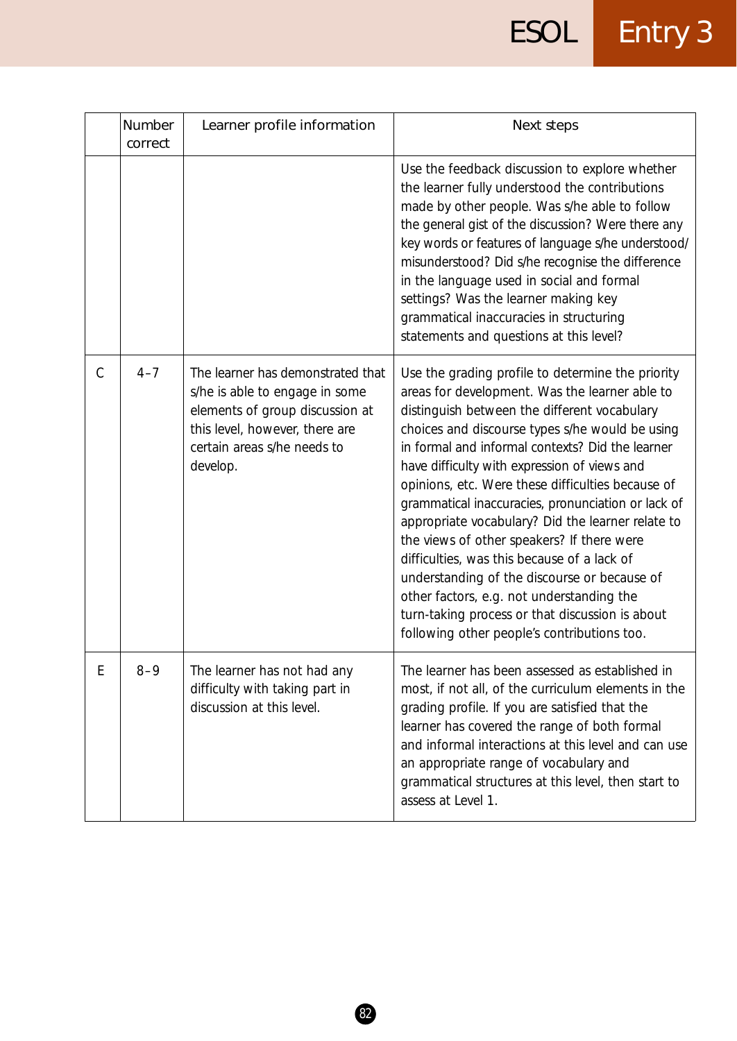| | Number correct | Learner profile information | Next steps |
|---|---|---|---|
| | | | Use the feedback discussion to explore whether the learner fully understood the contributions made by other people. Was s/he able to follow the general gist of the discussion? Were there any key words or features of language s/he understood/ misunderstood? Did s/he recognise the difference in the language used in social and formal settings? Was the learner making key grammatical inaccuracies in structuring statements and questions at this level? |
| C | 4–7 | The learner has demonstrated that s/he is able to engage in some elements of group discussion at this level, however, there are certain areas s/he needs to develop. | Use the grading profile to determine the priority areas for development. Was the learner able to distinguish between the different vocabulary choices and discourse types s/he would be using in formal and informal contexts? Did the learner have difficulty with expression of views and opinions, etc. Were these difficulties because of grammatical inaccuracies, pronunciation or lack of appropriate vocabulary? Did the learner relate to the views of other speakers? If there were difficulties, was this because of a lack of understanding of the discourse or because of other factors, e.g. not understanding the turn-taking process or that discussion is about following other people's contributions too. |
| E | 8–9 | The learner has not had any difficulty with taking part in discussion at this level. | The learner has been assessed as established in most, if not all, of the curriculum elements in the grading profile. If you are satisfied that the learner has covered the range of both formal and informal interactions at this level and can use an appropriate range of vocabulary and grammatical structures at this level, then start to assess at Level 1. |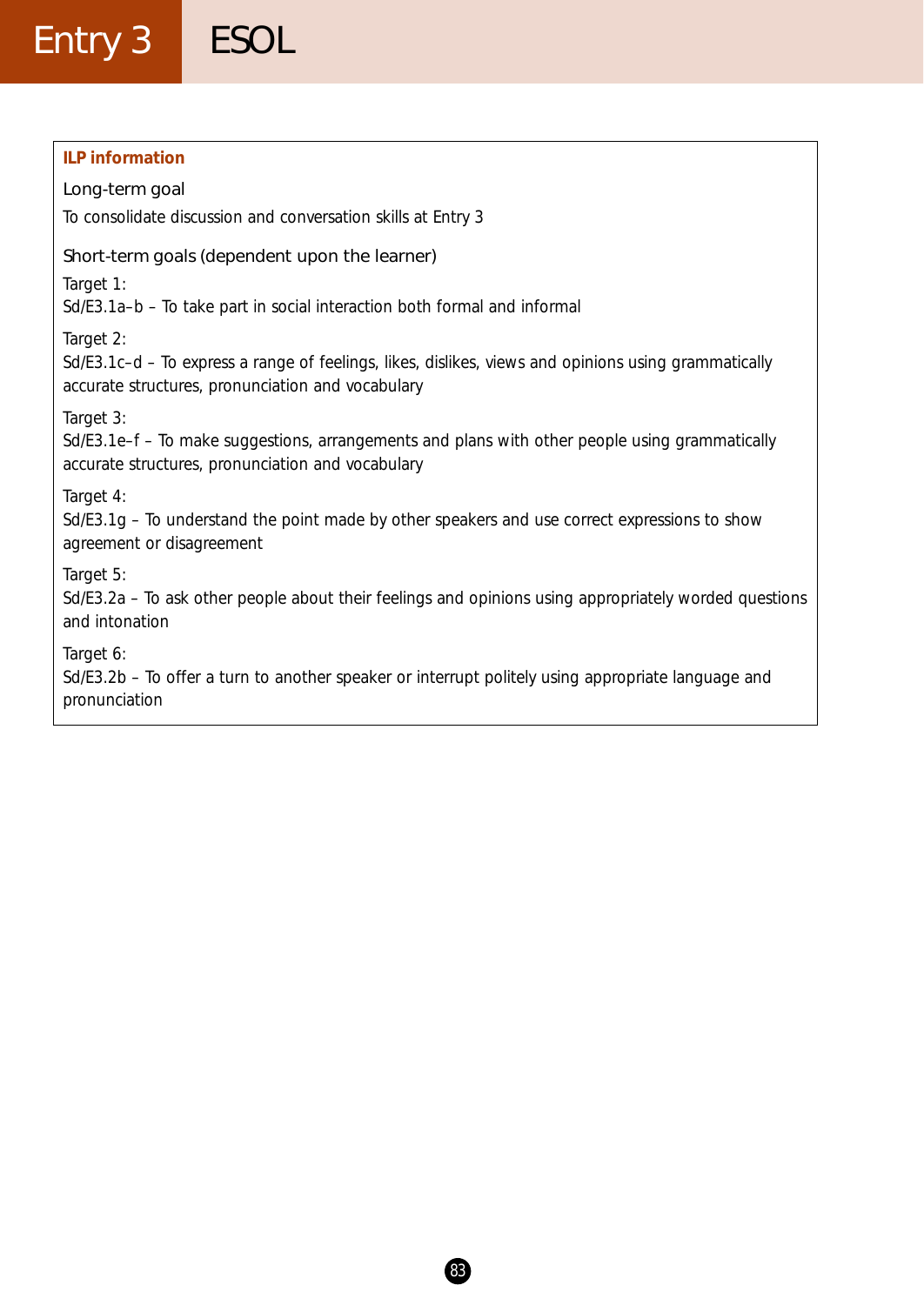**ILP information**

### Long-term goal

To consolidate discussion and conversation skills at Entry 3

### Short-term goals (dependent upon the learner)

Target 1:
Sd/E3.1a–b – To take part in social interaction both formal and informal

Target 2:
Sd/E3.1c–d – To express a range of feelings, likes, dislikes, views and opinions using grammatically accurate structures, pronunciation and vocabulary

Target 3:
Sd/E3.1e–f – To make suggestions, arrangements and plans with other people using grammatically accurate structures, pronunciation and vocabulary

Target 4:
Sd/E3.1g – To understand the point made by other speakers and use correct expressions to show agreement or disagreement

Target 5:
Sd/E3.2a – To ask other people about their feelings and opinions using appropriately worded questions and intonation

Target 6:
Sd/E3.2b – To offer a turn to another speaker or interrupt politely using appropriate language and pronunciation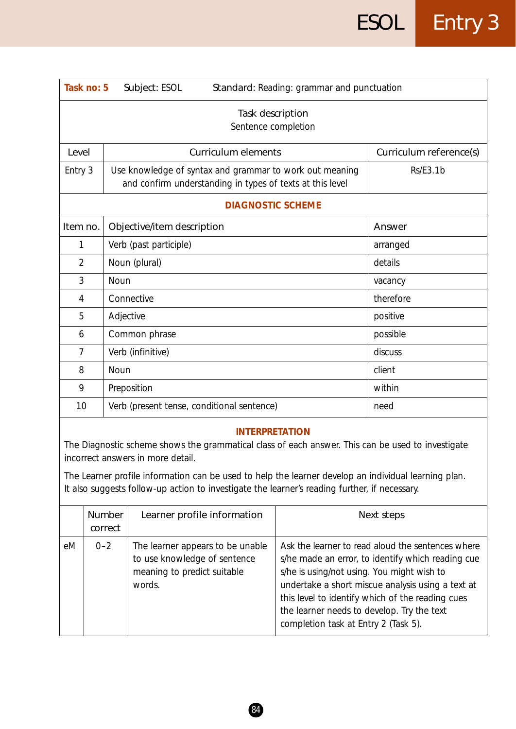| Task no: 5 | Subject: ESOL | Standard: Reading: grammar and punctuation |
|---|---|---|

**Task description**
Sentence completion

| Level | Curriculum elements | Curriculum reference(s) |
|---|---|---|
| Entry 3 | Use knowledge of syntax and grammar to work out meaning and confirm understanding in types of texts at this level | Rs/E3.1b |

**DIAGNOSTIC SCHEME**

| Item no. | Objective/item description | Answer |
|---|---|---|
| 1 | Verb (past participle) | arranged |
| 2 | Noun (plural) | details |
| 3 | Noun | vacancy |
| 4 | Connective | therefore |
| 5 | Adjective | positive |
| 6 | Common phrase | possible |
| 7 | Verb (infinitive) | discuss |
| 8 | Noun | client |
| 9 | Preposition | within |
| 10 | Verb (present tense, conditional sentence) | need |

**INTERPRETATION**

The Diagnostic scheme shows the grammatical class of each answer. This can be used to investigate incorrect answers in more detail.

The Learner profile information can be used to help the learner develop an individual learning plan. It also suggests follow-up action to investigate the learner's reading further, if necessary.

| | Number correct | Learner profile information | Next steps |
|---|---|---|---|
| eM | 0–2 | The learner appears to be unable to use knowledge of sentence meaning to predict suitable words. | Ask the learner to read aloud the sentences where s/he made an error, to identify which reading cue s/he is using/not using. You might wish to undertake a short miscue analysis using a text at this level to identify which of the reading cues the learner needs to develop. Try the text completion task at Entry 2 (Task 5). |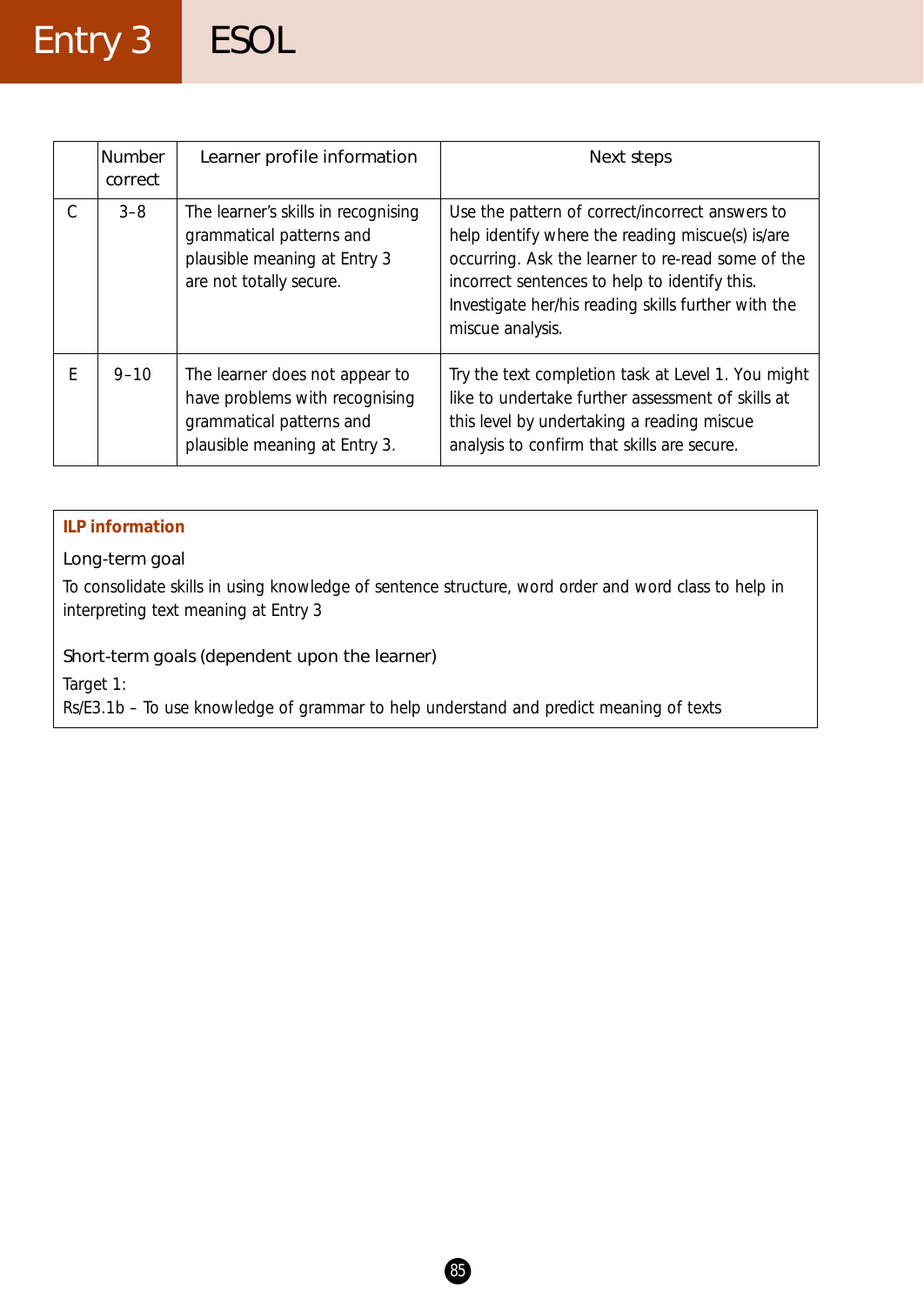|   | Number correct | Learner profile information | Next steps |
|---|---|---|---|
| C | 3–8 | The learner's skills in recognising grammatical patterns and plausible meaning at Entry 3 are not totally secure. | Use the pattern of correct/incorrect answers to help identify where the reading miscue(s) is/are occurring. Ask the learner to re-read some of the incorrect sentences to help to identify this. Investigate her/his reading skills further with the miscue analysis. |
| E | 9–10 | The learner does not appear to have problems with recognising grammatical patterns and plausible meaning at Entry 3. | Try the text completion task at Level 1. You might like to undertake further assessment of skills at this level by undertaking a reading miscue analysis to confirm that skills are secure. |

**ILP information**

Long-term goal

To consolidate skills in using knowledge of sentence structure, word order and word class to help in interpreting text meaning at Entry 3

Short-term goals (dependent upon the learner)

Target 1:
Rs/E3.1b – To use knowledge of grammar to help understand and predict meaning of texts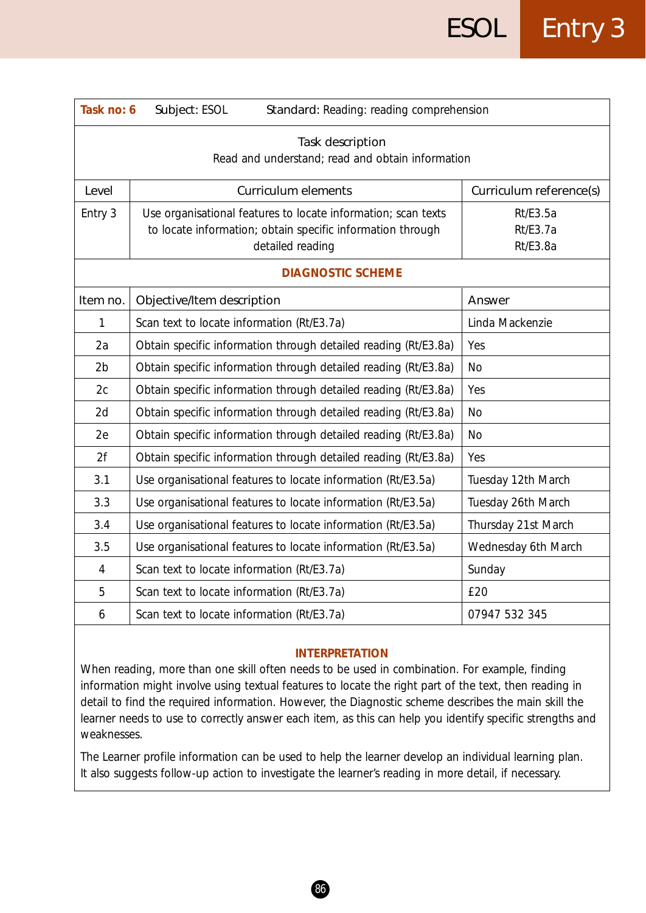| Task no: 6 | Subject: ESOL | Standard: Reading: reading comprehension |
|---|---|---|
| **Task description**<br>Read and understand; read and obtain information | | |
| Level | Curriculum elements | Curriculum reference(s) |
| Entry 3 | Use organisational features to locate information; scan texts to locate information; obtain specific information through detailed reading | Rt/E3.5a<br>Rt/E3.7a<br>Rt/E3.8a |

**DIAGNOSTIC SCHEME**

| Item no. | Objective/Item description | Answer |
|---|---|---|
| 1 | Scan text to locate information (Rt/E3.7a) | Linda Mackenzie |
| 2a | Obtain specific information through detailed reading (Rt/E3.8a) | Yes |
| 2b | Obtain specific information through detailed reading (Rt/E3.8a) | No |
| 2c | Obtain specific information through detailed reading (Rt/E3.8a) | Yes |
| 2d | Obtain specific information through detailed reading (Rt/E3.8a) | No |
| 2e | Obtain specific information through detailed reading (Rt/E3.8a) | No |
| 2f | Obtain specific information through detailed reading (Rt/E3.8a) | Yes |
| 3.1 | Use organisational features to locate information (Rt/E3.5a) | Tuesday 12th March |
| 3.3 | Use organisational features to locate information (Rt/E3.5a) | Tuesday 26th March |
| 3.4 | Use organisational features to locate information (Rt/E3.5a) | Thursday 21st March |
| 3.5 | Use organisational features to locate information (Rt/E3.5a) | Wednesday 6th March |
| 4 | Scan text to locate information (Rt/E3.7a) | Sunday |
| 5 | Scan text to locate information (Rt/E3.7a) | £20 |
| 6 | Scan text to locate information (Rt/E3.7a) | 07947 532 345 |

**INTERPRETATION**

When reading, more than one skill often needs to be used in combination. For example, finding information might involve using textual features to locate the right part of the text, then reading in detail to find the required information. However, the Diagnostic scheme describes the main skill the learner needs to use to correctly answer each item, as this can help you identify specific strengths and weaknesses.

The Learner profile information can be used to help the learner develop an individual learning plan. It also suggests follow-up action to investigate the learner's reading in more detail, if necessary.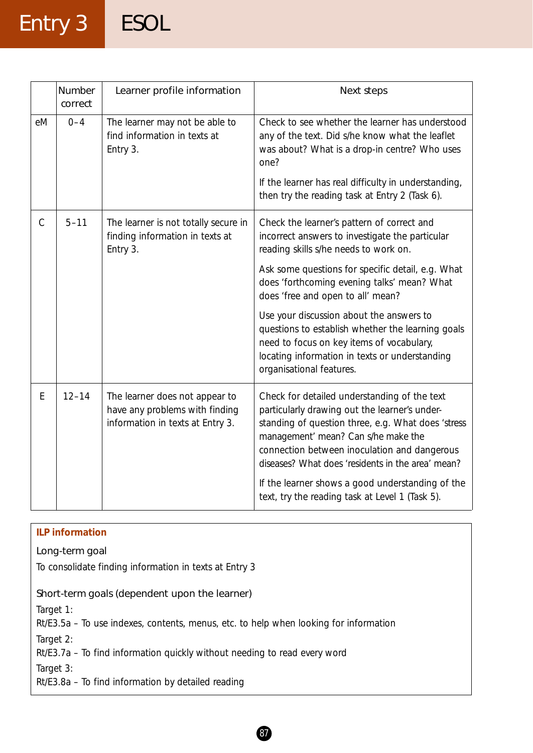|  | Number correct | Learner profile information | Next steps |
|---|---|---|---|
| eM | 0–4 | The learner may not be able to find information in texts at Entry 3. | Check to see whether the learner has understood any of the text. Did s/he know what the leaflet was about? What is a drop-in centre? Who uses one?<br><br>If the learner has real difficulty in understanding, then try the reading task at Entry 2 (Task 6). |
| C | 5–11 | The learner is not totally secure in finding information in texts at Entry 3. | Check the learner's pattern of correct and incorrect answers to investigate the particular reading skills s/he needs to work on.<br><br>Ask some questions for specific detail, e.g. What does 'forthcoming evening talks' mean? What does 'free and open to all' mean?<br><br>Use your discussion about the answers to questions to establish whether the learning goals need to focus on key items of vocabulary, locating information in texts or understanding organisational features. |
| E | 12–14 | The learner does not appear to have any problems with finding information in texts at Entry 3. | Check for detailed understanding of the text particularly drawing out the learner's understanding of question three, e.g. What does 'stress management' mean? Can s/he make the connection between inoculation and dangerous diseases? What does 'residents in the area' mean?<br><br>If the learner shows a good understanding of the text, try the reading task at Level 1 (Task 5). |

**ILP information**

Long-term goal

To consolidate finding information in texts at Entry 3

Short-term goals (dependent upon the learner)

Target 1:
Rt/E3.5a – To use indexes, contents, menus, etc. to help when looking for information

Target 2:
Rt/E3.7a – To find information quickly without needing to read every word

Target 3:
Rt/E3.8a – To find information by detailed reading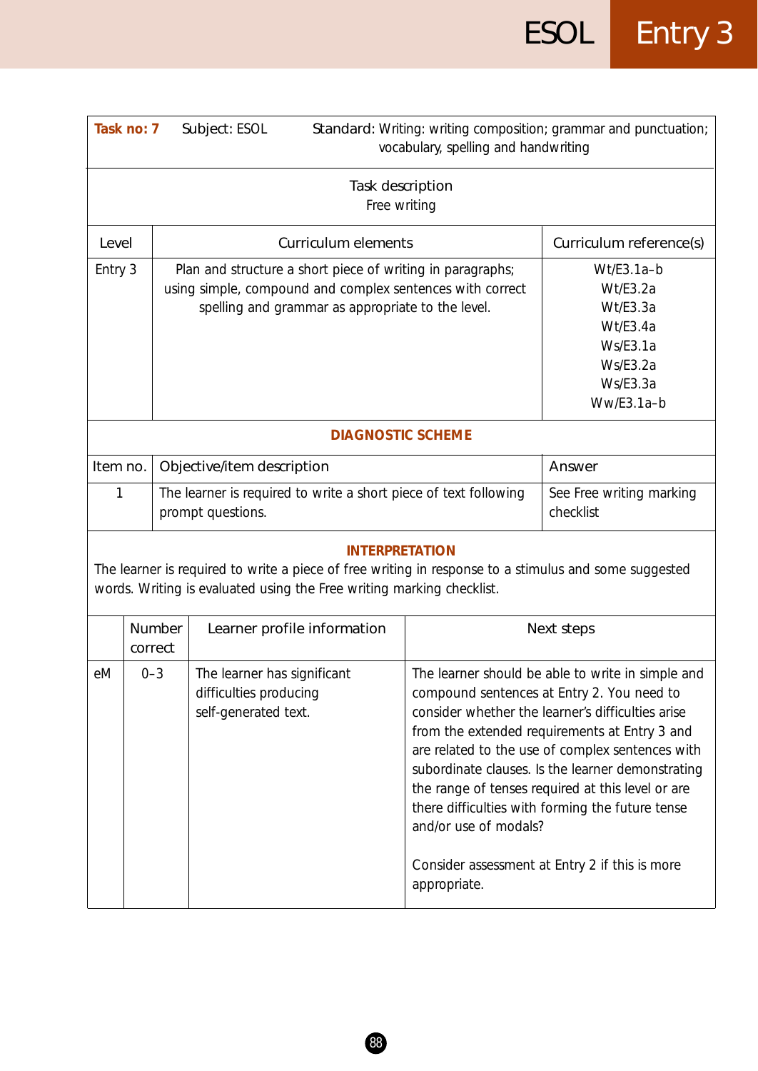| **Task no: 7** | Subject: ESOL | Standard: Writing: writing composition; grammar and punctuation; vocabulary, spelling and handwriting |
|---|---|---|

**Task description**
Free writing

| Level | Curriculum elements | Curriculum reference(s) |
|---|---|---|
| Entry 3 | Plan and structure a short piece of writing in paragraphs; using simple, compound and complex sentences with correct spelling and grammar as appropriate to the level. | Wt/E3.1a–b<br>Wt/E3.2a<br>Wt/E3.3a<br>Wt/E3.4a<br>Ws/E3.1a<br>Ws/E3.2a<br>Ws/E3.3a<br>Ww/E3.1a–b |

**DIAGNOSTIC SCHEME**

| Item no. | Objective/item description | Answer |
|---|---|---|
| 1 | The learner is required to write a short piece of text following prompt questions. | See Free writing marking checklist |

**INTERPRETATION**

The learner is required to write a piece of free writing in response to a stimulus and some suggested words. Writing is evaluated using the Free writing marking checklist.

| | Number correct | Learner profile information | Next steps |
|---|---|---|---|
| eM | 0–3 | The learner has significant difficulties producing self-generated text. | The learner should be able to write in simple and compound sentences at Entry 2. You need to consider whether the learner's difficulties arise from the extended requirements at Entry 3 and are related to the use of complex sentences with subordinate clauses. Is the learner demonstrating the range of tenses required at this level or are there difficulties with forming the future tense and/or use of modals?<br><br>Consider assessment at Entry 2 if this is more appropriate. |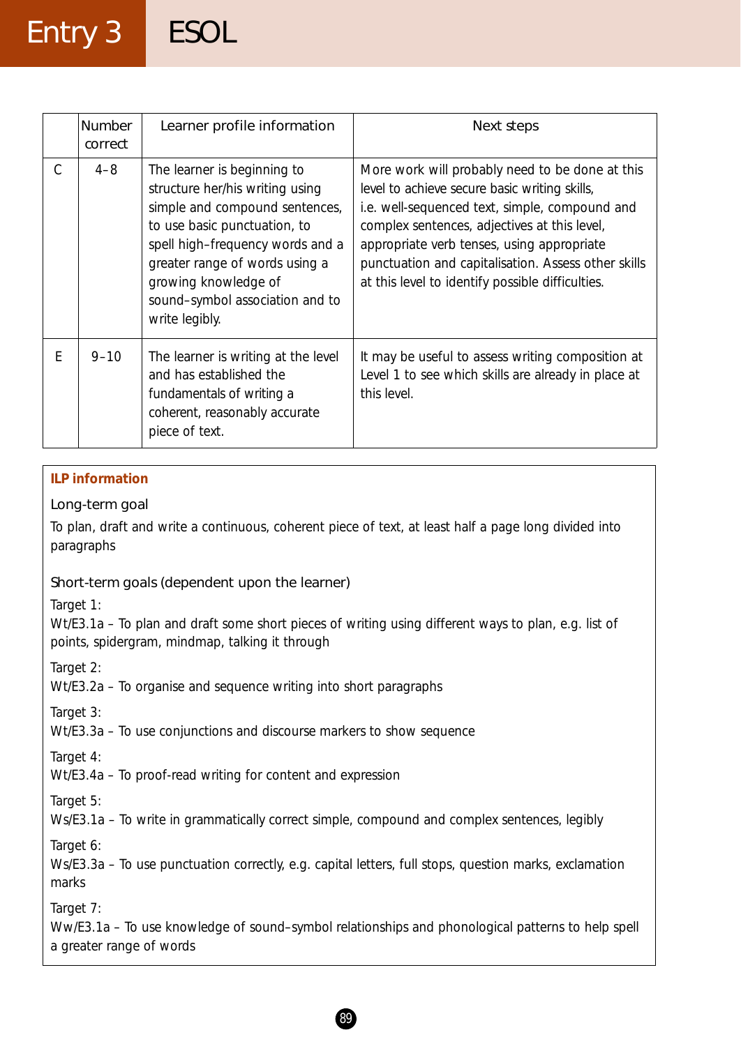|   | Number correct | Learner profile information | Next steps |
|---|---|---|---|
| C | 4–8 | The learner is beginning to structure her/his writing using simple and compound sentences, to use basic punctuation, to spell high–frequency words and a greater range of words using a growing knowledge of sound–symbol association and to write legibly. | More work will probably need to be done at this level to achieve secure basic writing skills, i.e. well-sequenced text, simple, compound and complex sentences, adjectives at this level, appropriate verb tenses, using appropriate punctuation and capitalisation. Assess other skills at this level to identify possible difficulties. |
| E | 9–10 | The learner is writing at the level and has established the fundamentals of writing a coherent, reasonably accurate piece of text. | It may be useful to assess writing composition at Level 1 to see which skills are already in place at this level. |

**ILP information**

Long-term goal

To plan, draft and write a continuous, coherent piece of text, at least half a page long divided into paragraphs

Short-term goals (dependent upon the learner)

Target 1:
Wt/E3.1a – To plan and draft some short pieces of writing using different ways to plan, e.g. list of points, spidergram, mindmap, talking it through

Target 2:
Wt/E3.2a – To organise and sequence writing into short paragraphs

Target 3:
Wt/E3.3a – To use conjunctions and discourse markers to show sequence

Target 4:
Wt/E3.4a – To proof-read writing for content and expression

Target 5:
Ws/E3.1a – To write in grammatically correct simple, compound and complex sentences, legibly

Target 6:
Ws/E3.3a – To use punctuation correctly, e.g. capital letters, full stops, question marks, exclamation marks

Target 7:
Ww/E3.1a – To use knowledge of sound–symbol relationships and phonological patterns to help spell a greater range of words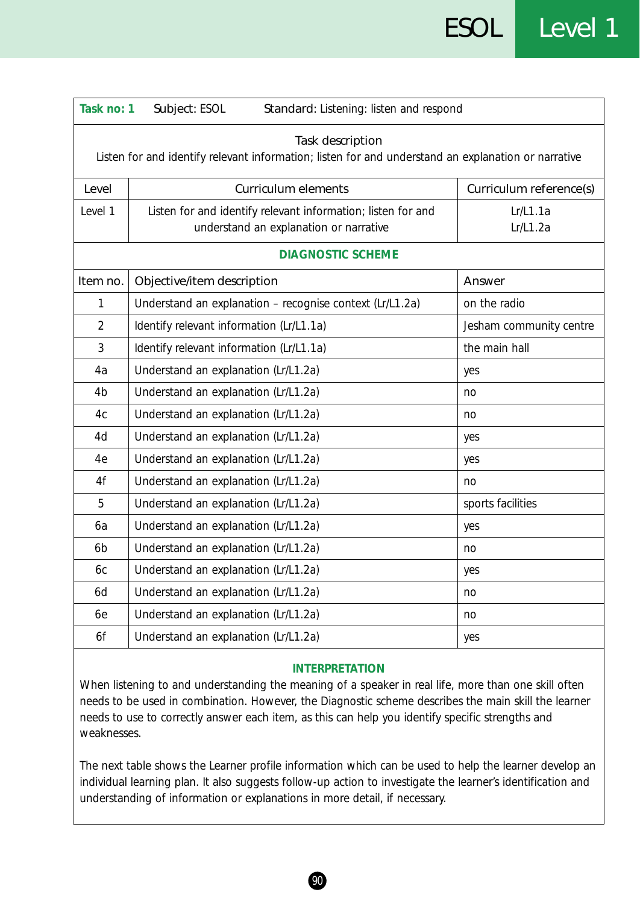| **Task no: 1** | Subject: ESOL | Standard: Listening: listen and respond |
|---|---|---|

**Task description**

Listen for and identify relevant information; listen for and understand an explanation or narrative

| Level | Curriculum elements | Curriculum reference(s) |
|---|---|---|
| Level 1 | Listen for and identify relevant information; listen for and understand an explanation or narrative | Lr/L1.1a<br>Lr/L1.2a |

**DIAGNOSTIC SCHEME**

| Item no. | Objective/item description | Answer |
|---|---|---|
| 1 | Understand an explanation – recognise context (Lr/L1.2a) | on the radio |
| 2 | Identify relevant information (Lr/L1.1a) | Jesham community centre |
| 3 | Identify relevant information (Lr/L1.1a) | the main hall |
| 4a | Understand an explanation (Lr/L1.2a) | yes |
| 4b | Understand an explanation (Lr/L1.2a) | no |
| 4c | Understand an explanation (Lr/L1.2a) | no |
| 4d | Understand an explanation (Lr/L1.2a) | yes |
| 4e | Understand an explanation (Lr/L1.2a) | yes |
| 4f | Understand an explanation (Lr/L1.2a) | no |
| 5 | Understand an explanation (Lr/L1.2a) | sports facilities |
| 6a | Understand an explanation (Lr/L1.2a) | yes |
| 6b | Understand an explanation (Lr/L1.2a) | no |
| 6c | Understand an explanation (Lr/L1.2a) | yes |
| 6d | Understand an explanation (Lr/L1.2a) | no |
| 6e | Understand an explanation (Lr/L1.2a) | no |
| 6f | Understand an explanation (Lr/L1.2a) | yes |

**INTERPRETATION**

When listening to and understanding the meaning of a speaker in real life, more than one skill often needs to be used in combination. However, the Diagnostic scheme describes the main skill the learner needs to use to correctly answer each item, as this can help you identify specific strengths and weaknesses.

The next table shows the Learner profile information which can be used to help the learner develop an individual learning plan. It also suggests follow-up action to investigate the learner's identification and understanding of information or explanations in more detail, if necessary.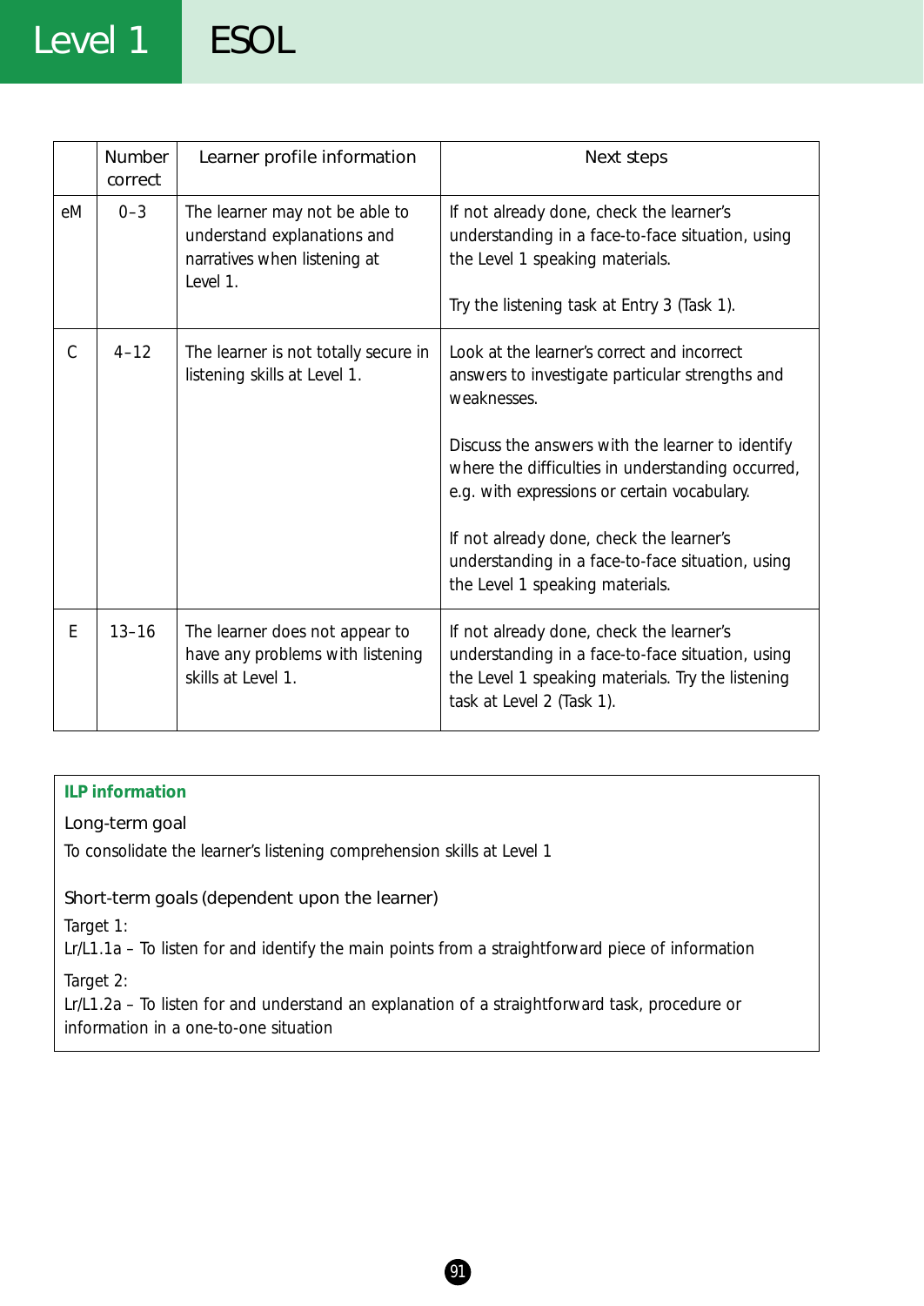| | Number correct | Learner profile information | Next steps |
|---|---|---|---|
| eM | 0–3 | The learner may not be able to understand explanations and narratives when listening at Level 1. | If not already done, check the learner's understanding in a face-to-face situation, using the Level 1 speaking materials.<br><br>Try the listening task at Entry 3 (Task 1). |
| C | 4–12 | The learner is not totally secure in listening skills at Level 1. | Look at the learner's correct and incorrect answers to investigate particular strengths and weaknesses.<br><br>Discuss the answers with the learner to identify where the difficulties in understanding occurred, e.g. with expressions or certain vocabulary.<br><br>If not already done, check the learner's understanding in a face-to-face situation, using the Level 1 speaking materials. |
| E | 13–16 | The learner does not appear to have any problems with listening skills at Level 1. | If not already done, check the learner's understanding in a face-to-face situation, using the Level 1 speaking materials. Try the listening task at Level 2 (Task 1). |

**ILP information**

Long-term goal

To consolidate the learner's listening comprehension skills at Level 1

Short-term goals (dependent upon the learner)

Target 1:
Lr/L1.1a – To listen for and identify the main points from a straightforward piece of information

Target 2:
Lr/L1.2a – To listen for and understand an explanation of a straightforward task, procedure or information in a one-to-one situation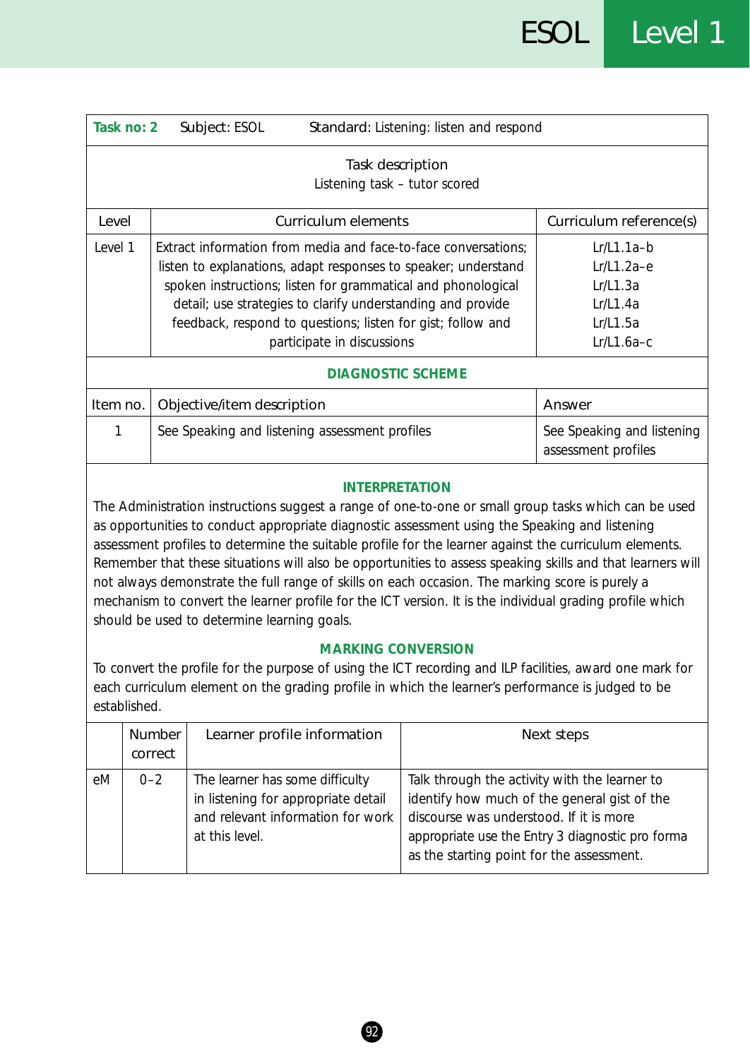| Task no: 2 | Subject: ESOL | Standard: Listening: listen and respond |
|---|---|---|

**Task description**
Listening task – tutor scored

| Level | Curriculum elements | Curriculum reference(s) |
|---|---|---|
| Level 1 | Extract information from media and face-to-face conversations; listen to explanations, adapt responses to speaker; understand spoken instructions; listen for grammatical and phonological detail; use strategies to clarify understanding and provide feedback, respond to questions; listen for gist; follow and participate in discussions | Lr/L1.1a–b<br>Lr/L1.2a–e<br>Lr/L1.3a<br>Lr/L1.4a<br>Lr/L1.5a<br>Lr/L1.6a–c |

## DIAGNOSTIC SCHEME

| Item no. | Objective/item description | Answer |
|---|---|---|
| 1 | See Speaking and listening assessment profiles | See Speaking and listening assessment profiles |

## INTERPRETATION

The Administration instructions suggest a range of one-to-one or small group tasks which can be used as opportunities to conduct appropriate diagnostic assessment using the Speaking and listening assessment profiles to determine the suitable profile for the learner against the curriculum elements. Remember that these situations will also be opportunities to assess speaking skills and that learners will not always demonstrate the full range of skills on each occasion. The marking score is purely a mechanism to convert the learner profile for the ICT version. It is the individual grading profile which should be used to determine learning goals.

## MARKING CONVERSION

To convert the profile for the purpose of using the ICT recording and ILP facilities, award one mark for each curriculum element on the grading profile in which the learner's performance is judged to be established.

| | Number correct | Learner profile information | Next steps |
|---|---|---|---|
| eM | 0–2 | The learner has some difficulty in listening for appropriate detail and relevant information for work at this level. | Talk through the activity with the learner to identify how much of the general gist of the discourse was understood. If it is more appropriate use the Entry 3 diagnostic pro forma as the starting point for the assessment. |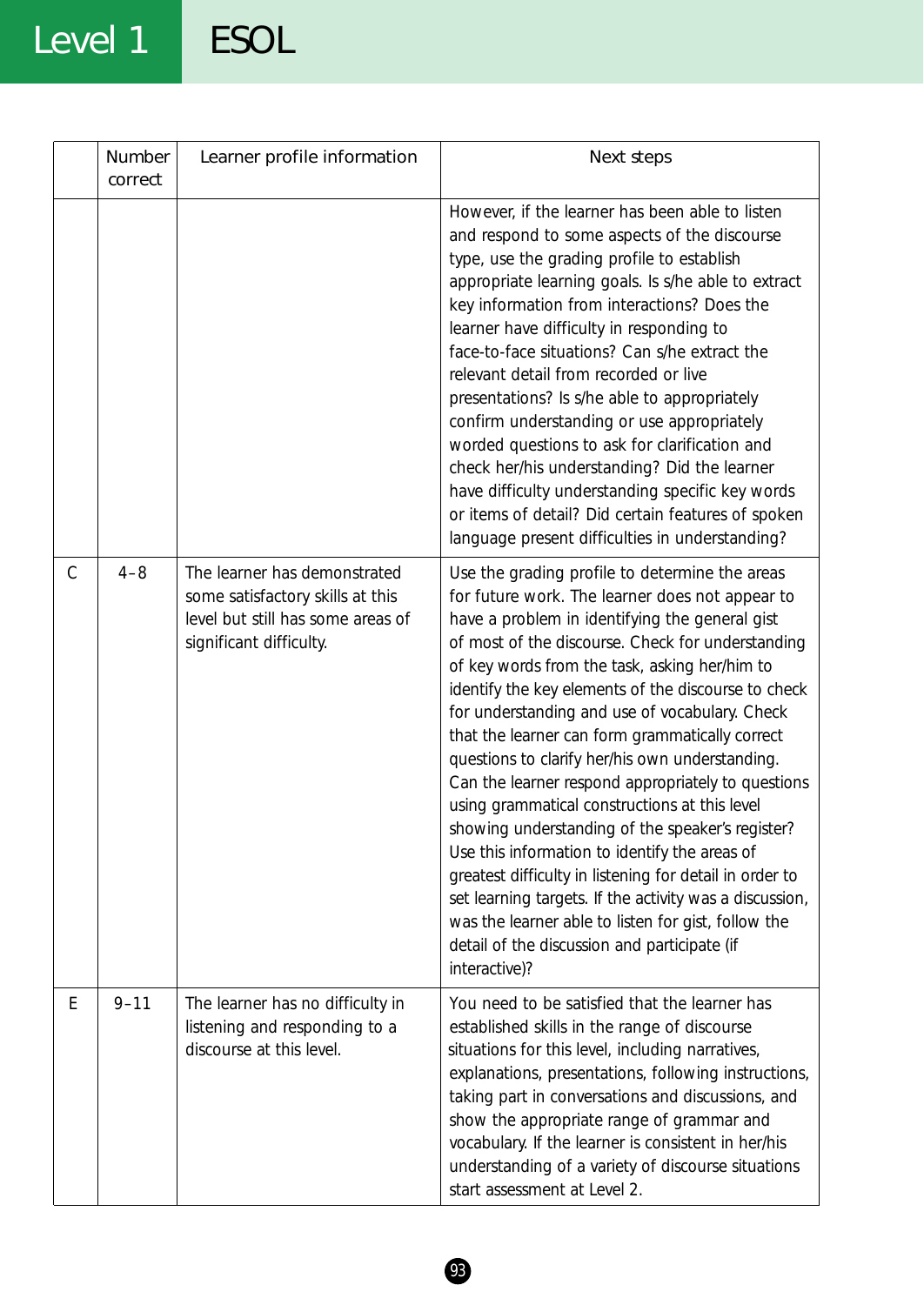| | Number correct | Learner profile information | Next steps |
|---|---|---|---|
| | | | However, if the learner has been able to listen and respond to some aspects of the discourse type, use the grading profile to establish appropriate learning goals. Is s/he able to extract key information from interactions? Does the learner have difficulty in responding to face-to-face situations? Can s/he extract the relevant detail from recorded or live presentations? Is s/he able to appropriately confirm understanding or use appropriately worded questions to ask for clarification and check her/his understanding? Did the learner have difficulty understanding specific key words or items of detail? Did certain features of spoken language present difficulties in understanding? |
| C | 4–8 | The learner has demonstrated some satisfactory skills at this level but still has some areas of significant difficulty. | Use the grading profile to determine the areas for future work. The learner does not appear to have a problem in identifying the general gist of most of the discourse. Check for understanding of key words from the task, asking her/him to identify the key elements of the discourse to check for understanding and use of vocabulary. Check that the learner can form grammatically correct questions to clarify her/his own understanding. Can the learner respond appropriately to questions using grammatical constructions at this level showing understanding of the speaker's register? Use this information to identify the areas of greatest difficulty in listening for detail in order to set learning targets. If the activity was a discussion, was the learner able to listen for gist, follow the detail of the discussion and participate (if interactive)? |
| E | 9–11 | The learner has no difficulty in listening and responding to a discourse at this level. | You need to be satisfied that the learner has established skills in the range of discourse situations for this level, including narratives, explanations, presentations, following instructions, taking part in conversations and discussions, and show the appropriate range of grammar and vocabulary. If the learner is consistent in her/his understanding of a variety of discourse situations start assessment at Level 2. |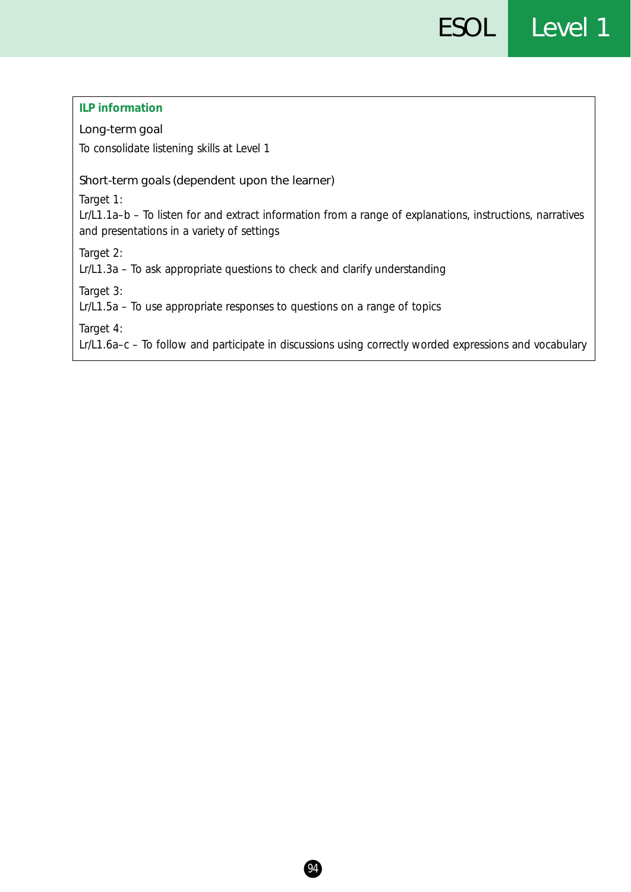**ILP information**

### Long-term goal

To consolidate listening skills at Level 1

### Short-term goals (dependent upon the learner)

Target 1:
Lr/L1.1a–b – To listen for and extract information from a range of explanations, instructions, narratives and presentations in a variety of settings

Target 2:
Lr/L1.3a – To ask appropriate questions to check and clarify understanding

Target 3:
Lr/L1.5a – To use appropriate responses to questions on a range of topics

Target 4:
Lr/L1.6a–c – To follow and participate in discussions using correctly worded expressions and vocabulary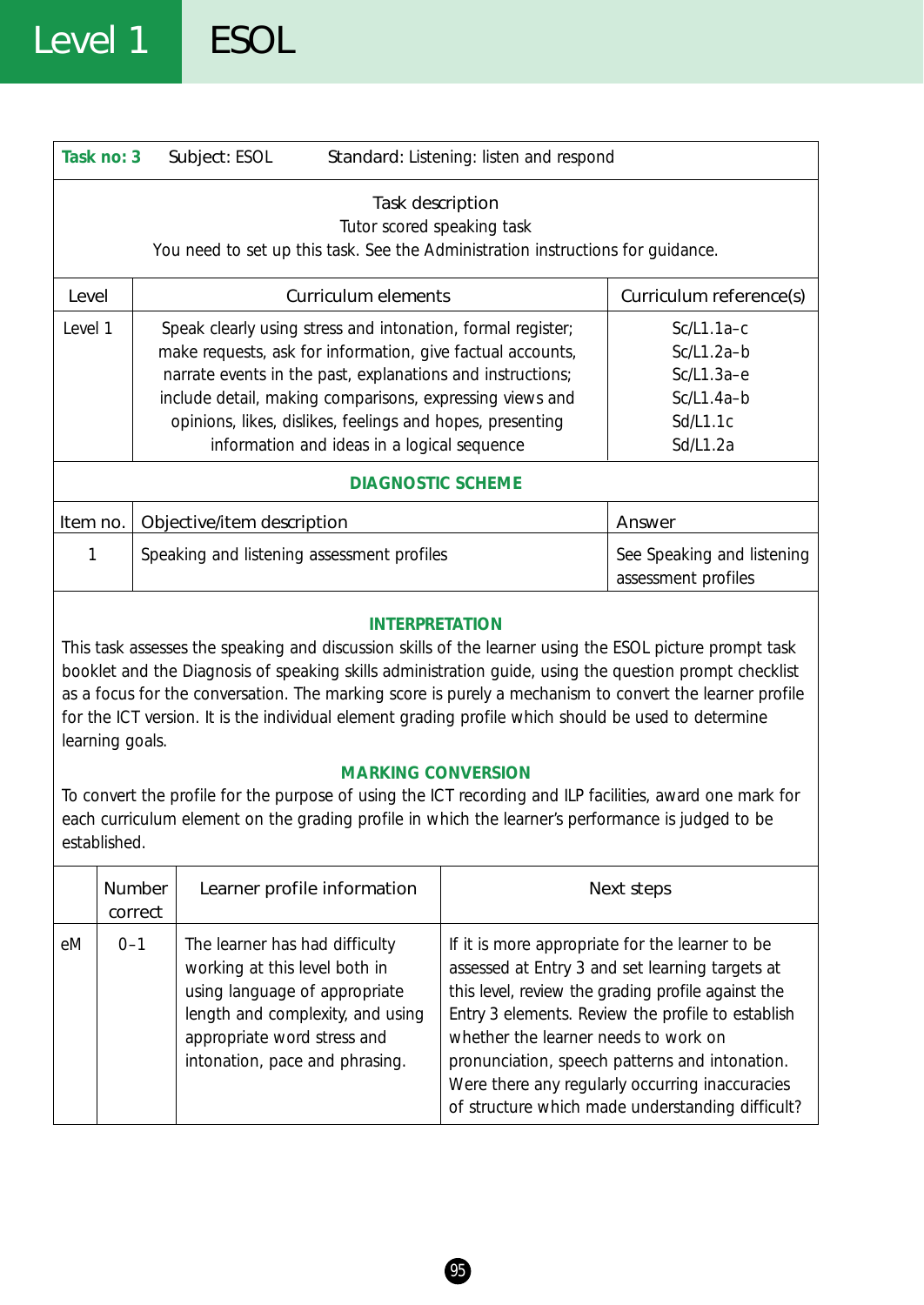| **Task no: 3** | Subject: ESOL | Standard: Listening: listen and respond |
|---|---|---|

**Task description**

Tutor scored speaking task

You need to set up this task. See the Administration instructions for guidance.

| Level | Curriculum elements | Curriculum reference(s) |
|---|---|---|
| Level 1 | Speak clearly using stress and intonation, formal register; make requests, ask for information, give factual accounts, narrate events in the past, explanations and instructions; include detail, making comparisons, expressing views and opinions, likes, dislikes, feelings and hopes, presenting information and ideas in a logical sequence | Sc/L1.1a–c<br>Sc/L1.2a–b<br>Sc/L1.3a–e<br>Sc/L1.4a–b<br>Sd/L1.1c<br>Sd/L1.2a |

**DIAGNOSTIC SCHEME**

| Item no. | Objective/item description | Answer |
|---|---|---|
| 1 | Speaking and listening assessment profiles | See Speaking and listening assessment profiles |

**INTERPRETATION**

This task assesses the speaking and discussion skills of the learner using the ESOL picture prompt task booklet and the Diagnosis of speaking skills administration guide, using the question prompt checklist as a focus for the conversation. The marking score is purely a mechanism to convert the learner profile for the ICT version. It is the individual element grading profile which should be used to determine learning goals.

**MARKING CONVERSION**

To convert the profile for the purpose of using the ICT recording and ILP facilities, award one mark for each curriculum element on the grading profile in which the learner's performance is judged to be established.

| | Number correct | Learner profile information | Next steps |
|---|---|---|---|
| eM | 0–1 | The learner has had difficulty working at this level both in using language of appropriate length and complexity, and using appropriate word stress and intonation, pace and phrasing. | If it is more appropriate for the learner to be assessed at Entry 3 and set learning targets at this level, review the grading profile against the Entry 3 elements. Review the profile to establish whether the learner needs to work on pronunciation, speech patterns and intonation. Were there any regularly occurring inaccuracies of structure which made understanding difficult? |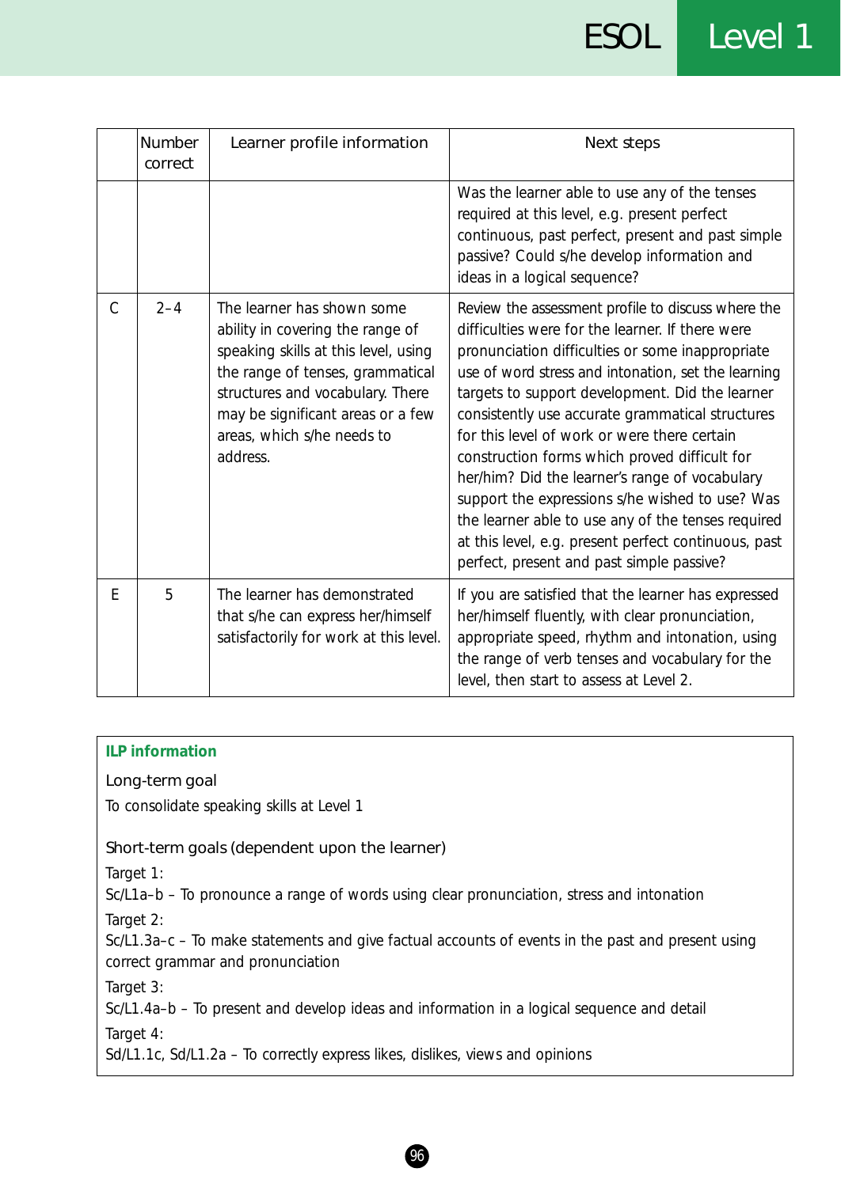|  | Number correct | Learner profile information | Next steps |
|---|---|---|---|
|  |  |  | Was the learner able to use any of the tenses required at this level, e.g. present perfect continuous, past perfect, present and past simple passive? Could s/he develop information and ideas in a logical sequence? |
| C | 2–4 | The learner has shown some ability in covering the range of speaking skills at this level, using the range of tenses, grammatical structures and vocabulary. There may be significant areas or a few areas, which s/he needs to address. | Review the assessment profile to discuss where the difficulties were for the learner. If there were pronunciation difficulties or some inappropriate use of word stress and intonation, set the learning targets to support development. Did the learner consistently use accurate grammatical structures for this level of work or were there certain construction forms which proved difficult for her/him? Did the learner's range of vocabulary support the expressions s/he wished to use? Was the learner able to use any of the tenses required at this level, e.g. present perfect continuous, past perfect, present and past simple passive? |
| E | 5 | The learner has demonstrated that s/he can express her/himself satisfactorily for work at this level. | If you are satisfied that the learner has expressed her/himself fluently, with clear pronunciation, appropriate speed, rhythm and intonation, using the range of verb tenses and vocabulary for the level, then start to assess at Level 2. |

**ILP information**

Long-term goal

To consolidate speaking skills at Level 1

Short-term goals (dependent upon the learner)

Target 1:
Sc/L1a–b – To pronounce a range of words using clear pronunciation, stress and intonation

Target 2:
Sc/L1.3a–c – To make statements and give factual accounts of events in the past and present using correct grammar and pronunciation

Target 3:
Sc/L1.4a–b – To present and develop ideas and information in a logical sequence and detail

Target 4:
Sd/L1.1c, Sd/L1.2a – To correctly express likes, dislikes, views and opinions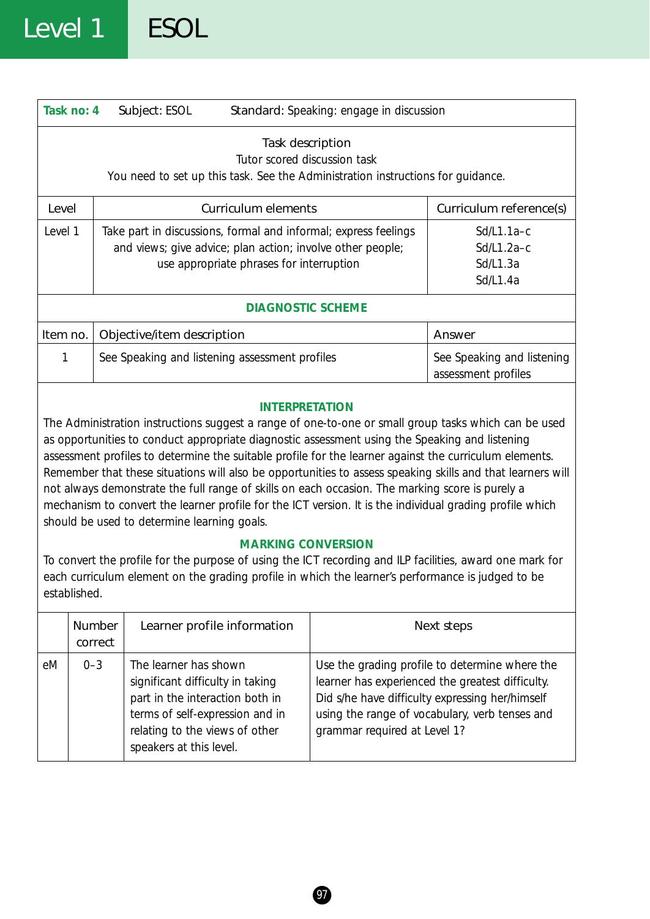| Task no: 4 | Subject: ESOL | Standard: Speaking: engage in discussion |
|---|---|---|

**Task description**
Tutor scored discussion task
You need to set up this task. See the Administration instructions for guidance.

| Level | Curriculum elements | Curriculum reference(s) |
|---|---|---|
| Level 1 | Take part in discussions, formal and informal; express feelings and views; give advice; plan action; involve other people; use appropriate phrases for interruption | Sd/L1.1a–c<br>Sd/L1.2a–c<br>Sd/L1.3a<br>Sd/L1.4a |

**DIAGNOSTIC SCHEME**

| Item no. | Objective/item description | Answer |
|---|---|---|
| 1 | See Speaking and listening assessment profiles | See Speaking and listening assessment profiles |

**INTERPRETATION**

The Administration instructions suggest a range of one-to-one or small group tasks which can be used as opportunities to conduct appropriate diagnostic assessment using the Speaking and listening assessment profiles to determine the suitable profile for the learner against the curriculum elements. Remember that these situations will also be opportunities to assess speaking skills and that learners will not always demonstrate the full range of skills on each occasion. The marking score is purely a mechanism to convert the learner profile for the ICT version. It is the individual grading profile which should be used to determine learning goals.

**MARKING CONVERSION**

To convert the profile for the purpose of using the ICT recording and ILP facilities, award one mark for each curriculum element on the grading profile in which the learner's performance is judged to be established.

| | Number correct | Learner profile information | Next steps |
|---|---|---|---|
| eM | 0–3 | The learner has shown significant difficulty in taking part in the interaction both in terms of self-expression and in relating to the views of other speakers at this level. | Use the grading profile to determine where the learner has experienced the greatest difficulty. Did s/he have difficulty expressing her/himself using the range of vocabulary, verb tenses and grammar required at Level 1? |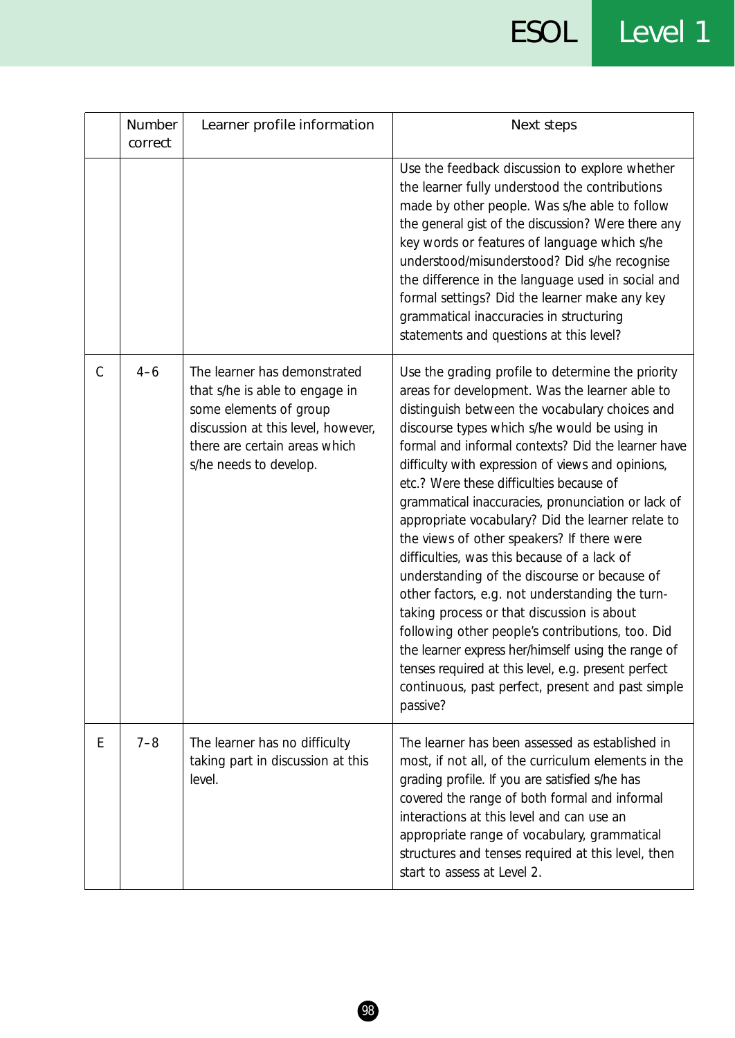| | Number correct | Learner profile information | Next steps |
|---|---|---|---|
| | | | Use the feedback discussion to explore whether the learner fully understood the contributions made by other people. Was s/he able to follow the general gist of the discussion? Were there any key words or features of language which s/he understood/misunderstood? Did s/he recognise the difference in the language used in social and formal settings? Did the learner make any key grammatical inaccuracies in structuring statements and questions at this level? |
| C | 4–6 | The learner has demonstrated that s/he is able to engage in some elements of group discussion at this level, however, there are certain areas which s/he needs to develop. | Use the grading profile to determine the priority areas for development. Was the learner able to distinguish between the vocabulary choices and discourse types which s/he would be using in formal and informal contexts? Did the learner have difficulty with expression of views and opinions, etc.? Were these difficulties because of grammatical inaccuracies, pronunciation or lack of appropriate vocabulary? Did the learner relate to the views of other speakers? If there were difficulties, was this because of a lack of understanding of the discourse or because of other factors, e.g. not understanding the turn-taking process or that discussion is about following other people's contributions, too. Did the learner express her/himself using the range of tenses required at this level, e.g. present perfect continuous, past perfect, present and past simple passive? |
| E | 7–8 | The learner has no difficulty taking part in discussion at this level. | The learner has been assessed as established in most, if not all, of the curriculum elements in the grading profile. If you are satisfied s/he has covered the range of both formal and informal interactions at this level and can use an appropriate range of vocabulary, grammatical structures and tenses required at this level, then start to assess at Level 2. |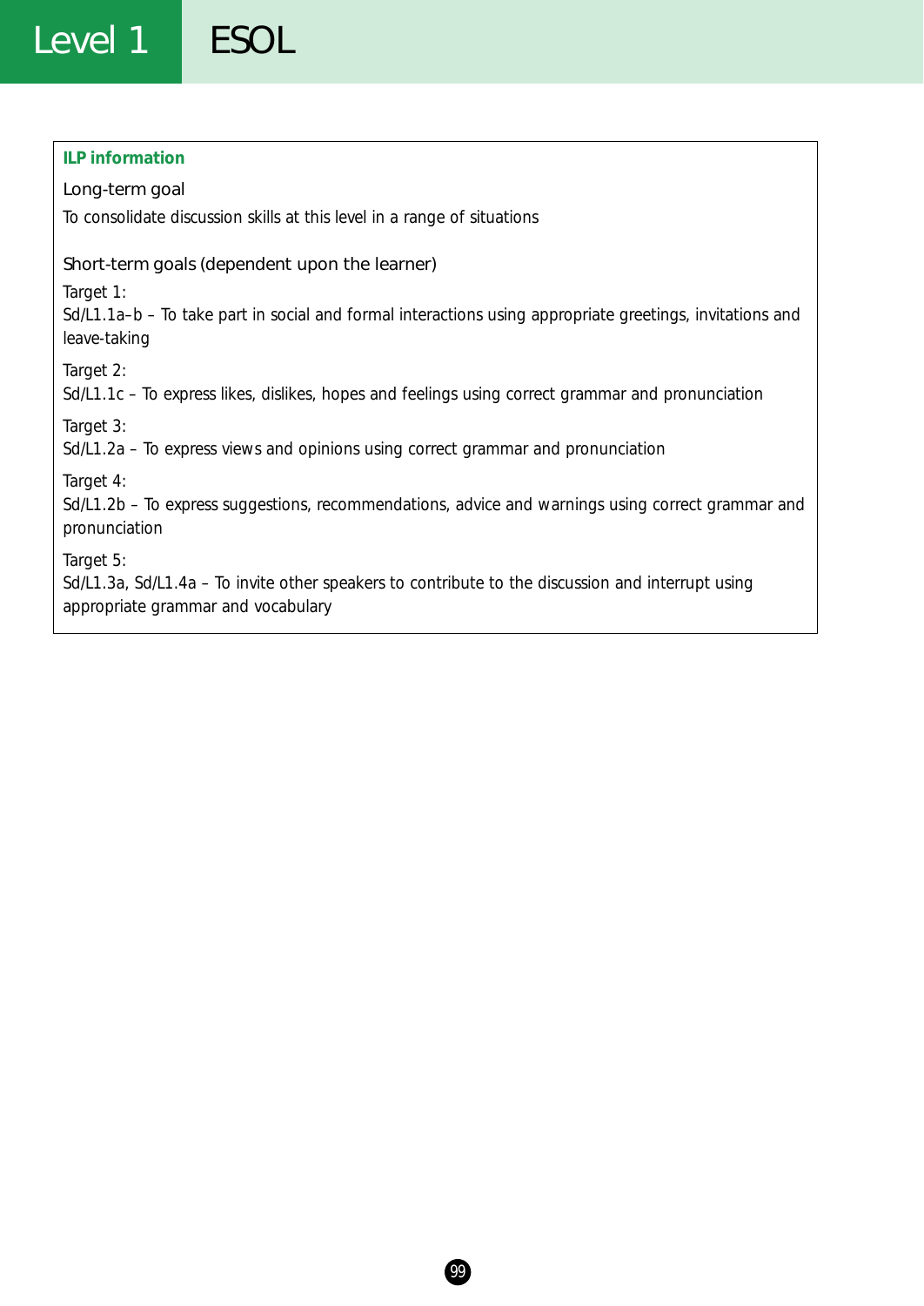## ILP information

### Long-term goal

To consolidate discussion skills at this level in a range of situations

### Short-term goals (dependent upon the learner)

Target 1:
Sd/L1.1a–b – To take part in social and formal interactions using appropriate greetings, invitations and leave-taking

Target 2:
Sd/L1.1c – To express likes, dislikes, hopes and feelings using correct grammar and pronunciation

Target 3:
Sd/L1.2a – To express views and opinions using correct grammar and pronunciation

Target 4:
Sd/L1.2b – To express suggestions, recommendations, advice and warnings using correct grammar and pronunciation

Target 5:
Sd/L1.3a, Sd/L1.4a – To invite other speakers to contribute to the discussion and interrupt using appropriate grammar and vocabulary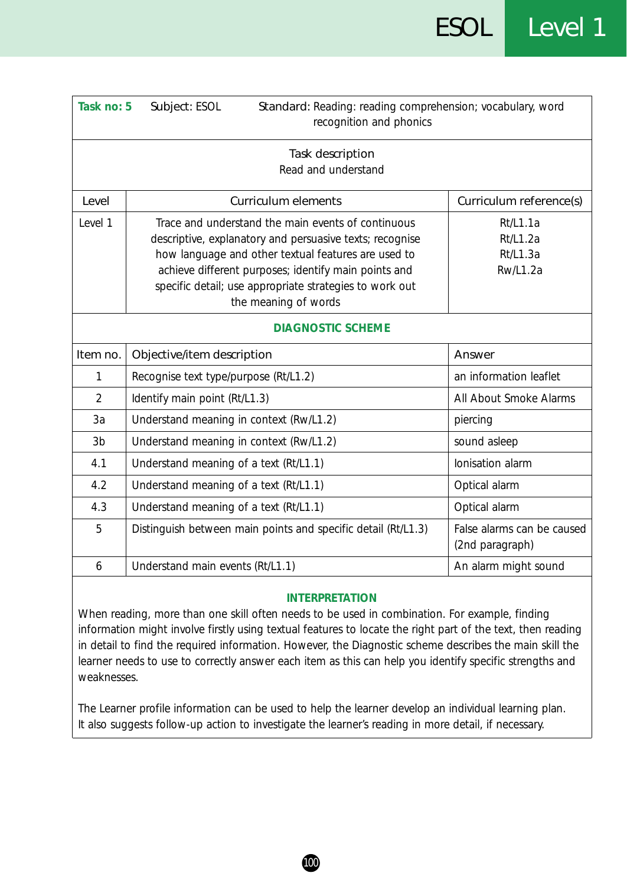| **Task no: 5** | Subject: ESOL | Standard: Reading: reading comprehension; vocabulary, word recognition and phonics |
|---|---|---|

**Task description**
Read and understand

| Level | Curriculum elements | Curriculum reference(s) |
|---|---|---|
| Level 1 | Trace and understand the main events of continuous descriptive, explanatory and persuasive texts; recognise how language and other textual features are used to achieve different purposes; identify main points and specific detail; use appropriate strategies to work out the meaning of words | Rt/L1.1a<br>Rt/L1.2a<br>Rt/L1.3a<br>Rw/L1.2a |

**DIAGNOSTIC SCHEME**

| Item no. | Objective/item description | Answer |
|---|---|---|
| 1 | Recognise text type/purpose (Rt/L1.2) | an information leaflet |
| 2 | Identify main point (Rt/L1.3) | All About Smoke Alarms |
| 3a | Understand meaning in context (Rw/L1.2) | piercing |
| 3b | Understand meaning in context (Rw/L1.2) | sound asleep |
| 4.1 | Understand meaning of a text (Rt/L1.1) | Ionisation alarm |
| 4.2 | Understand meaning of a text (Rt/L1.1) | Optical alarm |
| 4.3 | Understand meaning of a text (Rt/L1.1) | Optical alarm |
| 5 | Distinguish between main points and specific detail (Rt/L1.3) | False alarms can be caused (2nd paragraph) |
| 6 | Understand main events (Rt/L1.1) | An alarm might sound |

**INTERPRETATION**

When reading, more than one skill often needs to be used in combination. For example, finding information might involve firstly using textual features to locate the right part of the text, then reading in detail to find the required information. However, the Diagnostic scheme describes the main skill the learner needs to use to correctly answer each item as this can help you identify specific strengths and weaknesses.

The Learner profile information can be used to help the learner develop an individual learning plan. It also suggests follow-up action to investigate the learner's reading in more detail, if necessary.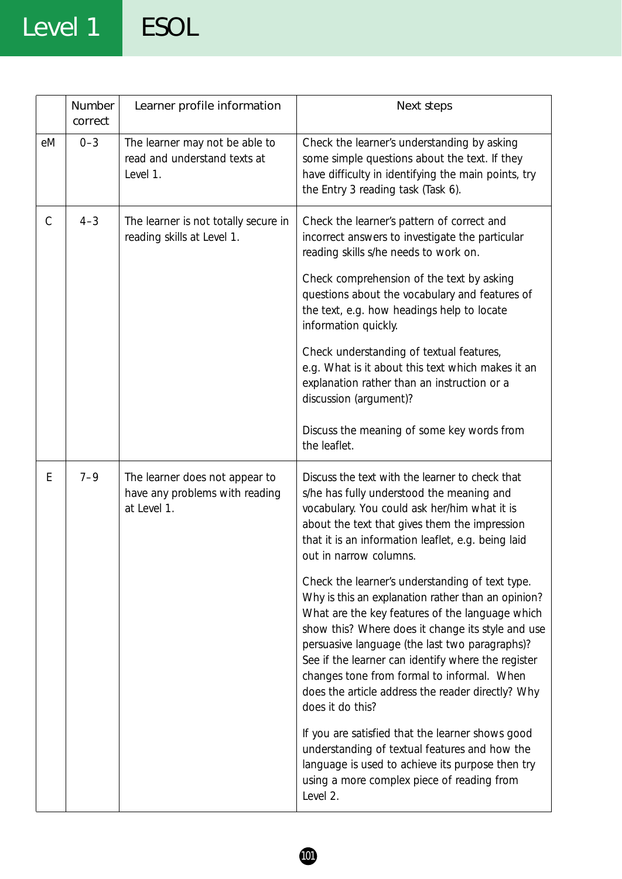|  | Number correct | Learner profile information | Next steps |
|---|---|---|---|
| eM | 0–3 | The learner may not be able to read and understand texts at Level 1. | Check the learner's understanding by asking some simple questions about the text. If they have difficulty in identifying the main points, try the Entry 3 reading task (Task 6). |
| C | 4–3 | The learner is not totally secure in reading skills at Level 1. | Check the learner's pattern of correct and incorrect answers to investigate the particular reading skills s/he needs to work on.<br><br>Check comprehension of the text by asking questions about the vocabulary and features of the text, e.g. how headings help to locate information quickly.<br><br>Check understanding of textual features, e.g. What is it about this text which makes it an explanation rather than an instruction or a discussion (argument)?<br><br>Discuss the meaning of some key words from the leaflet. |
| E | 7–9 | The learner does not appear to have any problems with reading at Level 1. | Discuss the text with the learner to check that s/he has fully understood the meaning and vocabulary. You could ask her/him what it is about the text that gives them the impression that it is an information leaflet, e.g. being laid out in narrow columns.<br><br>Check the learner's understanding of text type. Why is this an explanation rather than an opinion? What are the key features of the language which show this? Where does it change its style and use persuasive language (the last two paragraphs)? See if the learner can identify where the register changes tone from formal to informal. When does the article address the reader directly? Why does it do this?<br><br>If you are satisfied that the learner shows good understanding of textual features and how the language is used to achieve its purpose then try using a more complex piece of reading from Level 2. |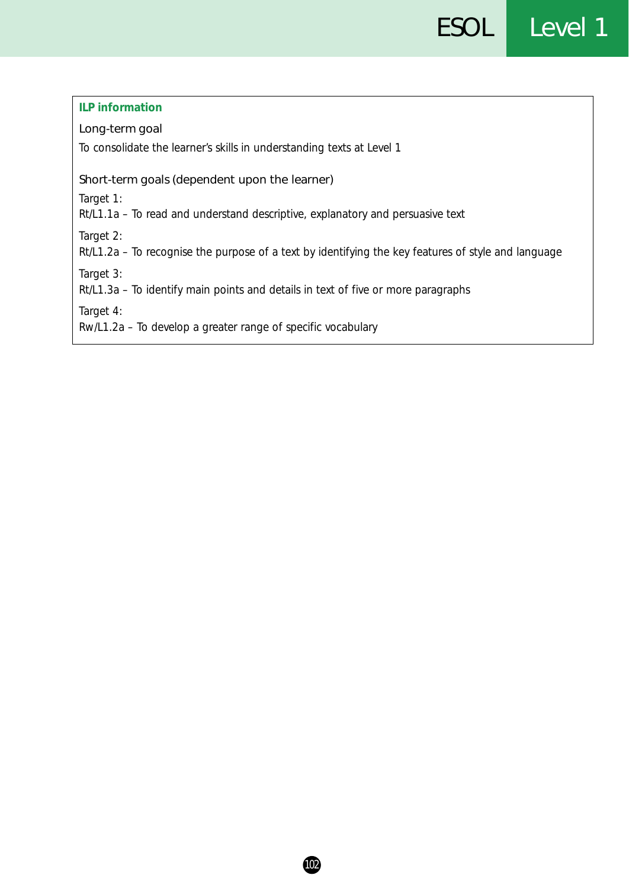**ILP information**

Long-term goal

To consolidate the learner's skills in understanding texts at Level 1

Short-term goals (dependent upon the learner)

Target 1:
Rt/L1.1a – To read and understand descriptive, explanatory and persuasive text

Target 2:
Rt/L1.2a – To recognise the purpose of a text by identifying the key features of style and language

Target 3:
Rt/L1.3a – To identify main points and details in text of five or more paragraphs

Target 4:
Rw/L1.2a – To develop a greater range of specific vocabulary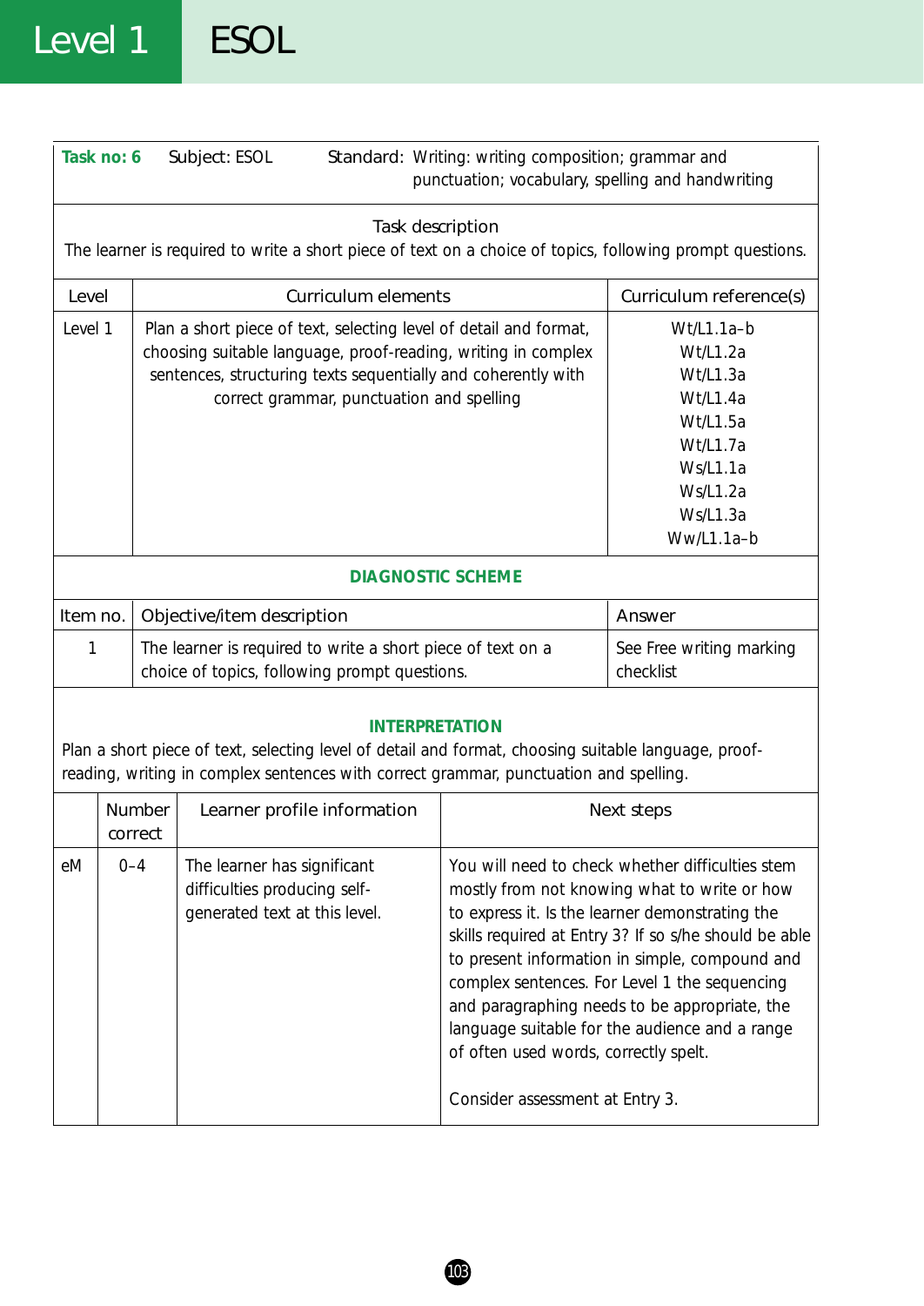# Level 1 ESOL

| **Task no: 6** | Subject: ESOL | Standard: Writing: writing composition; grammar and punctuation; vocabulary, spelling and handwriting |
|---|---|---|

**Task description**

The learner is required to write a short piece of text on a choice of topics, following prompt questions.

| Level | Curriculum elements | Curriculum reference(s) |
|---|---|---|
| Level 1 | Plan a short piece of text, selecting level of detail and format, choosing suitable language, proof-reading, writing in complex sentences, structuring texts sequentially and coherently with correct grammar, punctuation and spelling | Wt/L1.1a–b<br>Wt/L1.2a<br>Wt/L1.3a<br>Wt/L1.4a<br>Wt/L1.5a<br>Wt/L1.7a<br>Ws/L1.1a<br>Ws/L1.2a<br>Ws/L1.3a<br>Ww/L1.1a–b |

**DIAGNOSTIC SCHEME**

| Item no. | Objective/item description | Answer |
|---|---|---|
| 1 | The learner is required to write a short piece of text on a choice of topics, following prompt questions. | See Free writing marking checklist |

**INTERPRETATION**

Plan a short piece of text, selecting level of detail and format, choosing suitable language, proof-reading, writing in complex sentences with correct grammar, punctuation and spelling.

| | Number correct | Learner profile information | Next steps |
|---|---|---|---|
| eM | 0–4 | The learner has significant difficulties producing self-generated text at this level. | You will need to check whether difficulties stem mostly from not knowing what to write or how to express it. Is the learner demonstrating the skills required at Entry 3? If so s/he should be able to present information in simple, compound and complex sentences. For Level 1 the sequencing and paragraphing needs to be appropriate, the language suitable for the audience and a range of often used words, correctly spelt.<br><br>Consider assessment at Entry 3. |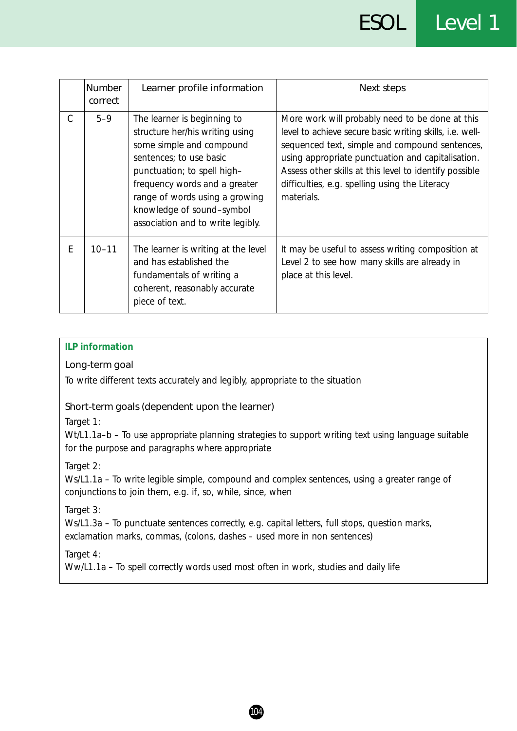| | Number correct | Learner profile information | Next steps |
|---|---|---|---|
| C | 5–9 | The learner is beginning to structure her/his writing using some simple and compound sentences; to use basic punctuation; to spell high–frequency words and a greater range of words using a growing knowledge of sound–symbol association and to write legibly. | More work will probably need to be done at this level to achieve secure basic writing skills, i.e. well-sequenced text, simple and compound sentences, using appropriate punctuation and capitalisation. Assess other skills at this level to identify possible difficulties, e.g. spelling using the Literacy materials. |
| E | 10–11 | The learner is writing at the level and has established the fundamentals of writing a coherent, reasonably accurate piece of text. | It may be useful to assess writing composition at Level 2 to see how many skills are already in place at this level. |

**ILP information**

Long-term goal

To write different texts accurately and legibly, appropriate to the situation

Short-term goals (dependent upon the learner)

Target 1:
Wt/L1.1a–b – To use appropriate planning strategies to support writing text using language suitable for the purpose and paragraphs where appropriate

Target 2:
Ws/L1.1a – To write legible simple, compound and complex sentences, using a greater range of conjunctions to join them, e.g. if, so, while, since, when

Target 3:
Ws/L1.3a – To punctuate sentences correctly, e.g. capital letters, full stops, question marks, exclamation marks, commas, (colons, dashes – used more in non sentences)

Target 4:
Ww/L1.1a – To spell correctly words used most often in work, studies and daily life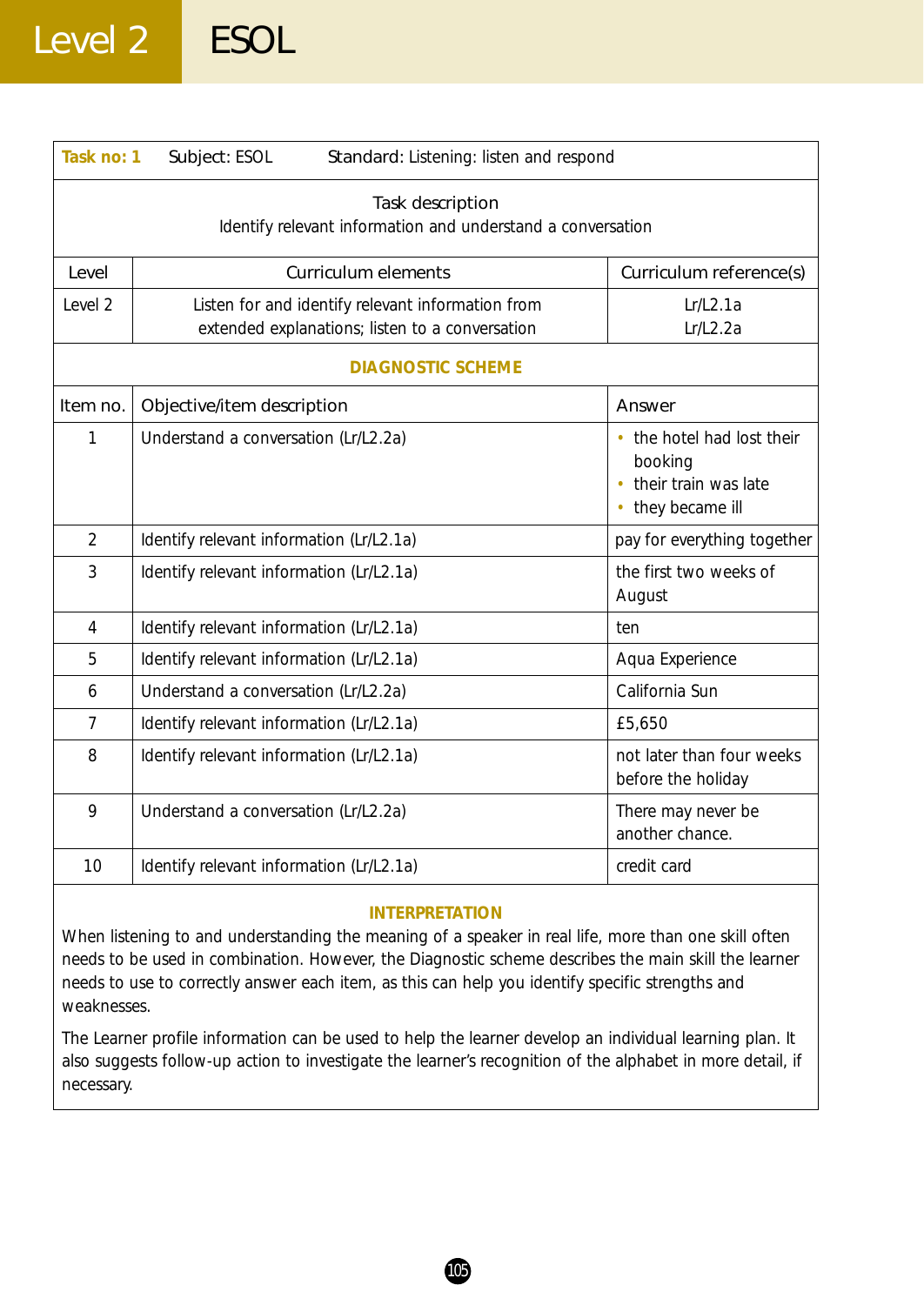# Level 2 ESOL

| **Task no: 1** Subject: ESOL Standard: Listening: listen and respond | | |
|---|---|---|
| Task description<br>Identify relevant information and understand a conversation | | |
| Level | Curriculum elements | Curriculum reference(s) |
| Level 2 | Listen for and identify relevant information from extended explanations; listen to a conversation | Lr/L2.1a<br>Lr/L2.2a |

**DIAGNOSTIC SCHEME**

| Item no. | Objective/item description | Answer |
|---|---|---|
| 1 | Understand a conversation (Lr/L2.2a) | • the hotel had lost their booking<br>• their train was late<br>• they became ill |
| 2 | Identify relevant information (Lr/L2.1a) | pay for everything together |
| 3 | Identify relevant information (Lr/L2.1a) | the first two weeks of August |
| 4 | Identify relevant information (Lr/L2.1a) | ten |
| 5 | Identify relevant information (Lr/L2.1a) | Aqua Experience |
| 6 | Understand a conversation (Lr/L2.2a) | California Sun |
| 7 | Identify relevant information (Lr/L2.1a) | £5,650 |
| 8 | Identify relevant information (Lr/L2.1a) | not later than four weeks before the holiday |
| 9 | Understand a conversation (Lr/L2.2a) | There may never be another chance. |
| 10 | Identify relevant information (Lr/L2.1a) | credit card |

**INTERPRETATION**

When listening to and understanding the meaning of a speaker in real life, more than one skill often needs to be used in combination. However, the Diagnostic scheme describes the main skill the learner needs to use to correctly answer each item, as this can help you identify specific strengths and weaknesses.

The Learner profile information can be used to help the learner develop an individual learning plan. It also suggests follow-up action to investigate the learner's recognition of the alphabet in more detail, if necessary.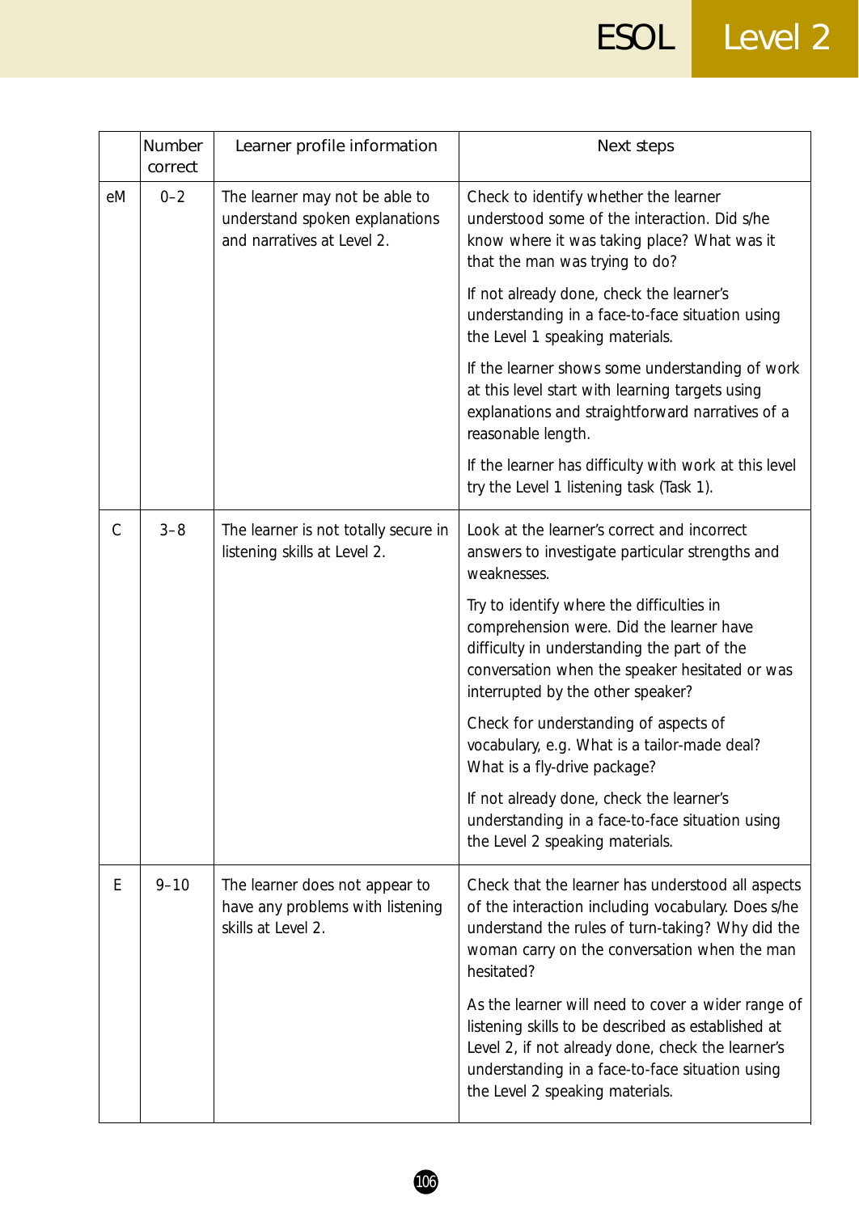| | Number correct | Learner profile information | Next steps |
|---|---|---|---|
| eM | 0–2 | The learner may not be able to understand spoken explanations and narratives at Level 2. | Check to identify whether the learner understood some of the interaction. Did s/he know where it was taking place? What was it that the man was trying to do?<br><br>If not already done, check the learner's understanding in a face-to-face situation using the Level 1 speaking materials.<br><br>If the learner shows some understanding of work at this level start with learning targets using explanations and straightforward narratives of a reasonable length.<br><br>If the learner has difficulty with work at this level try the Level 1 listening task (Task 1). |
| C | 3–8 | The learner is not totally secure in listening skills at Level 2. | Look at the learner's correct and incorrect answers to investigate particular strengths and weaknesses.<br><br>Try to identify where the difficulties in comprehension were. Did the learner have difficulty in understanding the part of the conversation when the speaker hesitated or was interrupted by the other speaker?<br><br>Check for understanding of aspects of vocabulary, e.g. What is a tailor-made deal? What is a fly-drive package?<br><br>If not already done, check the learner's understanding in a face-to-face situation using the Level 2 speaking materials. |
| E | 9–10 | The learner does not appear to have any problems with listening skills at Level 2. | Check that the learner has understood all aspects of the interaction including vocabulary. Does s/he understand the rules of turn-taking? Why did the woman carry on the conversation when the man hesitated?<br><br>As the learner will need to cover a wider range of listening skills to be described as established at Level 2, if not already done, check the learner's understanding in a face-to-face situation using the Level 2 speaking materials. |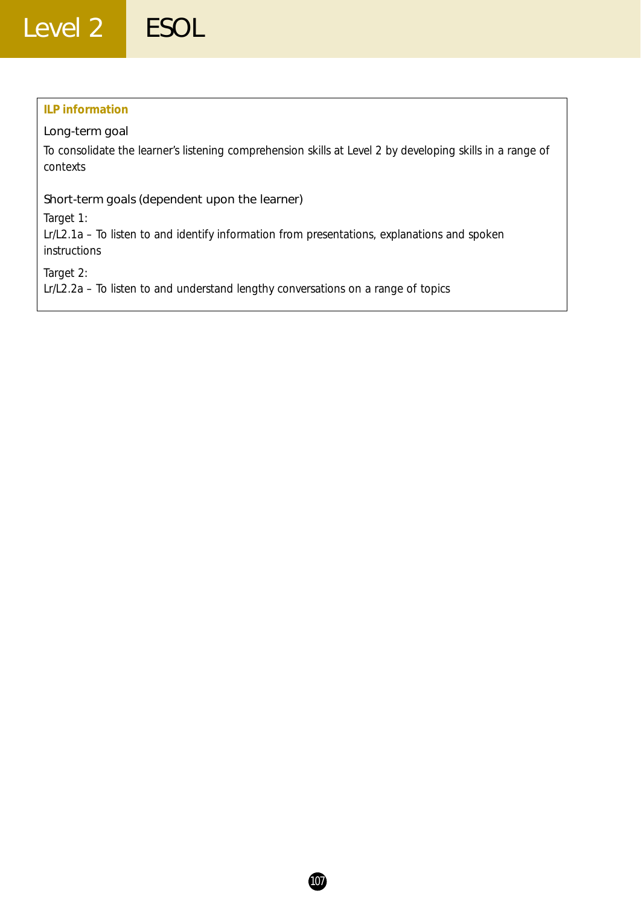### ILP information

**Long-term goal**

To consolidate the learner's listening comprehension skills at Level 2 by developing skills in a range of contexts

**Short-term goals (dependent upon the learner)**

Target 1:
Lr/L2.1a – To listen to and identify information from presentations, explanations and spoken instructions

Target 2:
Lr/L2.2a – To listen to and understand lengthy conversations on a range of topics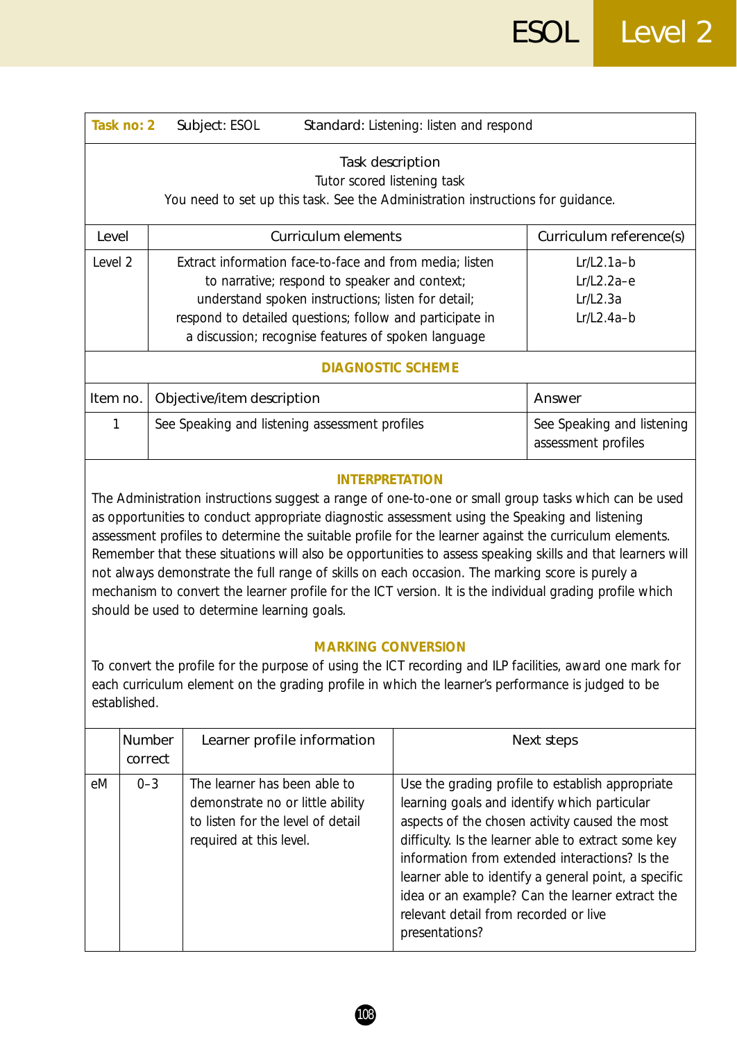| Task no: 2 | Subject: ESOL | Standard: Listening: listen and respond |
|---|---|---|

**Task description**

Tutor scored listening task

You need to set up this task. See the Administration instructions for guidance.

| Level | Curriculum elements | Curriculum reference(s) |
|---|---|---|
| Level 2 | Extract information face-to-face and from media; listen to narrative; respond to speaker and context; understand spoken instructions; listen for detail; respond to detailed questions; follow and participate in a discussion; recognise features of spoken language | Lr/L2.1a–b<br>Lr/L2.2a–e<br>Lr/L2.3a<br>Lr/L2.4a–b |

**DIAGNOSTIC SCHEME**

| Item no. | Objective/item description | Answer |
|---|---|---|
| 1 | See Speaking and listening assessment profiles | See Speaking and listening assessment profiles |

**INTERPRETATION**

The Administration instructions suggest a range of one-to-one or small group tasks which can be used as opportunities to conduct appropriate diagnostic assessment using the Speaking and listening assessment profiles to determine the suitable profile for the learner against the curriculum elements. Remember that these situations will also be opportunities to assess speaking skills and that learners will not always demonstrate the full range of skills on each occasion. The marking score is purely a mechanism to convert the learner profile for the ICT version. It is the individual grading profile which should be used to determine learning goals.

**MARKING CONVERSION**

To convert the profile for the purpose of using the ICT recording and ILP facilities, award one mark for each curriculum element on the grading profile in which the learner's performance is judged to be established.

| | Number correct | Learner profile information | Next steps |
|---|---|---|---|
| eM | 0–3 | The learner has been able to demonstrate no or little ability to listen for the level of detail required at this level. | Use the grading profile to establish appropriate learning goals and identify which particular aspects of the chosen activity caused the most difficulty. Is the learner able to extract some key information from extended interactions? Is the learner able to identify a general point, a specific idea or an example? Can the learner extract the relevant detail from recorded or live presentations? |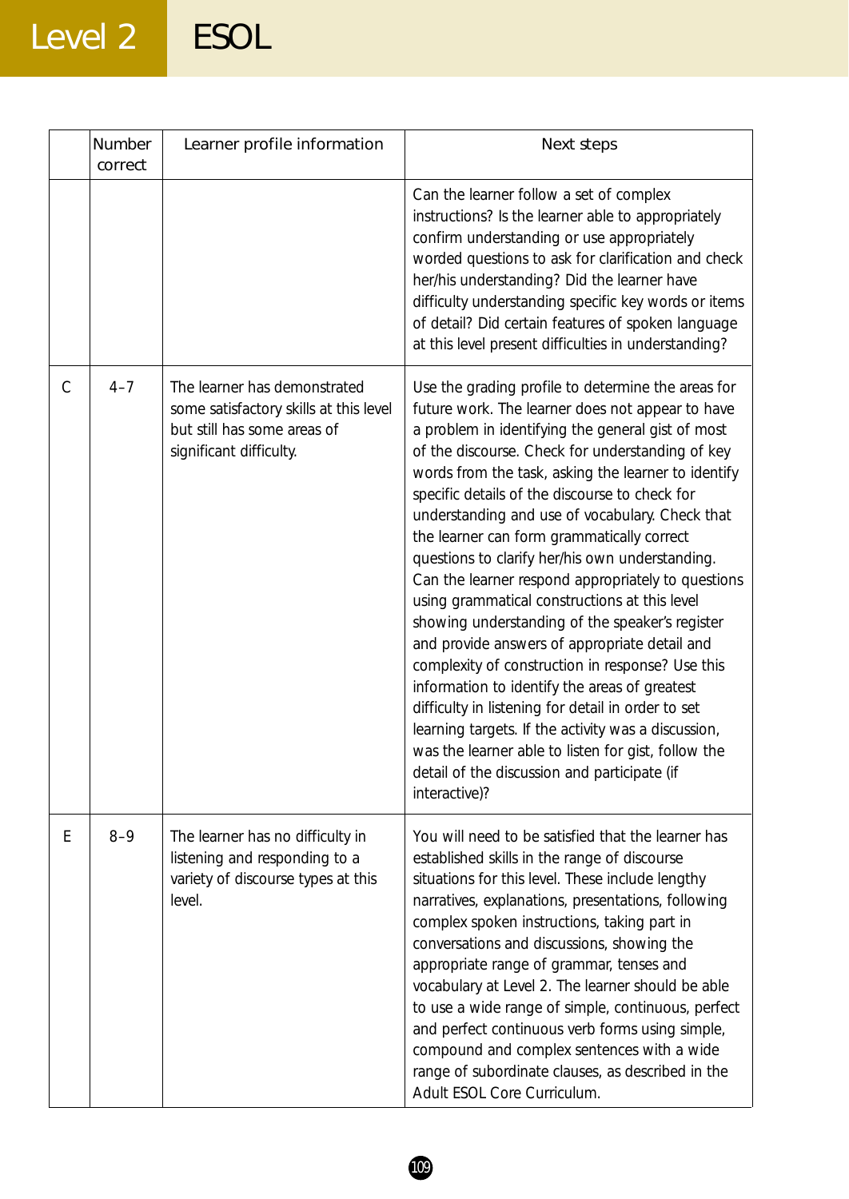| | Number correct | Learner profile information | Next steps |
|---|---|---|---|
| | | | Can the learner follow a set of complex instructions? Is the learner able to appropriately confirm understanding or use appropriately worded questions to ask for clarification and check her/his understanding? Did the learner have difficulty understanding specific key words or items of detail? Did certain features of spoken language at this level present difficulties in understanding? |
| C | 4–7 | The learner has demonstrated some satisfactory skills at this level but still has some areas of significant difficulty. | Use the grading profile to determine the areas for future work. The learner does not appear to have a problem in identifying the general gist of most of the discourse. Check for understanding of key words from the task, asking the learner to identify specific details of the discourse to check for understanding and use of vocabulary. Check that the learner can form grammatically correct questions to clarify her/his own understanding. Can the learner respond appropriately to questions using grammatical constructions at this level showing understanding of the speaker's register and provide answers of appropriate detail and complexity of construction in response? Use this information to identify the areas of greatest difficulty in listening for detail in order to set learning targets. If the activity was a discussion, was the learner able to listen for gist, follow the detail of the discussion and participate (if interactive)? |
| E | 8–9 | The learner has no difficulty in listening and responding to a variety of discourse types at this level. | You will need to be satisfied that the learner has established skills in the range of discourse situations for this level. These include lengthy narratives, explanations, presentations, following complex spoken instructions, taking part in conversations and discussions, showing the appropriate range of grammar, tenses and vocabulary at Level 2. The learner should be able to use a wide range of simple, continuous, perfect and perfect continuous verb forms using simple, compound and complex sentences with a wide range of subordinate clauses, as described in the Adult ESOL Core Curriculum. |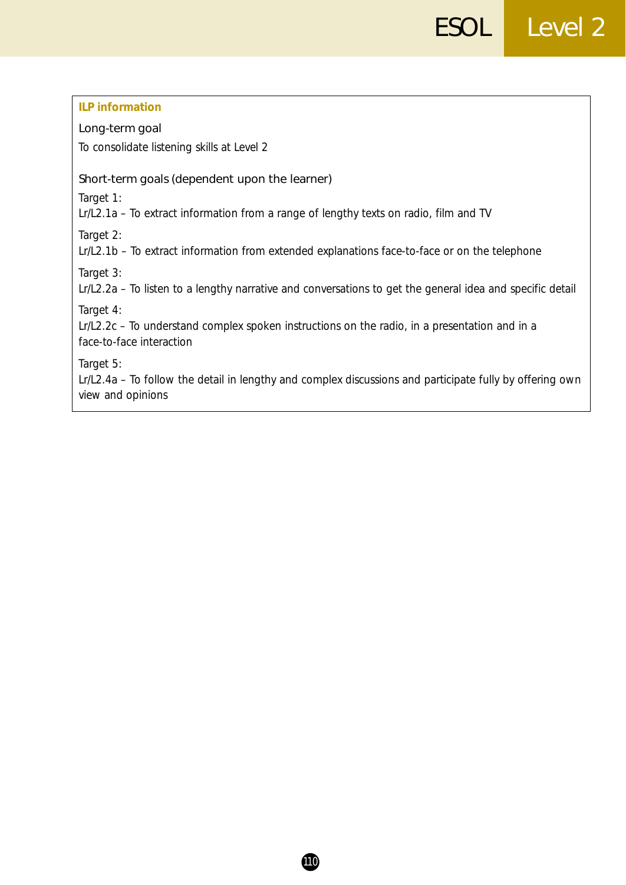**ILP information**

### Long-term goal

To consolidate listening skills at Level 2

### Short-term goals (dependent upon the learner)

Target 1:
Lr/L2.1a – To extract information from a range of lengthy texts on radio, film and TV

Target 2:
Lr/L2.1b – To extract information from extended explanations face-to-face or on the telephone

Target 3:
Lr/L2.2a – To listen to a lengthy narrative and conversations to get the general idea and specific detail

Target 4:
Lr/L2.2c – To understand complex spoken instructions on the radio, in a presentation and in a face-to-face interaction

Target 5:
Lr/L2.4a – To follow the detail in lengthy and complex discussions and participate fully by offering own view and opinions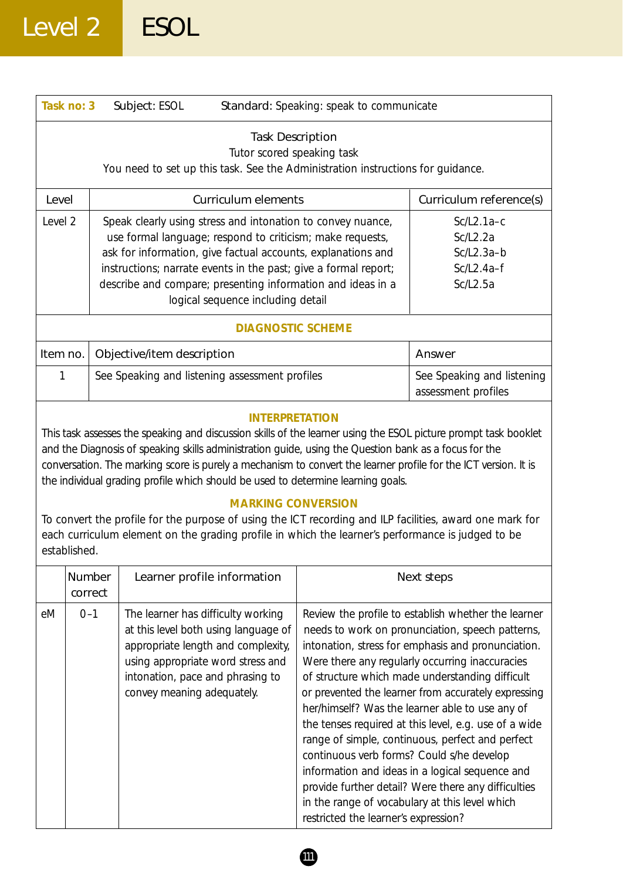| **Task no: 3** | Subject: ESOL | Standard: Speaking: speak to communicate |
|---|---|---|

**Task Description**
Tutor scored speaking task
You need to set up this task. See the Administration instructions for guidance.

| Level | Curriculum elements | Curriculum reference(s) |
|---|---|---|
| Level 2 | Speak clearly using stress and intonation to convey nuance, use formal language; respond to criticism; make requests, ask for information, give factual accounts, explanations and instructions; narrate events in the past; give a formal report; describe and compare; presenting information and ideas in a logical sequence including detail | Sc/L2.1a–c<br>Sc/L2.2a<br>Sc/L2.3a–b<br>Sc/L2.4a–f<br>Sc/L2.5a |

**DIAGNOSTIC SCHEME**

| Item no. | Objective/item description | Answer |
|---|---|---|
| 1 | See Speaking and listening assessment profiles | See Speaking and listening assessment profiles |

**INTERPRETATION**

This task assesses the speaking and discussion skills of the learner using the ESOL picture prompt task booklet and the Diagnosis of speaking skills administration guide, using the Question bank as a focus for the conversation. The marking score is purely a mechanism to convert the learner profile for the ICT version. It is the individual grading profile which should be used to determine learning goals.

**MARKING CONVERSION**

To convert the profile for the purpose of using the ICT recording and ILP facilities, award one mark for each curriculum element on the grading profile in which the learner's performance is judged to be established.

| | Number correct | Learner profile information | Next steps |
|---|---|---|---|
| eM | 0–1 | The learner has difficulty working at this level both using language of appropriate length and complexity, using appropriate word stress and intonation, pace and phrasing to convey meaning adequately. | Review the profile to establish whether the learner needs to work on pronunciation, speech patterns, intonation, stress for emphasis and pronunciation. Were there any regularly occurring inaccuracies of structure which made understanding difficult or prevented the learner from accurately expressing her/himself? Was the learner able to use any of the tenses required at this level, e.g. use of a wide range of simple, continuous, perfect and perfect continuous verb forms? Could s/he develop information and ideas in a logical sequence and provide further detail? Were there any difficulties in the range of vocabulary at this level which restricted the learner's expression? |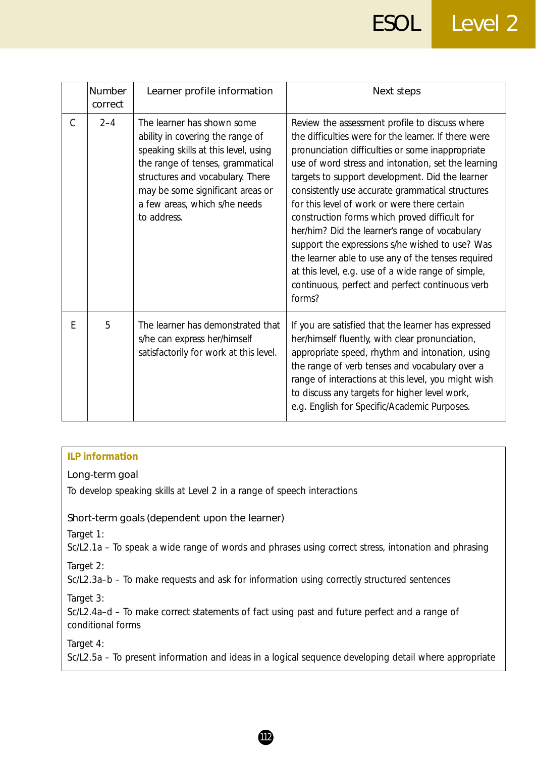| | Number correct | Learner profile information | Next steps |
|---|---|---|---|
| C | 2–4 | The learner has shown some ability in covering the range of speaking skills at this level, using the range of tenses, grammatical structures and vocabulary. There may be some significant areas or a few areas, which s/he needs to address. | Review the assessment profile to discuss where the difficulties were for the learner. If there were pronunciation difficulties or some inappropriate use of word stress and intonation, set the learning targets to support development. Did the learner consistently use accurate grammatical structures for this level of work or were there certain construction forms which proved difficult for her/him? Did the learner's range of vocabulary support the expressions s/he wished to use? Was the learner able to use any of the tenses required at this level, e.g. use of a wide range of simple, continuous, perfect and perfect continuous verb forms? |
| E | 5 | The learner has demonstrated that s/he can express her/himself satisfactorily for work at this level. | If you are satisfied that the learner has expressed her/himself fluently, with clear pronunciation, appropriate speed, rhythm and intonation, using the range of verb tenses and vocabulary over a range of interactions at this level, you might wish to discuss any targets for higher level work, e.g. English for Specific/Academic Purposes. |

**ILP information**

Long-term goal

To develop speaking skills at Level 2 in a range of speech interactions

Short-term goals (dependent upon the learner)

Target 1:
Sc/L2.1a – To speak a wide range of words and phrases using correct stress, intonation and phrasing

Target 2:
Sc/L2.3a–b – To make requests and ask for information using correctly structured sentences

Target 3:
Sc/L2.4a–d – To make correct statements of fact using past and future perfect and a range of conditional forms

Target 4:
Sc/L2.5a – To present information and ideas in a logical sequence developing detail where appropriate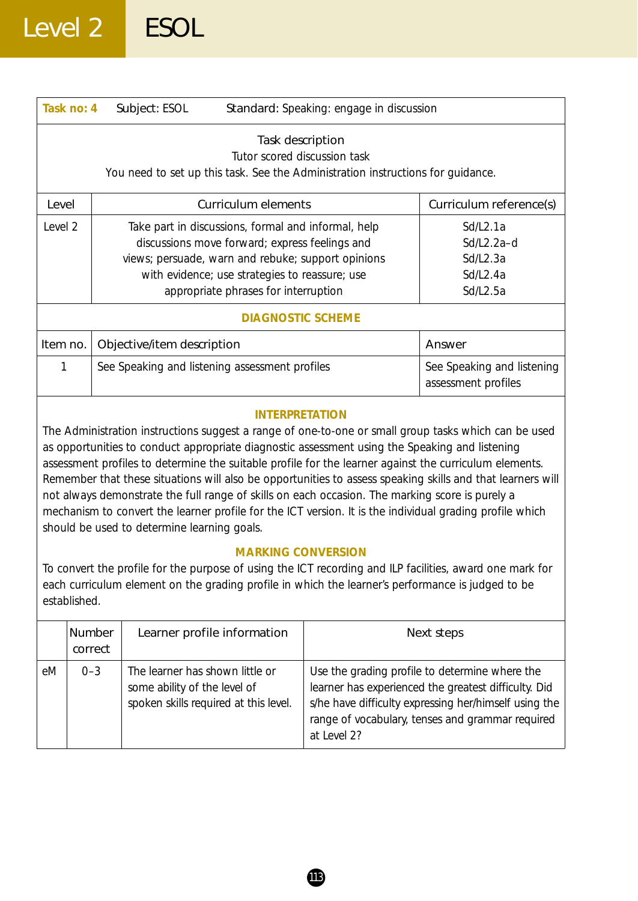| Task no: 4 | Subject: ESOL | Standard: Speaking: engage in discussion |
|---|---|---|

**Task description**
Tutor scored discussion task
You need to set up this task. See the Administration instructions for guidance.

| Level | Curriculum elements | Curriculum reference(s) |
|---|---|---|
| Level 2 | Take part in discussions, formal and informal, help discussions move forward; express feelings and views; persuade, warn and rebuke; support opinions with evidence; use strategies to reassure; use appropriate phrases for interruption | Sd/L2.1a<br>Sd/L2.2a–d<br>Sd/L2.3a<br>Sd/L2.4a<br>Sd/L2.5a |

## DIAGNOSTIC SCHEME

| Item no. | Objective/item description | Answer |
|---|---|---|
| 1 | See Speaking and listening assessment profiles | See Speaking and listening assessment profiles |

## INTERPRETATION

The Administration instructions suggest a range of one-to-one or small group tasks which can be used as opportunities to conduct appropriate diagnostic assessment using the Speaking and listening assessment profiles to determine the suitable profile for the learner against the curriculum elements. Remember that these situations will also be opportunities to assess speaking skills and that learners will not always demonstrate the full range of skills on each occasion. The marking score is purely a mechanism to convert the learner profile for the ICT version. It is the individual grading profile which should be used to determine learning goals.

## MARKING CONVERSION

To convert the profile for the purpose of using the ICT recording and ILP facilities, award one mark for each curriculum element on the grading profile in which the learner's performance is judged to be established.

| | Number correct | Learner profile information | Next steps |
|---|---|---|---|
| eM | 0–3 | The learner has shown little or some ability of the level of spoken skills required at this level. | Use the grading profile to determine where the learner has experienced the greatest difficulty. Did s/he have difficulty expressing her/himself using the range of vocabulary, tenses and grammar required at Level 2? |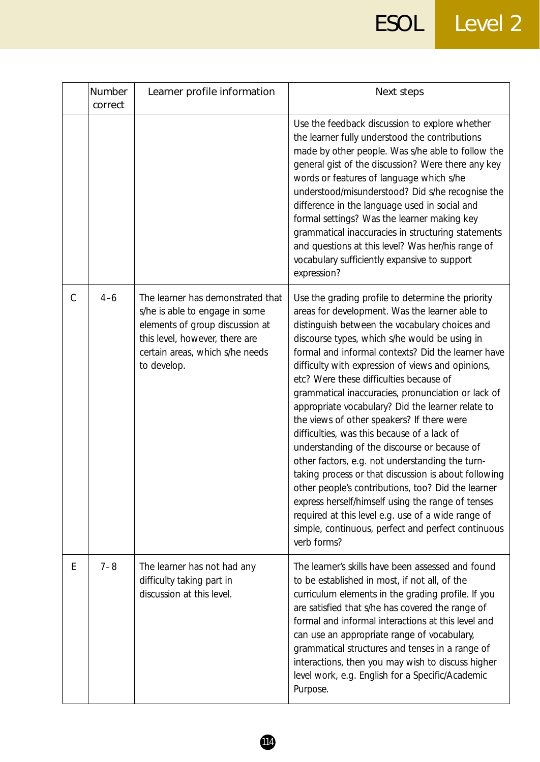| | Number correct | Learner profile information | Next steps |
|---|---|---|---|
| | | | Use the feedback discussion to explore whether the learner fully understood the contributions made by other people. Was s/he able to follow the general gist of the discussion? Were there any key words or features of language which s/he understood/misunderstood? Did s/he recognise the difference in the language used in social and formal settings? Was the learner making key grammatical inaccuracies in structuring statements and questions at this level? Was her/his range of vocabulary sufficiently expansive to support expression? |
| C | 4–6 | The learner has demonstrated that s/he is able to engage in some elements of group discussion at this level, however, there are certain areas, which s/he needs to develop. | Use the grading profile to determine the priority areas for development. Was the learner able to distinguish between the vocabulary choices and discourse types, which s/he would be using in formal and informal contexts? Did the learner have difficulty with expression of views and opinions, etc? Were these difficulties because of grammatical inaccuracies, pronunciation or lack of appropriate vocabulary? Did the learner relate to the views of other speakers? If there were difficulties, was this because of a lack of understanding of the discourse or because of other factors, e.g. not understanding the turn-taking process or that discussion is about following other people's contributions, too? Did the learner express herself/himself using the range of tenses required at this level e.g. use of a wide range of simple, continuous, perfect and perfect continuous verb forms? |
| E | 7–8 | The learner has not had any difficulty taking part in discussion at this level. | The learner's skills have been assessed and found to be established in most, if not all, of the curriculum elements in the grading profile. If you are satisfied that s/he has covered the range of formal and informal interactions at this level and can use an appropriate range of vocabulary, grammatical structures and tenses in a range of interactions, then you may wish to discuss higher level work, e.g. English for a Specific/Academic Purpose. |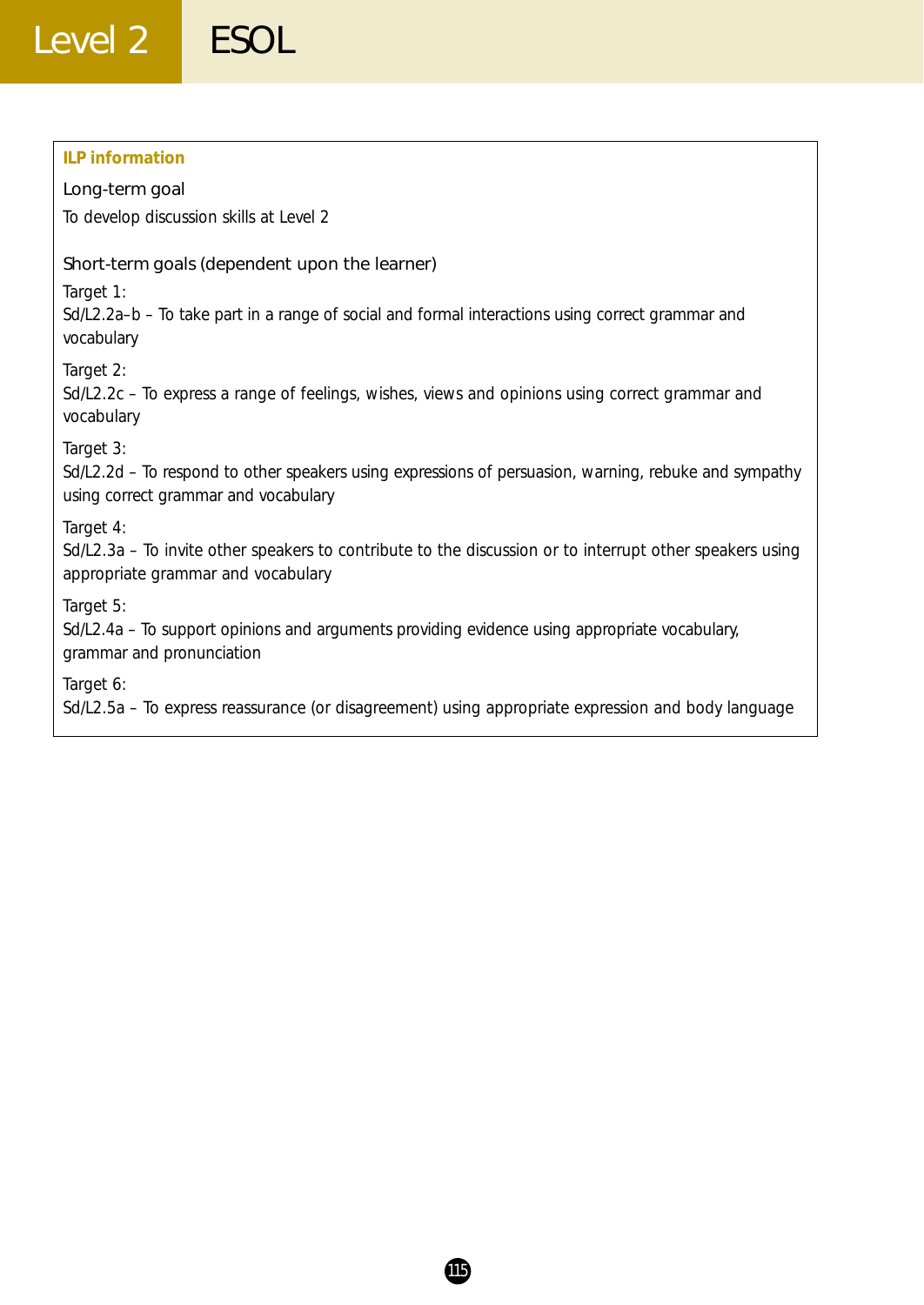### ILP information

**Long-term goal**

To develop discussion skills at Level 2

**Short-term goals (dependent upon the learner)**

Target 1:
Sd/L2.2a–b – To take part in a range of social and formal interactions using correct grammar and vocabulary

Target 2:
Sd/L2.2c – To express a range of feelings, wishes, views and opinions using correct grammar and vocabulary

Target 3:
Sd/L2.2d – To respond to other speakers using expressions of persuasion, warning, rebuke and sympathy using correct grammar and vocabulary

Target 4:
Sd/L2.3a – To invite other speakers to contribute to the discussion or to interrupt other speakers using appropriate grammar and vocabulary

Target 5:
Sd/L2.4a – To support opinions and arguments providing evidence using appropriate vocabulary, grammar and pronunciation

Target 6:
Sd/L2.5a – To express reassurance (or disagreement) using appropriate expression and body language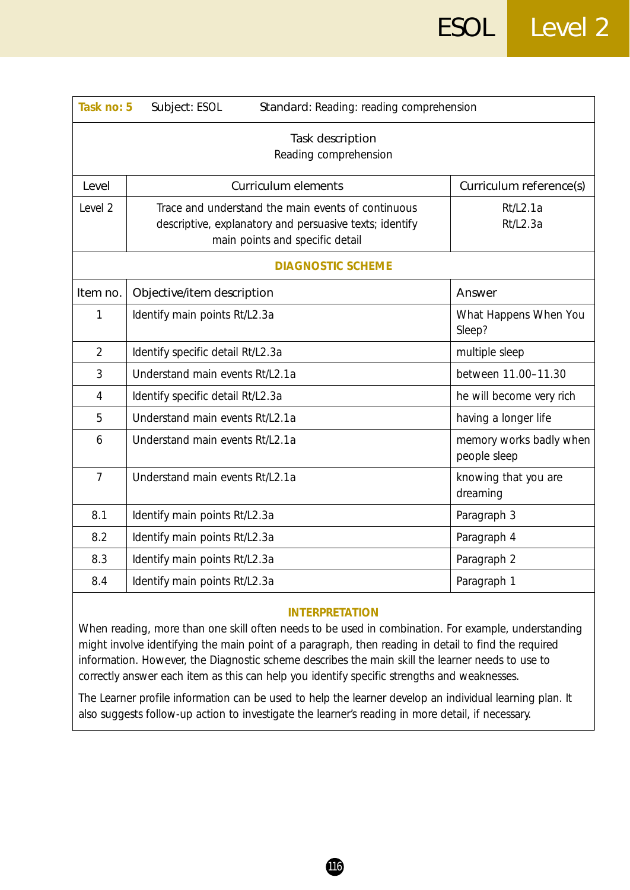| Task no: 5 | Subject: ESOL | Standard: Reading: reading comprehension |
|---|---|---|
| **Task description**<br>Reading comprehension | | |
| **Level** | **Curriculum elements** | **Curriculum reference(s)** |
| Level 2 | Trace and understand the main events of continuous descriptive, explanatory and persuasive texts; identify main points and specific detail | Rt/L2.1a<br>Rt/L2.3a |

**DIAGNOSTIC SCHEME**

| Item no. | Objective/item description | Answer |
|---|---|---|
| 1 | Identify main points Rt/L2.3a | What Happens When You Sleep? |
| 2 | Identify specific detail Rt/L2.3a | multiple sleep |
| 3 | Understand main events Rt/L2.1a | between 11.00–11.30 |
| 4 | Identify specific detail Rt/L2.3a | he will become very rich |
| 5 | Understand main events Rt/L2.1a | having a longer life |
| 6 | Understand main events Rt/L2.1a | memory works badly when people sleep |
| 7 | Understand main events Rt/L2.1a | knowing that you are dreaming |
| 8.1 | Identify main points Rt/L2.3a | Paragraph 3 |
| 8.2 | Identify main points Rt/L2.3a | Paragraph 4 |
| 8.3 | Identify main points Rt/L2.3a | Paragraph 2 |
| 8.4 | Identify main points Rt/L2.3a | Paragraph 1 |

**INTERPRETATION**

When reading, more than one skill often needs to be used in combination. For example, understanding might involve identifying the main point of a paragraph, then reading in detail to find the required information. However, the Diagnostic scheme describes the main skill the learner needs to use to correctly answer each item as this can help you identify specific strengths and weaknesses.

The Learner profile information can be used to help the learner develop an individual learning plan. It also suggests follow-up action to investigate the learner's reading in more detail, if necessary.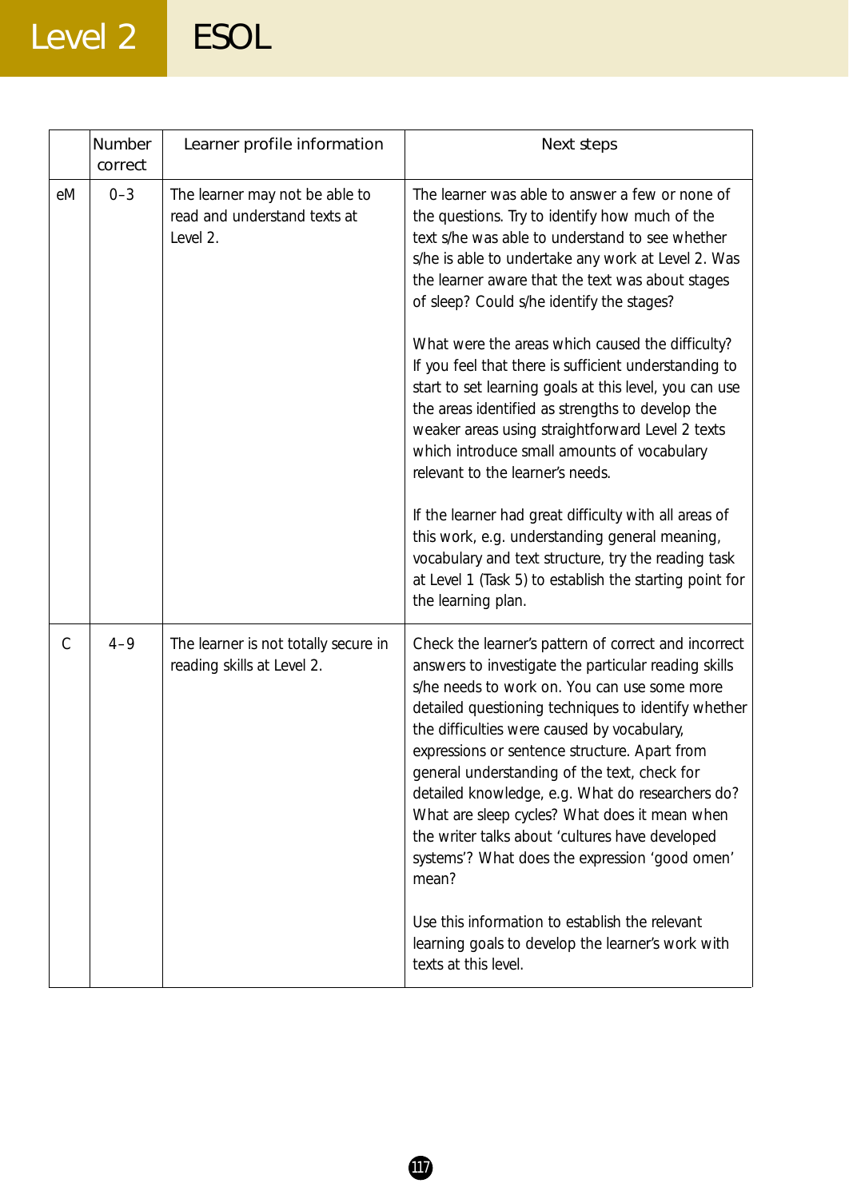| | Number correct | Learner profile information | Next steps |
|---|---|---|---|
| eM | 0–3 | The learner may not be able to read and understand texts at Level 2. | The learner was able to answer a few or none of the questions. Try to identify how much of the text s/he was able to understand to see whether s/he is able to undertake any work at Level 2. Was the learner aware that the text was about stages of sleep? Could s/he identify the stages?<br><br>What were the areas which caused the difficulty? If you feel that there is sufficient understanding to start to set learning goals at this level, you can use the areas identified as strengths to develop the weaker areas using straightforward Level 2 texts which introduce small amounts of vocabulary relevant to the learner's needs.<br><br>If the learner had great difficulty with all areas of this work, e.g. understanding general meaning, vocabulary and text structure, try the reading task at Level 1 (Task 5) to establish the starting point for the learning plan. |
| C | 4–9 | The learner is not totally secure in reading skills at Level 2. | Check the learner's pattern of correct and incorrect answers to investigate the particular reading skills s/he needs to work on. You can use some more detailed questioning techniques to identify whether the difficulties were caused by vocabulary, expressions or sentence structure. Apart from general understanding of the text, check for detailed knowledge, e.g. What do researchers do? What are sleep cycles? What does it mean when the writer talks about 'cultures have developed systems'? What does the expression 'good omen' mean?<br><br>Use this information to establish the relevant learning goals to develop the learner's work with texts at this level. |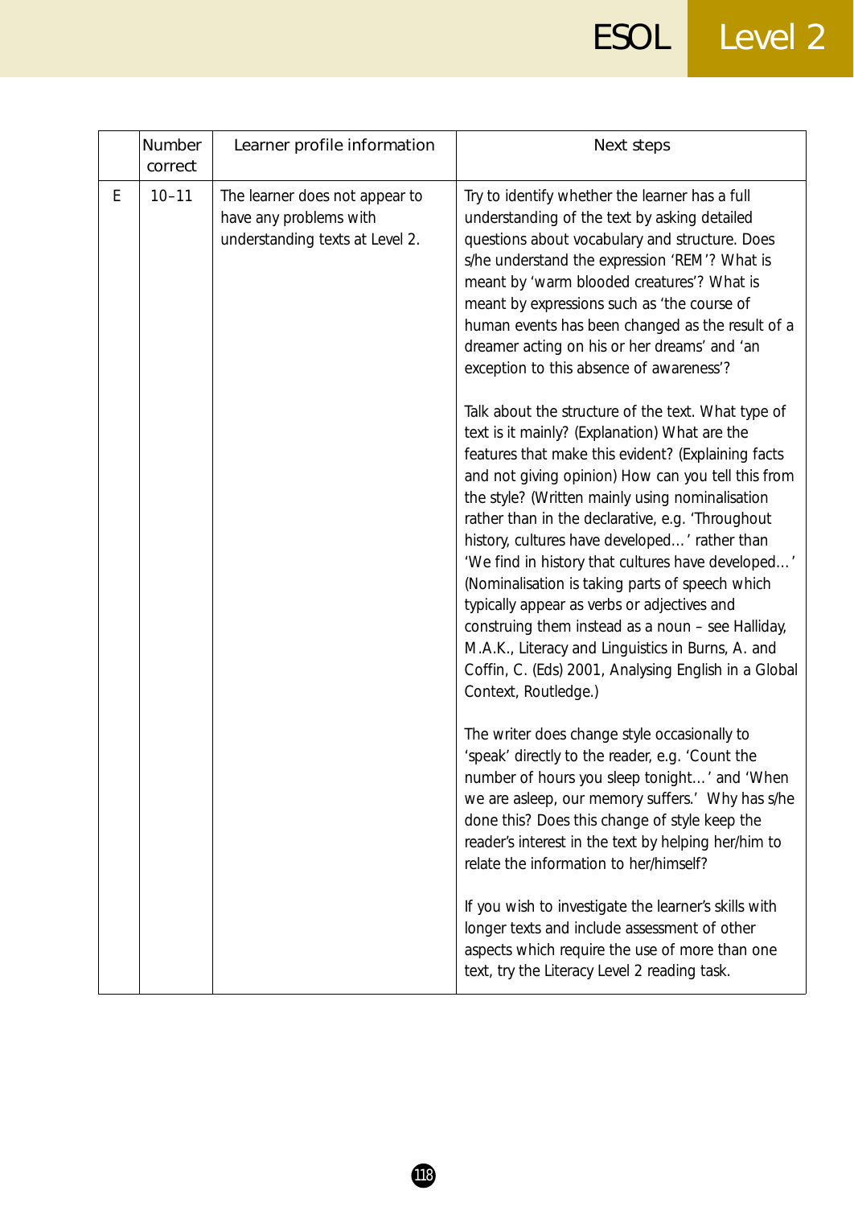| | Number correct | Learner profile information | Next steps |
|---|---|---|---|
| E | 10–11 | The learner does not appear to have any problems with understanding texts at Level 2. | Try to identify whether the learner has a full understanding of the text by asking detailed questions about vocabulary and structure. Does s/he understand the expression 'REM'? What is meant by 'warm blooded creatures'? What is meant by expressions such as 'the course of human events has been changed as the result of a dreamer acting on his or her dreams' and 'an exception to this absence of awareness'?<br><br>Talk about the structure of the text. What type of text is it mainly? (Explanation) What are the features that make this evident? (Explaining facts and not giving opinion) How can you tell this from the style? (Written mainly using nominalisation rather than in the declarative, e.g. 'Throughout history, cultures have developed…' rather than 'We find in history that cultures have developed…' (Nominalisation is taking parts of speech which typically appear as verbs or adjectives and construing them instead as a noun – see Halliday, M.A.K., Literacy and Linguistics in Burns, A. and Coffin, C. (Eds) 2001, Analysing English in a Global Context, Routledge.)<br><br>The writer does change style occasionally to 'speak' directly to the reader, e.g. 'Count the number of hours you sleep tonight…' and 'When we are asleep, our memory suffers.' Why has s/he done this? Does this change of style keep the reader's interest in the text by helping her/him to relate the information to her/himself?<br><br>If you wish to investigate the learner's skills with longer texts and include assessment of other aspects which require the use of more than one text, try the Literacy Level 2 reading task. |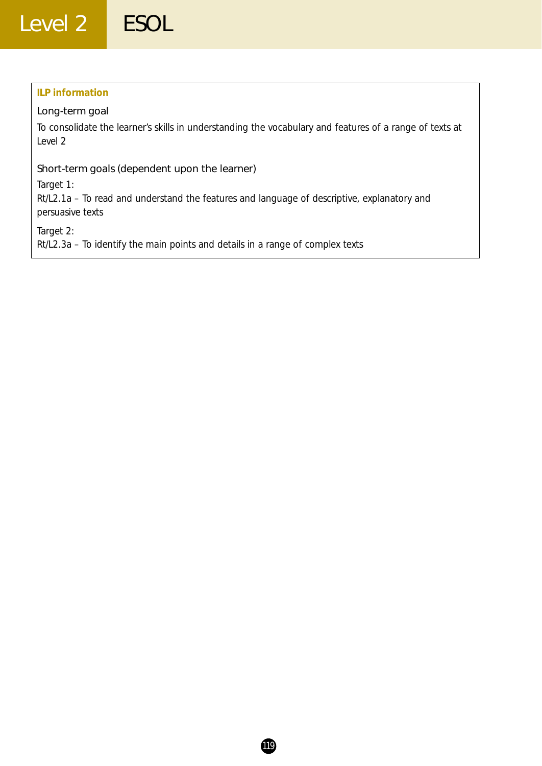**ILP information**

### Long-term goal

To consolidate the learner's skills in understanding the vocabulary and features of a range of texts at Level 2

### Short-term goals (dependent upon the learner)

Target 1:
Rt/L2.1a – To read and understand the features and language of descriptive, explanatory and persuasive texts

Target 2:
Rt/L2.3a – To identify the main points and details in a range of complex texts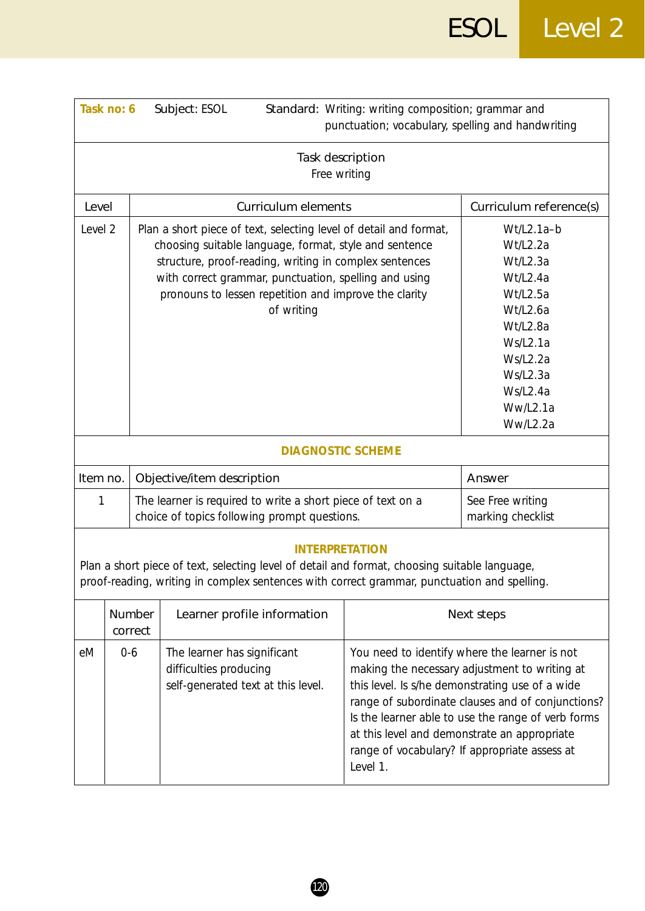| Task no: 6 | Subject: ESOL | Standard: Writing: writing composition; grammar and punctuation; vocabulary, spelling and handwriting |
|---|---|---|

**Task description**
Free writing

| Level | Curriculum elements | Curriculum reference(s) |
|---|---|---|
| Level 2 | Plan a short piece of text, selecting level of detail and format, choosing suitable language, format, style and sentence structure, proof-reading, writing in complex sentences with correct grammar, punctuation, spelling and using pronouns to lessen repetition and improve the clarity of writing | Wt/L2.1a–b<br>Wt/L2.2a<br>Wt/L2.3a<br>Wt/L2.4a<br>Wt/L2.5a<br>Wt/L2.6a<br>Wt/L2.8a<br>Ws/L2.1a<br>Ws/L2.2a<br>Ws/L2.3a<br>Ws/L2.4a<br>Ww/L2.1a<br>Ww/L2.2a |

**DIAGNOSTIC SCHEME**

| Item no. | Objective/item description | Answer |
|---|---|---|
| 1 | The learner is required to write a short piece of text on a choice of topics following prompt questions. | See Free writing marking checklist |

**INTERPRETATION**

Plan a short piece of text, selecting level of detail and format, choosing suitable language, proof-reading, writing in complex sentences with correct grammar, punctuation and spelling.

| | Number correct | Learner profile information | Next steps |
|---|---|---|---|
| eM | 0-6 | The learner has significant difficulties producing self-generated text at this level. | You need to identify where the learner is not making the necessary adjustment to writing at this level. Is s/he demonstrating use of a wide range of subordinate clauses and of conjunctions? Is the learner able to use the range of verb forms at this level and demonstrate an appropriate range of vocabulary? If appropriate assess at Level 1. |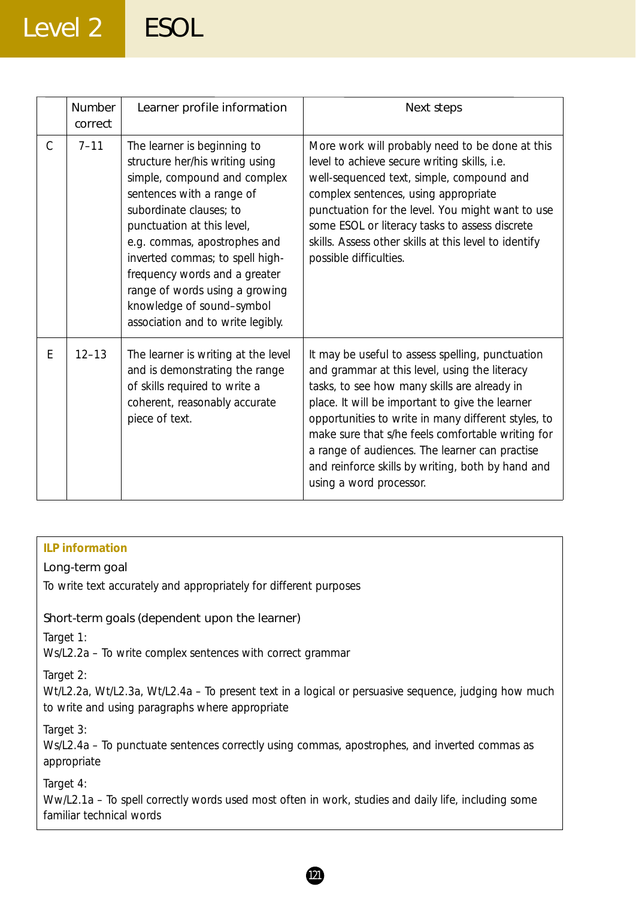| | Number correct | Learner profile information | Next steps |
|---|---|---|---|
| C | 7–11 | The learner is beginning to structure her/his writing using simple, compound and complex sentences with a range of subordinate clauses; to punctuation at this level, e.g. commas, apostrophes and inverted commas; to spell high-frequency words and a greater range of words using a growing knowledge of sound–symbol association and to write legibly. | More work will probably need to be done at this level to achieve secure writing skills, i.e. well-sequenced text, simple, compound and complex sentences, using appropriate punctuation for the level. You might want to use some ESOL or literacy tasks to assess discrete skills. Assess other skills at this level to identify possible difficulties. |
| E | 12–13 | The learner is writing at the level and is demonstrating the range of skills required to write a coherent, reasonably accurate piece of text. | It may be useful to assess spelling, punctuation and grammar at this level, using the literacy tasks, to see how many skills are already in place. It will be important to give the learner opportunities to write in many different styles, to make sure that s/he feels comfortable writing for a range of audiences. The learner can practise and reinforce skills by writing, both by hand and using a word processor. |

**ILP information**

Long-term goal

To write text accurately and appropriately for different purposes

Short-term goals (dependent upon the learner)

Target 1:
Ws/L2.2a – To write complex sentences with correct grammar

Target 2:
Wt/L2.2a, Wt/L2.3a, Wt/L2.4a – To present text in a logical or persuasive sequence, judging how much to write and using paragraphs where appropriate

Target 3:
Ws/L2.4a – To punctuate sentences correctly using commas, apostrophes, and inverted commas as appropriate

Target 4:
Ww/L2.1a – To spell correctly words used most often in work, studies and daily life, including some familiar technical words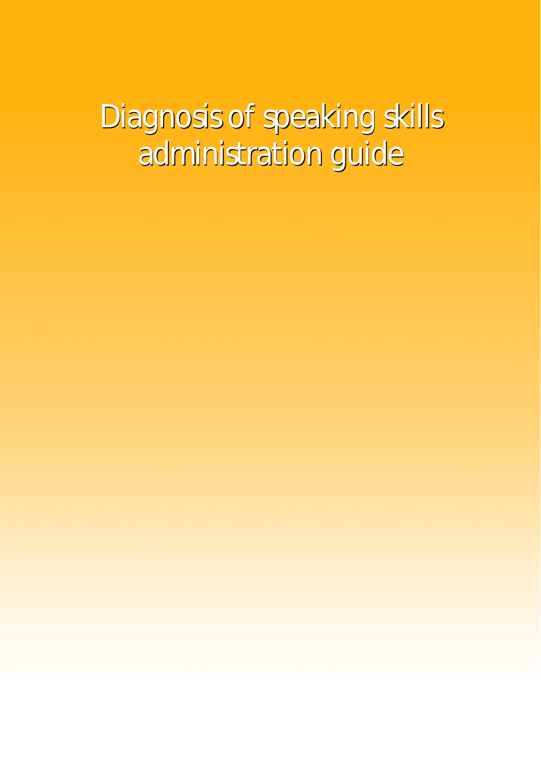# Diagnosis of speaking skills administration guide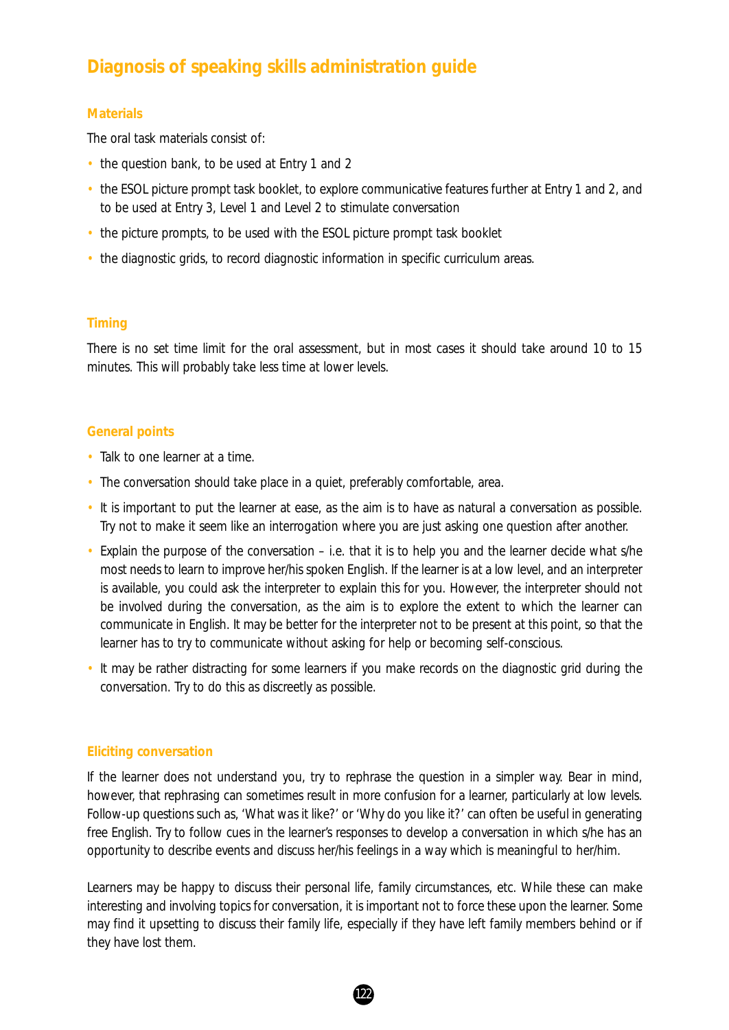## Diagnosis of speaking skills administration guide

### Materials

The oral task materials consist of:

- the question bank, to be used at Entry 1 and 2
- the ESOL picture prompt task booklet, to explore communicative features further at Entry 1 and 2, and to be used at Entry 3, Level 1 and Level 2 to stimulate conversation
- the picture prompts, to be used with the ESOL picture prompt task booklet
- the diagnostic grids, to record diagnostic information in specific curriculum areas.

### Timing

There is no set time limit for the oral assessment, but in most cases it should take around 10 to 15 minutes. This will probably take less time at lower levels.

### General points

- Talk to one learner at a time.
- The conversation should take place in a quiet, preferably comfortable, area.
- It is important to put the learner at ease, as the aim is to have as natural a conversation as possible. Try not to make it seem like an interrogation where you are just asking one question after another.
- Explain the purpose of the conversation – i.e. that it is to help you and the learner decide what s/he most needs to learn to improve her/his spoken English. If the learner is at a low level, and an interpreter is available, you could ask the interpreter to explain this for you. However, the interpreter should not be involved during the conversation, as the aim is to explore the extent to which the learner can communicate in English. It may be better for the interpreter not to be present at this point, so that the learner has to try to communicate without asking for help or becoming self-conscious.
- It may be rather distracting for some learners if you make records on the diagnostic grid during the conversation. Try to do this as discreetly as possible.

### Eliciting conversation

If the learner does not understand you, try to rephrase the question in a simpler way. Bear in mind, however, that rephrasing can sometimes result in more confusion for a learner, particularly at low levels. Follow-up questions such as, 'What was it like?' or 'Why do you like it?' can often be useful in generating free English. Try to follow cues in the learner's responses to develop a conversation in which s/he has an opportunity to describe events and discuss her/his feelings in a way which is meaningful to her/him.

Learners may be happy to discuss their personal life, family circumstances, etc. While these can make interesting and involving topics for conversation, it is important not to force these upon the learner. Some may find it upsetting to discuss their family life, especially if they have left family members behind or if they have lost them.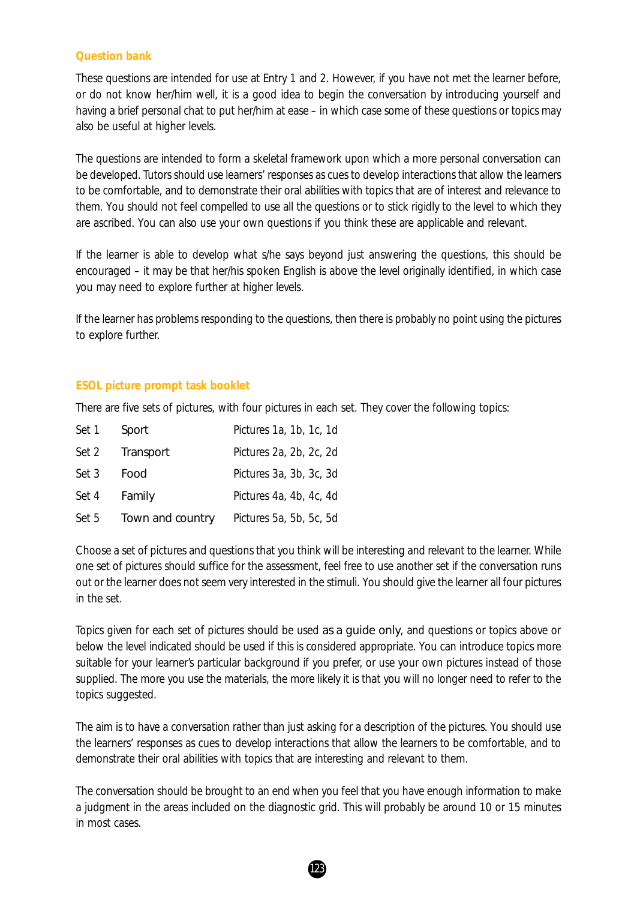### Question bank

These questions are intended for use at Entry 1 and 2. However, if you have not met the learner before, or do not know her/him well, it is a good idea to begin the conversation by introducing yourself and having a brief personal chat to put her/him at ease – in which case some of these questions or topics may also be useful at higher levels.

The questions are intended to form a skeletal framework upon which a more personal conversation can be developed. Tutors should use learners' responses as cues to develop interactions that allow the learners to be comfortable, and to demonstrate their oral abilities with topics that are of interest and relevance to them. You should not feel compelled to use all the questions or to stick rigidly to the level to which they are ascribed. You can also use your own questions if you think these are applicable and relevant.

If the learner is able to develop what s/he says beyond just answering the questions, this should be encouraged – it may be that her/his spoken English is above the level originally identified, in which case you may need to explore further at higher levels.

If the learner has problems responding to the questions, then there is probably no point using the pictures to explore further.

### ESOL picture prompt task booklet

There are five sets of pictures, with four pictures in each set. They cover the following topics:

| | | |
|---|---|---|
| Set 1 | Sport | Pictures 1a, 1b, 1c, 1d |
| Set 2 | Transport | Pictures 2a, 2b, 2c, 2d |
| Set 3 | Food | Pictures 3a, 3b, 3c, 3d |
| Set 4 | Family | Pictures 4a, 4b, 4c, 4d |
| Set 5 | Town and country | Pictures 5a, 5b, 5c, 5d |

Choose a set of pictures and questions that you think will be interesting and relevant to the learner. While one set of pictures should suffice for the assessment, feel free to use another set if the conversation runs out or the learner does not seem very interested in the stimuli. You should give the learner all four pictures in the set.

Topics given for each set of pictures should be used as a guide only, and questions or topics above or below the level indicated should be used if this is considered appropriate. You can introduce topics more suitable for your learner's particular background if you prefer, or use your own pictures instead of those supplied. The more you use the materials, the more likely it is that you will no longer need to refer to the topics suggested.

The aim is to have a conversation rather than just asking for a description of the pictures. You should use the learners' responses as cues to develop interactions that allow the learners to be comfortable, and to demonstrate their oral abilities with topics that are interesting and relevant to them.

The conversation should be brought to an end when you feel that you have enough information to make a judgment in the areas included on the diagnostic grid. This will probably be around 10 or 15 minutes in most cases.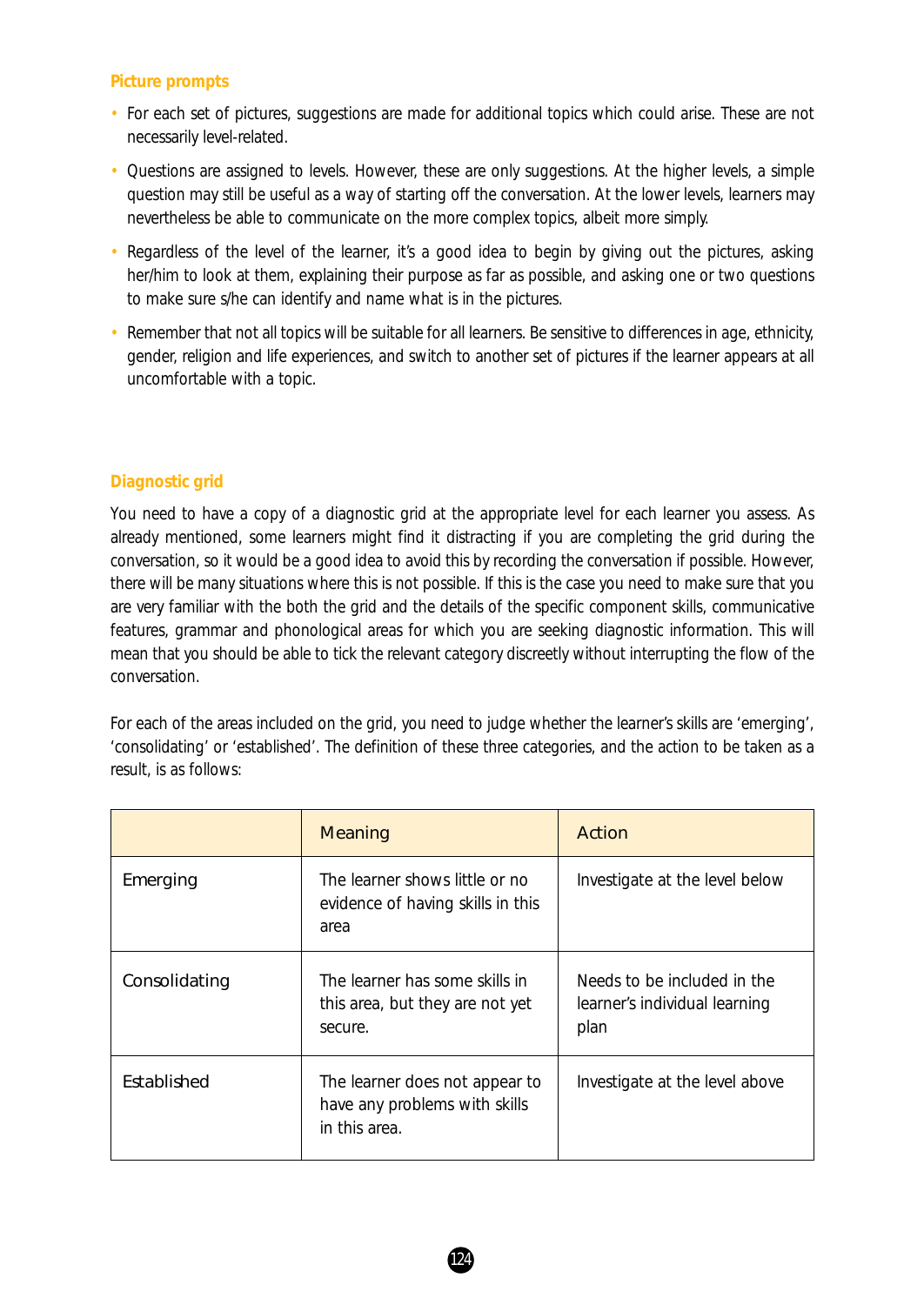### Picture prompts

- For each set of pictures, suggestions are made for additional topics which could arise. These are not necessarily level-related.
- Questions are assigned to levels. However, these are only suggestions. At the higher levels, a simple question may still be useful as a way of starting off the conversation. At the lower levels, learners may nevertheless be able to communicate on the more complex topics, albeit more simply.
- Regardless of the level of the learner, it's a good idea to begin by giving out the pictures, asking her/him to look at them, explaining their purpose as far as possible, and asking one or two questions to make sure s/he can identify and name what is in the pictures.
- Remember that not all topics will be suitable for all learners. Be sensitive to differences in age, ethnicity, gender, religion and life experiences, and switch to another set of pictures if the learner appears at all uncomfortable with a topic.

### Diagnostic grid

You need to have a copy of a diagnostic grid at the appropriate level for each learner you assess. As already mentioned, some learners might find it distracting if you are completing the grid during the conversation, so it would be a good idea to avoid this by recording the conversation if possible. However, there will be many situations where this is not possible. If this is the case you need to make sure that you are very familiar with the both the grid and the details of the specific component skills, communicative features, grammar and phonological areas for which you are seeking diagnostic information. This will mean that you should be able to tick the relevant category discreetly without interrupting the flow of the conversation.

For each of the areas included on the grid, you need to judge whether the learner's skills are 'emerging', 'consolidating' or 'established'. The definition of these three categories, and the action to be taken as a result, is as follows:

| | Meaning | Action |
|---|---|---|
| Emerging | The learner shows little or no evidence of having skills in this area | Investigate at the level below |
| Consolidating | The learner has some skills in this area, but they are not yet secure. | Needs to be included in the learner's individual learning plan |
| Established | The learner does not appear to have any problems with skills in this area. | Investigate at the level above |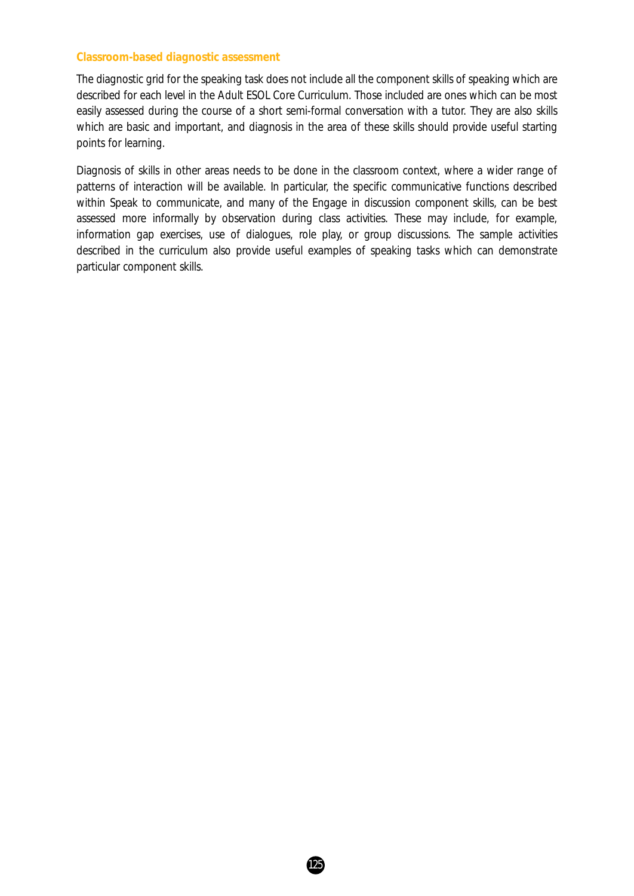### Classroom-based diagnostic assessment

The diagnostic grid for the speaking task does not include all the component skills of speaking which are described for each level in the Adult ESOL Core Curriculum. Those included are ones which can be most easily assessed during the course of a short semi-formal conversation with a tutor. They are also skills which are basic and important, and diagnosis in the area of these skills should provide useful starting points for learning.

Diagnosis of skills in other areas needs to be done in the classroom context, where a wider range of patterns of interaction will be available. In particular, the specific communicative functions described within Speak to communicate, and many of the Engage in discussion component skills, can be best assessed more informally by observation during class activities. These may include, for example, information gap exercises, use of dialogues, role play, or group discussions. The sample activities described in the curriculum also provide useful examples of speaking tasks which can demonstrate particular component skills.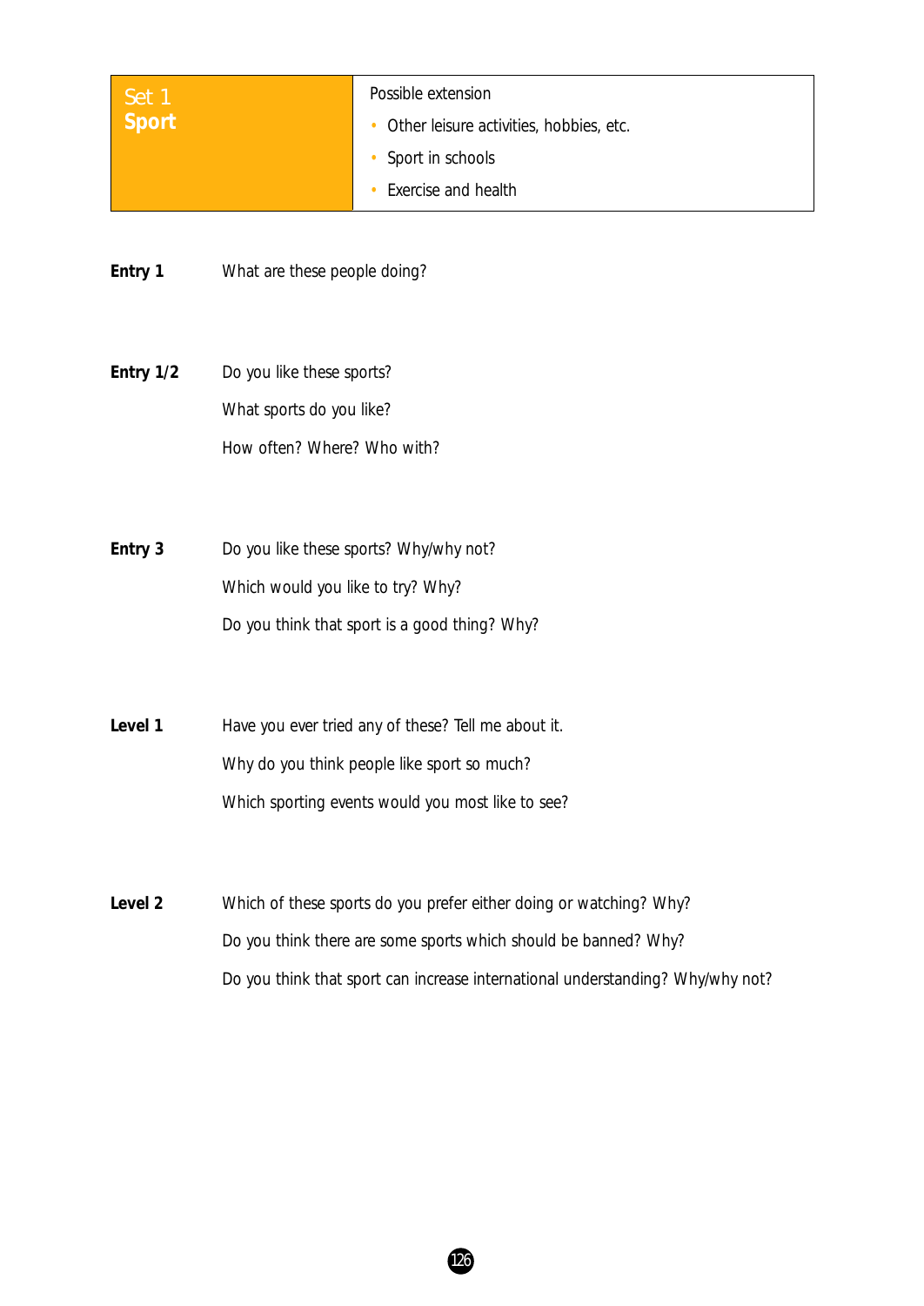| Set 1 **Sport** | Possible extension<br>• Other leisure activities, hobbies, etc.<br>• Sport in schools<br>• Exercise and health |
|---|---|

**Entry 1** What are these people doing?

**Entry 1/2** Do you like these sports?

What sports do you like?

How often? Where? Who with?

**Entry 3** Do you like these sports? Why/why not?

Which would you like to try? Why?

Do you think that sport is a good thing? Why?

**Level 1** Have you ever tried any of these? Tell me about it.

Why do you think people like sport so much?

Which sporting events would you most like to see?

**Level 2** Which of these sports do you prefer either doing or watching? Why?

Do you think there are some sports which should be banned? Why?

Do you think that sport can increase international understanding? Why/why not?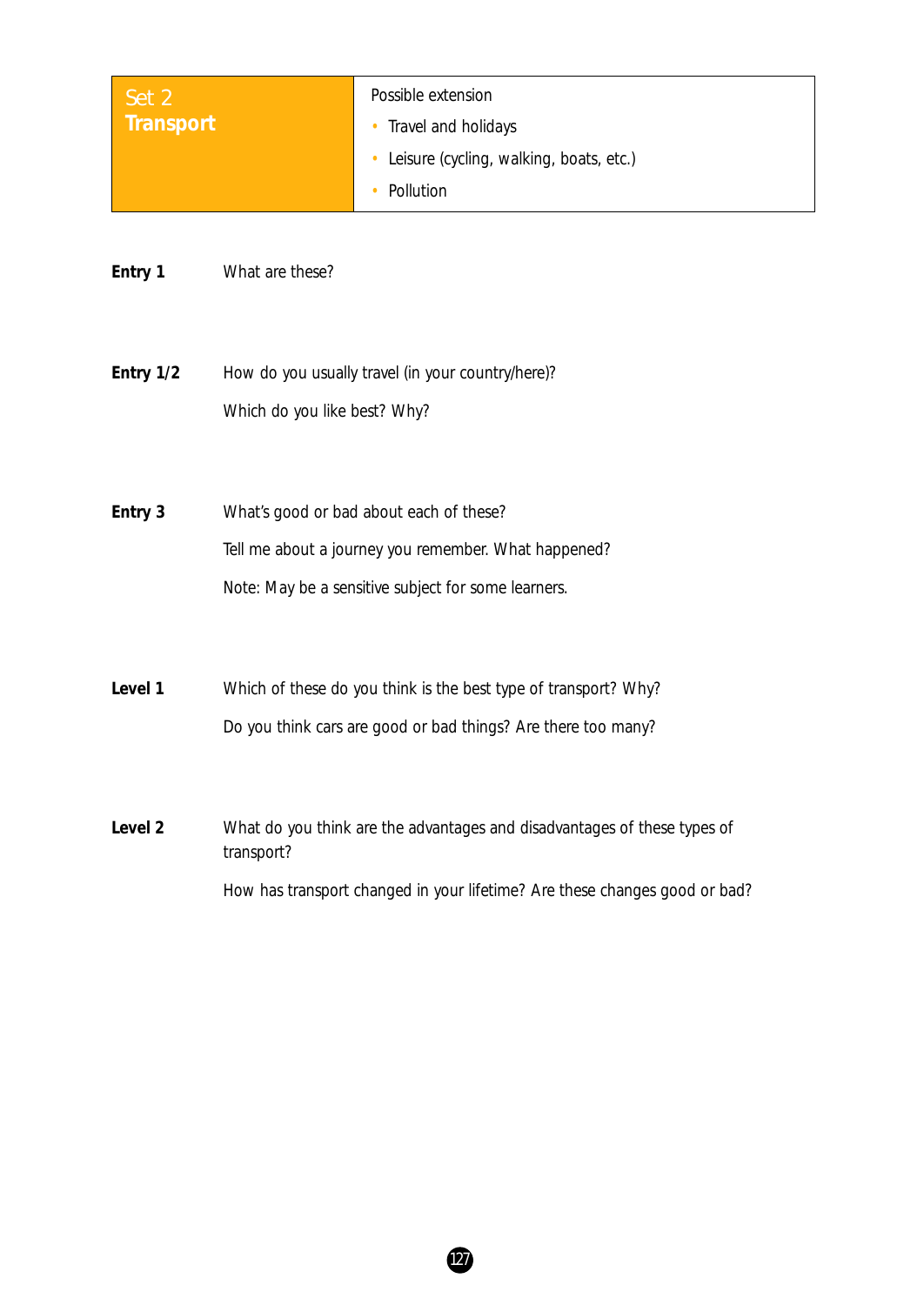| **Set 2** **Transport** | Possible extension<br>• Travel and holidays<br>• Leisure (cycling, walking, boats, etc.)<br>• Pollution |
|---|---|

**Entry 1** What are these?

**Entry 1/2** How do you usually travel (in your country/here)?

Which do you like best? Why?

**Entry 3** What's good or bad about each of these?

Tell me about a journey you remember. What happened?

Note: May be a sensitive subject for some learners.

**Level 1** Which of these do you think is the best type of transport? Why?

Do you think cars are good or bad things? Are there too many?

**Level 2** What do you think are the advantages and disadvantages of these types of transport?

How has transport changed in your lifetime? Are these changes good or bad?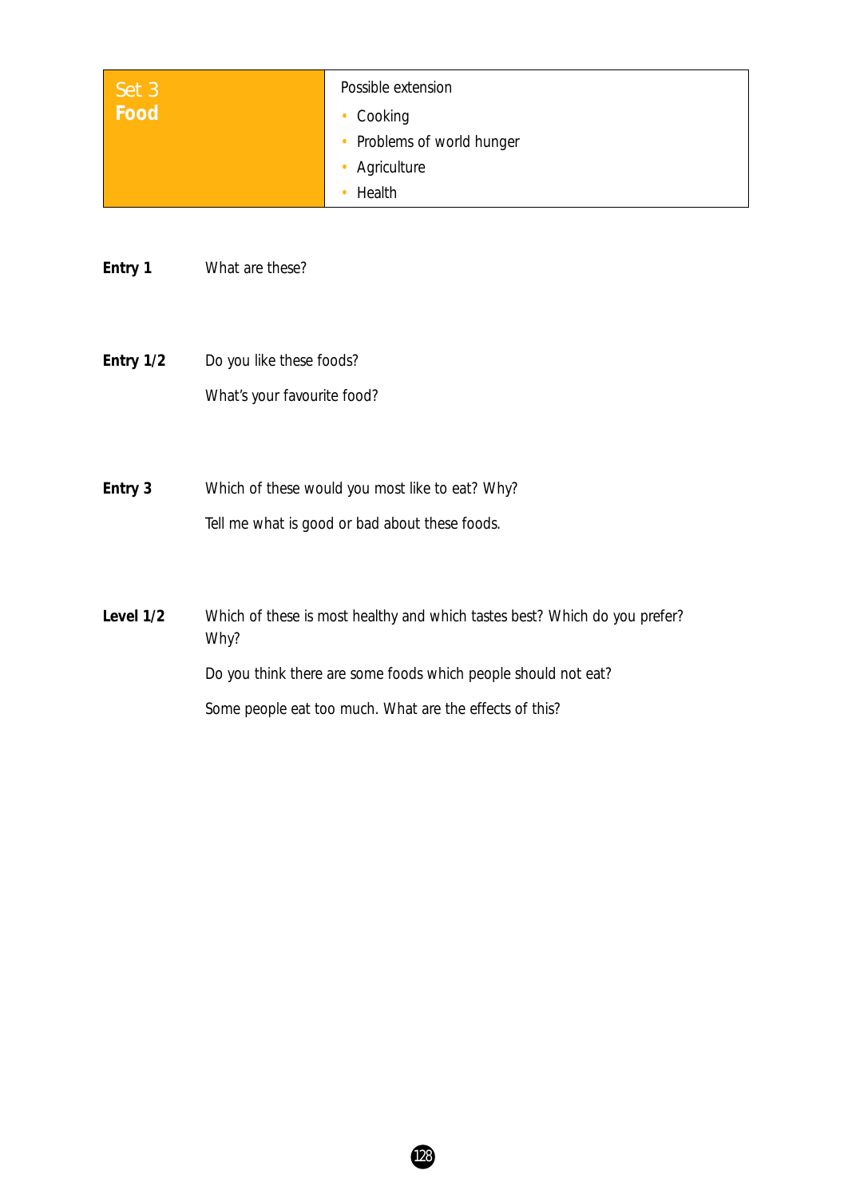| Set 3 **Food** | Possible extension<br>• Cooking<br>• Problems of world hunger<br>• Agriculture<br>• Health |
| --- | --- |

**Entry 1** What are these?

**Entry 1/2** Do you like these foods?

What's your favourite food?

**Entry 3** Which of these would you most like to eat? Why?

Tell me what is good or bad about these foods.

**Level 1/2** Which of these is most healthy and which tastes best? Which do you prefer? Why?

Do you think there are some foods which people should not eat?

Some people eat too much. What are the effects of this?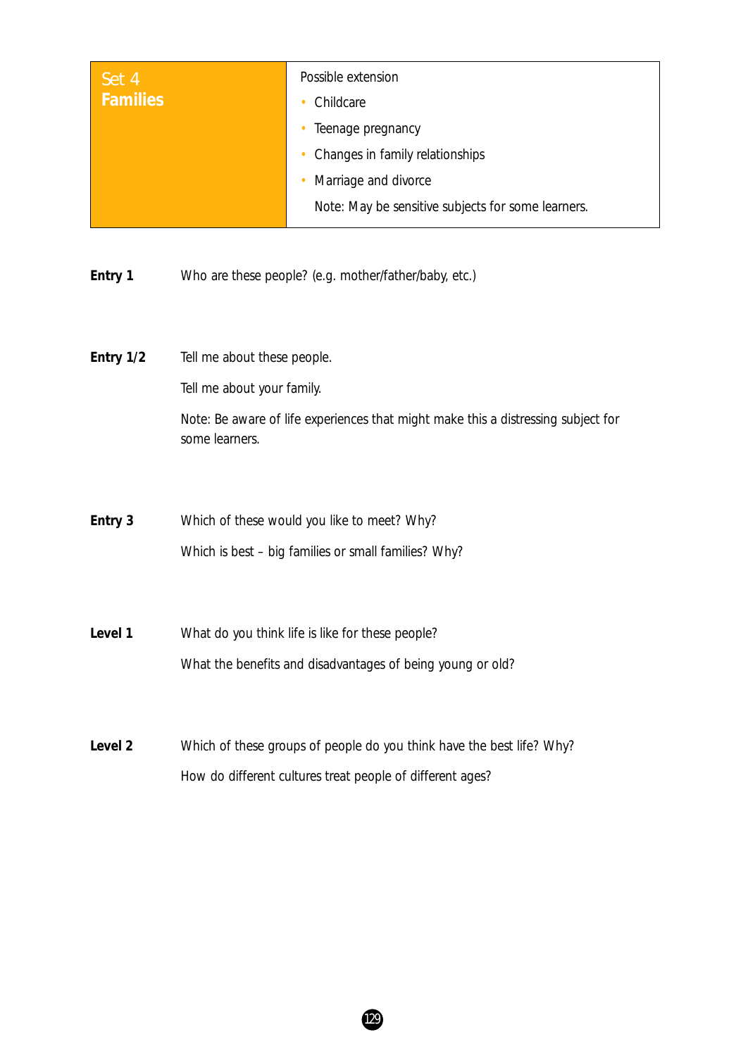| Set 4 **Families** | Possible extension<br>• Childcare<br>• Teenage pregnancy<br>• Changes in family relationships<br>• Marriage and divorce<br>Note: May be sensitive subjects for some learners. |
|---|---|

**Entry 1** Who are these people? (e.g. mother/father/baby, etc.)

**Entry 1/2** Tell me about these people.

Tell me about your family.

Note: Be aware of life experiences that might make this a distressing subject for some learners.

**Entry 3** Which of these would you like to meet? Why?

Which is best – big families or small families? Why?

**Level 1** What do you think life is like for these people?

What the benefits and disadvantages of being young or old?

**Level 2** Which of these groups of people do you think have the best life? Why?

How do different cultures treat people of different ages?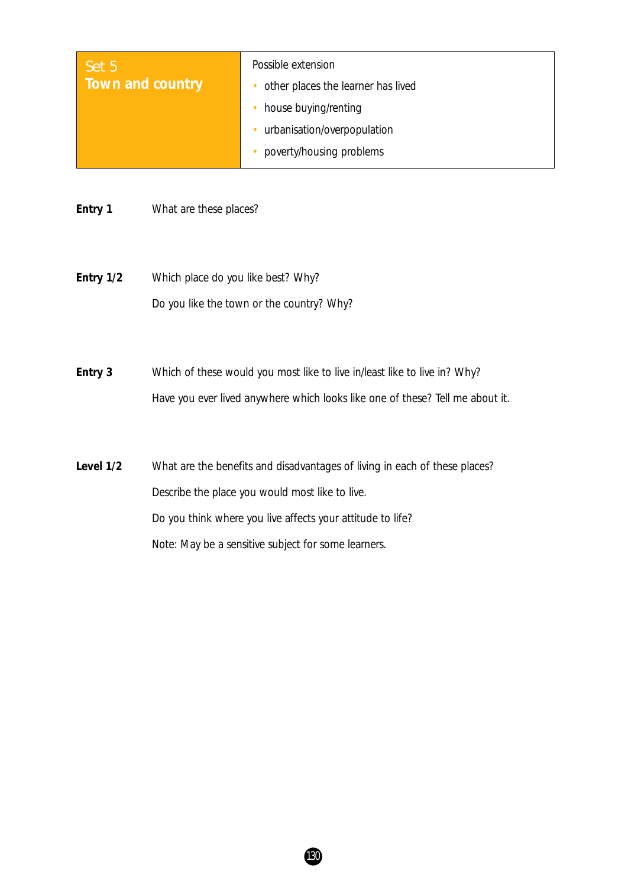| Set 5<br>**Town and country** | Possible extension<br>• other places the learner has lived<br>• house buying/renting<br>• urbanisation/overpopulation<br>• poverty/housing problems |
|---|---|

**Entry 1** What are these places?

**Entry 1/2** Which place do you like best? Why?

Do you like the town or the country? Why?

**Entry 3** Which of these would you most like to live in/least like to live in? Why?

Have you ever lived anywhere which looks like one of these? Tell me about it.

**Level 1/2** What are the benefits and disadvantages of living in each of these places?

Describe the place you would most like to live.

Do you think where you live affects your attitude to life?

Note: May be a sensitive subject for some learners.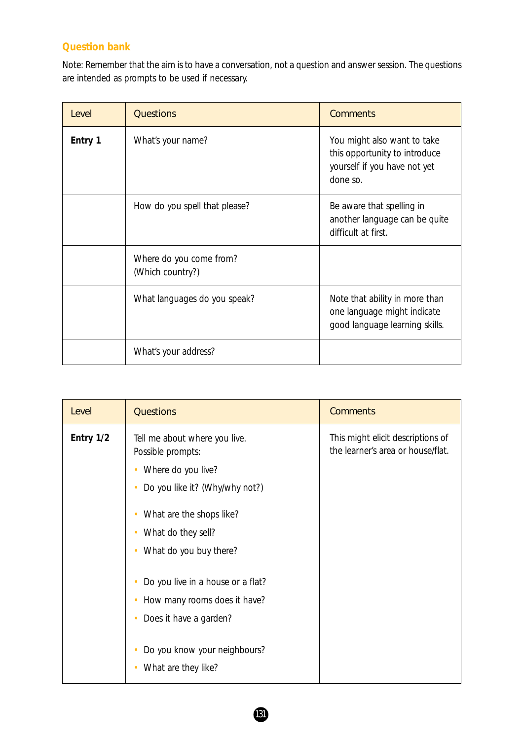### Question bank

Note: Remember that the aim is to have a conversation, not a question and answer session. The questions are intended as prompts to be used if necessary.

| Level | Questions | Comments |
| --- | --- | --- |
| **Entry 1** | What's your name? | You might also want to take this opportunity to introduce yourself if you have not yet done so. |
| | How do you spell that please? | Be aware that spelling in another language can be quite difficult at first. |
| | Where do you come from? (Which country?) | |
| | What languages do you speak? | Note that ability in more than one language might indicate good language learning skills. |
| | What's your address? | |

| Level | Questions | Comments |
| --- | --- | --- |
| **Entry 1/2** | Tell me about where you live.<br>Possible prompts:<br>• Where do you live?<br>• Do you like it? (Why/why not?)<br><br>• What are the shops like?<br>• What do they sell?<br>• What do you buy there?<br><br>• Do you live in a house or a flat?<br>• How many rooms does it have?<br>• Does it have a garden?<br><br>• Do you know your neighbours?<br>• What are they like? | This might elicit descriptions of the learner's area or house/flat. |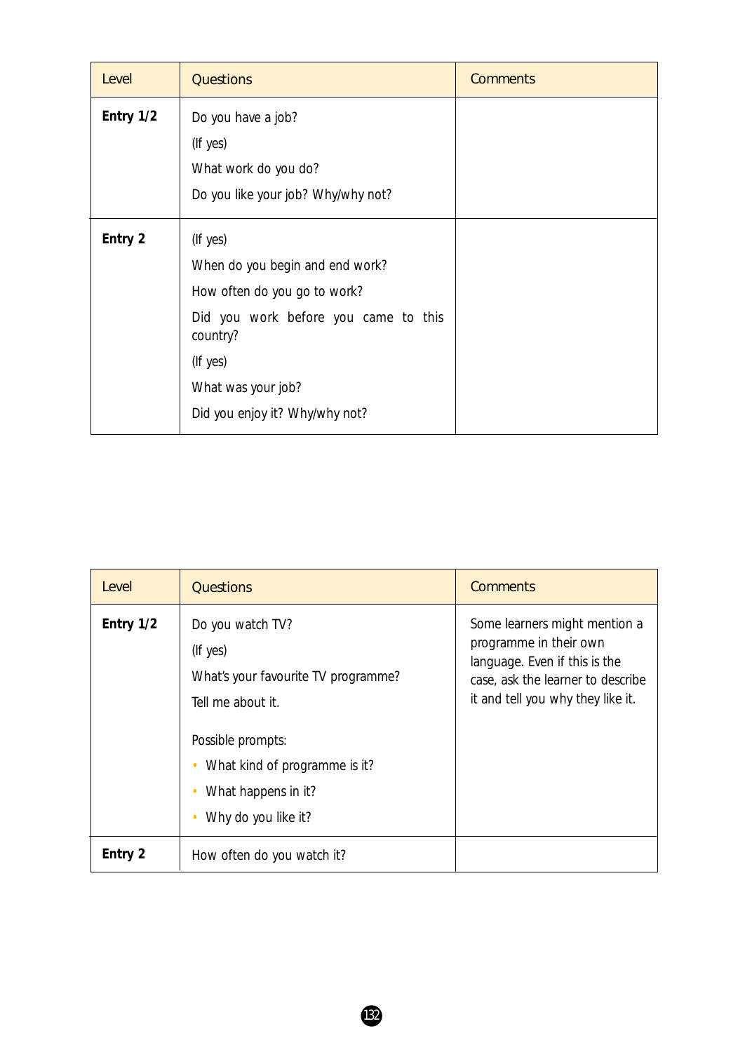| Level | Questions | Comments |
|---|---|---|
| **Entry 1/2** | Do you have a job?<br>(If yes)<br>What work do you do?<br>Do you like your job? Why/why not? | |
| **Entry 2** | (If yes)<br>When do you begin and end work?<br>How often do you go to work?<br>Did you work before you came to this country?<br>(If yes)<br>What was your job?<br>Did you enjoy it? Why/why not? | |

| Level | Questions | Comments |
|---|---|---|
| **Entry 1/2** | Do you watch TV?<br>(If yes)<br>What's your favourite TV programme?<br>Tell me about it.<br><br>Possible prompts:<br>• What kind of programme is it?<br>• What happens in it?<br>• Why do you like it? | Some learners might mention a programme in their own language. Even if this is the case, ask the learner to describe it and tell you why they like it. |
| **Entry 2** | How often do you watch it? | |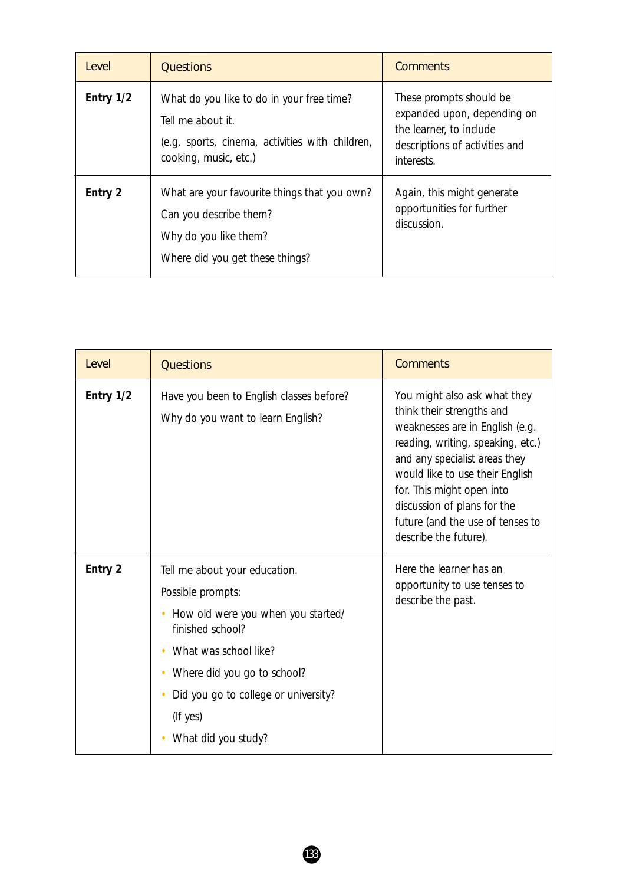| Level | Questions | Comments |
| --- | --- | --- |
| **Entry 1/2** | What do you like to do in your free time?<br>Tell me about it.<br>(e.g. sports, cinema, activities with children, cooking, music, etc.) | These prompts should be expanded upon, depending on the learner, to include descriptions of activities and interests. |
| **Entry 2** | What are your favourite things that you own?<br>Can you describe them?<br>Why do you like them?<br>Where did you get these things? | Again, this might generate opportunities for further discussion. |

| Level | Questions | Comments |
| --- | --- | --- |
| **Entry 1/2** | Have you been to English classes before?<br>Why do you want to learn English? | You might also ask what they think their strengths and weaknesses are in English (e.g. reading, writing, speaking, etc.) and any specialist areas they would like to use their English for. This might open into discussion of plans for the future (and the use of tenses to describe the future). |
| **Entry 2** | Tell me about your education.<br>Possible prompts:<br>• How old were you when you started/ finished school?<br>• What was school like?<br>• Where did you go to school?<br>• Did you go to college or university?<br>(If yes)<br>• What did you study? | Here the learner has an opportunity to use tenses to describe the past. |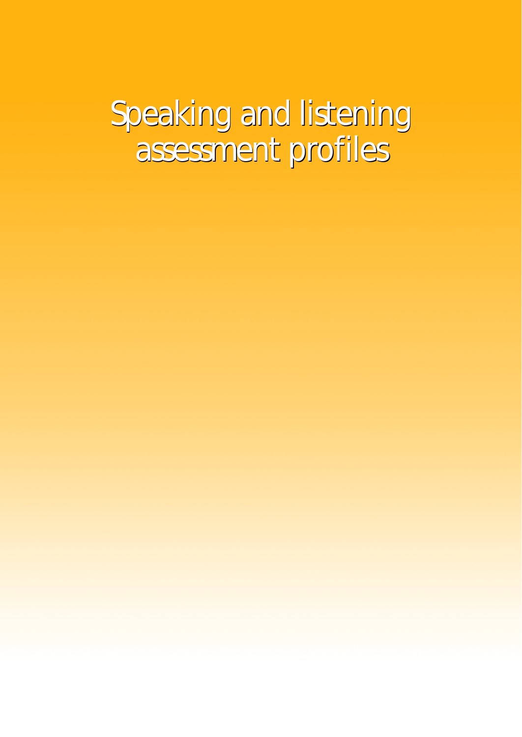# Speaking and listening assessment profiles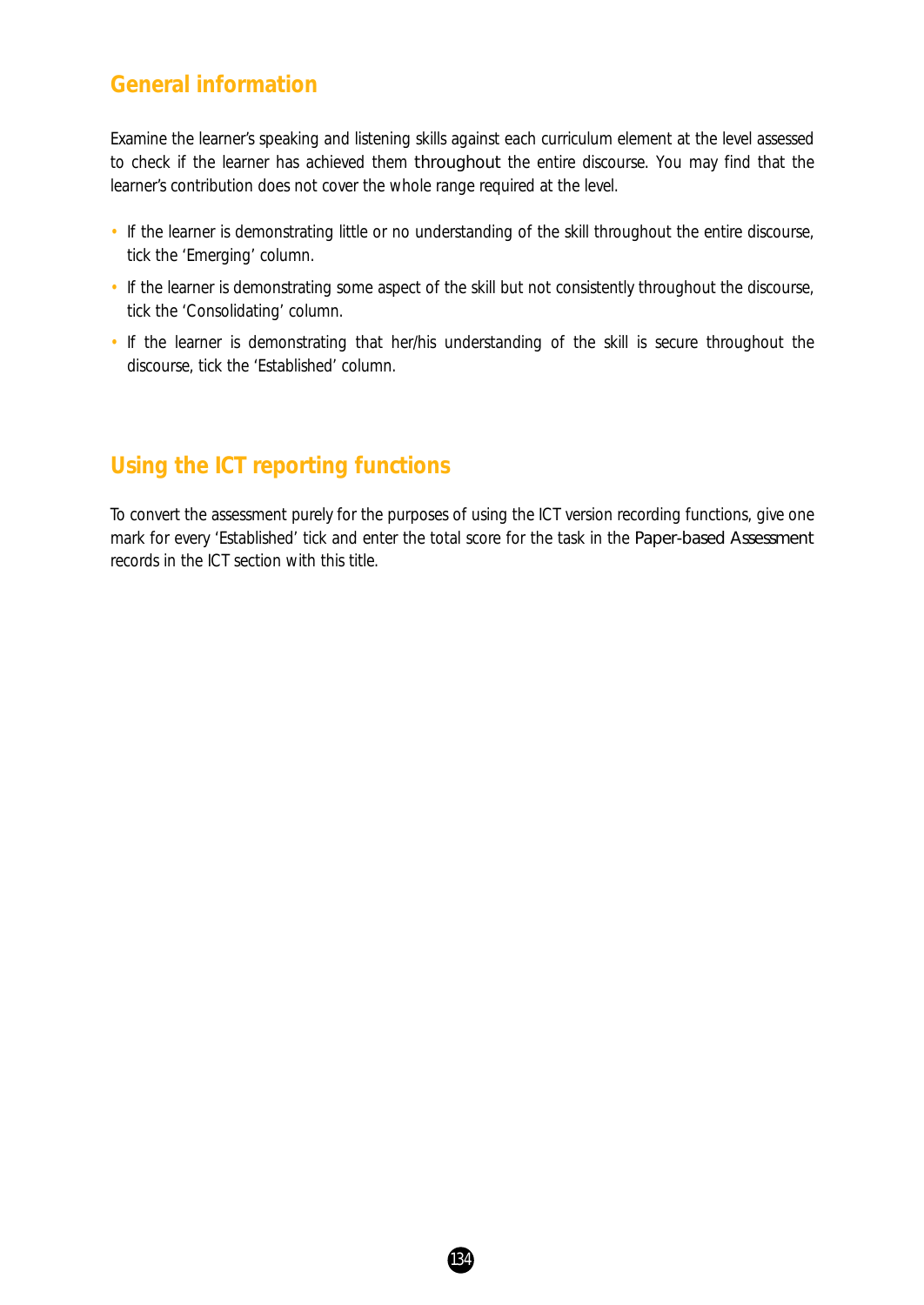## General information

Examine the learner's speaking and listening skills against each curriculum element at the level assessed to check if the learner has achieved them throughout the entire discourse. You may find that the learner's contribution does not cover the whole range required at the level.

- If the learner is demonstrating little or no understanding of the skill throughout the entire discourse, tick the 'Emerging' column.
- If the learner is demonstrating some aspect of the skill but not consistently throughout the discourse, tick the 'Consolidating' column.
- If the learner is demonstrating that her/his understanding of the skill is secure throughout the discourse, tick the 'Established' column.

## Using the ICT reporting functions

To convert the assessment purely for the purposes of using the ICT version recording functions, give one mark for every 'Established' tick and enter the total score for the task in the Paper-based Assessment records in the ICT section with this title.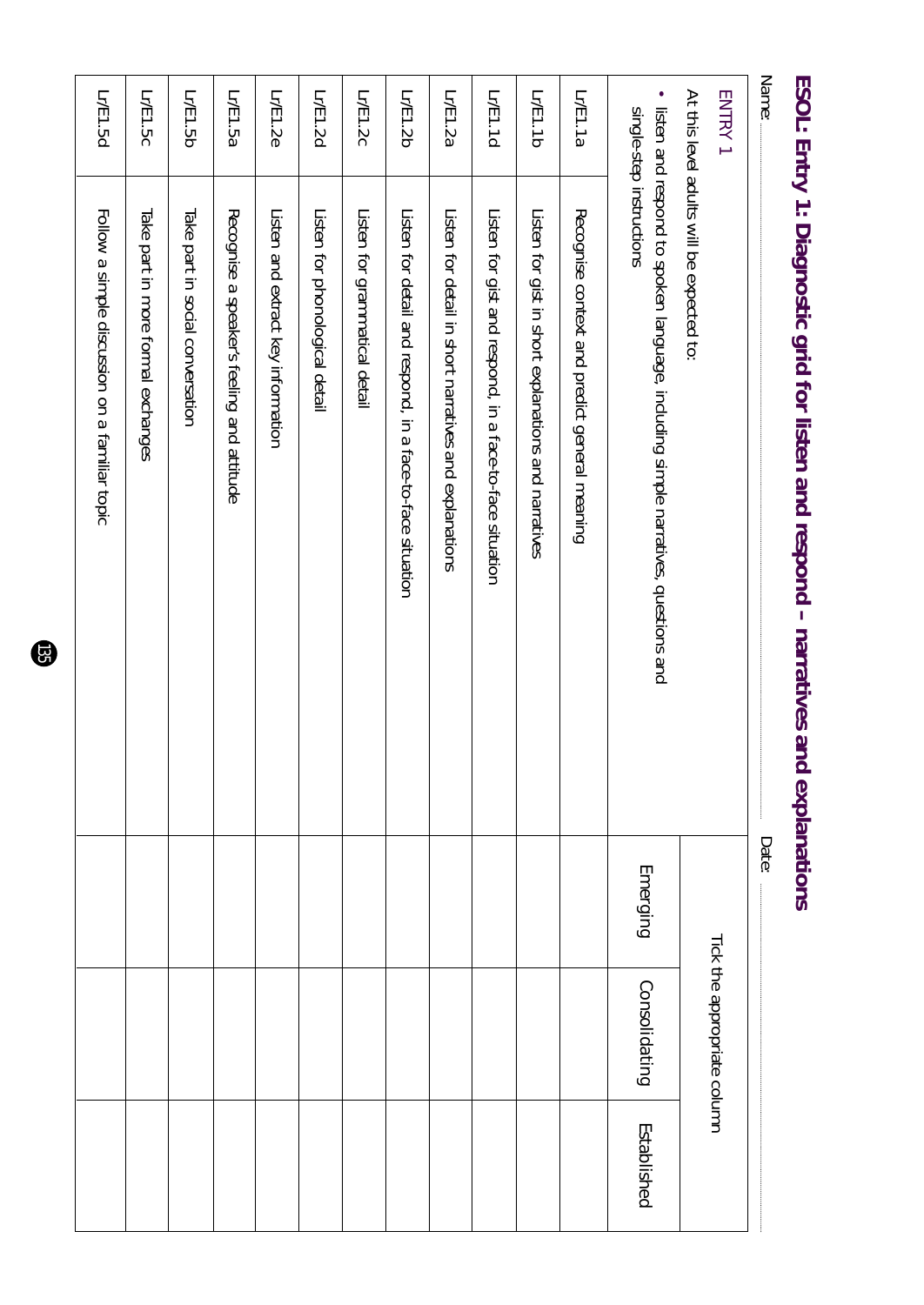# ESOL: Entry 1: Diagnostic grid for listen and respond – narratives and explanations

Name: .................................................................................................. Date: ..................................

| ENTRY 1<br>At this level adults will be expected to:<br>• listen and respond to spoken language, including simple narratives, questions and single-step instructions | | Tick the appropriate column | | |
|---|---|---|---|---|
| | | Emerging | Consolidating | Established |
| Lr/E1.1a | Recognise context and predict general meaning | | | |
| Lr/E1.1b | Listen for gist in short explanations and narratives | | | |
| Lr/E1.1d | Listen for gist and respond, in a face-to-face situation | | | |
| Lr/E1.2a | Listen for detail in short narratives and explanations | | | |
| Lr/E1.2b | Listen for detail and respond, in a face-to-face situation | | | |
| Lr/E1.2c | Listen for grammatical detail | | | |
| Lr/E1.2d | Listen for phonological detail | | | |
| Lr/E1.2e | Listen and extract key information | | | |
| Lr/E1.5a | Recognise a speaker's feeling and attitude | | | |
| Lr/E1.5b | Take part in social conversation | | | |
| Lr/E1.5c | Take part in more formal exchanges | | | |
| Lr/E1.5d | Follow a simple discussion on a familiar topic | | | |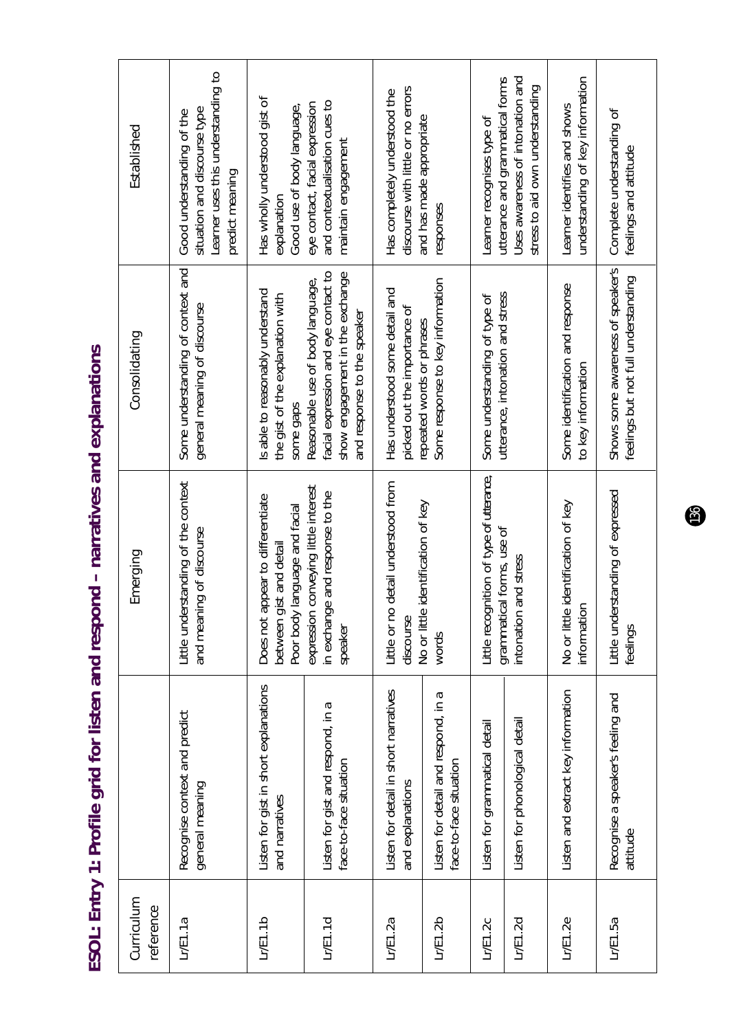# ESOL: Entry 1: Profile grid for listen and respond – narratives and explanations

| Curriculum reference | | Emerging | Consolidating | Established |
|---|---|---|---|---|
| Lr/E1.1a | Recognise context and predict general meaning | Little understanding of the context and meaning of discourse | Some understanding of context and general meaning of discourse | Good understanding of the situation and discourse type Learner uses this understanding to predict meaning |
| Lr/E1.1b | Listen for gist in short explanations and narratives | Does not appear to differentiate between gist and detail Poor body language and facial expression conveying little interest in exchange and response to the speaker | Is able to reasonably understand the gist of the explanation with some gaps Reasonable use of body language, facial expression and eye contact to show engagement in the exchange and response to the speaker | Has wholly understood gist of explanation Good use of body language, eye contact, facial expression and contextualisation cues to maintain engagement |
| Lr/E1.1d | Listen for gist and respond, in a face-to-face situation | | | |
| Lr/E1.2a | Listen for detail in short narratives and explanations | Little or no detail understood from discourse No or little identification of key words | Has understood some detail and picked out the importance of repeated words or phrases Some response to key information | Has completely understood the discourse with little or no errors and has made appropriate responses |
| Lr/E1.2b | Listen for detail and respond, in a face-to-face situation | | | |
| Lr/E1.2c | Listen for grammatical detail | Little recognition of type of utterance, grammatical forms, use of intonation and stress | Some understanding of type of utterance, intonation and stress | Learner recognises type of utterance and grammatical forms Uses awareness of intonation and stress to aid own understanding |
| Lr/E1.2d | Listen for phonological detail | | | |
| Lr/E1.2e | Listen and extract key information | No or little identification of key information | Some identification and response to key information | Learner identifies and shows understanding of key information |
| Lr/E1.5a | Recognise a speaker's feeling and attitude | Little understanding of expressed feelings | Shows some awareness of speaker's feelings but not full understanding | Complete understanding of feelings and attitude |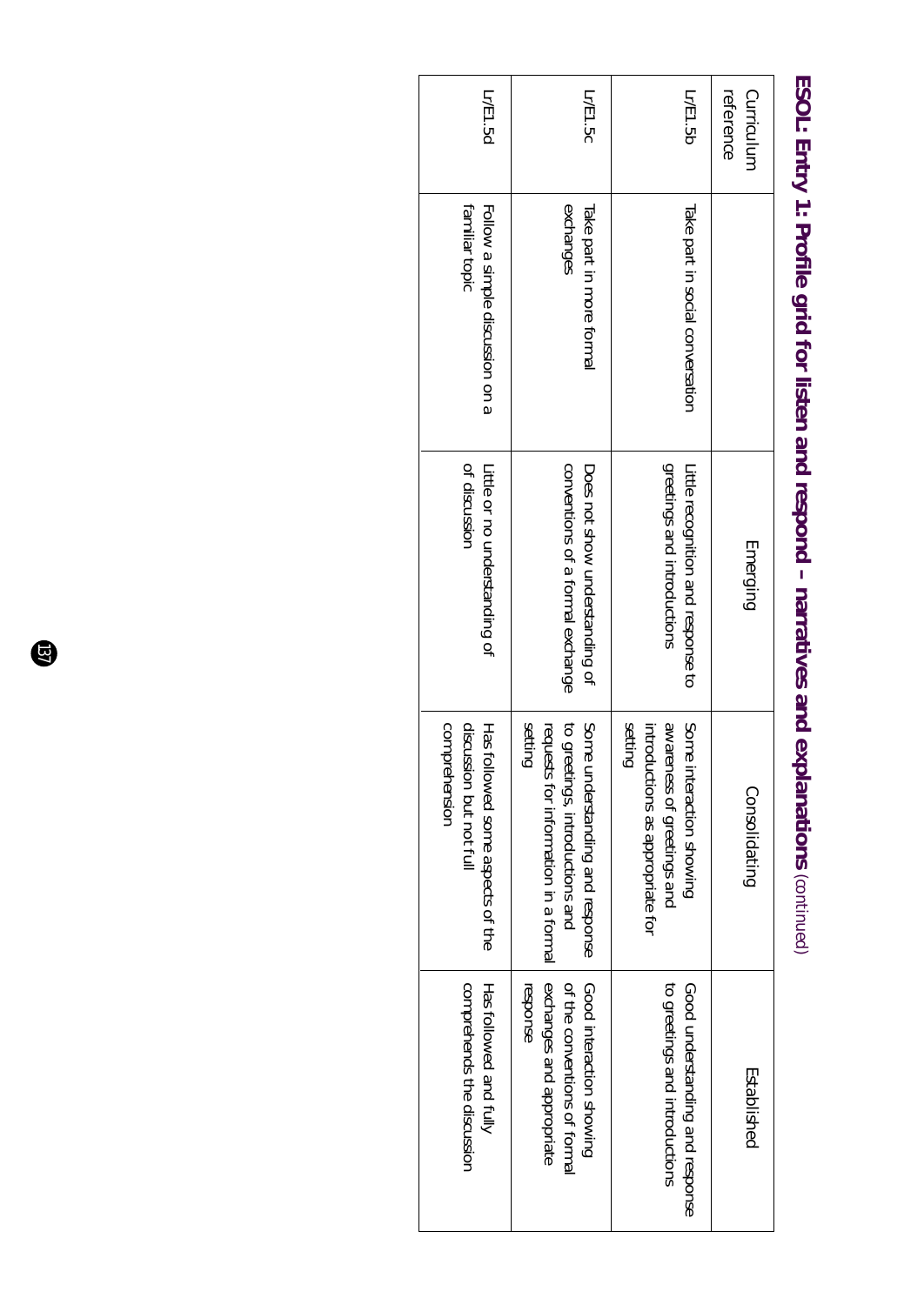## ESOL: Entry 1: Profile grid for listen and respond – narratives and explanations (continued)

| Curriculum reference | | Emerging | Consolidating | Established |
|---|---|---|---|---|
| Lr/E1.5b | Take part in social conversation | Little recognition and response to greetings and introductions | Some interaction showing awareness of greetings and introductions as appropriate for setting | Good understanding and response to greetings and introductions |
| Lr/E1.5c | Take part in more formal exchanges | Does not show understanding of conventions of a formal exchange | Some understanding and response to greetings, introductions and requests for information in a formal setting | Good interaction showing of the conventions of formal exchanges and appropriate response |
| Lr/E1.5d | Follow a simple discussion on a familiar topic | Little or no understanding of discussion | Has followed some aspects of the discussion but not full comprehension | Has followed and fully comprehends the discussion |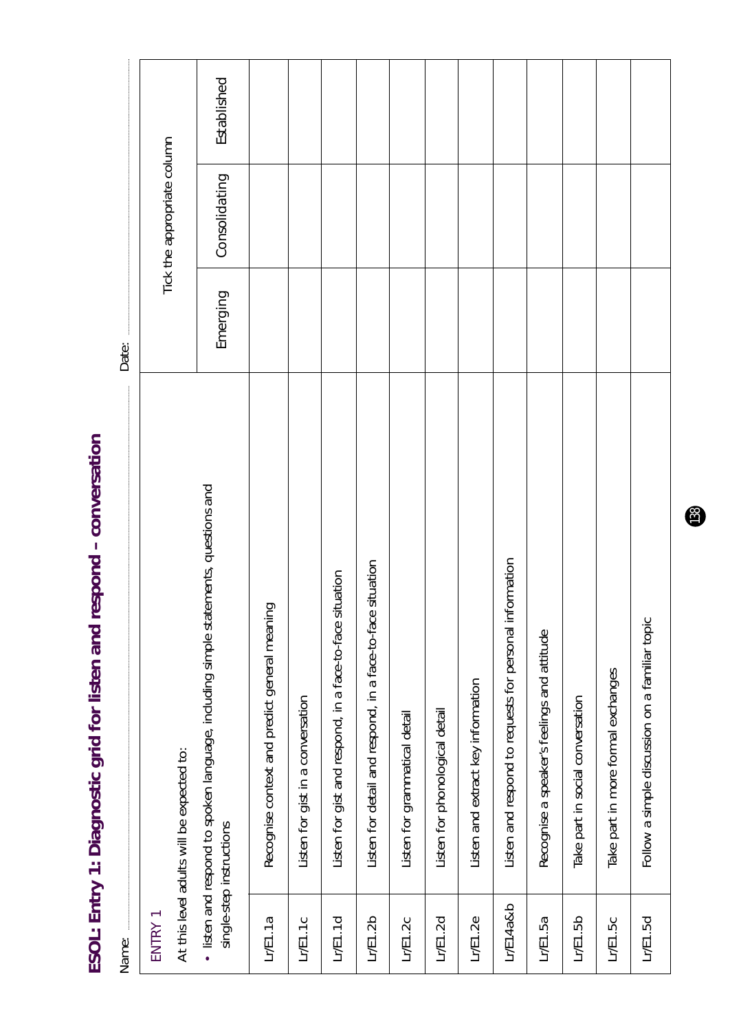# ESOL: Entry 1: Diagnostic grid for listen and respond – conversation

Name: ........................................ Date: ........................................

| ENTRY 1<br>At this level adults will be expected to:<br>• listen and respond to spoken language, including simple statements, questions and single-step instructions | | Tick the appropriate column | | |
|---|---|---|---|---|
| | | Emerging | Consolidating | Established |
| Lr/E1.1a | Recognise context and predict general meaning | | | |
| Lr/E1.1c | Listen for gist in a conversation | | | |
| Lr/E1.1d | Listen for gist and respond, in a face-to-face situation | | | |
| Lr/E1.2b | Listen for detail and respond, in a face-to-face situation | | | |
| Lr/E1.2c | Listen for grammatical detail | | | |
| Lr/E1.2d | Listen for phonological detail | | | |
| Lr/E1.2e | Listen and extract key information | | | |
| Lr/E14a&b | Listen and respond to requests for personal information | | | |
| Lr/E1.5a | Recognise a speaker's feelings and attitude | | | |
| Lr/E1.5b | Take part in social conversation | | | |
| Lr/E1.5c | Take part in more formal exchanges | | | |
| Lr/E1.5d | Follow a simple discussion on a familiar topic | | | |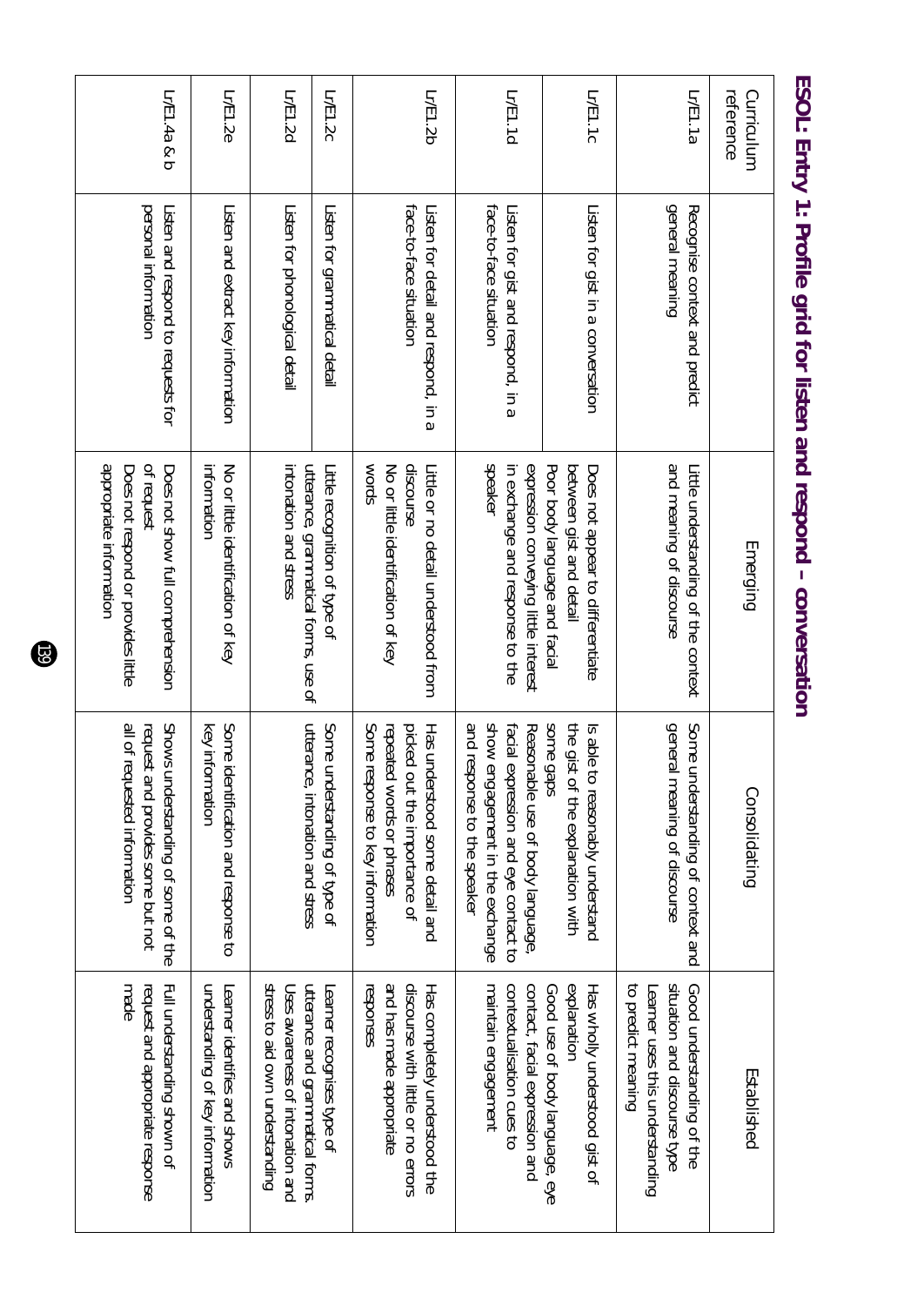# ESOL: Entry 1: Profile grid for listen and respond – conversation

| Curriculum reference | | Emerging | Consolidating | Established |
|---|---|---|---|---|
| Lr/E1.1a | Recognise context and predict general meaning | Little understanding of the context and meaning of discourse | Some understanding of context and general meaning of discourse | Good understanding of the situation and discourse type<br>Learner uses this understanding to predict meaning |
| Lr/E1.1c | Listen for gist in a conversation | Does not appear to differentiate between gist and detail | Is able to reasonably understand the gist of the explanation with some gaps | Has wholly understood gist of explanation |
| Lr/E1.1d | Listen for gist and respond, in a face-to-face situation | Poor body language and facial expression conveying little interest in exchange and response to the speaker | Reasonable use of body language, facial expression and eye contact to show engagement in the exchange and response to the speaker | Good use of body language, eye contact, facial expression and contextualisation cues to maintain engagement |
| Lr/E1.2b | Listen for detail and respond, in a face-to-face situation | Little or no detail understood from discourse<br>No or little identification of key words | Has understood some detail and picked out the importance of repeated words or phrases<br>Some response to key information | Has completely understood the discourse with little or no errors and has made appropriate responses |
| Lr/E1.2c | Listen for grammatical detail | Little recognition of type of utterance, grammatical forms, use of intonation and stress | Some understanding of type of utterance, intonation and stress | Learner recognises type of utterance and grammatical forms. |
| Lr/E1.2d | Listen for phonological detail | | | Uses awareness of intonation and stress to aid own understanding |
| Lr/E1.2e | Listen and extract key information | No or little identification of key information | Some identification and response to key information | Learner identifies and shows understanding of key information |
| Lr/E1.4a & b | Listen and respond to requests for personal information | Does not show full comprehension of request<br>Does not respond or provides little appropriate information | Shows understanding of some of the request and provides some but not all of requested information | Full understanding shown of request and appropriate response made |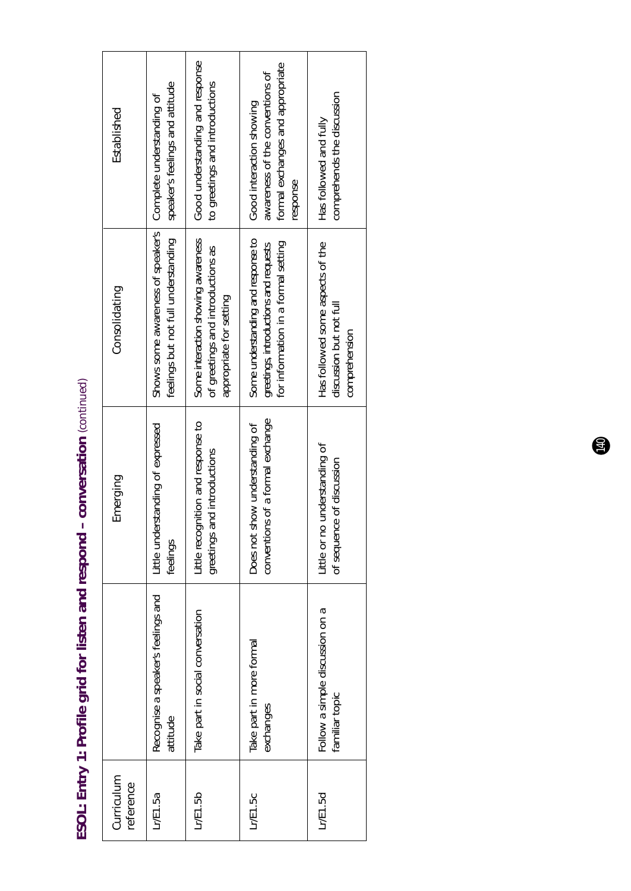# ESOL: Entry 1: Profile grid for listen and respond – conversation (continued)

| Curriculum reference | | Emerging | Consolidating | Established |
|---|---|---|---|---|
| Lr/E1.5a | Recognise a speaker's feelings and attitude | Little understanding of expressed feelings | Shows some awareness of speaker's feelings but not full understanding | Complete understanding of speaker's feelings and attitude |
| Lr/E1.5b | Take part in social conversation | Little recognition and response to greetings and introductions | Some interaction showing awareness of greetings and introductions as appropriate for setting | Good understanding and response to greetings and introductions |
| Lr/E1.5c | Take part in more formal exchanges | Does not show understanding of conventions of a formal exchange | Some understanding and response to greetings, introductions and requests for information in a formal setting | Good interaction showing awareness of the conventions of formal exchanges and appropriate response |
| Lr/E1.5d | Follow a simple discussion on a familiar topic | Little or no understanding of of sequence of discussion | Has followed some aspects of the discussion but not full comprehension | Has followed and fully comprehends the discussion |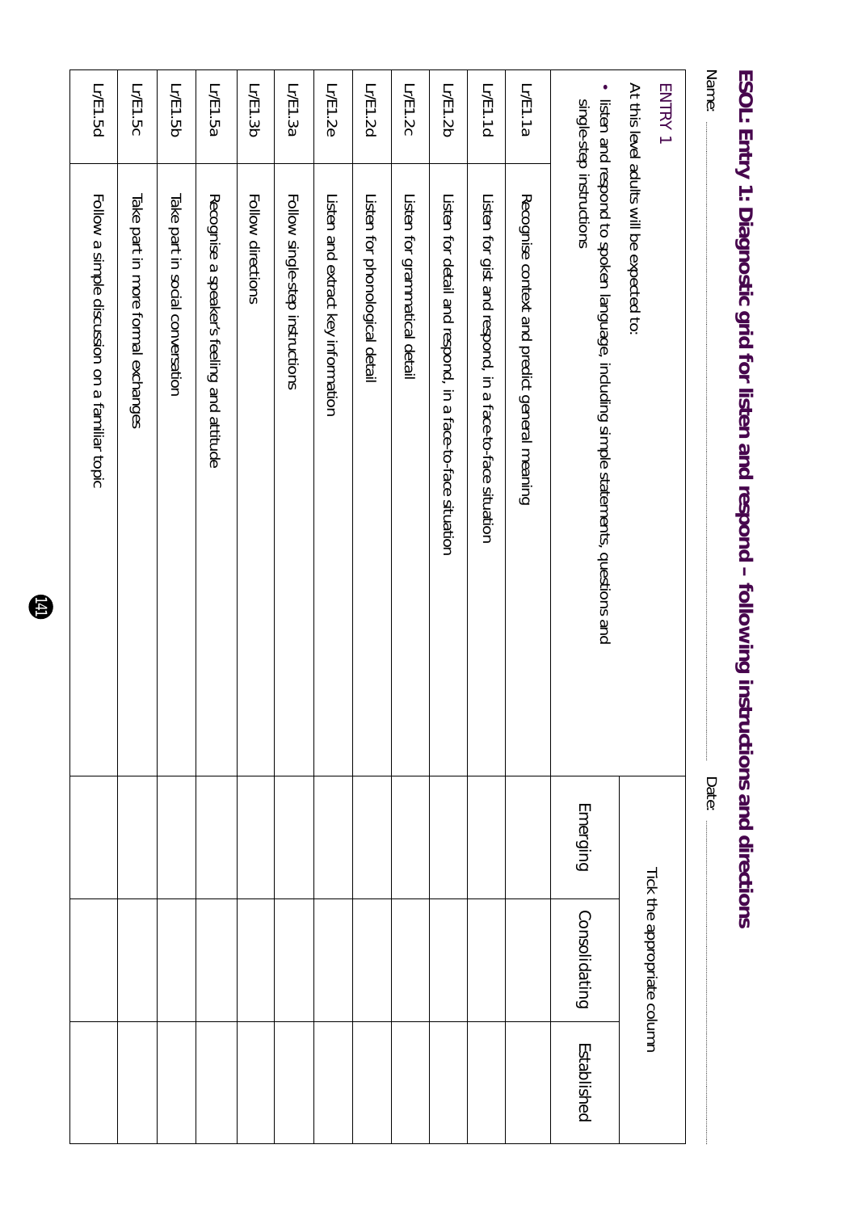# ESOL: Entry 1: Diagnostic grid for listen and respond – following instructions and directions

Name: .................................................................................................................. Date: ..............................................

| ENTRY 1<br>At this level adults will be expected to:<br>• listen and respond to spoken language, including simple statements, questions and single-step instructions | | Tick the appropriate column | | |
|---|---|---|---|---|
| | | Emerging | Consolidating | Established |
| Lr/E1.1a | Recognise context and predict general meaning | | | |
| Lr/E1.1d | Listen for gist and respond, in a face-to-face situation | | | |
| Lr/E1.2b | Listen for detail and respond, in a face-to-face situation | | | |
| Lr/E1.2c | Listen for grammatical detail | | | |
| Lr/E1.2d | Listen for phonological detail | | | |
| Lr/E1.2e | Listen and extract key information | | | |
| Lr/E1.3a | Follow single-step instructions | | | |
| Lr/E1.3b | Follow directions | | | |
| Lr/E1.5a | Recognise a speaker's feeling and attitude | | | |
| Lr/E1.5b | Take part in social conversation | | | |
| Lr/E1.5c | Take part in more formal exchanges | | | |
| Lr/E1.5d | Follow a simple discussion on a familiar topic | | | |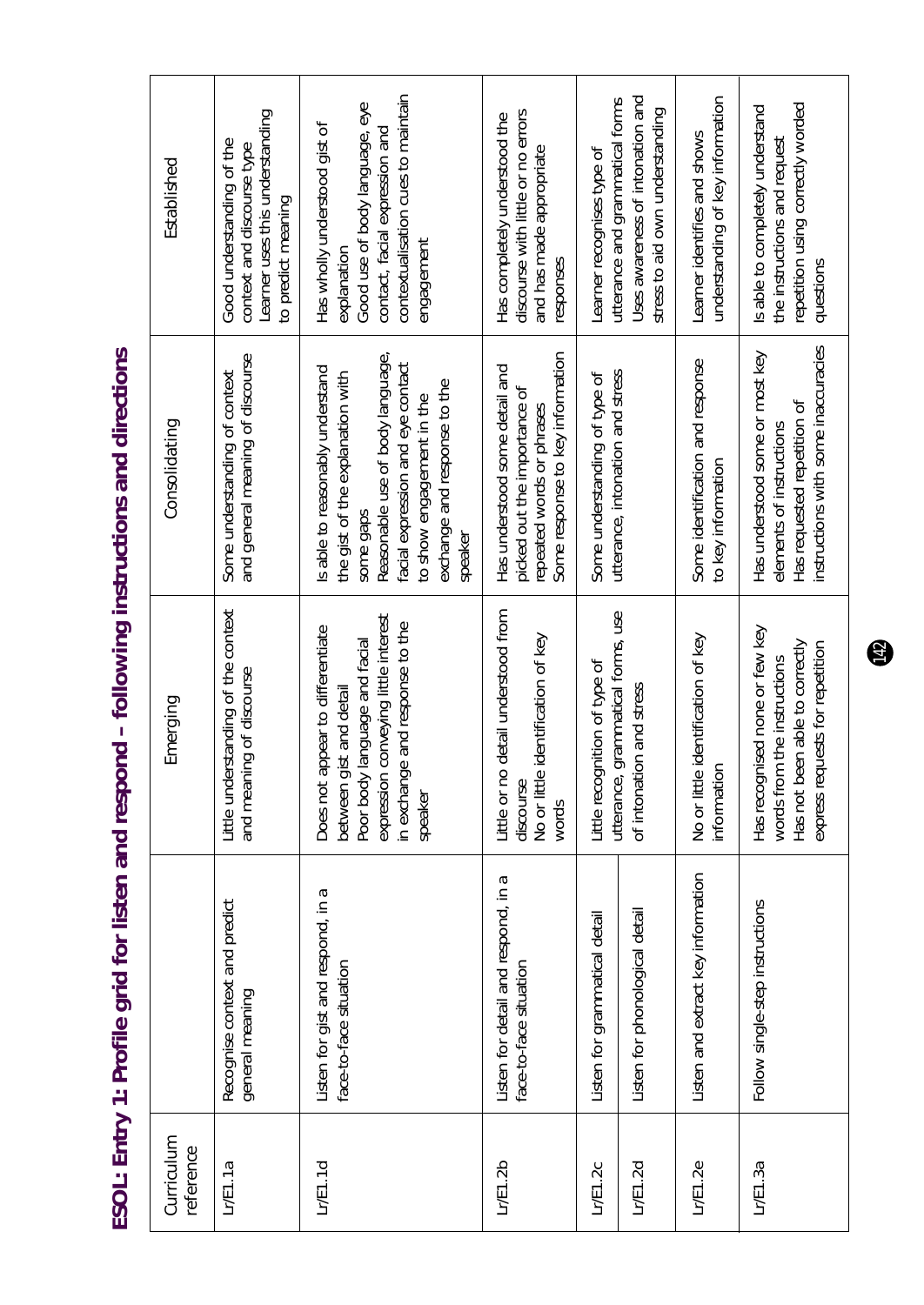# ESOL: Entry 1: Profile grid for listen and respond – following instructions and directions

| Curriculum reference | | Emerging | Consolidating | Established |
|---|---|---|---|---|
| Lr/E1.1a | Recognise context and predict general meaning | Little understanding of the context and meaning of discourse | Some understanding of context and general meaning of discourse | Good understanding of the context and discourse type<br>Learner uses this understanding to predict meaning |
| Lr/E1.1d | Listen for gist and respond, in a face-to-face situation | Does not appear to differentiate between gist and detail<br>Poor body language and facial expression conveying little interest in exchange and response to the speaker | Is able to reasonably understand the gist of the explanation with some gaps<br>Reasonable use of body language, facial expression and eye contact to show engagement in the exchange and response to the speaker | Has wholly understood gist of explanation<br>Good use of body language, eye contact, facial expression and contextualisation cues to maintain engagement |
| Lr/E1.2b | Listen for detail and respond, in a face-to-face situation | Little or no detail understood from discourse<br>No or little identification of key words | Has understood some detail and picked out the importance of repeated words or phrases<br>Some response to key information | Has completely understood the discourse with little or no errors and has made appropriate responses |
| Lr/E1.2c | Listen for grammatical detail | Little recognition of type of utterance, grammatical forms, use of intonation and stress | Some understanding of type of utterance, intonation and stress | Learner recognises type of utterance and grammatical forms<br>Uses awareness of intonation and stress to aid own understanding |
| Lr/E1.2d | Listen for phonological detail | | | |
| Lr/E1.2e | Listen and extract key information | No or little identification of key information | Some identification and response to key information | Learner identifies and shows understanding of key information |
| Lr/E1.3a | Follow single-step instructions | Has recognised none or few key words from the instructions<br>Has not been able to correctly express requests for repetition | Has understood some or most key elements of instructions<br>Has requested repetition of instructions with some inaccuracies | Is able to completely understand the instructions and request repetition using correctly worded questions |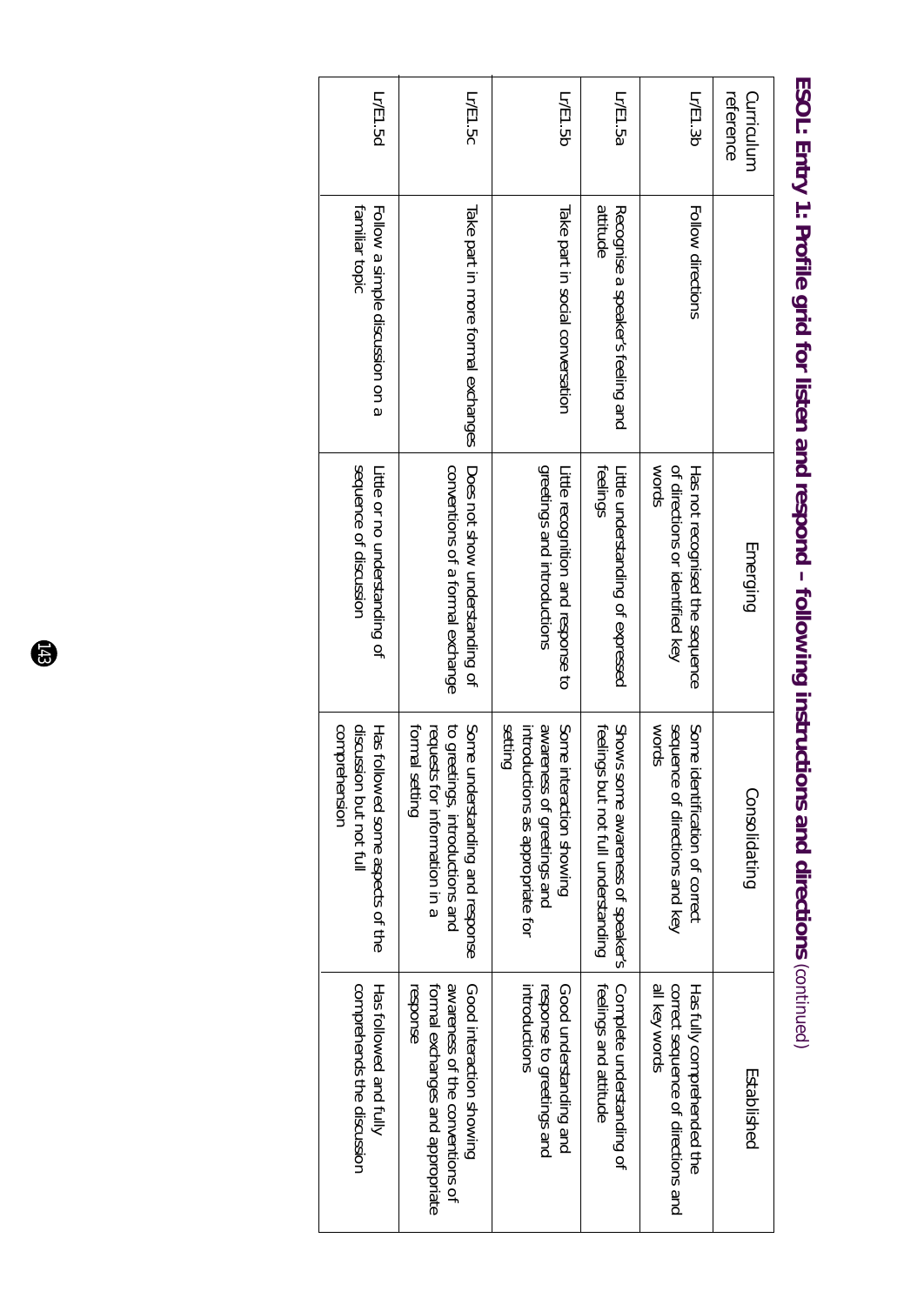# ESOL: Entry 1: Profile grid for listen and respond – following instructions and directions (continued)

| Curriculum reference | | Emerging | Consolidating | Established |
|---|---|---|---|---|
| Lr/E1.3b | Follow directions | Has not recognised the sequence of directions or identified key words | Some identification of correct sequence of directions and key words | Has fully comprehended the correct sequence of directions and all key words |
| Lr/E1.5a | Recognise a speaker's feeling and attitude | Little understanding of expressed feelings | Shows some awareness of speaker's feelings but not full understanding | Complete understanding of feelings and attitude |
| Lr/E1.5b | Take part in social conversation | Little recognition and response to greetings and introductions | Some interaction showing awareness of greetings and introductions as appropriate for setting | Good understanding and response to greetings and introductions |
| Lr/E1.5c | Take part in more formal exchanges | Does not show understanding of conventions of a formal exchange | Some understanding and response to greetings, introductions and requests for information in a formal setting | Good interaction showing awareness of the conventions of formal exchanges and appropriate response |
| Lr/E1.5d | Follow a simple discussion on a familiar topic | Little or no understanding of sequence of discussion | Has followed some aspects of the discussion but not full comprehension | Has followed and fully comprehends the discussion |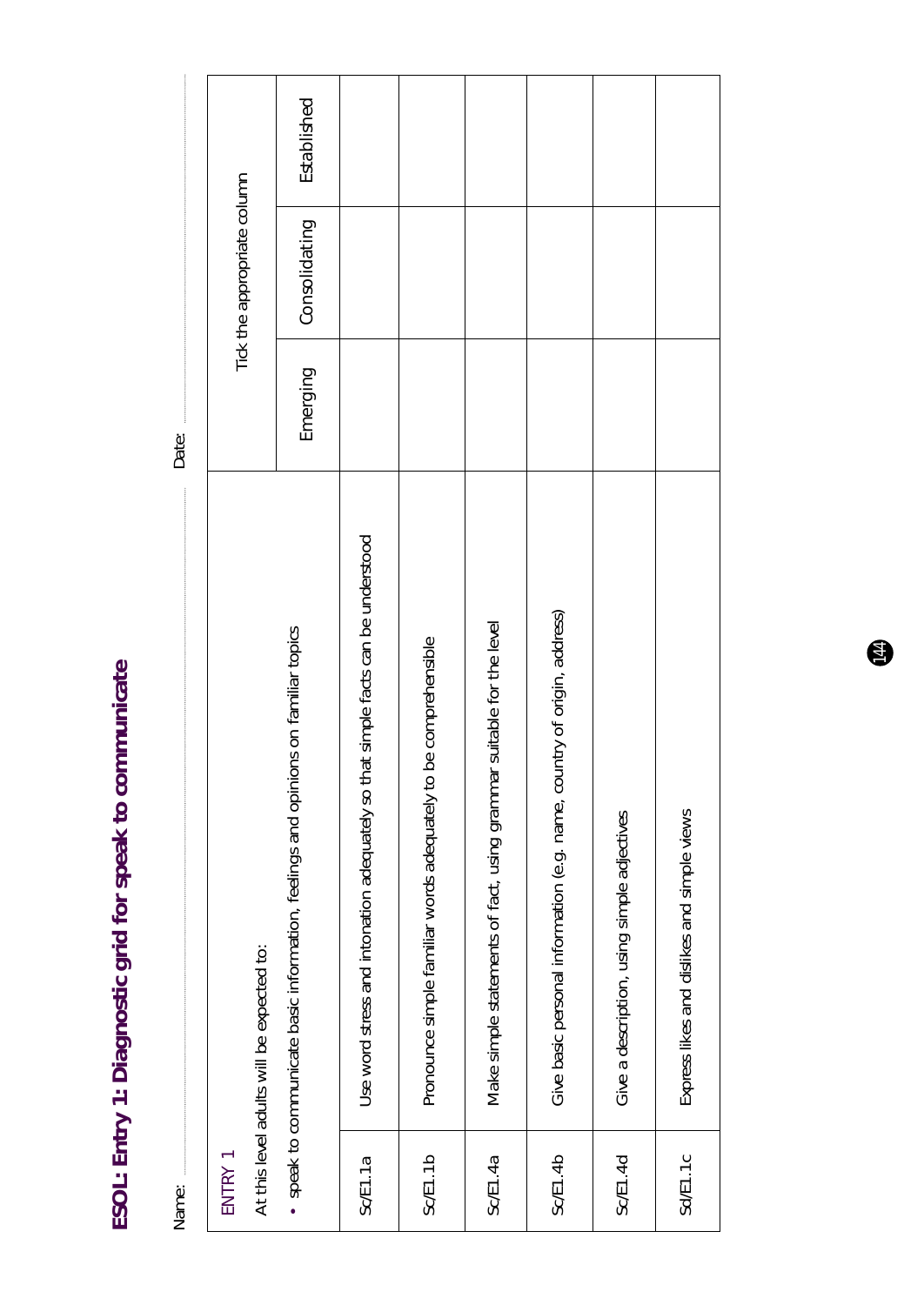# ESOL: Entry 1: Diagnostic grid for speak to communicate

Name: ........................................ Date: ........................................

| ENTRY 1<br>At this level adults will be expected to:<br>• speak to communicate basic information, feelings and opinions on familiar topics | | Tick the appropriate column | | |
|---|---|---|---|---|
| | | Emerging | Consolidating | Established |
| Sc/E1.1a | Use word stress and intonation adequately so that simple facts can be understood | | | |
| Sc/E1.1b | Pronounce simple familiar words adequately to be comprehensible | | | |
| Sc/E1.4a | Make simple statements of fact, using grammar suitable for the level | | | |
| Sc/E1.4b | Give basic personal information (e.g. name, country of origin, address) | | | |
| Sc/E1.4d | Give a description, using simple adjectives | | | |
| Sd/E1.1c | Express likes and dislikes and simple views | | | |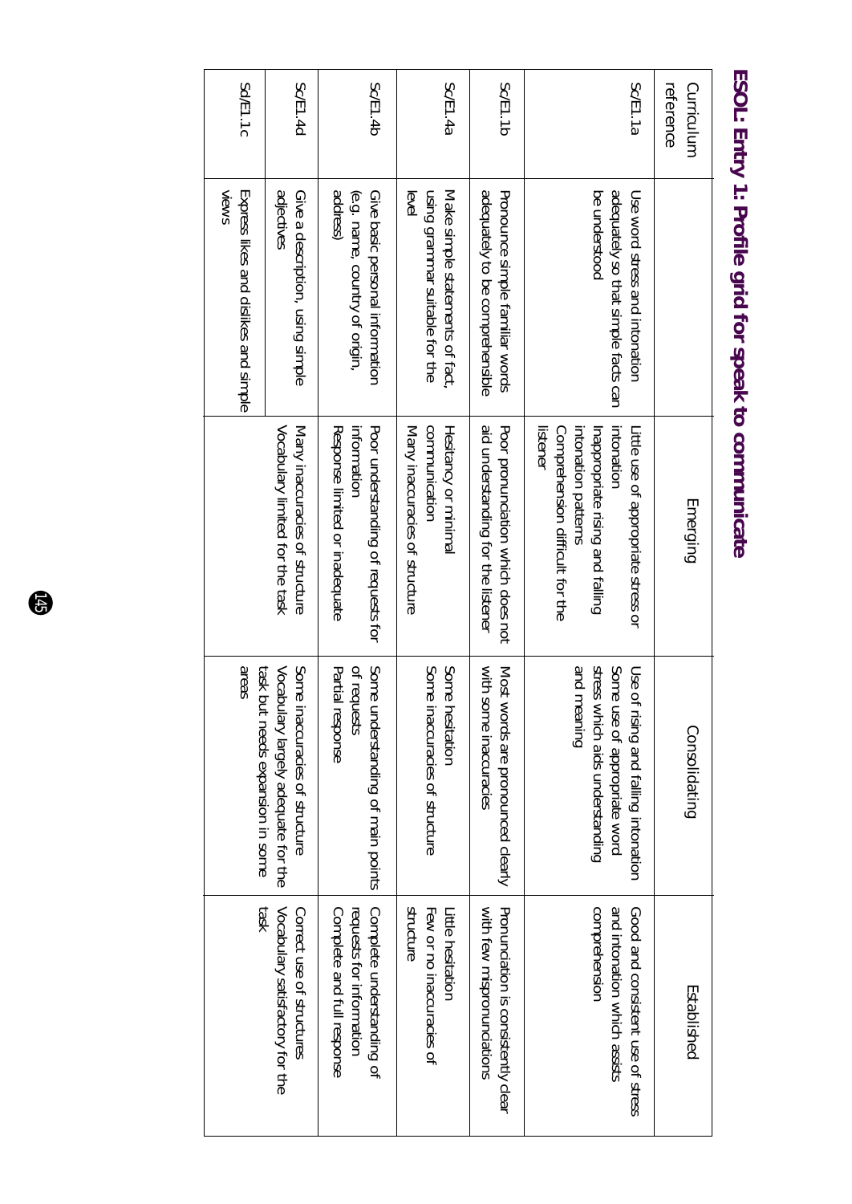# ESOL: Entry 1: Profile grid for speak to communicate

| Curriculum reference | | Emerging | Consolidating | Established |
|---|---|---|---|---|
| Sc/E1.1a | Use word stress and intonation adequately so that simple facts can be understood | Little use of appropriate stress or intonation<br>Inappropriate rising and falling intonation patterns<br>Comprehension difficult for the listener | Use of rising and falling intonation<br>Some use of appropriate word stress which aids understanding and meaning | Good and consistent use of stress and intonation which assists comprehension |
| Sc/E1.1b | Pronounce simple familiar words adequately to be comprehensible | Poor pronunciation which does not aid understanding for the listener | Most words are pronounced clearly with some inaccuracies | Pronunciation is consistently clear with few mispronunciations |
| Sc/E1.4a | Make simple statements of fact, using grammar suitable for the level | Hesitancy or minimal communication<br>Many inaccuracies of structure | Some hesitation<br>Some inaccuracies of structure | Little hesitation<br>Few or no inaccuracies of structure |
| Sc/E1.4b | Give basic personal information (e.g. name, country of origin, address) | Poor understanding of requests for information<br>Response limited or inadequate | Some understanding of main points of requests<br>Partial response | Complete understanding of requests for information<br>Complete and full response |
| Sc/E1.4d | Give a description, using simple adjectives | Many inaccuracies of structure<br>Vocabulary limited for the task | Some inaccuracies of structure<br>Vocabulary largely adequate for the task but needs expansion in some areas | Correct use of structures<br>Vocabulary satisfactory for the task |
| Sd/E1.1c | Express likes and dislikes and simple views | | | |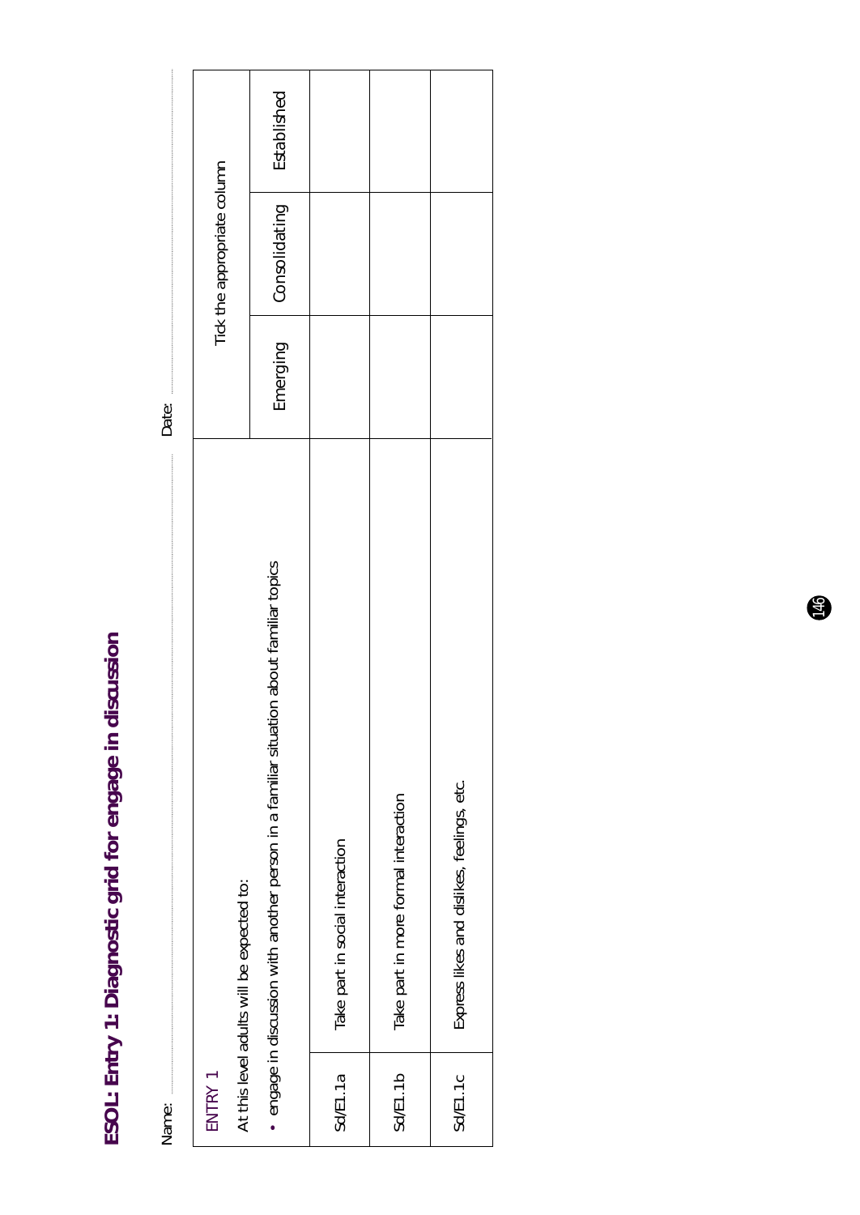# ESOL: Entry 1: Diagnostic grid for engage in discussion

Name: ............................................................ Date: ............................................................

| ENTRY 1<br>At this level adults will be expected to:<br>• engage in discussion with another person in a familiar situation about familiar topics | | Tick the appropriate column | | |
|---|---|---|---|---|
| | | Emerging | Consolidating | Established |
| Sd/E1.1a | Take part in social interaction | | | |
| Sd/E1.1b | Take part in more formal interaction | | | |
| Sd/E1.1c | Express likes and dislikes, feelings, etc. | | | |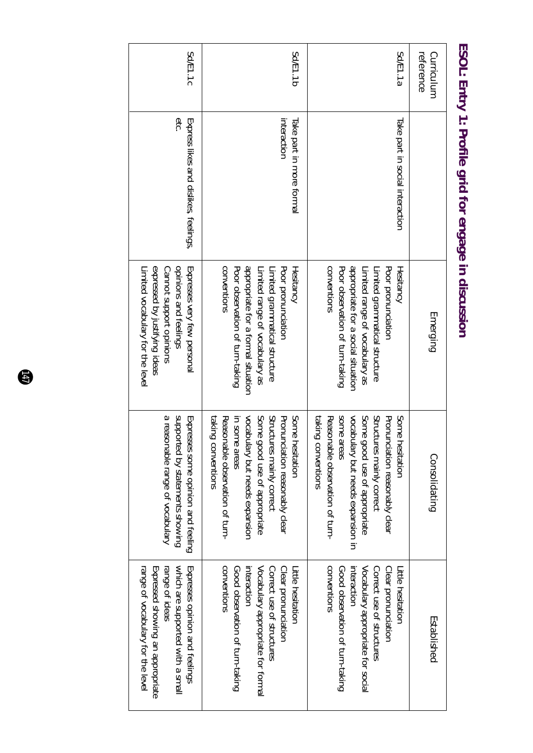# ESOL: Entry 1: Profile grid for engage in discussion

| Curriculum reference | | Emerging | Consolidating | Established |
|---|---|---|---|---|
| Sd/E1.1a | Take part in social interaction | Hesitancy<br>Poor pronunciation<br>Limited grammatical structure<br>Limited range of vocabulary as appropriate for a social situation<br>Poor observation of turn-taking conventions | Some hesitation<br>Pronunciation reasonably clear<br>Structures mainly correct<br>Some good use of appropriate vocabulary but needs expansion in some areas<br>Reasonable observation of turn-taking conventions | Little hesitation<br>Clear pronunciation<br>Correct use of structures<br>Vocabulary appropriate for social interaction<br>Good observation of turn-taking conventions |
| Sd/E1.1b | Take part in more formal interaction | Hesitancy<br>Poor pronunciation<br>Limited grammatical structure<br>Limited range of vocabulary as appropriate for a formal situation<br>Poor observation of turn-taking conventions | Some hesitation<br>Pronunciation reasonably clear<br>Structures mainly correct<br>Some good use of appropriate vocabulary but needs expansion in some areas<br>Reasonable observation of turn-taking conventions | Little hesitation<br>Clear pronunciation<br>Correct use of structures<br>Vocabulary appropriate for formal interaction<br>Good observation of turn-taking conventions |
| Sd/E1.1c | Express likes and dislikes, feelings, etc. | Expresses very few personal opinions and feelings<br>Cannot support opinions expressed by justifying ideas<br>Limited vocabulary for the level | Expresses some opinion and feeling supported by statements showing a reasonable range of vocabulary | Expresses opinion and feelings which are supported with a small range of ideas<br>Expressed showing an appropriate range of vocabulary for the level |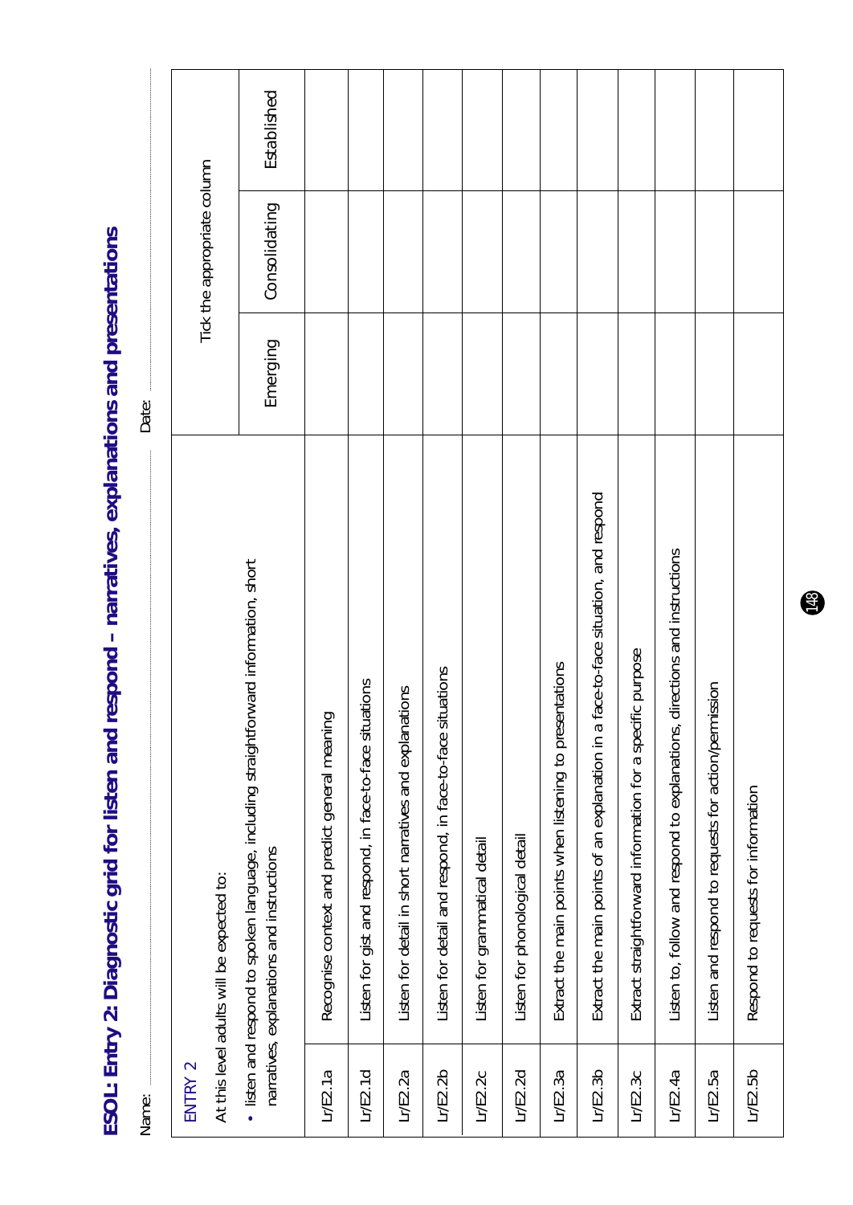# ESOL: Entry 2: Diagnostic grid for listen and respond – narratives, explanations and presentations

Name: ………………………………………………………… Date: …………………………………………

| ENTRY 2<br>At this level adults will be expected to:<br>• listen and respond to spoken language, including straightforward information, short narratives, explanations and instructions | | Tick the appropriate column | | |
|---|---|---|---|---|
| | | Emerging | Consolidating | Established |
| Lr/E2.1a | Recognise context and predict general meaning | | | |
| Lr/E2.1d | Listen for gist and respond, in face-to-face situations | | | |
| Lr/E2.2a | Listen for detail in short narratives and explanations | | | |
| Lr/E2.2b | Listen for detail and respond, in face-to-face situations | | | |
| Lr/E2.2c | Listen for grammatical detail | | | |
| Lr/E2.2d | Listen for phonological detail | | | |
| Lr/E2.3a | Extract the main points when listening to presentations | | | |
| Lr/E2.3b | Extract the main points of an explanation in a face-to-face situation, and respond | | | |
| Lr/E2.3c | Extract straightforward information for a specific purpose | | | |
| Lr/E2.4a | Listen to, follow and respond to explanations, directions and instructions | | | |
| Lr/E2.5a | Listen and respond to requests for action/permission | | | |
| Lr/E2.5b | Respond to requests for information | | | |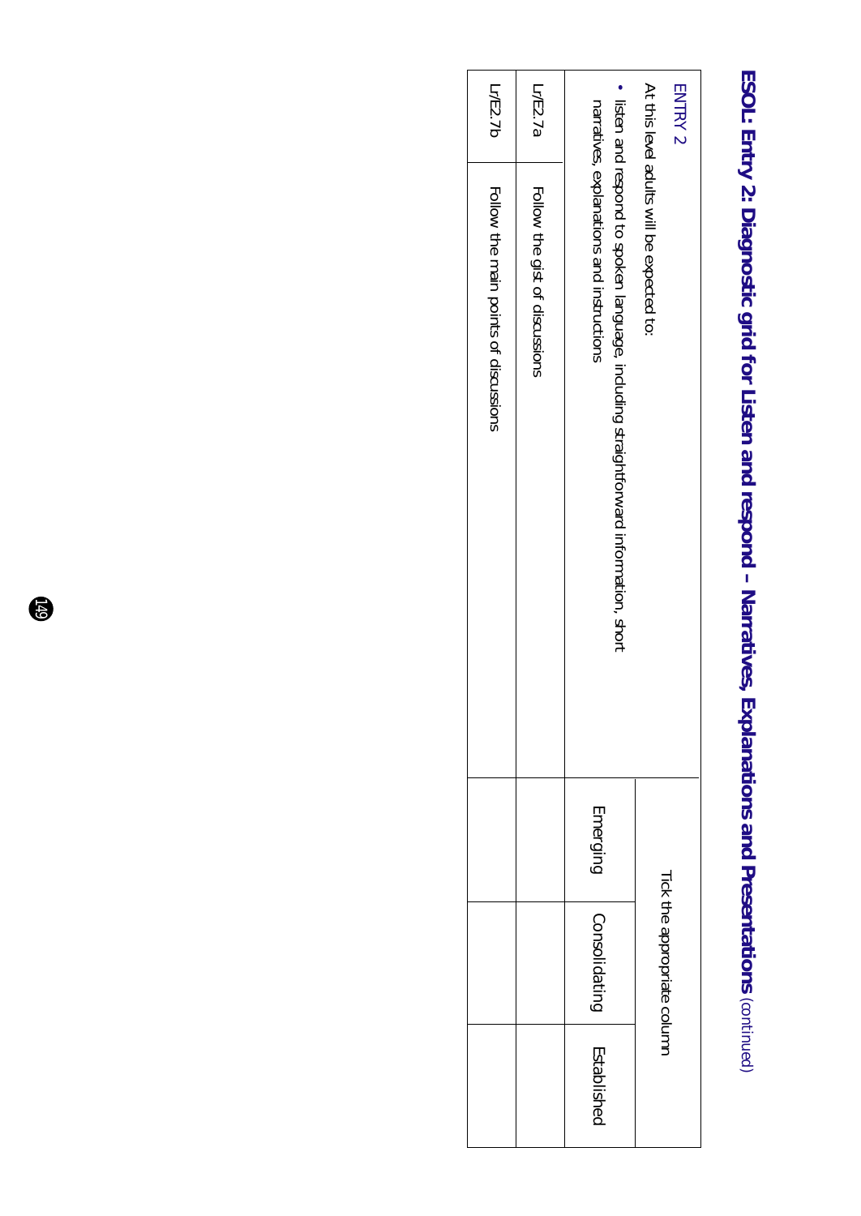# ESOL: Entry 2: Diagnostic grid for Listen and respond – Narratives, Explanations and Presentations (continued)

| ENTRY 2<br>At this level adults will be expected to:<br>• listen and respond to spoken language, including straightforward information, short narratives, explanations and instructions | | Tick the appropriate column | | |
|---|---|---|---|---|
| | | Emerging | Consolidating | Established |
| Lr/E2.7a | Follow the gist of discussions | | | |
| Lr/E2.7b | Follow the main points of discussions | | | |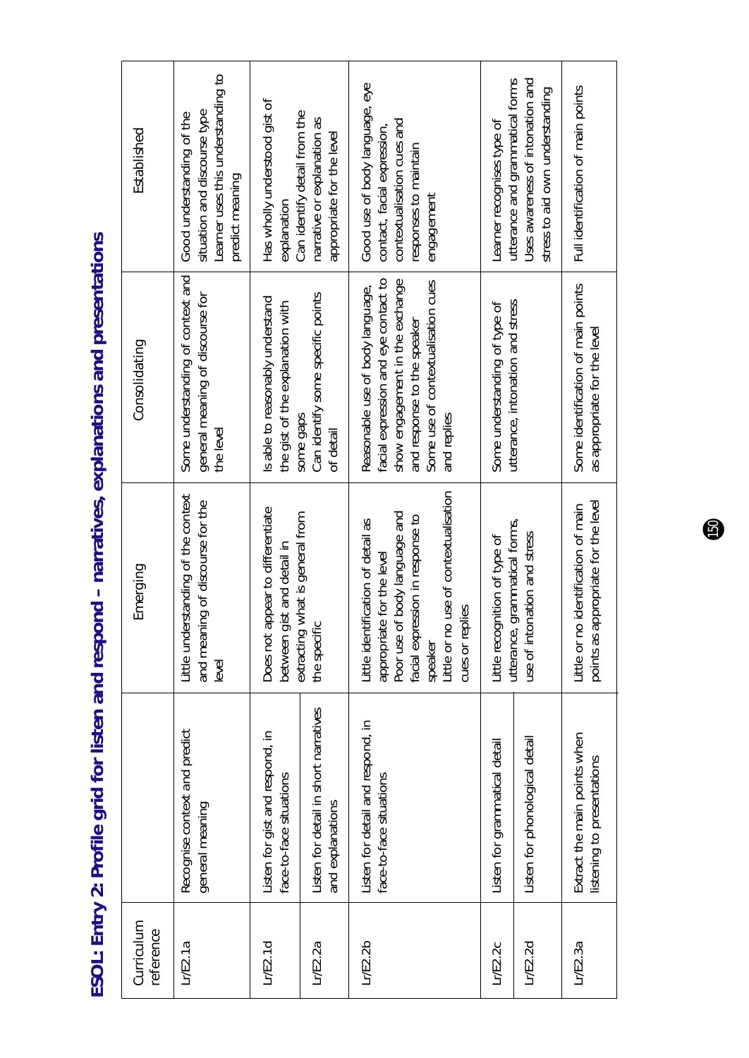# ESOL: Entry 2: Profile grid for listen and respond – narratives, explanations and presentations

| Curriculum reference | | Emerging | Consolidating | Established |
|---|---|---|---|---|
| Lr/E2.1a | Recognise context and predict general meaning | Little understanding of the context and meaning of discourse for the level | Some understanding of context and general meaning of discourse for the level | Good understanding of the situation and discourse type<br>Learner uses this understanding to predict meaning |
| Lr/E2.1d | Listen for gist and respond, in face-to-face situations | Does not appear to differentiate between gist and detail in extracting what is general from the specific | Is able to reasonably understand the gist of the explanation with some gaps<br>Can identify some specific points of detail | Has wholly understood gist of explanation<br>Can identify detail from the narrative or explanation as appropriate for the level |
| Lr/E2.2a | Listen for detail in short narratives and explanations | | | |
| Lr/E2.2b | Listen for detail and respond, in face-to-face situations | Little identification of detail as appropriate for the level<br>Poor use of body language and facial expression in response to speaker<br>Little or no use of contextualisation cues or replies | Reasonable use of body language, facial expression and eye contact to show engagement in the exchange and response to the speaker<br>Some use of contextualisation cues and replies | Good use of body language, eye contact, facial expression, contextualisation cues and responses to maintain engagement |
| Lr/E2.2c | Listen for grammatical detail | Little recognition of type of utterance, grammatical forms, use of intonation and stress | Some understanding of type of utterance, intonation and stress | Learner recognises type of utterance and grammatical forms<br>Uses awareness of intonation and stress to aid own understanding |
| Lr/E2.2d | Listen for phonological detail | | | |
| Lr/E2.3a | Extract the main points when listening to presentations | Little or no identification of main points as appropriate for the level | Some identification of main points as appropriate for the level | Full identification of main points |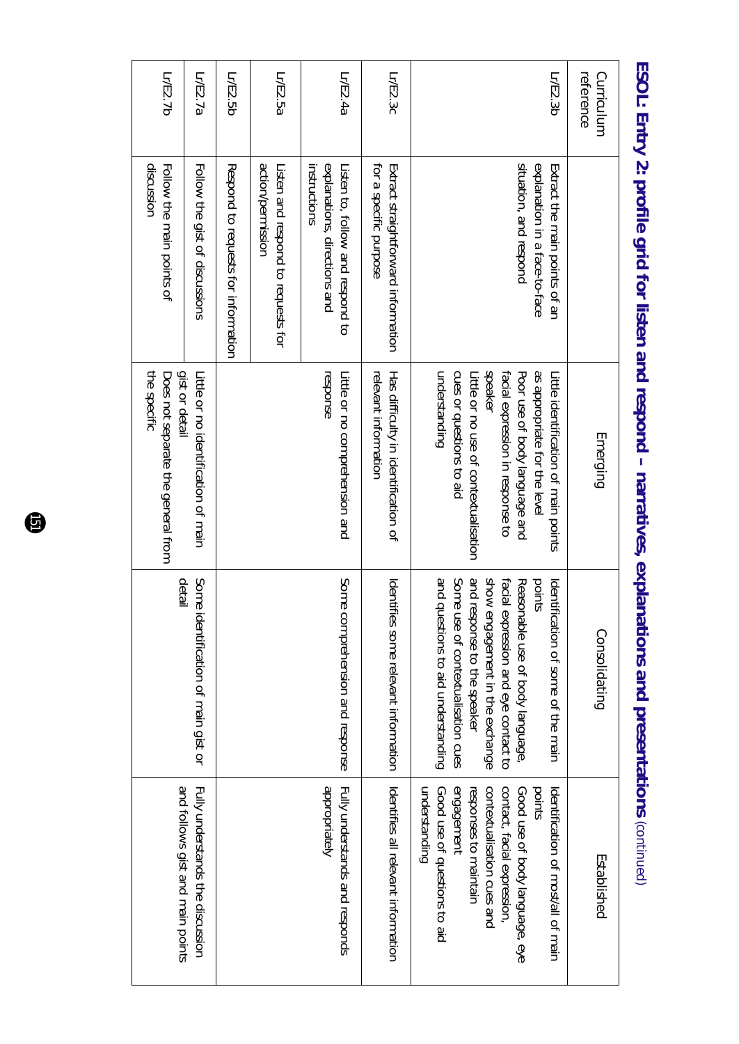## ESOL: Entry 2: profile grid for listen and respond – narratives, explanations and presentations (continued)

| Curriculum reference | | Emerging | Consolidating | Established |
|---|---|---|---|---|
| Lr/E2.3b | Extract the main points of an explanation in a face-to-face situation, and respond | Little identification of main points as appropriate for the level<br>Poor use of body language and facial expression in response to speaker<br>Little or no use of contextualisation cues or questions to aid understanding | Identification of some of the main points<br>Reasonable use of body language, facial expression and eye contact to show engagement in the exchange and response to the speaker<br>Some use of contextualisation cues and questions to aid understanding | Identification of most/all of main points<br>Good use of body language, eye contact, facial expression, contextualisation cues and responses to maintain engagement<br>Good use of questions to aid understanding |
| Lr/E2.3c | Extract straightforward information for a specific purpose | Has difficulty in identification of relevant information | Identifies some relevant information | Identifies all relevant information |
| Lr/E2.4a | Listen to, follow and respond to explanations, directions and instructions | Little or no comprehension and response | Some comprehension and response | Fully understands and responds appropriately |
| Lr/E2.5a | Listen and respond to requests for action/permission | | | |
| Lr/E2.5b | Respond to requests for information | | | |
| Lr/E2.7a | Follow the gist of discussions | Little or no identification of main gist or detail<br>Does not separate the general from the specific | Some identification of main gist or detail | Fully understands the discussion and follows gist and main points |
| Lr/E2.7b | Follow the main points of discussion | | | |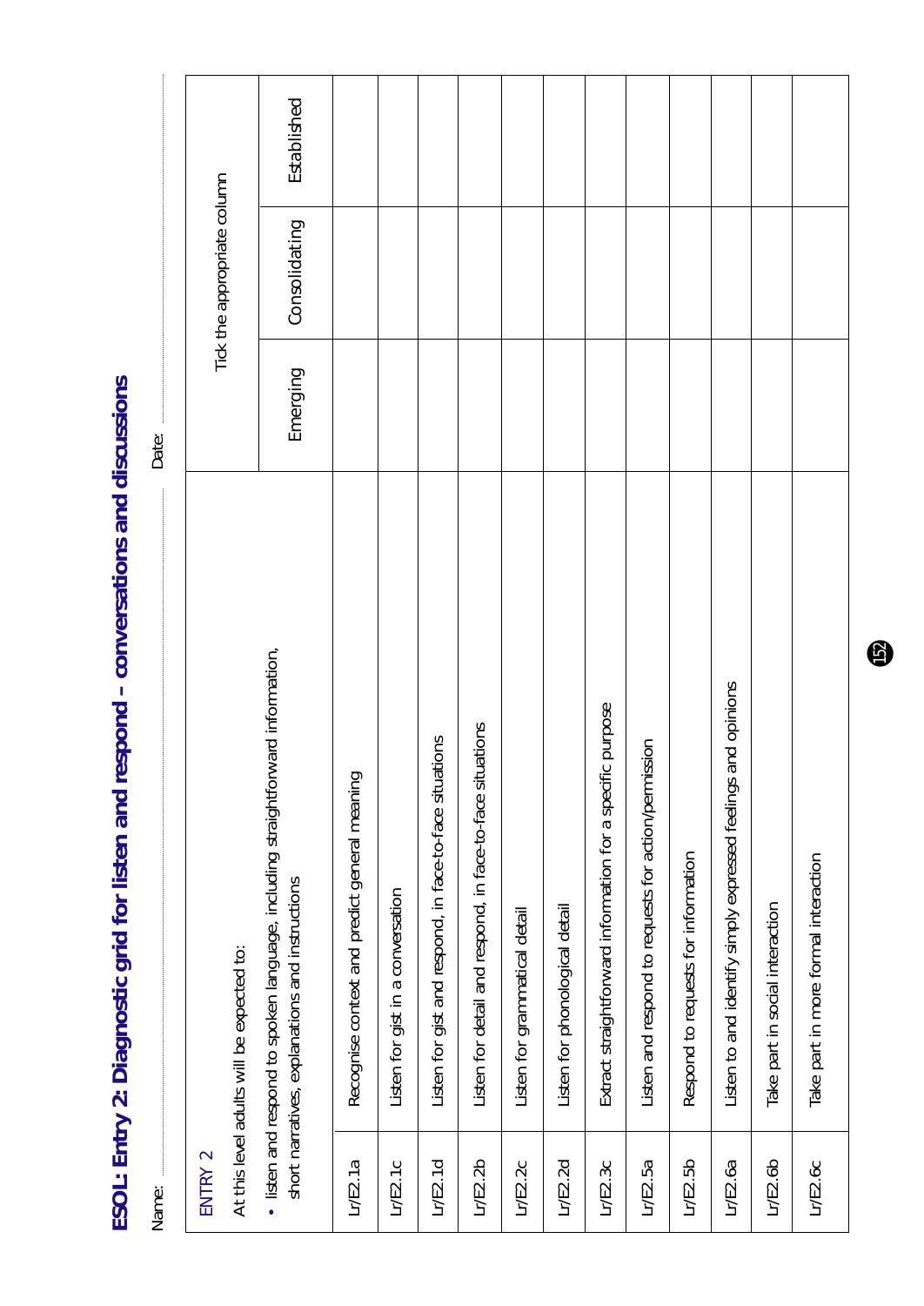# ESOL: Entry 2: Diagnostic grid for listen and respond – conversations and discussions

Name: ................................................ Date: ................................................

| ENTRY 2<br><br>At this level adults will be expected to:<br><br>• listen and respond to spoken language, including straightforward information, short narratives, explanations and instructions | | Tick the appropriate column | | |
|---|---|---|---|---|
| | | Emerging | Consolidating | Established |
| Lr/E2.1a | Recognise context and predict general meaning | | | |
| Lr/E2.1c | Listen for gist in a conversation | | | |
| Lr/E2.1d | Listen for gist and respond, in face-to-face situations | | | |
| Lr/E2.2b | Listen for detail and respond, in face-to-face situations | | | |
| Lr/E2.2c | Listen for grammatical detail | | | |
| Lr/E2.2d | Listen for phonological detail | | | |
| Lr/E2.3c | Extract straightforward information for a specific purpose | | | |
| Lr/E2.5a | Listen and respond to requests for action/permission | | | |
| Lr/E2.5b | Respond to requests for information | | | |
| Lr/E2.6a | Listen to and identify simply expressed feelings and opinions | | | |
| Lr/E2.6b | Take part in social interaction | | | |
| Lr/E2.6c | Take part in more formal interaction | | | |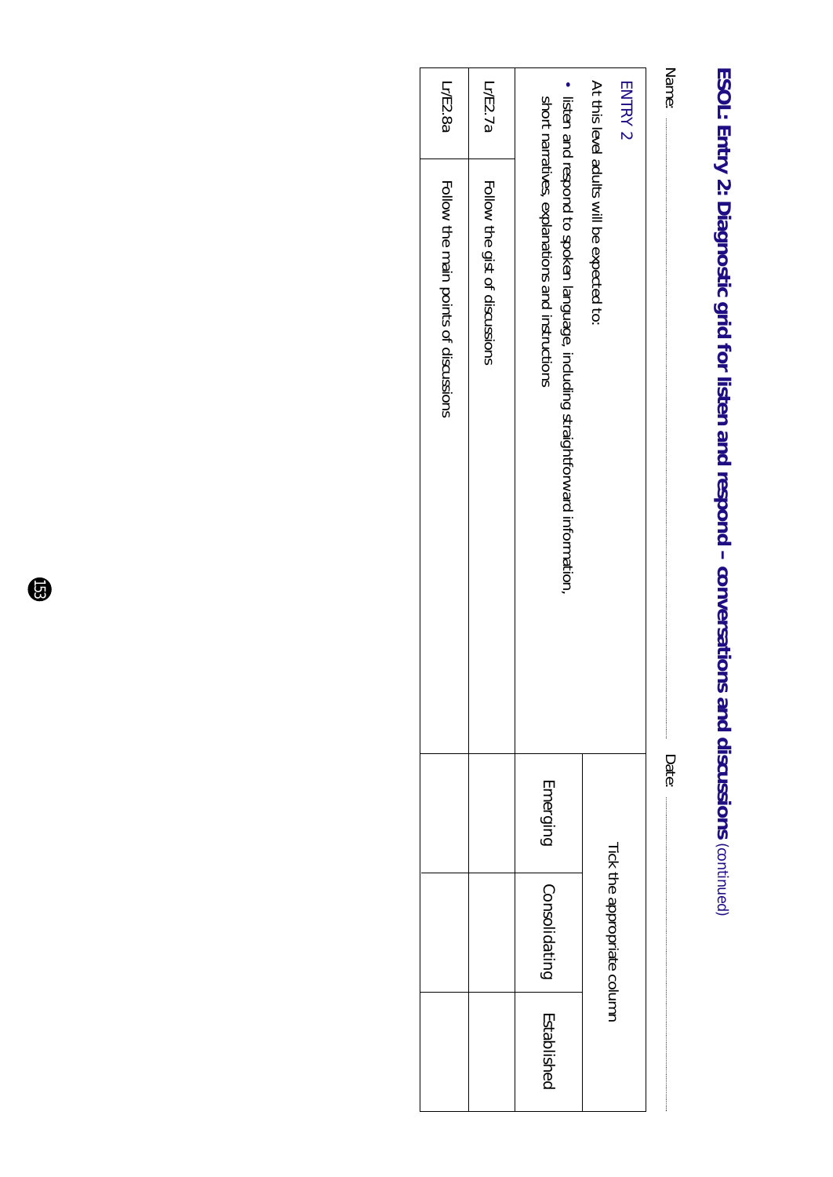# ESOL: Entry 2: Diagnostic grid for listen and respond – conversations and discussions (continued)

Name: ............................................................ Date: ............................................................

| ENTRY 2<br>At this level adults will be expected to:<br>• listen and respond to spoken language, including straightforward information, short narratives, explanations and instructions | | Tick the appropriate column | | |
|---|---|---|---|---|
| | | Emerging | Consolidating | Established |
| Lr/E2.7a | Follow the gist of discussions | | | |
| Lr/E2.8a | Follow the main points of discussions | | | |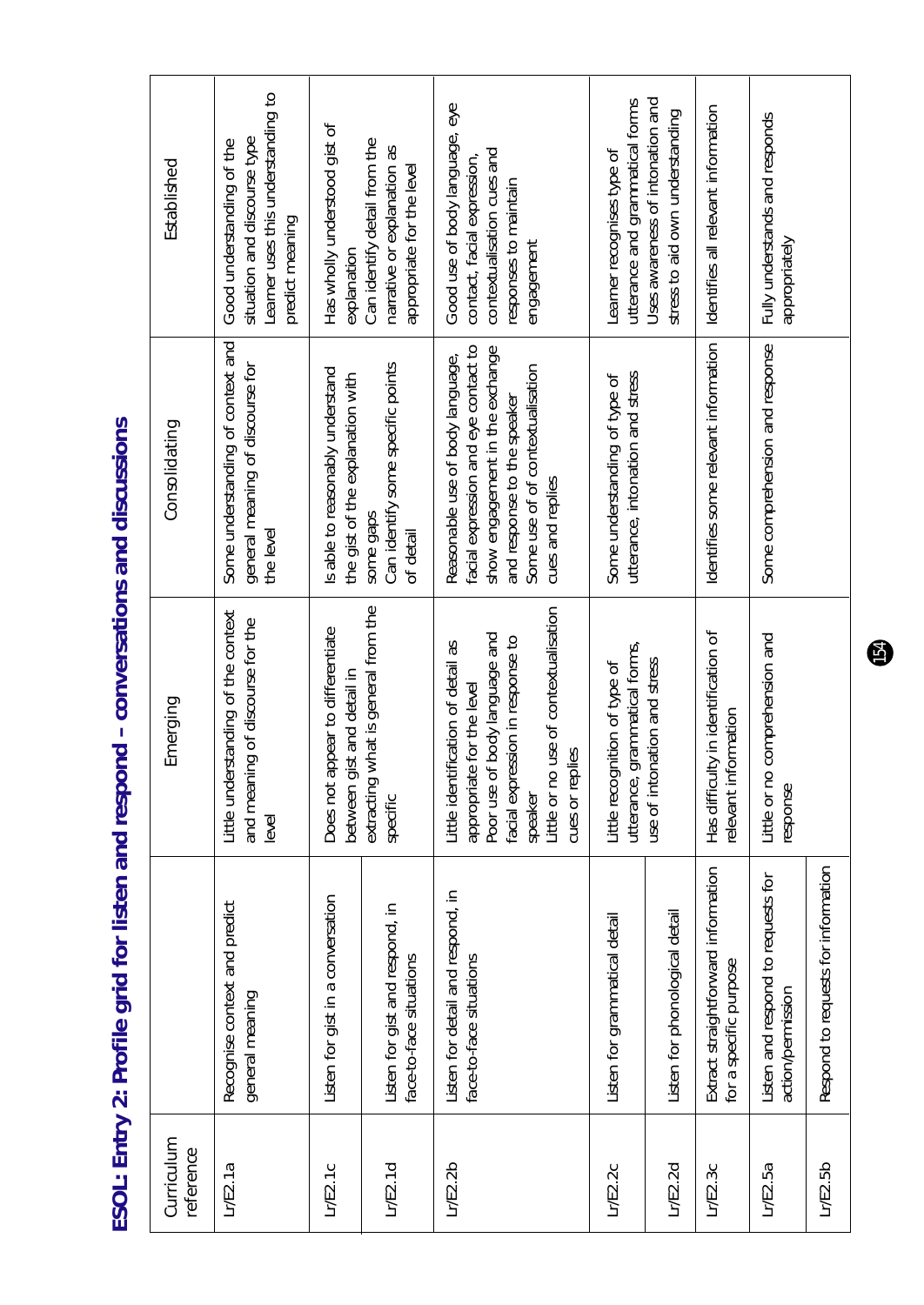# ESOL: Entry 2: Profile grid for listen and respond – conversations and discussions

| Curriculum reference | | Emerging | Consolidating | Established |
|---|---|---|---|---|
| Lr/E2.1a | Recognise context and predict general meaning | Little understanding of the context and meaning of discourse for the level | Some understanding of context and general meaning of discourse for the level | Good understanding of the situation and discourse type<br>Learner uses this understanding to predict meaning |
| Lr/E2.1c | Listen for gist in a conversation | Does not appear to differentiate between gist and detail in extracting what is general from the specific | Is able to reasonably understand the gist of the explanation with some gaps<br>Can identify some specific points of detail | Has wholly understood gist of explanation<br>Can identify detail from the narrative or explanation as appropriate for the level |
| Lr/E2.1d | Listen for gist and respond, in face-to-face situations | | | |
| Lr/E2.2b | Listen for detail and respond, in face-to-face situations | Little identification of detail as appropriate for the level<br>Poor use of body language and facial expression in response to speaker<br>Little or no use of contextualisation cues or replies | Reasonable use of body language, facial expression and eye contact to show engagement in the exchange and response to the speaker<br>Some use of of contextualisation cues and replies | Good use of body language, eye contact, facial expression, contextualisation cues and responses to maintain engagement |
| Lr/E2.2c | Listen for grammatical detail | Little recognition of type of utterance, grammatical forms, use of intonation and stress | Some understanding of type of utterance, intonation and stress | Learner recognises type of utterance and grammatical forms<br>Uses awareness of intonation and stress to aid own understanding |
| Lr/E2.2d | Listen for phonological detail | | | |
| Lr/E2.3c | Extract straightforward information for a specific purpose | Has difficulty in identification of relevant information | Identifies some relevant information | Identifies all relevant information |
| Lr/E2.5a | Listen and respond to requests for action/permission | Little or no comprehension and response | Some comprehension and response | Fully understands and responds appropriately |
| Lr/E2.5b | Respond to requests for information | | | |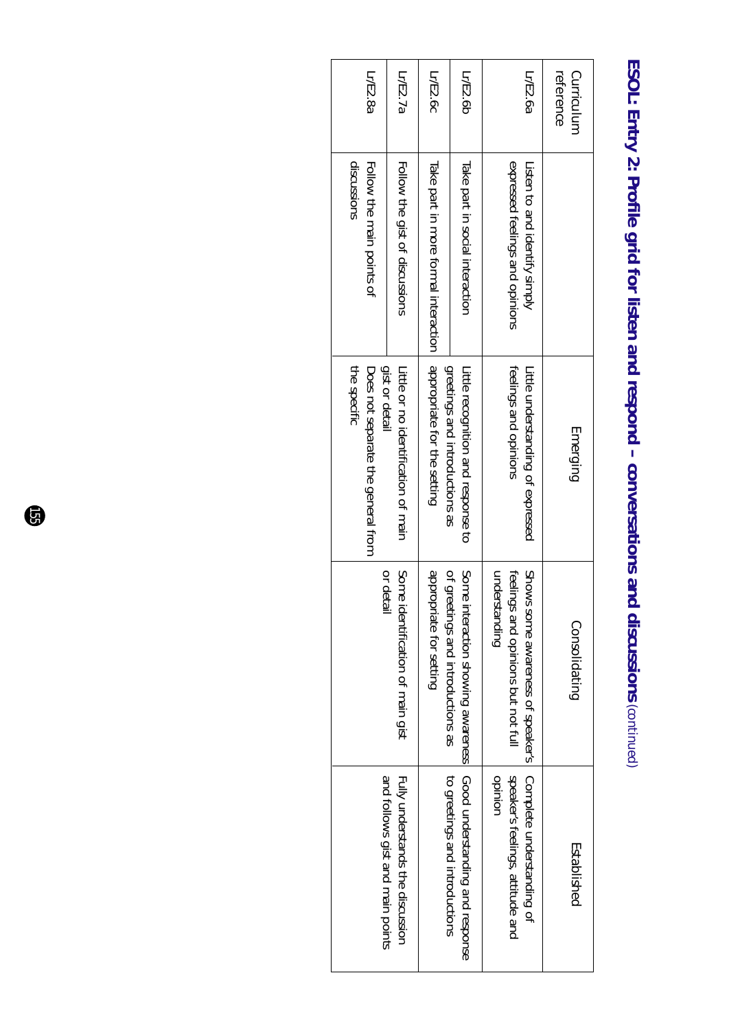# ESOL: Entry 2: Profile grid for listen and respond – conversations and discussions (continued)

| Curriculum reference | | Emerging | Consolidating | Established |
|---|---|---|---|---|
| Lr/E2.6a | Listen to and identify simply expressed feelings and opinions | Little understanding of expressed feelings and opinions | Shows some awareness of speaker's feelings and opinions but not full understanding | Complete understanding of speaker's feelings, attitude and opinion |
| Lr/E2.6b | Take part in social interaction | Little recognition and response to greetings and introductions as appropriate for the setting | Some interaction showing awareness of greetings and introductions as appropriate for setting | Good understanding and response to greetings and introductions |
| Lr/E2.6c | Take part in more formal interaction | | | |
| Lr/E2.7a | Follow the gist of discussions | Little or no identification of main gist or detail | Some identification of main gist or detail | Fully understands the discussion and follows gist and main points |
| Lr/E2.8a | Follow the main points of discussions | Does not separate the general from the specific | | |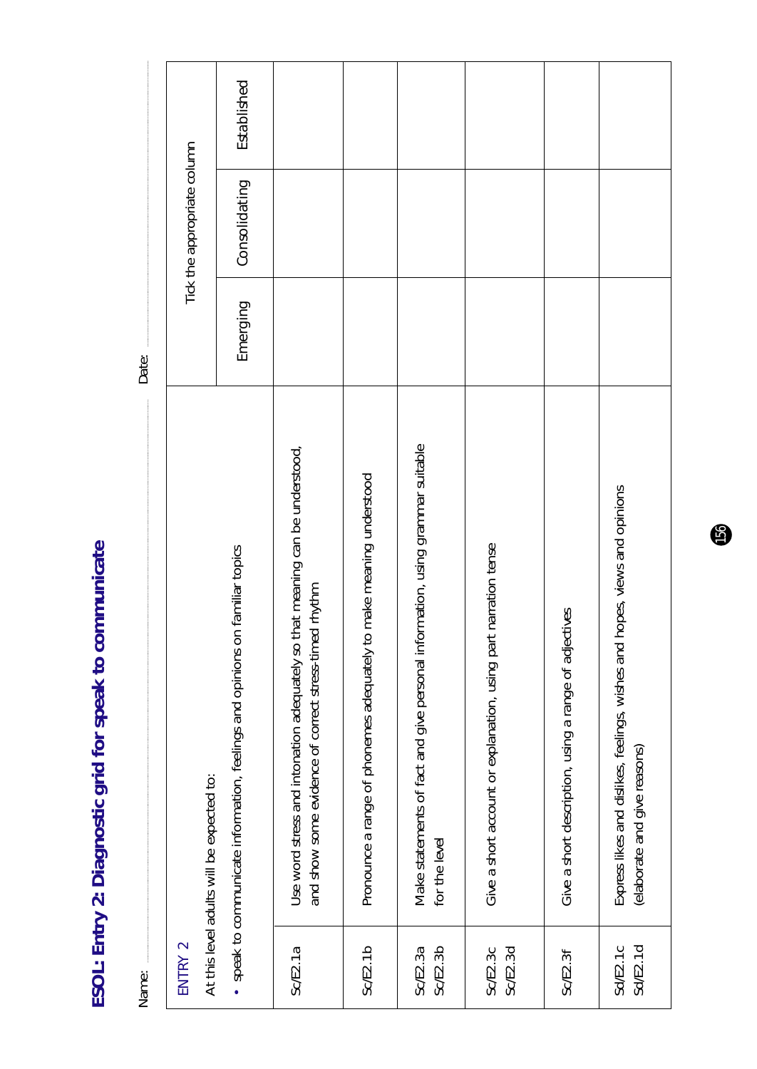# ESOL: Entry 2: Diagnostic grid for speak to communicate

Name: ........................................ Date: ........................................

| ENTRY 2<br>At this level adults will be expected to:<br>• speak to communicate information, feelings and opinions on familiar topics | | Tick the appropriate column | | |
|---|---|---|---|---|
| | | Emerging | Consolidating | Established |
| Sc/E2.1a | Use word stress and intonation adequately so that meaning can be understood, and show some evidence of correct stress-timed rhythm | | | |
| Sc/E2.1b | Pronounce a range of phonemes adequately to make meaning understood | | | |
| Sc/E2.3a<br>Sc/E2.3b | Make statements of fact and give personal information, using grammar suitable for the level | | | |
| Sc/E2.3c<br>Sc/E2.3d | Give a short account or explanation, using part narration tense | | | |
| Sc/E2.3f | Give a short description, using a range of adjectives | | | |
| Sd/E2.1c<br>Sd/E2.1d | Express likes and dislikes, feelings, wishes and hopes, views and opinions (elaborate and give reasons) | | | |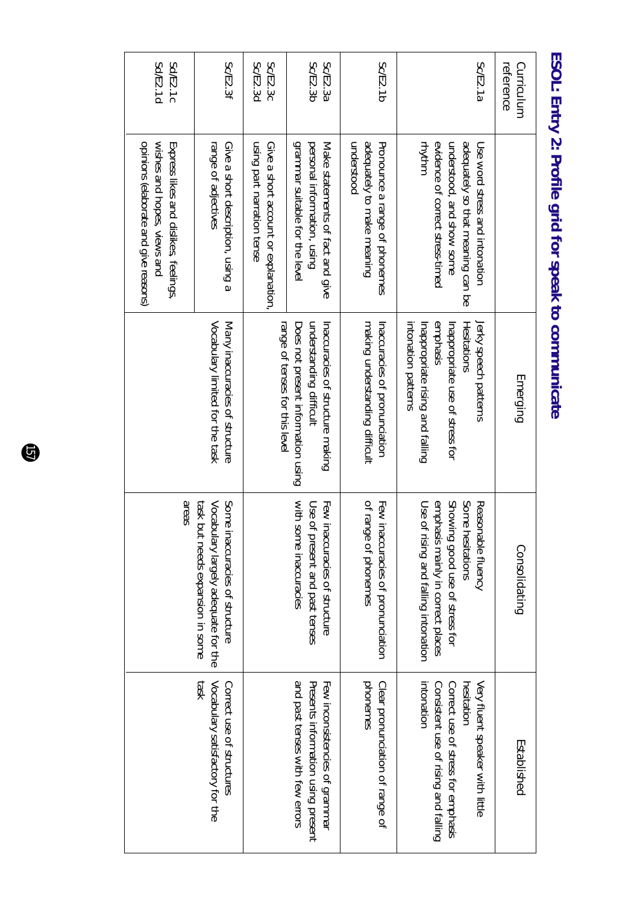# ESOL: Entry 2: Profile grid for speak to communicate

| Curriculum reference | | Emerging | Consolidating | Established |
|---|---|---|---|---|
| Sc/E2.1a | Use word stress and intonation adequately so that meaning can be understood, and show some evidence of correct stress-timed rhythm | Jerky speech patterns<br>Hesitations<br>Inappropriate use of stress for emphasis<br>Inappropriate rising and falling intonation patterns | Reasonable fluency<br>Some hesitations<br>Showing good use of stress for emphasis mainly in correct places<br>Use of rising and falling intonation | Very fluent speaker with little hesitation<br>Correct use of stress for emphasis<br>Consistent use of rising and falling intonation |
| Sc/E2.1b | Pronounce a range of phonemes adequately to make meaning understood | Inaccuracies of pronunciation making understanding difficult | Few inaccuracies of pronunciation of range of phonemes | Clear pronunciation of range of phonemes |
| Sc/E2.3a<br>Sc/E2.3b | Make statements of fact and give personal information, using grammar suitable for the level | Inaccuracies of structure making understanding difficult<br>Does not present information using range of tenses for this level | Few inaccuracies of structure<br>Use of present and past tenses with some inaccuracies | Few inconsistencies of grammar<br>Presents information using present and past tenses with few errors |
| Sc/E2.3c<br>Sc/E2.3d | Give a short account or explanation, using part narration tense | | | |
| Sc/E2.3f | Give a short description, using a range of adjectives | Many inaccuracies of structure<br>Vocabulary limited for the task | Some inaccuracies of structure<br>Vocabulary largely adequate for the task but needs expansion in some areas | Correct use of structures<br>Vocabulary satisfactory for the task |
| Sd/E2.1c<br>Sd/E2.1d | Express likes and dislikes, feelings, wishes and hopes, views and opinions (elaborate and give reasons) | | | |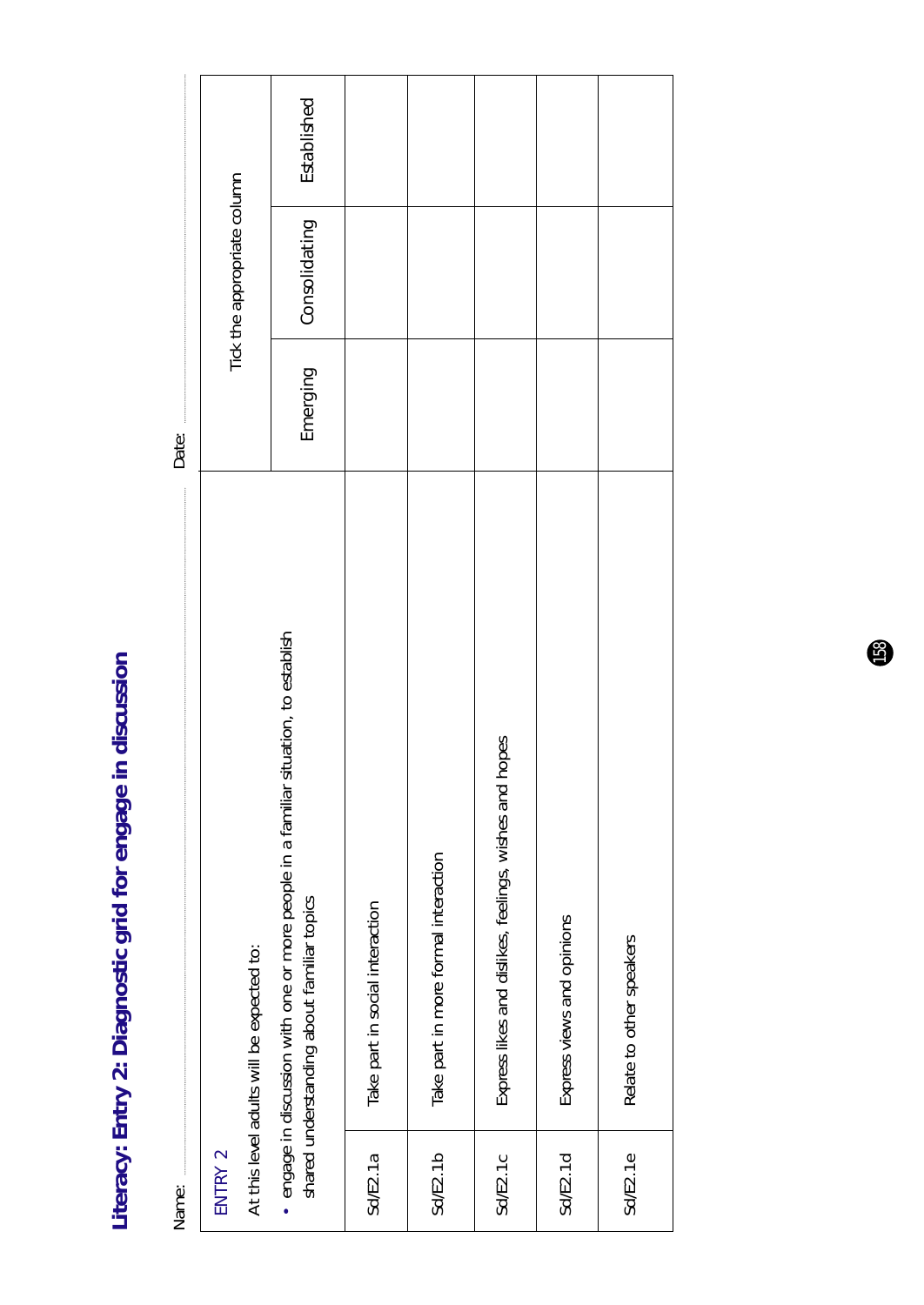# Literacy: Entry 2: Diagnostic grid for engage in discussion

Name: ........................................ Date: ........................................

| ENTRY 2<br>At this level adults will be expected to:<br>• engage in discussion with one or more people in a familiar situation, to establish shared understanding about familiar topics | | Tick the appropriate column | | |
|---|---|---|---|---|
| | | Emerging | Consolidating | Established |
| Sd/E2.1a | Take part in social interaction | | | |
| Sd/E2.1b | Take part in more formal interaction | | | |
| Sd/E2.1c | Express likes and dislikes, feelings, wishes and hopes | | | |
| Sd/E2.1d | Express views and opinions | | | |
| Sd/E2.1e | Relate to other speakers | | | |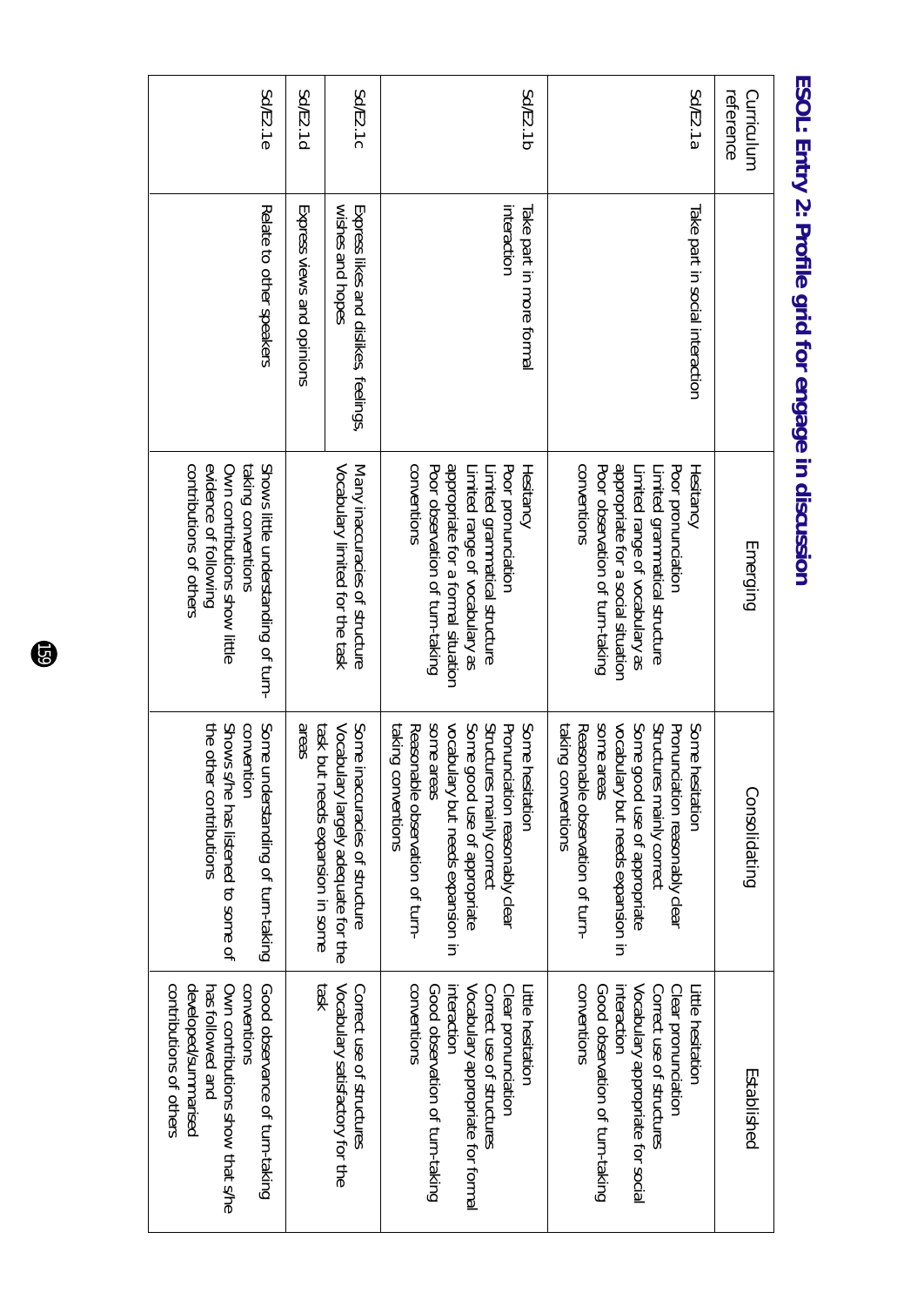# ESOL: Entry 2: Profile grid for engage in discussion

| Curriculum reference | | Emerging | Consolidating | Established |
|---|---|---|---|---|
| Sd/E2.1a | Take part in social interaction | Hesitancy<br>Poor pronunciation<br>Limited grammatical structure<br>Limited range of vocabulary as appropriate for a social situation<br>Poor observation of turn-taking conventions | Some hesitation<br>Pronunciation reasonably clear<br>Structures mainly correct<br>Some good use of appropriate vocabulary but needs expansion in some areas<br>Reasonable observation of turn-taking conventions | Little hesitation<br>Clear pronunciation<br>Correct use of structures<br>Vocabulary appropriate for social interaction<br>Good observation of turn-taking conventions |
| Sd/E2.1b | Take part in more formal interaction | Hesitancy<br>Poor pronunciation<br>Limited grammatical structure<br>Limited range of vocabulary as appropriate for a formal situation<br>Poor observation of turn-taking conventions | Some hesitation<br>Pronunciation reasonably clear<br>Structures mainly correct<br>Some good use of appropriate vocabulary but needs expansion in some areas<br>Reasonable observation of turn-taking conventions | Little hesitation<br>Clear pronunciation<br>Correct use of structures<br>Vocabulary appropriate for formal interaction<br>Good observation of turn-taking conventions |
| Sd/E2.1c | Express likes and dislikes, feelings, wishes and hopes | Many inaccuracies of structure<br>Vocabulary limited for the task | Some inaccuracies of structure<br>Vocabulary largely adequate for the task but needs expansion in some areas | Correct use of structures<br>Vocabulary satisfactory for the task |
| Sd/E2.1d | Express views and opinions | | | |
| Sd/E2.1e | Relate to other speakers | Shows little understanding of turn-taking conventions<br>Own contributions show little evidence of following contributions of others | Some understanding of turn-taking convention<br>Shows s/he has listened to some of the other contributions | Good observance of turn-taking conventions<br>Own contributions show that s/he has followed and developed/summarised contributions of others |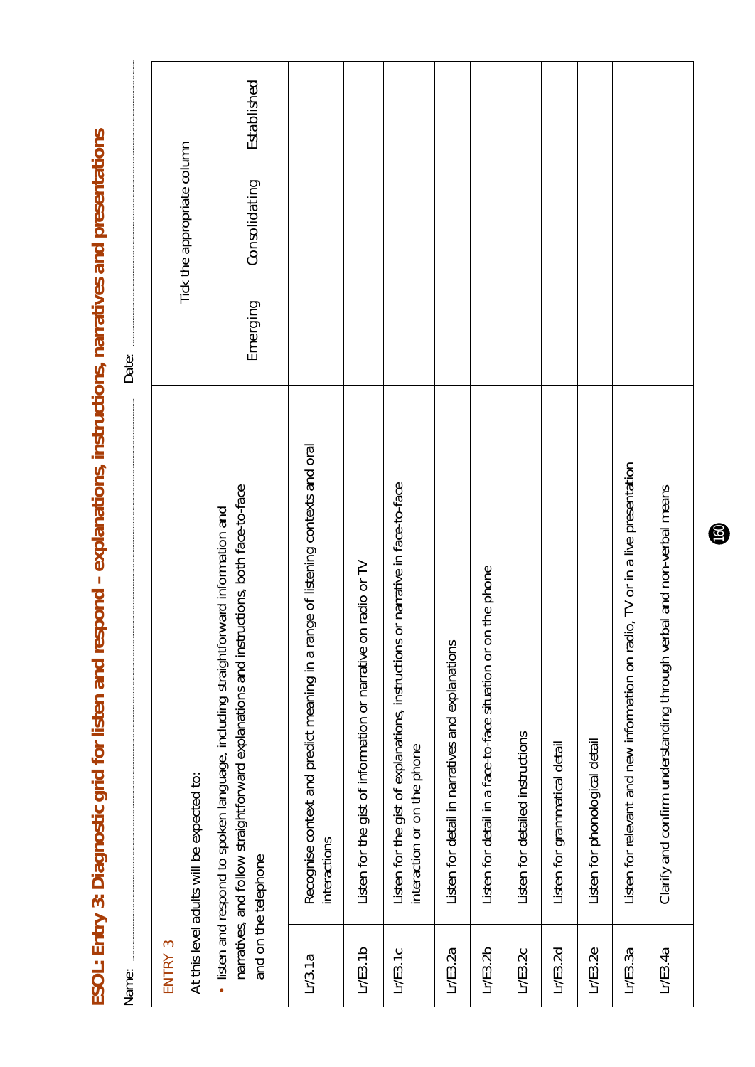# ESOL: Entry 3: Diagnostic grid for listen and respond – explanations, instructions, narratives and presentations

Name: ........................................ Date: ........................................

| ENTRY 3<br><br>At this level adults will be expected to:<br><br>• listen and respond to spoken language, including straightforward information and narratives, and follow straightforward explanations and instructions, both face-to-face and on the telephone | | Tick the appropriate column | | |
|---|---|---|---|---|
| | | Emerging | Consolidating | Established |
| Lr/3.1a | Recognise context and predict meaning in a range of listening contexts and oral interactions | | | |
| Lr/E3.1b | Listen for the gist of information or narrative on radio or TV | | | |
| Lr/E3.1c | Listen for the gist of explanations, instructions or narrative in face-to-face interaction or on the phone | | | |
| Lr/E3.2a | Listen for detail in narratives and explanations | | | |
| Lr/E3.2b | Listen for detail in a face-to-face situation or on the phone | | | |
| Lr/E3.2c | Listen for detailed instructions | | | |
| Lr/E3.2d | Listen for grammatical detail | | | |
| Lr/E3.2e | Listen for phonological detail | | | |
| Lr/E3.3a | Listen for relevant and new information on radio, TV or in a live presentation | | | |
| Lr/E3.4a | Clarify and confirm understanding through verbal and non-verbal means | | | |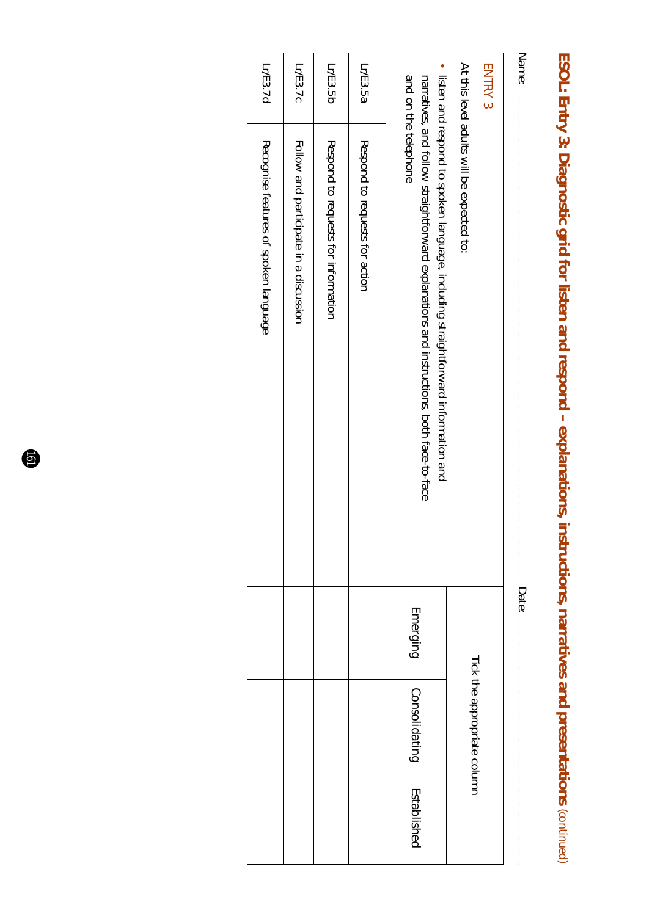# ESOL: Entry 3: Diagnostic grid for listen and respond – explanations, instructions, narratives and presentations (continued)

Name: ........................................................................ Date: ........................................

| ENTRY 3<br>At this level adults will be expected to:<br>• listen and respond to spoken language, including straightforward information and narratives, and follow straightforward explanations and instructions, both face-to-face and on the telephone | | Tick the appropriate column | | |
|---|---|---|---|---|
| | | Emerging | Consolidating | Established |
| Lr/E3.5a | Respond to requests for action | | | |
| Lr/E3.5b | Respond to requests for information | | | |
| Lr/E3.7c | Follow and participate in a discussion | | | |
| Lr/E3.7d | Recognise features of spoken language | | | |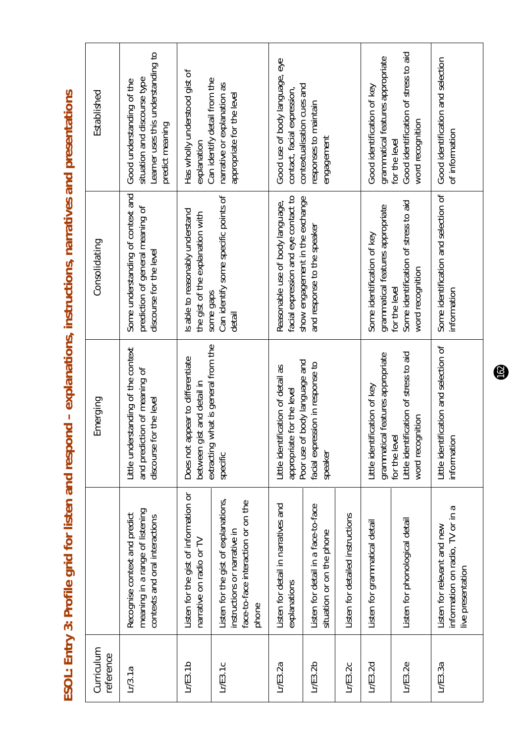# ESOL: Entry 3: Profile grid for listen and respond – explanations, instructions, narratives and presentations

| Curriculum reference | | Emerging | Consolidating | Established |
|---|---|---|---|---|
| Lr/3.1a | Recognise context and predict meaning in a range of listening contexts and oral interactions | Little understanding of the context and prediction of meaning of discourse for the level | Some understanding of context and prediction of general meaning of discourse for the level | Good understanding of the situation and discourse type<br>Learner uses this understanding to predict meaning |
| Lr/E3.1b | Listen for the gist of information or narrative on radio or TV | Does not appear to differentiate between gist and detail in extracting what is general from the specific | Is able to reasonably understand the gist of the explanation with some gaps<br>Can identify some specific points of detail | Has wholly understood gist of explanation<br>Can identify detail from the narrative or explanation as appropriate for the level |
| Lr/E3.1c | Listen for the gist of explanations, instructions or narrative in face-to-face interaction or on the phone | | | |
| Lr/E3.2a | Listen for detail in narratives and explanations | Little identification of detail as appropriate for the level<br>Poor use of body language and facial expression in response to speaker | Reasonable use of body language, facial expression and eye contact to show engagement in the exchange and response to the speaker | Good use of body language, eye contact, facial expression, contextualisation cues and responses to maintain engagement |
| Lr/E3.2b | Listen for detail in a face-to-face situation or on the phone | | | |
| Lr/E3.2c | Listen for detailed instructions | | | |
| Lr/E3.2d | Listen for grammatical detail | Little identification of key grammatical features appropriate for the level<br>Little identification of stress to aid word recognition | Some identification of key grammatical features appropriate for the level<br>Some identification of stress to aid word recognition | Good identification of key grammatical features appropriate for the level<br>Good identification of stress to aid word recognition |
| Lr/E3.2e | Listen for phonological detail | | | |
| Lr/E3.3a | Listen for relevant and new information on radio, TV or in a live presentation | Little identification and selection of information | Some identification and selection of information | Good identification and selection of information |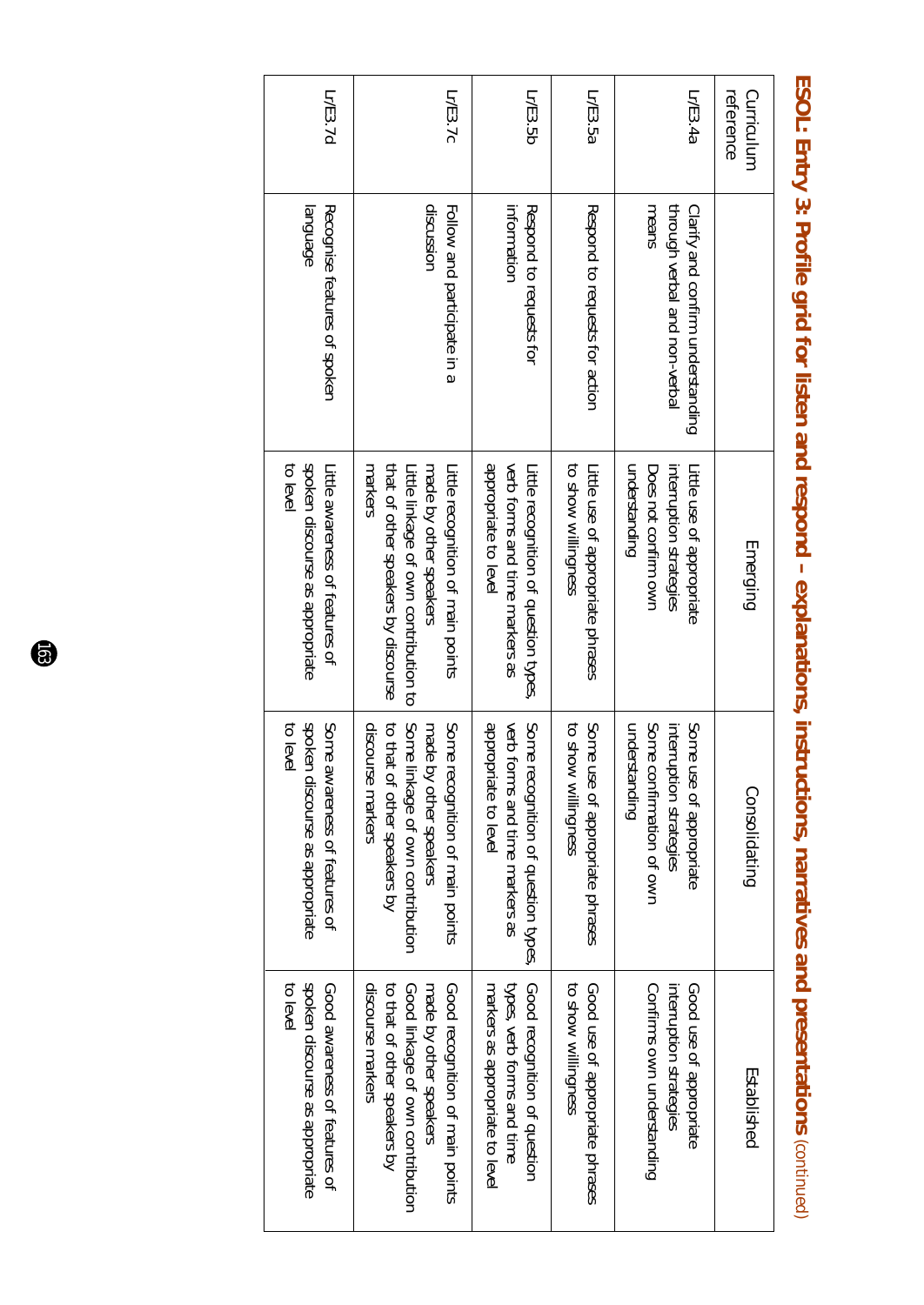# ESOL: Entry 3: Profile grid for listen and respond – explanations, instructions, narratives and presentations (continued)

| Curriculum reference | | Emerging | Consolidating | Established |
|---|---|---|---|---|
| Lr/E3.4a | Clarify and confirm understanding through verbal and non-verbal means | Little use of appropriate interruption strategies<br>Does not confirm own understanding | Some use of appropriate interruption strategies<br>Some confirmation of own understanding | Good use of appropriate interruption strategies<br>Confirms own understanding |
| Lr/E3.5a | Respond to requests for action | Little use of appropriate phrases to show willingness | Some use of appropriate phrases to show willingness | Good use of appropriate phrases to show willingness |
| Lr/E3.5b | Respond to requests for information | Little recognition of question types, verb forms and time markers as appropriate to level | Some recognition of question types, verb forms and time markers as appropriate to level | Good recognition of question types, verb forms and time markers as appropriate to level |
| Lr/E3.7c | Follow and participate in a discussion | Little recognition of main points made by other speakers<br>Little linkage of own contribution to that of other speakers by discourse markers | Some recognition of main points made by other speakers<br>Some linkage of own contribution to that of other speakers by discourse markers | Good recognition of main points made by other speakers<br>Good linkage of own contribution to that of other speakers by discourse markers |
| Lr/E3.7d | Recognise features of spoken language | Little awareness of features of spoken discourse as appropriate to level | Some awareness of features of spoken discourse as appropriate to level | Good awareness of features of spoken discourse as appropriate to level |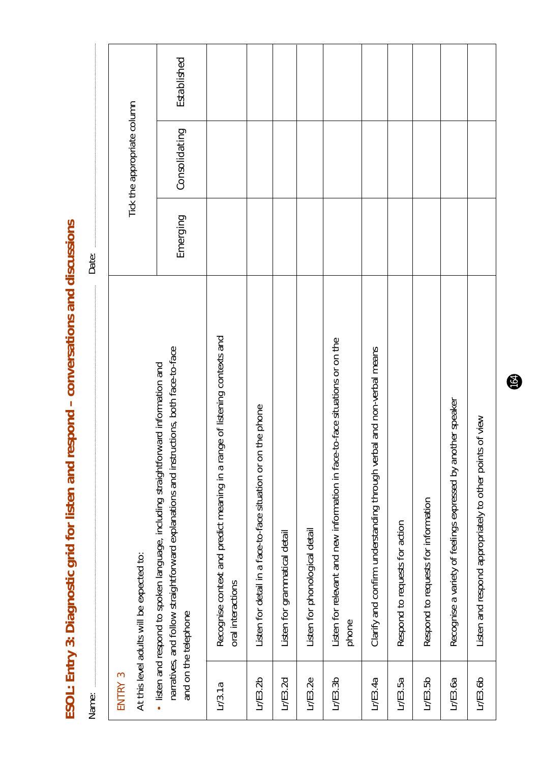# ESOL: Entry 3: Diagnostic grid for listen and respond – conversations and discussions

Name: .......................................................................... Date: ..........................................................................

| ENTRY 3<br><br>At this level adults will be expected to:<br><br>• listen and respond to spoken language, including straightforward information and narratives, and follow straightforward explanations and instructions, both face-to-face and on the telephone | | Tick the appropriate column | | |
|---|---|---|---|---|
| | | Emerging | Consolidating | Established |
| Lr/3.1a | Recognise context and predict meaning in a range of listening contexts and oral interactions | | | |
| Lr/E3.2b | Listen for detail in a face-to-face situation or on the phone | | | |
| Lr/E3.2d | Listen for grammatical detail | | | |
| Lr/E3.2e | Listen for phonological detail | | | |
| Lr/E3.3b | Listen for relevant and new information in face-to-face situations or on the phone | | | |
| Lr/E3.4a | Clarify and confirm understanding through verbal and non-verbal means | | | |
| Lr/E3.5a | Respond to requests for action | | | |
| Lr/E3.5b | Respond to requests for information | | | |
| Lr/E3.6a | Recognise a variety of feelings expressed by another speaker | | | |
| Lr/E3.6b | Listen and respond appropriately to other points of view | | | |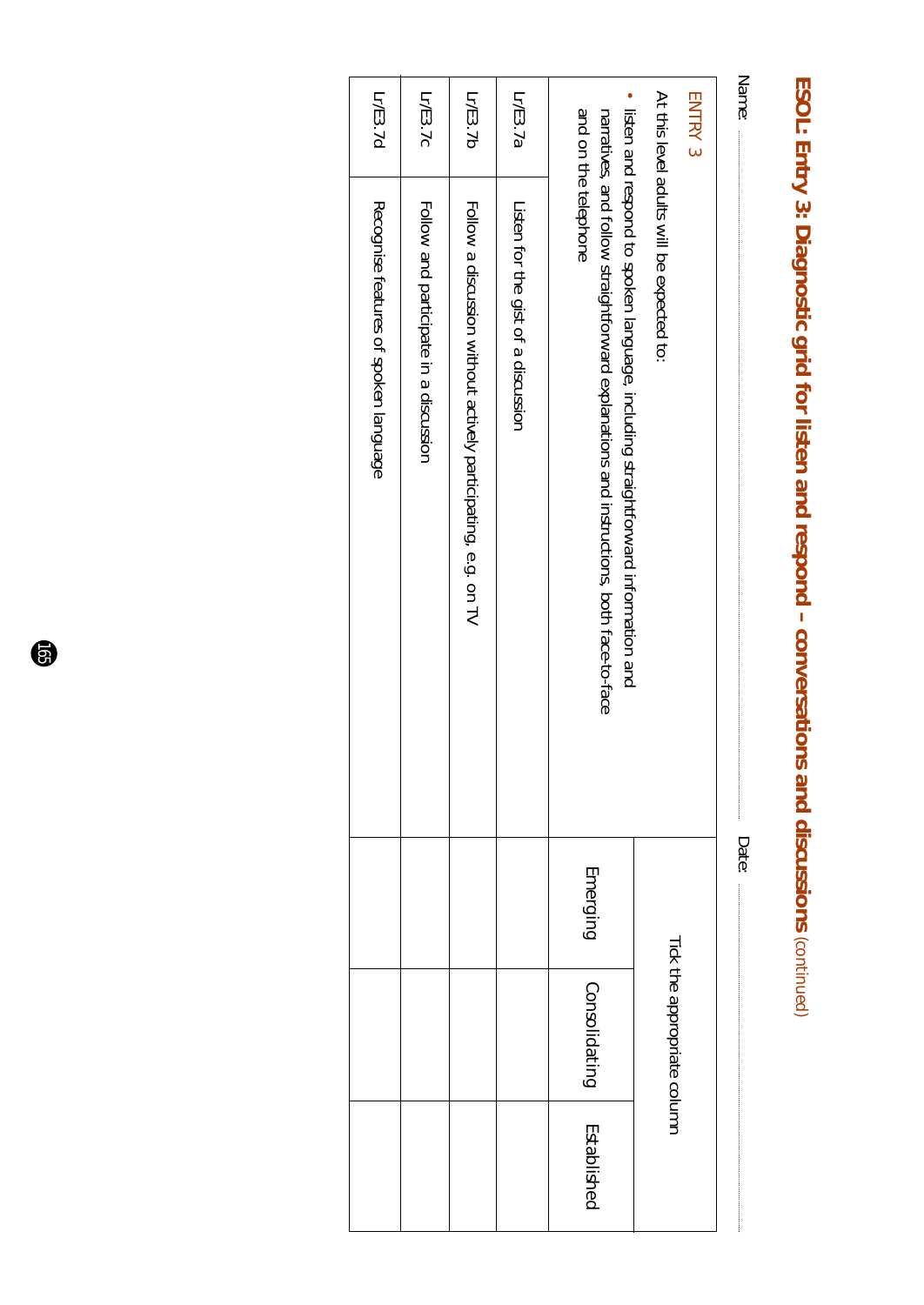# ESOL: Entry 3: Diagnostic grid for listen and respond – conversations and discussions (continued)

Name: .................................................................................. Date: ..................................

| ENTRY 3<br>At this level adults will be expected to:<br>• listen and respond to spoken language, including straightforward information and narratives, and follow straightforward explanations and instructions, both face-to-face and on the telephone | | Tick the appropriate column | | |
|---|---|---|---|---|
| | | Emerging | Consolidating | Established |
| Lr/E3.7a | Listen for the gist of a discussion | | | |
| Lr/E3.7b | Follow a discussion without actively participating, e.g. on TV | | | |
| Lr/E3.7c | Follow and participate in a discussion | | | |
| Lr/E3.7d | Recognise features of spoken language | | | |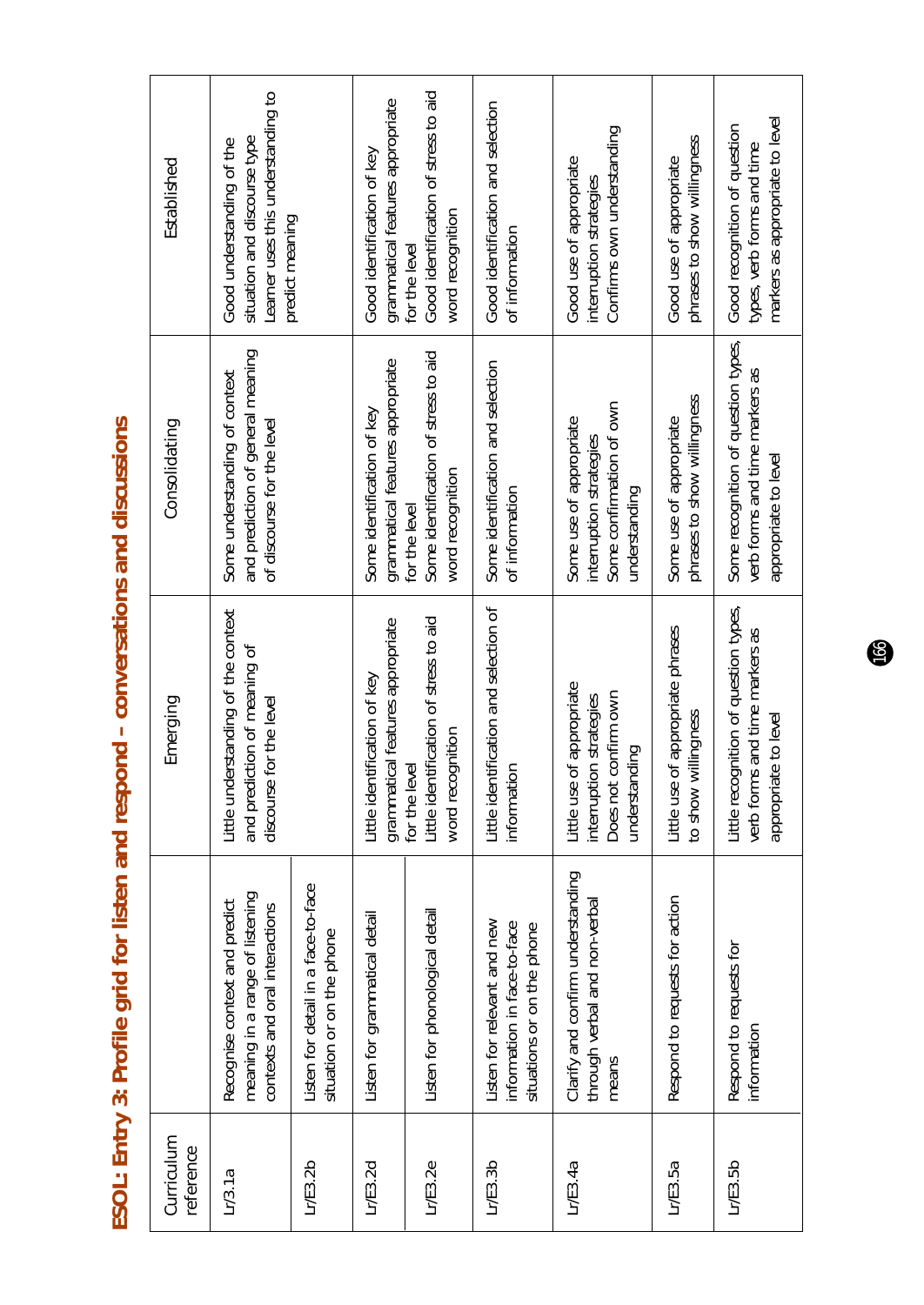# ESOL: Entry 3: Profile grid for listen and respond – conversations and discussions

| Curriculum reference | | Emerging | Consolidating | Established |
|---|---|---|---|---|
| Lr/3.1a | Recognise context and predict meaning in a range of listening contexts and oral interactions | Little understanding of the context and prediction of meaning of discourse for the level | Some understanding of context and prediction of general meaning of discourse for the level | Good understanding of the situation and discourse type. Learner uses this understanding to predict meaning |
| Lr/E3.2b | Listen for detail in a face-to-face situation or on the phone | | | |
| Lr/E3.2d | Listen for grammatical detail | Little identification of key grammatical features appropriate for the level | Some identification of key grammatical features appropriate for the level | Good identification of key grammatical features appropriate for the level |
| Lr/E3.2e | Listen for phonological detail | Little identification of stress to aid word recognition | Some identification of stress to aid word recognition | Good identification of stress to aid word recognition |
| Lr/E3.3b | Listen for relevant and new information in face-to-face situations or on the phone | Little identification and selection of information | Some identification and selection of information | Good identification and selection of information |
| Lr/E3.4a | Clarify and confirm understanding through verbal and non-verbal means | Little use of appropriate interruption strategies. Does not confirm own understanding | Some use of appropriate interruption strategies. Some confirmation of own understanding | Good use of appropriate interruption strategies. Confirms own understanding |
| Lr/E3.5a | Respond to requests for action | Little use of appropriate phrases to show willingness | Some use of appropriate phrases to show willingness | Good use of appropriate phrases to show willingness |
| Lr/E3.5b | Respond to requests for information | Little recognition of question types, verb forms and time markers as appropriate to level | Some recognition of question types, verb forms and time markers as appropriate to level | Good recognition of question types, verb forms and time markers as appropriate to level |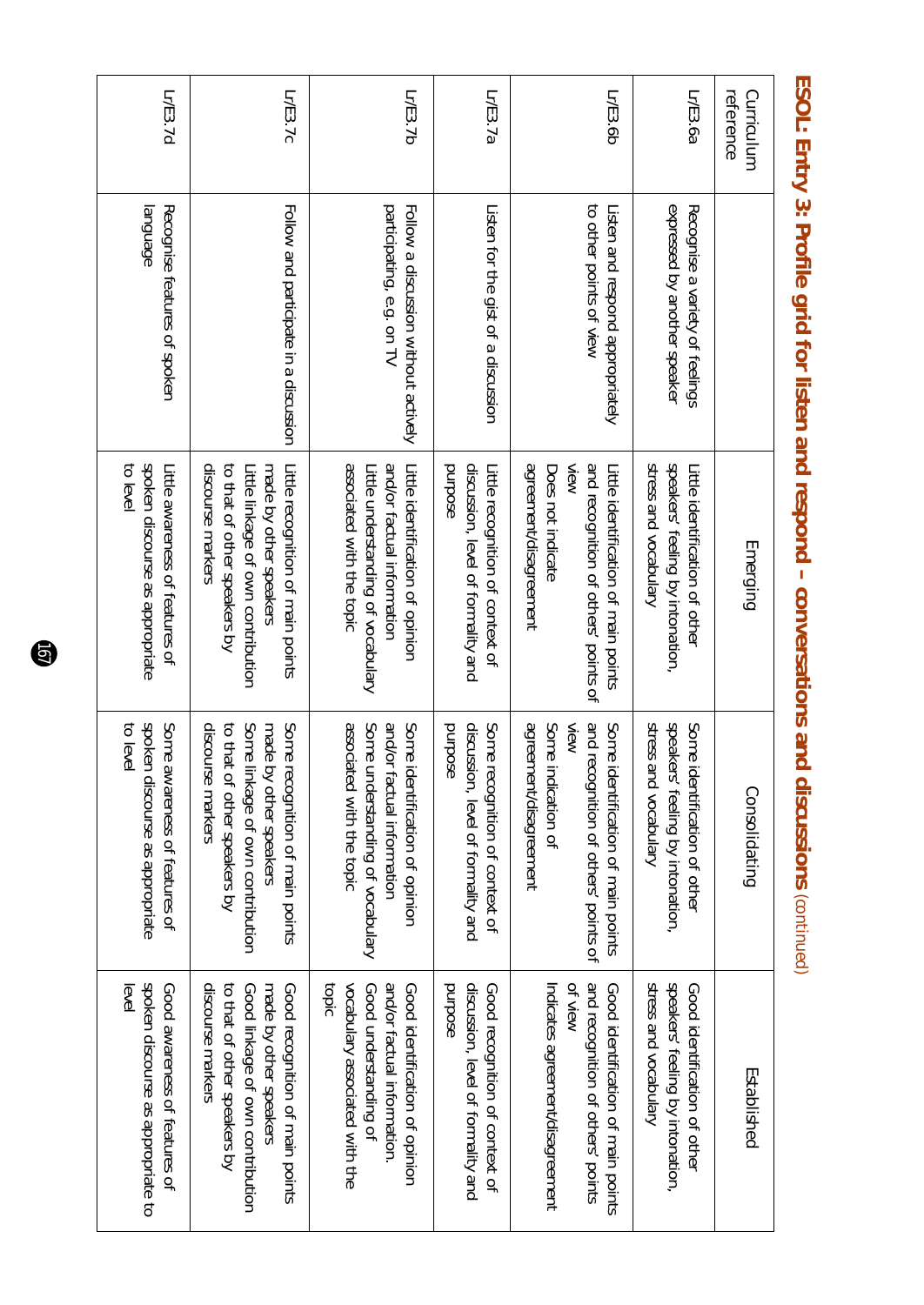# ESOL: Entry 3: Profile grid for listen and respond – conversations and discussions (continued)

| Curriculum reference | | Emerging | Consolidating | Established |
|---|---|---|---|---|
| Lr/E3.6a | Recognise a variety of feelings expressed by another speaker | Little identification of other speakers' feeling by intonation, stress and vocabulary | Some identification of other speakers' feeling by intonation, stress and vocabulary | Good identification of other speakers' feeling by intonation, stress and vocabulary |
| Lr/E3.6b | Listen and respond appropriately to other points of view | Little identification of main points and recognition of others' points of view<br>Does not indicate agreement/disagreement | Some identification of main points and recognition of others' points of view<br>Some indication of agreement/disagreement | Good identification of main points and recognition of others' points of view<br>Indicates agreement/disagreement |
| Lr/E3.7a | Listen for the gist of a discussion | Little recognition of context of discussion, level of formality and purpose | Some recognition of context of discussion, level of formality and purpose | Good recognition of context of discussion, level of formality and purpose |
| Lr/E3.7b | Follow a discussion without actively participating, e.g. on TV | Little identification of opinion and/or factual information<br>Little understanding of vocabulary associated with the topic | Some identification of opinion and/or factual information<br>Some understanding of vocabulary associated with the topic | Good identification of opinion and/or factual information.<br>Good understanding of vocabulary associated with the topic |
| Lr/E3.7c | Follow and participate in a discussion | Little recognition of main points made by other speakers<br>Little linkage of own contribution to that of other speakers by discourse markers | Some recognition of main points made by other speakers<br>Some linkage of own contribution to that of other speakers by discourse markers | Good recognition of main points made by other speakers<br>Good linkage of own contribution to that of other speakers by discourse markers |
| Lr/E3.7d | Recognise features of spoken language | Little awareness of features of spoken discourse as appropriate to level | Some awareness of features of spoken discourse as appropriate to level | Good awareness of features of spoken discourse as appropriate to level |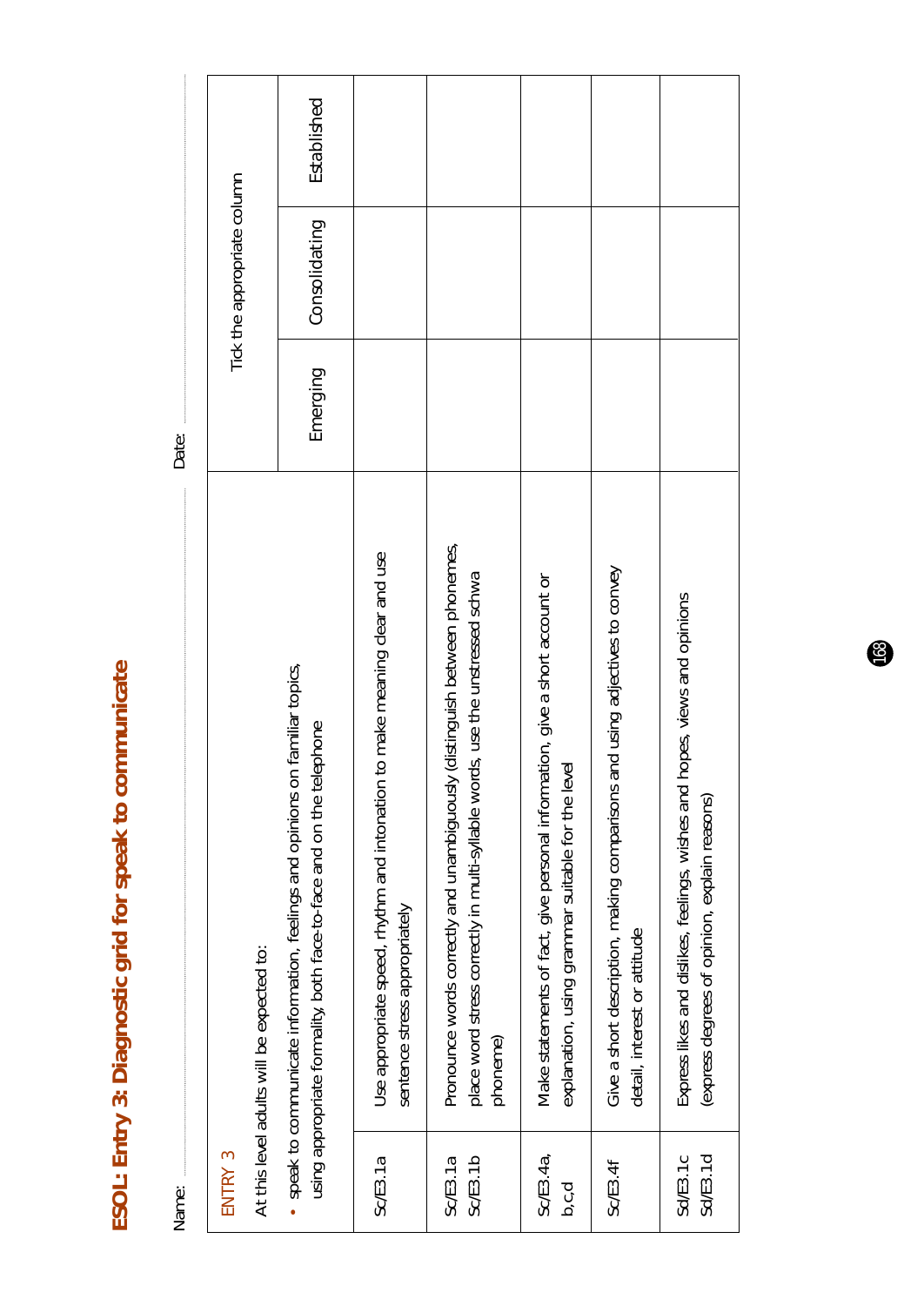# ESOL: Entry 3: Diagnostic grid for speak to communicate

Name: ............................................................ Date: ............................................................

| ENTRY 3<br>At this level adults will be expected to:<br>• speak to communicate information, feelings and opinions on familiar topics, using appropriate formality, both face-to-face and on the telephone | | Tick the appropriate column | | |
|---|---|---|---|---|
| | | Emerging | Consolidating | Established |
| Sc/E3.1a | Use appropriate speed, rhythm and intonation to make meaning clear and use sentence stress appropriately | | | |
| Sc/E3.1a<br>Sc/E3.1b | Pronounce words correctly and unambiguously (distinguish between phonemes, place word stress correctly in multi-syllable words, use the unstressed schwa phoneme) | | | |
| Sc/E3.4a, b,c,d | Make statements of fact, give personal information, give a short account or explanation, using grammar suitable for the level | | | |
| Sc/E3.4f | Give a short description, making comparisons and using adjectives to convey detail, interest or attitude | | | |
| Sd/E3.1c<br>Sd/E3.1d | Express likes and dislikes, feelings, wishes and hopes, views and opinions (express degrees of opinion, explain reasons) | | | |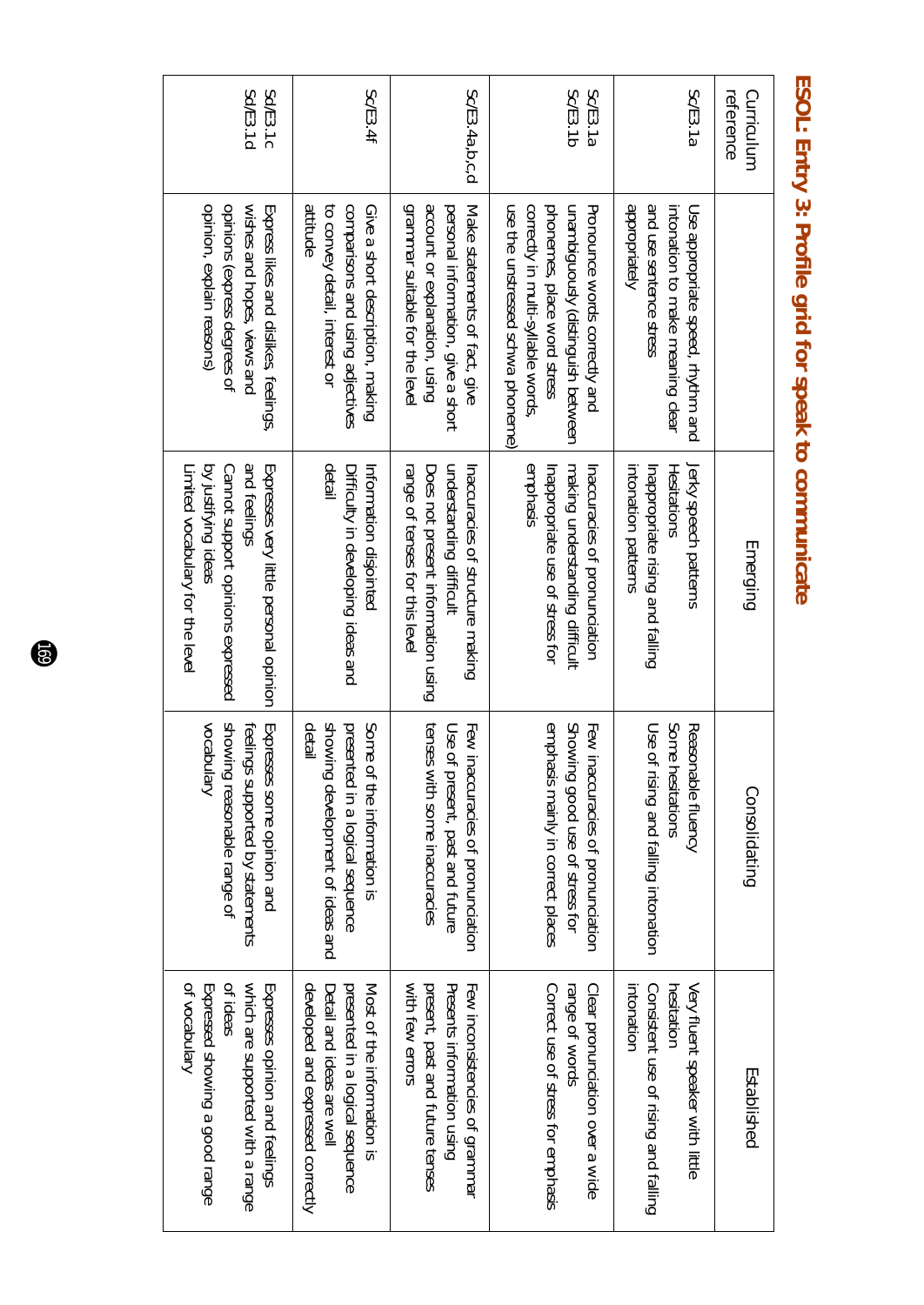# ESOL: Entry 3: Profile grid for speak to communicate

| Curriculum reference | | Emerging | Consolidating | Established |
|---|---|---|---|---|
| Sc/E3.1a | Use appropriate speed, rhythm and intonation to make meaning clear and use sentence stress appropriately | Jerky speech patterns<br>Hesitations<br>Inappropriate rising and falling intonation patterns | Reasonable fluency<br>Some hesitations<br>Use of rising and falling intonation | Very fluent speaker with little hesitation<br>Consistent use of rising and falling intonation |
| Sc/E3.1a<br>Sc/E3.1b | Pronounce words correctly and unambiguously (distinguish between phonemes, place word stress correctly in multi-syllable words, use the unstressed schwa phoneme) | Inaccuracies of pronunciation making understanding difficult<br>Inappropriate use of stress for emphasis | Few inaccuracies of pronunciation<br>Showing good use of stress for emphasis mainly in correct places | Clear pronunciation over a wide range of words<br>Correct use of stress for emphasis |
| Sc/E3.4a,b,c,d | Make statements of fact, give personal information, give a short account or explanation, using grammar suitable for the level | Inaccuracies of structure making understanding difficult<br>Does not present information using range of tenses for this level | Few inaccuracies of pronunciation<br>Use of present, past and future tenses with some inaccuracies | Few inconsistencies of grammar<br>Presents information using present, past and future tenses with few errors |
| Sc/E3.4f | Give a short description, making comparisons and using adjectives to convey detail, interest or attitude | Information disjointed<br>Difficulty in developing ideas and detail | Some of the information is presented in a logical sequence showing development of ideas and detail | Most of the information is presented in a logical sequence<br>Detail and ideas are well developed and expressed correctly |
| Sd/E3.1c<br>Sd/E3.1d | Express likes and dislikes, feelings, wishes and hopes, views and opinions (express degrees of opinion, explain reasons) | Expresses very little personal opinion and feelings<br>Cannot support opinions expressed by justifying ideas<br>Limited vocabulary for the level | Expresses some opinion and feelings supported by statements showing reasonable range of vocabulary | Expresses opinion and feelings which are supported with a range of ideas<br>Expressed showing a good range of vocabulary |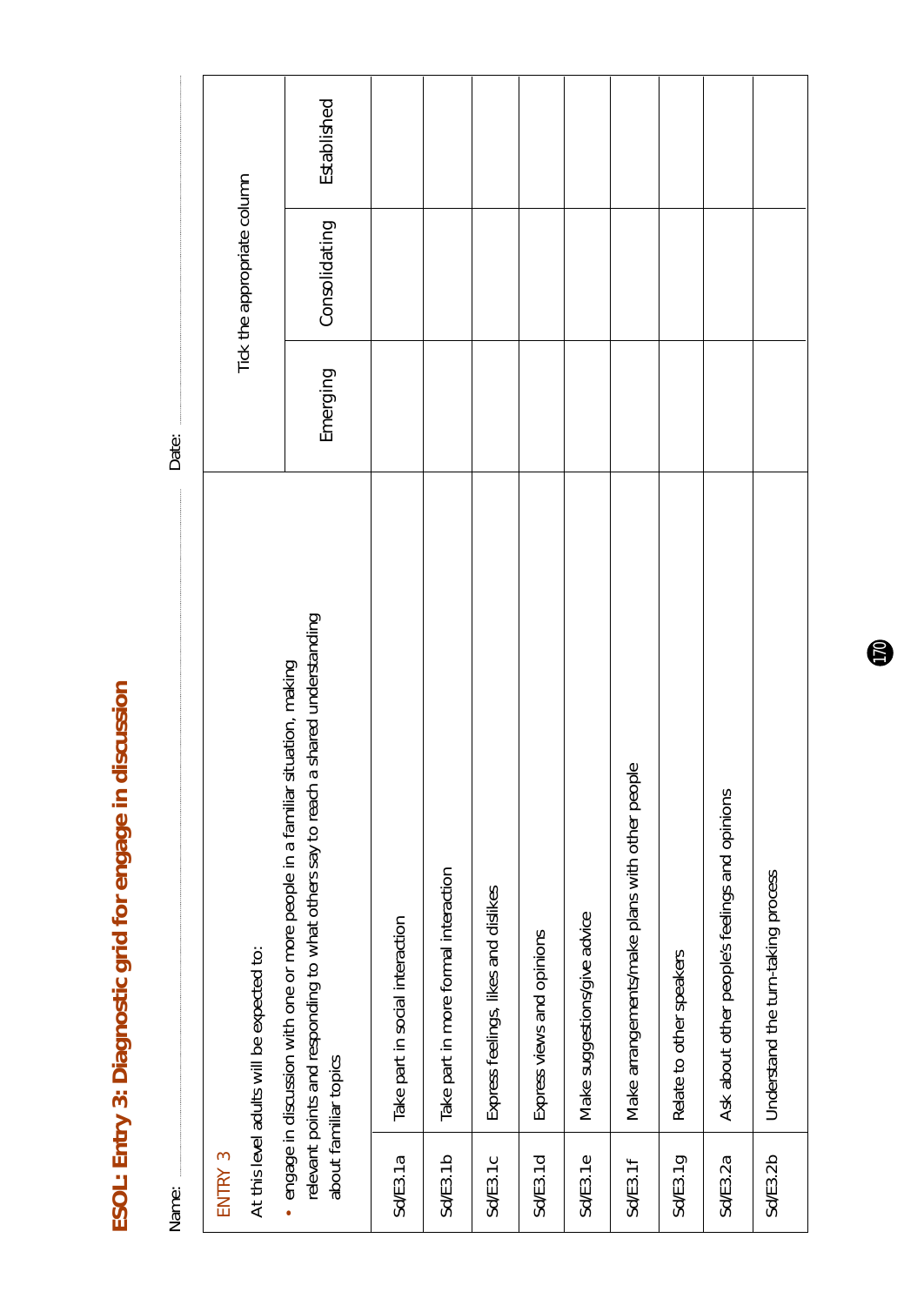# ESOL: Entry 3: Diagnostic grid for engage in discussion

Name: ............................................................ Date: ............................................................

| ENTRY 3<br>At this level adults will be expected to:<br>• engage in discussion with one or more people in a familiar situation, making relevant points and responding to what others say to reach a shared understanding about familiar topics | | Tick the appropriate column | | |
|---|---|---|---|---|
| | | Emerging | Consolidating | Established |
| Sd/E3.1a | Take part in social interaction | | | |
| Sd/E3.1b | Take part in more formal interaction | | | |
| Sd/E3.1c | Express feelings, likes and dislikes | | | |
| Sd/E3.1d | Express views and opinions | | | |
| Sd/E3.1e | Make suggestions/give advice | | | |
| Sd/E3.1f | Make arrangements/make plans with other people | | | |
| Sd/E3.1g | Relate to other speakers | | | |
| Sd/E3.2a | Ask about other people's feelings and opinions | | | |
| Sd/E3.2b | Understand the turn-taking process | | | |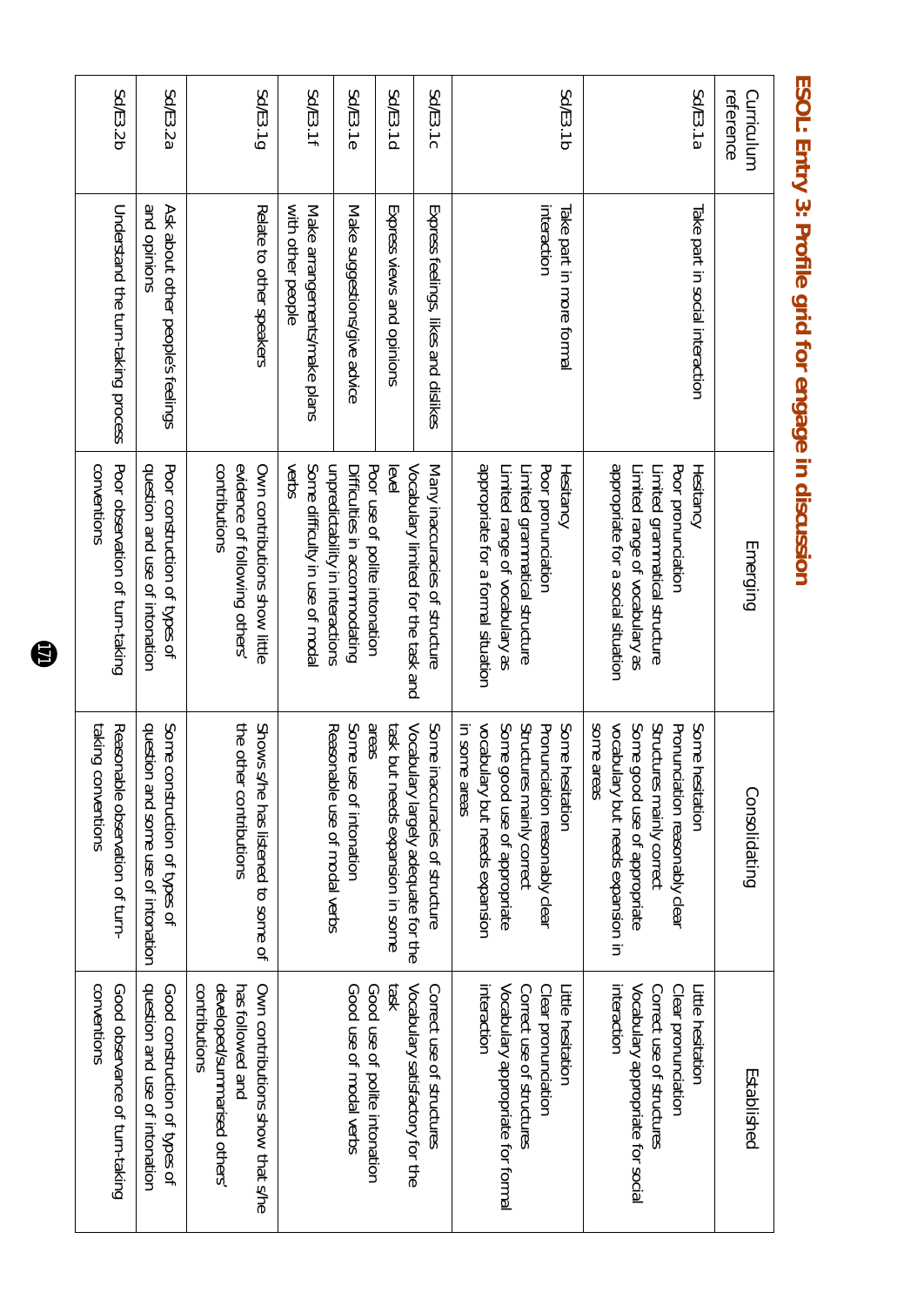# ESOL: Entry 3: Profile grid for engage in discussion

| Curriculum reference | | Emerging | Consolidating | Established |
|---|---|---|---|---|
| Sd/E3.1a | Take part in social interaction | Hesitancy<br>Poor pronunciation<br>Limited grammatical structure<br>Limited range of vocabulary as appropriate for a social situation | Some hesitation<br>Pronunciation reasonably clear<br>Structures mainly correct<br>Some good use of appropriate vocabulary but needs expansion in some areas | Little hesitation<br>Clear pronunciation<br>Correct use of structures<br>Vocabulary appropriate for social interaction |
| Sd/E3.1b | Take part in more formal interaction | Hesitancy<br>Poor pronunciation<br>Limited grammatical structure<br>Limited range of vocabulary as appropriate for a formal situation | Some hesitation<br>Pronunciation reasonably clear<br>Structures mainly correct<br>Some good use of appropriate vocabulary but needs expansion in some areas | Little hesitation<br>Clear pronunciation<br>Correct use of structures<br>Vocabulary appropriate for formal interaction |
| Sd/E3.1c | Express feelings, likes and dislikes | Many inaccuracies of structure<br>Vocabulary limited for the task and level | Some inaccuracies of structure<br>Vocabulary largely adequate for the task but needs expansion in some areas | Correct use of structures<br>Vocabulary satisfactory for the task |
| Sd/E3.1d | Express views and opinions | | | |
| Sd/E3.1e | Make suggestions/give advice | Poor use of polite intonation<br>Difficulties in accommodating unpredictability in interactions | Some use of intonation | Good use of polite intonation |
| Sd/E3.1f | Make arrangements/make plans with other people | Some difficulty in use of modal verbs | Reasonable use of modal verbs | Good use of modal verbs |
| Sd/E3.1g | Relate to other speakers | Own contributions show little evidence of following others' contributions | Shows s/he has listened to some of the other contributions | Own contributions show that s/he has followed and developed/summarised others' contributions |
| Sd/E3.2a | Ask about other people's feelings and opinions | Poor construction of types of question and use of intonation | Some construction of types of question and some use of intonation | Good construction of types of question and use of intonation |
| Sd/E3.2b | Understand the turn-taking process | Poor observation of turn-taking conventions | Reasonable observation of turn-taking conventions | Good observance of turn-taking conventions |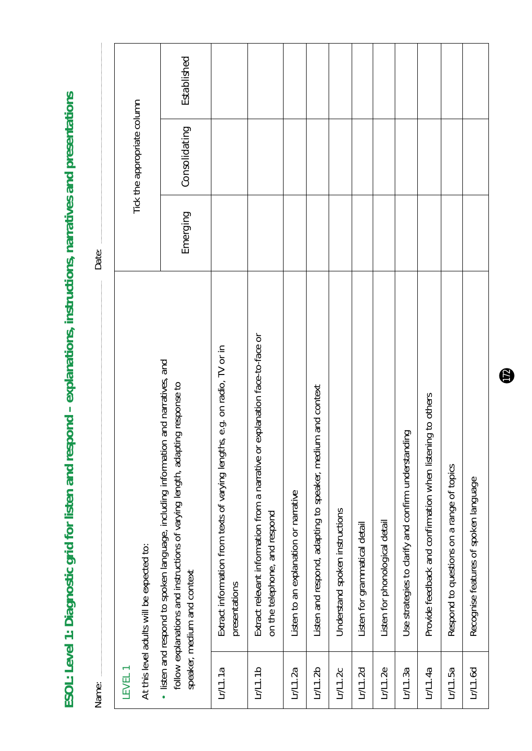# ESOL: Level 1: Diagnostic grid for listen and respond – explanations, instructions, narratives and presentations

Name: ............................................................ Date: ............................................................

| LEVEL 1<br>At this level adults will be expected to:<br>• listen and respond to spoken language, including information and narratives, and follow explanations and instructions of varying length, adapting response to speaker, medium and context | | Tick the appropriate column | | |
|---|---|---|---|---|
| | | Emerging | Consolidating | Established |
| Lr/L1.1a | Extract information from texts of varying lengths, e.g. on radio, TV or in presentations | | | |
| Lr/L1.1b | Extract relevant information from a narrative or explanation face-to-face or on the telephone, and respond | | | |
| Lr/L1.2a | Listen to an explanation or narrative | | | |
| Lr/L1.2b | Listen and respond, adapting to speaker, medium and context | | | |
| Lr/L1.2c | Understand spoken instructions | | | |
| Lr/L1.2d | Listen for grammatical detail | | | |
| Lr/L1.2e | Listen for phonological detail | | | |
| Lr/L1.3a | Use strategies to clarify and confirm understanding | | | |
| Lr/L1.4a | Provide feedback and confirmation when listening to others | | | |
| Lr/L1.5a | Respond to questions on a range of topics | | | |
| Lr/L1.6d | Recognise features of spoken language | | | |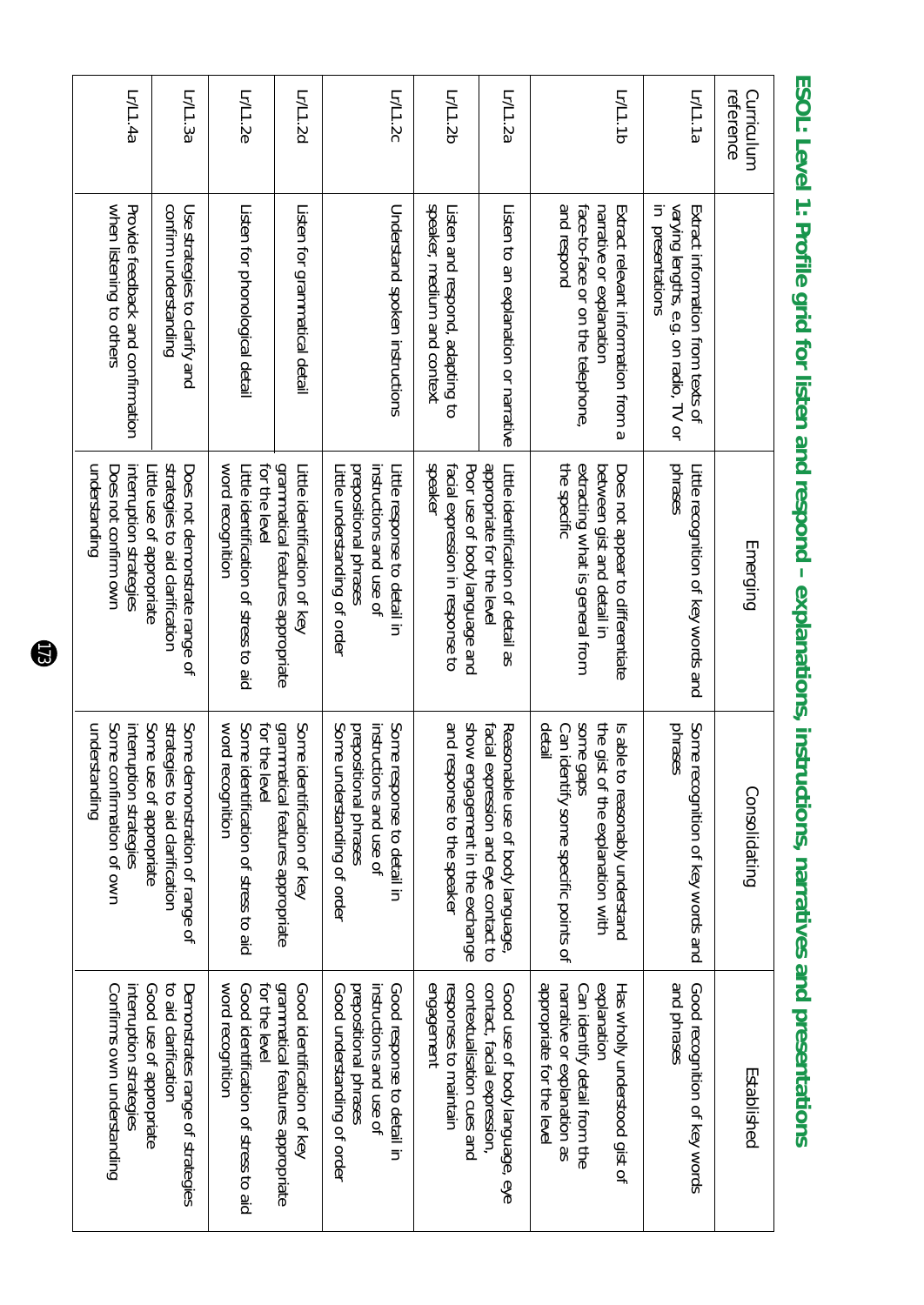# ESOL: Level 1: Profile grid for listen and respond – explanations, instructions, narratives and presentations

| Curriculum reference | | Emerging | Consolidating | Established |
|---|---|---|---|---|
| Lr/L1.1a | Extract information from texts of varying lengths, e.g. on radio, TV or in presentations | Little recognition of key words and phrases | Some recognition of key words and phrases | Good recognition of key words and phrases |
| Lr/L1.1b | Extract relevant information from a narrative or explanation face-to-face or on the telephone, and respond | Does not appear to differentiate between gist and detail in extracting what is general from the specific | Is able to reasonably understand the gist of the explanation with some gaps<br>Can identify some specific points of detail | Has wholly understood gist of explanation<br>Can identify detail from the narrative or explanation as appropriate for the level |
| Lr/L1.2a | Listen to an explanation or narrative | Little identification of detail as appropriate for the level<br>Poor use of body language and facial expression in response to speaker | Reasonable use of body language, facial expression and eye contact to show engagement in the exchange and response to the speaker | Good use of body language, eye contact, facial expression, contextualisation cues and responses to maintain engagement |
| Lr/L1.2b | Listen and respond, adapting to speaker, medium and context | | | |
| Lr/L1.2c | Understand spoken instructions | Little response to detail in instructions and use of prepositional phrases<br>Little understanding of order | Some response to detail in instructions and use of prepositional phrases<br>Some understanding of order | Good response to detail in instructions and use of prepositional phrases<br>Good understanding of order |
| Lr/L1.2d | Listen for grammatical detail | Little identification of key grammatical features appropriate for the level | Some identification of key grammatical features appropriate for the level | Good identification of key grammatical features appropriate for the level |
| Lr/L1.2e | Listen for phonological detail | Little identification of stress to aid word recognition | Some identification of stress to aid word recognition | Good identification of stress to aid word recognition |
| Lr/L1.3a | Use strategies to clarify and confirm understanding | Does not demonstrate range of strategies to aid clarification<br>Little use of appropriate interruption strategies<br>Does not confirm own understanding | Some demonstration of range of strategies to aid clarification<br>Some use of appropriate interruption strategies<br>Some confirmation of own understanding | Demonstrates range of strategies to aid clarification<br>Good use of appropriate interruption strategies<br>Confirms own understanding |
| Lr/L1.4a | Provide feedback and confirmation when listening to others | | | |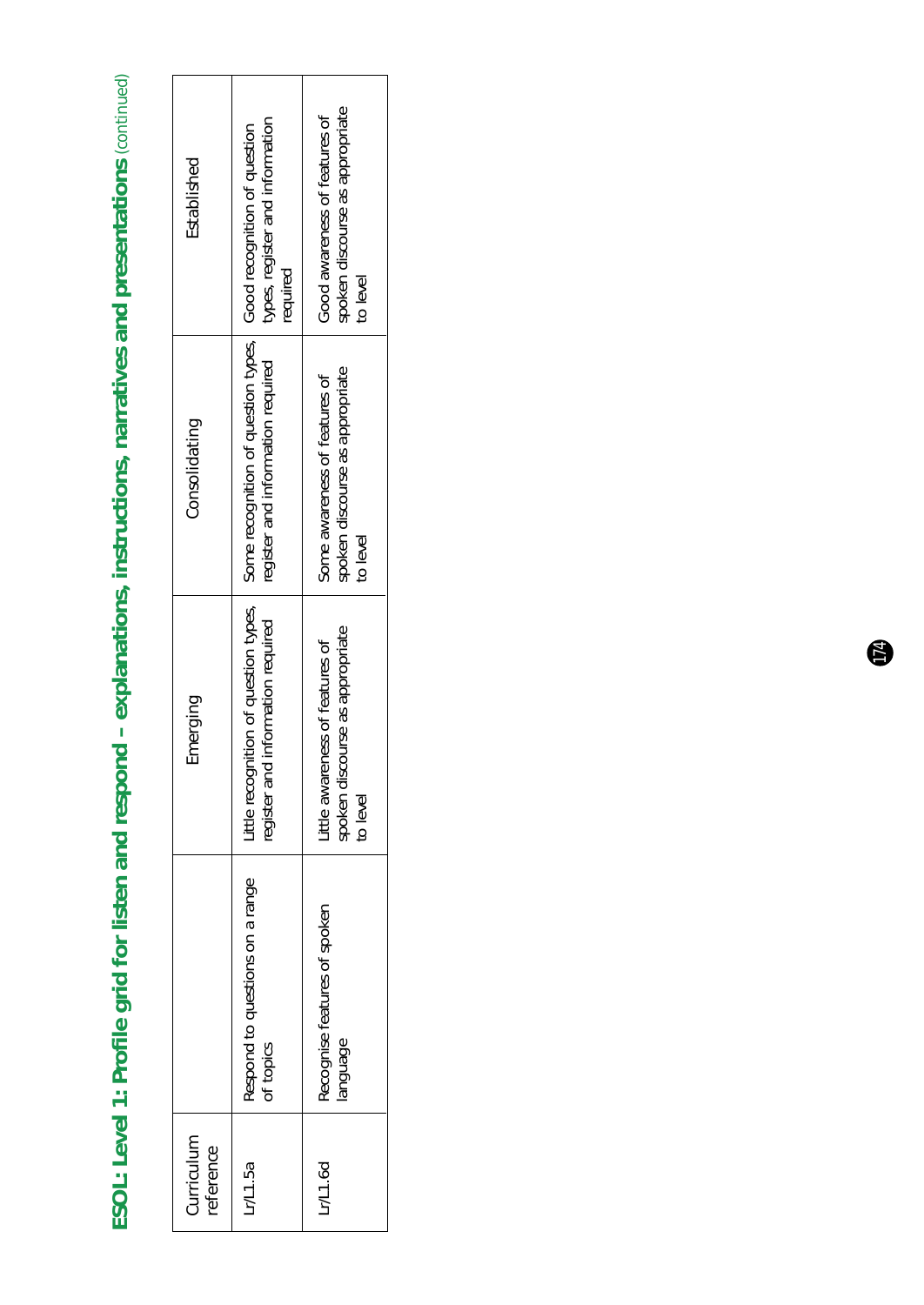# ESOL: Level 1: Profile grid for listen and respond – explanations, instructions, narratives and presentations (continued)

| Curriculum reference | | Emerging | Consolidating | Established |
|---|---|---|---|---|
| Lr/L1.5a | Respond to questions on a range of topics | Little recognition of question types, register and information required | Some recognition of question types, register and information required | Good recognition of question types, register and information required |
| Lr/L1.6d | Recognise features of spoken language | Little awareness of features of spoken discourse as appropriate to level | Some awareness of features of spoken discourse as appropriate to level | Good awareness of features of spoken discourse as appropriate to level |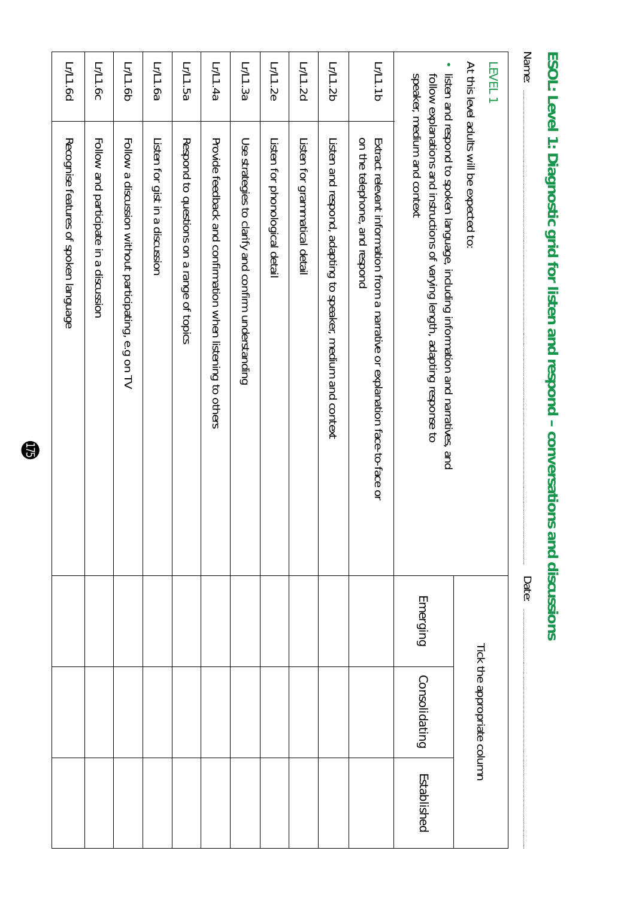# ESOL: Level 1: Diagnostic grid for listen and respond – conversations and discussions

Name: ........................................ Date: ........................................

| LEVEL 1<br>At this level adults will be expected to:<br>• listen and respond to spoken language, including information and narratives, and follow explanations and instructions of varying length, adapting response to speaker, medium and context | | Tick the appropriate column | | |
|---|---|---|---|---|
| | | Emerging | Consolidating | Established |
| Lr/L1.1b | Extract relevant information from a narrative or explanation face-to-face or on the telephone, and respond | | | |
| Lr/L1.2b | Listen and respond, adapting to speaker, medium and context | | | |
| Lr/L1.2d | Listen for grammatical detail | | | |
| Lr/L1.2e | Listen for phonological detail | | | |
| Lr/L1.3a | Use strategies to clarify and confirm understanding | | | |
| Lr/L1.4a | Provide feedback and confirmation when listening to others | | | |
| Lr/L1.5a | Respond to questions on a range of topics | | | |
| Lr/L1.6a | Listen for gist in a discussion | | | |
| Lr/L1.6b | Follow a discussion without participating, e.g on TV | | | |
| Lr/L1.6c | Follow and participate in a discussion | | | |
| Lr/L1.6d | Recognise features of spoken language | | | |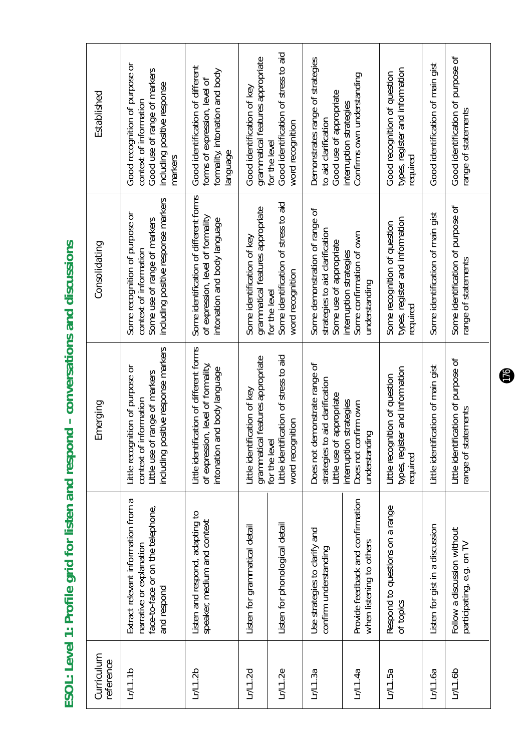# ESOL: Level 1: Profile grid for listen and respond – conversations and discussions

| Curriculum reference | | Emerging | Consolidating | Established |
|---|---|---|---|---|
| Lr/L1.1b | Extract relevant information from a narrative or explanation face-to-face or on the telephone, and respond | Little recognition of purpose or context of information<br>Little use of range of markers including positive response markers | Some recognition of purpose or context of information<br>Some use of range of markers including positive response markers | Good recognition of purpose or context of information<br>Good use of range of markers including positive response markers |
| Lr/L1.2b | Listen and respond, adapting to speaker, medium and context | Little identification of different forms of expression, level of formality, intonation and body language | Some identification of different forms of expression, level of formality intonation and body language | Good identification of different forms of expression, level of formality, intonation and body language |
| Lr/L1.2d | Listen for grammatical detail | Little identification of key grammatical features appropriate for the level<br>Little identification of stress to aid word recognition | Some identification of key grammatical features appropriate for the level<br>Some identification of stress to aid word recognition | Good identification of key grammatical features appropriate for the level<br>Good identification of stress to aid word recognition |
| Lr/L1.2e | Listen for phonological detail | | | |
| Lr/L1.3a | Use strategies to clarify and confirm understanding | Does not demonstrate range of strategies to aid clarification<br>Little use of appropriate interruption strategies<br>Does not confirm own understanding | Some demonstration of range of strategies to aid clarification<br>Some use of appropriate interruption strategies<br>Some confirmation of own understanding | Demonstrates range of strategies to aid clarification<br>Good use of appropriate interruption strategies<br>Confirms own understanding |
| Lr/L1.4a | Provide feedback and confirmation when listening to others | | | |
| Lr/L1.5a | Respond to questions on a range of topics | Little recognition of question types, register and information required | Some recognition of question types, register and information required | Good recognition of question types, register and information required |
| Lr/L1.6a | Listen for gist in a discussion | Little identification of main gist | Some identification of main gist | Good identification of main gist |
| Lr/L1.6b | Follow a discussion without participating, e.g. on TV | Little identification of purpose of range of statements | Some identification of purpose of range of statements | Good identification of purpose of range of statements |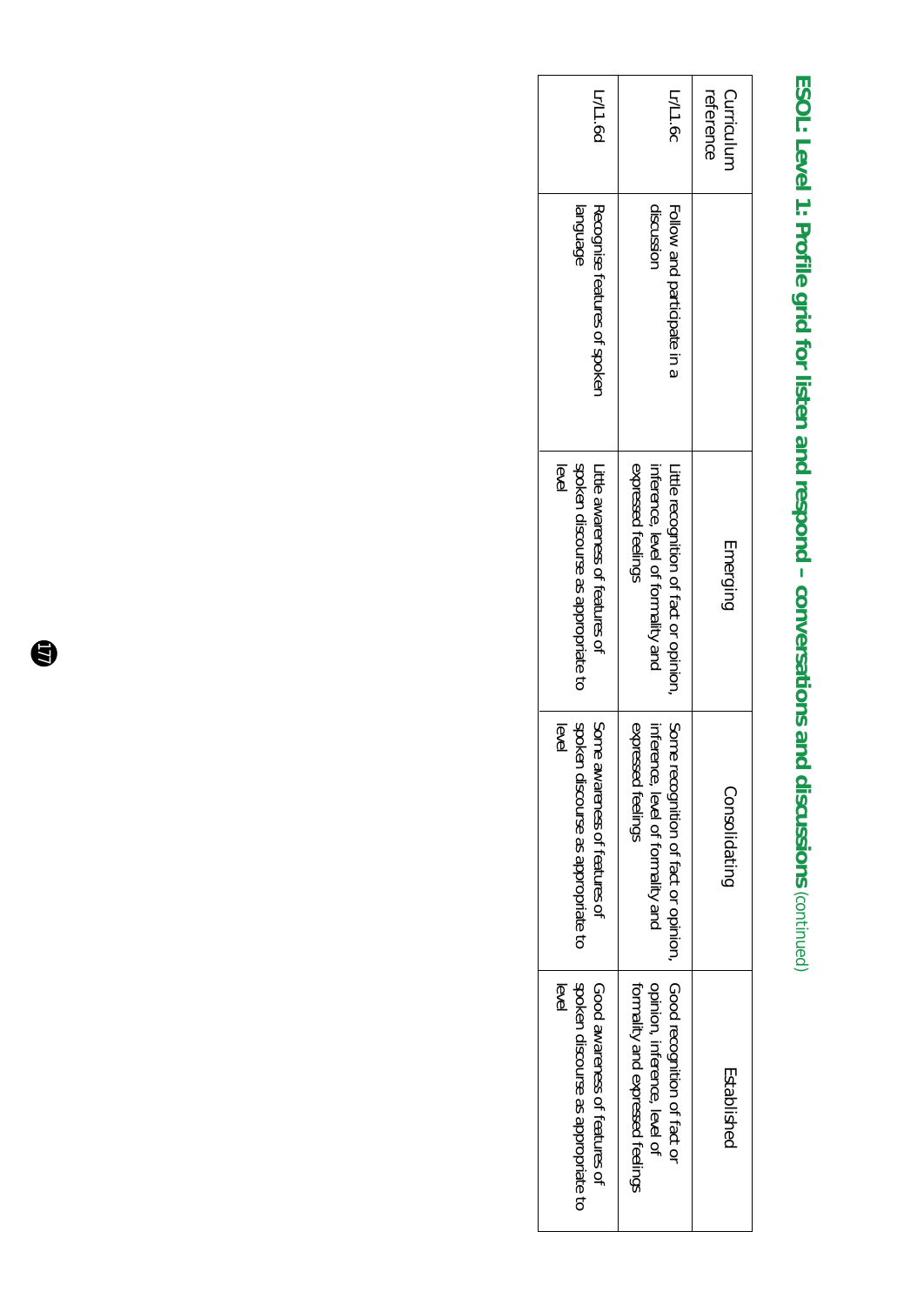# ESOL: Level 1: Profile grid for listen and respond – conversations and discussions (continued)

| Curriculum reference | | Emerging | Consolidating | Established |
|---|---|---|---|---|
| Lr/L1.6c | Follow and participate in a discussion | Little recognition of fact or opinion, inference, level of formality and expressed feelings | Some recognition of fact or opinion, inference, level of formality and expressed feelings | Good recognition of fact or opinion, inference, level of formality and expressed feelings |
| Lr/L1.6d | Recognise features of spoken language | Little awareness of features of spoken discourse as appropriate to level | Some awareness of features of spoken discourse as appropriate to level | Good awareness of features of spoken discourse as appropriate to level |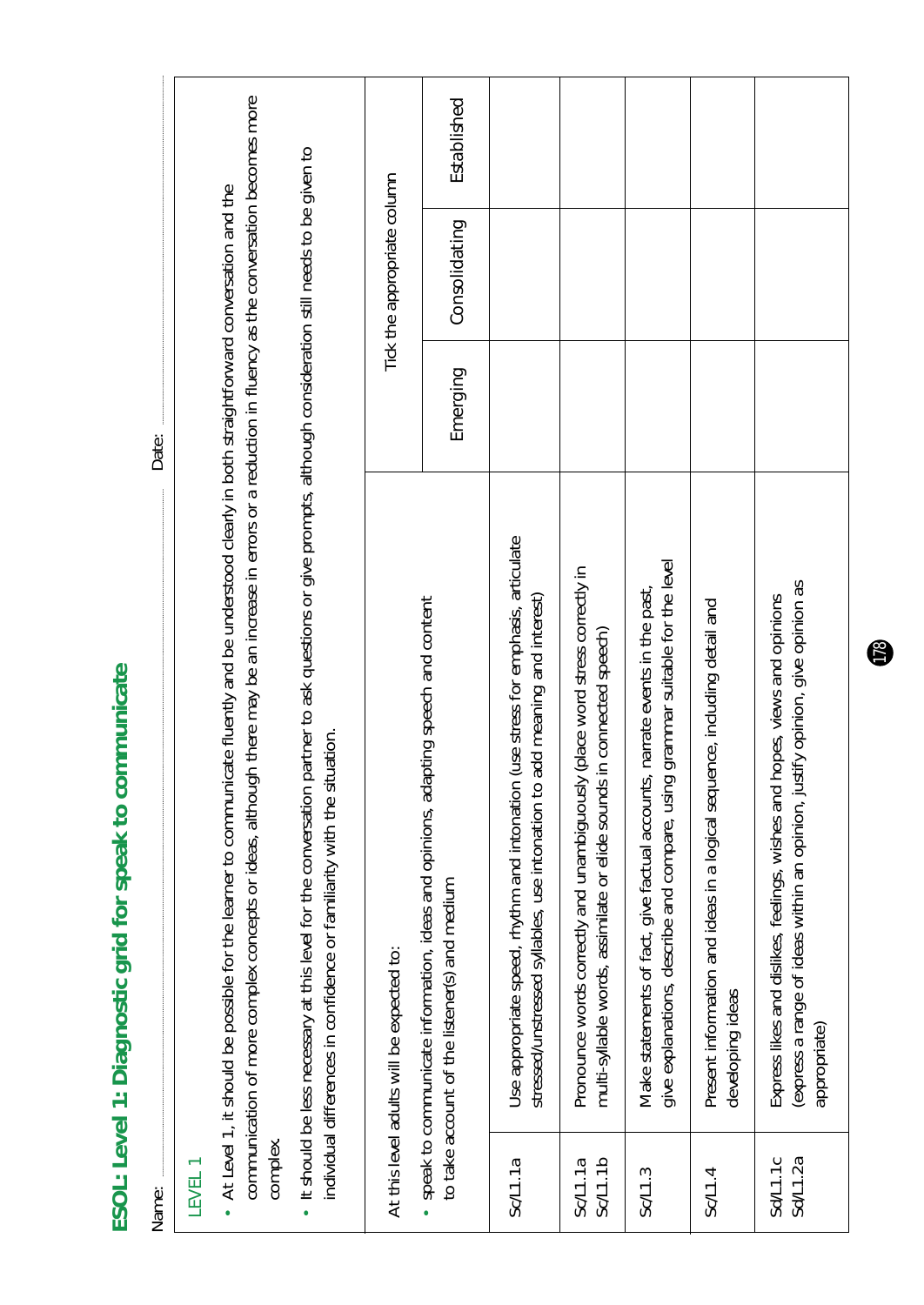# ESOL: Level 1: Diagnostic grid for speak to communicate

Name: ............................................................ Date: ............................................

LEVEL 1

- At Level 1, it should be possible for the learner to communicate fluently and be understood clearly in both straightforward conversation and the communication of more complex concepts or ideas, although there may be an increase in errors or a reduction in fluency as the conversation becomes more complex.
- It should be less necessary at this level for the conversation partner to ask questions or give prompts, although consideration still needs to be given to individual differences in confidence or familiarity with the situation.

| At this level adults will be expected to:<br>• speak to communicate information, ideas and opinions, adapting speech and content to take account of the listener(s) and medium | | Tick the appropriate column | | |
|---|---|---|---|---|
| | | Emerging | Consolidating | Established |
| Sc/L1.1a | Use appropriate speed, rhythm and intonation (use stress for emphasis, articulate stressed/unstressed syllables, use intonation to add meaning and interest) | | | |
| Sc/L1.1a<br>Sc/L1.1b | Pronounce words correctly and unambiguously (place word stress correctly in multi-syllable words, assimilate or elide sounds in connected speech) | | | |
| Sc/L1.3 | Make statements of fact, give factual accounts, narrate events in the past, give explanations, describe and compare, using grammar suitable for the level | | | |
| Sc/L1.4 | Present information and ideas in a logical sequence, including detail and developing ideas | | | |
| Sd/L1.1c<br>Sd/L1.2a | Express likes and dislikes, feelings, wishes and hopes, views and opinions (express a range of ideas within an opinion, justify opinion, give opinion as appropriate) | | | |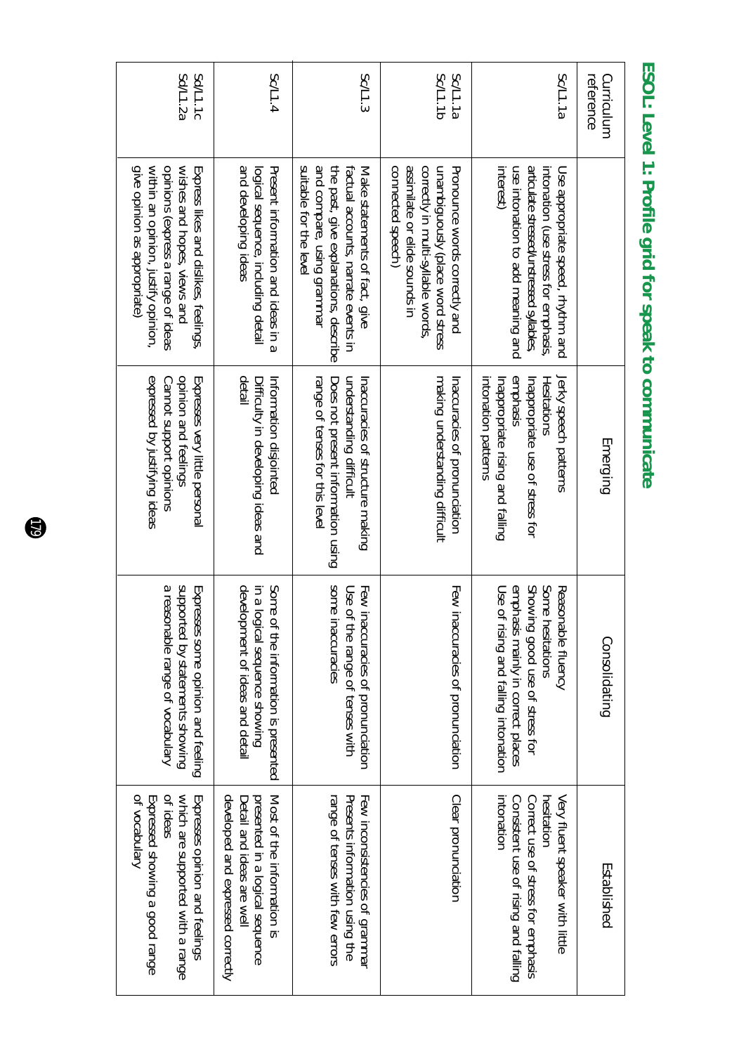# ESOL: Level 1: Profile grid for speak to communicate

| Curriculum reference | | Emerging | Consolidating | Established |
|---|---|---|---|---|
| Sc/L1.1a | Use appropriate speed, rhythm and intonation (use stress for emphasis, articulate stressed/unstressed syllables, use intonation to add meaning and interest) | Jerky speech patterns<br>Hesitations<br>Inappropriate use of stress for emphasis<br>Inappropriate rising and falling intonation patterns | Reasonable fluency<br>Some hesitations<br>Showing good use of stress for emphasis mainly in correct places<br>Use of rising and falling intonation | Very fluent speaker with little hesitation<br>Correct use of stress for emphasis<br>Consistent use of rising and falling intonation |
| Sc/L1.1a<br>Sc/L1.1b | Pronounce words correctly and unambiguously (place word stress correctly in multi-syllable words, assimilate or elide sounds in connected speech) | Inaccuracies of pronunciation making understanding difficult | Few inaccuracies of pronunciation | Clear pronunciation |
| Sc/L1.3 | Make statements of fact, give factual accounts, narrate events in the past, give explanations, describe and compare, using grammar suitable for the level | Inaccuracies of structure making understanding difficult<br>Does not present information using range of tenses for this level | Few inaccuracies of pronunciation<br>Use of the range of tenses with some inaccuracies | Few inconsistencies of grammar<br>Presents information using the range of tenses with few errors |
| Sc/L1.4 | Present information and ideas in a logical sequence, including detail and developing ideas | Information disjointed<br>Difficulty in developing ideas and detail | Some of the information is presented in a logical sequence showing development of ideas and detail | Most of the information is presented in a logical sequence<br>Detail and ideas are well developed and expressed correctly |
| Sd/L1.1c<br>Sd/L1.2a | Express likes and dislikes, feelings, wishes and hopes, views and opinions (express a range of ideas within an opinion, justify opinion, give opinion as appropriate) | Expresses very little personal opinion and feelings<br>Cannot support opinions expressed by justifying ideas | Expresses some opinion and feeling supported by statements showing a reasonable range of vocabulary | Expresses opinion and feelings which are supported with a range of ideas<br>Expressed showing a good range of vocabulary |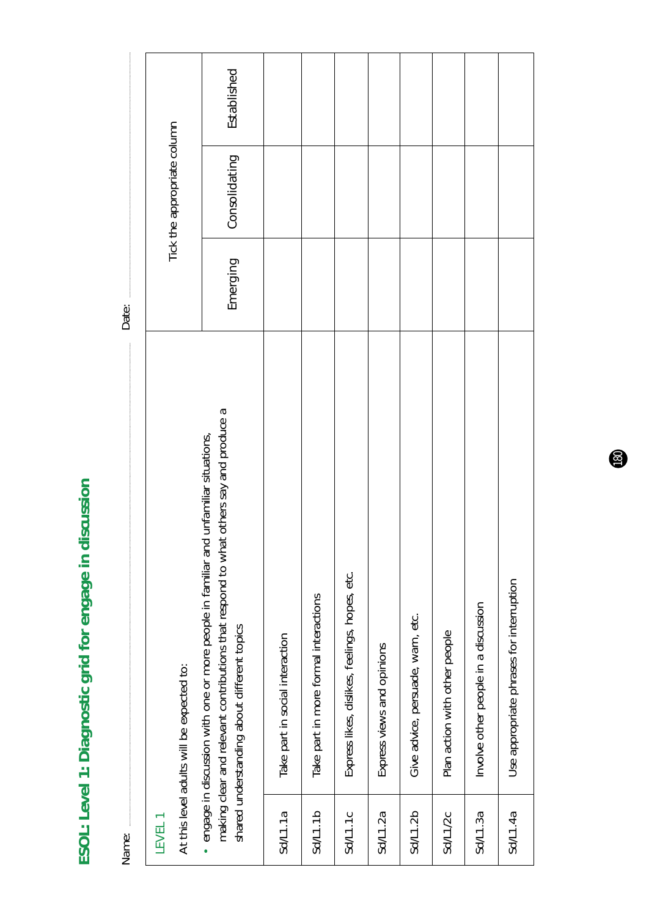# ESOL: Level 1: Diagnostic grid for engage in discussion

Name: .................................................... Date: ....................................................

| LEVEL 1<br><br>At this level adults will be expected to:<br><br>• engage in discussion with one or more people in familiar and unfamiliar situations, making clear and relevant contributions that respond to what others say and produce a shared understanding about different topics | | Tick the appropriate column | | |
|---|---|---|---|---|
| | | Emerging | Consolidating | Established |
| Sd/L1.1a | Take part in social interaction | | | |
| Sd/L1.1b | Take part in more formal interactions | | | |
| Sd/L1.1c | Express likes, dislikes, feelings, hopes, etc. | | | |
| Sd/L1.2a | Express views and opinions | | | |
| Sd/L1.2b | Give advice, persuade, warn, etc. | | | |
| Sd/L1/2c | Plan action with other people | | | |
| Sd/L1.3a | Involve other people in a discussion | | | |
| Sd/L1.4a | Use appropriate phrases for interruption | | | |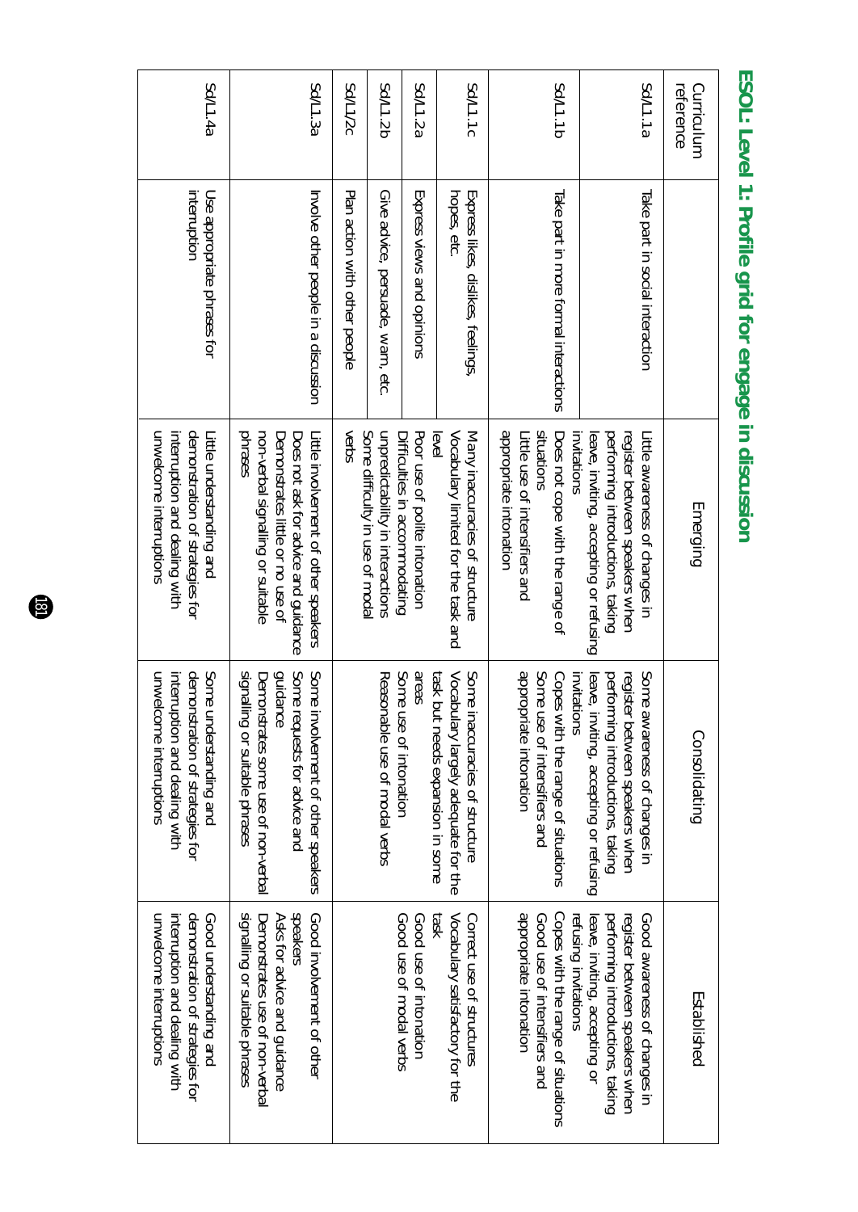# ESOL: Level 1: Profile grid for engage in discussion

| Curriculum reference | | Emerging | Consolidating | Established |
|---|---|---|---|---|
| Sd/L1.1a | Take part in social interaction | Little awareness of changes in register between speakers when performing introductions, taking leave, inviting, accepting or refusing invitations | Some awareness of changes in register between speakers when performing introductions, taking leave, inviting, accepting or refusing invitations | Good awareness of changes in register between speakers when performing introductions, taking leave, inviting, accepting or refusing invitations |
| Sd/L1.1b | Take part in more formal interactions | Does not cope with the range of situations<br>Little use of intensifiers and appropriate intonation | Copes with the range of situations<br>Some use of intensifiers and appropriate intonation | Copes with the range of situations<br>Good use of intensifiers and appropriate intonation |
| Sd/L1.1c | Express likes, dislikes, feelings, hopes, etc. | Many inaccuracies of structure<br>Vocabulary limited for the task and level | Some inaccuracies of structure<br>Vocabulary largely adequate for the task but needs expansion in some areas | Correct use of structures<br>Vocabulary satisfactory for the task |
| Sd/L1.2a | Express views and opinions | Poor use of polite intonation | Some use of intonation | Good use of intonation |
| Sd/L1.2b | Give advice, persuade, warn, etc. | Difficulties in accommodating unpredictability in interactions | Reasonable use of modal verbs | Good use of modal verbs |
| Sd/L1/2c | Plan action with other people | Some difficulty in use of modal verbs | | |
| Sd/L1.3a | Involve other people in a discussion | Little involvement of other speakers<br>Does not ask for advice and guidance<br>Demonstrates little or no use of non-verbal signalling or suitable phrases | Some involvement of other speakers<br>Some requests for advice and guidance<br>Demonstrates some use of non-verbal signalling or suitable phrases | Good involvement of other speakers<br>Asks for advice and guidance<br>Demonstrates use of non-verbal signalling or suitable phrases |
| Sd/L1.4a | Use appropriate phrases for interruption | Little understanding and demonstration of strategies for interruption and dealing with unwelcome interruptions | Some understanding and demonstration of strategies for interruption and dealing with unwelcome interruptions | Good understanding and demonstration of strategies for interruption and dealing with unwelcome interruptions |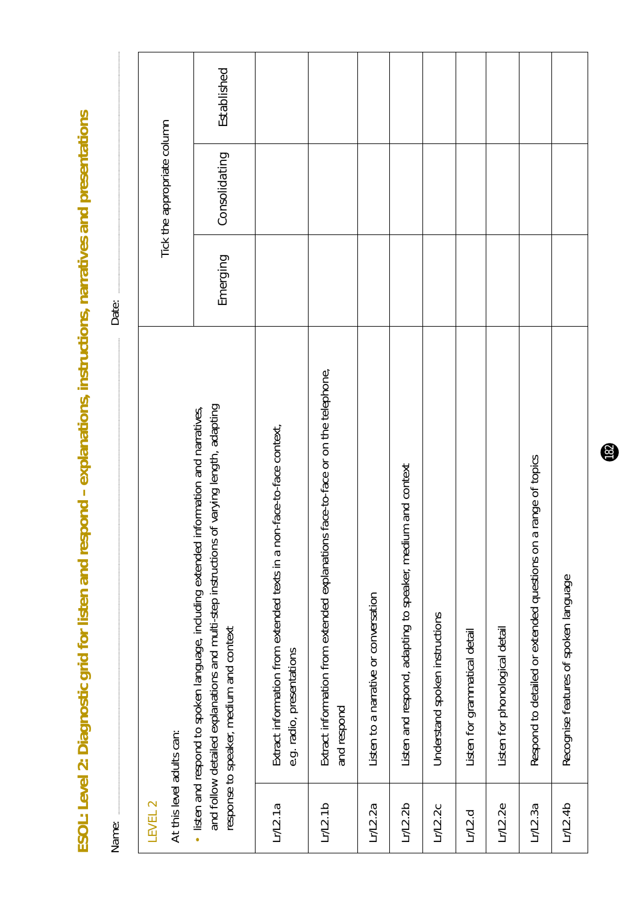# ESOL: Level 2: Diagnostic grid for listen and respond – explanations, instructions, narratives and presentations

Name: ................................................ Date: ................................................

| LEVEL 2<br>At this level adults can:<br>• listen and respond to spoken language, including extended information and narratives, and follow detailed explanations and multi-step instructions of varying length, adapting response to speaker, medium and context | | Tick the appropriate column | | |
|---|---|---|---|---|
| | | Emerging | Consolidating | Established |
| Lr/L2.1a | Extract information from extended texts in a non-face-to-face context, e.g. radio, presentations | | | |
| Lr/L2.1b | Extract information from extended explanations face-to-face or on the telephone, and respond | | | |
| Lr/L2.2a | Listen to a narrative or conversation | | | |
| Lr/L2.2b | Listen and respond, adapting to speaker, medium and context | | | |
| Lr/L2.2c | Understand spoken instructions | | | |
| Lr/L2.d | Listen for grammatical detail | | | |
| Lr/L2.2e | Listen for phonological detail | | | |
| Lr/L2.3a | Respond to detailed or extended questions on a range of topics | | | |
| Lr/L2.4b | Recognise features of spoken language | | | |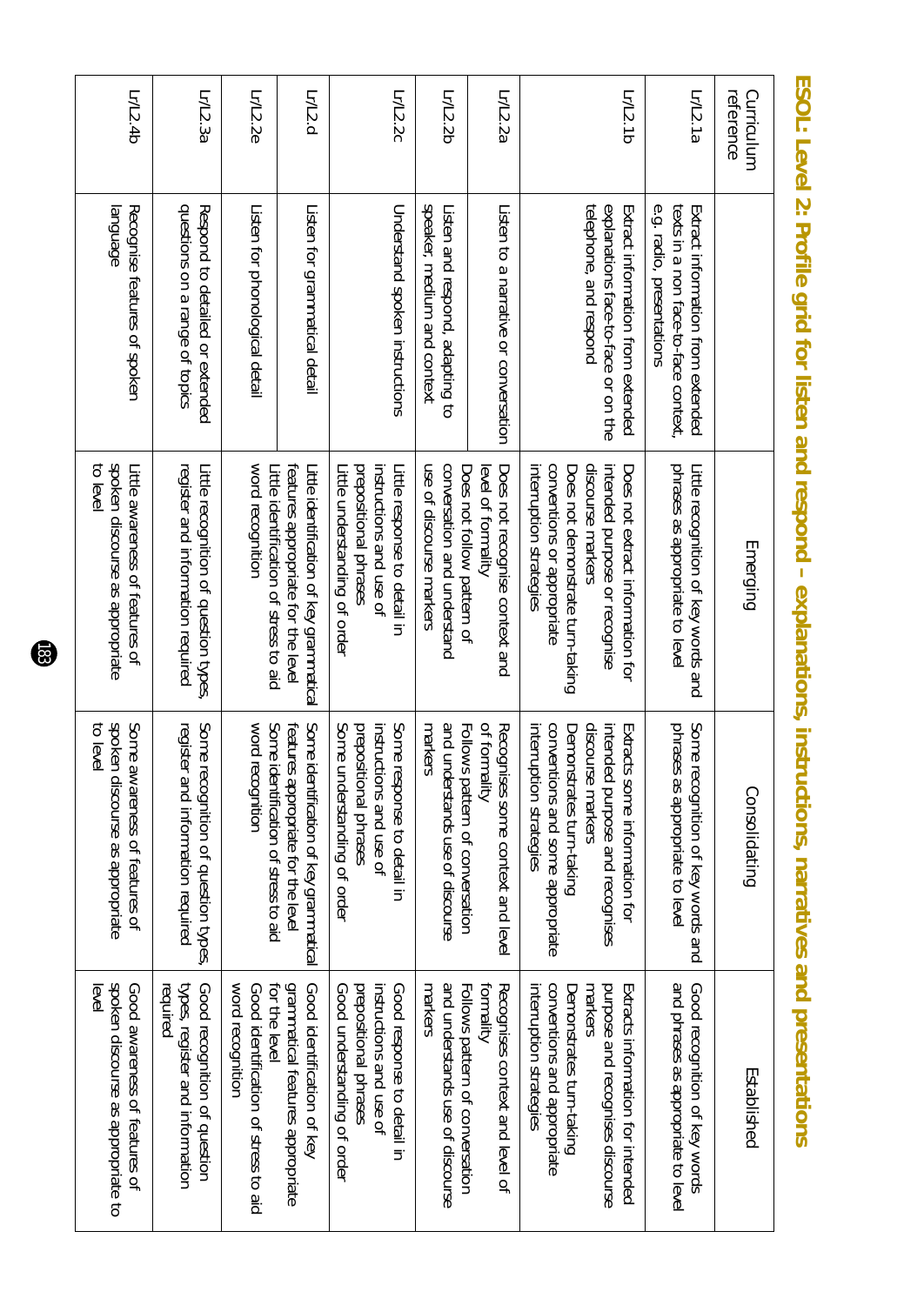# ESOL: Level 2: Profile grid for listen and respond – explanations, instructions, narratives and presentations

| Curriculum reference | | Emerging | Consolidating | Established |
|---|---|---|---|---|
| Lr/L2.1a | Extract information from extended texts in a non face-to-face context, e.g. radio, presentations | Little recognition of key words and phrases as appropriate to level | Some recognition of key words and phrases as appropriate to level | Good recognition of key words and phrases as appropriate to level |
| Lr/L2.1b | Extract information from extended explanations face-to-face or on the telephone, and respond | Does not extract information for intended purpose or recognise discourse markers<br>Does not demonstrate turn-taking conventions or appropriate interruption strategies | Extracts some information for intended purpose and recognises discourse markers<br>Demonstrates turn-taking conventions and some appropriate interruption strategies | Extracts information for intended purpose and recognises discourse markers<br>Demonstrates turn-taking conventions and appropriate interruption strategies |
| Lr/L2.2a | Listen to a narrative or conversation | Does not recognise context and level of formality | Recognises some context and level of formality | Recognises context and level of formality |
| Lr/L2.2b | Listen and respond, adapting to speaker, medium and context | Does not follow pattern of conversation and understand use of discourse markers | Follows pattern of conversation and understands use of discourse markers | Follows pattern of conversation and understands use of discourse markers |
| Lr/L2.2c | Understand spoken instructions | Little response to detail in instructions and use of prepositional phrases<br>Little understanding of order | Some response to detail in instructions and use of prepositional phrases<br>Some understanding of order | Good response to detail in instructions and use of prepositional phrases<br>Good understanding of order |
| Lr/L2.d | Listen for grammatical detail | Little identification of key grammatical features appropriate for the level | Some identification of key grammatical features appropriate for the level | Good identification of key grammatical features appropriate for the level |
| Lr/L2.2e | Listen for phonological detail | Little identification of stress to aid word recognition | Some identification of stress to aid word recognition | Good identification of stress to aid word recognition |
| Lr/L2.3a | Respond to detailed or extended questions on a range of topics | Little recognition of question types, register and information required | Some recognition of question types, register and information required | Good recognition of question types, register and information required |
| Lr/L2.4b | Recognise features of spoken language | Little awareness of features of spoken discourse as appropriate to level | Some awareness of features of spoken discourse as appropriate to level | Good awareness of features of spoken discourse as appropriate to level |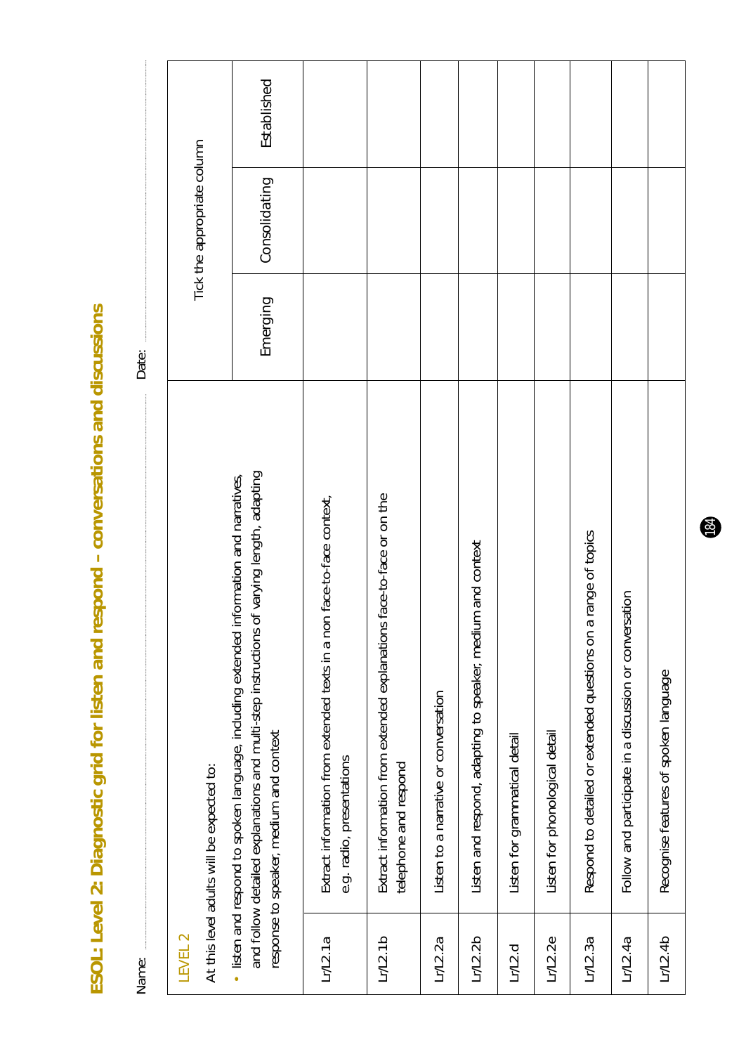# ESOL: Level 2: Diagnostic grid for listen and respond – conversations and discussions

Name: ................................................ Date: ................................................

| LEVEL 2<br>At this level adults will be expected to:<br>• listen and respond to spoken language, including extended information and narratives, and follow detailed explanations and multi-step instructions of varying length, adapting response to speaker, medium and context | | Tick the appropriate column | | |
|---|---|---|---|---|
| | | Emerging | Consolidating | Established |
| Lr/L2.1a | Extract information from extended texts in a non face-to-face context, e.g. radio, presentations | | | |
| Lr/L2.1b | Extract information from extended explanations face-to-face or on the telephone and respond | | | |
| Lr/L2.2a | Listen to a narrative or conversation | | | |
| Lr/L2.2b | Listen and respond, adapting to speaker, medium and context | | | |
| Lr/L2.d | Listen for grammatical detail | | | |
| Lr/L2.2e | Listen for phonological detail | | | |
| Lr/L2.3a | Respond to detailed or extended questions on a range of topics | | | |
| Lr/L2.4a | Follow and participate in a discussion or conversation | | | |
| Lr/L2.4b | Recognise features of spoken language | | | |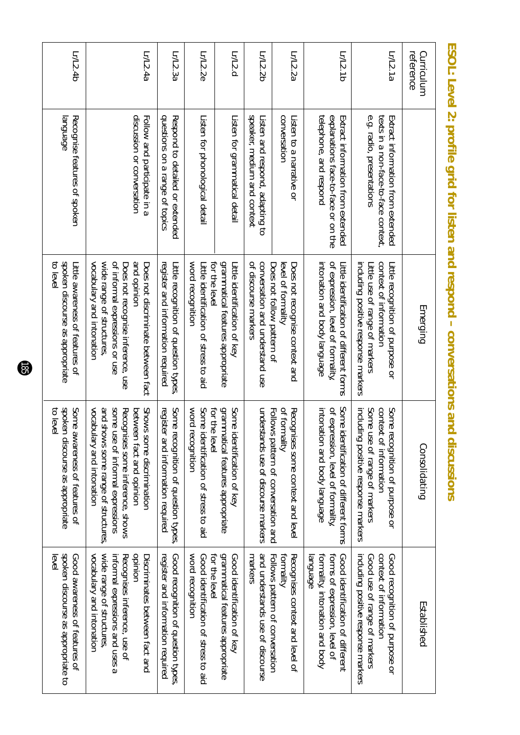# ESOL: Level 2: profile grid for listen and respond – conversations and discussions

| Curriculum reference | | Emerging | Consolidating | Established |
|---|---|---|---|---|
| Lr/L2.1a | Extract information from extended texts in a non-face-to-face context, e.g. radio, presentations | Little recognition of purpose or context of information<br>Little use of range of markers including positive response markers | Some recognition of purpose or context of information<br>Some use of range of markers including positive response markers | Good recognition of purpose or context of information<br>Good use of range of markers including positive response markers |
| Lr/L2.1b | Extract information from extended explanations face-to-face or on the telephone, and respond | Little identification of different forms of expression, level of formality, intonation and body language | Some identification of different forms of expression, level of formality, intonation and body language | Good identification of different forms of expression, level of formality, intonation and body language |
| Lr/L2.2a | Listen to a narrative or conversation | Does not recognise context and level of formality<br>Does not follow pattern of conversation and understand use of discourse markers | Recognises some context and level of formality<br>Follows pattern of conversation and understands use of discourse markers | Recognises context and level of formality<br>Follows pattern of conversation and understands use of discourse markers |
| Lr/L2.2b | Listen and respond, adapting to speaker, medium and context | | | |
| Lr/L2.d | Listen for grammatical detail | Little identification of key grammatical features appropriate for the level | Some identification of key grammatical features appropriate for the level | Good identification of key grammatical features appropriate for the level |
| Lr/L2.2e | Listen for phonological detail | Little identification of stress to aid word recognition | Some identification of stress to aid word recognition | Good identification of stress to aid word recognition |
| Lr/L2.3a | Respond to detailed or extended questions on a range of topics | Little recognition of question types, register and information required | Some recognition of question types, register and information required | Good recognition of question types, register and information required |
| Lr/L2.4a | Follow and participate in a discussion or conversation | Does not discriminate between fact and opinion | Shows some discrimination between fact and opinion | Discriminates between fact and opinion |
| | | Does not recognise inference, use of informal expressions or use wide range of structures, vocabulary and intonation | Recognises some inference, shows some use of informal expressions and shows some range of structures, vocabulary and intonation | Recognises inference, use of informal expressions and uses a wide range of structures, vocabulary and intonation |
| Lr/L2.4b | Recognise features of spoken language | Little awareness of features of spoken discourse as appropriate to level | Some awareness of features of spoken discourse as appropriate to level | Good awareness of features of spoken discourse as appropriate to level |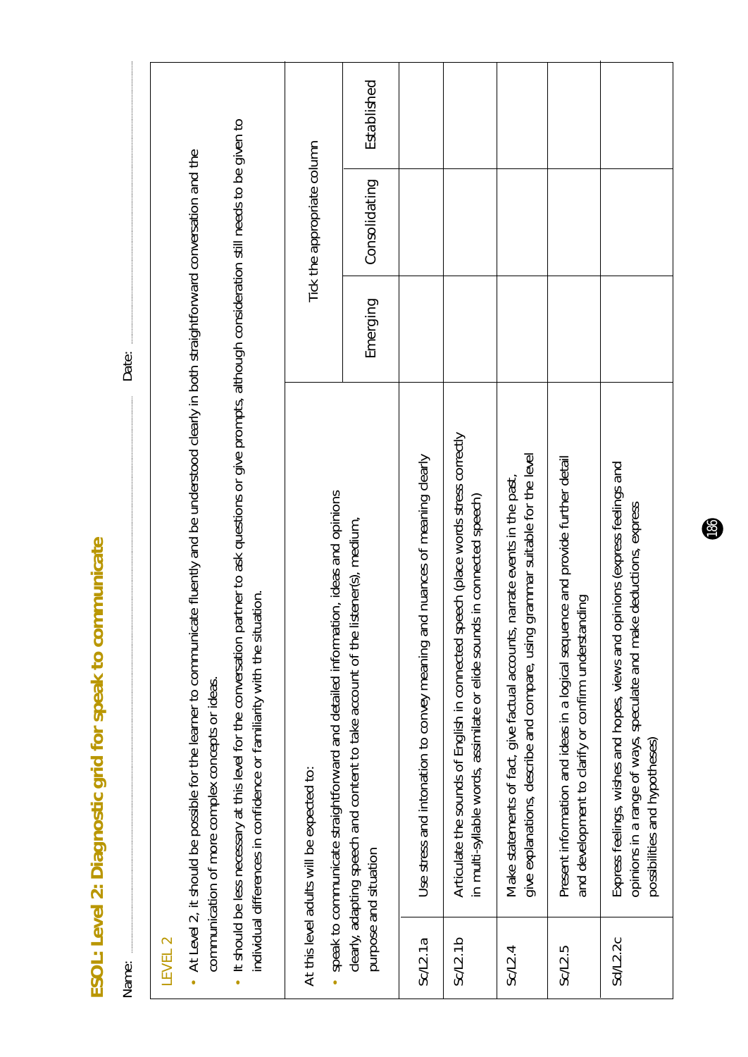# ESOL: Level 2: Diagnostic grid for speak to communicate

Name: ............................................................ Date: ............................................................

LEVEL 2

- At Level 2, it should be possible for the learner to communicate fluently and be understood clearly in both straightforward conversation and the communication of more complex concepts or ideas.
- It should be less necessary at this level for the conversation partner to ask questions or give prompts, although consideration still needs to be given to individual differences in confidence or familiarity with the situation.

| At this level adults will be expected to: • speak to communicate straightforward and detailed information, ideas and opinions clearly, adapting speech and content to take account of the listener(s), medium, purpose and situation | | Tick the appropriate column | | |
|---|---|---|---|---|
| | | Emerging | Consolidating | Established |
| Sc/L2.1a | Use stress and intonation to convey meaning and nuances of meaning clearly | | | |
| Sc/L2.1b | Articulate the sounds of English in connected speech (place words stress correctly in multi-syllable words, assimilate or elide sounds in connected speech) | | | |
| Sc/L2.4 | Make statements of fact, give factual accounts, narrate events in the past, give explanations, describe and compare, using grammar suitable for the level | | | |
| Sc/L2.5 | Present information and ideas in a logical sequence and provide further detail and development to clarify or confirm understanding | | | |
| Sd/L2.2c | Express feelings, wishes and hopes, views and opinions (express feelings and opinions in a range of ways, speculate and make deductions, express possibilities and hypotheses) | | | |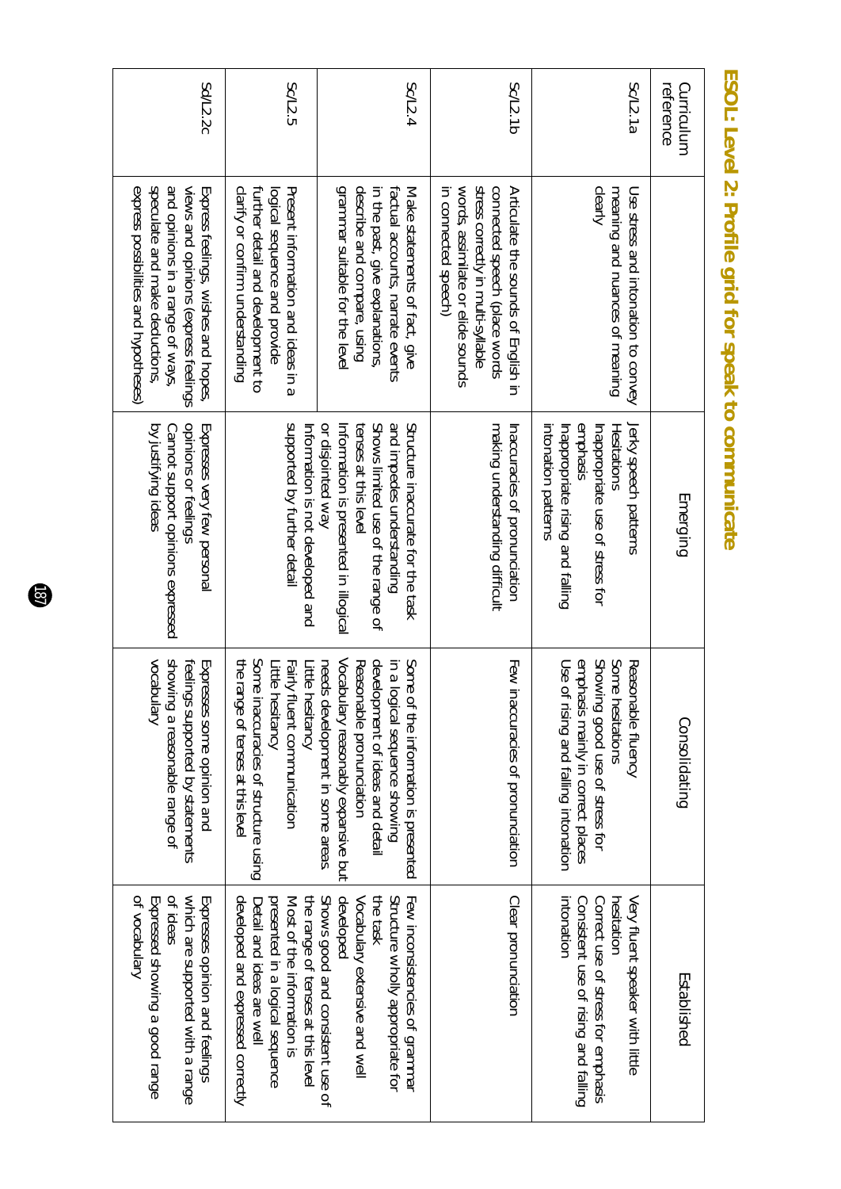# ESOL: Level 2: Profile grid for speak to communicate

| Curriculum reference | | Emerging | Consolidating | Established |
|---|---|---|---|---|
| Sc/L2.1a | Use stress and intonation to convey meaning and nuances of meaning clearly | Jerky speech patterns<br>Hesitations<br>Inappropriate use of stress for emphasis<br>Inappropriate rising and falling intonation patterns | Reasonable fluency<br>Some hesitations<br>Showing good use of stress for emphasis mainly in correct places<br>Use of rising and falling intonation | Very fluent speaker with little hesitation<br>Correct use of stress for emphasis<br>Consistent use of rising and falling intonation |
| Sc/L2.1b | Articulate the sounds of English in connected speech (place words stress correctly in multi-syllable words, assimilate or elide sounds in connected speech) | Inaccuracies of pronunciation making understanding difficult | Few inaccuracies of pronunciation | Clear pronunciation |
| Sc/L2.4 | Make statements of fact, give factual accounts, narrate events in the past, give explanations, describe and compare, using grammar suitable for the level | Structure inaccurate for the task and impedes understanding<br>Shows limited use of the range of tenses at this level<br>Information is presented in illogical or disjointed way<br>Information is not developed and supported by further detail | Some of the information is presented in a logical sequence showing development of ideas and detail<br>Reasonable pronunciation<br>Vocabulary reasonably expansive but needs development in some areas<br>Little hesitancy<br>Fairly fluent communication<br>Little hesitancy<br>Some inaccuracies of structure using the range of tenses at this level | Few inconsistencies of grammar<br>Structure wholly appropriate for the task<br>Vocabulary extensive and well developed<br>Shows good and consistent use of the range of tenses at this level<br>Most of the information is presented in a logical sequence<br>Detail and ideas are well developed and expressed correctly |
| Sc/L2.5 | Present information and ideas in a logical sequence and provide further detail and development to clarify or confirm understanding | | | |
| Sd/L2.2c | Express feelings, wishes and hopes, views and opinions (express feelings and opinions in a range of ways, speculate and make deductions, express possibilities and hypotheses) | Expresses very few personal opinions or feelings<br>Cannot support opinions expressed by justifying ideas | Expresses some opinion and feelings supported by statements showing a reasonable range of vocabulary | Expresses opinion and feelings which are supported with a range of ideas<br>Expressed showing a good range of vocabulary |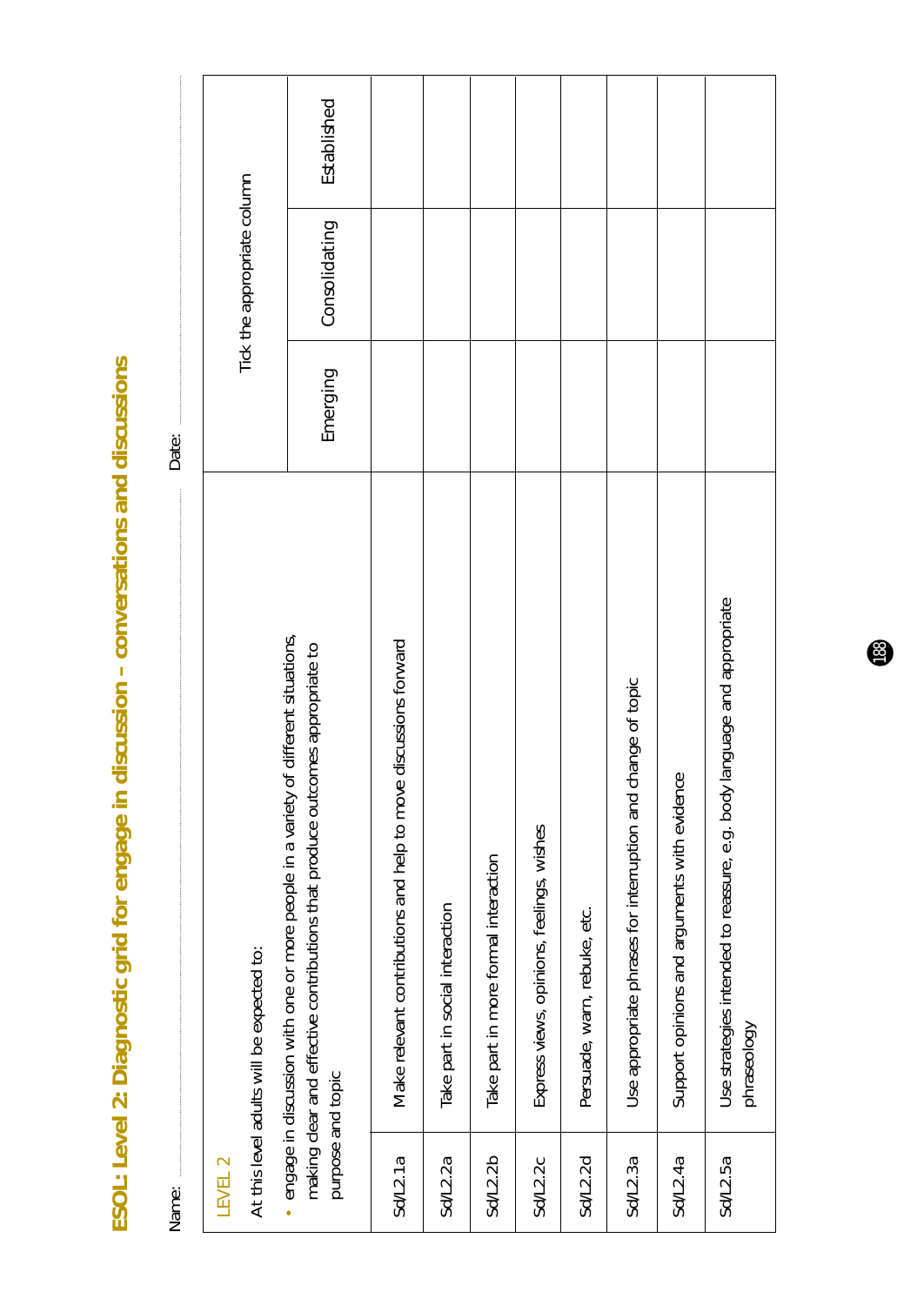# ESOL: Level 2: Diagnostic grid for engage in discussion – conversations and discussions

Name: ……………………………………………… Date: ………………………………

| LEVEL 2<br><br>At this level adults will be expected to:<br><br>• engage in discussion with one or more people in a variety of different situations, making clear and effective contributions that produce outcomes appropriate to purpose and topic | | Tick the appropriate column | | |
|---|---|---|---|---|
| | | Emerging | Consolidating | Established |
| Sd/L2.1a | Make relevant contributions and help to move discussions forward | | | |
| Sd/L2.2a | Take part in social interaction | | | |
| Sd/L2.2b | Take part in more formal interaction | | | |
| Sd/L2.2c | Express views, opinions, feelings, wishes | | | |
| Sd/L2.2d | Persuade, warn, rebuke, etc. | | | |
| Sd/L2.3a | Use appropriate phrases for interruption and change of topic | | | |
| Sd/L2.4a | Support opinions and arguments with evidence | | | |
| Sd/L2.5a | Use strategies intended to reassure, e.g. body language and appropriate phraseology | | | |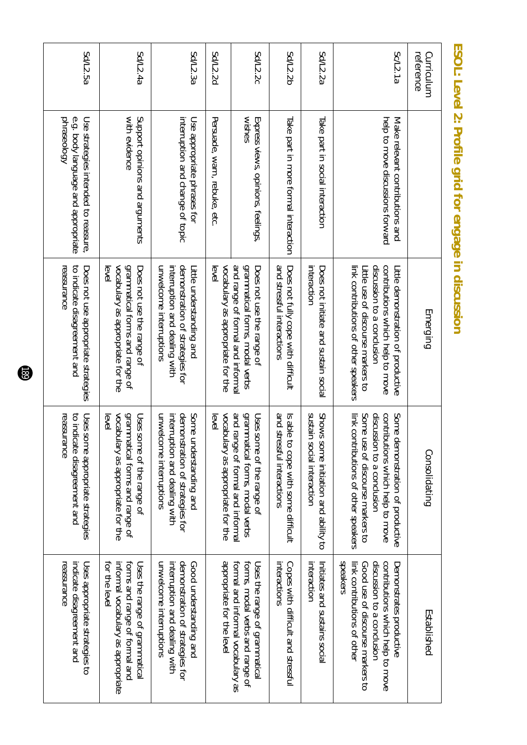## ESOL: Level 2: Profile grid for engage in discussion

| Curriculum reference | | Emerging | Consolidating | Established |
|---|---|---|---|---|
| Sc/L2.1a | Make relevant contributions and help to move discussions forward | Little demonstration of productive contributions which help to move discussion to a conclusion<br>Little use of discourse markers to link contributions of other speakers | Some demonstration of productive contributions which help to move discussion to a conclusion<br>Some use of discourse markers to link contributions of other speakers | Demonstrates productive contributions which help to move discussion to a conclusion<br>Good use of discourse markers to link contributions of other speakers |
| Sd/L2.2a | Take part in social interaction | Does not initiate and sustain social interaction | Shows some initiation and ability to sustain social interaction | Initiates and sustains social interaction |
| Sd/L2.2b | Take part in more formal interaction | Does not fully cope with difficult and stressful interactions | Is able to cope with some difficult and stressful interactions | Copes with difficult and stressful interactions |
| Sd/L2.2c | Express views, opinions, feelings, wishes | Does not use the range of grammatical forms, modal verbs and range of formal and informal vocabulary as appropriate for the level | Uses some of the range of grammatical forms, modal verbs and range of formal and informal vocabulary as appropriate for the level | Uses the range of grammatical forms, modal verbs and range of formal and informal vocabulary as appropriate for the level |
| Sd/L2.2d | Persuade, warn, rebuke, etc. | | | |
| Sd/L2.3a | Use appropriate phrases for interruption and change of topic | Little understanding and demonstration of strategies for interruption and dealing with unwelcome interruptions | Some understanding and demonstration of strategies for interruption and dealing with unwelcome interruptions | Good understanding and demonstration of strategies for interruption and dealing with unwelcome interruptions |
| Sd/L2.4a | Support opinions and arguments with evidence | Does not use the range of grammatical forms and range of vocabulary as appropriate for the level | Uses some of the range of grammatical forms and range of vocabulary as appropriate for the level | Uses the range of grammatical forms and range of formal and informal vocabulary as appropriate for the level |
| Sd/L2.5a | Use strategies intended to reassure, e.g. body language and appropriate phraseology | Does not use appropriate strategies to indicate disagreement and reassurance | Uses some appropriate strategies to indicate disagreement and reassurance | Uses appropriate strategies to indicate disagreement and reassurance |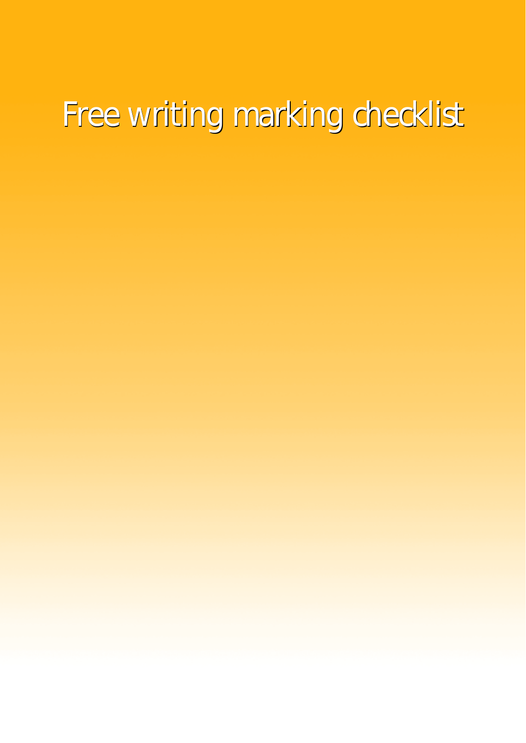# Free writing marking checklist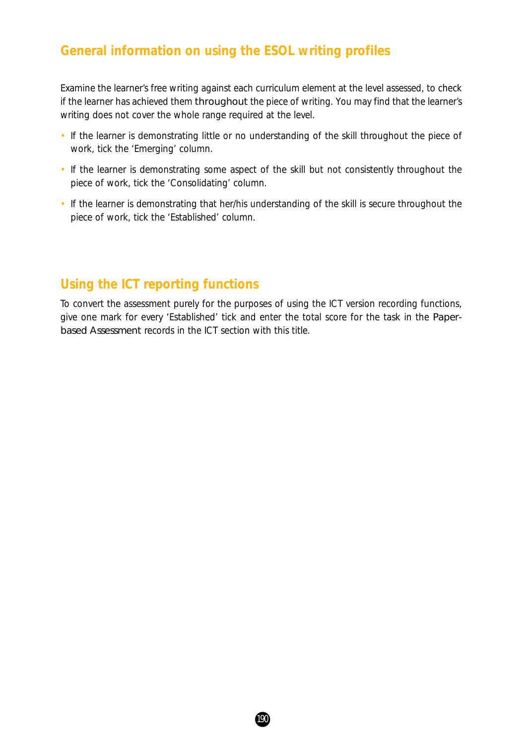## General information on using the ESOL writing profiles

Examine the learner's free writing against each curriculum element at the level assessed, to check if the learner has achieved them throughout the piece of writing. You may find that the learner's writing does not cover the whole range required at the level.

- If the learner is demonstrating little or no understanding of the skill throughout the piece of work, tick the 'Emerging' column.
- If the learner is demonstrating some aspect of the skill but not consistently throughout the piece of work, tick the 'Consolidating' column.
- If the learner is demonstrating that her/his understanding of the skill is secure throughout the piece of work, tick the 'Established' column.

## Using the ICT reporting functions

To convert the assessment purely for the purposes of using the ICT version recording functions, give one mark for every 'Established' tick and enter the total score for the task in the Paper-based Assessment records in the ICT section with this title.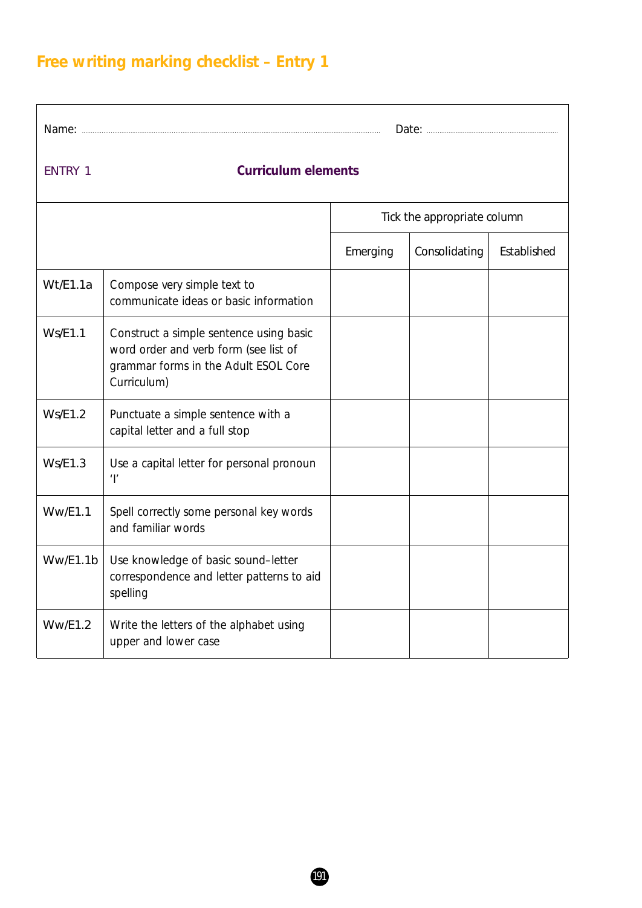# Free writing marking checklist – Entry 1

Name: ........................................................ Date: ........................

ENTRY 1 **Curriculum elements**

| | | Tick the appropriate column | | |
|---|---|---|---|---|
| | | Emerging | Consolidating | Established |
| Wt/E1.1a | Compose very simple text to communicate ideas or basic information | | | |
| Ws/E1.1 | Construct a simple sentence using basic word order and verb form (see list of grammar forms in the Adult ESOL Core Curriculum) | | | |
| Ws/E1.2 | Punctuate a simple sentence with a capital letter and a full stop | | | |
| Ws/E1.3 | Use a capital letter for personal pronoun 'I' | | | |
| Ww/E1.1 | Spell correctly some personal key words and familiar words | | | |
| Ww/E1.1b | Use knowledge of basic sound–letter correspondence and letter patterns to aid spelling | | | |
| Ww/E1.2 | Write the letters of the alphabet using upper and lower case | | | |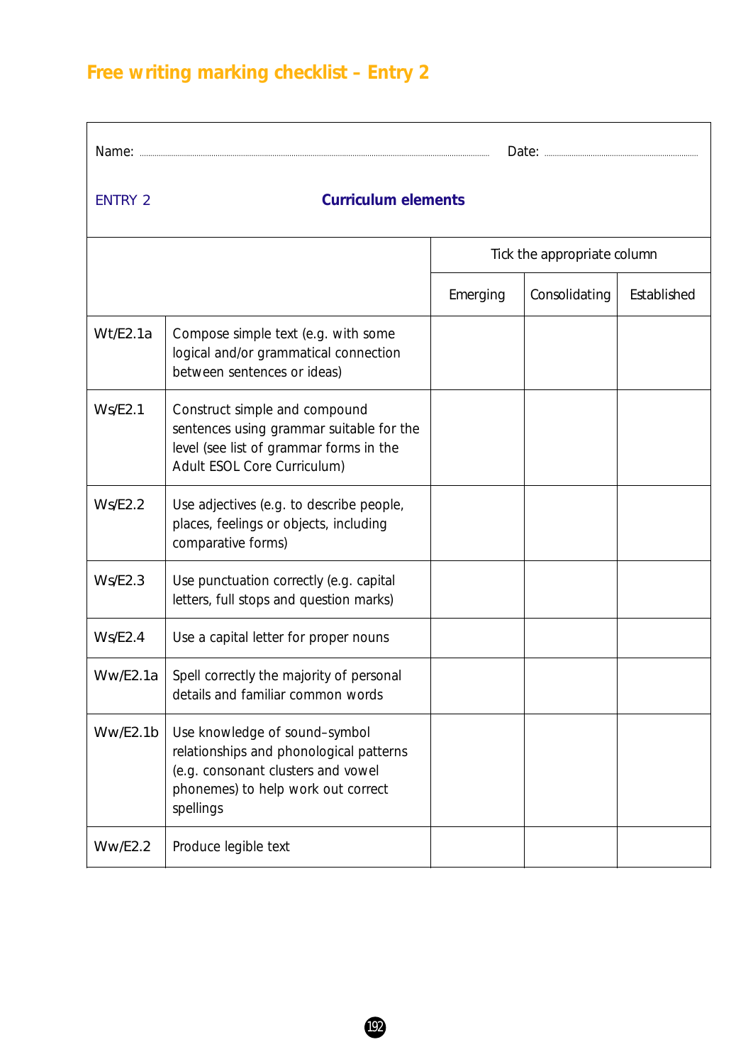# Free writing marking checklist – Entry 2

Name: .................................................... Date: ....................................

ENTRY 2 **Curriculum elements**

| | | Tick the appropriate column | | |
|---|---|---|---|---|
| | | Emerging | Consolidating | Established |
| Wt/E2.1a | Compose simple text (e.g. with some logical and/or grammatical connection between sentences or ideas) | | | |
| Ws/E2.1 | Construct simple and compound sentences using grammar suitable for the level (see list of grammar forms in the Adult ESOL Core Curriculum) | | | |
| Ws/E2.2 | Use adjectives (e.g. to describe people, places, feelings or objects, including comparative forms) | | | |
| Ws/E2.3 | Use punctuation correctly (e.g. capital letters, full stops and question marks) | | | |
| Ws/E2.4 | Use a capital letter for proper nouns | | | |
| Ww/E2.1a | Spell correctly the majority of personal details and familiar common words | | | |
| Ww/E2.1b | Use knowledge of sound–symbol relationships and phonological patterns (e.g. consonant clusters and vowel phonemes) to help work out correct spellings | | | |
| Ww/E2.2 | Produce legible text | | | |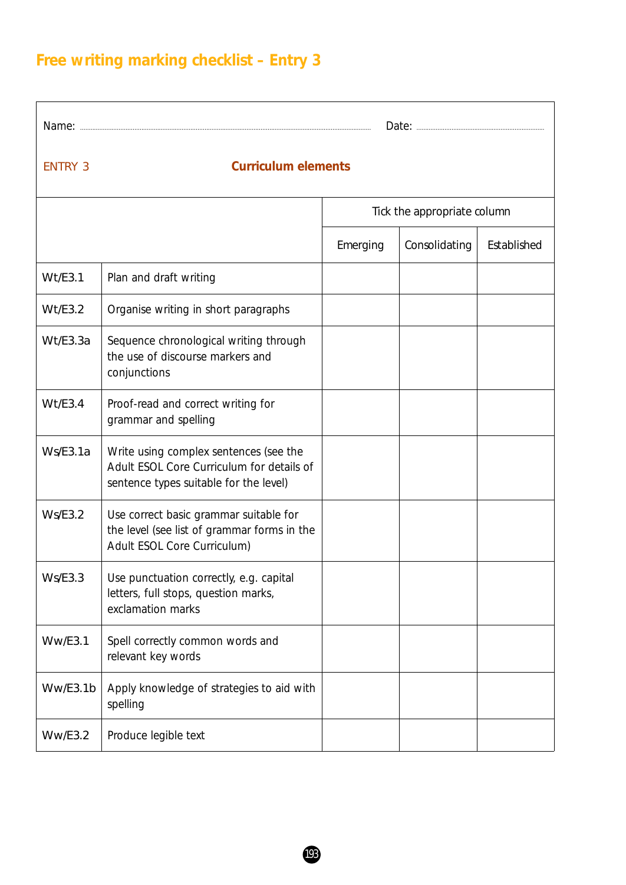# Free writing marking checklist – Entry 3

Name: ............................................................ Date: ..............................

ENTRY 3 **Curriculum elements**

| | | Tick the appropriate column | | |
|---|---|---|---|---|
| | | Emerging | Consolidating | Established |
| Wt/E3.1 | Plan and draft writing | | | |
| Wt/E3.2 | Organise writing in short paragraphs | | | |
| Wt/E3.3a | Sequence chronological writing through the use of discourse markers and conjunctions | | | |
| Wt/E3.4 | Proof-read and correct writing for grammar and spelling | | | |
| Ws/E3.1a | Write using complex sentences (see the Adult ESOL Core Curriculum for details of sentence types suitable for the level) | | | |
| Ws/E3.2 | Use correct basic grammar suitable for the level (see list of grammar forms in the Adult ESOL Core Curriculum) | | | |
| Ws/E3.3 | Use punctuation correctly, e.g. capital letters, full stops, question marks, exclamation marks | | | |
| Ww/E3.1 | Spell correctly common words and relevant key words | | | |
| Ww/E3.1b | Apply knowledge of strategies to aid with spelling | | | |
| Ww/E3.2 | Produce legible text | | | |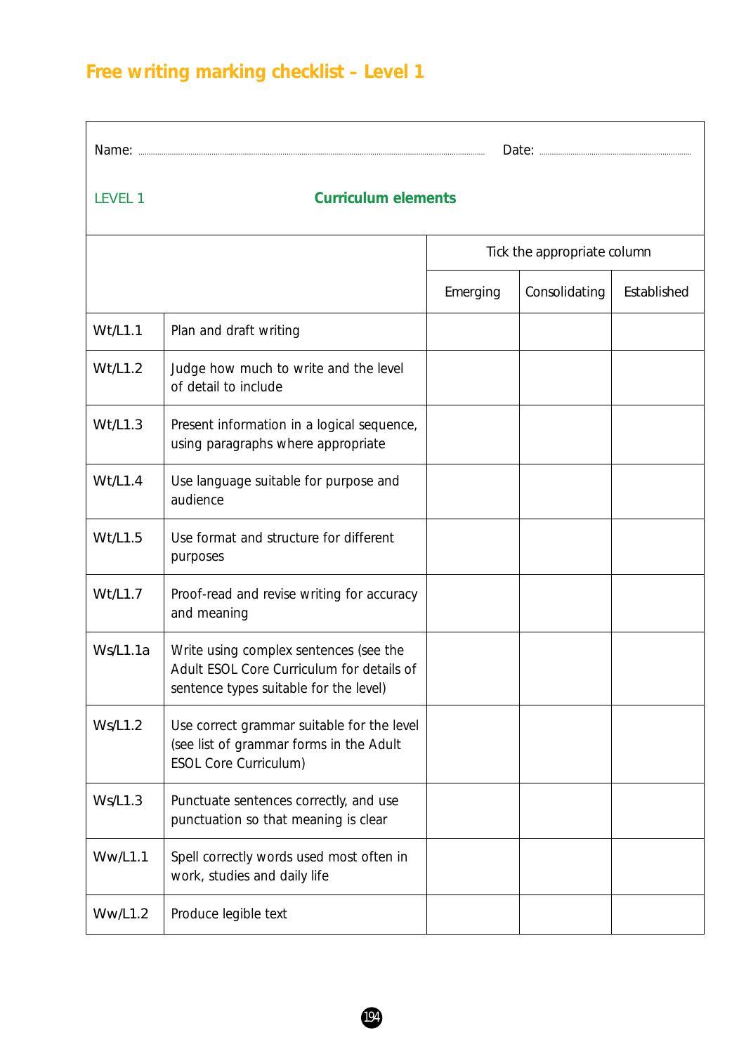# Free writing marking checklist – Level 1

Name: ........................................ Date: ....................

LEVEL 1 **Curriculum elements**

| | | Tick the appropriate column | | |
|---|---|---|---|---|
| | | Emerging | Consolidating | Established |
| Wt/L1.1 | Plan and draft writing | | | |
| Wt/L1.2 | Judge how much to write and the level of detail to include | | | |
| Wt/L1.3 | Present information in a logical sequence, using paragraphs where appropriate | | | |
| Wt/L1.4 | Use language suitable for purpose and audience | | | |
| Wt/L1.5 | Use format and structure for different purposes | | | |
| Wt/L1.7 | Proof-read and revise writing for accuracy and meaning | | | |
| Ws/L1.1a | Write using complex sentences (see the Adult ESOL Core Curriculum for details of sentence types suitable for the level) | | | |
| Ws/L1.2 | Use correct grammar suitable for the level (see list of grammar forms in the Adult ESOL Core Curriculum) | | | |
| Ws/L1.3 | Punctuate sentences correctly, and use punctuation so that meaning is clear | | | |
| Ww/L1.1 | Spell correctly words used most often in work, studies and daily life | | | |
| Ww/L1.2 | Produce legible text | | | |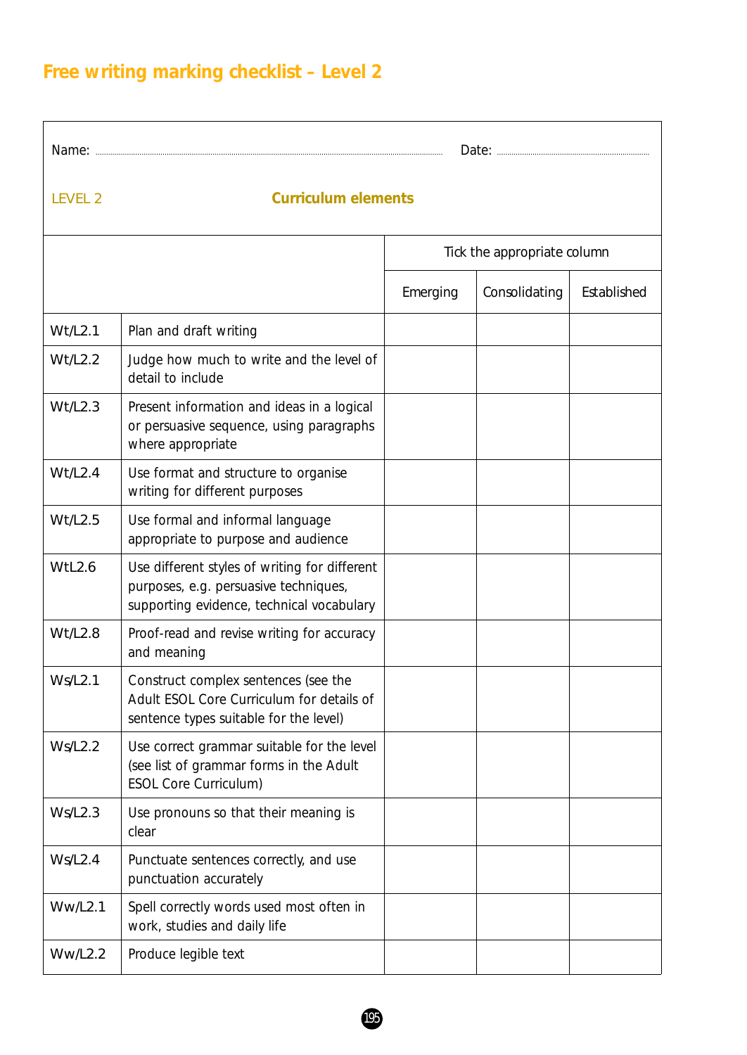# Free writing marking checklist – Level 2

Name: ............................................................................................................. Date: ...........................................

LEVEL 2 **Curriculum elements**

| | | Tick the appropriate column | | |
|---|---|---|---|---|
| | | Emerging | Consolidating | Established |
| Wt/L2.1 | Plan and draft writing | | | |
| Wt/L2.2 | Judge how much to write and the level of detail to include | | | |
| Wt/L2.3 | Present information and ideas in a logical or persuasive sequence, using paragraphs where appropriate | | | |
| Wt/L2.4 | Use format and structure to organise writing for different purposes | | | |
| Wt/L2.5 | Use formal and informal language appropriate to purpose and audience | | | |
| WtL2.6 | Use different styles of writing for different purposes, e.g. persuasive techniques, supporting evidence, technical vocabulary | | | |
| Wt/L2.8 | Proof-read and revise writing for accuracy and meaning | | | |
| Ws/L2.1 | Construct complex sentences (see the Adult ESOL Core Curriculum for details of sentence types suitable for the level) | | | |
| Ws/L2.2 | Use correct grammar suitable for the level (see list of grammar forms in the Adult ESOL Core Curriculum) | | | |
| Ws/L2.3 | Use pronouns so that their meaning is clear | | | |
| Ws/L2.4 | Punctuate sentences correctly, and use punctuation accurately | | | |
| Ww/L2.1 | Spell correctly words used most often in work, studies and daily life | | | |
| Ww/L2.2 | Produce legible text | | | |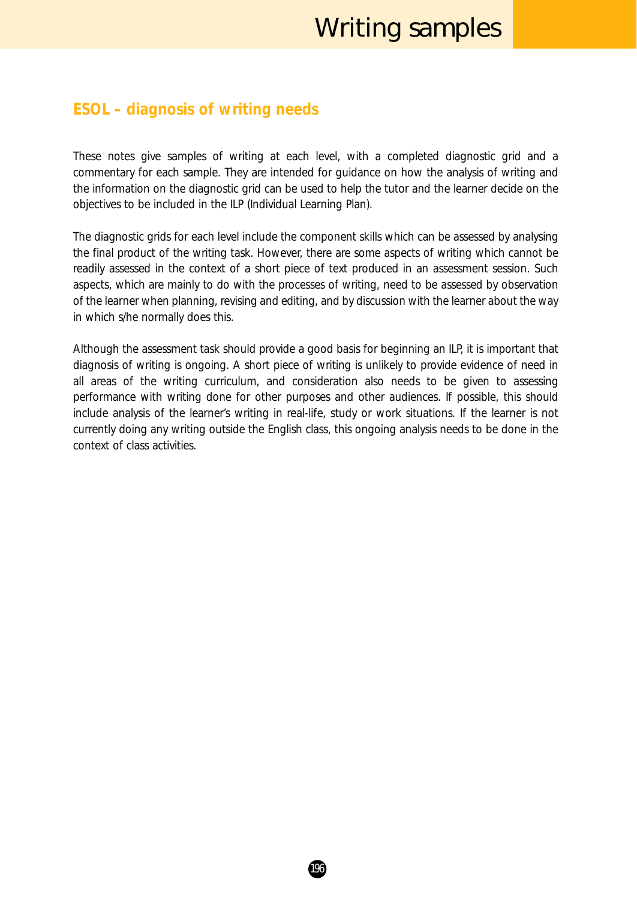## ESOL – diagnosis of writing needs

These notes give samples of writing at each level, with a completed diagnostic grid and a commentary for each sample. They are intended for guidance on how the analysis of writing and the information on the diagnostic grid can be used to help the tutor and the learner decide on the objectives to be included in the ILP (Individual Learning Plan).

The diagnostic grids for each level include the component skills which can be assessed by analysing the final product of the writing task. However, there are some aspects of writing which cannot be readily assessed in the context of a short piece of text produced in an assessment session. Such aspects, which are mainly to do with the processes of writing, need to be assessed by observation of the learner when planning, revising and editing, and by discussion with the learner about the way in which s/he normally does this.

Although the assessment task should provide a good basis for beginning an ILP, it is important that diagnosis of writing is ongoing. A short piece of writing is unlikely to provide evidence of need in all areas of the writing curriculum, and consideration also needs to be given to assessing performance with writing done for other purposes and other audiences. If possible, this should include analysis of the learner's writing in real-life, study or work situations. If the learner is not currently doing any writing outside the English class, this ongoing analysis needs to be done in the context of class activities.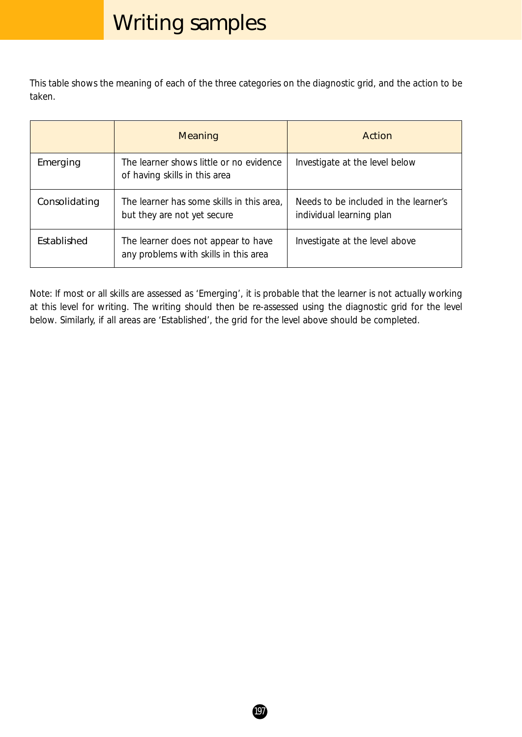# Writing samples

This table shows the meaning of each of the three categories on the diagnostic grid, and the action to be taken.

| | Meaning | Action |
|---|---|---|
| Emerging | The learner shows little or no evidence of having skills in this area | Investigate at the level below |
| Consolidating | The learner has some skills in this area, but they are not yet secure | Needs to be included in the learner's individual learning plan |
| Established | The learner does not appear to have any problems with skills in this area | Investigate at the level above |

Note: If most or all skills are assessed as 'Emerging', it is probable that the learner is not actually working at this level for writing. The writing should then be re-assessed using the diagnostic grid for the level below. Similarly, if all areas are 'Established', the grid for the level above should be completed.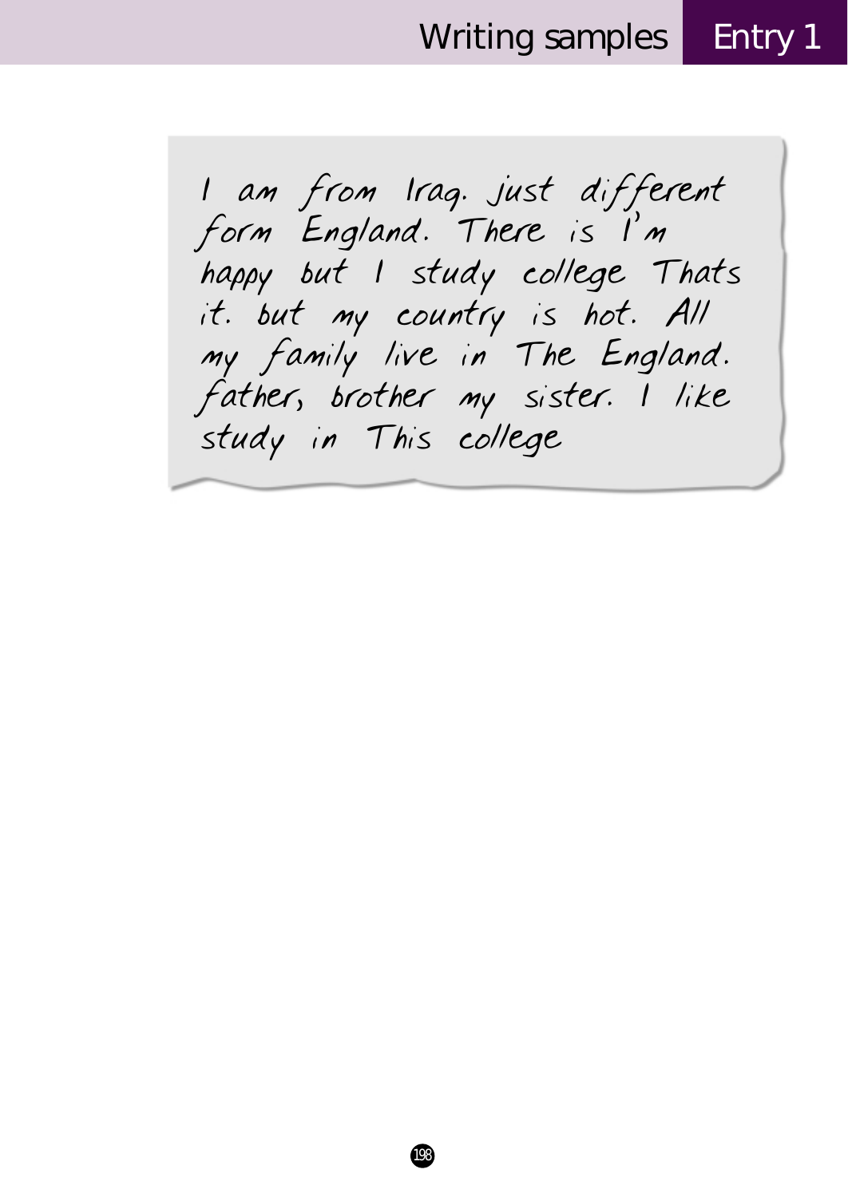I am from Iraq. just different form England. There is I'm happy but I study college Thats it. but my country is hot. All my family live in The England. father, brother my sister. I like study in This college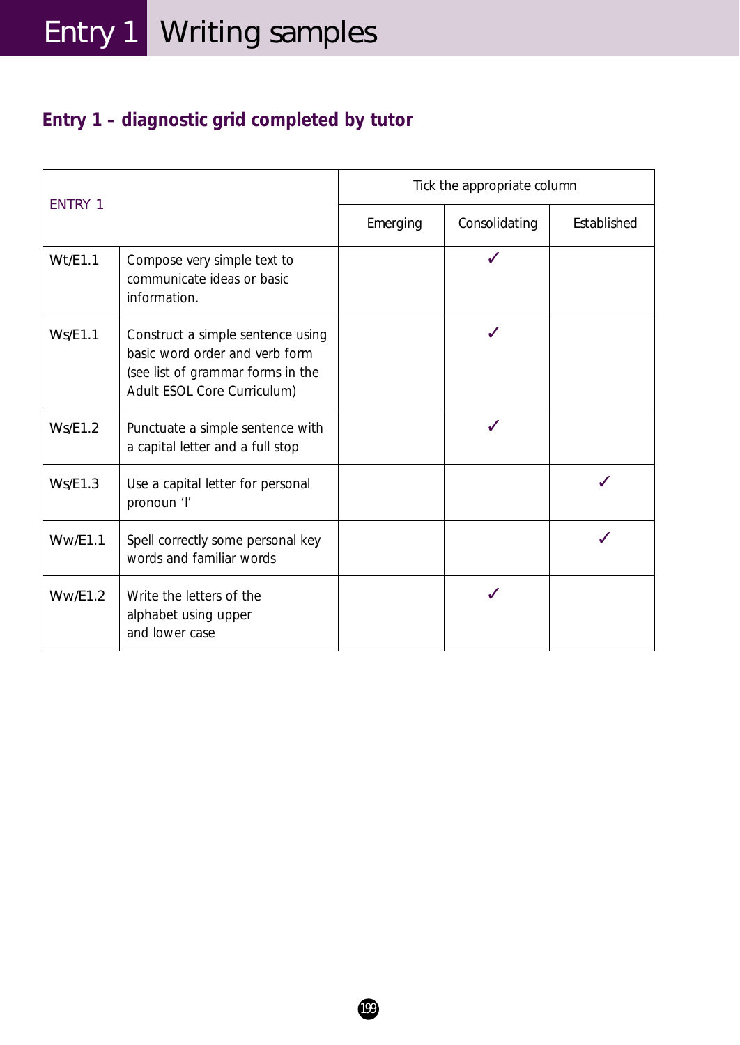# Entry 1 Writing samples

## Entry 1 – diagnostic grid completed by tutor

| ENTRY 1 | | Tick the appropriate column | | |
|---|---|---|---|---|
| | | Emerging | Consolidating | Established |
| Wt/E1.1 | Compose very simple text to communicate ideas or basic information. | | ✓ | |
| Ws/E1.1 | Construct a simple sentence using basic word order and verb form (see list of grammar forms in the Adult ESOL Core Curriculum) | | ✓ | |
| Ws/E1.2 | Punctuate a simple sentence with a capital letter and a full stop | | ✓ | |
| Ws/E1.3 | Use a capital letter for personal pronoun 'I' | | | ✓ |
| Ww/E1.1 | Spell correctly some personal key words and familiar words | | | ✓ |
| Ww/E1.2 | Write the letters of the alphabet using upper and lower case | | ✓ | |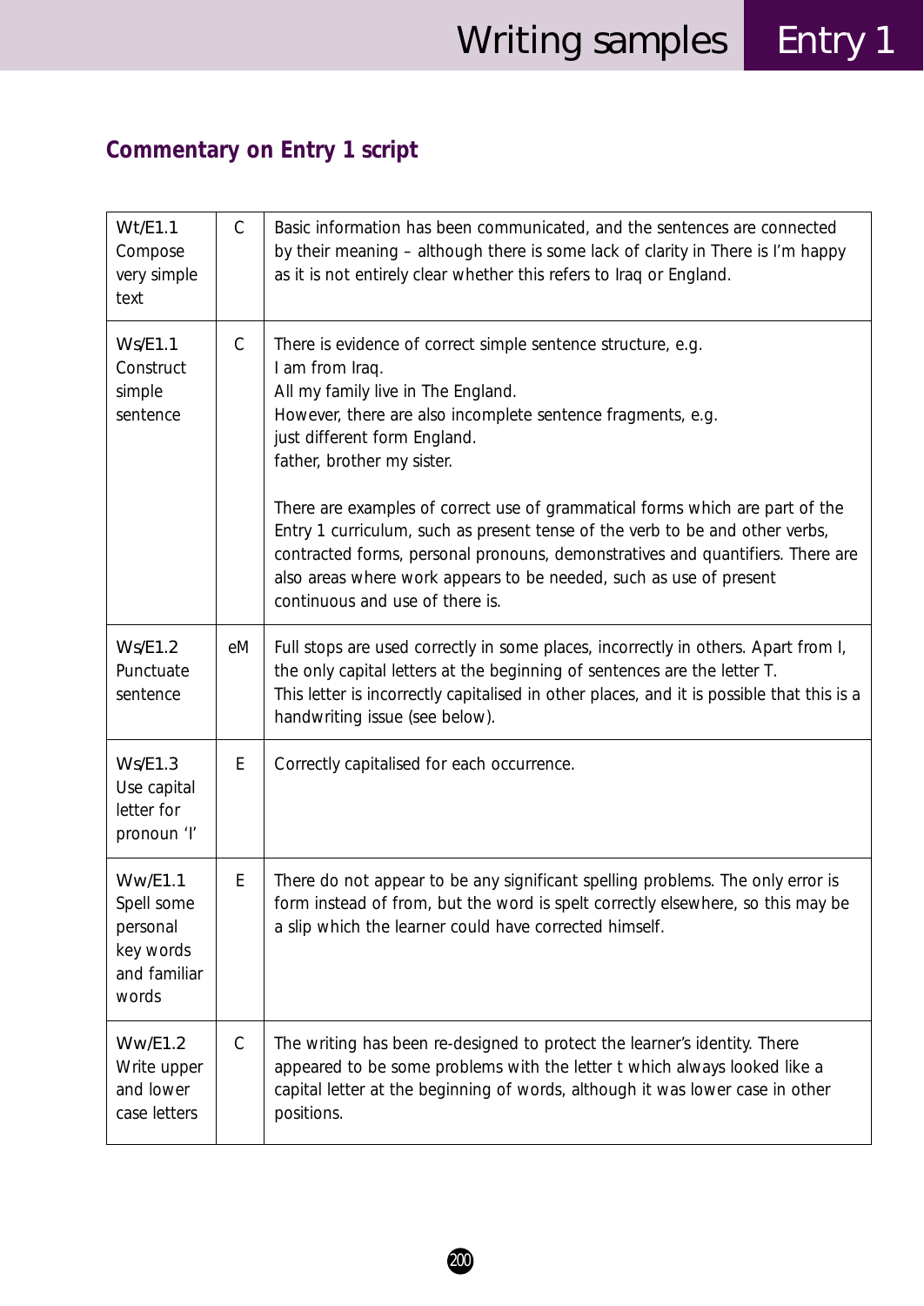## Commentary on Entry 1 script

| | | |
|---|---|---|
| Wt/E1.1 Compose very simple text | C | Basic information has been communicated, and the sentences are connected by their meaning – although there is some lack of clarity in There is I'm happy as it is not entirely clear whether this refers to Iraq or England. |
| Ws/E1.1 Construct simple sentence | C | There is evidence of correct simple sentence structure, e.g.<br>I am from Iraq.<br>All my family live in The England.<br>However, there are also incomplete sentence fragments, e.g.<br>just different form England.<br>father, brother my sister.<br><br>There are examples of correct use of grammatical forms which are part of the Entry 1 curriculum, such as present tense of the verb to be and other verbs, contracted forms, personal pronouns, demonstratives and quantifiers. There are also areas where work appears to be needed, such as use of present continuous and use of there is. |
| Ws/E1.2 Punctuate sentence | eM | Full stops are used correctly in some places, incorrectly in others. Apart from I, the only capital letters at the beginning of sentences are the letter T.<br>This letter is incorrectly capitalised in other places, and it is possible that this is a handwriting issue (see below). |
| Ws/E1.3 Use capital letter for pronoun 'I' | E | Correctly capitalised for each occurrence. |
| Ww/E1.1 Spell some personal key words and familiar words | E | There do not appear to be any significant spelling problems. The only error is form instead of from, but the word is spelt correctly elsewhere, so this may be a slip which the learner could have corrected himself. |
| Ww/E1.2 Write upper and lower case letters | C | The writing has been re-designed to protect the learner's identity. There appeared to be some problems with the letter t which always looked like a capital letter at the beginning of words, although it was lower case in other positions. |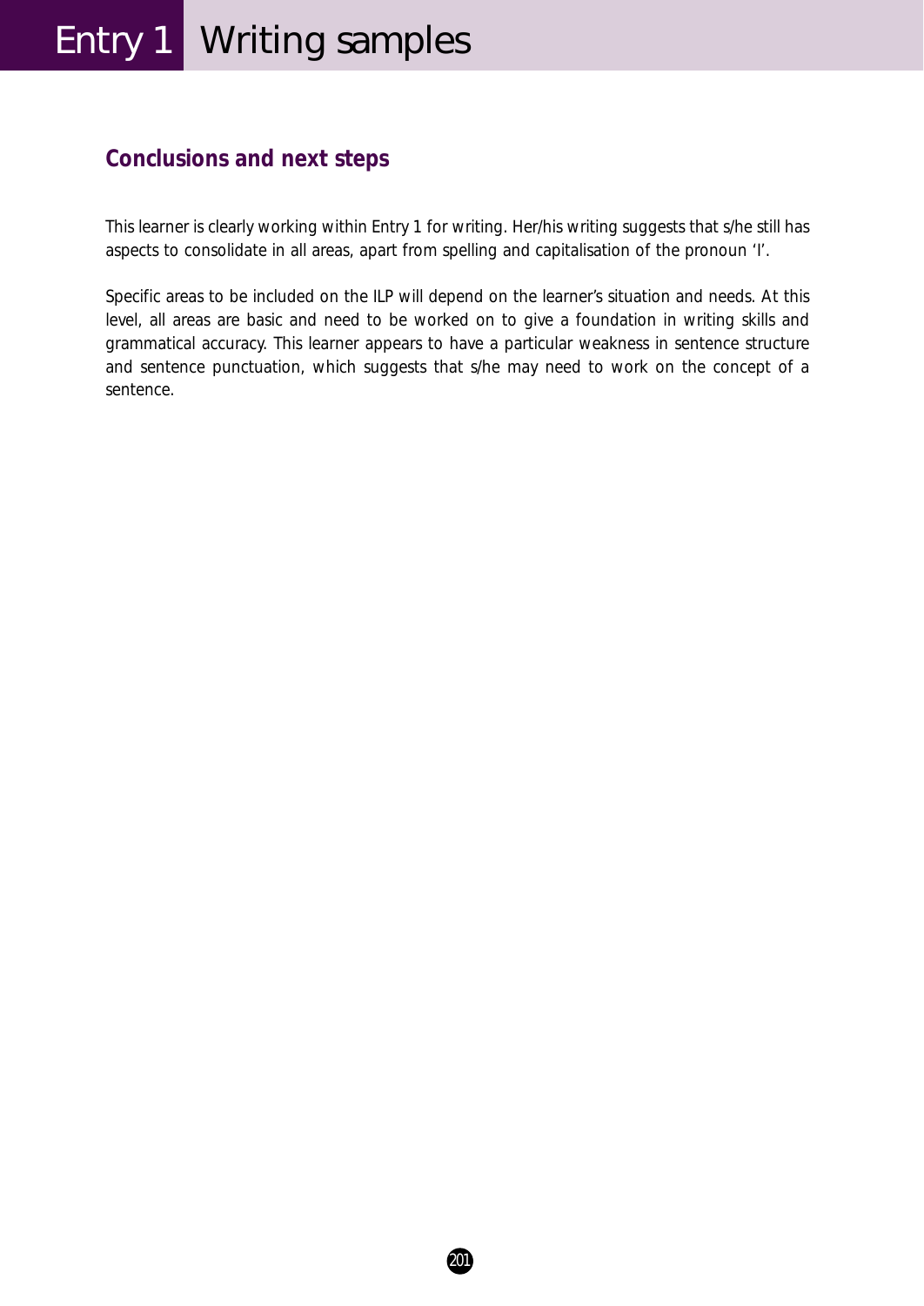## Conclusions and next steps

This learner is clearly working within Entry 1 for writing. Her/his writing suggests that s/he still has aspects to consolidate in all areas, apart from spelling and capitalisation of the pronoun 'I'.

Specific areas to be included on the ILP will depend on the learner's situation and needs. At this level, all areas are basic and need to be worked on to give a foundation in writing skills and grammatical accuracy. This learner appears to have a particular weakness in sentence structure and sentence punctuation, which suggests that s/he may need to work on the concept of a sentence.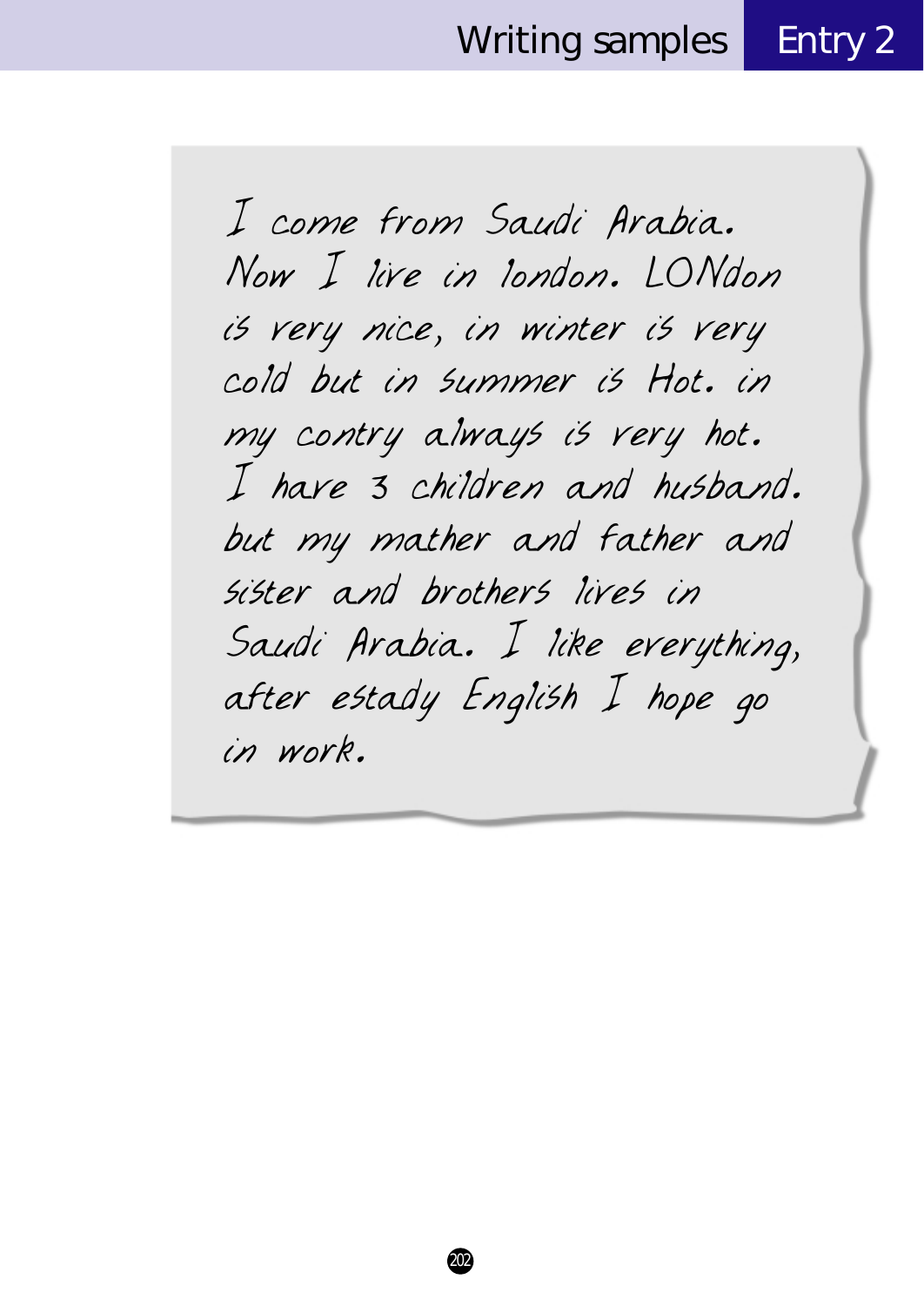I come from Saudi Arabia.
Now I live in london. LONdon
is very nice, in winter is very
cold but in summer is Hot. in
my contry always is very hot.
I have 3 children and husband.
but my mather and father and
sister and brothers lives in
Saudi Arabia. I like everything,
after estady English I hope go
in work.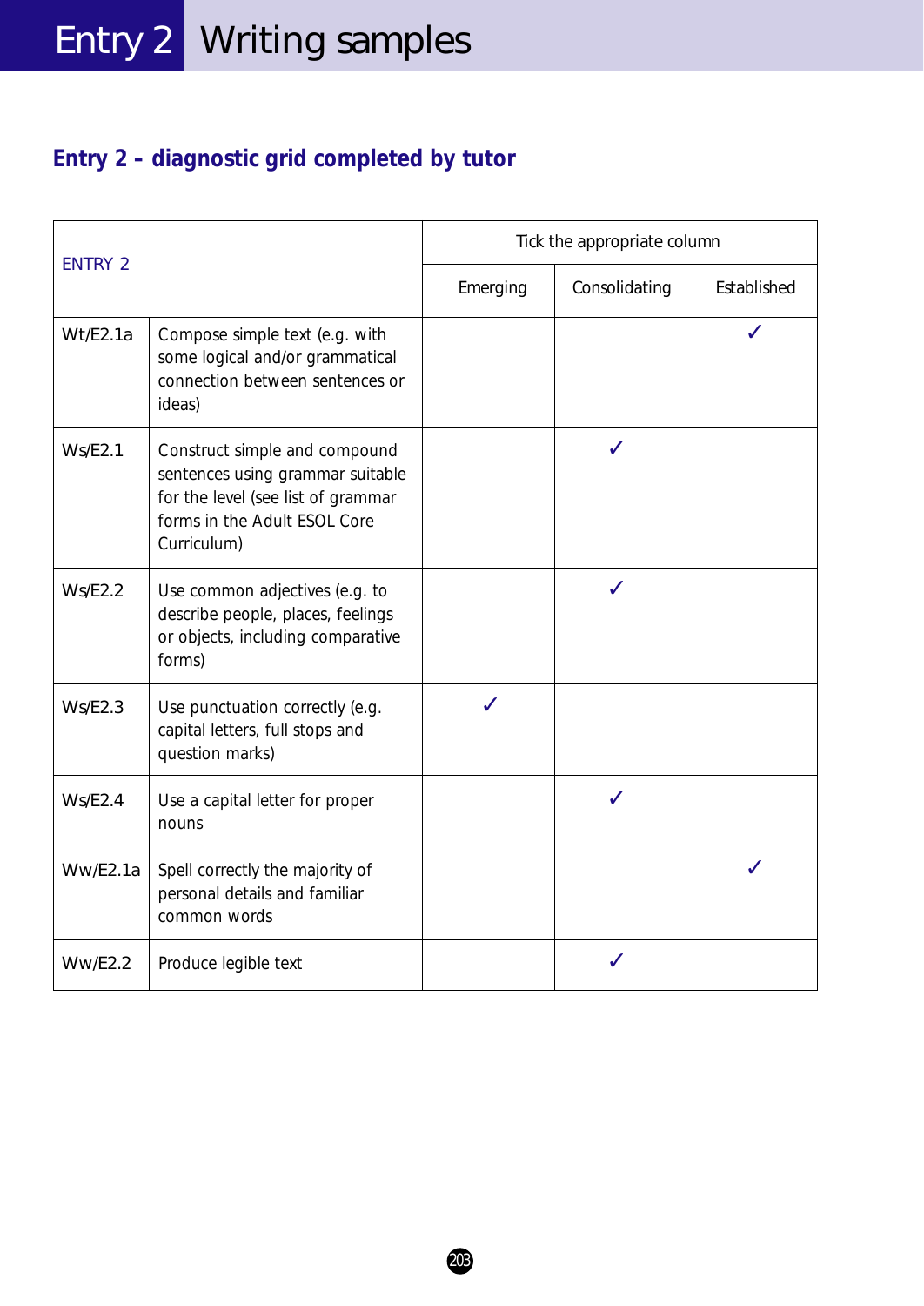## Entry 2 – diagnostic grid completed by tutor

| ENTRY 2 | | Tick the appropriate column | | |
|---|---|---|---|---|
| | | Emerging | Consolidating | Established |
| Wt/E2.1a | Compose simple text (e.g. with some logical and/or grammatical connection between sentences or ideas) | | | ✓ |
| Ws/E2.1 | Construct simple and compound sentences using grammar suitable for the level (see list of grammar forms in the Adult ESOL Core Curriculum) | | ✓ | |
| Ws/E2.2 | Use common adjectives (e.g. to describe people, places, feelings or objects, including comparative forms) | | ✓ | |
| Ws/E2.3 | Use punctuation correctly (e.g. capital letters, full stops and question marks) | ✓ | | |
| Ws/E2.4 | Use a capital letter for proper nouns | | ✓ | |
| Ww/E2.1a | Spell correctly the majority of personal details and familiar common words | | | ✓ |
| Ww/E2.2 | Produce legible text | | ✓ | |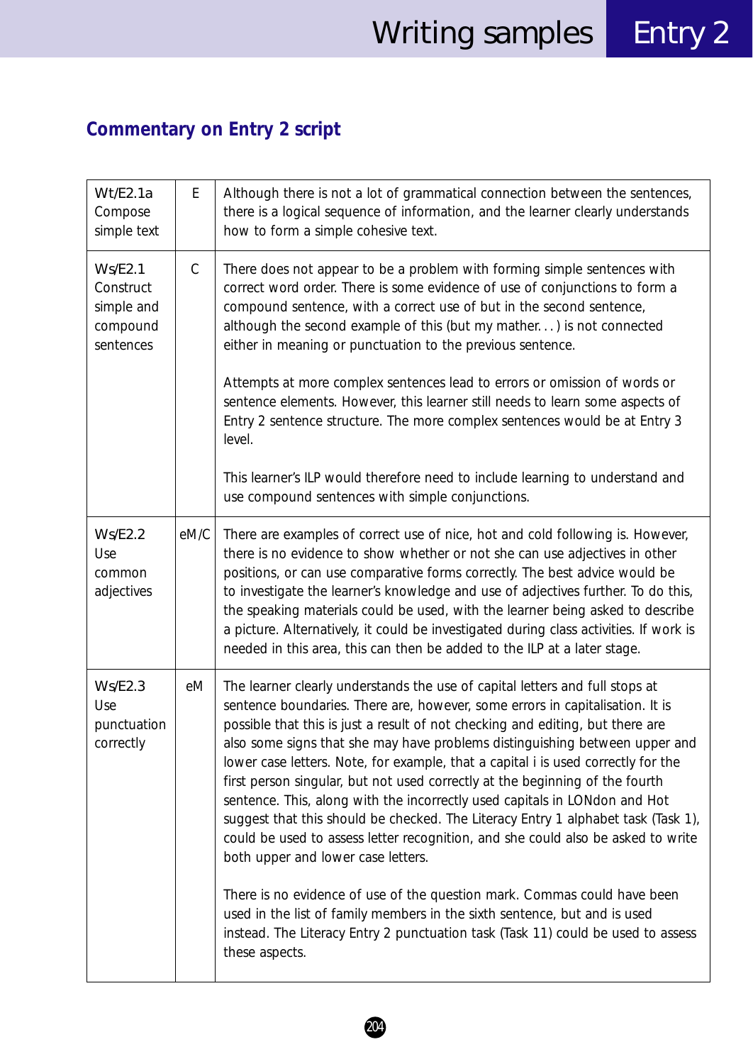## Commentary on Entry 2 script

| | | |
|---|---|---|
| Wt/E2.1a Compose simple text | E | Although there is not a lot of grammatical connection between the sentences, there is a logical sequence of information, and the learner clearly understands how to form a simple cohesive text. |
| Ws/E2.1 Construct simple and compound sentences | C | There does not appear to be a problem with forming simple sentences with correct word order. There is some evidence of use of conjunctions to form a compound sentence, with a correct use of but in the second sentence, although the second example of this (but my mather. . . ) is not connected either in meaning or punctuation to the previous sentence.<br><br>Attempts at more complex sentences lead to errors or omission of words or sentence elements. However, this learner still needs to learn some aspects of Entry 2 sentence structure. The more complex sentences would be at Entry 3 level.<br><br>This learner's ILP would therefore need to include learning to understand and use compound sentences with simple conjunctions. |
| Ws/E2.2 Use common adjectives | eM/C | There are examples of correct use of nice, hot and cold following is. However, there is no evidence to show whether or not she can use adjectives in other positions, or can use comparative forms correctly. The best advice would be to investigate the learner's knowledge and use of adjectives further. To do this, the speaking materials could be used, with the learner being asked to describe a picture. Alternatively, it could be investigated during class activities. If work is needed in this area, this can then be added to the ILP at a later stage. |
| Ws/E2.3 Use punctuation correctly | eM | The learner clearly understands the use of capital letters and full stops at sentence boundaries. There are, however, some errors in capitalisation. It is possible that this is just a result of not checking and editing, but there are also some signs that she may have problems distinguishing between upper and lower case letters. Note, for example, that a capital i is used correctly for the first person singular, but not used correctly at the beginning of the fourth sentence. This, along with the incorrectly used capitals in LONdon and Hot suggest that this should be checked. The Literacy Entry 1 alphabet task (Task 1), could be used to assess letter recognition, and she could also be asked to write both upper and lower case letters.<br><br>There is no evidence of use of the question mark. Commas could have been used in the list of family members in the sixth sentence, but and is used instead. The Literacy Entry 2 punctuation task (Task 11) could be used to assess these aspects. |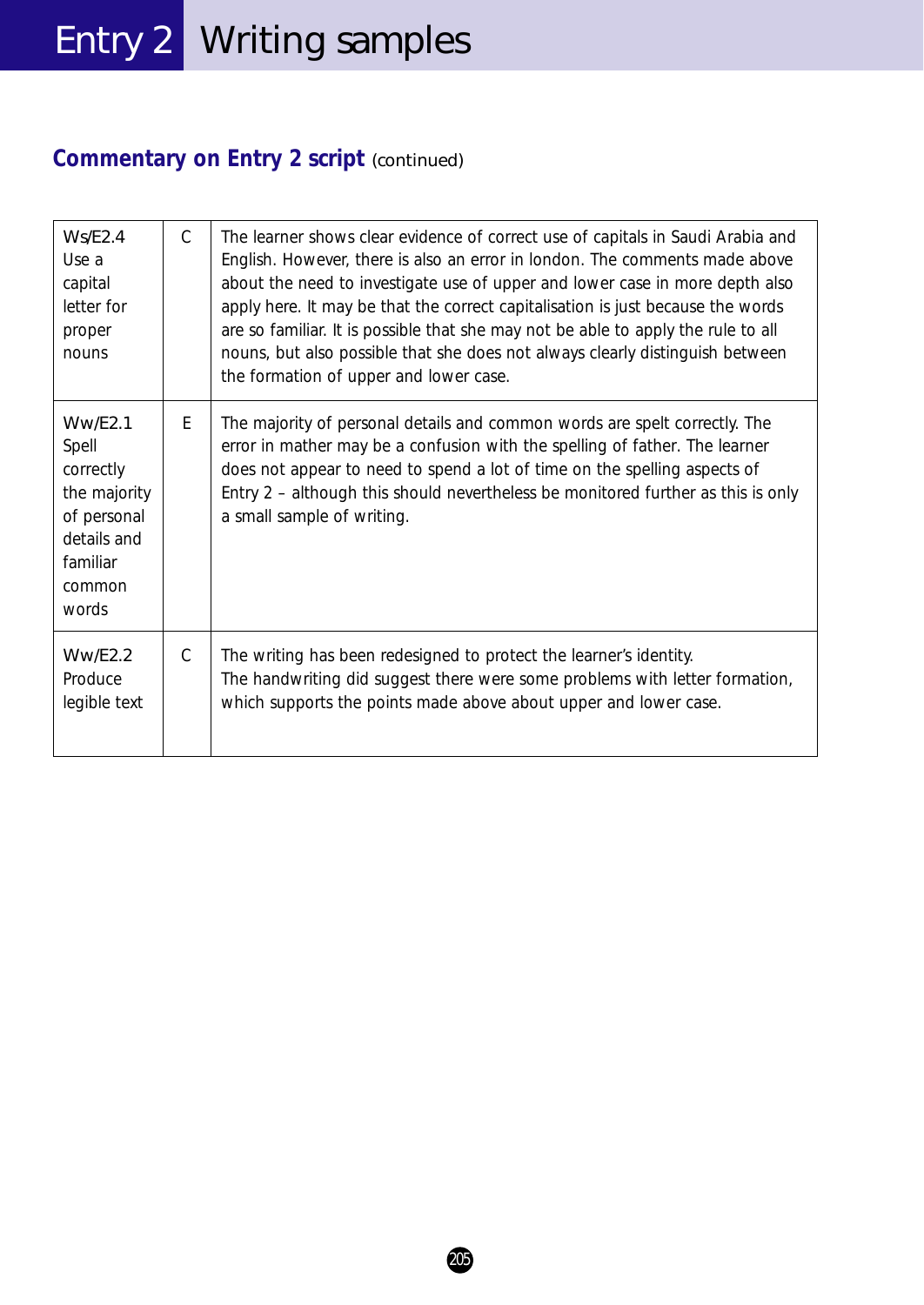## Commentary on Entry 2 script (continued)

| | | |
|---|---|---|
| Ws/E2.4 Use a capital letter for proper nouns | C | The learner shows clear evidence of correct use of capitals in Saudi Arabia and English. However, there is also an error in london. The comments made above about the need to investigate use of upper and lower case in more depth also apply here. It may be that the correct capitalisation is just because the words are so familiar. It is possible that she may not be able to apply the rule to all nouns, but also possible that she does not always clearly distinguish between the formation of upper and lower case. |
| Ww/E2.1 Spell correctly the majority of personal details and familiar common words | E | The majority of personal details and common words are spelt correctly. The error in mather may be a confusion with the spelling of father. The learner does not appear to need to spend a lot of time on the spelling aspects of Entry 2 – although this should nevertheless be monitored further as this is only a small sample of writing. |
| Ww/E2.2 Produce legible text | C | The writing has been redesigned to protect the learner's identity.<br>The handwriting did suggest there were some problems with letter formation, which supports the points made above about upper and lower case. |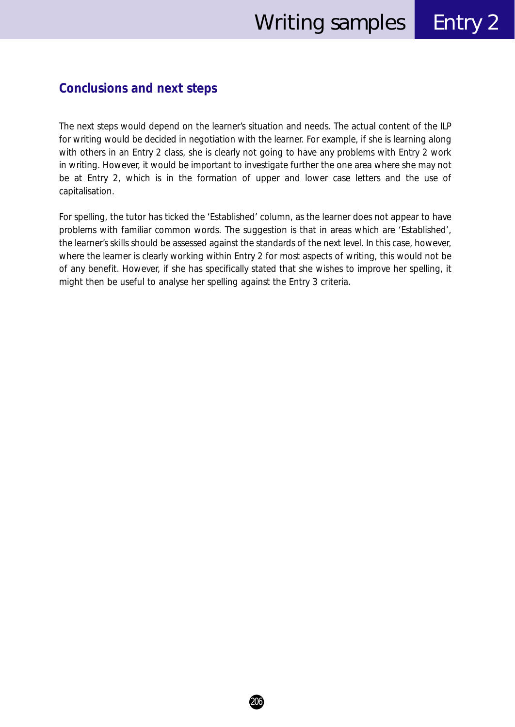## Conclusions and next steps

The next steps would depend on the learner's situation and needs. The actual content of the ILP for writing would be decided in negotiation with the learner. For example, if she is learning along with others in an Entry 2 class, she is clearly not going to have any problems with Entry 2 work in writing. However, it would be important to investigate further the one area where she may not be at Entry 2, which is in the formation of upper and lower case letters and the use of capitalisation.

For spelling, the tutor has ticked the 'Established' column, as the learner does not appear to have problems with familiar common words. The suggestion is that in areas which are 'Established', the learner's skills should be assessed against the standards of the next level. In this case, however, where the learner is clearly working within Entry 2 for most aspects of writing, this would not be of any benefit. However, if she has specifically stated that she wishes to improve her spelling, it might then be useful to analyse her spelling against the Entry 3 criteria.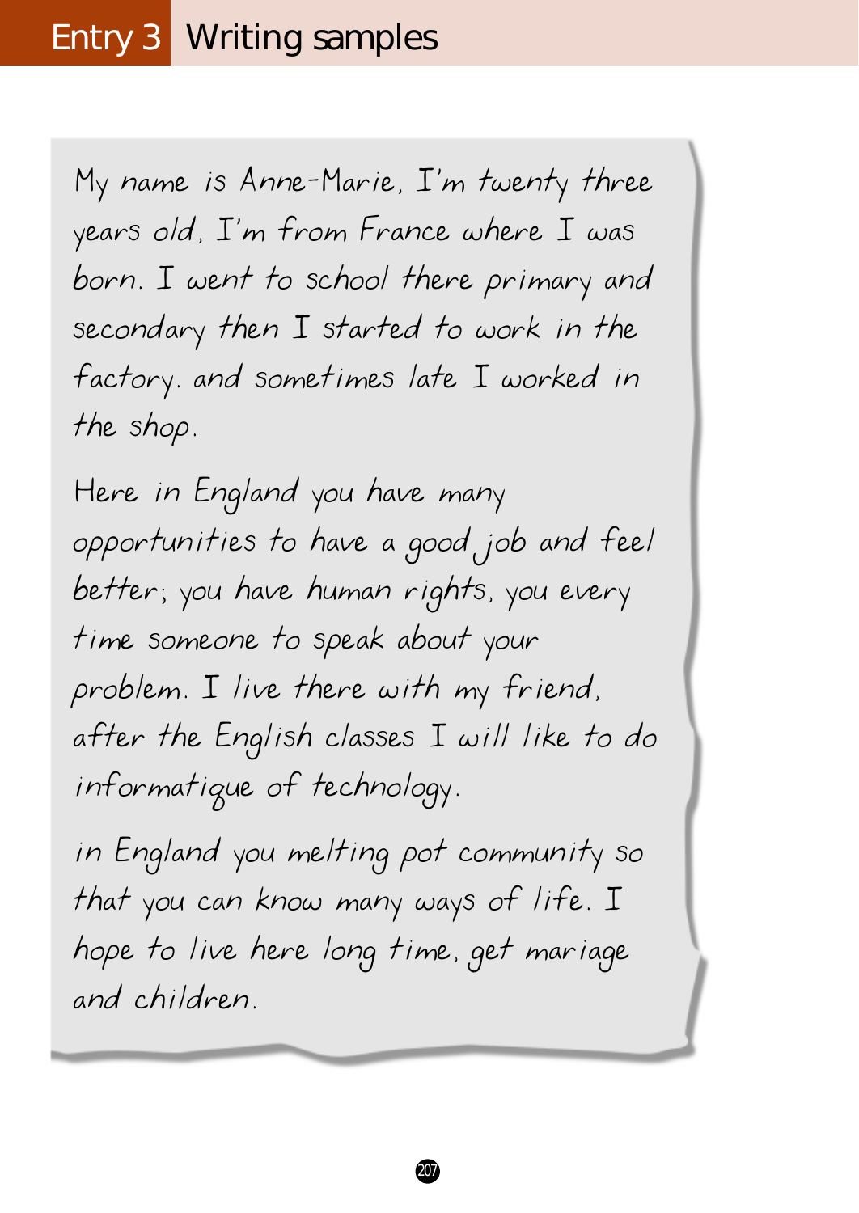# Entry 3 Writing samples

My name is Anne-Marie, I'm twenty three years old, I'm from France where I was born. I went to school there primary and secondary then I started to work in the factory. and sometimes late I worked in the shop.

Here in England you have many opportunities to have a good job and feel better; you have human rights, you every time someone to speak about your problem. I live there with my friend, after the English classes I will like to do informatique of technology.

in England you melting pot community so that you can know many ways of life. I hope to live here long time, get mariage and children.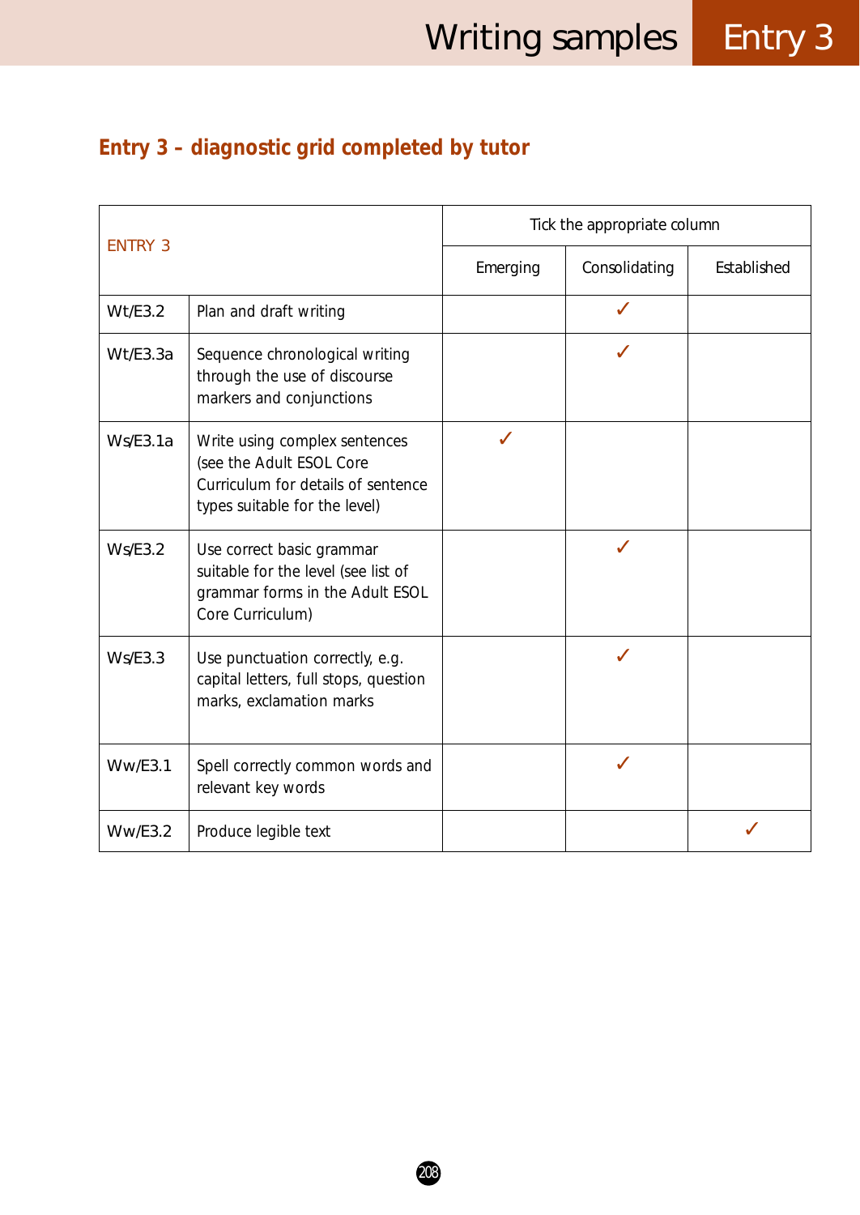## Entry 3 – diagnostic grid completed by tutor

| ENTRY 3 | | Tick the appropriate column | | |
|---|---|---|---|---|
| | | Emerging | Consolidating | Established |
| Wt/E3.2 | Plan and draft writing | | ✓ | |
| Wt/E3.3a | Sequence chronological writing through the use of discourse markers and conjunctions | | ✓ | |
| Ws/E3.1a | Write using complex sentences (see the Adult ESOL Core Curriculum for details of sentence types suitable for the level) | ✓ | | |
| Ws/E3.2 | Use correct basic grammar suitable for the level (see list of grammar forms in the Adult ESOL Core Curriculum) | | ✓ | |
| Ws/E3.3 | Use punctuation correctly, e.g. capital letters, full stops, question marks, exclamation marks | | ✓ | |
| Ww/E3.1 | Spell correctly common words and relevant key words | | ✓ | |
| Ww/E3.2 | Produce legible text | | | ✓ |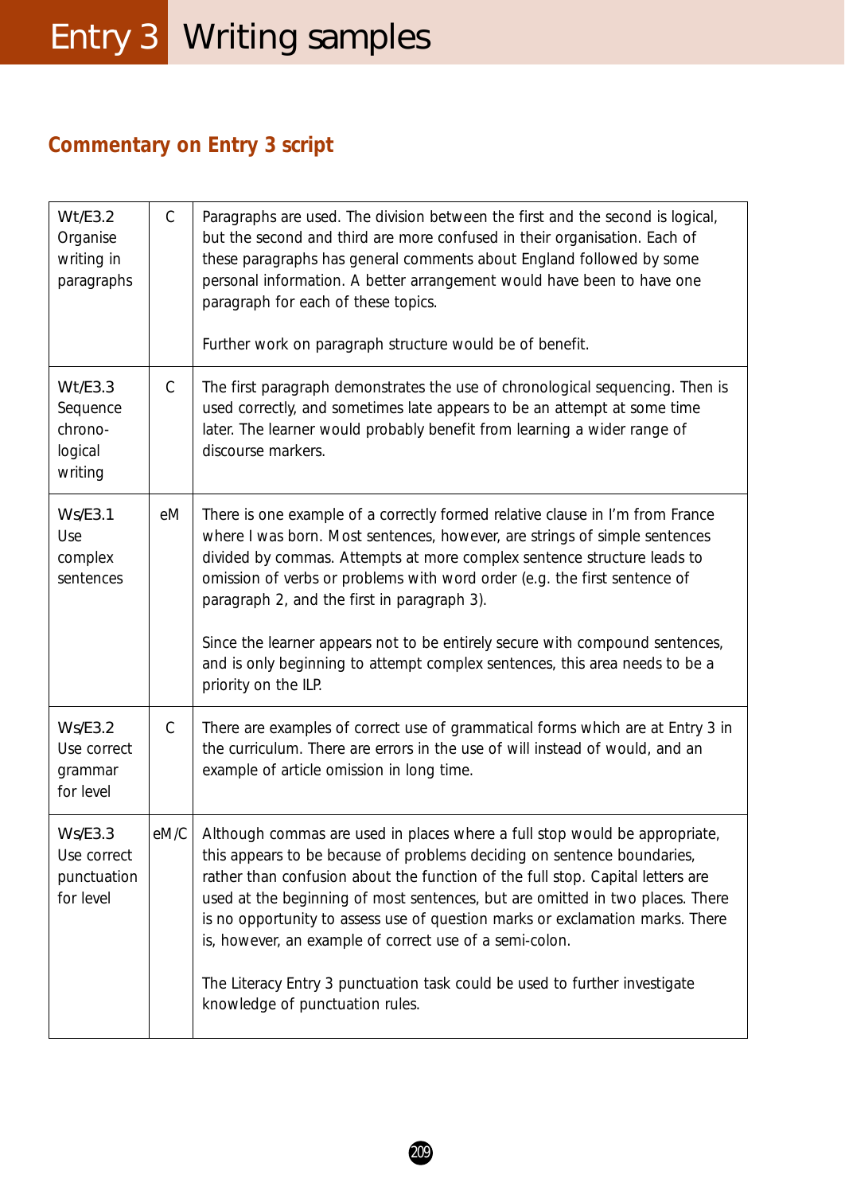## Commentary on Entry 3 script

| | | |
|---|---|---|
| Wt/E3.2 Organise writing in paragraphs | C | Paragraphs are used. The division between the first and the second is logical, but the second and third are more confused in their organisation. Each of these paragraphs has general comments about England followed by some personal information. A better arrangement would have been to have one paragraph for each of these topics.<br><br>Further work on paragraph structure would be of benefit. |
| Wt/E3.3 Sequence chrono-logical writing | C | The first paragraph demonstrates the use of chronological sequencing. Then is used correctly, and sometimes late appears to be an attempt at some time later. The learner would probably benefit from learning a wider range of discourse markers. |
| Ws/E3.1 Use complex sentences | eM | There is one example of a correctly formed relative clause in I'm from France where I was born. Most sentences, however, are strings of simple sentences divided by commas. Attempts at more complex sentence structure leads to omission of verbs or problems with word order (e.g. the first sentence of paragraph 2, and the first in paragraph 3).<br><br>Since the learner appears not to be entirely secure with compound sentences, and is only beginning to attempt complex sentences, this area needs to be a priority on the ILP. |
| Ws/E3.2 Use correct grammar for level | C | There are examples of correct use of grammatical forms which are at Entry 3 in the curriculum. There are errors in the use of will instead of would, and an example of article omission in long time. |
| Ws/E3.3 Use correct punctuation for level | eM/C | Although commas are used in places where a full stop would be appropriate, this appears to be because of problems deciding on sentence boundaries, rather than confusion about the function of the full stop. Capital letters are used at the beginning of most sentences, but are omitted in two places. There is no opportunity to assess use of question marks or exclamation marks. There is, however, an example of correct use of a semi-colon.<br><br>The Literacy Entry 3 punctuation task could be used to further investigate knowledge of punctuation rules. |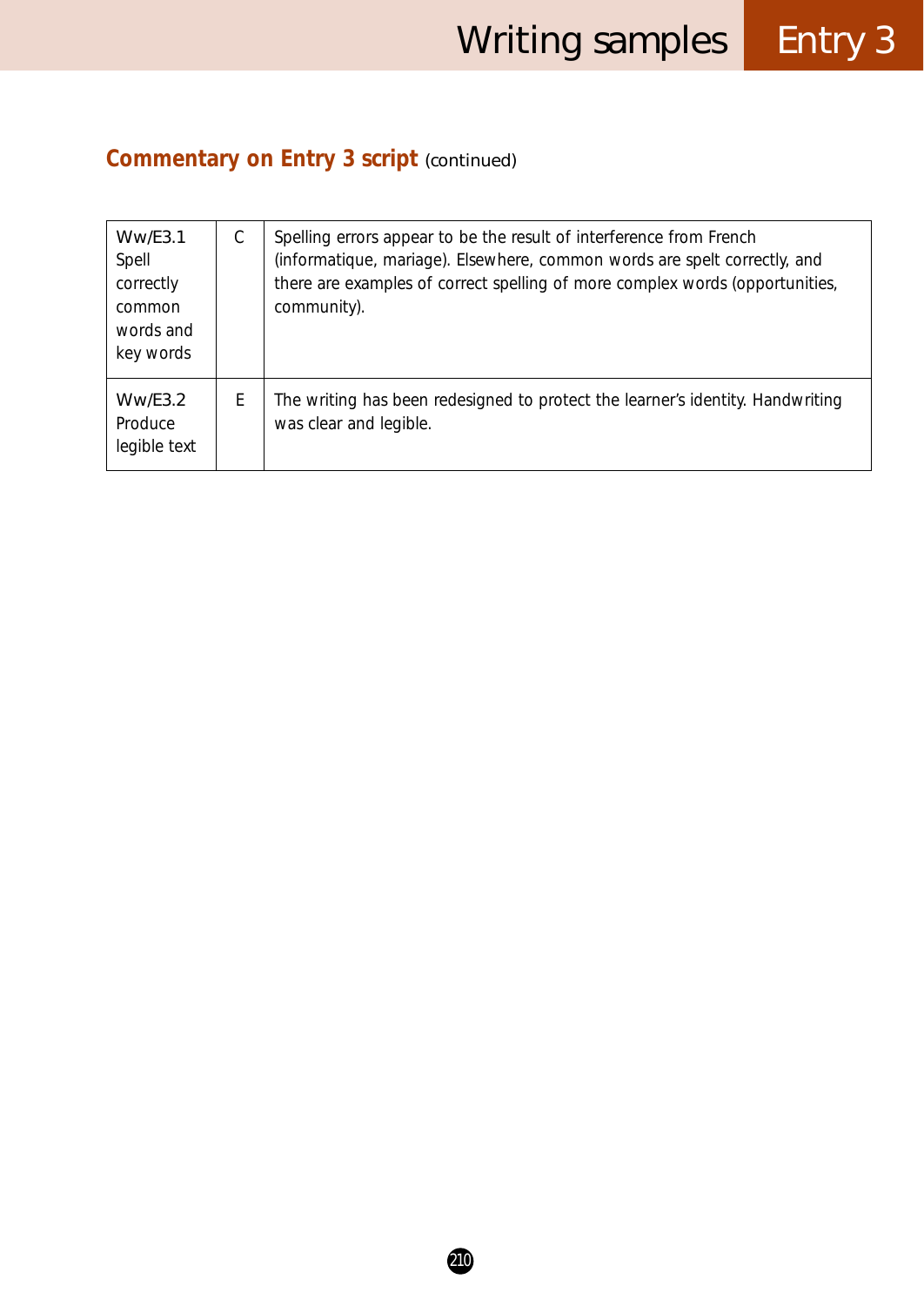## **Commentary on Entry 3 script** (continued)

| | | |
|---|---|---|
| Ww/E3.1 Spell correctly common words and key words | C | Spelling errors appear to be the result of interference from French (informatique, mariage). Elsewhere, common words are spelt correctly, and there are examples of correct spelling of more complex words (opportunities, community). |
| Ww/E3.2 Produce legible text | E | The writing has been redesigned to protect the learner's identity. Handwriting was clear and legible. |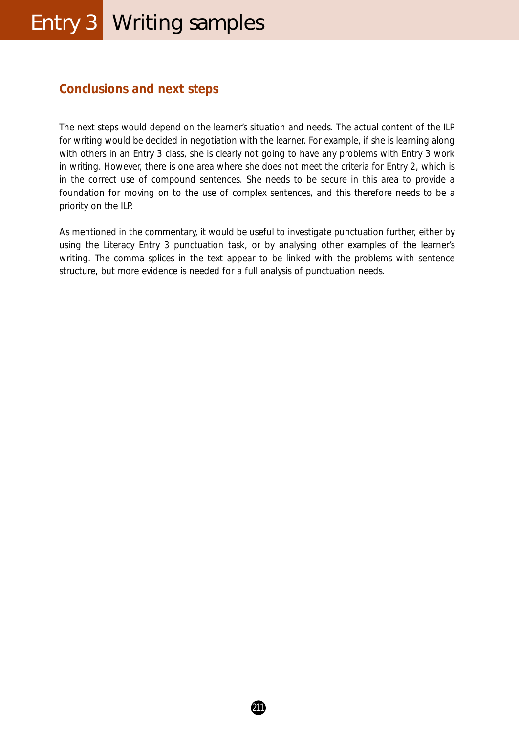## Conclusions and next steps

The next steps would depend on the learner's situation and needs. The actual content of the ILP for writing would be decided in negotiation with the learner. For example, if she is learning along with others in an Entry 3 class, she is clearly not going to have any problems with Entry 3 work in writing. However, there is one area where she does not meet the criteria for Entry 2, which is in the correct use of compound sentences. She needs to be secure in this area to provide a foundation for moving on to the use of complex sentences, and this therefore needs to be a priority on the ILP.

As mentioned in the commentary, it would be useful to investigate punctuation further, either by using the Literacy Entry 3 punctuation task, or by analysing other examples of the learner's writing. The comma splices in the text appear to be linked with the problems with sentence structure, but more evidence is needed for a full analysis of punctuation needs.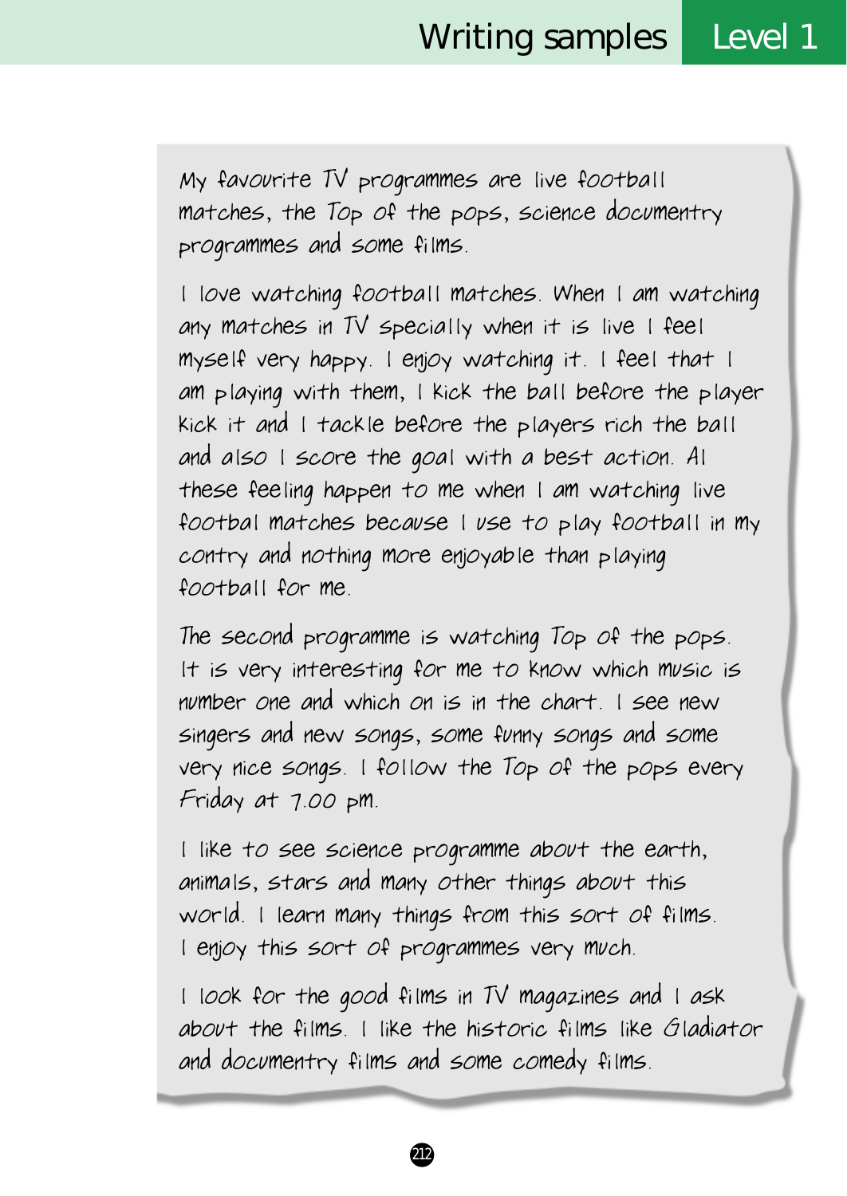My favourite TV programmes are live football matches, the Top of the pops, science documentry programmes and some films.

I love watching football matches. When I am watching any matches in TV specially when it is live I feel myself very happy. I enjoy watching it. I feel that I am playing with them, I kick the ball before the player kick it and I tackle before the players rich the ball and also I score the goal with a best action. Al these feeling happen to me when I am watching live footbal matches because I use to play football in my contry and nothing more enjoyable than playing football for me.

The second programme is watching Top of the pops. It is very interesting for me to know which music is number one and which on is in the chart. I see new singers and new songs, some funny songs and some very nice songs. I follow the Top of the pops every Friday at 7.00 pm.

I like to see science programme about the earth, animals, stars and many other things about this world. I learn many things from this sort of films. I enjoy this sort of programmes very much.

I look for the good films in TV magazines and I ask about the films. I like the historic films like Gladiator and documentry films and some comedy films.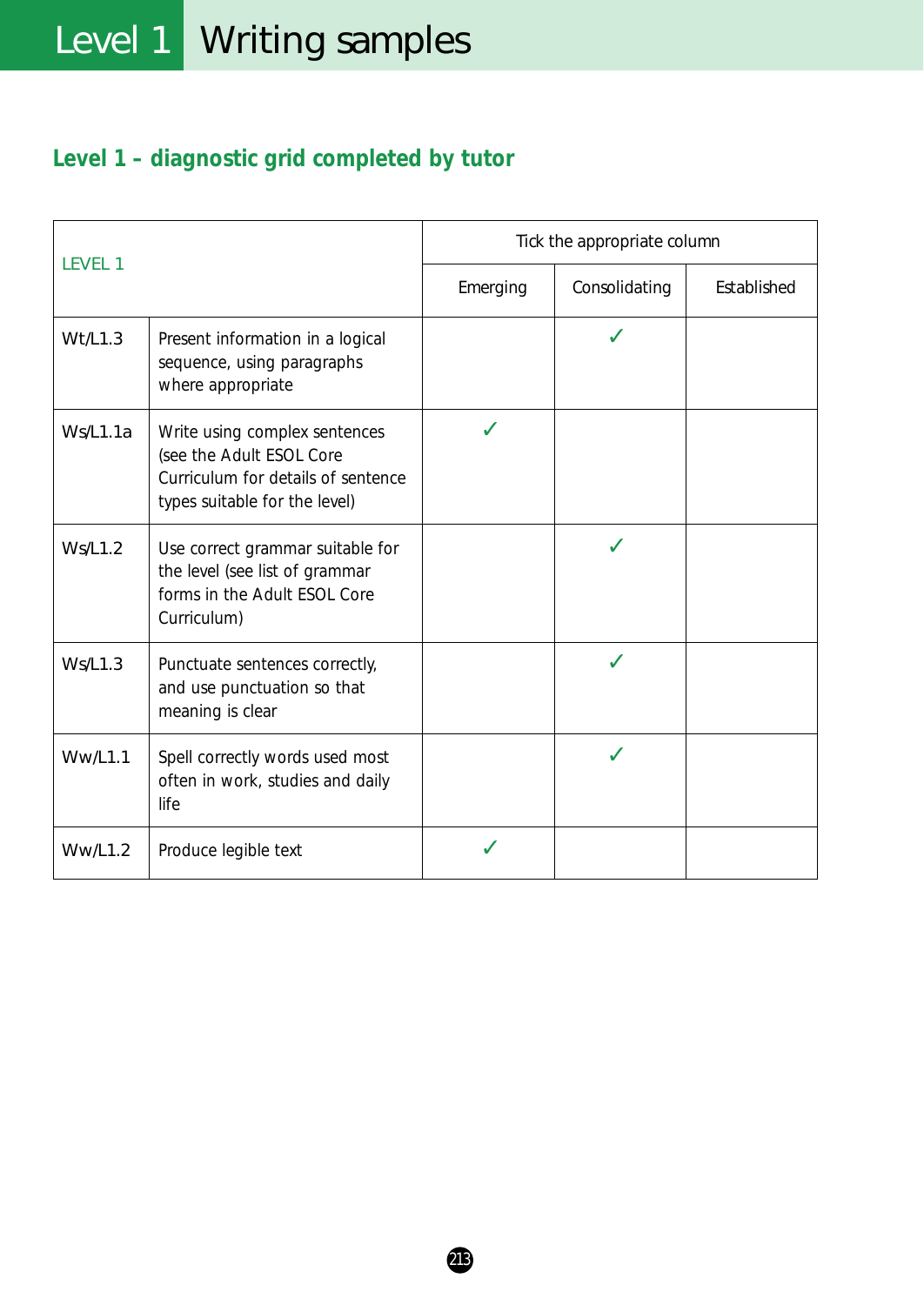## Level 1 – diagnostic grid completed by tutor

| LEVEL 1 | | Tick the appropriate column | | |
|---|---|---|---|---|
| | | Emerging | Consolidating | Established |
| Wt/L1.3 | Present information in a logical sequence, using paragraphs where appropriate | | ✓ | |
| Ws/L1.1a | Write using complex sentences (see the Adult ESOL Core Curriculum for details of sentence types suitable for the level) | ✓ | | |
| Ws/L1.2 | Use correct grammar suitable for the level (see list of grammar forms in the Adult ESOL Core Curriculum) | | ✓ | |
| Ws/L1.3 | Punctuate sentences correctly, and use punctuation so that meaning is clear | | ✓ | |
| Ww/L1.1 | Spell correctly words used most often in work, studies and daily life | | ✓ | |
| Ww/L1.2 | Produce legible text | ✓ | | |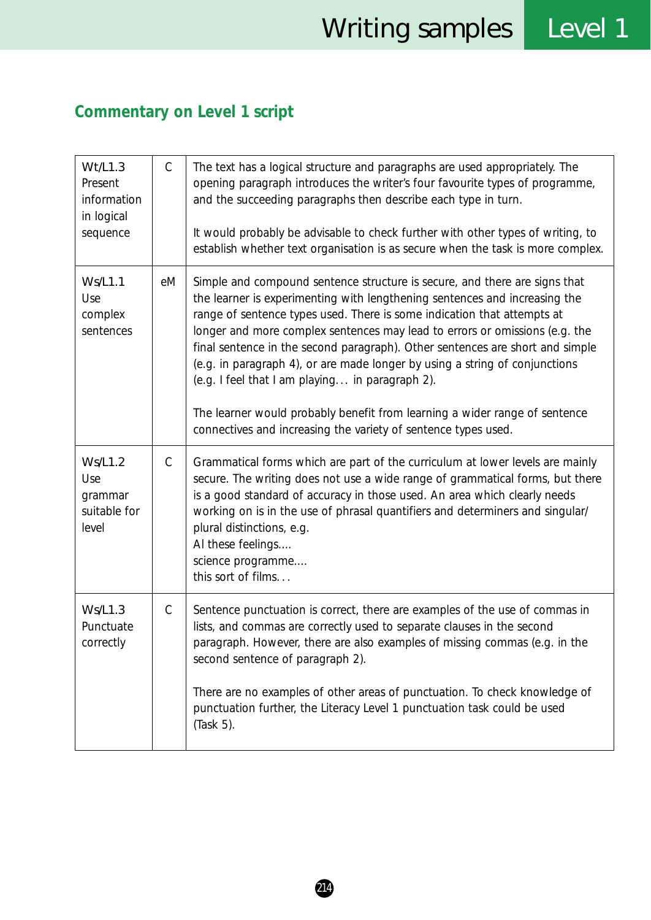## Commentary on Level 1 script

| | | |
|---|---|---|
| Wt/L1.3 Present information in logical sequence | C | The text has a logical structure and paragraphs are used appropriately. The opening paragraph introduces the writer's four favourite types of programme, and the succeeding paragraphs then describe each type in turn.<br><br>It would probably be advisable to check further with other types of writing, to establish whether text organisation is as secure when the task is more complex. |
| Ws/L1.1 Use complex sentences | eM | Simple and compound sentence structure is secure, and there are signs that the learner is experimenting with lengthening sentences and increasing the range of sentence types used. There is some indication that attempts at longer and more complex sentences may lead to errors or omissions (e.g. the final sentence in the second paragraph). Other sentences are short and simple (e.g. in paragraph 4), or are made longer by using a string of conjunctions (e.g. I feel that I am playing… in paragraph 2).<br><br>The learner would probably benefit from learning a wider range of sentence connectives and increasing the variety of sentence types used. |
| Ws/L1.2 Use grammar suitable for level | C | Grammatical forms which are part of the curriculum at lower levels are mainly secure. The writing does not use a wide range of grammatical forms, but there is a good standard of accuracy in those used. An area which clearly needs working on is in the use of phrasal quantifiers and determiners and singular/plural distinctions, e.g.<br>Al these feelings....<br>science programme....<br>this sort of films… |
| Ws/L1.3 Punctuate correctly | C | Sentence punctuation is correct, there are examples of the use of commas in lists, and commas are correctly used to separate clauses in the second paragraph. However, there are also examples of missing commas (e.g. in the second sentence of paragraph 2).<br><br>There are no examples of other areas of punctuation. To check knowledge of punctuation further, the Literacy Level 1 punctuation task could be used (Task 5). |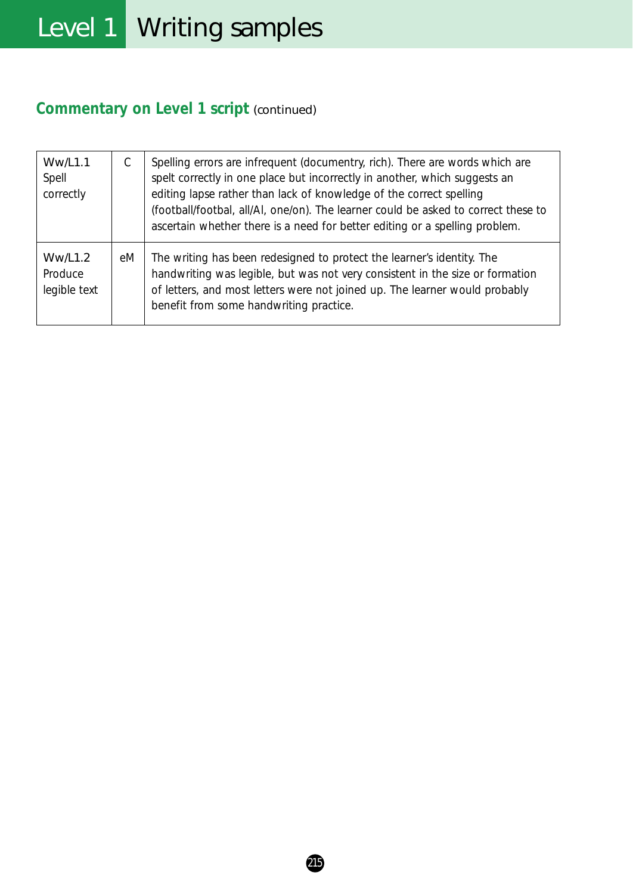## Commentary on Level 1 script (continued)

| | | |
|---|---|---|
| Ww/L1.1 Spell correctly | C | Spelling errors are infrequent (documentry, rich). There are words which are spelt correctly in one place but incorrectly in another, which suggests an editing lapse rather than lack of knowledge of the correct spelling (football/footbal, all/Al, one/on). The learner could be asked to correct these to ascertain whether there is a need for better editing or a spelling problem. |
| Ww/L1.2 Produce legible text | eM | The writing has been redesigned to protect the learner's identity. The handwriting was legible, but was not very consistent in the size or formation of letters, and most letters were not joined up. The learner would probably benefit from some handwriting practice. |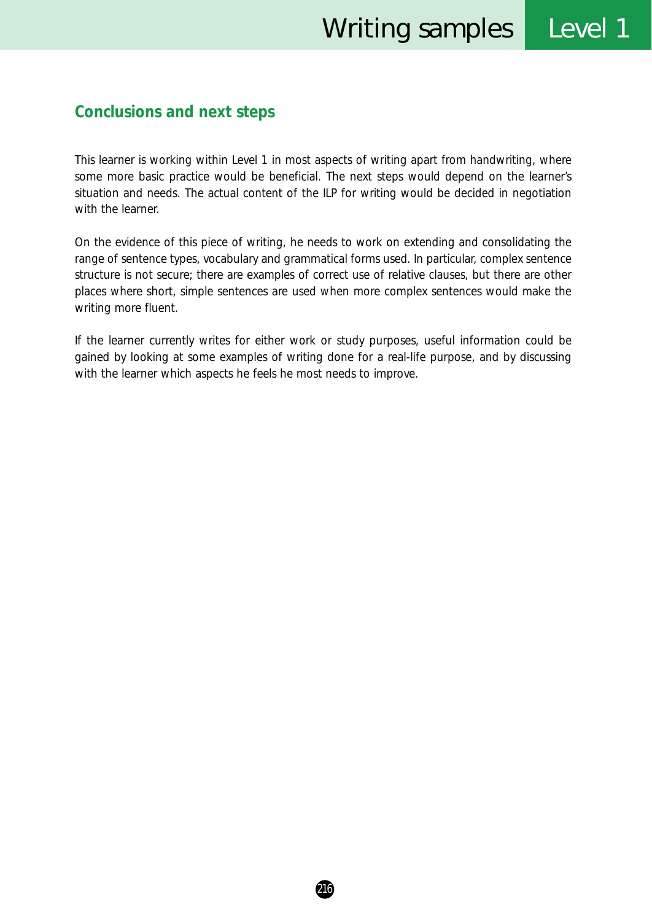## Conclusions and next steps

This learner is working within Level 1 in most aspects of writing apart from handwriting, where some more basic practice would be beneficial. The next steps would depend on the learner's situation and needs. The actual content of the ILP for writing would be decided in negotiation with the learner.

On the evidence of this piece of writing, he needs to work on extending and consolidating the range of sentence types, vocabulary and grammatical forms used. In particular, complex sentence structure is not secure; there are examples of correct use of relative clauses, but there are other places where short, simple sentences are used when more complex sentences would make the writing more fluent.

If the learner currently writes for either work or study purposes, useful information could be gained by looking at some examples of writing done for a real-life purpose, and by discussing with the learner which aspects he feels he most needs to improve.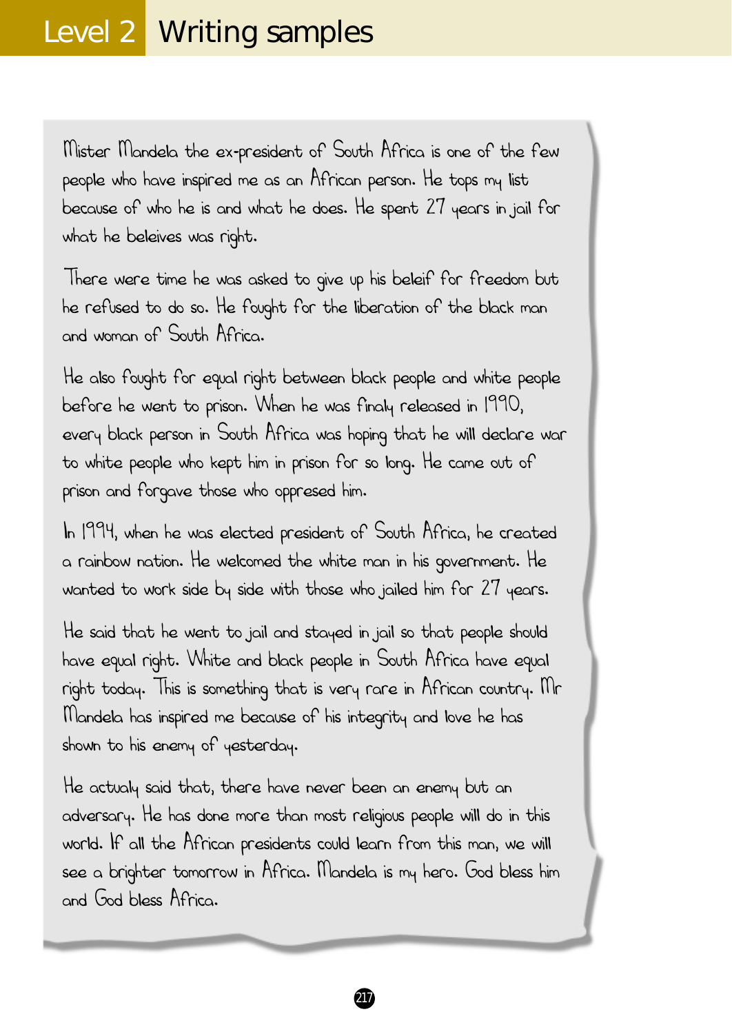# Level 2 Writing samples

Mister Mandela the ex-president of South Africa is one of the few people who have inspired me as an African person. He tops my list because of who he is and what he does. He spent 27 years in jail for what he beleives was right.

There were time he was asked to give up his beleif for freedom but he refused to do so. He fought for the liberation of the black man and woman of South Africa.

He also fought for equal right between black people and white people before he went to prison. When he was finaly released in 1990, every black person in South Africa was hoping that he will declare war to white people who kept him in prison for so long. He came out of prison and forgave those who oppresed him.

In 1994, when he was elected president of South Africa, he created a rainbow nation. He welcomed the white man in his government. He wanted to work side by side with those who jailed him for 27 years.

He said that he went to jail and stayed in jail so that people should have equal right. White and black people in South Africa have equal right today. This is something that is very rare in African country. Mr Mandela has inspired me because of his integrity and love he has shown to his enemy of yesterday.

He actualy said that, there have never been an enemy but an adversary. He has done more than most religious people will do in this world. If all the African presidents could learn from this man, we will see a brighter tomorrow in Africa. Mandela is my hero. God bless him and God bless Africa.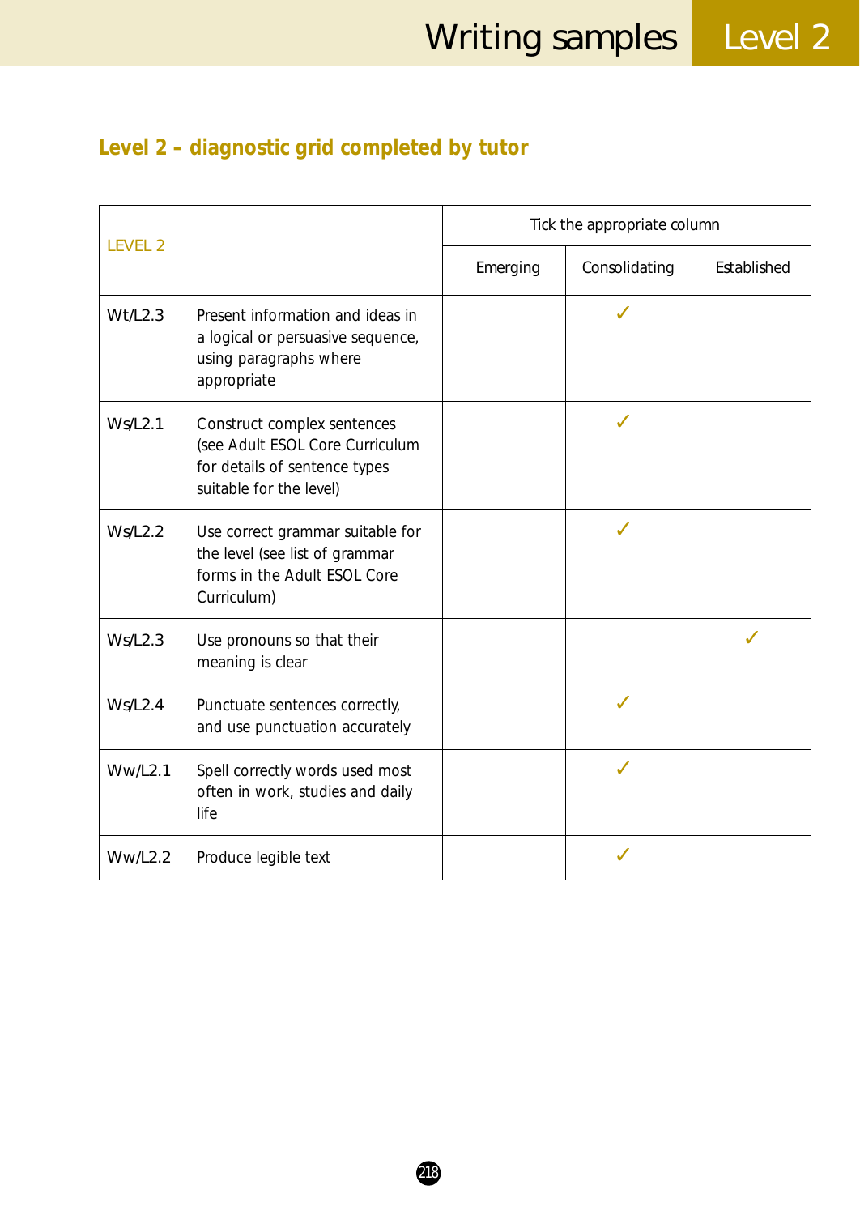## Level 2 – diagnostic grid completed by tutor

| LEVEL 2 | | Tick the appropriate column | | |
|---|---|---|---|---|
| | | Emerging | Consolidating | Established |
| Wt/L2.3 | Present information and ideas in a logical or persuasive sequence, using paragraphs where appropriate | | ✓ | |
| Ws/L2.1 | Construct complex sentences (see Adult ESOL Core Curriculum for details of sentence types suitable for the level) | | ✓ | |
| Ws/L2.2 | Use correct grammar suitable for the level (see list of grammar forms in the Adult ESOL Core Curriculum) | | ✓ | |
| Ws/L2.3 | Use pronouns so that their meaning is clear | | | ✓ |
| Ws/L2.4 | Punctuate sentences correctly, and use punctuation accurately | | ✓ | |
| Ww/L2.1 | Spell correctly words used most often in work, studies and daily life | | ✓ | |
| Ww/L2.2 | Produce legible text | | ✓ | |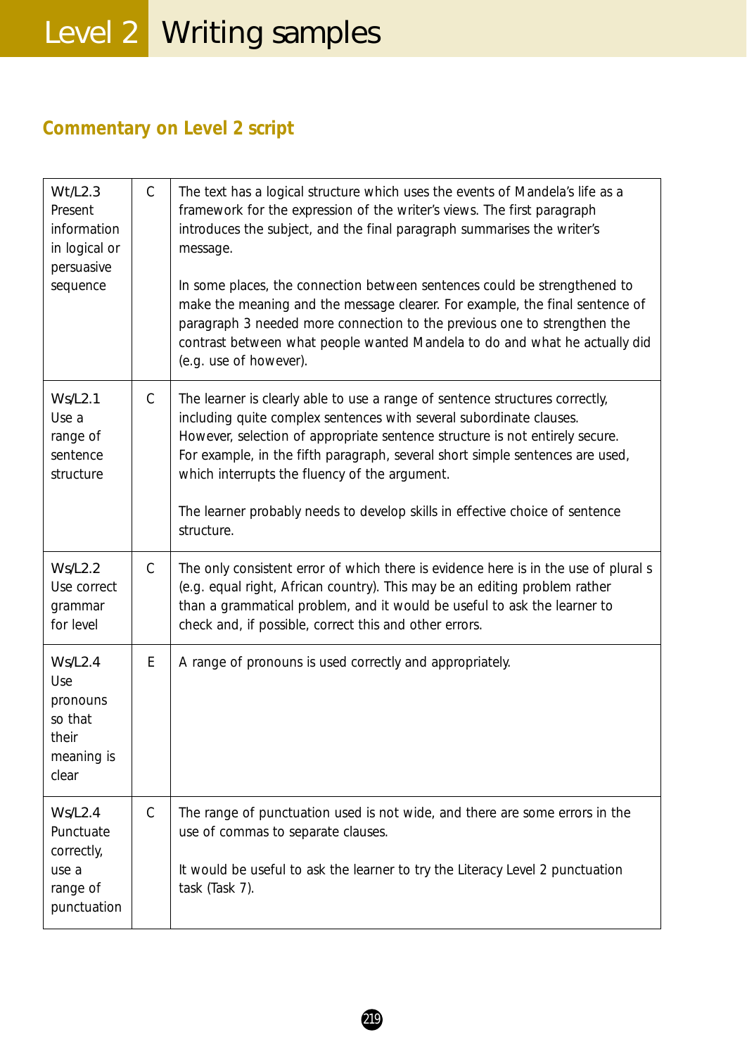## Commentary on Level 2 script

| | | |
|---|---|---|
| Wt/L2.3 Present information in logical or persuasive sequence | C | The text has a logical structure which uses the events of Mandela's life as a framework for the expression of the writer's views. The first paragraph introduces the subject, and the final paragraph summarises the writer's message.<br><br>In some places, the connection between sentences could be strengthened to make the meaning and the message clearer. For example, the final sentence of paragraph 3 needed more connection to the previous one to strengthen the contrast between what people wanted Mandela to do and what he actually did (e.g. use of however). |
| Ws/L2.1 Use a range of sentence structure | C | The learner is clearly able to use a range of sentence structures correctly, including quite complex sentences with several subordinate clauses. However, selection of appropriate sentence structure is not entirely secure. For example, in the fifth paragraph, several short simple sentences are used, which interrupts the fluency of the argument.<br><br>The learner probably needs to develop skills in effective choice of sentence structure. |
| Ws/L2.2 Use correct grammar for level | C | The only consistent error of which there is evidence here is in the use of plural s (e.g. equal right, African country). This may be an editing problem rather than a grammatical problem, and it would be useful to ask the learner to check and, if possible, correct this and other errors. |
| Ws/L2.4 Use pronouns so that their meaning is clear | E | A range of pronouns is used correctly and appropriately. |
| Ws/L2.4 Punctuate correctly, use a range of punctuation | C | The range of punctuation used is not wide, and there are some errors in the use of commas to separate clauses.<br><br>It would be useful to ask the learner to try the Literacy Level 2 punctuation task (Task 7). |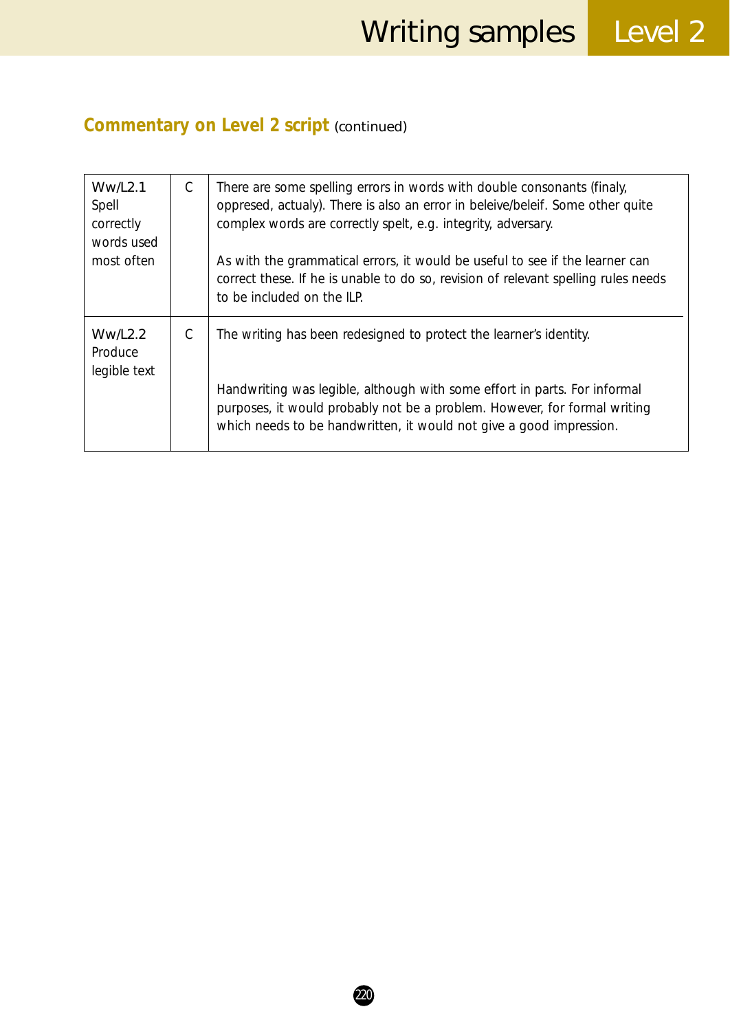## Commentary on Level 2 script (continued)

| | | |
|---|---|---|
| Ww/L2.1 Spell correctly words used most often | C | There are some spelling errors in words with double consonants (finaly, oppresed, actualy). There is also an error in beleive/beleif. Some other quite complex words are correctly spelt, e.g. integrity, adversary.<br><br>As with the grammatical errors, it would be useful to see if the learner can correct these. If he is unable to do so, revision of relevant spelling rules needs to be included on the ILP. |
| Ww/L2.2 Produce legible text | C | The writing has been redesigned to protect the learner's identity.<br><br>Handwriting was legible, although with some effort in parts. For informal purposes, it would probably not be a problem. However, for formal writing which needs to be handwritten, it would not give a good impression. |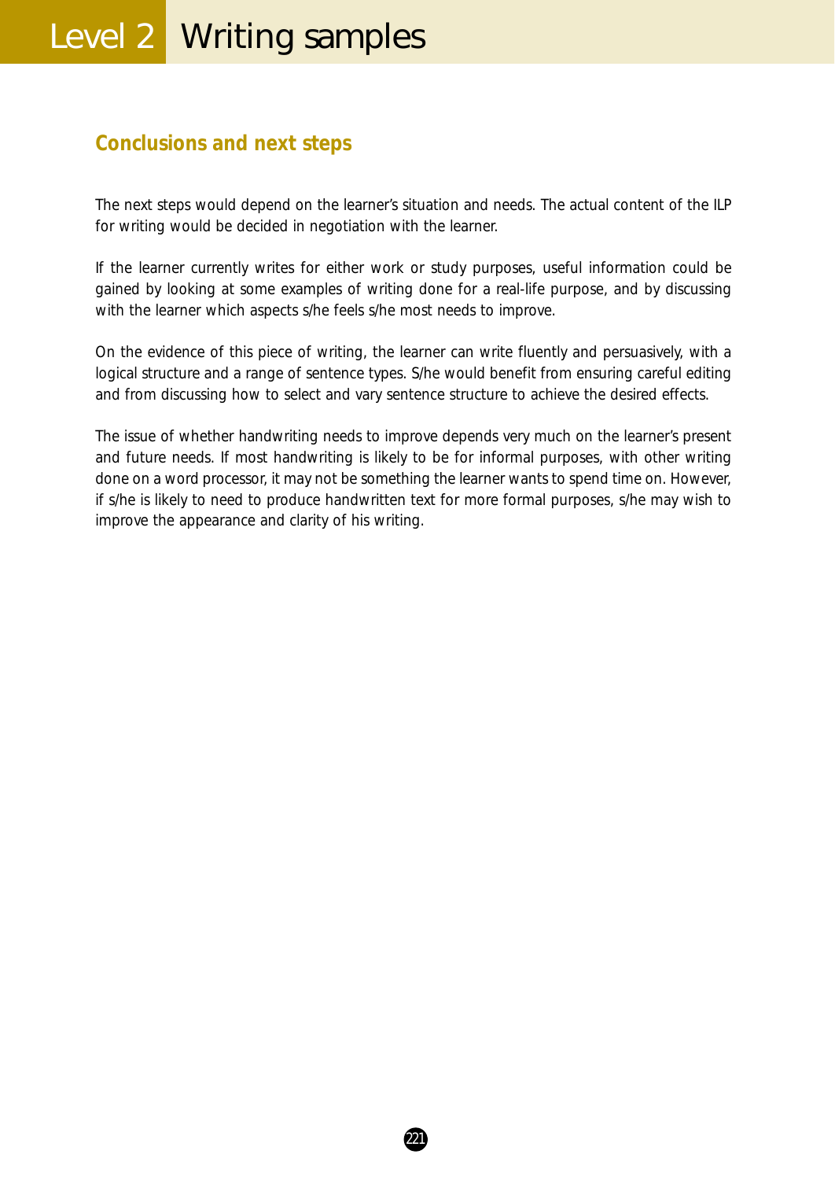## Conclusions and next steps

The next steps would depend on the learner's situation and needs. The actual content of the ILP for writing would be decided in negotiation with the learner.

If the learner currently writes for either work or study purposes, useful information could be gained by looking at some examples of writing done for a real-life purpose, and by discussing with the learner which aspects s/he feels s/he most needs to improve.

On the evidence of this piece of writing, the learner can write fluently and persuasively, with a logical structure and a range of sentence types. S/he would benefit from ensuring careful editing and from discussing how to select and vary sentence structure to achieve the desired effects.

The issue of whether handwriting needs to improve depends very much on the learner's present and future needs. If most handwriting is likely to be for informal purposes, with other writing done on a word processor, it may not be something the learner wants to spend time on. However, if s/he is likely to need to produce handwritten text for more formal purposes, s/he may wish to improve the appearance and clarity of his writing.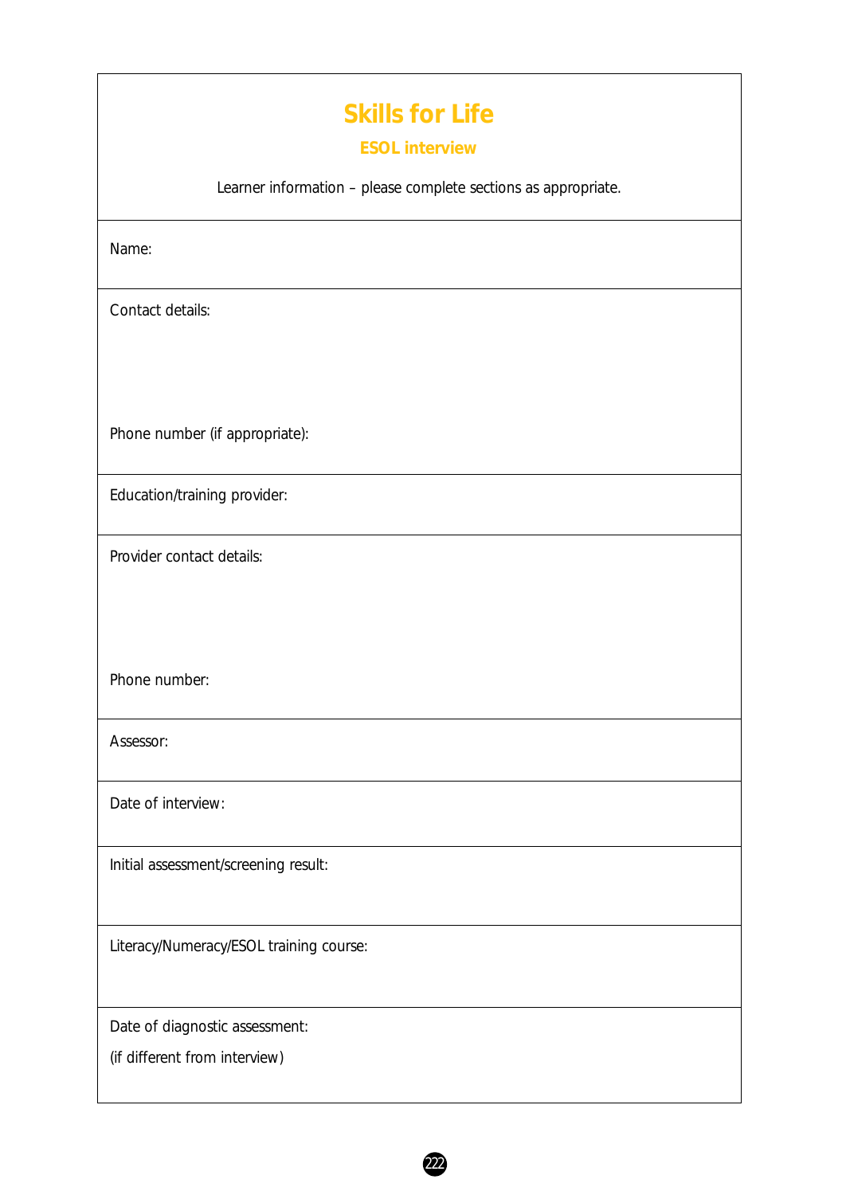# Skills for Life

## ESOL interview

Learner information – please complete sections as appropriate.

| |
|---|
| Name: |
| Contact details:<br><br><br><br>Phone number (if appropriate): |
| Education/training provider: |
| Provider contact details:<br><br><br><br>Phone number: |
| Assessor: |
| Date of interview: |
| Initial assessment/screening result: |
| Literacy/Numeracy/ESOL training course: |
| Date of diagnostic assessment:<br>(if different from interview) |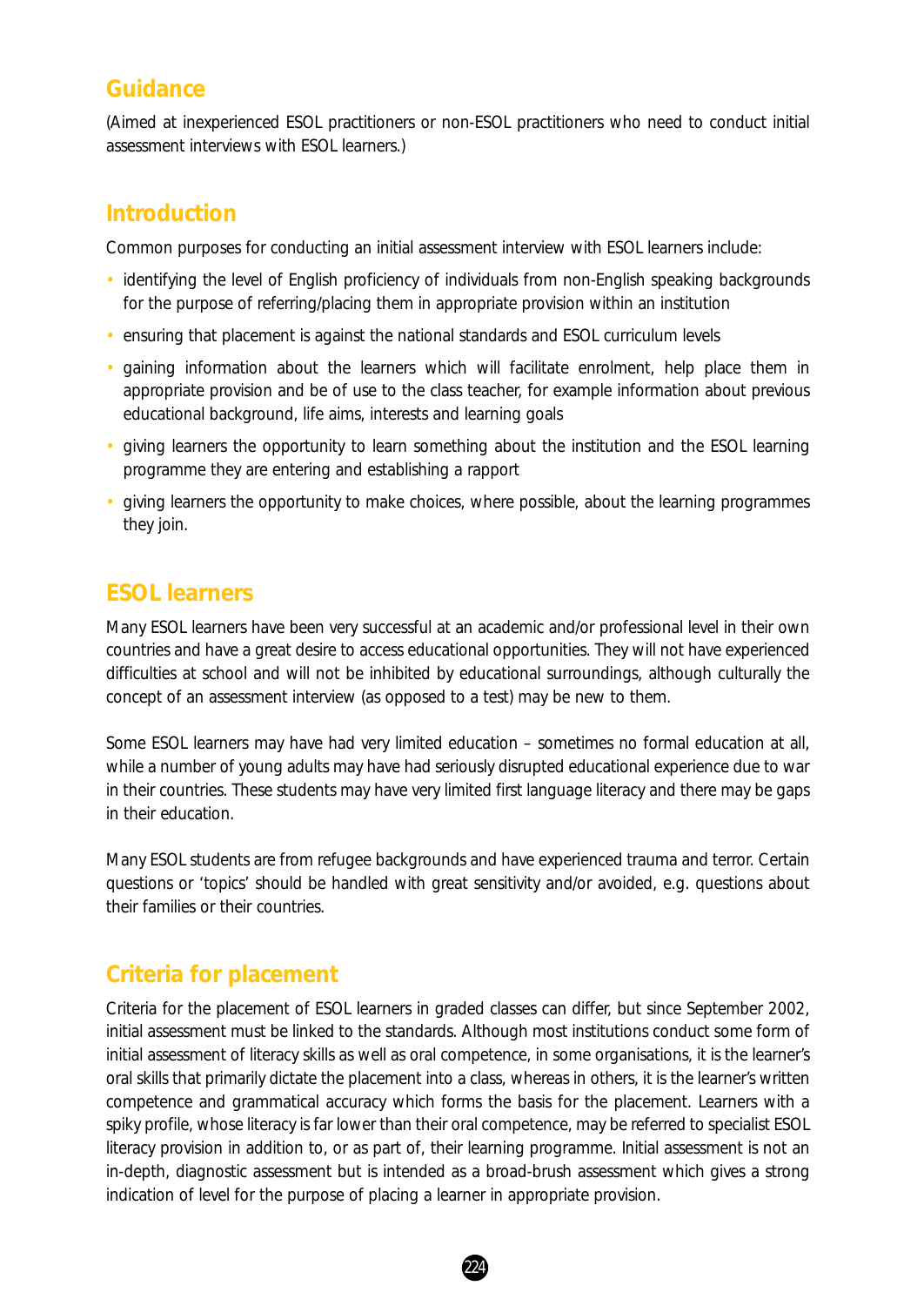## Guidance

(Aimed at inexperienced ESOL practitioners or non-ESOL practitioners who need to conduct initial assessment interviews with ESOL learners.)

## Introduction

Common purposes for conducting an initial assessment interview with ESOL learners include:

- identifying the level of English proficiency of individuals from non-English speaking backgrounds for the purpose of referring/placing them in appropriate provision within an institution
- ensuring that placement is against the national standards and ESOL curriculum levels
- gaining information about the learners which will facilitate enrolment, help place them in appropriate provision and be of use to the class teacher, for example information about previous educational background, life aims, interests and learning goals
- giving learners the opportunity to learn something about the institution and the ESOL learning programme they are entering and establishing a rapport
- giving learners the opportunity to make choices, where possible, about the learning programmes they join.

## ESOL learners

Many ESOL learners have been very successful at an academic and/or professional level in their own countries and have a great desire to access educational opportunities. They will not have experienced difficulties at school and will not be inhibited by educational surroundings, although culturally the concept of an assessment interview (as opposed to a test) may be new to them.

Some ESOL learners may have had very limited education – sometimes no formal education at all, while a number of young adults may have had seriously disrupted educational experience due to war in their countries. These students may have very limited first language literacy and there may be gaps in their education.

Many ESOL students are from refugee backgrounds and have experienced trauma and terror. Certain questions or 'topics' should be handled with great sensitivity and/or avoided, e.g. questions about their families or their countries.

## Criteria for placement

Criteria for the placement of ESOL learners in graded classes can differ, but since September 2002, initial assessment must be linked to the standards. Although most institutions conduct some form of initial assessment of literacy skills as well as oral competence, in some organisations, it is the learner's oral skills that primarily dictate the placement into a class, whereas in others, it is the learner's written competence and grammatical accuracy which forms the basis for the placement. Learners with a spiky profile, whose literacy is far lower than their oral competence, may be referred to specialist ESOL literacy provision in addition to, or as part of, their learning programme. Initial assessment is not an in-depth, diagnostic assessment but is intended as a broad-brush assessment which gives a strong indication of level for the purpose of placing a learner in appropriate provision.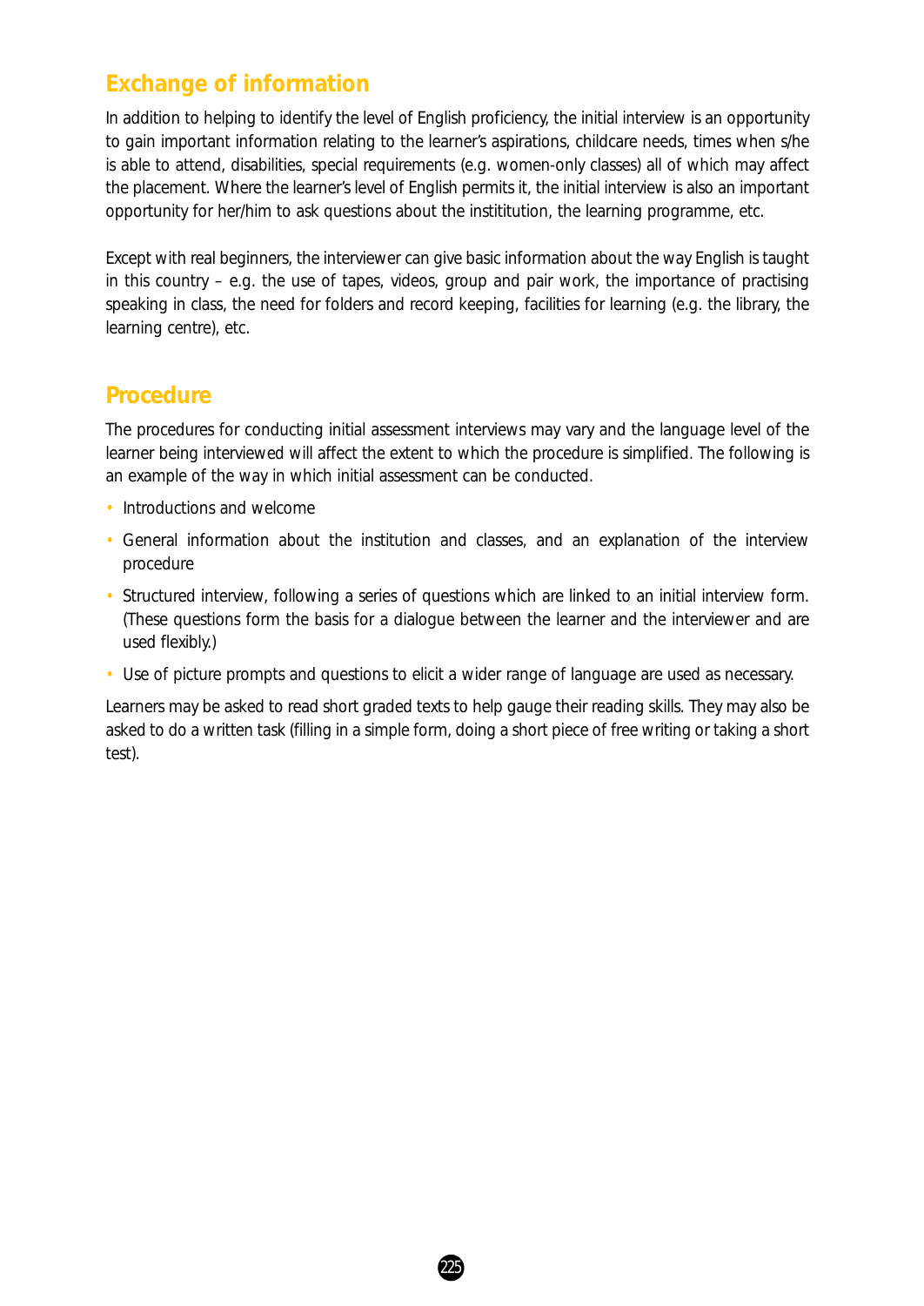## Exchange of information

In addition to helping to identify the level of English proficiency, the initial interview is an opportunity to gain important information relating to the learner's aspirations, childcare needs, times when s/he is able to attend, disabilities, special requirements (e.g. women-only classes) all of which may affect the placement. Where the learner's level of English permits it, the initial interview is also an important opportunity for her/him to ask questions about the instititution, the learning programme, etc.

Except with real beginners, the interviewer can give basic information about the way English is taught in this country – e.g. the use of tapes, videos, group and pair work, the importance of practising speaking in class, the need for folders and record keeping, facilities for learning (e.g. the library, the learning centre), etc.

## Procedure

The procedures for conducting initial assessment interviews may vary and the language level of the learner being interviewed will affect the extent to which the procedure is simplified. The following is an example of the way in which initial assessment can be conducted.

- Introductions and welcome
- General information about the institution and classes, and an explanation of the interview procedure
- Structured interview, following a series of questions which are linked to an initial interview form. (These questions form the basis for a dialogue between the learner and the interviewer and are used flexibly.)
- Use of picture prompts and questions to elicit a wider range of language are used as necessary.

Learners may be asked to read short graded texts to help gauge their reading skills. They may also be asked to do a written task (filling in a simple form, doing a short piece of free writing or taking a short test).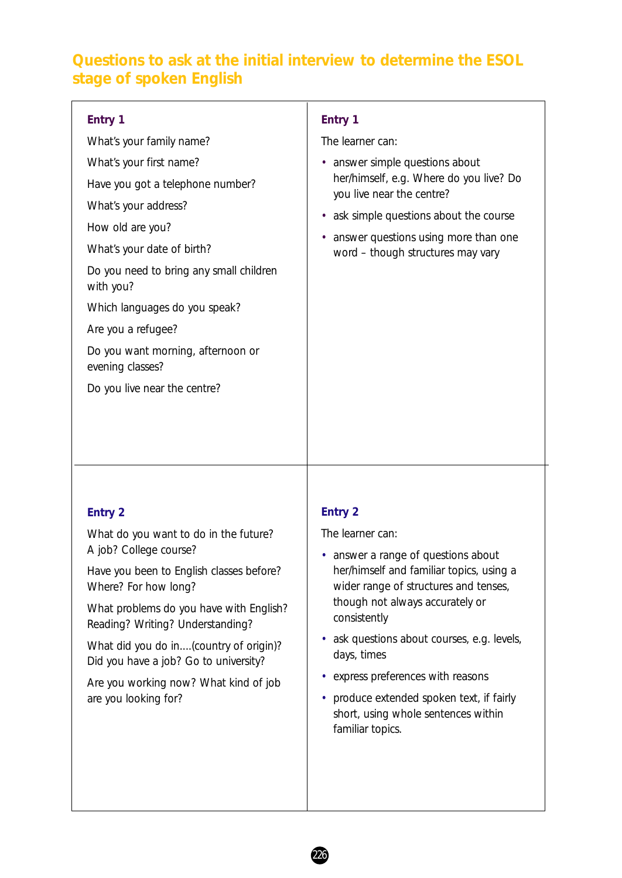## Questions to ask at the initial interview to determine the ESOL stage of spoken English

| Questions | Learner ability |
|---|---|
| **Entry 1**<br><br>What's your family name?<br><br>What's your first name?<br><br>Have you got a telephone number?<br><br>What's your address?<br><br>How old are you?<br><br>What's your date of birth?<br><br>Do you need to bring any small children with you?<br><br>Which languages do you speak?<br><br>Are you a refugee?<br><br>Do you want morning, afternoon or evening classes?<br><br>Do you live near the centre? | **Entry 1**<br><br>The learner can:<br><br>• answer simple questions about her/himself, e.g. Where do you live? Do you live near the centre?<br><br>• ask simple questions about the course<br><br>• answer questions using more than one word – though structures may vary |
| **Entry 2**<br><br>What do you want to do in the future? A job? College course?<br><br>Have you been to English classes before? Where? For how long?<br><br>What problems do you have with English? Reading? Writing? Understanding?<br><br>What did you do in....(country of origin)? Did you have a job? Go to university?<br><br>Are you working now? What kind of job are you looking for? | **Entry 2**<br><br>The learner can:<br><br>• answer a range of questions about her/himself and familiar topics, using a wider range of structures and tenses, though not always accurately or consistently<br><br>• ask questions about courses, e.g. levels, days, times<br><br>• express preferences with reasons<br><br>• produce extended spoken text, if fairly short, using whole sentences within familiar topics. |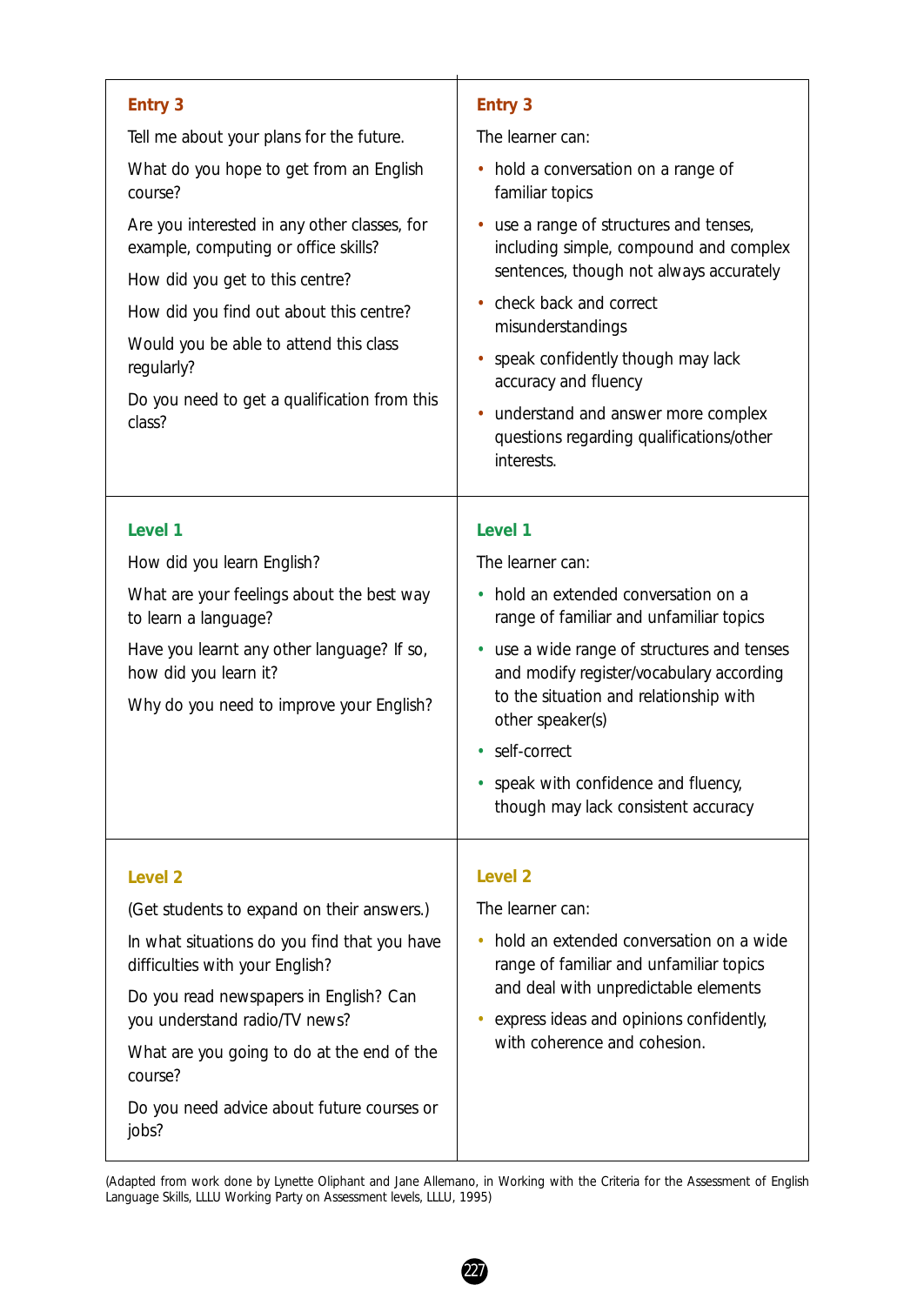| | |
|---|---|
| **Entry 3**<br><br>Tell me about your plans for the future.<br><br>What do you hope to get from an English course?<br><br>Are you interested in any other classes, for example, computing or office skills?<br><br>How did you get to this centre?<br><br>How did you find out about this centre?<br><br>Would you be able to attend this class regularly?<br><br>Do you need to get a qualification from this class? | **Entry 3**<br><br>The learner can:<br><br>• hold a conversation on a range of familiar topics<br><br>• use a range of structures and tenses, including simple, compound and complex sentences, though not always accurately<br><br>• check back and correct misunderstandings<br><br>• speak confidently though may lack accuracy and fluency<br><br>• understand and answer more complex questions regarding qualifications/other interests. |
| **Level 1**<br><br>How did you learn English?<br><br>What are your feelings about the best way to learn a language?<br><br>Have you learnt any other language? If so, how did you learn it?<br><br>Why do you need to improve your English? | **Level 1**<br><br>The learner can:<br><br>• hold an extended conversation on a range of familiar and unfamiliar topics<br><br>• use a wide range of structures and tenses and modify register/vocabulary according to the situation and relationship with other speaker(s)<br><br>• self-correct<br><br>• speak with confidence and fluency, though may lack consistent accuracy |
| **Level 2**<br><br>(Get students to expand on their answers.)<br><br>In what situations do you find that you have difficulties with your English?<br><br>Do you read newspapers in English? Can you understand radio/TV news?<br><br>What are you going to do at the end of the course?<br><br>Do you need advice about future courses or jobs? | **Level 2**<br><br>The learner can:<br><br>• hold an extended conversation on a wide range of familiar and unfamiliar topics and deal with unpredictable elements<br><br>• express ideas and opinions confidently, with coherence and cohesion. |

(Adapted from work done by Lynette Oliphant and Jane Allemano, in Working with the Criteria for the Assessment of English Language Skills, LLLU Working Party on Assessment levels, LLLU, 1995)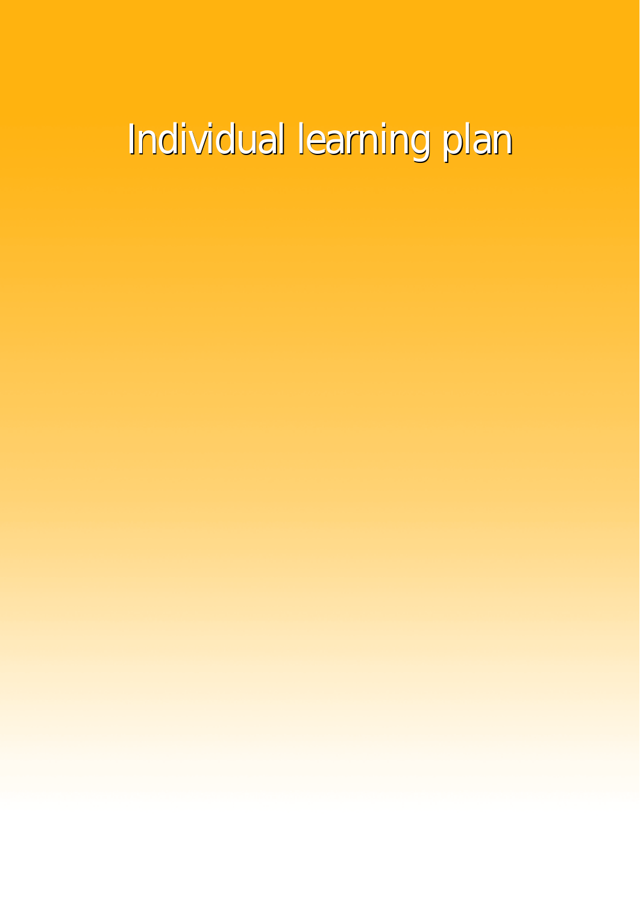# Individual learning plan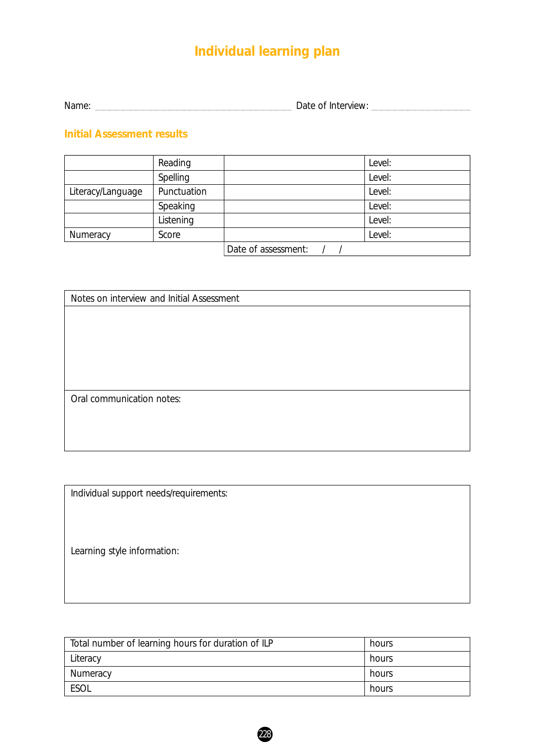# Individual learning plan

Name: .................................................................... Date of Interview: ..............................

## Initial Assessment results

| | | | |
|---|---|---|---|
| | Reading | | Level: |
| | Spelling | | Level: |
| Literacy/Language | Punctuation | | Level: |
| | Speaking | | Level: |
| | Listening | | Level: |
| Numeracy | Score | | Level: |
| | | Date of assessment: / / | |

| Notes on interview and Initial Assessment |
|---|
| |
| Oral communication notes: |

| Individual support needs/requirements: |
|---|
| Learning style information: |

| | |
|---|---|
| Total number of learning hours for duration of ILP | hours |
| Literacy | hours |
| Numeracy | hours |
| ESOL | hours |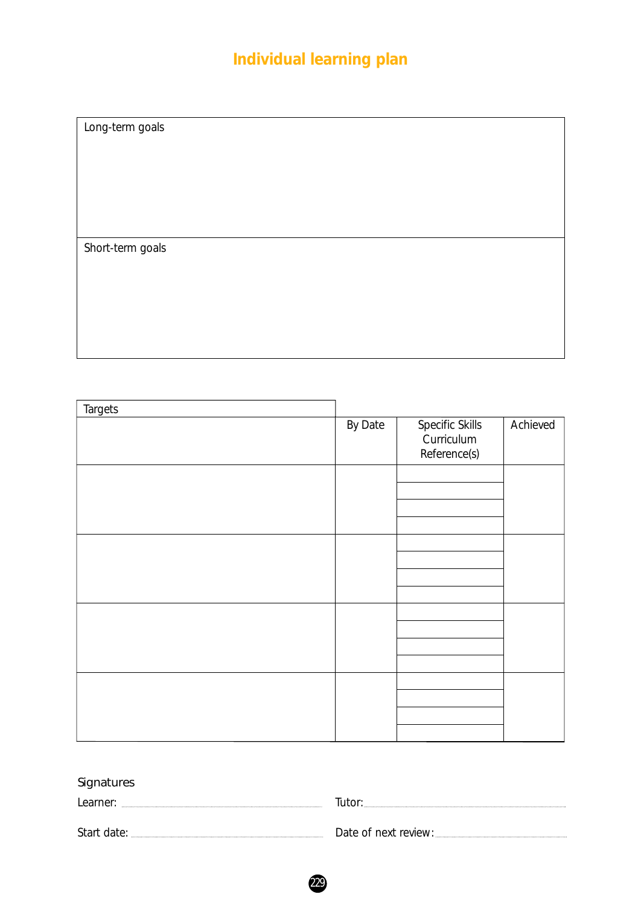# Individual learning plan

| Long-term goals |
|---|
| |

| Short-term goals |
|---|
| |

| Targets | By Date | Specific Skills Curriculum Reference(s) | Achieved |
|---|---|---|---|
| | | | |
| | | | |
| | | | |
| | | | |

Signatures

Learner: ..............................................................    Tutor: ..............................................................

Start date: ..............................................................    Date of next review: ..............................................................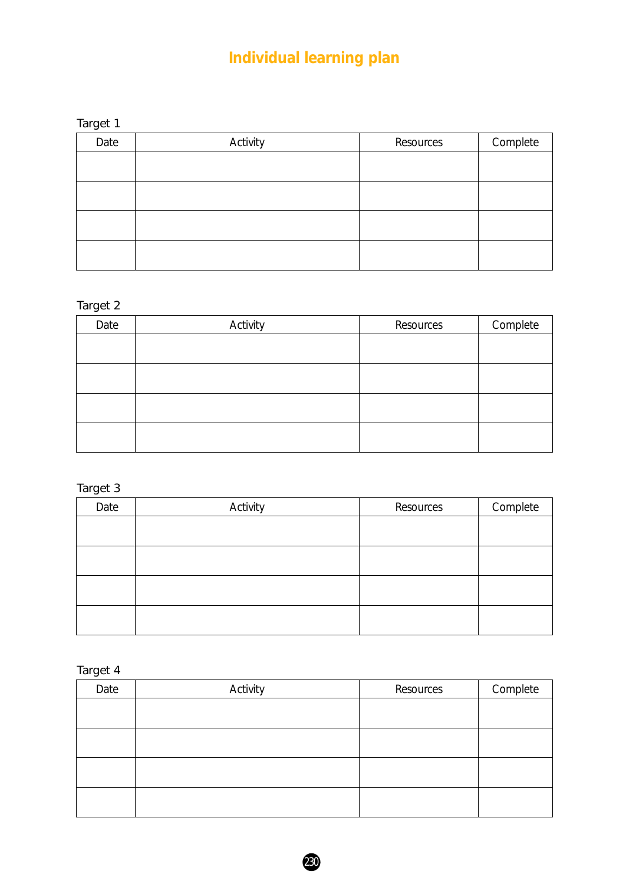# Individual learning plan

Target 1

| Date | Activity | Resources | Complete |
|---|---|---|---|
| | | | |
| | | | |
| | | | |
| | | | |

Target 2

| Date | Activity | Resources | Complete |
|---|---|---|---|
| | | | |
| | | | |
| | | | |
| | | | |

Target 3

| Date | Activity | Resources | Complete |
|---|---|---|---|
| | | | |
| | | | |
| | | | |
| | | | |

Target 4

| Date | Activity | Resources | Complete |
|---|---|---|---|
| | | | |
| | | | |
| | | | |
| | | | |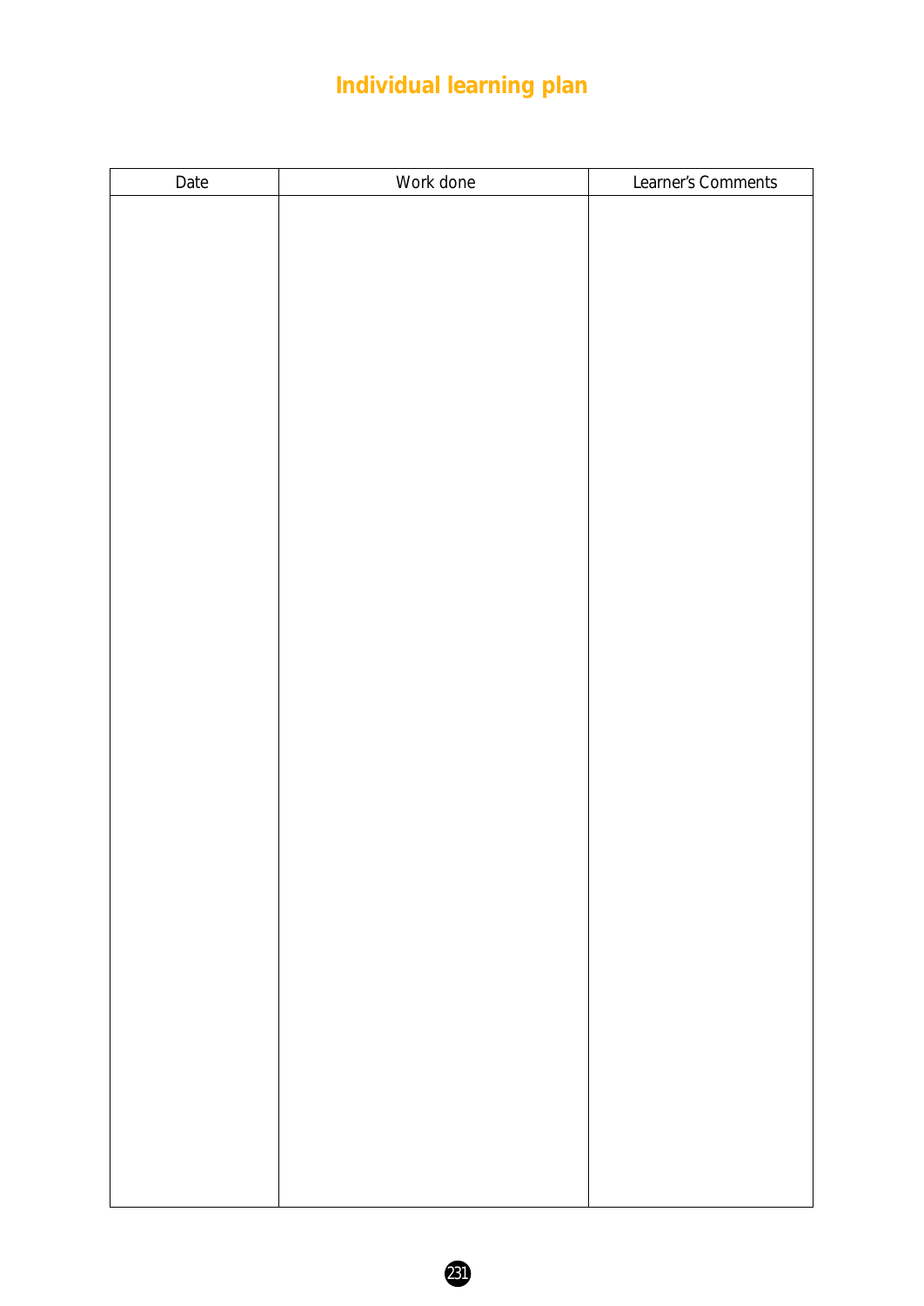# Individual learning plan

| Date | Work done | Learner's Comments |
|---|---|---|
| | | |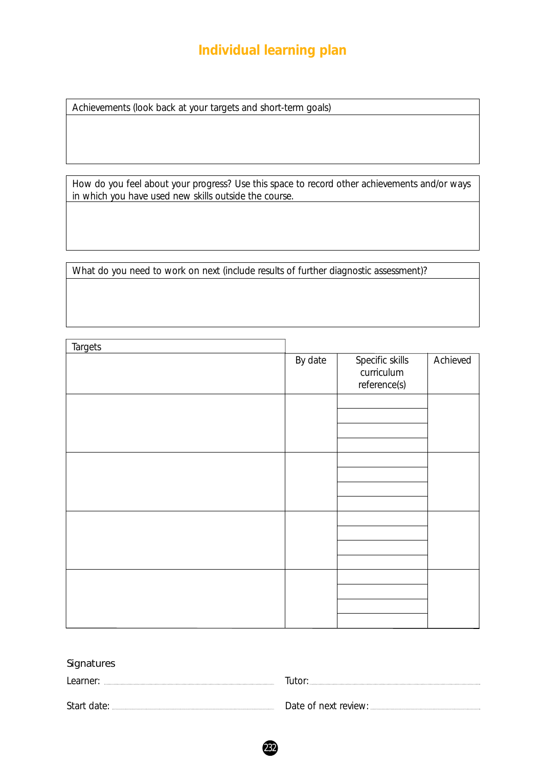# Individual learning plan

| Achievements (look back at your targets and short-term goals) |
| --- |
| |

| How do you feel about your progress? Use this space to record other achievements and/or ways in which you have used new skills outside the course. |
| --- |
| |

| What do you need to work on next (include results of further diagnostic assessment)? |
| --- |
| |

| Targets | By date | Specific skills curriculum reference(s) | Achieved |
| --- | --- | --- | --- |
| | | | |
| | | | |
| | | | |
| | | | |

Signatures

Learner: ..................................................... Tutor: .....................................................

Start date: ..................................................... Date of next review: .....................................................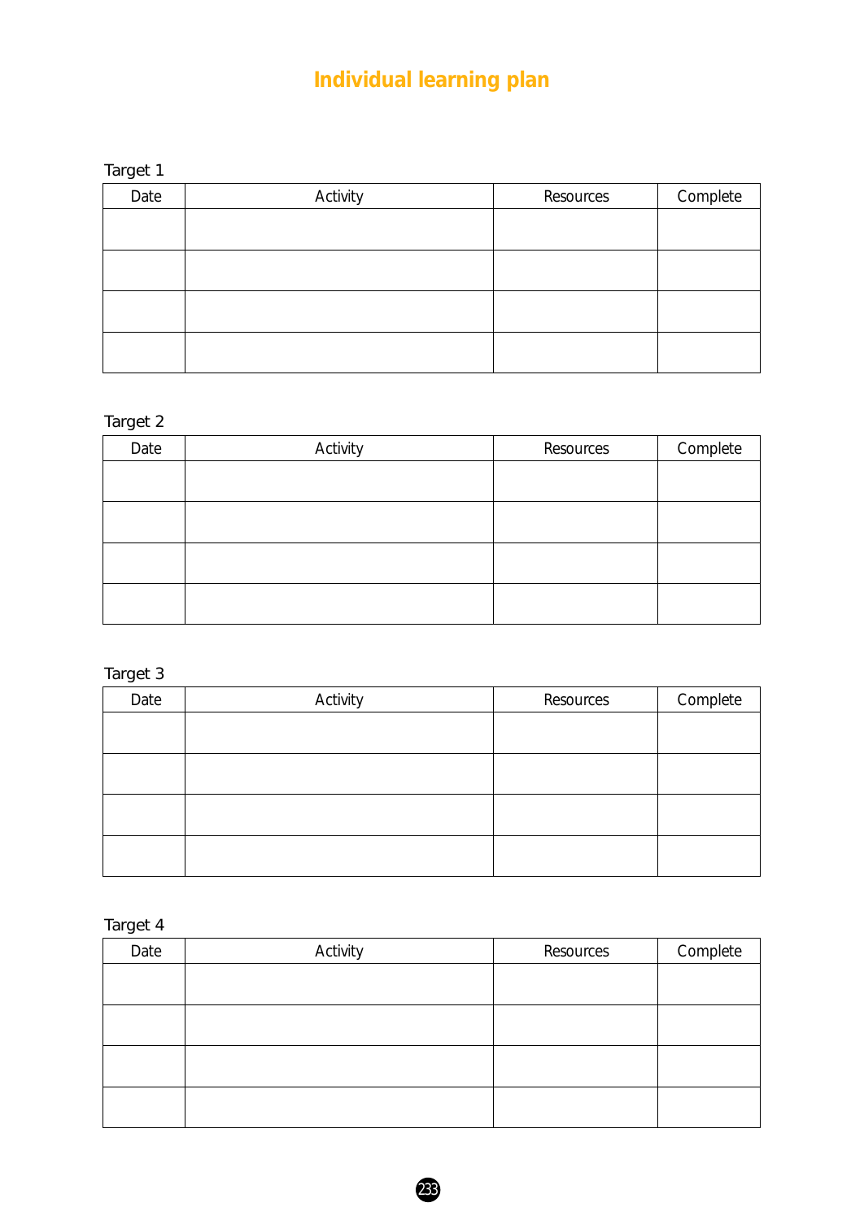# Individual learning plan

Target 1

| Date | Activity | Resources | Complete |
|---|---|---|---|
| | | | |
| | | | |
| | | | |
| | | | |

Target 2

| Date | Activity | Resources | Complete |
|---|---|---|---|
| | | | |
| | | | |
| | | | |
| | | | |

Target 3

| Date | Activity | Resources | Complete |
|---|---|---|---|
| | | | |
| | | | |
| | | | |
| | | | |

Target 4

| Date | Activity | Resources | Complete |
|---|---|---|---|
| | | | |
| | | | |
| | | | |
| | | | |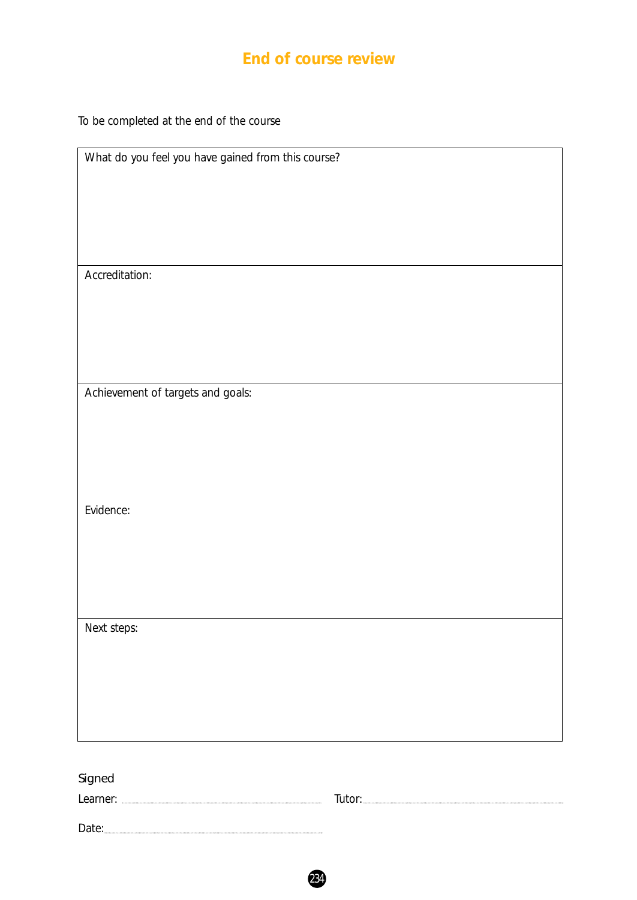# End of course review

To be completed at the end of the course

| What do you feel you have gained from this course? |
|---|
| Accreditation: |
| Achievement of targets and goals:<br><br>Evidence: |
| Next steps: |

Signed

Learner: ........................................ Tutor: ........................................

Date: ........................................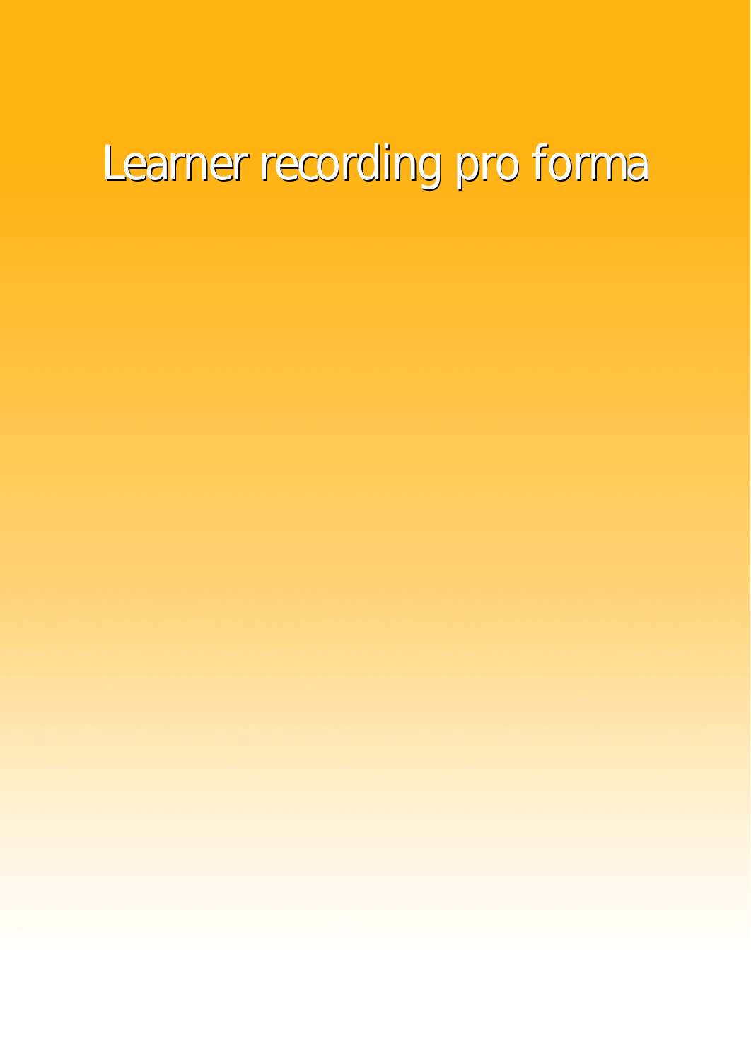# Learner recording pro forma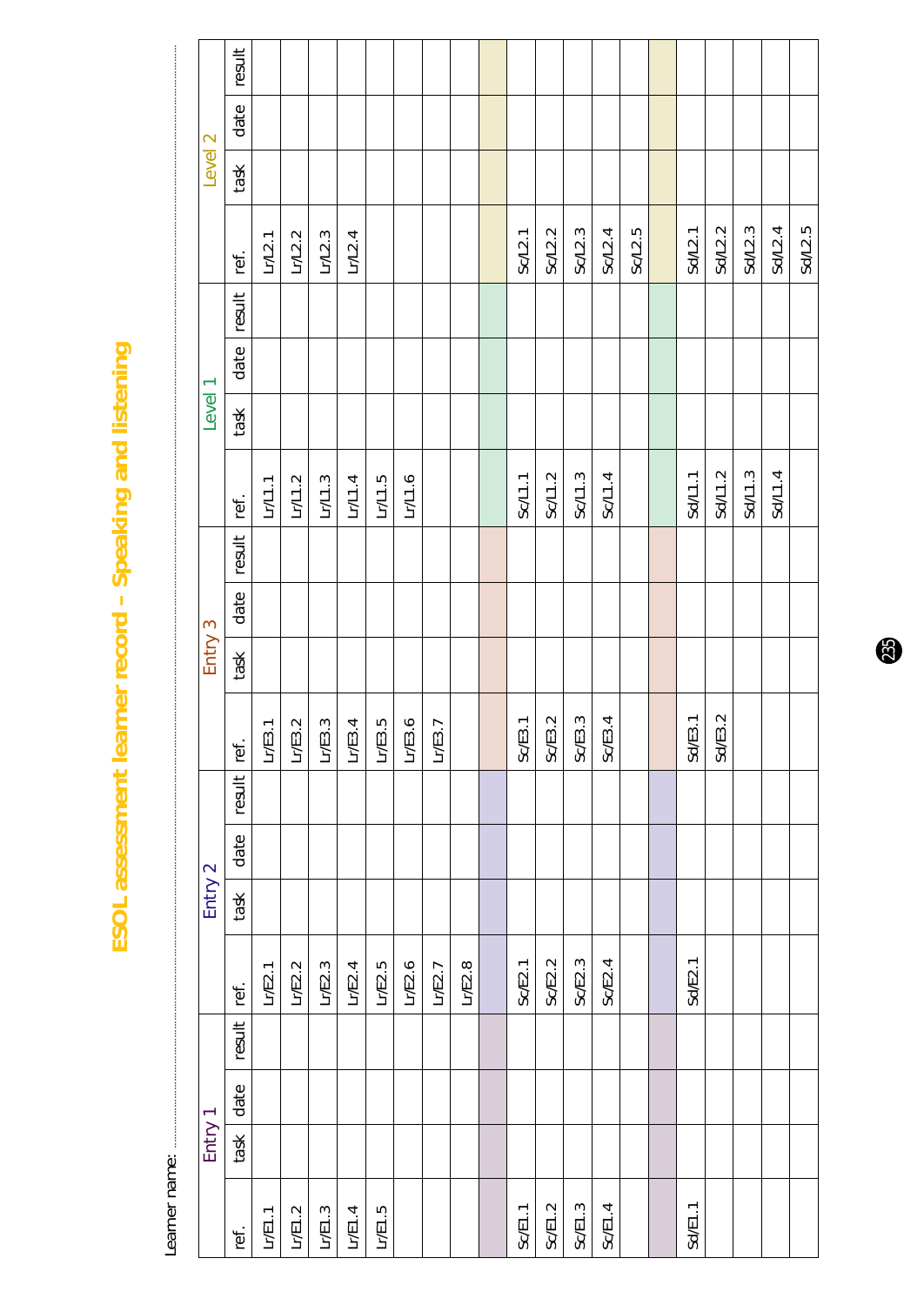# ESOL assessment learner record – Speaking and listening

Learner name: ..............................

| Entry 1 | | | | Entry 2 | | | | Entry 3 | | | | Level 1 | | | | Level 2 | | | |
|---|---|---|---|---|---|---|---|---|---|---|---|---|---|---|---|---|---|---|---|
| ref. | task | date | result | ref. | task | date | result | ref. | task | date | result | ref. | task | date | result | ref. | task | date | result |
| Lr/E1.1 | | | | Lr/E2.1 | | | | Lr/E3.1 | | | | Lr/L1.1 | | | | Lr/L2.1 | | | |
| Lr/E1.2 | | | | Lr/E2.2 | | | | Lr/E3.2 | | | | Lr/L1.2 | | | | Lr/L2.2 | | | |
| Lr/E1.3 | | | | Lr/E2.3 | | | | Lr/E3.3 | | | | Lr/L1.3 | | | | Lr/L2.3 | | | |
| Lr/E1.4 | | | | Lr/E2.4 | | | | Lr/E3.4 | | | | Lr/L1.4 | | | | Lr/L2.4 | | | |
| Lr/E1.5 | | | | Lr/E2.5 | | | | Lr/E3.5 | | | | Lr/L1.5 | | | | | | | |
| | | | | Lr/E2.6 | | | | Lr/E3.6 | | | | Lr/L1.6 | | | | | | | |
| | | | | Lr/E2.7 | | | | Lr/E3.7 | | | | | | | | | | | |
| | | | | Lr/E2.8 | | | | | | | | | | | | | | | |
| | | | | | | | | | | | | | | | | | | | |
| Sc/E1.1 | | | | Sc/E2.1 | | | | Sc/E3.1 | | | | Sc/L1.1 | | | | Sc/L2.1 | | | |
| Sc/E1.2 | | | | Sc/E2.2 | | | | Sc/E3.2 | | | | Sc/L1.2 | | | | Sc/L2.2 | | | |
| Sc/E1.3 | | | | Sc/E2.3 | | | | Sc/E3.3 | | | | Sc/L1.3 | | | | Sc/L2.3 | | | |
| Sc/E1.4 | | | | Sc/E2.4 | | | | Sc/E3.4 | | | | Sc/L1.4 | | | | Sc/L2.4 | | | |
| | | | | | | | | | | | | | | | | Sc/L2.5 | | | |
| | | | | | | | | | | | | | | | | | | | |
| Sd/E1.1 | | | | Sd/E2.1 | | | | Sd/E3.1 | | | | Sd/L1.1 | | | | Sd/L2.1 | | | |
| | | | | | | | | Sd/E3.2 | | | | Sd/L1.2 | | | | Sd/L2.2 | | | |
| | | | | | | | | | | | | Sd/L1.3 | | | | Sd/L2.3 | | | |
| | | | | | | | | | | | | Sd/L1.4 | | | | Sd/L2.4 | | | |
| | | | | | | | | | | | | | | | | Sd/L2.5 | | | |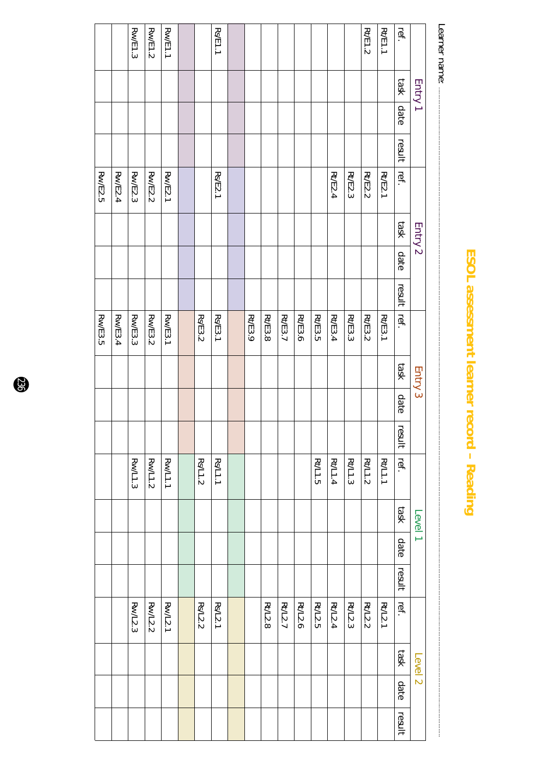# ESOL assessment learner record – Reading

Learner name: ................................................................................................................................................................................................

| Entry 1 | | | | Entry 2 | | | | Entry 3 | | | | Level 1 | | | | Level 2 | | | |
|---|---|---|---|---|---|---|---|---|---|---|---|---|---|---|---|---|---|---|---|
| ref. | task | date | result | ref. | task | date | result | ref. | task | date | result | ref. | task | date | result | ref. | task | date | result |
| Rt/E1.1 | | | | Rt/E2.1 | | | | Rt/E3.1 | | | | Rt/L1.1 | | | | Rt/L2.1 | | | |
| Rt/E1.2 | | | | Rt/E2.2 | | | | Rt/E3.2 | | | | Rt/L1.2 | | | | Rt/L2.2 | | | |
| | | | | Rt/E2.3 | | | | Rt/E3.3 | | | | Rt/L1.3 | | | | Rt/L2.3 | | | |
| | | | | Rt/E2.4 | | | | Rt/E3.4 | | | | Rt/L1.4 | | | | Rt/L2.4 | | | |
| | | | | | | | | Rt/E3.5 | | | | Rt/L1.5 | | | | Rt/L2.5 | | | |
| | | | | | | | | Rt/E3.6 | | | | | | | | Rt/L2.6 | | | |
| | | | | | | | | Rt/E3.7 | | | | | | | | Rt/L2.7 | | | |
| | | | | | | | | Rt/E3.8 | | | | | | | | Rt/L2.8 | | | |
| | | | | | | | | Rt/E3.9 | | | | | | | | | | | |
| | | | | | | | | | | | | | | | | | | | |
| Rs/E1.1 | | | | Rs/E2.1 | | | | Rs/E3.1 | | | | Rs/L1.1 | | | | Rs/L2.1 | | | |
| | | | | | | | | Rs/E3.2 | | | | Rs/L1.2 | | | | Rs/L2.2 | | | |
| | | | | | | | | | | | | | | | | | | | |
| Rw/E1.1 | | | | Rw/E2.1 | | | | Rw/E3.1 | | | | Rw/L1.1 | | | | Rw/L2.1 | | | |
| Rw/E1.2 | | | | Rw/E2.2 | | | | Rw/E3.2 | | | | Rw/L1.2 | | | | Rw/L2.2 | | | |
| Rw/E1.3 | | | | Rw/E2.3 | | | | Rw/E3.3 | | | | Rw/L1.3 | | | | Rw/L2.3 | | | |
| | | | | Rw/E2.4 | | | | Rw/E3.4 | | | | | | | | | | | |
| | | | | Rw/E2.5 | | | | Rw/E3.5 | | | | | | | | | | | |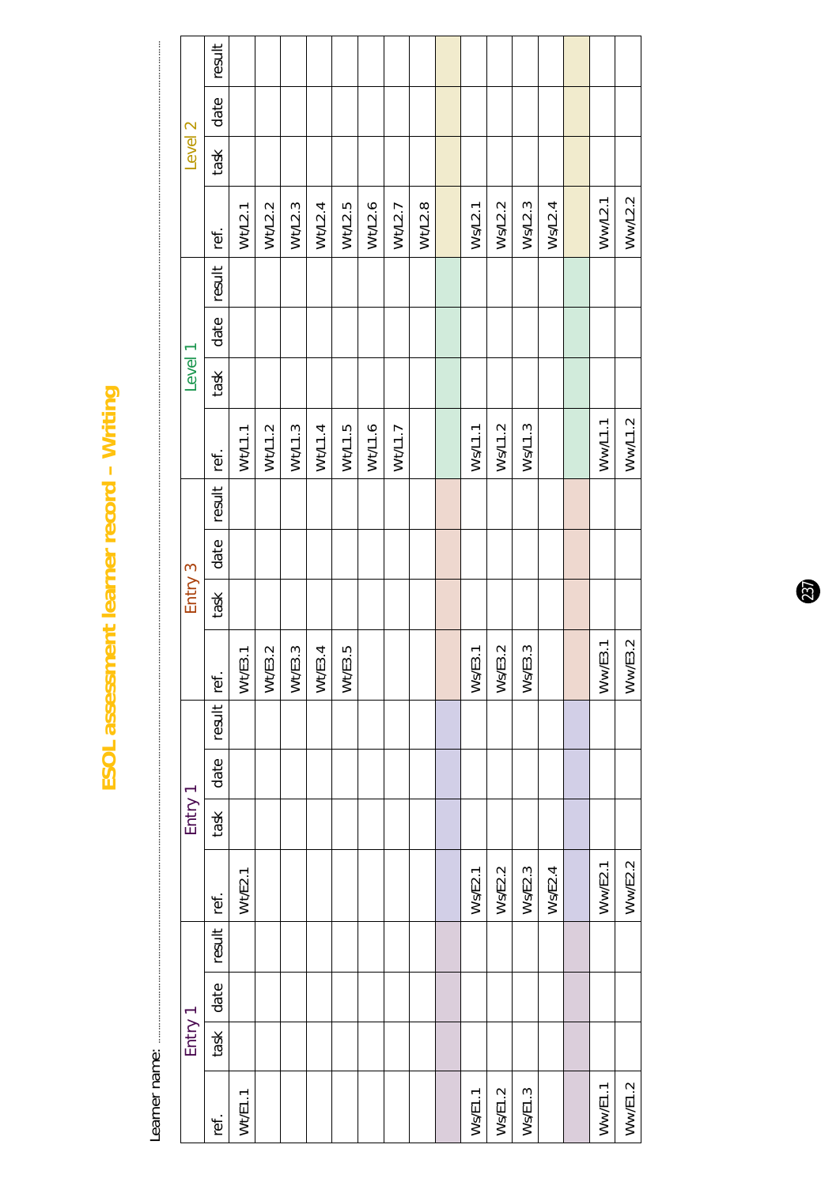# ESOL assessment learner record – Writing

Learner name: ..........................................................

| Entry 1 | | | | Entry 1 | | | | Entry 3 | | | | Level 1 | | | | Level 2 | | | |
|---|---|---|---|---|---|---|---|---|---|---|---|---|---|---|---|---|---|---|---|
| ref. | task | date | result | ref. | task | date | result | ref. | task | date | result | ref. | task | date | result | ref. | task | date | result |
| Wt/E1.1 | | | | Wt/E2.1 | | | | Wt/E3.1 | | | | Wt/L1.1 | | | | Wt/L2.1 | | | |
| | | | | | | | | Wt/E3.2 | | | | Wt/L1.2 | | | | Wt/L2.2 | | | |
| | | | | | | | | Wt/E3.3 | | | | Wt/L1.3 | | | | Wt/L2.3 | | | |
| | | | | | | | | Wt/E3.4 | | | | Wt/L1.4 | | | | Wt/L2.4 | | | |
| | | | | | | | | Wt/E3.5 | | | | Wt/L1.5 | | | | Wt/L2.5 | | | |
| | | | | | | | | | | | | Wt/L1.6 | | | | Wt/L2.6 | | | |
| | | | | | | | | | | | | Wt/L1.7 | | | | Wt/L2.7 | | | |
| | | | | | | | | | | | | | | | | Wt/L2.8 | | | |
| | | | | | | | | | | | | | | | | | | | |
| Ws/E1.1 | | | | Ws/E2.1 | | | | Ws/E3.1 | | | | Ws/L1.1 | | | | Ws/L2.1 | | | |
| Ws/E1.2 | | | | Ws/E2.2 | | | | Ws/E3.2 | | | | Ws/L1.2 | | | | Ws/L2.2 | | | |
| Ws/E1.3 | | | | Ws/E2.3 | | | | Ws/E3.3 | | | | Ws/L1.3 | | | | Ws/L2.3 | | | |
| | | | | Ws/E2.4 | | | | | | | | | | | | Ws/L2.4 | | | |
| | | | | | | | | | | | | | | | | | | | |
| Ww/E1.1 | | | | Ww/E2.1 | | | | Ww/E3.1 | | | | Ww/L1.1 | | | | Ww/L2.1 | | | |
| Ww/E1.2 | | | | Ww/E2.2 | | | | Ww/E3.2 | | | | Ww/L1.2 | | | | Ww/L2.2 | | | |